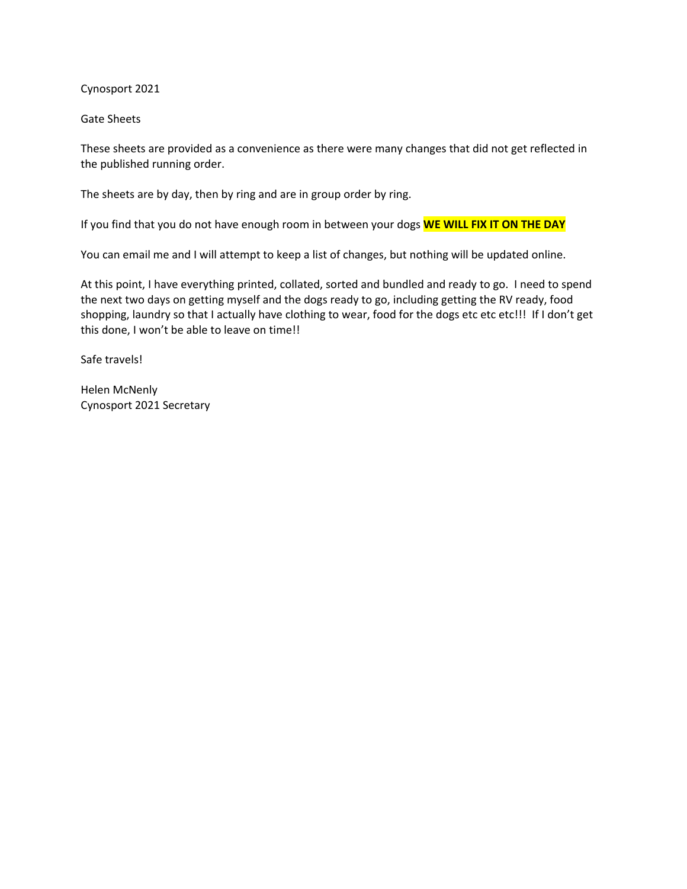Cynosport 2021

Gate Sheets

These sheets are provided as a convenience as there were many changes that did not get reflected in the published running order.

The sheets are by day, then by ring and are in group order by ring.

If you find that you do not have enough room in between your dogs **WE WILL FIX IT ON THE DAY**

You can email me and I will attempt to keep a list of changes, but nothing will be updated online.

At this point, I have everything printed, collated, sorted and bundled and ready to go. I need to spend the next two days on getting myself and the dogs ready to go, including getting the RV ready, food shopping, laundry so that I actually have clothing to wear, food for the dogs etc etc etc!!! If I don't get this done, I won't be able to leave on time!!

Safe travels!

Helen McNenly
Cynosport 2021 Secretary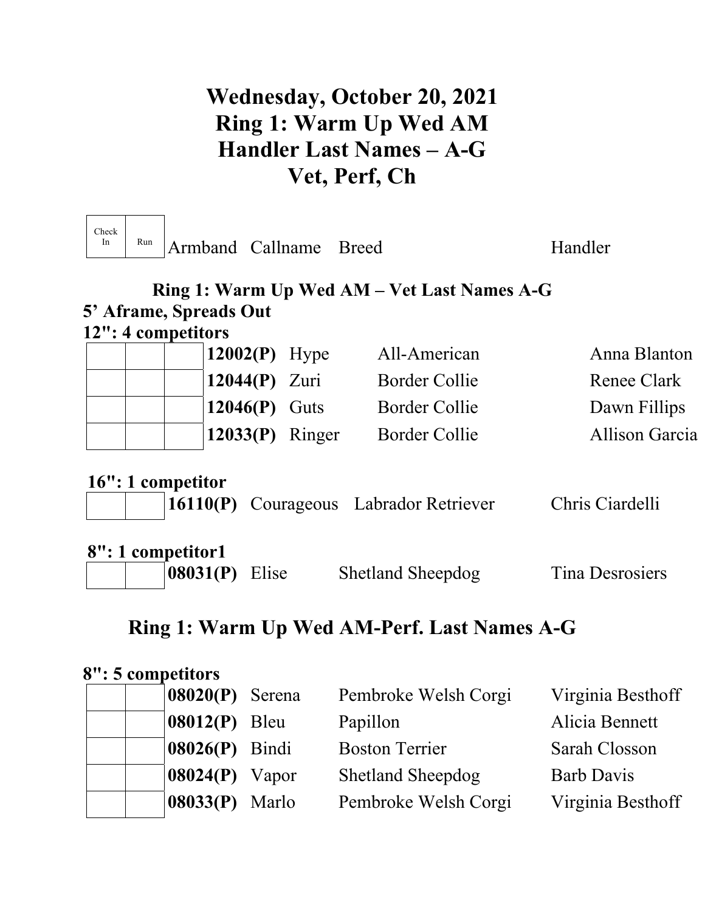# Wednesday, October 20, 2021
# Ring 1: Warm Up Wed AM
# Handler Last Names – A-G
# Vet, Perf, Ch

| Check In | Run | Armband | Callname | Breed | Handler |
|---|---|---|---|---|---|

## Ring 1: Warm Up Wed AM – Vet Last Names A-G

**5' Aframe, Spreads Out**

**12": 4 competitors**

| | | | Armband | Callname | Breed | Handler |
|---|---|---|---|---|---|---|
| | | | **12002(P)** | Hype | All-American | Anna Blanton |
| | | | **12044(P)** | Zuri | Border Collie | Renee Clark |
| | | | **12046(P)** | Guts | Border Collie | Dawn Fillips |
| | | | **12033(P)** | Ringer | Border Collie | Allison Garcia |

**16": 1 competitor**

| | | Armband | Callname | Breed | Handler |
|---|---|---|---|---|---|
| | | **16110(P)** | Courageous | Labrador Retriever | Chris Ciardelli |

**8": 1 competitor1**

| | | Armband | Callname | Breed | Handler |
|---|---|---|---|---|---|
| | | **08031(P)** | Elise | Shetland Sheepdog | Tina Desrosiers |

## Ring 1: Warm Up Wed AM-Perf. Last Names A-G

**8": 5 competitors**

| | | Armband | Callname | Breed | Handler |
|---|---|---|---|---|---|
| | | **08020(P)** | Serena | Pembroke Welsh Corgi | Virginia Besthoff |
| | | **08012(P)** | Bleu | Papillon | Alicia Bennett |
| | | **08026(P)** | Bindi | Boston Terrier | Sarah Closson |
| | | **08024(P)** | Vapor | Shetland Sheepdog | Barb Davis |
| | | **08033(P)** | Marlo | Pembroke Welsh Corgi | Virginia Besthoff |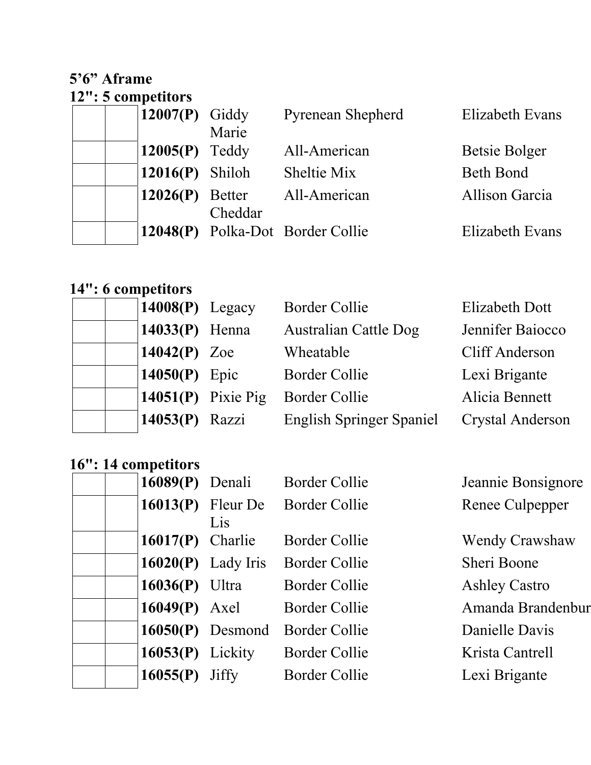## 5'6" Aframe

### 12": 5 competitors

| | | | | | |
|---|---|---|---|---|---|
| | | **12007(P)** | Giddy Marie | Pyrenean Shepherd | Elizabeth Evans |
| | | **12005(P)** | Teddy | All-American | Betsie Bolger |
| | | **12016(P)** | Shiloh | Sheltie Mix | Beth Bond |
| | | **12026(P)** | Better Cheddar | All-American | Allison Garcia |
| | | **12048(P)** | Polka-Dot | Border Collie | Elizabeth Evans |

### 14": 6 competitors

| | | | | | |
|---|---|---|---|---|---|
| | | **14008(P)** | Legacy | Border Collie | Elizabeth Dott |
| | | **14033(P)** | Henna | Australian Cattle Dog | Jennifer Baiocco |
| | | **14042(P)** | Zoe | Wheatable | Cliff Anderson |
| | | **14050(P)** | Epic | Border Collie | Lexi Brigante |
| | | **14051(P)** | Pixie Pig | Border Collie | Alicia Bennett |
| | | **14053(P)** | Razzi | English Springer Spaniel | Crystal Anderson |

### 16": 14 competitors

| | | | | | |
|---|---|---|---|---|---|
| | | **16089(P)** | Denali | Border Collie | Jeannie Bonsignore |
| | | **16013(P)** | Fleur De Lis | Border Collie | Renee Culpepper |
| | | **16017(P)** | Charlie | Border Collie | Wendy Crawshaw |
| | | **16020(P)** | Lady Iris | Border Collie | Sheri Boone |
| | | **16036(P)** | Ultra | Border Collie | Ashley Castro |
| | | **16049(P)** | Axel | Border Collie | Amanda Brandenbur |
| | | **16050(P)** | Desmond | Border Collie | Danielle Davis |
| | | **16053(P)** | Lickity | Border Collie | Krista Cantrell |
| | | **16055(P)** | Jiffy | Border Collie | Lexi Brigante |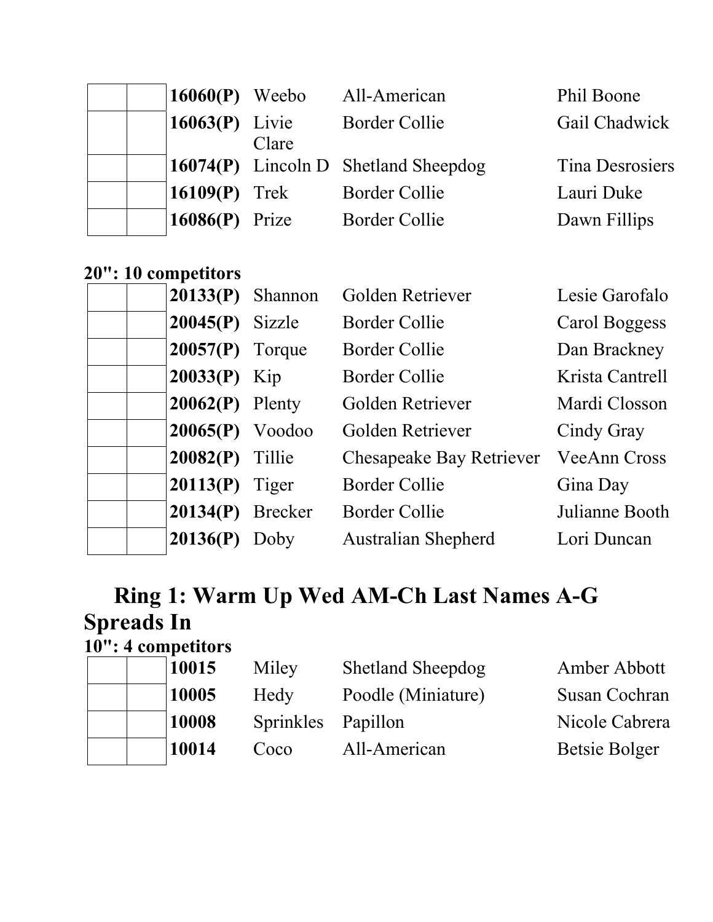| | | | | | |
|---|---|---|---|---|---|
| | | **16060(P)** | Weebo | All-American | Phil Boone |
| | | **16063(P)** | Livie Clare | Border Collie | Gail Chadwick |
| | | **16074(P)** | Lincoln D | Shetland Sheepdog | Tina Desrosiers |
| | | **16109(P)** | Trek | Border Collie | Lauri Duke |
| | | **16086(P)** | Prize | Border Collie | Dawn Fillips |

**20": 10 competitors**

| | | | | | |
|---|---|---|---|---|---|
| | | **20133(P)** | Shannon | Golden Retriever | Lesie Garofalo |
| | | **20045(P)** | Sizzle | Border Collie | Carol Boggess |
| | | **20057(P)** | Torque | Border Collie | Dan Brackney |
| | | **20033(P)** | Kip | Border Collie | Krista Cantrell |
| | | **20062(P)** | Plenty | Golden Retriever | Mardi Closson |
| | | **20065(P)** | Voodoo | Golden Retriever | Cindy Gray |
| | | **20082(P)** | Tillie | Chesapeake Bay Retriever | VeeAnn Cross |
| | | **20113(P)** | Tiger | Border Collie | Gina Day |
| | | **20134(P)** | Brecker | Border Collie | Julianne Booth |
| | | **20136(P)** | Doby | Australian Shepherd | Lori Duncan |

## Ring 1: Warm Up Wed AM-Ch Last Names A-G Spreads In

**10": 4 competitors**

| | | | | | |
|---|---|---|---|---|---|
| | | **10015** | Miley | Shetland Sheepdog | Amber Abbott |
| | | **10005** | Hedy | Poodle (Miniature) | Susan Cochran |
| | | **10008** | Sprinkles | Papillon | Nicole Cabrera |
| | | **10014** | Coco | All-American | Betsie Bolger |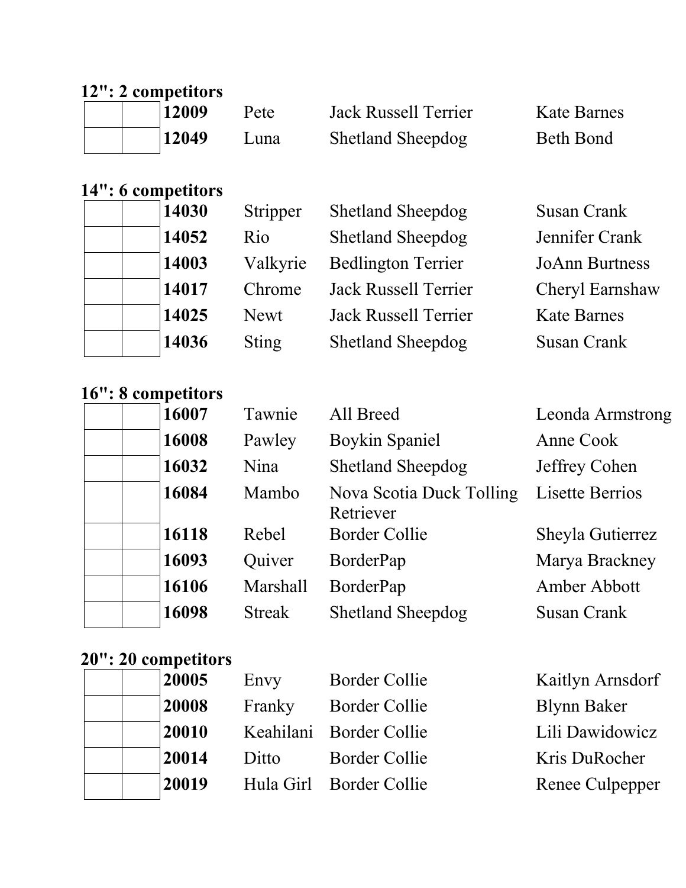**12": 2 competitors**

| | | | | | |
|---|---|---|---|---|---|
| | | **12009** | Pete | Jack Russell Terrier | Kate Barnes |
| | | **12049** | Luna | Shetland Sheepdog | Beth Bond |

**14": 6 competitors**

| | | | | | |
|---|---|---|---|---|---|
| | | **14030** | Stripper | Shetland Sheepdog | Susan Crank |
| | | **14052** | Rio | Shetland Sheepdog | Jennifer Crank |
| | | **14003** | Valkyrie | Bedlington Terrier | JoAnn Burtness |
| | | **14017** | Chrome | Jack Russell Terrier | Cheryl Earnshaw |
| | | **14025** | Newt | Jack Russell Terrier | Kate Barnes |
| | | **14036** | Sting | Shetland Sheepdog | Susan Crank |

**16": 8 competitors**

| | | | | | |
|---|---|---|---|---|---|
| | | **16007** | Tawnie | All Breed | Leonda Armstrong |
| | | **16008** | Pawley | Boykin Spaniel | Anne Cook |
| | | **16032** | Nina | Shetland Sheepdog | Jeffrey Cohen |
| | | **16084** | Mambo | Nova Scotia Duck Tolling Retriever | Lisette Berrios |
| | | **16118** | Rebel | Border Collie | Sheyla Gutierrez |
| | | **16093** | Quiver | BorderPap | Marya Brackney |
| | | **16106** | Marshall | BorderPap | Amber Abbott |
| | | **16098** | Streak | Shetland Sheepdog | Susan Crank |

**20": 20 competitors**

| | | | | | |
|---|---|---|---|---|---|
| | | **20005** | Envy | Border Collie | Kaitlyn Arnsdorf |
| | | **20008** | Franky | Border Collie | Blynn Baker |
| | | **20010** | Keahilani | Border Collie | Lili Dawidowicz |
| | | **20014** | Ditto | Border Collie | Kris DuRocher |
| | | **20019** | Hula Girl | Border Collie | Renee Culpepper |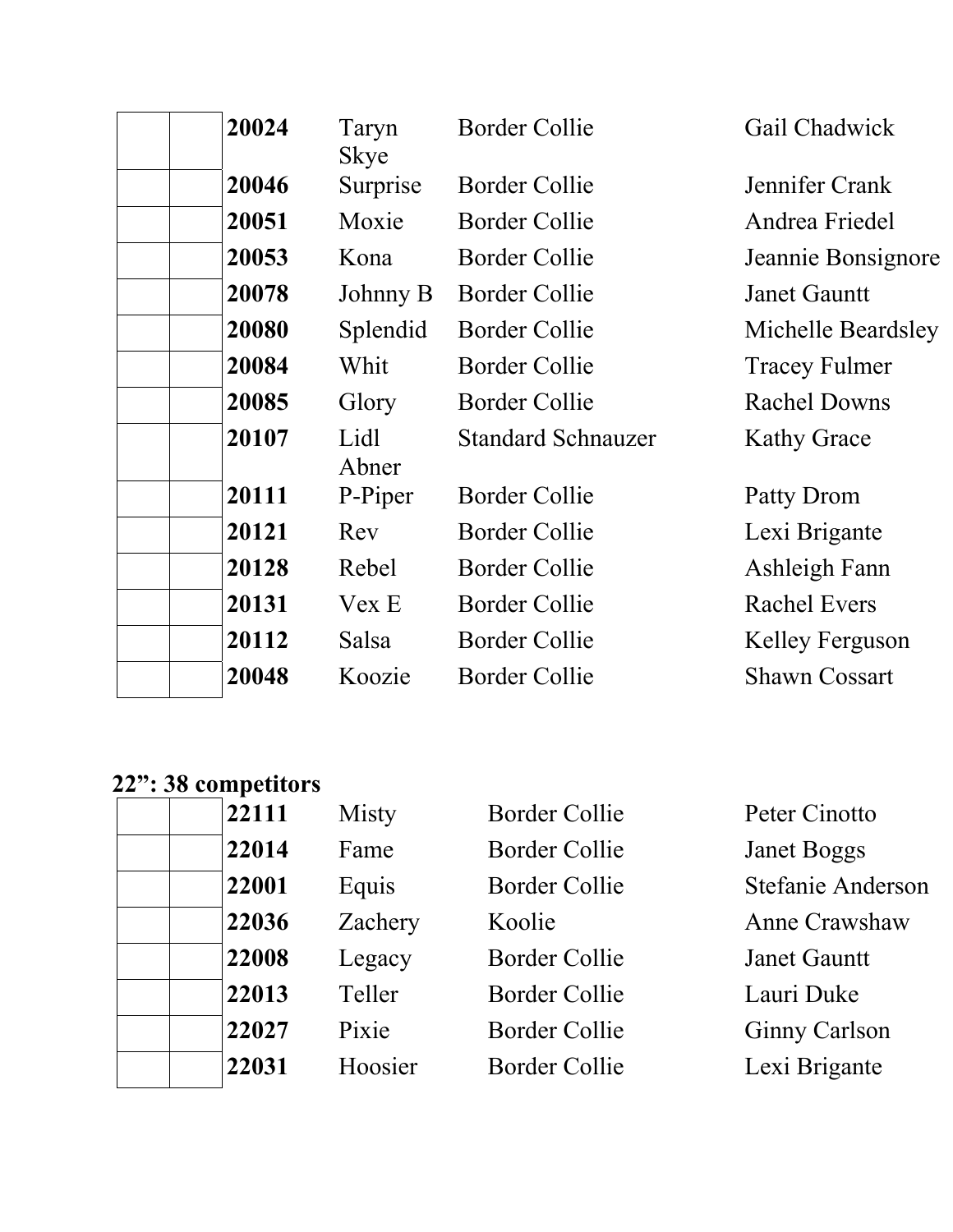| | | | | | |
|---|---|---|---|---|---|
| | | **20024** | Taryn Skye | Border Collie | Gail Chadwick |
| | | **20046** | Surprise | Border Collie | Jennifer Crank |
| | | **20051** | Moxie | Border Collie | Andrea Friedel |
| | | **20053** | Kona | Border Collie | Jeannie Bonsignore |
| | | **20078** | Johnny B | Border Collie | Janet Gauntt |
| | | **20080** | Splendid | Border Collie | Michelle Beardsley |
| | | **20084** | Whit | Border Collie | Tracey Fulmer |
| | | **20085** | Glory | Border Collie | Rachel Downs |
| | | **20107** | Lidl Abner | Standard Schnauzer | Kathy Grace |
| | | **20111** | P-Piper | Border Collie | Patty Drom |
| | | **20121** | Rev | Border Collie | Lexi Brigante |
| | | **20128** | Rebel | Border Collie | Ashleigh Fann |
| | | **20131** | Vex E | Border Collie | Rachel Evers |
| | | **20112** | Salsa | Border Collie | Kelley Ferguson |
| | | **20048** | Koozie | Border Collie | Shawn Cossart |

**22": 38 competitors**

| | | | | | |
|---|---|---|---|---|---|
| | | **22111** | Misty | Border Collie | Peter Cinotto |
| | | **22014** | Fame | Border Collie | Janet Boggs |
| | | **22001** | Equis | Border Collie | Stefanie Anderson |
| | | **22036** | Zachery | Koolie | Anne Crawshaw |
| | | **22008** | Legacy | Border Collie | Janet Gauntt |
| | | **22013** | Teller | Border Collie | Lauri Duke |
| | | **22027** | Pixie | Border Collie | Ginny Carlson |
| | | **22031** | Hoosier | Border Collie | Lexi Brigante |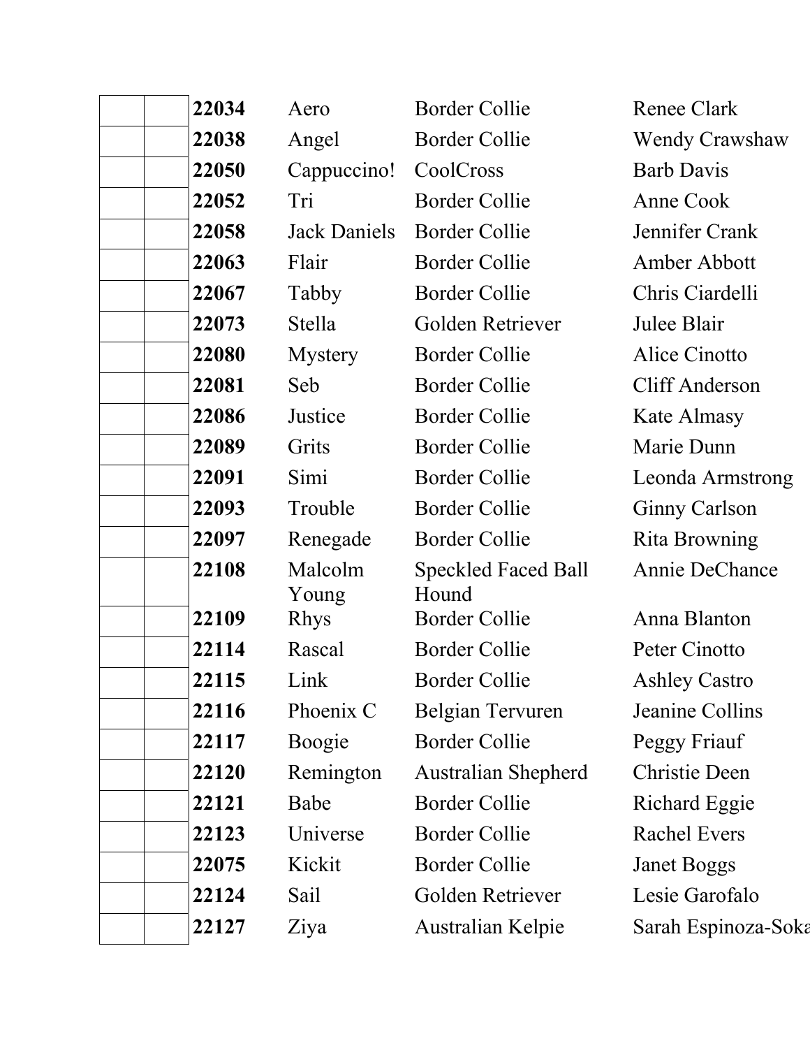| | | | | | |
|---|---|---|---|---|---|
| | | **22034** | Aero | Border Collie | Renee Clark |
| | | **22038** | Angel | Border Collie | Wendy Crawshaw |
| | | **22050** | Cappuccino! | CoolCross | Barb Davis |
| | | **22052** | Tri | Border Collie | Anne Cook |
| | | **22058** | Jack Daniels | Border Collie | Jennifer Crank |
| | | **22063** | Flair | Border Collie | Amber Abbott |
| | | **22067** | Tabby | Border Collie | Chris Ciardelli |
| | | **22073** | Stella | Golden Retriever | Julee Blair |
| | | **22080** | Mystery | Border Collie | Alice Cinotto |
| | | **22081** | Seb | Border Collie | Cliff Anderson |
| | | **22086** | Justice | Border Collie | Kate Almasy |
| | | **22089** | Grits | Border Collie | Marie Dunn |
| | | **22091** | Simi | Border Collie | Leonda Armstrong |
| | | **22093** | Trouble | Border Collie | Ginny Carlson |
| | | **22097** | Renegade | Border Collie | Rita Browning |
| | | **22108** | Malcolm Young | Speckled Faced Ball Hound | Annie DeChance |
| | | **22109** | Rhys | Border Collie | Anna Blanton |
| | | **22114** | Rascal | Border Collie | Peter Cinotto |
| | | **22115** | Link | Border Collie | Ashley Castro |
| | | **22116** | Phoenix C | Belgian Tervuren | Jeanine Collins |
| | | **22117** | Boogie | Border Collie | Peggy Friauf |
| | | **22120** | Remington | Australian Shepherd | Christie Deen |
| | | **22121** | Babe | Border Collie | Richard Eggie |
| | | **22123** | Universe | Border Collie | Rachel Evers |
| | | **22075** | Kickit | Border Collie | Janet Boggs |
| | | **22124** | Sail | Golden Retriever | Lesie Garofalo |
| | | **22127** | Ziya | Australian Kelpie | Sarah Espinoza-Soka |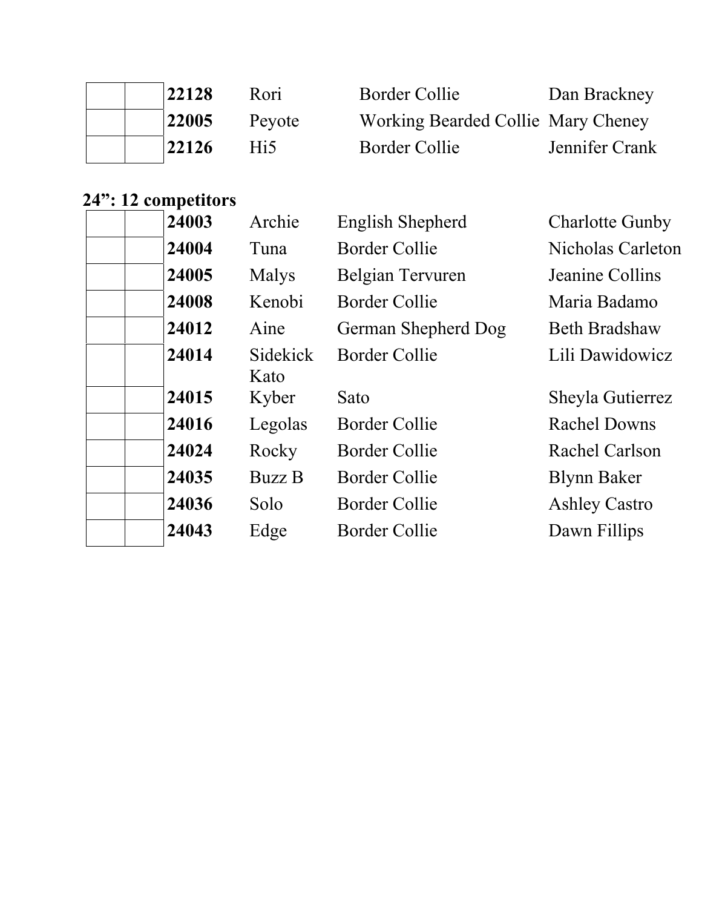| | | | | | |
|---|---|---|---|---|---|
| | | **22128** | Rori | Border Collie | Dan Brackney |
| | | **22005** | Peyote | Working Bearded Collie | Mary Cheney |
| | | **22126** | Hi5 | Border Collie | Jennifer Crank |

**24": 12 competitors**

| | | | | | |
|---|---|---|---|---|---|
| | | **24003** | Archie | English Shepherd | Charlotte Gunby |
| | | **24004** | Tuna | Border Collie | Nicholas Carleton |
| | | **24005** | Malys | Belgian Tervuren | Jeanine Collins |
| | | **24008** | Kenobi | Border Collie | Maria Badamo |
| | | **24012** | Aine | German Shepherd Dog | Beth Bradshaw |
| | | **24014** | Sidekick Kato | Border Collie | Lili Dawidowicz |
| | | **24015** | Kyber | Sato | Sheyla Gutierrez |
| | | **24016** | Legolas | Border Collie | Rachel Downs |
| | | **24024** | Rocky | Border Collie | Rachel Carlson |
| | | **24035** | Buzz B | Border Collie | Blynn Baker |
| | | **24036** | Solo | Border Collie | Ashley Castro |
| | | **24043** | Edge | Border Collie | Dawn Fillips |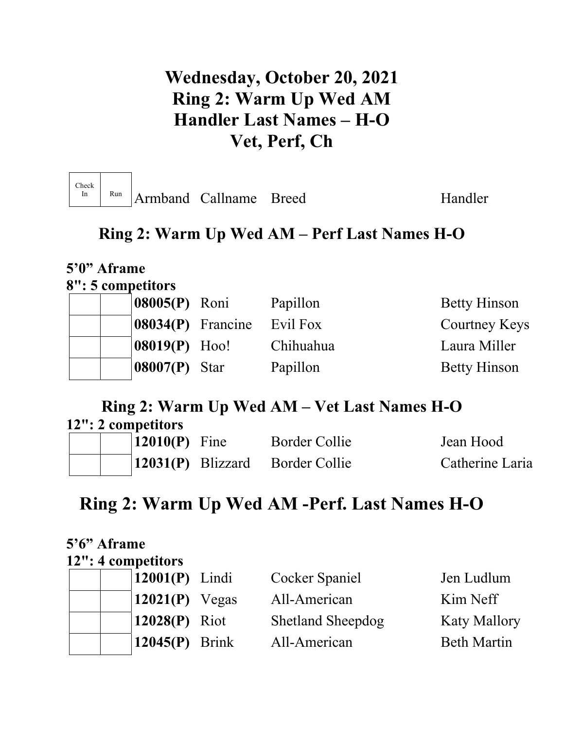# Wednesday, October 20, 2021
# Ring 2: Warm Up Wed AM
# Handler Last Names – H-O
# Vet, Perf, Ch

| Check In | Run | Armband | Callname | Breed | Handler |
|---|---|---|---|---|---|

## Ring 2: Warm Up Wed AM – Perf Last Names H-O

**5'0" Aframe**
**8": 5 competitors**

| Check In | Run | Armband | Callname | Breed | Handler |
|---|---|---|---|---|---|
| | | **08005(P)** | Roni | Papillon | Betty Hinson |
| | | **08034(P)** | Francine | Evil Fox | Courtney Keys |
| | | **08019(P)** | Hoo! | Chihuahua | Laura Miller |
| | | **08007(P)** | Star | Papillon | Betty Hinson |

## Ring 2: Warm Up Wed AM – Vet Last Names H-O

**12": 2 competitors**

| Check In | Run | Armband | Callname | Breed | Handler |
|---|---|---|---|---|---|
| | | **12010(P)** | Fine | Border Collie | Jean Hood |
| | | **12031(P)** | Blizzard | Border Collie | Catherine Laria |

## Ring 2: Warm Up Wed AM -Perf. Last Names H-O

**5'6" Aframe**
**12": 4 competitors**

| Check In | Run | Armband | Callname | Breed | Handler |
|---|---|---|---|---|---|
| | | **12001(P)** | Lindi | Cocker Spaniel | Jen Ludlum |
| | | **12021(P)** | Vegas | All-American | Kim Neff |
| | | **12028(P)** | Riot | Shetland Sheepdog | Katy Mallory |
| | | **12045(P)** | Brink | All-American | Beth Martin |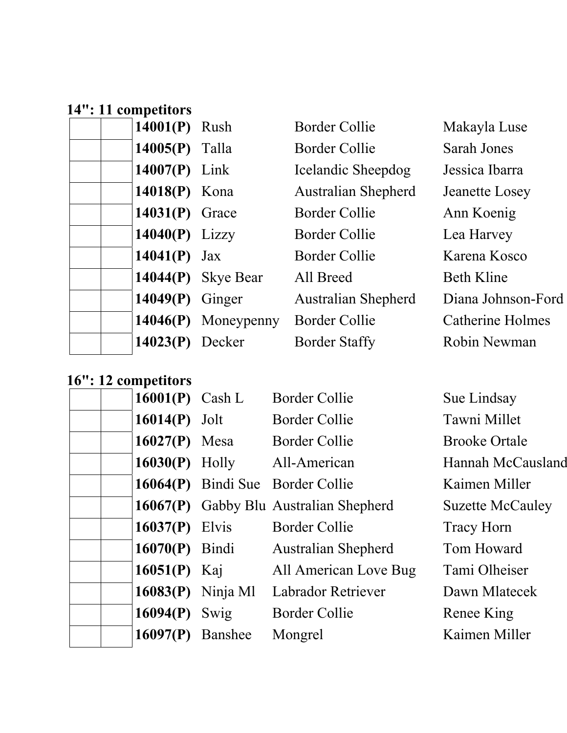**14": 11 competitors**

| | | | | | |
|---|---|---|---|---|---|
| | | **14001(P)** | Rush | Border Collie | Makayla Luse |
| | | **14005(P)** | Talla | Border Collie | Sarah Jones |
| | | **14007(P)** | Link | Icelandic Sheepdog | Jessica Ibarra |
| | | **14018(P)** | Kona | Australian Shepherd | Jeanette Losey |
| | | **14031(P)** | Grace | Border Collie | Ann Koenig |
| | | **14040(P)** | Lizzy | Border Collie | Lea Harvey |
| | | **14041(P)** | Jax | Border Collie | Karena Kosco |
| | | **14044(P)** | Skye Bear | All Breed | Beth Kline |
| | | **14049(P)** | Ginger | Australian Shepherd | Diana Johnson-Ford |
| | | **14046(P)** | Moneypenny | Border Collie | Catherine Holmes |
| | | **14023(P)** | Decker | Border Staffy | Robin Newman |

**16": 12 competitors**

| | | | | | |
|---|---|---|---|---|---|
| | | **16001(P)** | Cash L | Border Collie | Sue Lindsay |
| | | **16014(P)** | Jolt | Border Collie | Tawni Millet |
| | | **16027(P)** | Mesa | Border Collie | Brooke Ortale |
| | | **16030(P)** | Holly | All-American | Hannah McCausland |
| | | **16064(P)** | Bindi Sue | Border Collie | Kaimen Miller |
| | | **16067(P)** | Gabby Blu | Australian Shepherd | Suzette McCauley |
| | | **16037(P)** | Elvis | Border Collie | Tracy Horn |
| | | **16070(P)** | Bindi | Australian Shepherd | Tom Howard |
| | | **16051(P)** | Kaj | All American Love Bug | Tami Olheiser |
| | | **16083(P)** | Ninja Ml | Labrador Retriever | Dawn Mlatecek |
| | | **16094(P)** | Swig | Border Collie | Renee King |
| | | **16097(P)** | Banshee | Mongrel | Kaimen Miller |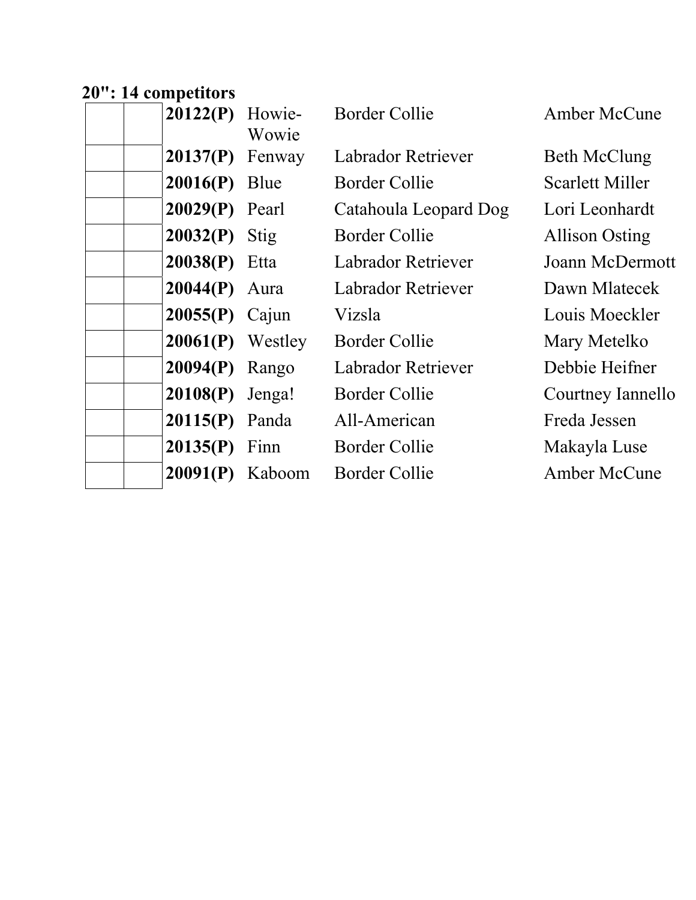**20": 14 competitors**

| | | | | | |
|---|---|---|---|---|---|
| | | **20122(P)** | Howie-Wowie | Border Collie | Amber McCune |
| | | **20137(P)** | Fenway | Labrador Retriever | Beth McClung |
| | | **20016(P)** | Blue | Border Collie | Scarlett Miller |
| | | **20029(P)** | Pearl | Catahoula Leopard Dog | Lori Leonhardt |
| | | **20032(P)** | Stig | Border Collie | Allison Osting |
| | | **20038(P)** | Etta | Labrador Retriever | Joann McDermott |
| | | **20044(P)** | Aura | Labrador Retriever | Dawn Mlatecek |
| | | **20055(P)** | Cajun | Vizsla | Louis Moeckler |
| | | **20061(P)** | Westley | Border Collie | Mary Metelko |
| | | **20094(P)** | Rango | Labrador Retriever | Debbie Heifner |
| | | **20108(P)** | Jenga! | Border Collie | Courtney Iannello |
| | | **20115(P)** | Panda | All-American | Freda Jessen |
| | | **20135(P)** | Finn | Border Collie | Makayla Luse |
| | | **20091(P)** | Kaboom | Border Collie | Amber McCune |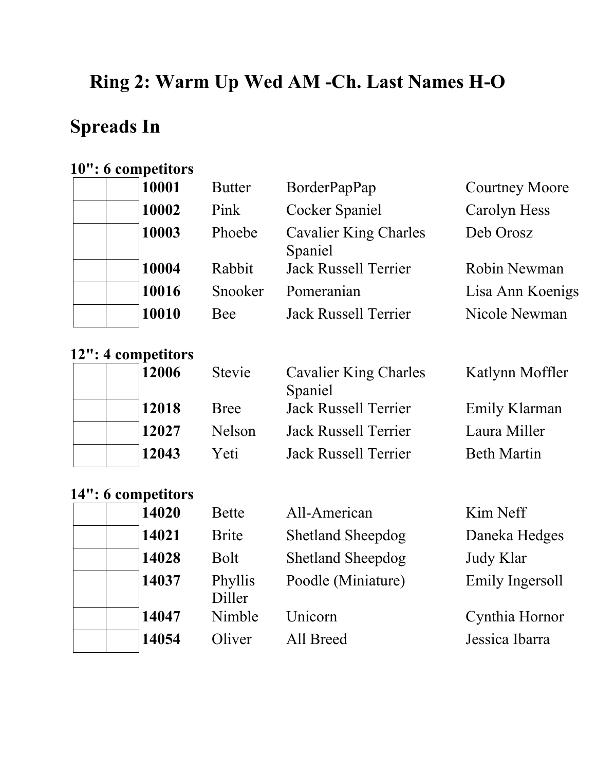# Ring 2: Warm Up Wed AM -Ch. Last Names H-O

## Spreads In

### 10": 6 competitors

| | | | | | |
|---|---|---|---|---|---|
| | | **10001** | Butter | BorderPapPap | Courtney Moore |
| | | **10002** | Pink | Cocker Spaniel | Carolyn Hess |
| | | **10003** | Phoebe | Cavalier King Charles Spaniel | Deb Orosz |
| | | **10004** | Rabbit | Jack Russell Terrier | Robin Newman |
| | | **10016** | Snooker | Pomeranian | Lisa Ann Koenigs |
| | | **10010** | Bee | Jack Russell Terrier | Nicole Newman |

### 12": 4 competitors

| | | | | | |
|---|---|---|---|---|---|
| | | **12006** | Stevie | Cavalier King Charles Spaniel | Katlynn Moffler |
| | | **12018** | Bree | Jack Russell Terrier | Emily Klarman |
| | | **12027** | Nelson | Jack Russell Terrier | Laura Miller |
| | | **12043** | Yeti | Jack Russell Terrier | Beth Martin |

### 14": 6 competitors

| | | | | | |
|---|---|---|---|---|---|
| | | **14020** | Bette | All-American | Kim Neff |
| | | **14021** | Brite | Shetland Sheepdog | Daneka Hedges |
| | | **14028** | Bolt | Shetland Sheepdog | Judy Klar |
| | | **14037** | Phyllis Diller | Poodle (Miniature) | Emily Ingersoll |
| | | **14047** | Nimble | Unicorn | Cynthia Hornor |
| | | **14054** | Oliver | All Breed | Jessica Ibarra |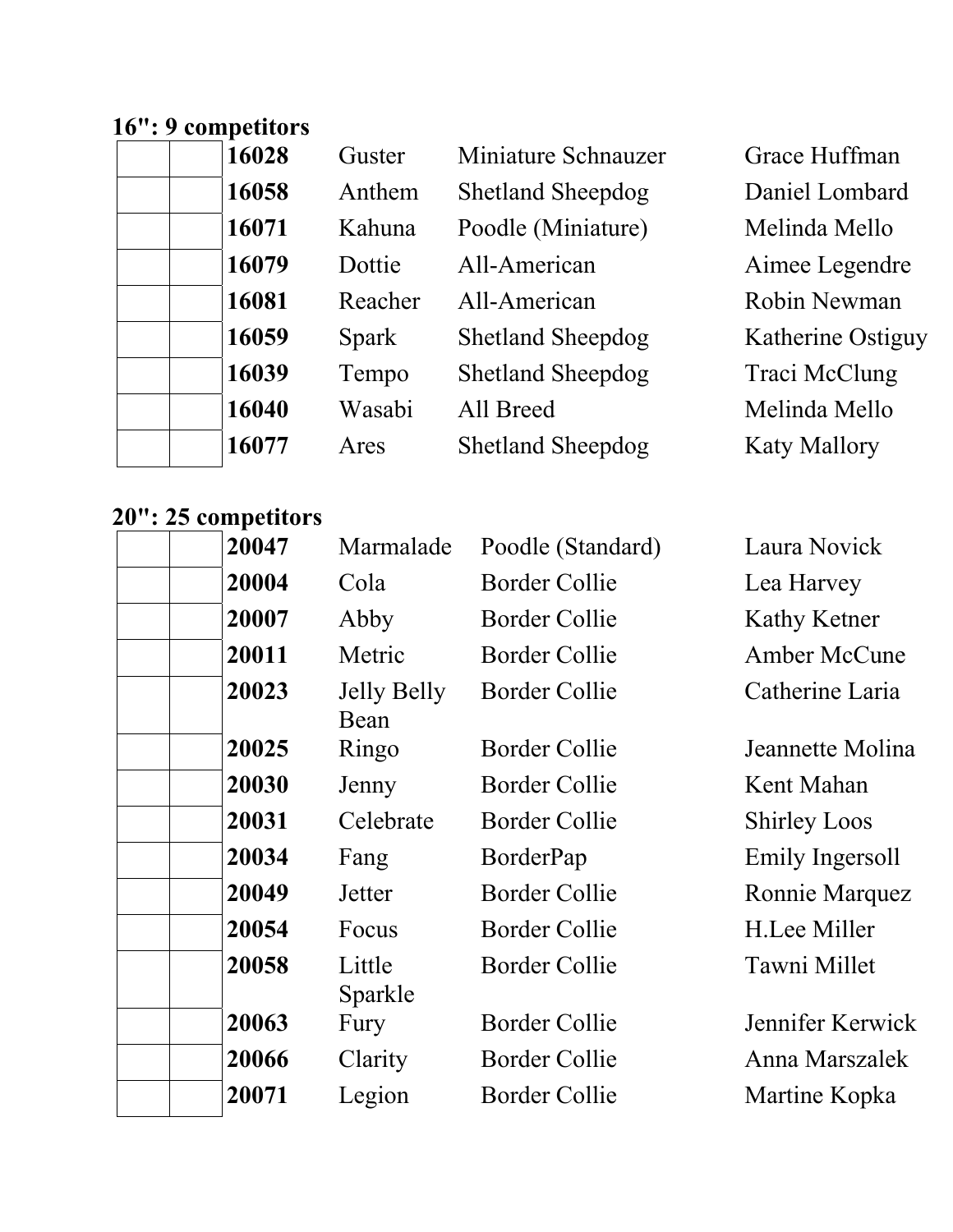**16": 9 competitors**

| | | | | | |
|---|---|---|---|---|---|
| | | **16028** | Guster | Miniature Schnauzer | Grace Huffman |
| | | **16058** | Anthem | Shetland Sheepdog | Daniel Lombard |
| | | **16071** | Kahuna | Poodle (Miniature) | Melinda Mello |
| | | **16079** | Dottie | All-American | Aimee Legendre |
| | | **16081** | Reacher | All-American | Robin Newman |
| | | **16059** | Spark | Shetland Sheepdog | Katherine Ostiguy |
| | | **16039** | Tempo | Shetland Sheepdog | Traci McClung |
| | | **16040** | Wasabi | All Breed | Melinda Mello |
| | | **16077** | Ares | Shetland Sheepdog | Katy Mallory |

**20": 25 competitors**

| | | | | | |
|---|---|---|---|---|---|
| | | **20047** | Marmalade | Poodle (Standard) | Laura Novick |
| | | **20004** | Cola | Border Collie | Lea Harvey |
| | | **20007** | Abby | Border Collie | Kathy Ketner |
| | | **20011** | Metric | Border Collie | Amber McCune |
| | | **20023** | Jelly Belly Bean | Border Collie | Catherine Laria |
| | | **20025** | Ringo | Border Collie | Jeannette Molina |
| | | **20030** | Jenny | Border Collie | Kent Mahan |
| | | **20031** | Celebrate | Border Collie | Shirley Loos |
| | | **20034** | Fang | BorderPap | Emily Ingersoll |
| | | **20049** | Jetter | Border Collie | Ronnie Marquez |
| | | **20054** | Focus | Border Collie | H.Lee Miller |
| | | **20058** | Little Sparkle | Border Collie | Tawni Millet |
| | | **20063** | Fury | Border Collie | Jennifer Kerwick |
| | | **20066** | Clarity | Border Collie | Anna Marszalek |
| | | **20071** | Legion | Border Collie | Martine Kopka |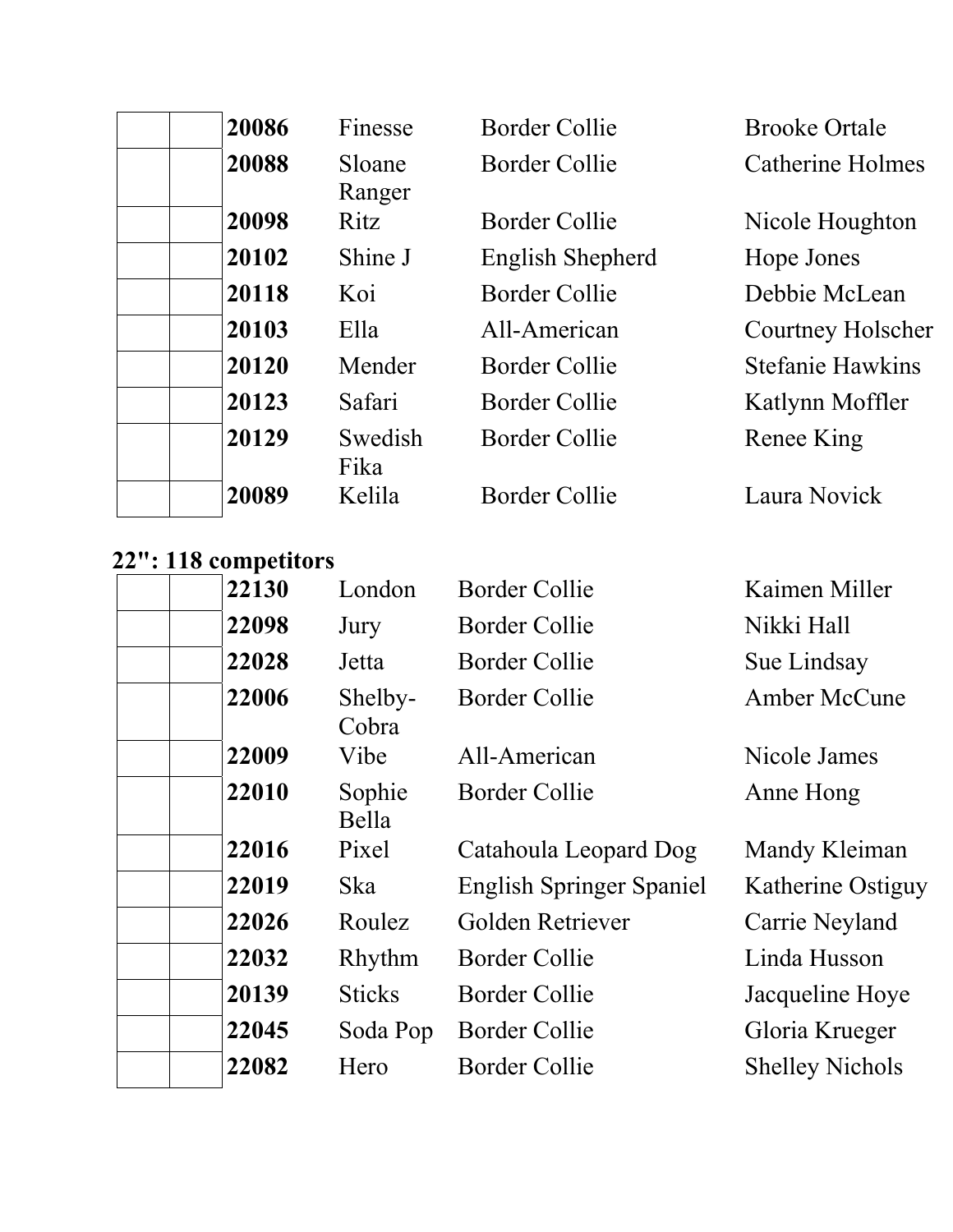| | | | | | |
|---|---|---|---|---|---|
| | | 20086 | Finesse | Border Collie | Brooke Ortale |
| | | 20088 | Sloane Ranger | Border Collie | Catherine Holmes |
| | | 20098 | Ritz | Border Collie | Nicole Houghton |
| | | 20102 | Shine J | English Shepherd | Hope Jones |
| | | 20118 | Koi | Border Collie | Debbie McLean |
| | | 20103 | Ella | All-American | Courtney Holscher |
| | | 20120 | Mender | Border Collie | Stefanie Hawkins |
| | | 20123 | Safari | Border Collie | Katlynn Moffler |
| | | 20129 | Swedish Fika | Border Collie | Renee King |
| | | 20089 | Kelila | Border Collie | Laura Novick |

**22": 118 competitors**

| | | | | | |
|---|---|---|---|---|---|
| | | 22130 | London | Border Collie | Kaimen Miller |
| | | 22098 | Jury | Border Collie | Nikki Hall |
| | | 22028 | Jetta | Border Collie | Sue Lindsay |
| | | 22006 | Shelby-Cobra | Border Collie | Amber McCune |
| | | 22009 | Vibe | All-American | Nicole James |
| | | 22010 | Sophie Bella | Border Collie | Anne Hong |
| | | 22016 | Pixel | Catahoula Leopard Dog | Mandy Kleiman |
| | | 22019 | Ska | English Springer Spaniel | Katherine Ostiguy |
| | | 22026 | Roulez | Golden Retriever | Carrie Neyland |
| | | 22032 | Rhythm | Border Collie | Linda Husson |
| | | 20139 | Sticks | Border Collie | Jacqueline Hoye |
| | | 22045 | Soda Pop | Border Collie | Gloria Krueger |
| | | 22082 | Hero | Border Collie | Shelley Nichols |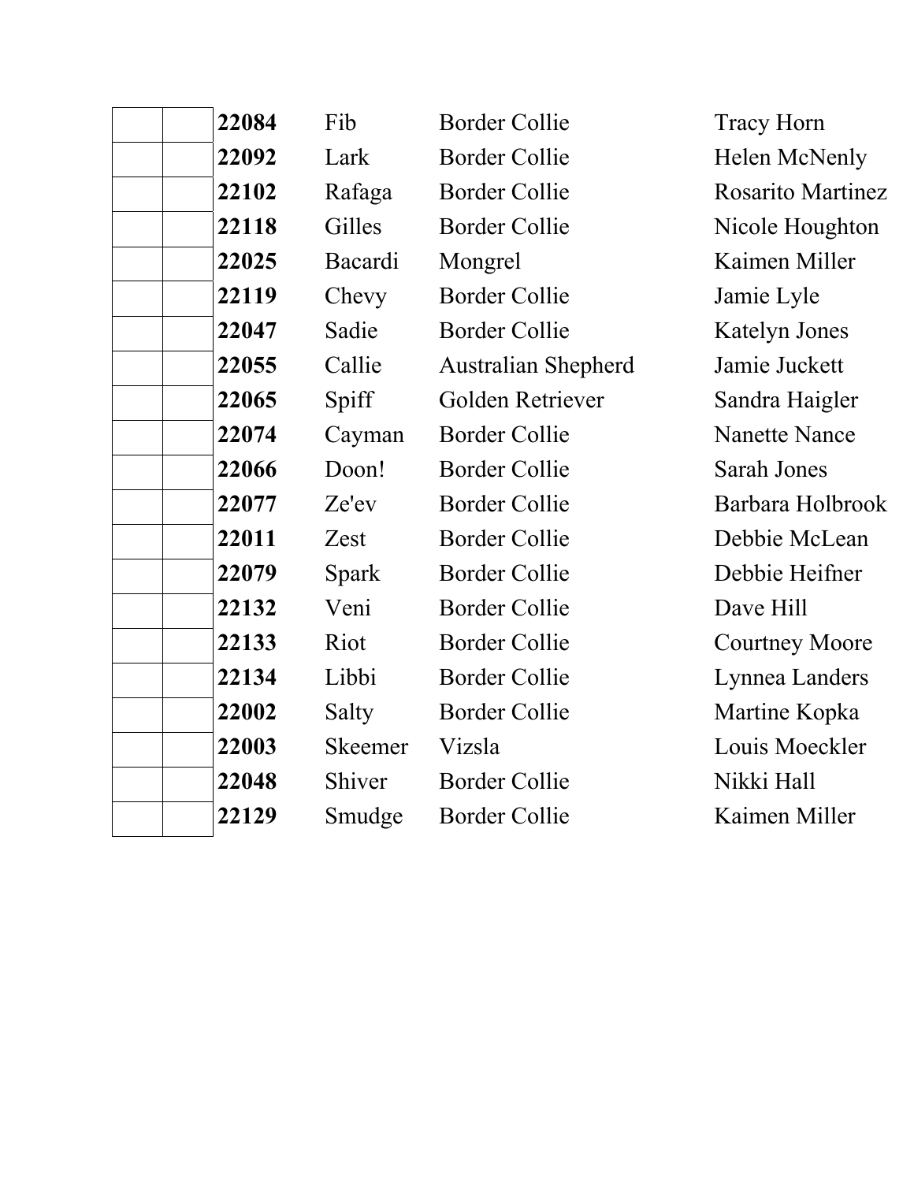|  |  | ID | Name | Breed | Handler |
|---|---|---|---|---|---|
|  |  | **22084** | Fib | Border Collie | Tracy Horn |
|  |  | **22092** | Lark | Border Collie | Helen McNenly |
|  |  | **22102** | Rafaga | Border Collie | Rosarito Martinez |
|  |  | **22118** | Gilles | Border Collie | Nicole Houghton |
|  |  | **22025** | Bacardi | Mongrel | Kaimen Miller |
|  |  | **22119** | Chevy | Border Collie | Jamie Lyle |
|  |  | **22047** | Sadie | Border Collie | Katelyn Jones |
|  |  | **22055** | Callie | Australian Shepherd | Jamie Juckett |
|  |  | **22065** | Spiff | Golden Retriever | Sandra Haigler |
|  |  | **22074** | Cayman | Border Collie | Nanette Nance |
|  |  | **22066** | Doon! | Border Collie | Sarah Jones |
|  |  | **22077** | Ze'ev | Border Collie | Barbara Holbrook |
|  |  | **22011** | Zest | Border Collie | Debbie McLean |
|  |  | **22079** | Spark | Border Collie | Debbie Heifner |
|  |  | **22132** | Veni | Border Collie | Dave Hill |
|  |  | **22133** | Riot | Border Collie | Courtney Moore |
|  |  | **22134** | Libbi | Border Collie | Lynnea Landers |
|  |  | **22002** | Salty | Border Collie | Martine Kopka |
|  |  | **22003** | Skeemer | Vizsla | Louis Moeckler |
|  |  | **22048** | Shiver | Border Collie | Nikki Hall |
|  |  | **22129** | Smudge | Border Collie | Kaimen Miller |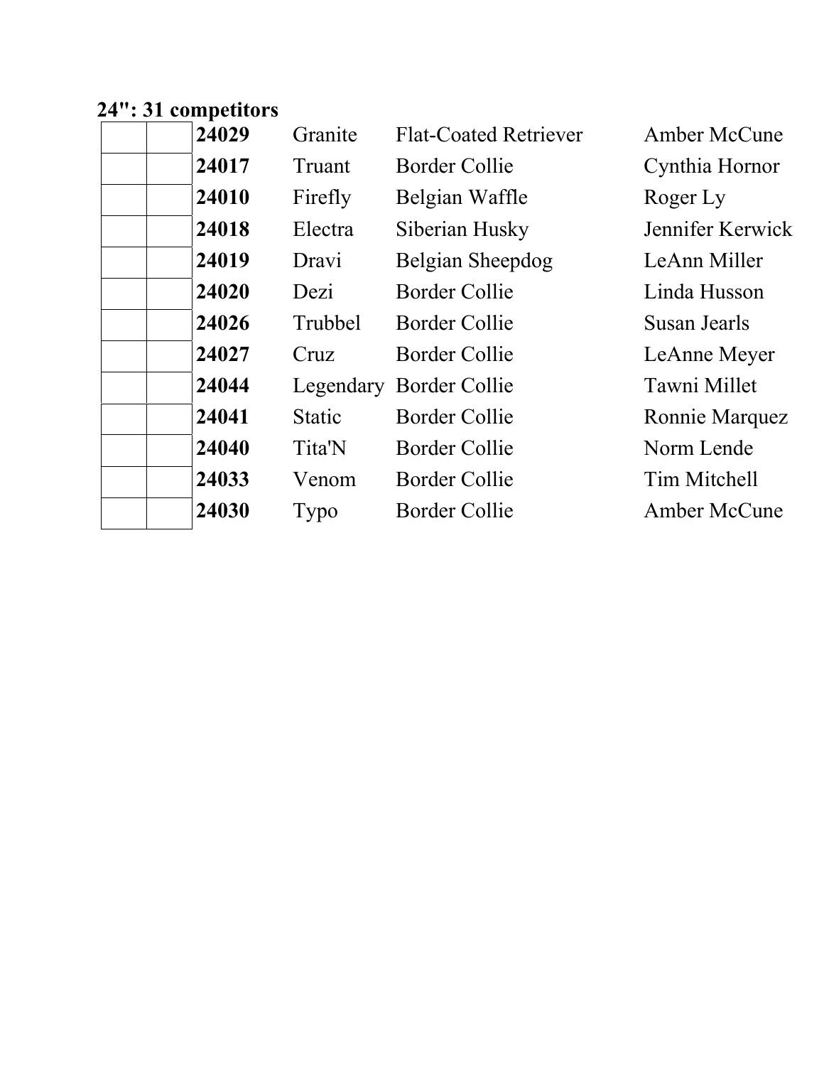**24": 31 competitors**

| | | | | | |
|---|---|---|---|---|---|
| | | **24029** | Granite | Flat-Coated Retriever | Amber McCune |
| | | **24017** | Truant | Border Collie | Cynthia Hornor |
| | | **24010** | Firefly | Belgian Waffle | Roger Ly |
| | | **24018** | Electra | Siberian Husky | Jennifer Kerwick |
| | | **24019** | Dravi | Belgian Sheepdog | LeAnn Miller |
| | | **24020** | Dezi | Border Collie | Linda Husson |
| | | **24026** | Trubbel | Border Collie | Susan Jearls |
| | | **24027** | Cruz | Border Collie | LeAnne Meyer |
| | | **24044** | Legendary | Border Collie | Tawni Millet |
| | | **24041** | Static | Border Collie | Ronnie Marquez |
| | | **24040** | Tita'N | Border Collie | Norm Lende |
| | | **24033** | Venom | Border Collie | Tim Mitchell |
| | | **24030** | Typo | Border Collie | Amber McCune |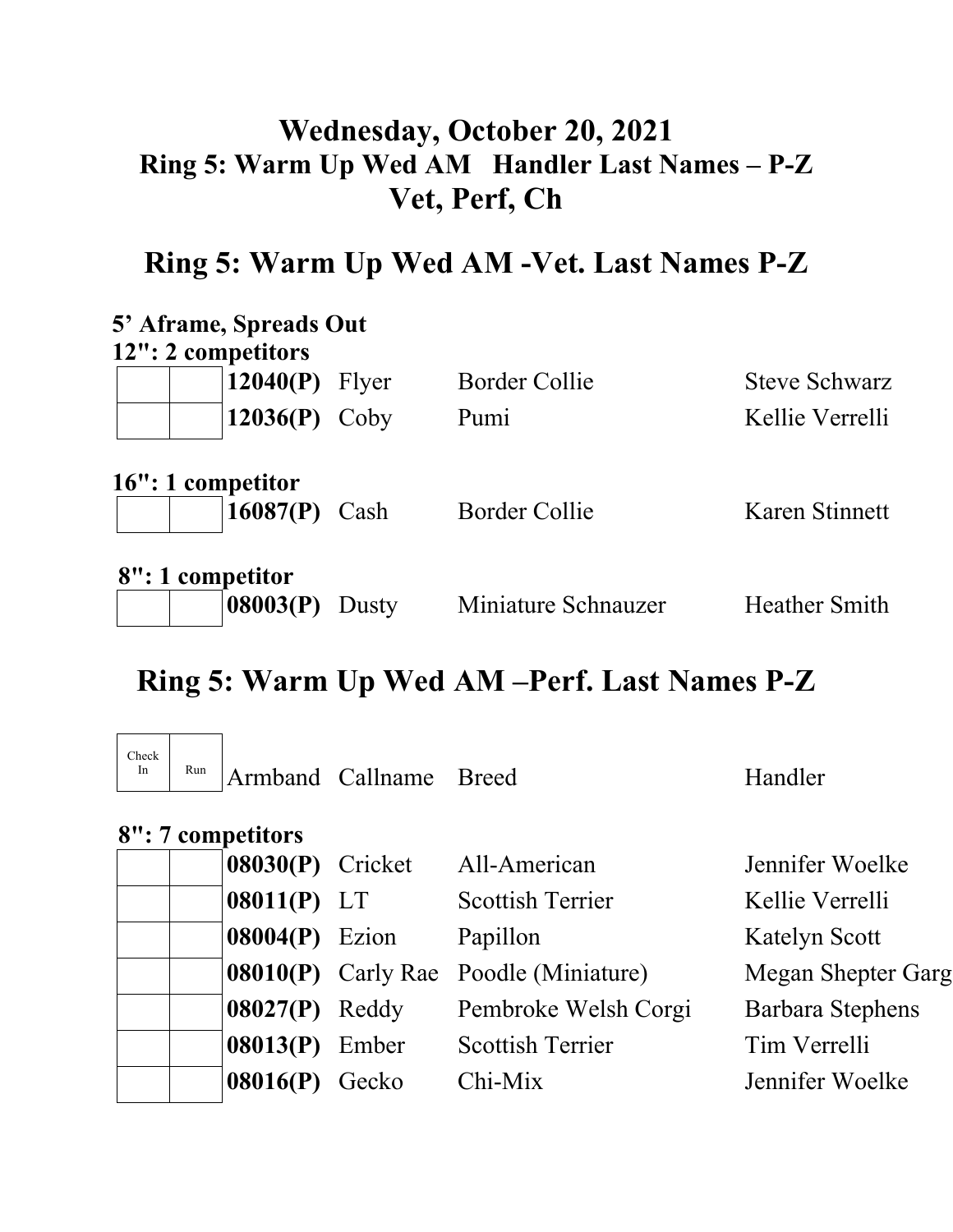# Wednesday, October 20, 2021
## Ring 5: Warm Up Wed AM Handler Last Names – P-Z
## Vet, Perf, Ch

## Ring 5: Warm Up Wed AM -Vet. Last Names P-Z

**5' Aframe, Spreads Out**
**12": 2 competitors**

| Check In | Run | Armband | Callname | Breed | Handler |
|---|---|---|---|---|---|
| | | **12040(P)** | Flyer | Border Collie | Steve Schwarz |
| | | **12036(P)** | Coby | Pumi | Kellie Verrelli |

**16": 1 competitor**

| Check In | Run | Armband | Callname | Breed | Handler |
|---|---|---|---|---|---|
| | | **16087(P)** | Cash | Border Collie | Karen Stinnett |

**8": 1 competitor**

| Check In | Run | Armband | Callname | Breed | Handler |
|---|---|---|---|---|---|
| | | **08003(P)** | Dusty | Miniature Schnauzer | Heather Smith |

## Ring 5: Warm Up Wed AM –Perf. Last Names P-Z

**8": 7 competitors**

| Check In | Run | Armband | Callname | Breed | Handler |
|---|---|---|---|---|---|
| | | **08030(P)** | Cricket | All-American | Jennifer Woelke |
| | | **08011(P)** | LT | Scottish Terrier | Kellie Verrelli |
| | | **08004(P)** | Ezion | Papillon | Katelyn Scott |
| | | **08010(P)** | Carly Rae | Poodle (Miniature) | Megan Shepter Garg |
| | | **08027(P)** | Reddy | Pembroke Welsh Corgi | Barbara Stephens |
| | | **08013(P)** | Ember | Scottish Terrier | Tim Verrelli |
| | | **08016(P)** | Gecko | Chi-Mix | Jennifer Woelke |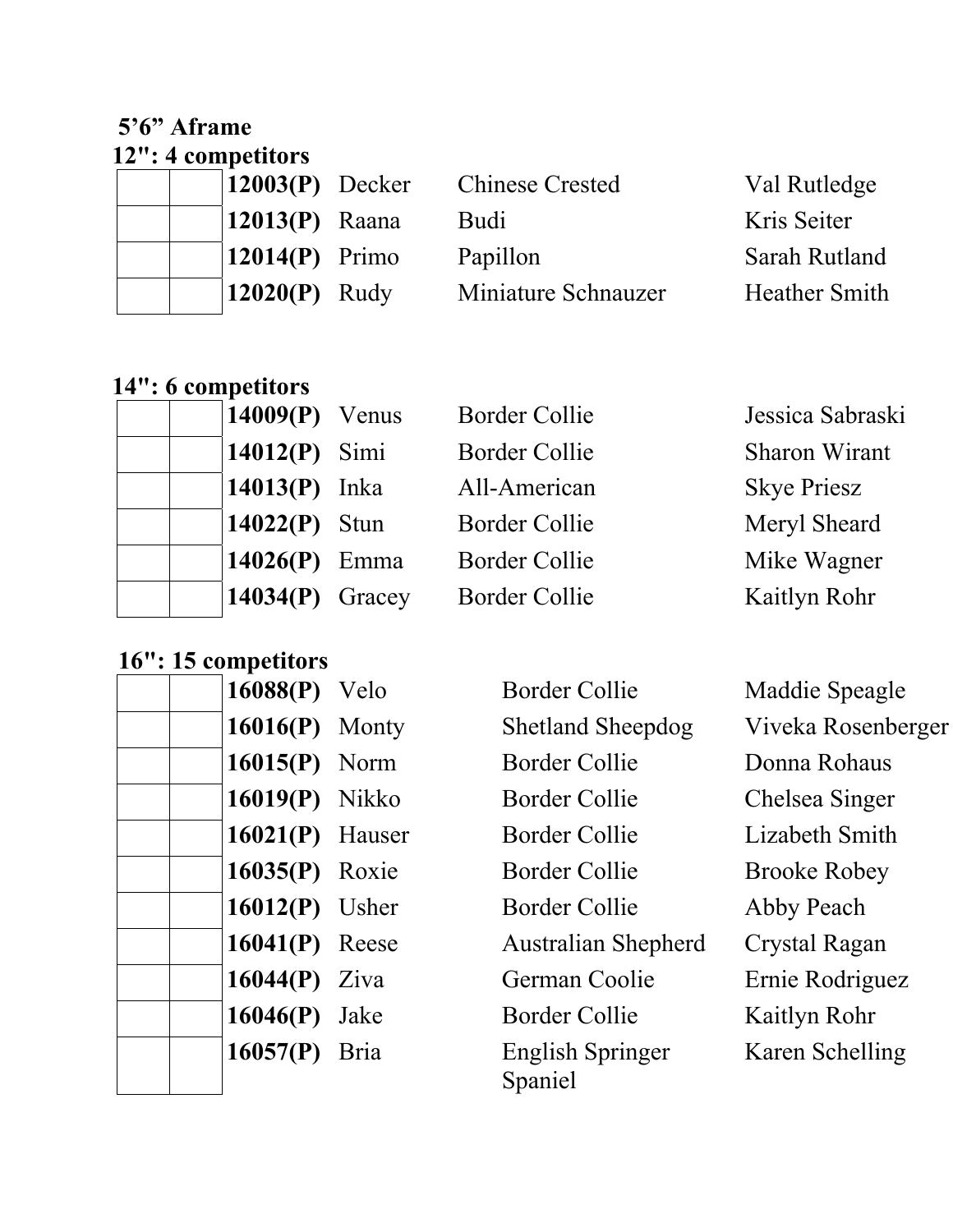**5’6” Aframe**

**12": 4 competitors**

| | | | | | |
|---|---|---|---|---|---|
| | | **12003(P)** | Decker | Chinese Crested | Val Rutledge |
| | | **12013(P)** | Raana | Budi | Kris Seiter |
| | | **12014(P)** | Primo | Papillon | Sarah Rutland |
| | | **12020(P)** | Rudy | Miniature Schnauzer | Heather Smith |

**14": 6 competitors**

| | | | | | |
|---|---|---|---|---|---|
| | | **14009(P)** | Venus | Border Collie | Jessica Sabraski |
| | | **14012(P)** | Simi | Border Collie | Sharon Wirant |
| | | **14013(P)** | Inka | All-American | Skye Priesz |
| | | **14022(P)** | Stun | Border Collie | Meryl Sheard |
| | | **14026(P)** | Emma | Border Collie | Mike Wagner |
| | | **14034(P)** | Gracey | Border Collie | Kaitlyn Rohr |

**16": 15 competitors**

| | | | | | |
|---|---|---|---|---|---|
| | | **16088(P)** | Velo | Border Collie | Maddie Speagle |
| | | **16016(P)** | Monty | Shetland Sheepdog | Viveka Rosenberger |
| | | **16015(P)** | Norm | Border Collie | Donna Rohaus |
| | | **16019(P)** | Nikko | Border Collie | Chelsea Singer |
| | | **16021(P)** | Hauser | Border Collie | Lizabeth Smith |
| | | **16035(P)** | Roxie | Border Collie | Brooke Robey |
| | | **16012(P)** | Usher | Border Collie | Abby Peach |
| | | **16041(P)** | Reese | Australian Shepherd | Crystal Ragan |
| | | **16044(P)** | Ziva | German Coolie | Ernie Rodriguez |
| | | **16046(P)** | Jake | Border Collie | Kaitlyn Rohr |
| | | **16057(P)** | Bria | English Springer Spaniel | Karen Schelling |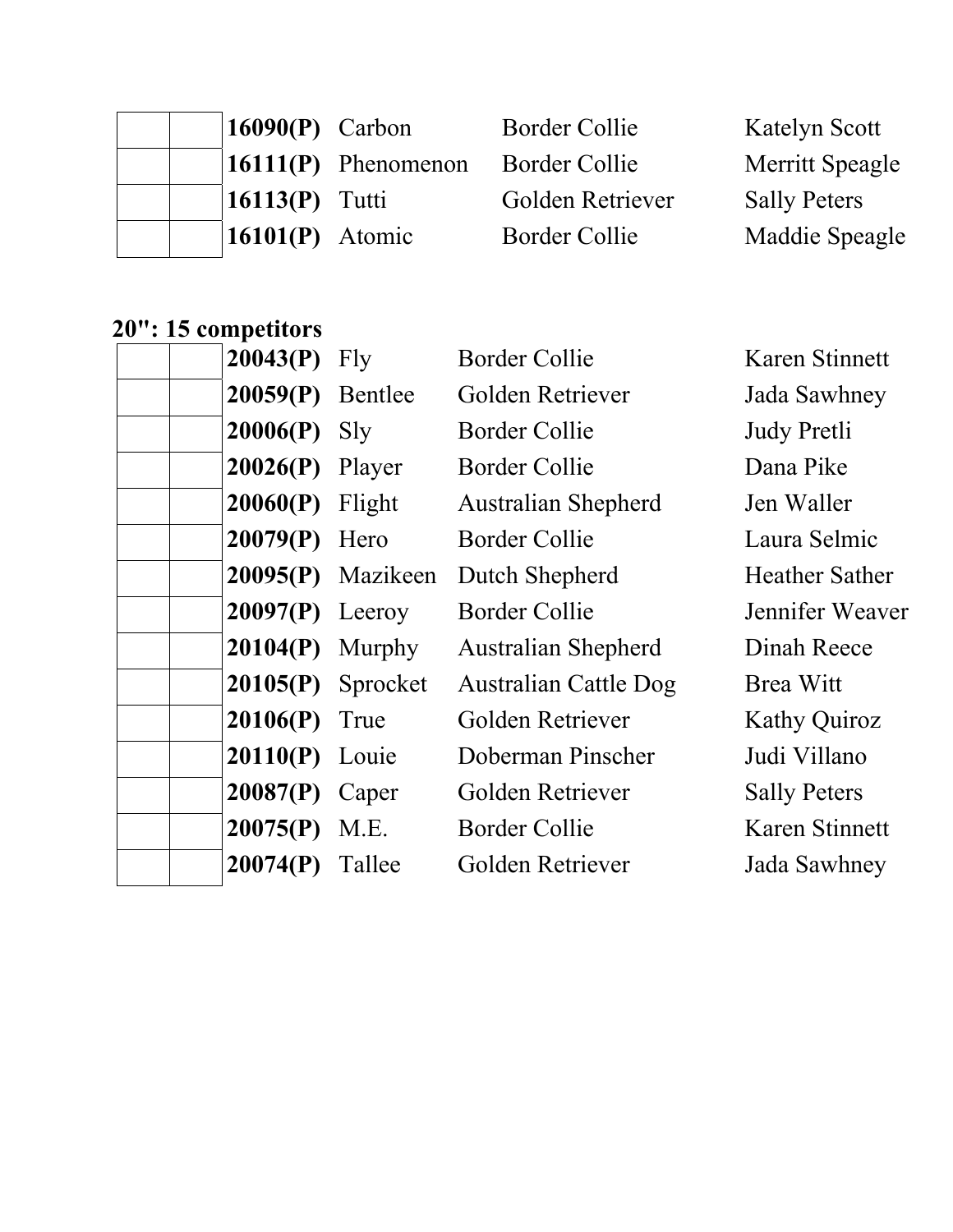| | | | | | |
|---|---|---|---|---|---|
| | | **16090(P)** | Carbon | Border Collie | Katelyn Scott |
| | | **16111(P)** | Phenomenon | Border Collie | Merritt Speagle |
| | | **16113(P)** | Tutti | Golden Retriever | Sally Peters |
| | | **16101(P)** | Atomic | Border Collie | Maddie Speagle |

**20": 15 competitors**

| | | | | | |
|---|---|---|---|---|---|
| | | **20043(P)** | Fly | Border Collie | Karen Stinnett |
| | | **20059(P)** | Bentlee | Golden Retriever | Jada Sawhney |
| | | **20006(P)** | Sly | Border Collie | Judy Pretli |
| | | **20026(P)** | Player | Border Collie | Dana Pike |
| | | **20060(P)** | Flight | Australian Shepherd | Jen Waller |
| | | **20079(P)** | Hero | Border Collie | Laura Selmic |
| | | **20095(P)** | Mazikeen | Dutch Shepherd | Heather Sather |
| | | **20097(P)** | Leeroy | Border Collie | Jennifer Weaver |
| | | **20104(P)** | Murphy | Australian Shepherd | Dinah Reece |
| | | **20105(P)** | Sprocket | Australian Cattle Dog | Brea Witt |
| | | **20106(P)** | True | Golden Retriever | Kathy Quiroz |
| | | **20110(P)** | Louie | Doberman Pinscher | Judi Villano |
| | | **20087(P)** | Caper | Golden Retriever | Sally Peters |
| | | **20075(P)** | M.E. | Border Collie | Karen Stinnett |
| | | **20074(P)** | Tallee | Golden Retriever | Jada Sawhney |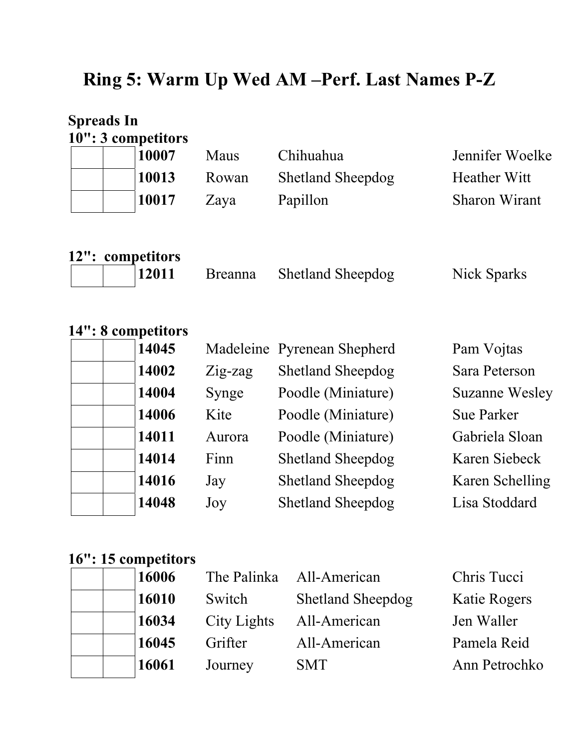# Ring 5: Warm Up Wed AM –Perf. Last Names P-Z

**Spreads In**

**10": 3 competitors**

| | | | | | |
|---|---|---|---|---|---|
| | | **10007** | Maus | Chihuahua | Jennifer Woelke |
| | | **10013** | Rowan | Shetland Sheepdog | Heather Witt |
| | | **10017** | Zaya | Papillon | Sharon Wirant |

**12": competitors**

| | | | | | |
|---|---|---|---|---|---|
| | | **12011** | Breanna | Shetland Sheepdog | Nick Sparks |

**14": 8 competitors**

| | | | | | |
|---|---|---|---|---|---|
| | | **14045** | Madeleine | Pyrenean Shepherd | Pam Vojtas |
| | | **14002** | Zig-zag | Shetland Sheepdog | Sara Peterson |
| | | **14004** | Synge | Poodle (Miniature) | Suzanne Wesley |
| | | **14006** | Kite | Poodle (Miniature) | Sue Parker |
| | | **14011** | Aurora | Poodle (Miniature) | Gabriela Sloan |
| | | **14014** | Finn | Shetland Sheepdog | Karen Siebeck |
| | | **14016** | Jay | Shetland Sheepdog | Karen Schelling |
| | | **14048** | Joy | Shetland Sheepdog | Lisa Stoddard |

**16": 15 competitors**

| | | | | | |
|---|---|---|---|---|---|
| | | **16006** | The Palinka | All-American | Chris Tucci |
| | | **16010** | Switch | Shetland Sheepdog | Katie Rogers |
| | | **16034** | City Lights | All-American | Jen Waller |
| | | **16045** | Grifter | All-American | Pamela Reid |
| | | **16061** | Journey | SMT | Ann Petrochko |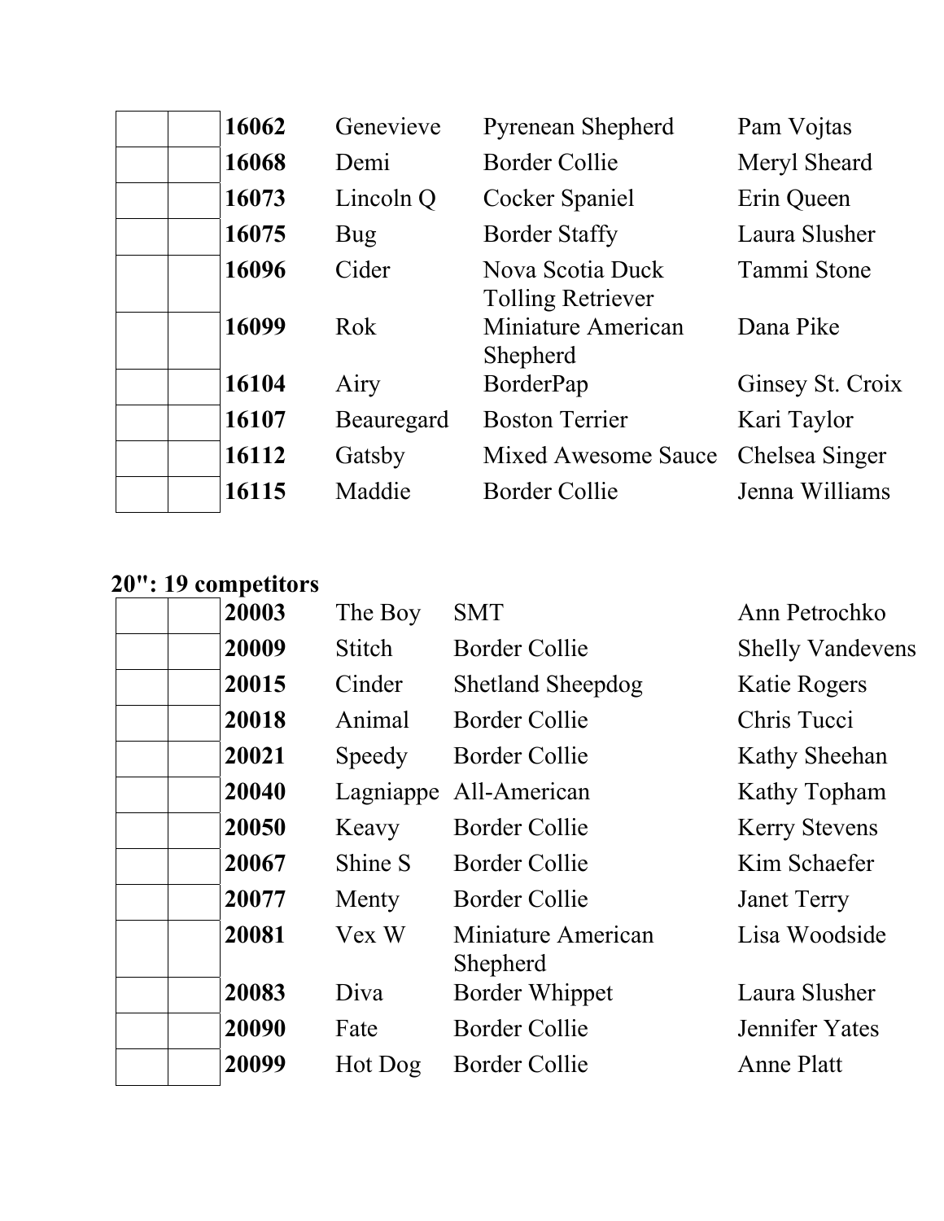|  |  | 16062 | Genevieve | Pyrenean Shepherd | Pam Vojtas |
|---|---|---|---|---|---|
|  |  | **16068** | Demi | Border Collie | Meryl Sheard |
|  |  | **16073** | Lincoln Q | Cocker Spaniel | Erin Queen |
|  |  | **16075** | Bug | Border Staffy | Laura Slusher |
|  |  | **16096** | Cider | Nova Scotia Duck Tolling Retriever | Tammi Stone |
|  |  | **16099** | Rok | Miniature American Shepherd | Dana Pike |
|  |  | **16104** | Airy | BorderPap | Ginsey St. Croix |
|  |  | **16107** | Beauregard | Boston Terrier | Kari Taylor |
|  |  | **16112** | Gatsby | Mixed Awesome Sauce | Chelsea Singer |
|  |  | **16115** | Maddie | Border Collie | Jenna Williams |

**20": 19 competitors**

|  |  | 20003 | The Boy | SMT | Ann Petrochko |
|---|---|---|---|---|---|
|  |  | **20009** | Stitch | Border Collie | Shelly Vandevens |
|  |  | **20015** | Cinder | Shetland Sheepdog | Katie Rogers |
|  |  | **20018** | Animal | Border Collie | Chris Tucci |
|  |  | **20021** | Speedy | Border Collie | Kathy Sheehan |
|  |  | **20040** | Lagniappe | All-American | Kathy Topham |
|  |  | **20050** | Keavy | Border Collie | Kerry Stevens |
|  |  | **20067** | Shine S | Border Collie | Kim Schaefer |
|  |  | **20077** | Menty | Border Collie | Janet Terry |
|  |  | **20081** | Vex W | Miniature American Shepherd | Lisa Woodside |
|  |  | **20083** | Diva | Border Whippet | Laura Slusher |
|  |  | **20090** | Fate | Border Collie | Jennifer Yates |
|  |  | **20099** | Hot Dog | Border Collie | Anne Platt |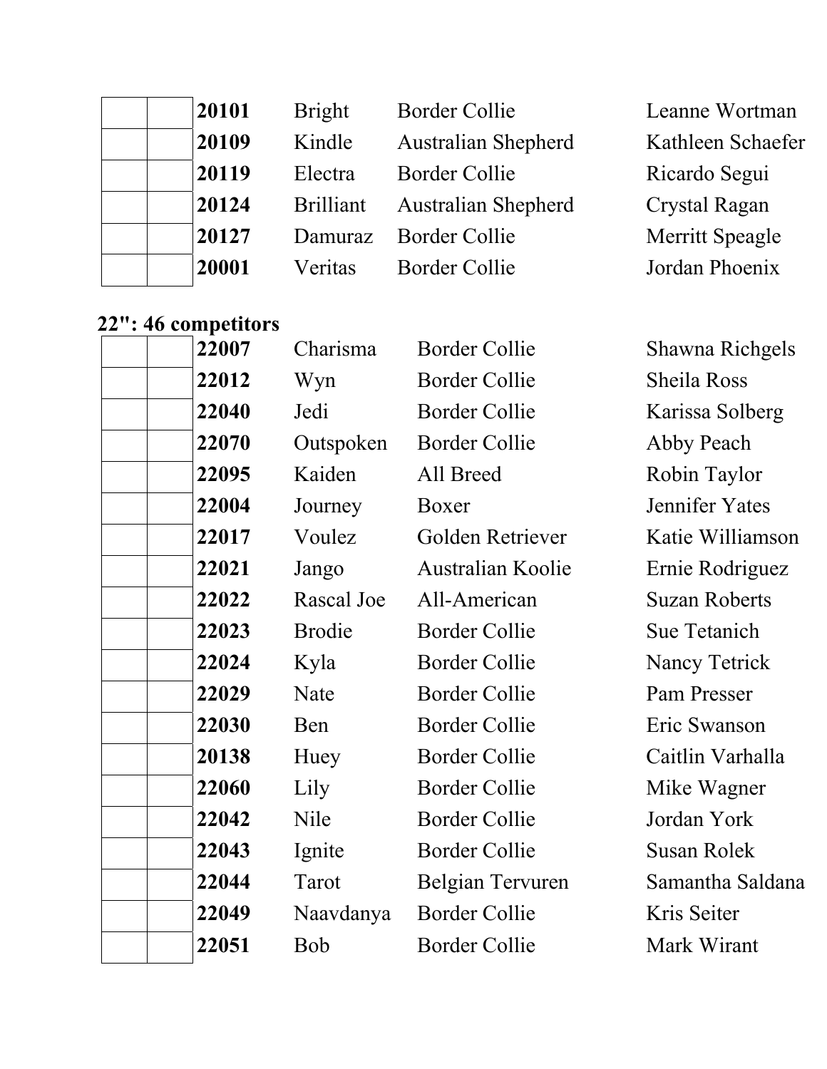| | | | | | |
|---|---|---|---|---|---|
| | | **20101** | Bright | Border Collie | Leanne Wortman |
| | | **20109** | Kindle | Australian Shepherd | Kathleen Schaefer |
| | | **20119** | Electra | Border Collie | Ricardo Segui |
| | | **20124** | Brilliant | Australian Shepherd | Crystal Ragan |
| | | **20127** | Damuraz | Border Collie | Merritt Speagle |
| | | **20001** | Veritas | Border Collie | Jordan Phoenix |

**22": 46 competitors**

| | | | | | |
|---|---|---|---|---|---|
| | | **22007** | Charisma | Border Collie | Shawna Richgels |
| | | **22012** | Wyn | Border Collie | Sheila Ross |
| | | **22040** | Jedi | Border Collie | Karissa Solberg |
| | | **22070** | Outspoken | Border Collie | Abby Peach |
| | | **22095** | Kaiden | All Breed | Robin Taylor |
| | | **22004** | Journey | Boxer | Jennifer Yates |
| | | **22017** | Voulez | Golden Retriever | Katie Williamson |
| | | **22021** | Jango | Australian Koolie | Ernie Rodriguez |
| | | **22022** | Rascal Joe | All-American | Suzan Roberts |
| | | **22023** | Brodie | Border Collie | Sue Tetanich |
| | | **22024** | Kyla | Border Collie | Nancy Tetrick |
| | | **22029** | Nate | Border Collie | Pam Presser |
| | | **22030** | Ben | Border Collie | Eric Swanson |
| | | **20138** | Huey | Border Collie | Caitlin Varhalla |
| | | **22060** | Lily | Border Collie | Mike Wagner |
| | | **22042** | Nile | Border Collie | Jordan York |
| | | **22043** | Ignite | Border Collie | Susan Rolek |
| | | **22044** | Tarot | Belgian Tervuren | Samantha Saldana |
| | | **22049** | Naavdanya | Border Collie | Kris Seiter |
| | | **22051** | Bob | Border Collie | Mark Wirant |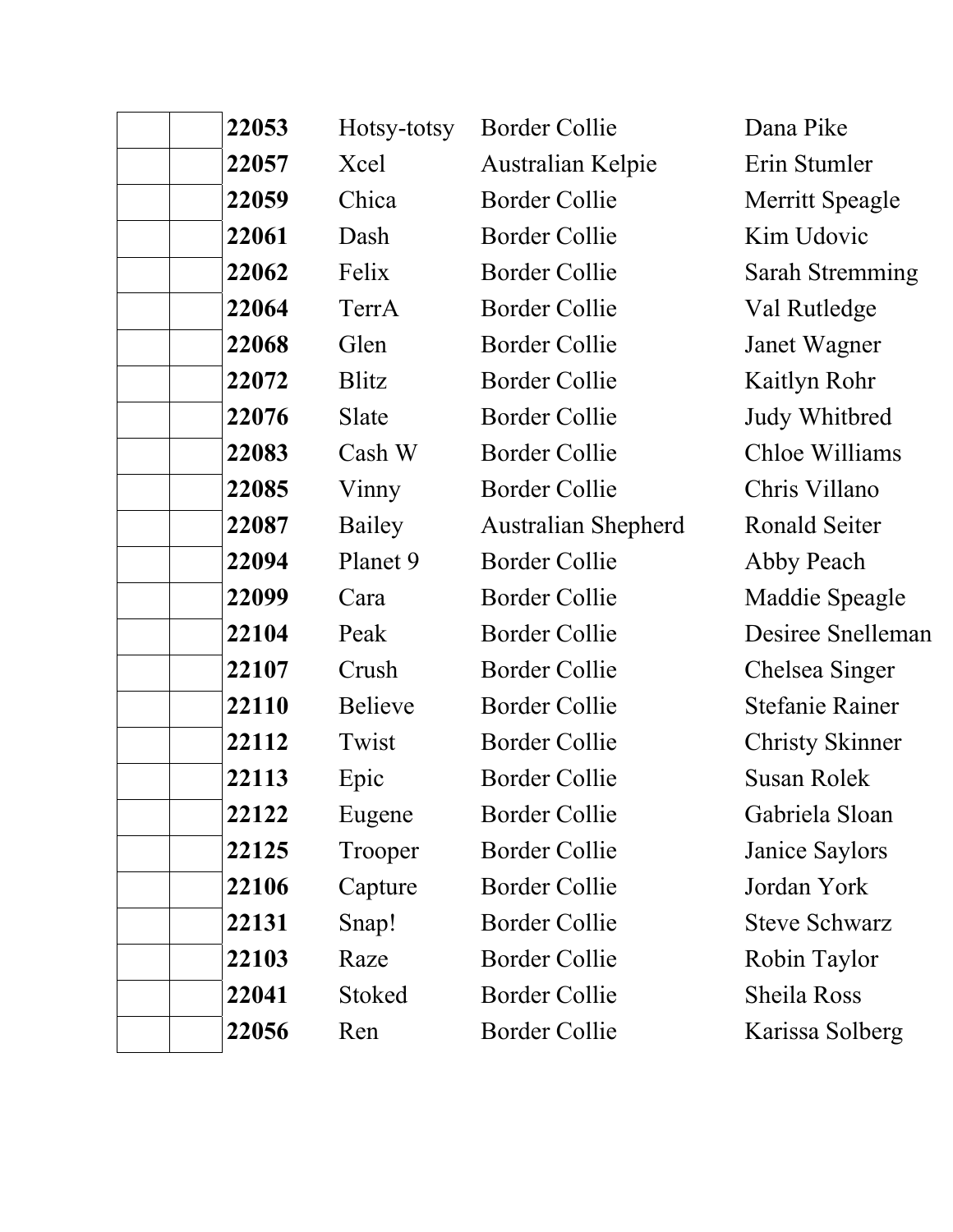| | | | | | |
|---|---|---|---|---|---|
| | | **22053** | Hotsy-totsy | Border Collie | Dana Pike |
| | | **22057** | Xcel | Australian Kelpie | Erin Stumler |
| | | **22059** | Chica | Border Collie | Merritt Speagle |
| | | **22061** | Dash | Border Collie | Kim Udovic |
| | | **22062** | Felix | Border Collie | Sarah Stremming |
| | | **22064** | TerrA | Border Collie | Val Rutledge |
| | | **22068** | Glen | Border Collie | Janet Wagner |
| | | **22072** | Blitz | Border Collie | Kaitlyn Rohr |
| | | **22076** | Slate | Border Collie | Judy Whitbred |
| | | **22083** | Cash W | Border Collie | Chloe Williams |
| | | **22085** | Vinny | Border Collie | Chris Villano |
| | | **22087** | Bailey | Australian Shepherd | Ronald Seiter |
| | | **22094** | Planet 9 | Border Collie | Abby Peach |
| | | **22099** | Cara | Border Collie | Maddie Speagle |
| | | **22104** | Peak | Border Collie | Desiree Snelleman |
| | | **22107** | Crush | Border Collie | Chelsea Singer |
| | | **22110** | Believe | Border Collie | Stefanie Rainer |
| | | **22112** | Twist | Border Collie | Christy Skinner |
| | | **22113** | Epic | Border Collie | Susan Rolek |
| | | **22122** | Eugene | Border Collie | Gabriela Sloan |
| | | **22125** | Trooper | Border Collie | Janice Saylors |
| | | **22106** | Capture | Border Collie | Jordan York |
| | | **22131** | Snap! | Border Collie | Steve Schwarz |
| | | **22103** | Raze | Border Collie | Robin Taylor |
| | | **22041** | Stoked | Border Collie | Sheila Ross |
| | | **22056** | Ren | Border Collie | Karissa Solberg |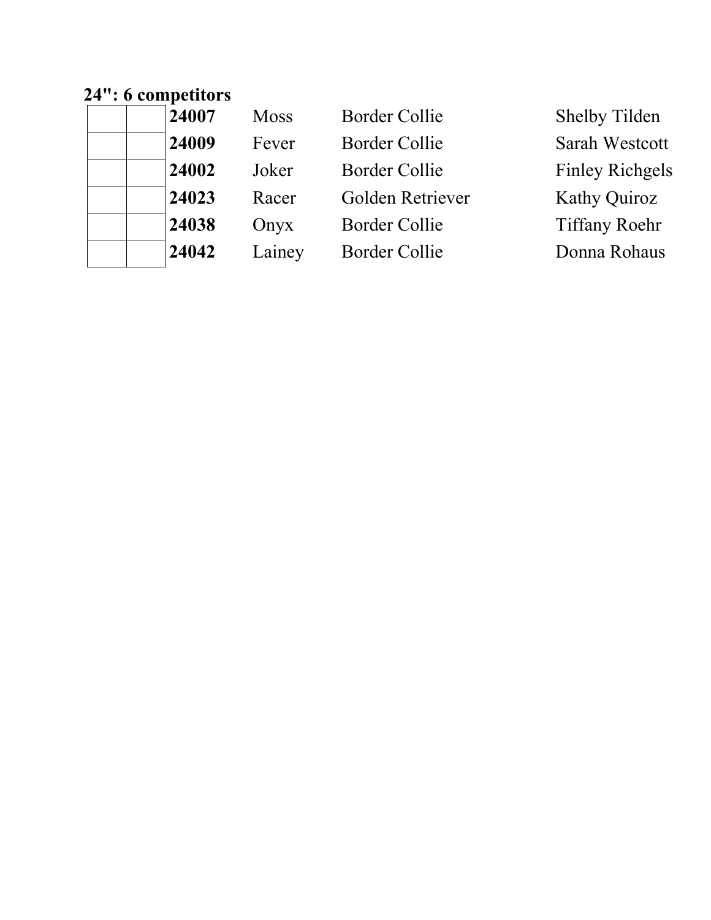**24": 6 competitors**

| | | | | | |
|---|---|---|---|---|---|
| | | **24007** | Moss | Border Collie | Shelby Tilden |
| | | **24009** | Fever | Border Collie | Sarah Westcott |
| | | **24002** | Joker | Border Collie | Finley Richgels |
| | | **24023** | Racer | Golden Retriever | Kathy Quiroz |
| | | **24038** | Onyx | Border Collie | Tiffany Roehr |
| | | **24042** | Lainey | Border Collie | Donna Rohaus |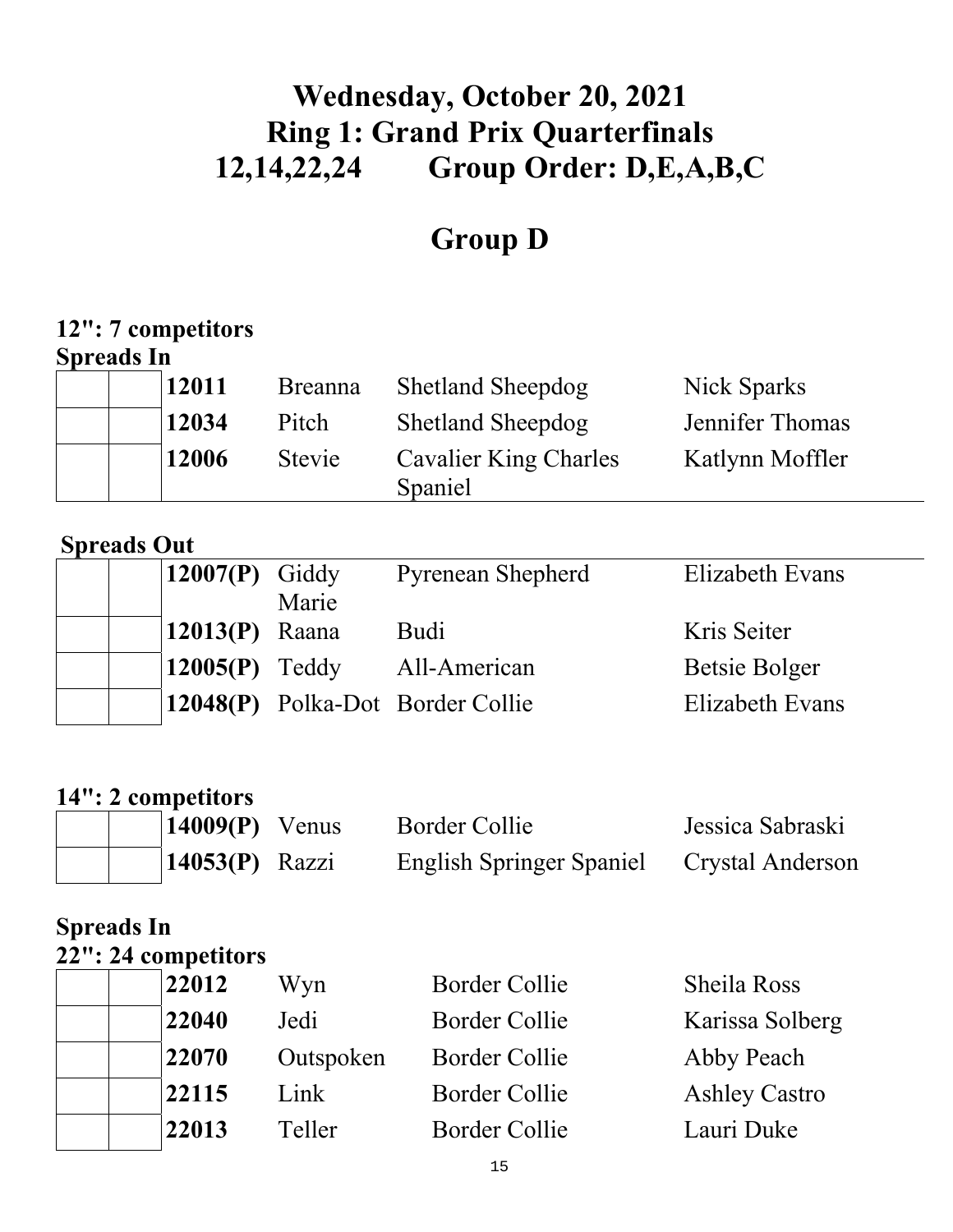# Wednesday, October 20, 2021
# Ring 1: Grand Prix Quarterfinals
# 12,14,22,24 Group Order: D,E,A,B,C

## Group D

**12": 7 competitors**

**Spreads In**

| | | | | | |
|---|---|---|---|---|---|
| | | **12011** | Breanna | Shetland Sheepdog | Nick Sparks |
| | | **12034** | Pitch | Shetland Sheepdog | Jennifer Thomas |
| | | **12006** | Stevie | Cavalier King Charles Spaniel | Katlynn Moffler |

**Spreads Out**

| | | | | | |
|---|---|---|---|---|---|
| | | **12007(P)** | Giddy Marie | Pyrenean Shepherd | Elizabeth Evans |
| | | **12013(P)** | Raana | Budi | Kris Seiter |
| | | **12005(P)** | Teddy | All-American | Betsie Bolger |
| | | **12048(P)** | Polka-Dot | Border Collie | Elizabeth Evans |

**14": 2 competitors**

| | | | | | |
|---|---|---|---|---|---|
| | | **14009(P)** | Venus | Border Collie | Jessica Sabraski |
| | | **14053(P)** | Razzi | English Springer Spaniel | Crystal Anderson |

**Spreads In**

**22": 24 competitors**

| | | | | | |
|---|---|---|---|---|---|
| | | **22012** | Wyn | Border Collie | Sheila Ross |
| | | **22040** | Jedi | Border Collie | Karissa Solberg |
| | | **22070** | Outspoken | Border Collie | Abby Peach |
| | | **22115** | Link | Border Collie | Ashley Castro |
| | | **22013** | Teller | Border Collie | Lauri Duke |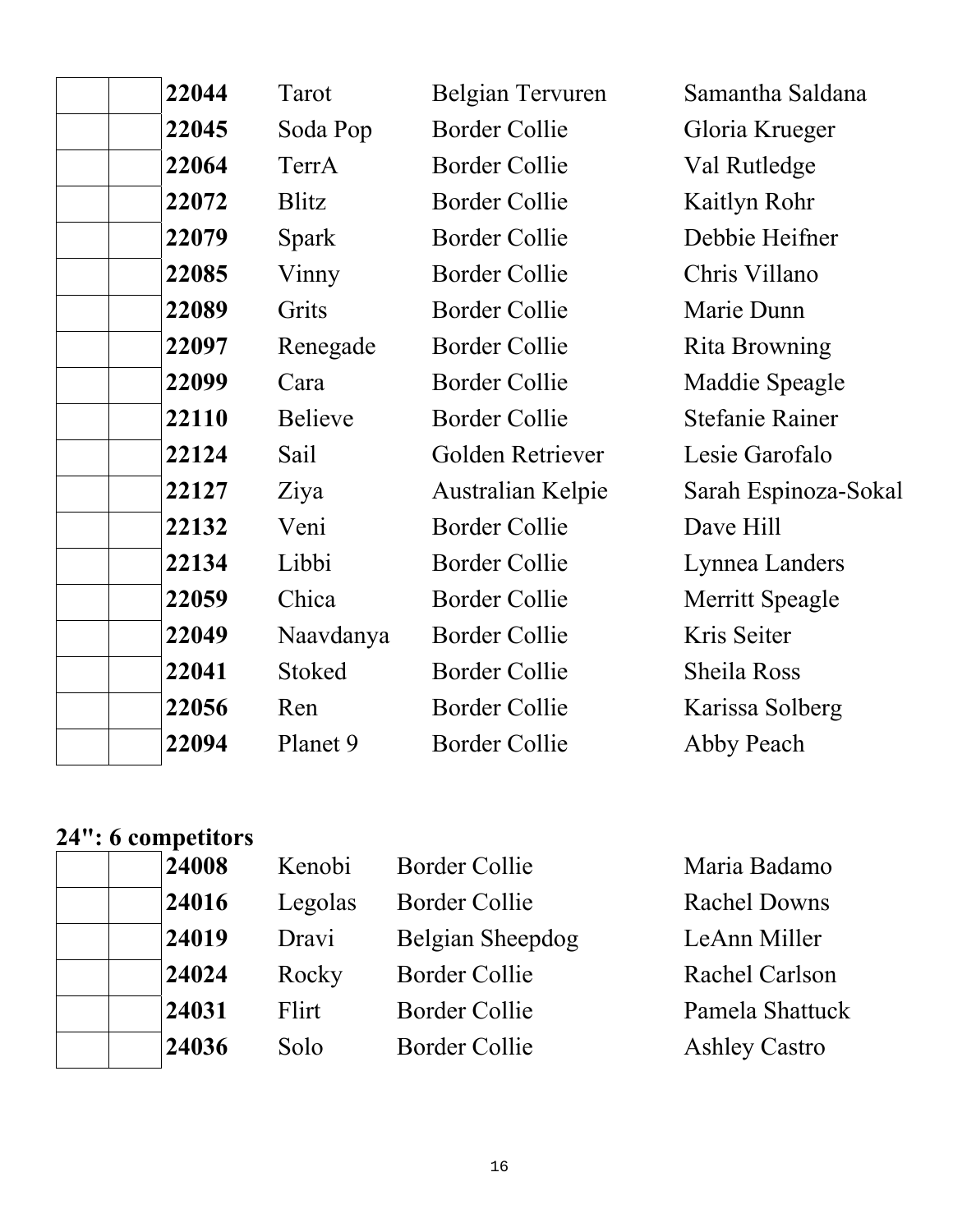| | | | | | |
|---|---|---|---|---|---|
| | | **22044** | Tarot | Belgian Tervuren | Samantha Saldana |
| | | **22045** | Soda Pop | Border Collie | Gloria Krueger |
| | | **22064** | TerrA | Border Collie | Val Rutledge |
| | | **22072** | Blitz | Border Collie | Kaitlyn Rohr |
| | | **22079** | Spark | Border Collie | Debbie Heifner |
| | | **22085** | Vinny | Border Collie | Chris Villano |
| | | **22089** | Grits | Border Collie | Marie Dunn |
| | | **22097** | Renegade | Border Collie | Rita Browning |
| | | **22099** | Cara | Border Collie | Maddie Speagle |
| | | **22110** | Believe | Border Collie | Stefanie Rainer |
| | | **22124** | Sail | Golden Retriever | Lesie Garofalo |
| | | **22127** | Ziya | Australian Kelpie | Sarah Espinoza-Sokal |
| | | **22132** | Veni | Border Collie | Dave Hill |
| | | **22134** | Libbi | Border Collie | Lynnea Landers |
| | | **22059** | Chica | Border Collie | Merritt Speagle |
| | | **22049** | Naavdanya | Border Collie | Kris Seiter |
| | | **22041** | Stoked | Border Collie | Sheila Ross |
| | | **22056** | Ren | Border Collie | Karissa Solberg |
| | | **22094** | Planet 9 | Border Collie | Abby Peach |

**24": 6 competitors**

| | | | | | |
|---|---|---|---|---|---|
| | | **24008** | Kenobi | Border Collie | Maria Badamo |
| | | **24016** | Legolas | Border Collie | Rachel Downs |
| | | **24019** | Dravi | Belgian Sheepdog | LeAnn Miller |
| | | **24024** | Rocky | Border Collie | Rachel Carlson |
| | | **24031** | Flirt | Border Collie | Pamela Shattuck |
| | | **24036** | Solo | Border Collie | Ashley Castro |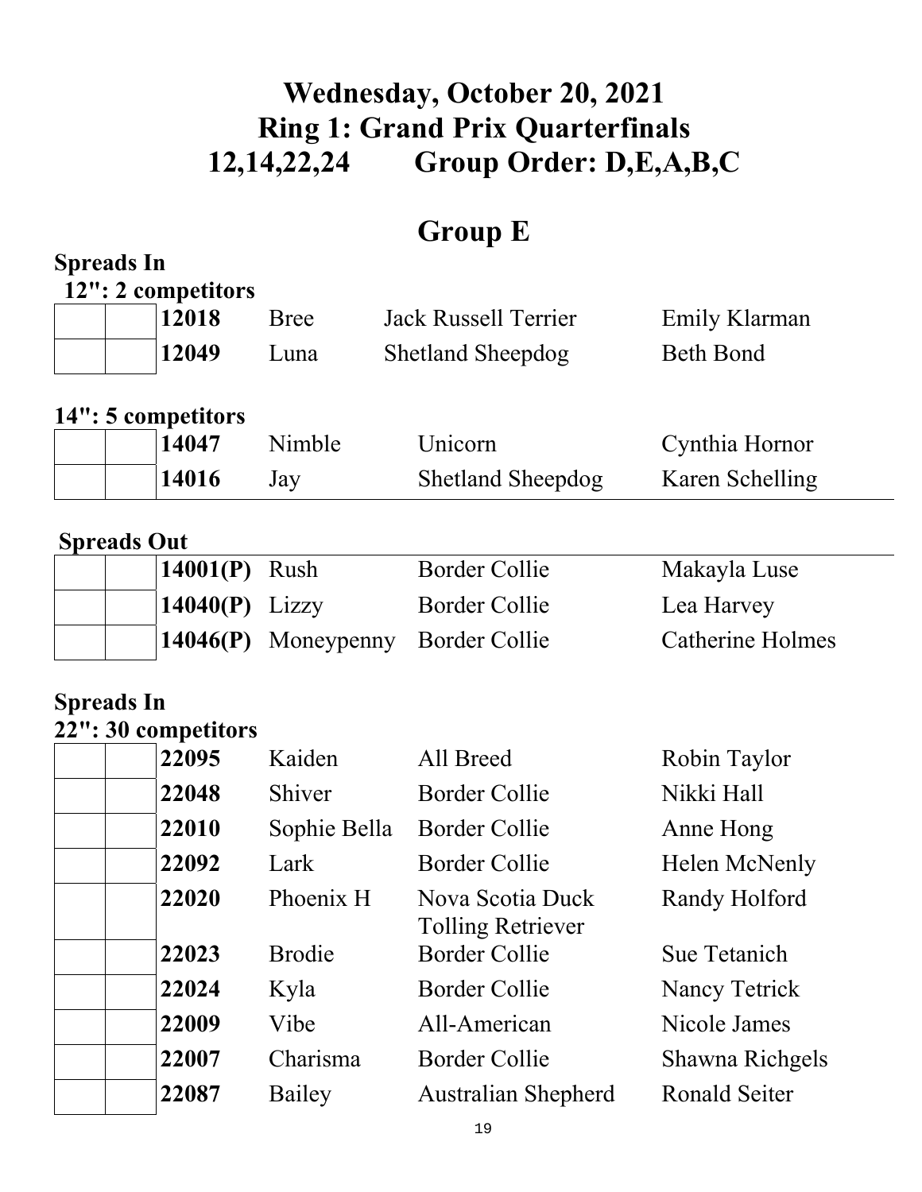# Wednesday, October 20, 2021
# Ring 1: Grand Prix Quarterfinals
# 12,14,22,24 Group Order: D,E,A,B,C

## Group E

**Spreads In**

**12": 2 competitors**

| | | | | | |
|---|---|---|---|---|---|
| | | **12018** | Bree | Jack Russell Terrier | Emily Klarman |
| | | **12049** | Luna | Shetland Sheepdog | Beth Bond |

**14": 5 competitors**

| | | | | | |
|---|---|---|---|---|---|
| | | **14047** | Nimble | Unicorn | Cynthia Hornor |
| | | **14016** | Jay | Shetland Sheepdog | Karen Schelling |

**Spreads Out**

| | | | | | |
|---|---|---|---|---|---|
| | | **14001(P)** | Rush | Border Collie | Makayla Luse |
| | | **14040(P)** | Lizzy | Border Collie | Lea Harvey |
| | | **14046(P)** | Moneypenny | Border Collie | Catherine Holmes |

**Spreads In**

**22": 30 competitors**

| | | | | | |
|---|---|---|---|---|---|
| | | **22095** | Kaiden | All Breed | Robin Taylor |
| | | **22048** | Shiver | Border Collie | Nikki Hall |
| | | **22010** | Sophie Bella | Border Collie | Anne Hong |
| | | **22092** | Lark | Border Collie | Helen McNenly |
| | | **22020** | Phoenix H | Nova Scotia Duck Tolling Retriever | Randy Holford |
| | | **22023** | Brodie | Border Collie | Sue Tetanich |
| | | **22024** | Kyla | Border Collie | Nancy Tetrick |
| | | **22009** | Vibe | All-American | Nicole James |
| | | **22007** | Charisma | Border Collie | Shawna Richgels |
| | | **22087** | Bailey | Australian Shepherd | Ronald Seiter |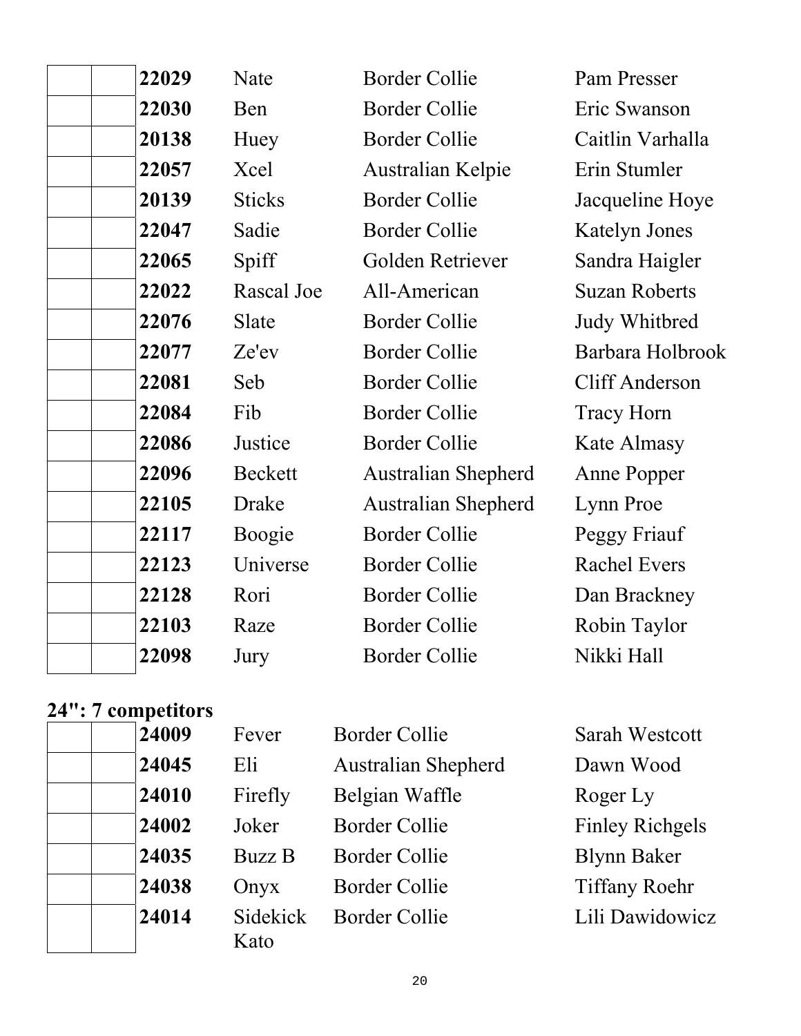| | | | | | |
|---|---|---|---|---|---|
| | | **22029** | Nate | Border Collie | Pam Presser |
| | | **22030** | Ben | Border Collie | Eric Swanson |
| | | **20138** | Huey | Border Collie | Caitlin Varhalla |
| | | **22057** | Xcel | Australian Kelpie | Erin Stumler |
| | | **20139** | Sticks | Border Collie | Jacqueline Hoye |
| | | **22047** | Sadie | Border Collie | Katelyn Jones |
| | | **22065** | Spiff | Golden Retriever | Sandra Haigler |
| | | **22022** | Rascal Joe | All-American | Suzan Roberts |
| | | **22076** | Slate | Border Collie | Judy Whitbred |
| | | **22077** | Ze'ev | Border Collie | Barbara Holbrook |
| | | **22081** | Seb | Border Collie | Cliff Anderson |
| | | **22084** | Fib | Border Collie | Tracy Horn |
| | | **22086** | Justice | Border Collie | Kate Almasy |
| | | **22096** | Beckett | Australian Shepherd | Anne Popper |
| | | **22105** | Drake | Australian Shepherd | Lynn Proe |
| | | **22117** | Boogie | Border Collie | Peggy Friauf |
| | | **22123** | Universe | Border Collie | Rachel Evers |
| | | **22128** | Rori | Border Collie | Dan Brackney |
| | | **22103** | Raze | Border Collie | Robin Taylor |
| | | **22098** | Jury | Border Collie | Nikki Hall |

**24": 7 competitors**

| | | | | | |
|---|---|---|---|---|---|
| | | **24009** | Fever | Border Collie | Sarah Westcott |
| | | **24045** | Eli | Australian Shepherd | Dawn Wood |
| | | **24010** | Firefly | Belgian Waffle | Roger Ly |
| | | **24002** | Joker | Border Collie | Finley Richgels |
| | | **24035** | Buzz B | Border Collie | Blynn Baker |
| | | **24038** | Onyx | Border Collie | Tiffany Roehr |
| | | **24014** | Sidekick Kato | Border Collie | Lili Dawidowicz |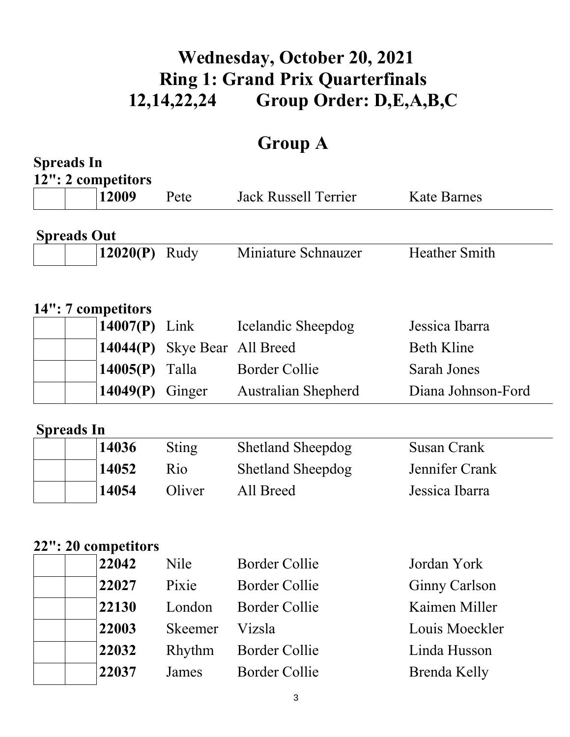# Wednesday, October 20, 2021
# Ring 1: Grand Prix Quarterfinals
# 12,14,22,24 Group Order: D,E,A,B,C

## Group A

**Spreads In**

**12": 2 competitors**

| | | | | | |
|---|---|---|---|---|---|
| | | **12009** | Pete | Jack Russell Terrier | Kate Barnes |

**Spreads Out**

| | | | | | |
|---|---|---|---|---|---|
| | | **12020(P)** | Rudy | Miniature Schnauzer | Heather Smith |

**14": 7 competitors**

| | | | | | |
|---|---|---|---|---|---|
| | | **14007(P)** | Link | Icelandic Sheepdog | Jessica Ibarra |
| | | **14044(P)** | Skye Bear | All Breed | Beth Kline |
| | | **14005(P)** | Talla | Border Collie | Sarah Jones |
| | | **14049(P)** | Ginger | Australian Shepherd | Diana Johnson-Ford |

**Spreads In**

| | | | | | |
|---|---|---|---|---|---|
| | | **14036** | Sting | Shetland Sheepdog | Susan Crank |
| | | **14052** | Rio | Shetland Sheepdog | Jennifer Crank |
| | | **14054** | Oliver | All Breed | Jessica Ibarra |

**22": 20 competitors**

| | | | | | |
|---|---|---|---|---|---|
| | | **22042** | Nile | Border Collie | Jordan York |
| | | **22027** | Pixie | Border Collie | Ginny Carlson |
| | | **22130** | London | Border Collie | Kaimen Miller |
| | | **22003** | Skeemer | Vizsla | Louis Moeckler |
| | | **22032** | Rhythm | Border Collie | Linda Husson |
| | | **22037** | James | Border Collie | Brenda Kelly |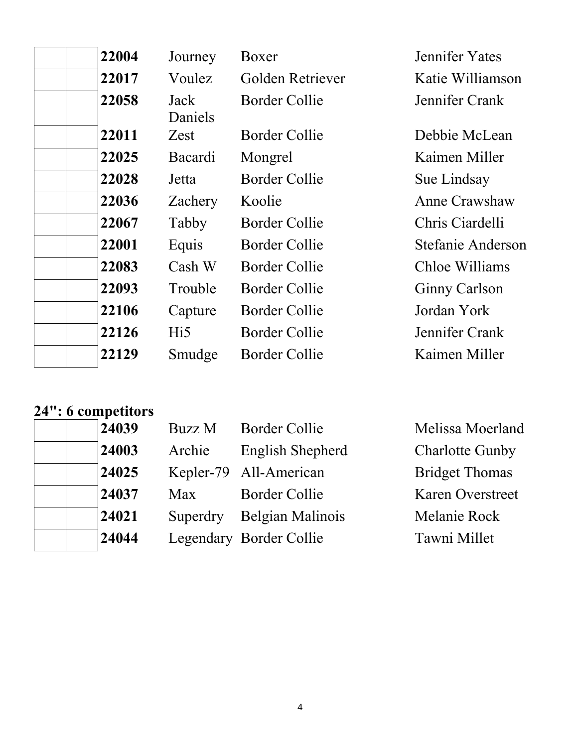| | | | | | |
|---|---|---|---|---|---|
| | | **22004** | Journey | Boxer | Jennifer Yates |
| | | **22017** | Voulez | Golden Retriever | Katie Williamson |
| | | **22058** | Jack Daniels | Border Collie | Jennifer Crank |
| | | **22011** | Zest | Border Collie | Debbie McLean |
| | | **22025** | Bacardi | Mongrel | Kaimen Miller |
| | | **22028** | Jetta | Border Collie | Sue Lindsay |
| | | **22036** | Zachery | Koolie | Anne Crawshaw |
| | | **22067** | Tabby | Border Collie | Chris Ciardelli |
| | | **22001** | Equis | Border Collie | Stefanie Anderson |
| | | **22083** | Cash W | Border Collie | Chloe Williams |
| | | **22093** | Trouble | Border Collie | Ginny Carlson |
| | | **22106** | Capture | Border Collie | Jordan York |
| | | **22126** | Hi5 | Border Collie | Jennifer Crank |
| | | **22129** | Smudge | Border Collie | Kaimen Miller |

**24": 6 competitors**

| | | | | | |
|---|---|---|---|---|---|
| | | **24039** | Buzz M | Border Collie | Melissa Moerland |
| | | **24003** | Archie | English Shepherd | Charlotte Gunby |
| | | **24025** | Kepler-79 | All-American | Bridget Thomas |
| | | **24037** | Max | Border Collie | Karen Overstreet |
| | | **24021** | Superdry | Belgian Malinois | Melanie Rock |
| | | **24044** | Legendary | Border Collie | Tawni Millet |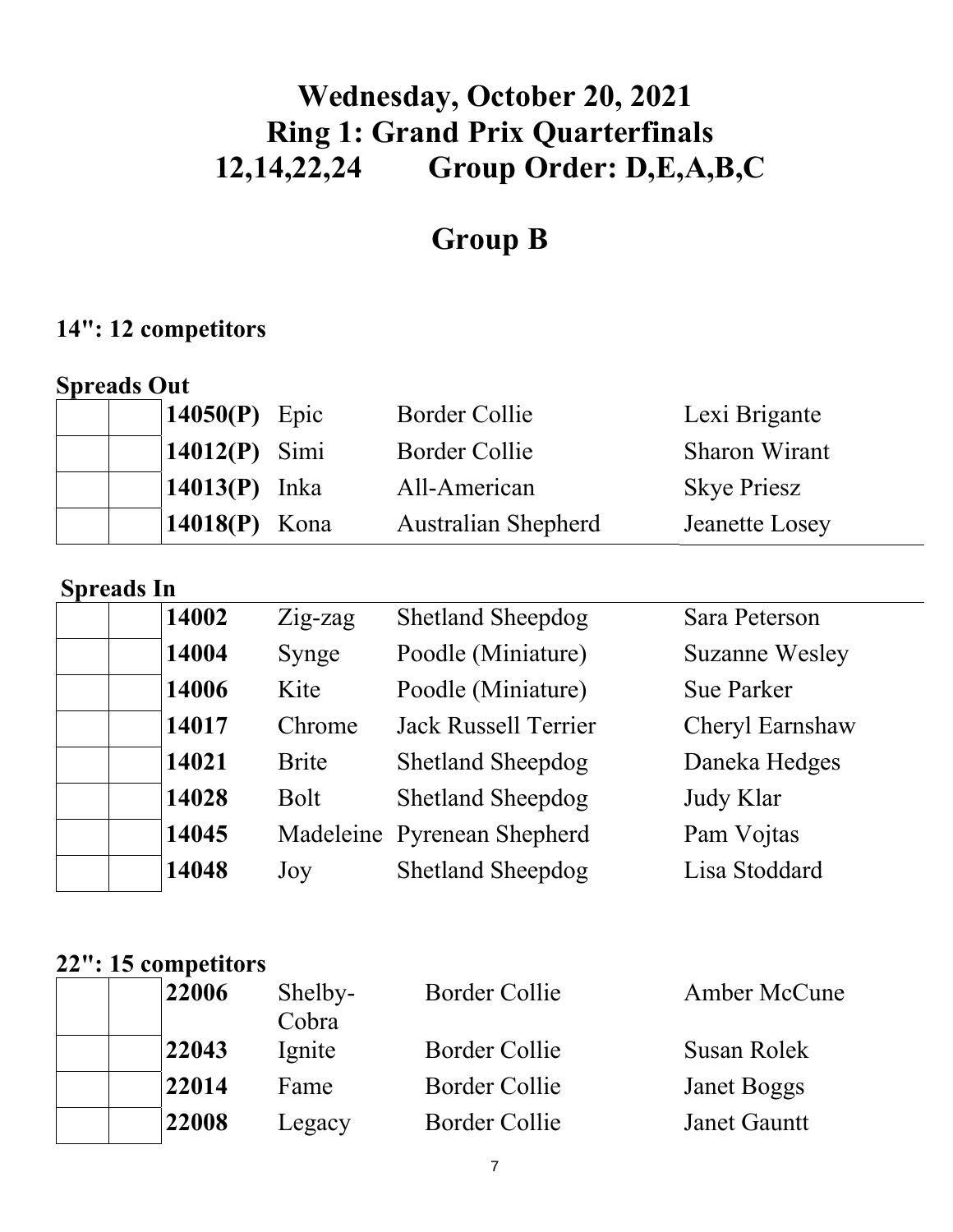# Wednesday, October 20, 2021
# Ring 1: Grand Prix Quarterfinals
# 12,14,22,24 Group Order: D,E,A,B,C

## Group B

### 14": 12 competitors

**Spreads Out**

| | | | | | |
|---|---|---|---|---|---|
| | | **14050(P)** | Epic | Border Collie | Lexi Brigante |
| | | **14012(P)** | Simi | Border Collie | Sharon Wirant |
| | | **14013(P)** | Inka | All-American | Skye Priesz |
| | | **14018(P)** | Kona | Australian Shepherd | Jeanette Losey |

**Spreads In**

| | | | | | |
|---|---|---|---|---|---|
| | | **14002** | Zig-zag | Shetland Sheepdog | Sara Peterson |
| | | **14004** | Synge | Poodle (Miniature) | Suzanne Wesley |
| | | **14006** | Kite | Poodle (Miniature) | Sue Parker |
| | | **14017** | Chrome | Jack Russell Terrier | Cheryl Earnshaw |
| | | **14021** | Brite | Shetland Sheepdog | Daneka Hedges |
| | | **14028** | Bolt | Shetland Sheepdog | Judy Klar |
| | | **14045** | Madeleine | Pyrenean Shepherd | Pam Vojtas |
| | | **14048** | Joy | Shetland Sheepdog | Lisa Stoddard |

### 22": 15 competitors

| | | | | | |
|---|---|---|---|---|---|
| | | **22006** | Shelby-Cobra | Border Collie | Amber McCune |
| | | **22043** | Ignite | Border Collie | Susan Rolek |
| | | **22014** | Fame | Border Collie | Janet Boggs |
| | | **22008** | Legacy | Border Collie | Janet Gauntt |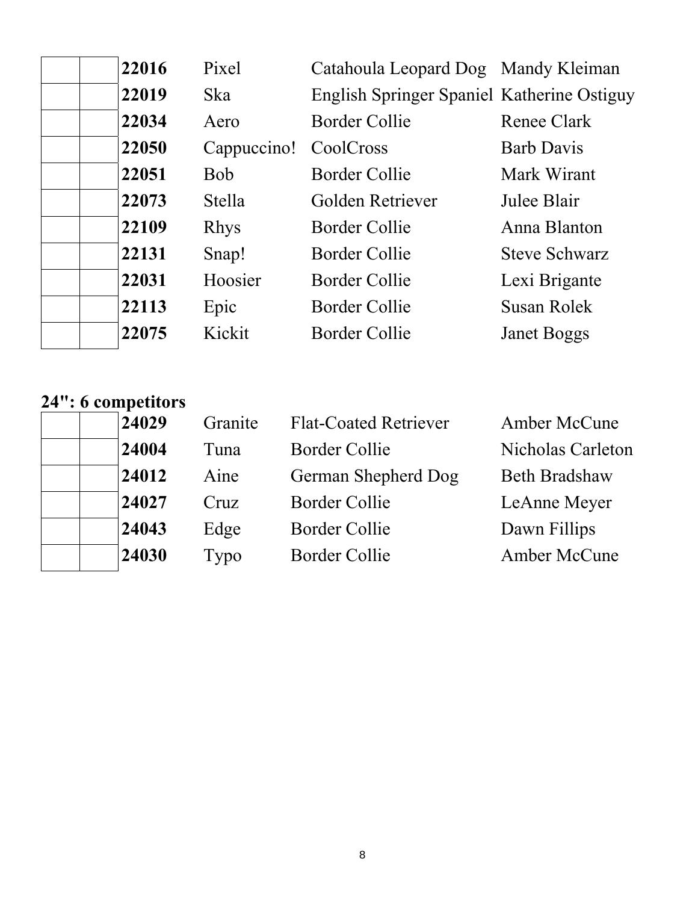| | | | | | |
|---|---|---|---|---|---|
| | | **22016** | Pixel | Catahoula Leopard Dog | Mandy Kleiman |
| | | **22019** | Ska | English Springer Spaniel | Katherine Ostiguy |
| | | **22034** | Aero | Border Collie | Renee Clark |
| | | **22050** | Cappuccino! | CoolCross | Barb Davis |
| | | **22051** | Bob | Border Collie | Mark Wirant |
| | | **22073** | Stella | Golden Retriever | Julee Blair |
| | | **22109** | Rhys | Border Collie | Anna Blanton |
| | | **22131** | Snap! | Border Collie | Steve Schwarz |
| | | **22031** | Hoosier | Border Collie | Lexi Brigante |
| | | **22113** | Epic | Border Collie | Susan Rolek |
| | | **22075** | Kickit | Border Collie | Janet Boggs |

**24": 6 competitors**

| | | | | | |
|---|---|---|---|---|---|
| | | **24029** | Granite | Flat-Coated Retriever | Amber McCune |
| | | **24004** | Tuna | Border Collie | Nicholas Carleton |
| | | **24012** | Aine | German Shepherd Dog | Beth Bradshaw |
| | | **24027** | Cruz | Border Collie | LeAnne Meyer |
| | | **24043** | Edge | Border Collie | Dawn Fillips |
| | | **24030** | Typo | Border Collie | Amber McCune |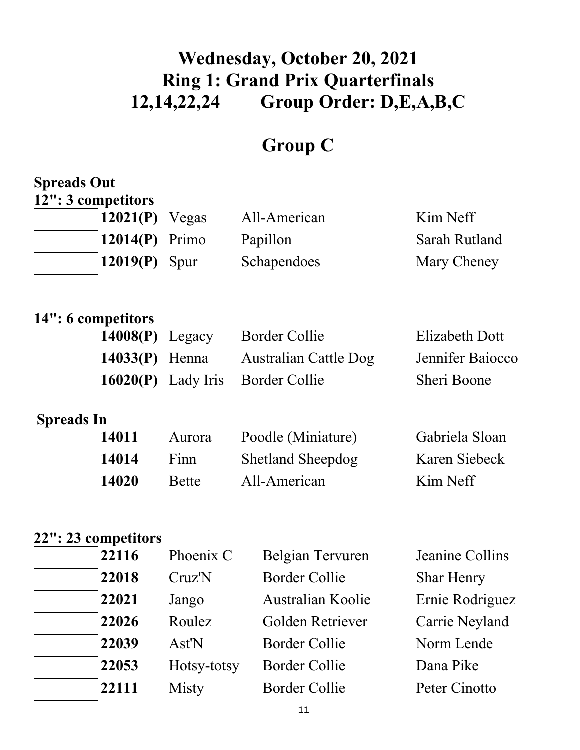# Wednesday, October 20, 2021
# Ring 1: Grand Prix Quarterfinals
# 12,14,22,24 Group Order: D,E,A,B,C

## Group C

### Spreads Out

**12": 3 competitors**

| | | | | | |
|---|---|---|---|---|---|
| | | **12021(P)** | Vegas | All-American | Kim Neff |
| | | **12014(P)** | Primo | Papillon | Sarah Rutland |
| | | **12019(P)** | Spur | Schapendoes | Mary Cheney |

**14": 6 competitors**

| | | | | | |
|---|---|---|---|---|---|
| | | **14008(P)** | Legacy | Border Collie | Elizabeth Dott |
| | | **14033(P)** | Henna | Australian Cattle Dog | Jennifer Baiocco |
| | | **16020(P)** | Lady Iris | Border Collie | Sheri Boone |

### Spreads In

| | | | | | |
|---|---|---|---|---|---|
| | | **14011** | Aurora | Poodle (Miniature) | Gabriela Sloan |
| | | **14014** | Finn | Shetland Sheepdog | Karen Siebeck |
| | | **14020** | Bette | All-American | Kim Neff |

**22": 23 competitors**

| | | | | | |
|---|---|---|---|---|---|
| | | **22116** | Phoenix C | Belgian Tervuren | Jeanine Collins |
| | | **22018** | Cruz'N | Border Collie | Shar Henry |
| | | **22021** | Jango | Australian Koolie | Ernie Rodriguez |
| | | **22026** | Roulez | Golden Retriever | Carrie Neyland |
| | | **22039** | Ast'N | Border Collie | Norm Lende |
| | | **22053** | Hotsy-totsy | Border Collie | Dana Pike |
| | | **22111** | Misty | Border Collie | Peter Cinotto |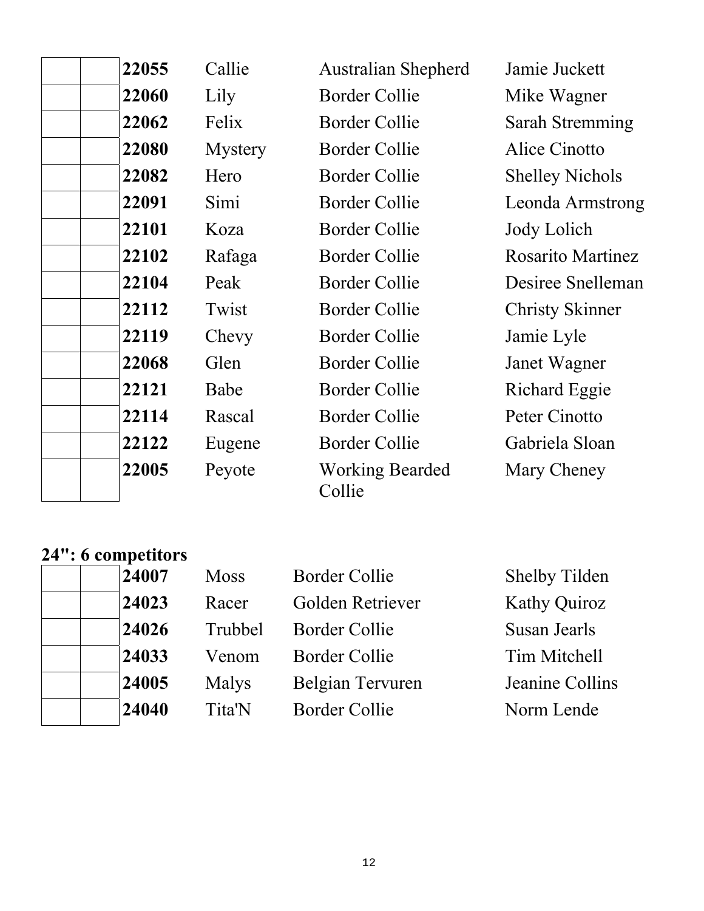| | | | | | |
|---|---|---|---|---|---|
| | | **22055** | Callie | Australian Shepherd | Jamie Juckett |
| | | **22060** | Lily | Border Collie | Mike Wagner |
| | | **22062** | Felix | Border Collie | Sarah Stremming |
| | | **22080** | Mystery | Border Collie | Alice Cinotto |
| | | **22082** | Hero | Border Collie | Shelley Nichols |
| | | **22091** | Simi | Border Collie | Leonda Armstrong |
| | | **22101** | Koza | Border Collie | Jody Lolich |
| | | **22102** | Rafaga | Border Collie | Rosarito Martinez |
| | | **22104** | Peak | Border Collie | Desiree Snelleman |
| | | **22112** | Twist | Border Collie | Christy Skinner |
| | | **22119** | Chevy | Border Collie | Jamie Lyle |
| | | **22068** | Glen | Border Collie | Janet Wagner |
| | | **22121** | Babe | Border Collie | Richard Eggie |
| | | **22114** | Rascal | Border Collie | Peter Cinotto |
| | | **22122** | Eugene | Border Collie | Gabriela Sloan |
| | | **22005** | Peyote | Working Bearded Collie | Mary Cheney |

**24": 6 competitors**

| | | | | | |
|---|---|---|---|---|---|
| | | **24007** | Moss | Border Collie | Shelby Tilden |
| | | **24023** | Racer | Golden Retriever | Kathy Quiroz |
| | | **24026** | Trubbel | Border Collie | Susan Jearls |
| | | **24033** | Venom | Border Collie | Tim Mitchell |
| | | **24005** | Malys | Belgian Tervuren | Jeanine Collins |
| | | **24040** | Tita'N | Border Collie | Norm Lende |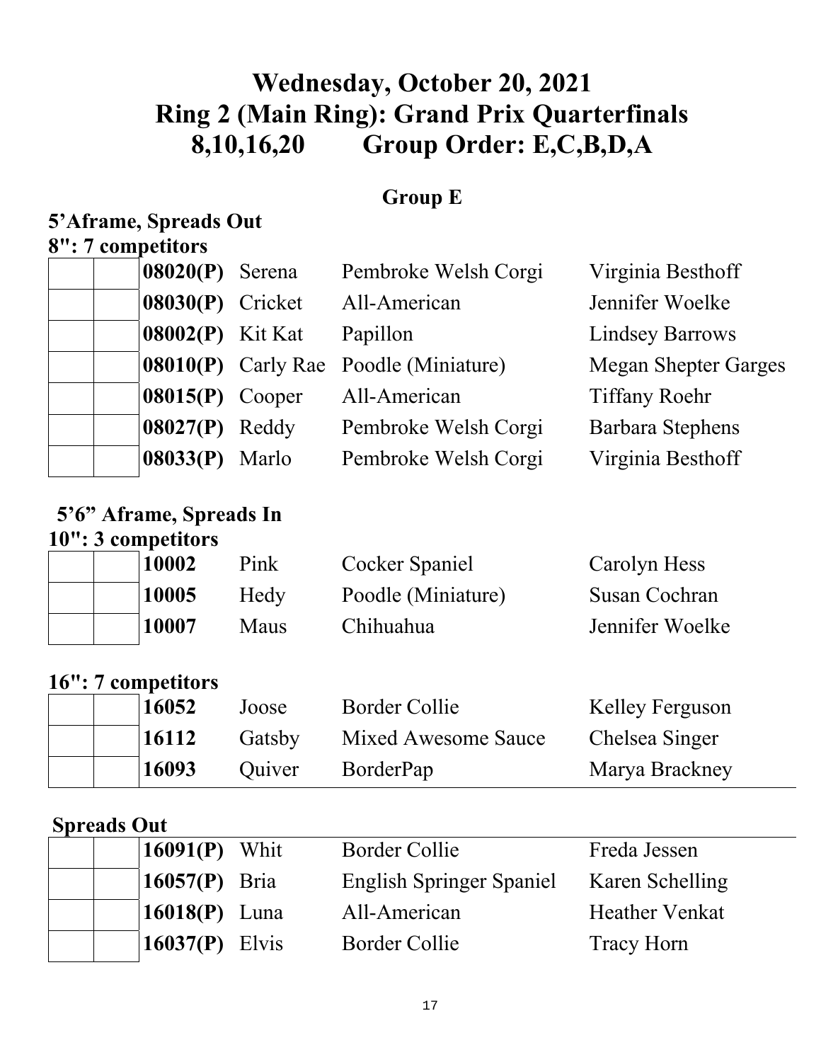# Wednesday, October 20, 2021
# Ring 2 (Main Ring): Grand Prix Quarterfinals
# 8,10,16,20 Group Order: E,C,B,D,A

## Group E

### 5'Aframe, Spreads Out

### 8": 7 competitors

| | | | | | |
|---|---|---|---|---|---|
| | | **08020(P)** | Serena | Pembroke Welsh Corgi | Virginia Besthoff |
| | | **08030(P)** | Cricket | All-American | Jennifer Woelke |
| | | **08002(P)** | Kit Kat | Papillon | Lindsey Barrows |
| | | **08010(P)** | Carly Rae | Poodle (Miniature) | Megan Shepter Garges |
| | | **08015(P)** | Cooper | All-American | Tiffany Roehr |
| | | **08027(P)** | Reddy | Pembroke Welsh Corgi | Barbara Stephens |
| | | **08033(P)** | Marlo | Pembroke Welsh Corgi | Virginia Besthoff |

### 5'6" Aframe, Spreads In

### 10": 3 competitors

| | | | | | |
|---|---|---|---|---|---|
| | | **10002** | Pink | Cocker Spaniel | Carolyn Hess |
| | | **10005** | Hedy | Poodle (Miniature) | Susan Cochran |
| | | **10007** | Maus | Chihuahua | Jennifer Woelke |

### 16": 7 competitors

| | | | | | |
|---|---|---|---|---|---|
| | | **16052** | Joose | Border Collie | Kelley Ferguson |
| | | **16112** | Gatsby | Mixed Awesome Sauce | Chelsea Singer |
| | | **16093** | Quiver | BorderPap | Marya Brackney |

### Spreads Out

| | | | | | |
|---|---|---|---|---|---|
| | | **16091(P)** | Whit | Border Collie | Freda Jessen |
| | | **16057(P)** | Bria | English Springer Spaniel | Karen Schelling |
| | | **16018(P)** | Luna | All-American | Heather Venkat |
| | | **16037(P)** | Elvis | Border Collie | Tracy Horn |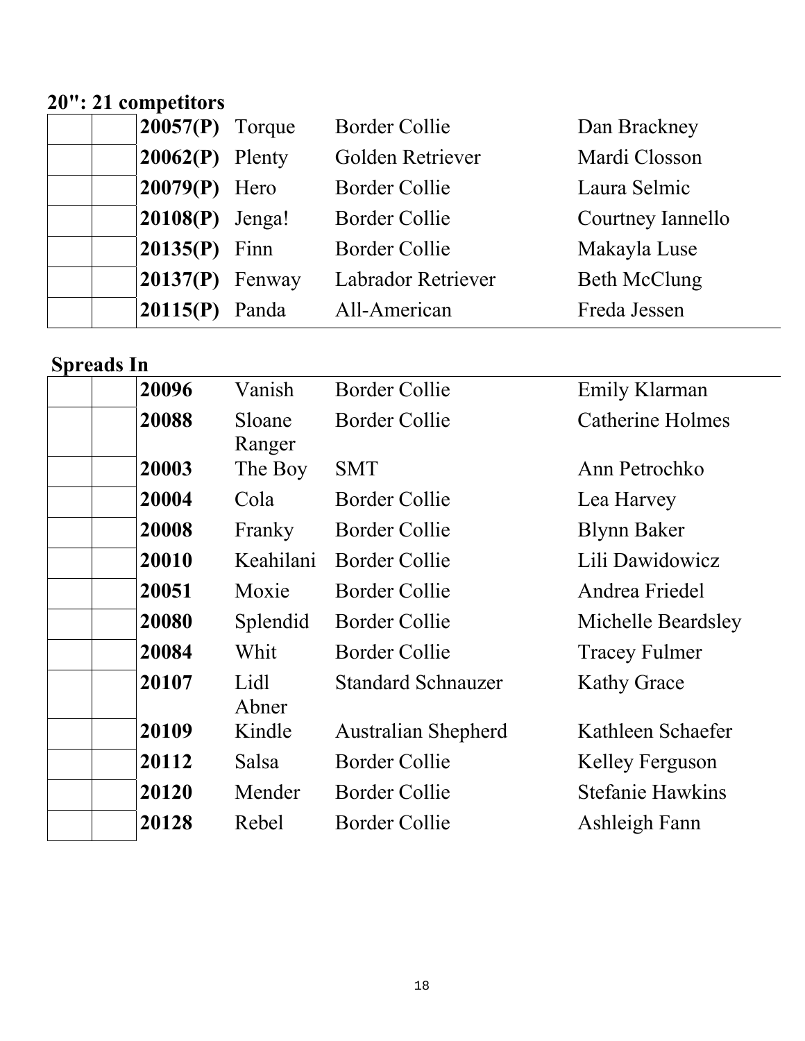**20": 21 competitors**

| | | | | | |
|---|---|---|---|---|---|
| | | **20057(P)** | Torque | Border Collie | Dan Brackney |
| | | **20062(P)** | Plenty | Golden Retriever | Mardi Closson |
| | | **20079(P)** | Hero | Border Collie | Laura Selmic |
| | | **20108(P)** | Jenga! | Border Collie | Courtney Iannello |
| | | **20135(P)** | Finn | Border Collie | Makayla Luse |
| | | **20137(P)** | Fenway | Labrador Retriever | Beth McClung |
| | | **20115(P)** | Panda | All-American | Freda Jessen |

**Spreads In**

| | | | | | |
|---|---|---|---|---|---|
| | | **20096** | Vanish | Border Collie | Emily Klarman |
| | | **20088** | Sloane Ranger | Border Collie | Catherine Holmes |
| | | **20003** | The Boy | SMT | Ann Petrochko |
| | | **20004** | Cola | Border Collie | Lea Harvey |
| | | **20008** | Franky | Border Collie | Blynn Baker |
| | | **20010** | Keahilani | Border Collie | Lili Dawidowicz |
| | | **20051** | Moxie | Border Collie | Andrea Friedel |
| | | **20080** | Splendid | Border Collie | Michelle Beardsley |
| | | **20084** | Whit | Border Collie | Tracey Fulmer |
| | | **20107** | Lidl Abner | Standard Schnauzer | Kathy Grace |
| | | **20109** | Kindle | Australian Shepherd | Kathleen Schaefer |
| | | **20112** | Salsa | Border Collie | Kelley Ferguson |
| | | **20120** | Mender | Border Collie | Stefanie Hawkins |
| | | **20128** | Rebel | Border Collie | Ashleigh Fann |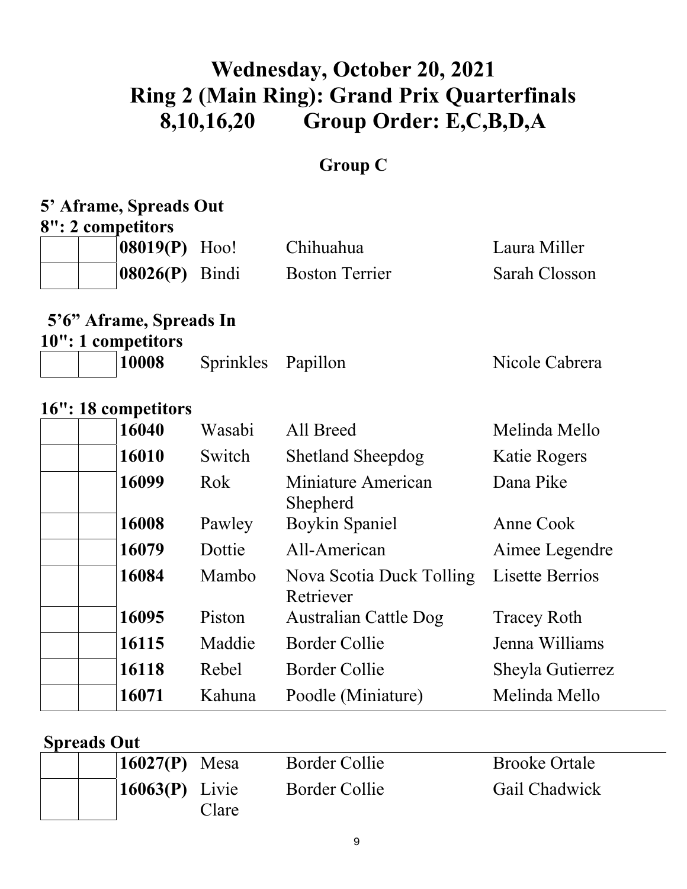# Wednesday, October 20, 2021
# Ring 2 (Main Ring): Grand Prix Quarterfinals
# 8,10,16,20 Group Order: E,C,B,D,A

## Group C

### 5' Aframe, Spreads Out

**8": 2 competitors**

| | | | | | |
|---|---|---|---|---|---|
| | | **08019(P)** | Hoo! | Chihuahua | Laura Miller |
| | | **08026(P)** | Bindi | Boston Terrier | Sarah Closson |

### 5'6" Aframe, Spreads In

**10": 1 competitors**

| | | | | | |
|---|---|---|---|---|---|
| | | **10008** | Sprinkles | Papillon | Nicole Cabrera |

**16": 18 competitors**

| | | | | | |
|---|---|---|---|---|---|
| | | **16040** | Wasabi | All Breed | Melinda Mello |
| | | **16010** | Switch | Shetland Sheepdog | Katie Rogers |
| | | **16099** | Rok | Miniature American Shepherd | Dana Pike |
| | | **16008** | Pawley | Boykin Spaniel | Anne Cook |
| | | **16079** | Dottie | All-American | Aimee Legendre |
| | | **16084** | Mambo | Nova Scotia Duck Tolling Retriever | Lisette Berrios |
| | | **16095** | Piston | Australian Cattle Dog | Tracey Roth |
| | | **16115** | Maddie | Border Collie | Jenna Williams |
| | | **16118** | Rebel | Border Collie | Sheyla Gutierrez |
| | | **16071** | Kahuna | Poodle (Miniature) | Melinda Mello |

**Spreads Out**

| | | | | | |
|---|---|---|---|---|---|
| | | **16027(P)** | Mesa | Border Collie | Brooke Ortale |
| | | **16063(P)** | Livie Clare | Border Collie | Gail Chadwick |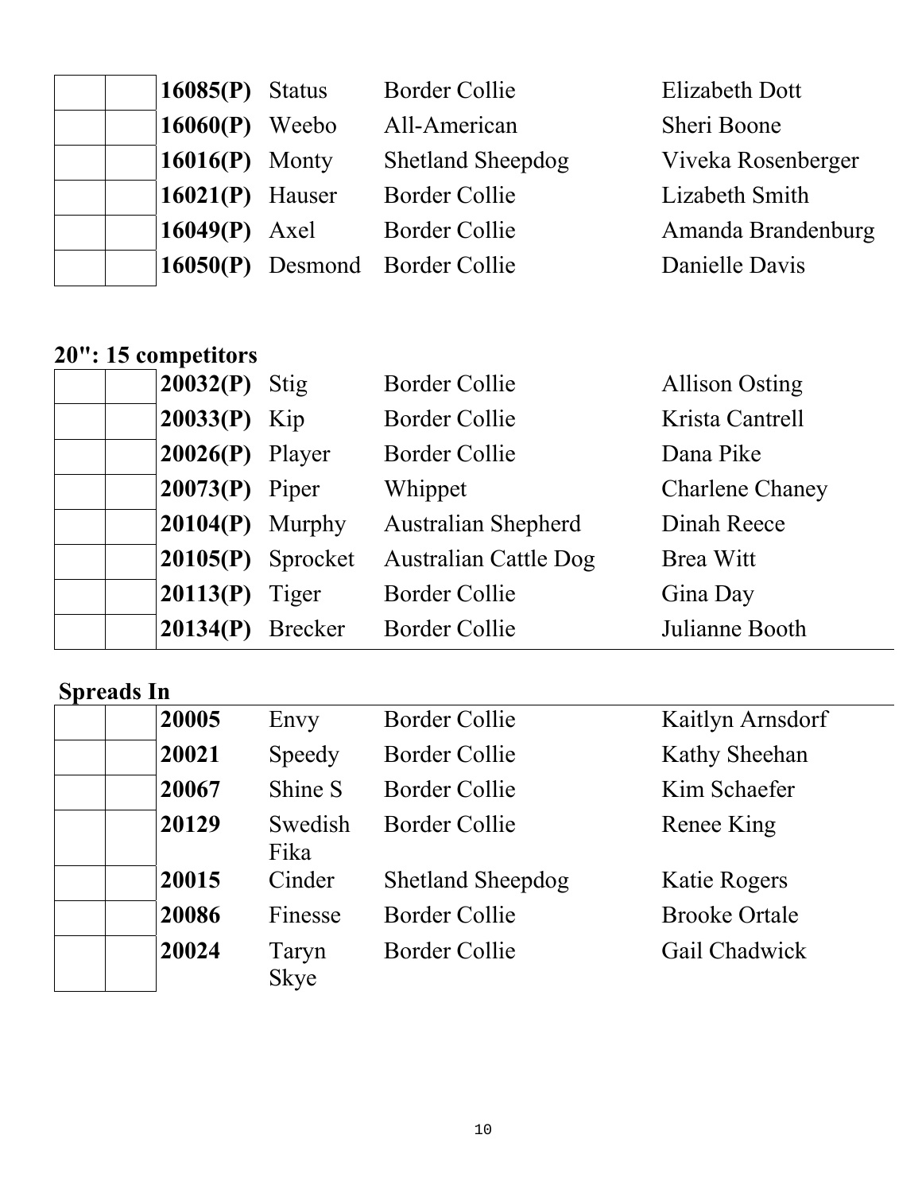| | | | | | |
|---|---|---|---|---|---|
| | | **16085(P)** | Status | Border Collie | Elizabeth Dott |
| | | **16060(P)** | Weebo | All-American | Sheri Boone |
| | | **16016(P)** | Monty | Shetland Sheepdog | Viveka Rosenberger |
| | | **16021(P)** | Hauser | Border Collie | Lizabeth Smith |
| | | **16049(P)** | Axel | Border Collie | Amanda Brandenburg |
| | | **16050(P)** | Desmond | Border Collie | Danielle Davis |

### 20": 15 competitors

| | | | | | |
|---|---|---|---|---|---|
| | | **20032(P)** | Stig | Border Collie | Allison Osting |
| | | **20033(P)** | Kip | Border Collie | Krista Cantrell |
| | | **20026(P)** | Player | Border Collie | Dana Pike |
| | | **20073(P)** | Piper | Whippet | Charlene Chaney |
| | | **20104(P)** | Murphy | Australian Shepherd | Dinah Reece |
| | | **20105(P)** | Sprocket | Australian Cattle Dog | Brea Witt |
| | | **20113(P)** | Tiger | Border Collie | Gina Day |
| | | **20134(P)** | Brecker | Border Collie | Julianne Booth |

### Spreads In

| | | | | | |
|---|---|---|---|---|---|
| | | **20005** | Envy | Border Collie | Kaitlyn Arnsdorf |
| | | **20021** | Speedy | Border Collie | Kathy Sheehan |
| | | **20067** | Shine S | Border Collie | Kim Schaefer |
| | | **20129** | Swedish Fika | Border Collie | Renee King |
| | | **20015** | Cinder | Shetland Sheepdog | Katie Rogers |
| | | **20086** | Finesse | Border Collie | Brooke Ortale |
| | | **20024** | Taryn Skye | Border Collie | Gail Chadwick |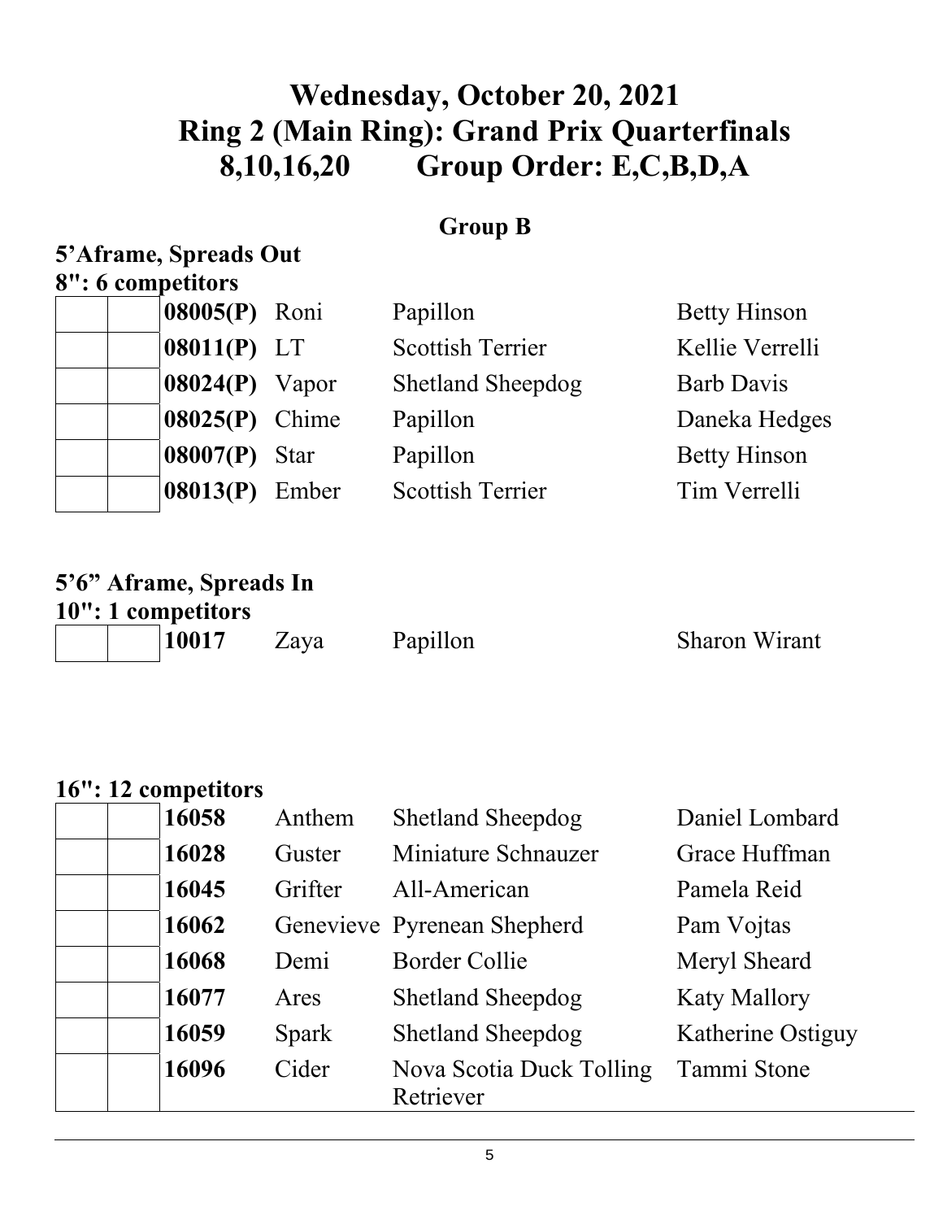# Wednesday, October 20, 2021
# Ring 2 (Main Ring): Grand Prix Quarterfinals
# 8,10,16,20 Group Order: E,C,B,D,A

## Group B

**5'Aframe, Spreads Out**

**8": 6 competitors**

| | | | | | |
|---|---|---|---|---|---|
| | | **08005(P)** | Roni | Papillon | Betty Hinson |
| | | **08011(P)** | LT | Scottish Terrier | Kellie Verrelli |
| | | **08024(P)** | Vapor | Shetland Sheepdog | Barb Davis |
| | | **08025(P)** | Chime | Papillon | Daneka Hedges |
| | | **08007(P)** | Star | Papillon | Betty Hinson |
| | | **08013(P)** | Ember | Scottish Terrier | Tim Verrelli |

**5'6" Aframe, Spreads In**

**10": 1 competitors**

| | | | | | |
|---|---|---|---|---|---|
| | | **10017** | Zaya | Papillon | Sharon Wirant |

**16": 12 competitors**

| | | | | | |
|---|---|---|---|---|---|
| | | **16058** | Anthem | Shetland Sheepdog | Daniel Lombard |
| | | **16028** | Guster | Miniature Schnauzer | Grace Huffman |
| | | **16045** | Grifter | All-American | Pamela Reid |
| | | **16062** | Genevieve | Pyrenean Shepherd | Pam Vojtas |
| | | **16068** | Demi | Border Collie | Meryl Sheard |
| | | **16077** | Ares | Shetland Sheepdog | Katy Mallory |
| | | **16059** | Spark | Shetland Sheepdog | Katherine Ostiguy |
| | | **16096** | Cider | Nova Scotia Duck Tolling Retriever | Tammi Stone |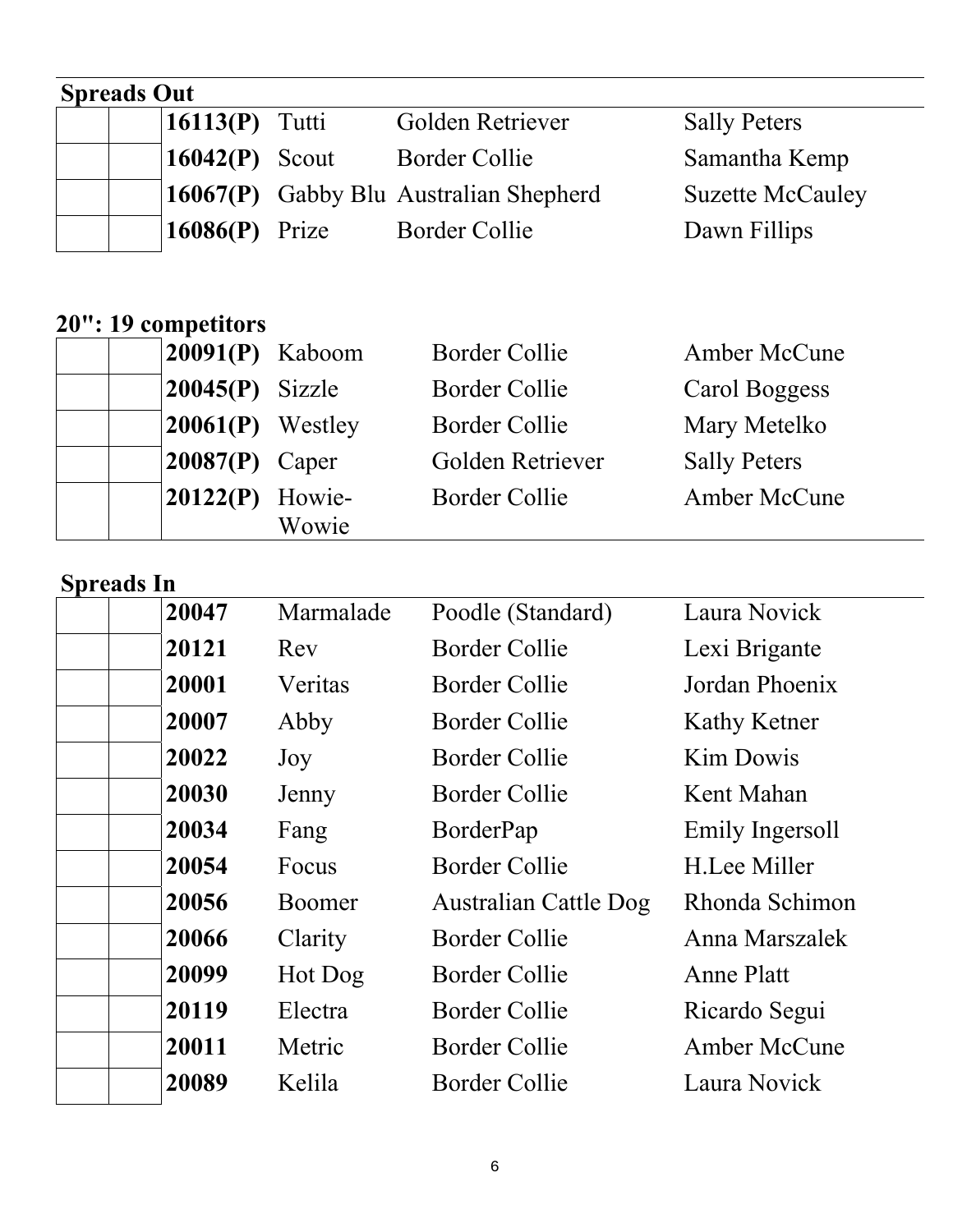**Spreads Out**

| | | | | | |
|---|---|---|---|---|---|
| | | **16113(P)** | Tutti | Golden Retriever | Sally Peters |
| | | **16042(P)** | Scout | Border Collie | Samantha Kemp |
| | | **16067(P)** | Gabby Blu | Australian Shepherd | Suzette McCauley |
| | | **16086(P)** | Prize | Border Collie | Dawn Fillips |

**20": 19 competitors**

| | | | | | |
|---|---|---|---|---|---|
| | | **20091(P)** | Kaboom | Border Collie | Amber McCune |
| | | **20045(P)** | Sizzle | Border Collie | Carol Boggess |
| | | **20061(P)** | Westley | Border Collie | Mary Metelko |
| | | **20087(P)** | Caper | Golden Retriever | Sally Peters |
| | | **20122(P)** | Howie-Wowie | Border Collie | Amber McCune |

**Spreads In**

| | | | | | |
|---|---|---|---|---|---|
| | | **20047** | Marmalade | Poodle (Standard) | Laura Novick |
| | | **20121** | Rev | Border Collie | Lexi Brigante |
| | | **20001** | Veritas | Border Collie | Jordan Phoenix |
| | | **20007** | Abby | Border Collie | Kathy Ketner |
| | | **20022** | Joy | Border Collie | Kim Dowis |
| | | **20030** | Jenny | Border Collie | Kent Mahan |
| | | **20034** | Fang | BorderPap | Emily Ingersoll |
| | | **20054** | Focus | Border Collie | H.Lee Miller |
| | | **20056** | Boomer | Australian Cattle Dog | Rhonda Schimon |
| | | **20066** | Clarity | Border Collie | Anna Marszalek |
| | | **20099** | Hot Dog | Border Collie | Anne Platt |
| | | **20119** | Electra | Border Collie | Ricardo Segui |
| | | **20011** | Metric | Border Collie | Amber McCune |
| | | **20089** | Kelila | Border Collie | Laura Novick |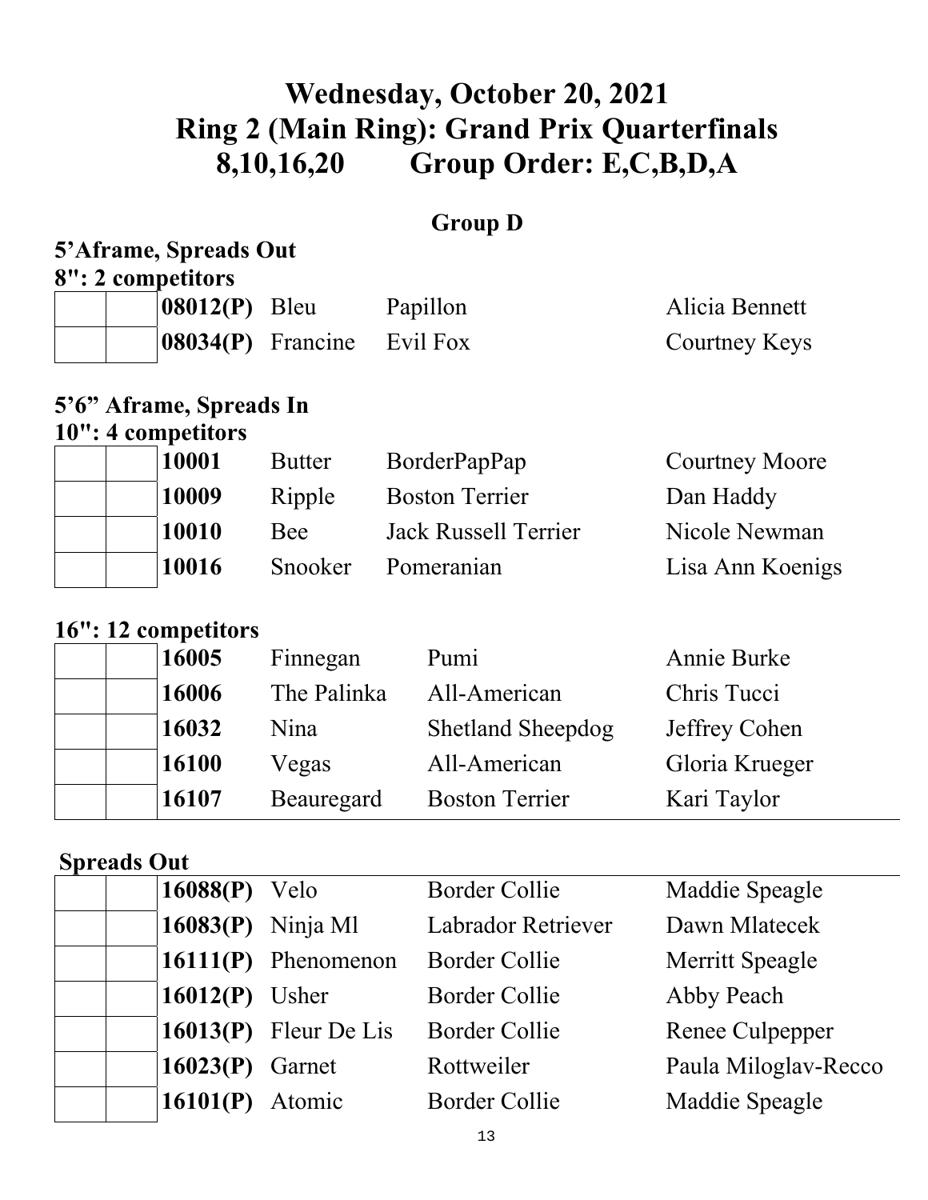# Wednesday, October 20, 2021
# Ring 2 (Main Ring): Grand Prix Quarterfinals
# 8,10,16,20 Group Order: E,C,B,D,A

## Group D

### 5'Aframe, Spreads Out

**8": 2 competitors**

| | | | | | |
|---|---|---|---|---|---|
| | | **08012(P)** | Bleu | Papillon | Alicia Bennett |
| | | **08034(P)** | Francine | Evil Fox | Courtney Keys |

### 5'6" Aframe, Spreads In

**10": 4 competitors**

| | | | | | |
|---|---|---|---|---|---|
| | | **10001** | Butter | BorderPapPap | Courtney Moore |
| | | **10009** | Ripple | Boston Terrier | Dan Haddy |
| | | **10010** | Bee | Jack Russell Terrier | Nicole Newman |
| | | **10016** | Snooker | Pomeranian | Lisa Ann Koenigs |

**16": 12 competitors**

| | | | | | |
|---|---|---|---|---|---|
| | | **16005** | Finnegan | Pumi | Annie Burke |
| | | **16006** | The Palinka | All-American | Chris Tucci |
| | | **16032** | Nina | Shetland Sheepdog | Jeffrey Cohen |
| | | **16100** | Vegas | All-American | Gloria Krueger |
| | | **16107** | Beauregard | Boston Terrier | Kari Taylor |

**Spreads Out**

| | | | | | |
|---|---|---|---|---|---|
| | | **16088(P)** | Velo | Border Collie | Maddie Speagle |
| | | **16083(P)** | Ninja Ml | Labrador Retriever | Dawn Mlatecek |
| | | **16111(P)** | Phenomenon | Border Collie | Merritt Speagle |
| | | **16012(P)** | Usher | Border Collie | Abby Peach |
| | | **16013(P)** | Fleur De Lis | Border Collie | Renee Culpepper |
| | | **16023(P)** | Garnet | Rottweiler | Paula Miloglav-Recco |
| | | **16101(P)** | Atomic | Border Collie | Maddie Speagle |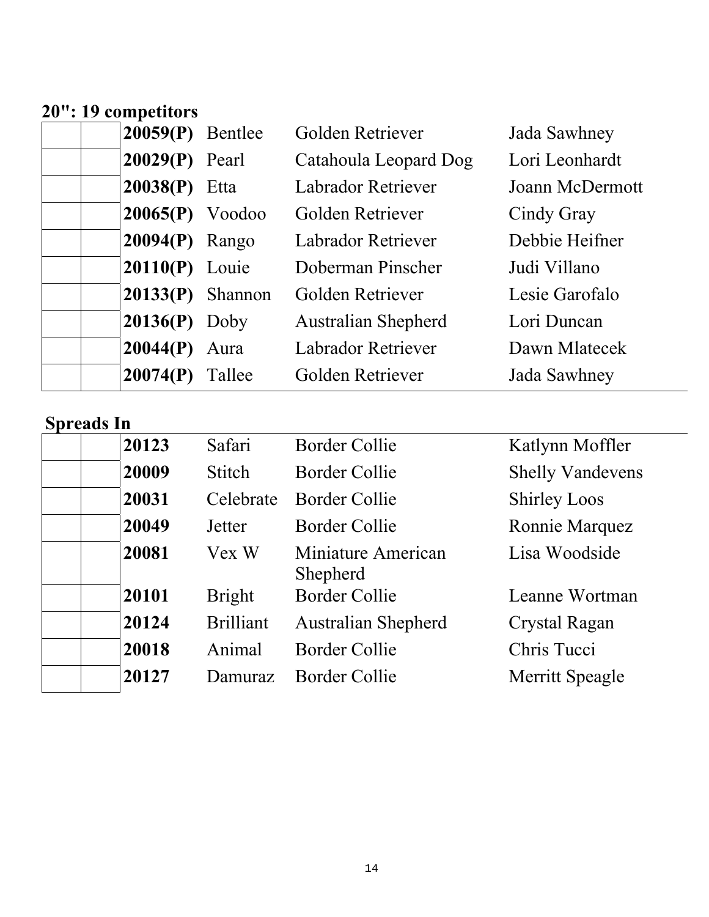**20": 19 competitors**

| | | | | | |
|---|---|---|---|---|---|
| | | **20059(P)** | Bentlee | Golden Retriever | Jada Sawhney |
| | | **20029(P)** | Pearl | Catahoula Leopard Dog | Lori Leonhardt |
| | | **20038(P)** | Etta | Labrador Retriever | Joann McDermott |
| | | **20065(P)** | Voodoo | Golden Retriever | Cindy Gray |
| | | **20094(P)** | Rango | Labrador Retriever | Debbie Heifner |
| | | **20110(P)** | Louie | Doberman Pinscher | Judi Villano |
| | | **20133(P)** | Shannon | Golden Retriever | Lesie Garofalo |
| | | **20136(P)** | Doby | Australian Shepherd | Lori Duncan |
| | | **20044(P)** | Aura | Labrador Retriever | Dawn Mlatecek |
| | | **20074(P)** | Tallee | Golden Retriever | Jada Sawhney |

**Spreads In**

| | | | | | |
|---|---|---|---|---|---|
| | | **20123** | Safari | Border Collie | Katlynn Moffler |
| | | **20009** | Stitch | Border Collie | Shelly Vandevens |
| | | **20031** | Celebrate | Border Collie | Shirley Loos |
| | | **20049** | Jetter | Border Collie | Ronnie Marquez |
| | | **20081** | Vex W | Miniature American Shepherd | Lisa Woodside |
| | | **20101** | Bright | Border Collie | Leanne Wortman |
| | | **20124** | Brilliant | Australian Shepherd | Crystal Ragan |
| | | **20018** | Animal | Border Collie | Chris Tucci |
| | | **20127** | Damuraz | Border Collie | Merritt Speagle |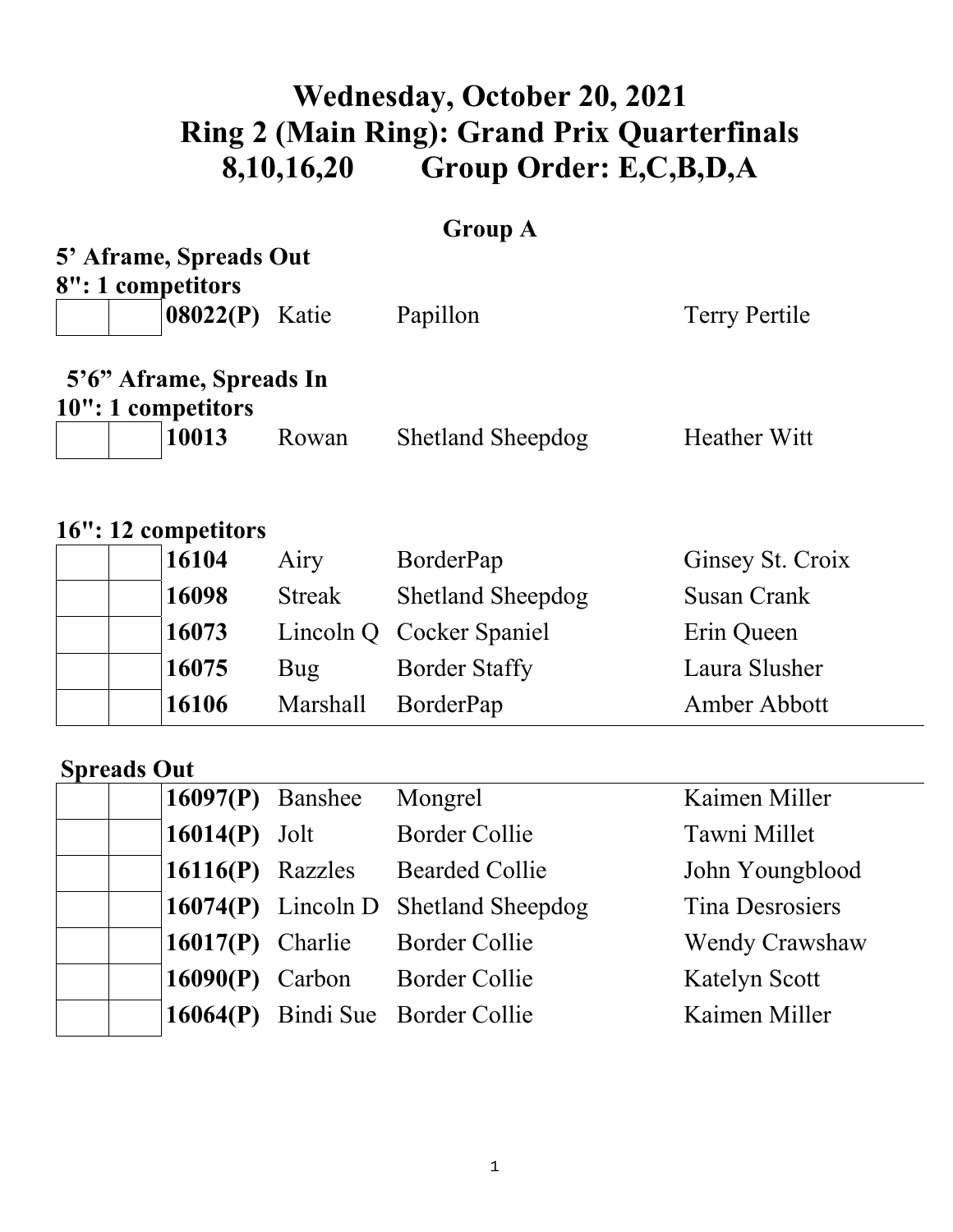# Wednesday, October 20, 2021
# Ring 2 (Main Ring): Grand Prix Quarterfinals
# 8,10,16,20 Group Order: E,C,B,D,A

## Group A

**5' Aframe, Spreads Out**

**8": 1 competitors**

| | | | | | |
|---|---|---|---|---|---|
| | | **08022(P)** | Katie | Papillon | Terry Pertile |

**5'6" Aframe, Spreads In**

**10": 1 competitors**

| | | | | | |
|---|---|---|---|---|---|
| | | **10013** | Rowan | Shetland Sheepdog | Heather Witt |

**16": 12 competitors**

| | | | | | |
|---|---|---|---|---|---|
| | | **16104** | Airy | BorderPap | Ginsey St. Croix |
| | | **16098** | Streak | Shetland Sheepdog | Susan Crank |
| | | **16073** | Lincoln Q | Cocker Spaniel | Erin Queen |
| | | **16075** | Bug | Border Staffy | Laura Slusher |
| | | **16106** | Marshall | BorderPap | Amber Abbott |

**Spreads Out**

| | | | | | |
|---|---|---|---|---|---|
| | | **16097(P)** | Banshee | Mongrel | Kaimen Miller |
| | | **16014(P)** | Jolt | Border Collie | Tawni Millet |
| | | **16116(P)** | Razzles | Bearded Collie | John Youngblood |
| | | **16074(P)** | Lincoln D | Shetland Sheepdog | Tina Desrosiers |
| | | **16017(P)** | Charlie | Border Collie | Wendy Crawshaw |
| | | **16090(P)** | Carbon | Border Collie | Katelyn Scott |
| | | **16064(P)** | Bindi Sue | Border Collie | Kaimen Miller |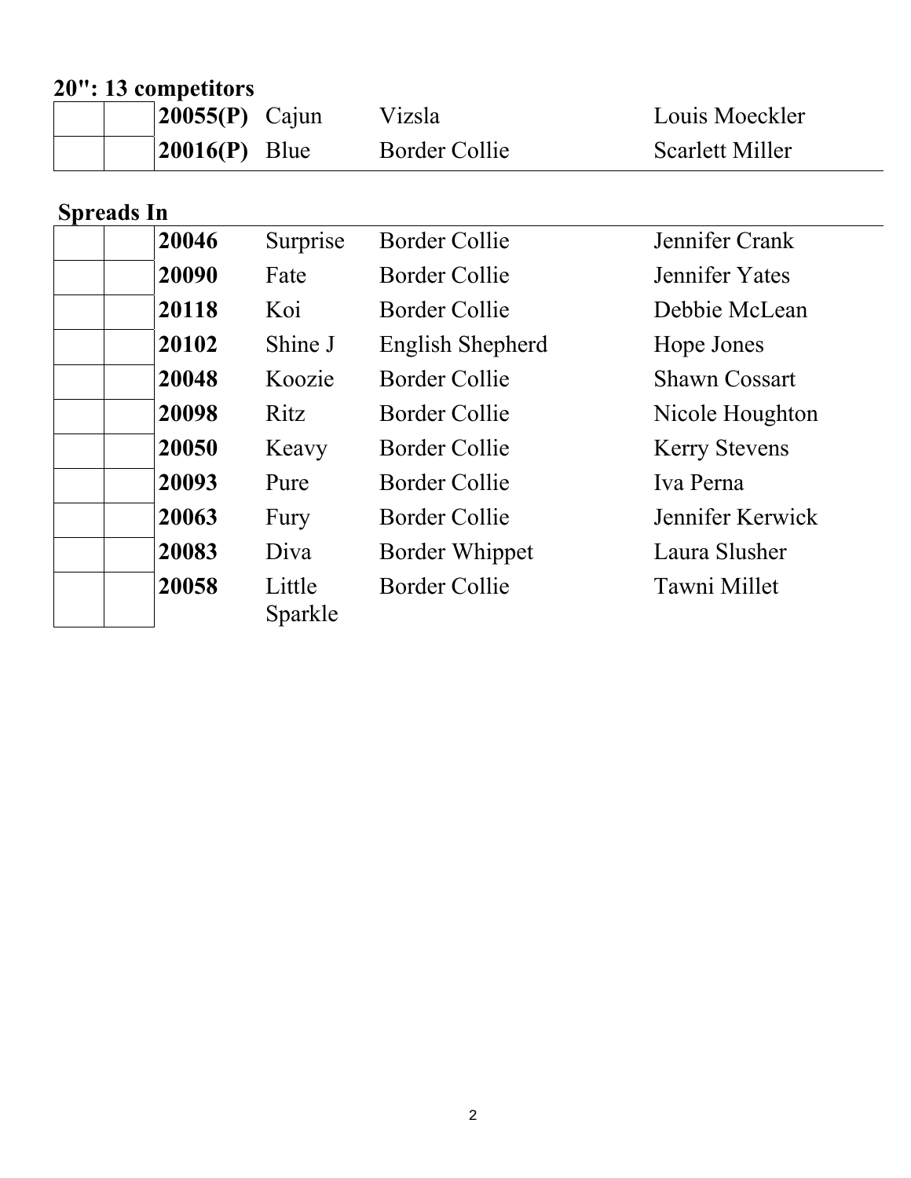**20": 13 competitors**

| | | | | | |
|---|---|---|---|---|---|
| | | **20055(P)** | Cajun | Vizsla | Louis Moeckler |
| | | **20016(P)** | Blue | Border Collie | Scarlett Miller |

**Spreads In**

| | | | | | |
|---|---|---|---|---|---|
| | | **20046** | Surprise | Border Collie | Jennifer Crank |
| | | **20090** | Fate | Border Collie | Jennifer Yates |
| | | **20118** | Koi | Border Collie | Debbie McLean |
| | | **20102** | Shine J | English Shepherd | Hope Jones |
| | | **20048** | Koozie | Border Collie | Shawn Cossart |
| | | **20098** | Ritz | Border Collie | Nicole Houghton |
| | | **20050** | Keavy | Border Collie | Kerry Stevens |
| | | **20093** | Pure | Border Collie | Iva Perna |
| | | **20063** | Fury | Border Collie | Jennifer Kerwick |
| | | **20083** | Diva | Border Whippet | Laura Slusher |
| | | **20058** | Little Sparkle | Border Collie | Tawni Millet |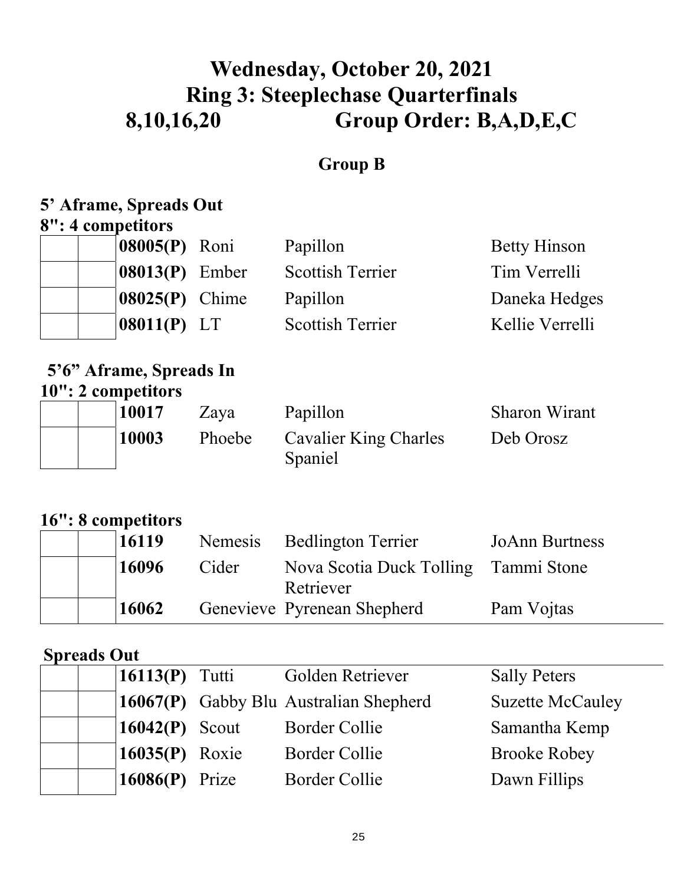# Wednesday, October 20, 2021
# Ring 3: Steeplechase Quarterfinals
# 8,10,16,20 Group Order: B,A,D,E,C

## Group B

**5' Aframe, Spreads Out**

**8": 4 competitors**

| | | | | | |
|---|---|---|---|---|---|
| | | **08005(P)** | Roni | Papillon | Betty Hinson |
| | | **08013(P)** | Ember | Scottish Terrier | Tim Verrelli |
| | | **08025(P)** | Chime | Papillon | Daneka Hedges |
| | | **08011(P)** | LT | Scottish Terrier | Kellie Verrelli |

**5'6" Aframe, Spreads In**

**10": 2 competitors**

| | | | | | |
|---|---|---|---|---|---|
| | | **10017** | Zaya | Papillon | Sharon Wirant |
| | | **10003** | Phoebe | Cavalier King Charles Spaniel | Deb Orosz |

**16": 8 competitors**

| | | | | | |
|---|---|---|---|---|---|
| | | **16119** | Nemesis | Bedlington Terrier | JoAnn Burtness |
| | | **16096** | Cider | Nova Scotia Duck Tolling Retriever | Tammi Stone |
| | | **16062** | Genevieve | Pyrenean Shepherd | Pam Vojtas |

**Spreads Out**

| | | | | | |
|---|---|---|---|---|---|
| | | **16113(P)** | Tutti | Golden Retriever | Sally Peters |
| | | **16067(P)** | Gabby Blu | Australian Shepherd | Suzette McCauley |
| | | **16042(P)** | Scout | Border Collie | Samantha Kemp |
| | | **16035(P)** | Roxie | Border Collie | Brooke Robey |
| | | **16086(P)** | Prize | Border Collie | Dawn Fillips |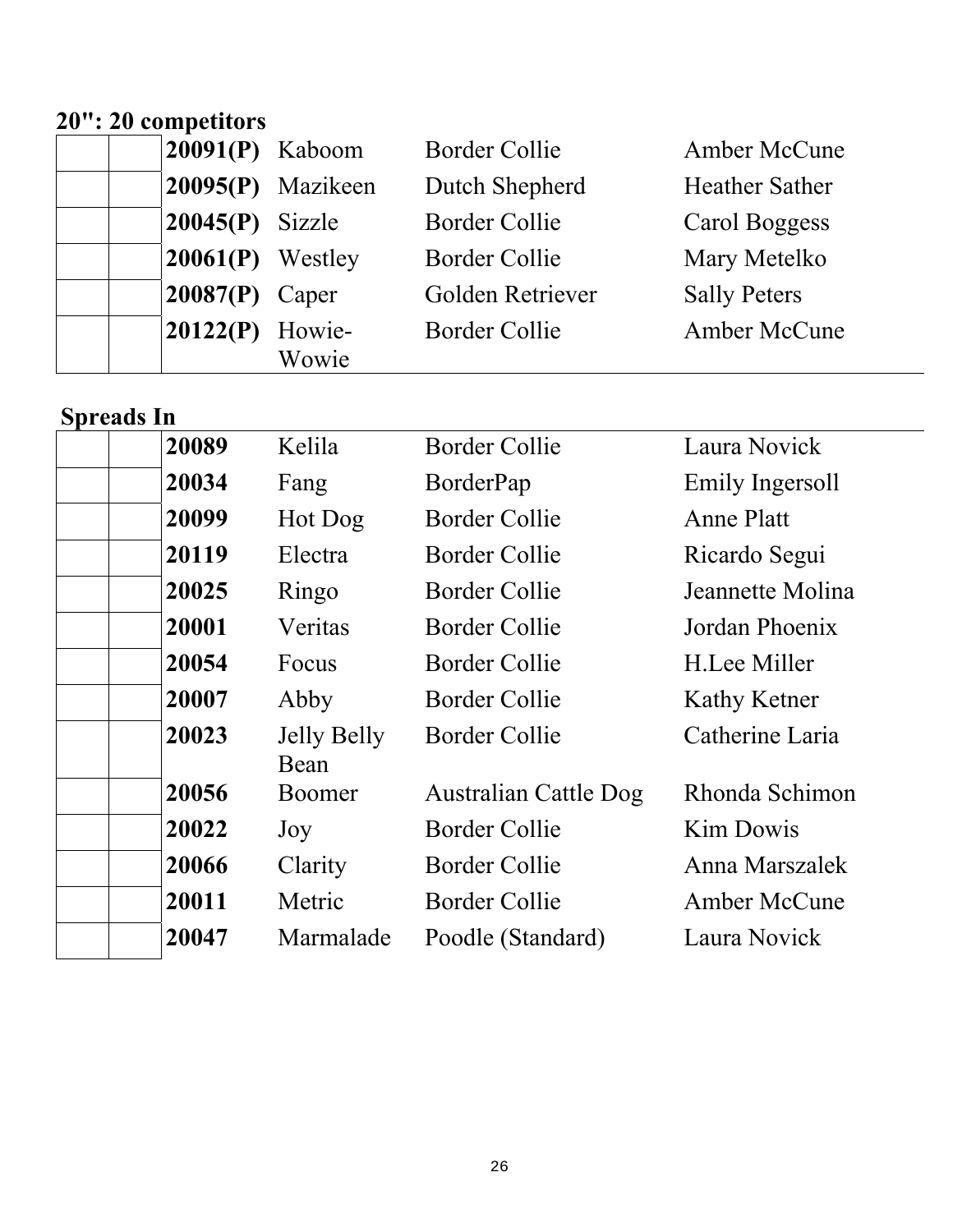## 20": 20 competitors

| | | | | | |
|---|---|---|---|---|---|
| | | **20091(P)** | Kaboom | Border Collie | Amber McCune |
| | | **20095(P)** | Mazikeen | Dutch Shepherd | Heather Sather |
| | | **20045(P)** | Sizzle | Border Collie | Carol Boggess |
| | | **20061(P)** | Westley | Border Collie | Mary Metelko |
| | | **20087(P)** | Caper | Golden Retriever | Sally Peters |
| | | **20122(P)** | Howie-Wowie | Border Collie | Amber McCune |

## Spreads In

| | | | | | |
|---|---|---|---|---|---|
| | | **20089** | Kelila | Border Collie | Laura Novick |
| | | **20034** | Fang | BorderPap | Emily Ingersoll |
| | | **20099** | Hot Dog | Border Collie | Anne Platt |
| | | **20119** | Electra | Border Collie | Ricardo Segui |
| | | **20025** | Ringo | Border Collie | Jeannette Molina |
| | | **20001** | Veritas | Border Collie | Jordan Phoenix |
| | | **20054** | Focus | Border Collie | H.Lee Miller |
| | | **20007** | Abby | Border Collie | Kathy Ketner |
| | | **20023** | Jelly Belly Bean | Border Collie | Catherine Laria |
| | | **20056** | Boomer | Australian Cattle Dog | Rhonda Schimon |
| | | **20022** | Joy | Border Collie | Kim Dowis |
| | | **20066** | Clarity | Border Collie | Anna Marszalek |
| | | **20011** | Metric | Border Collie | Amber McCune |
| | | **20047** | Marmalade | Poodle (Standard) | Laura Novick |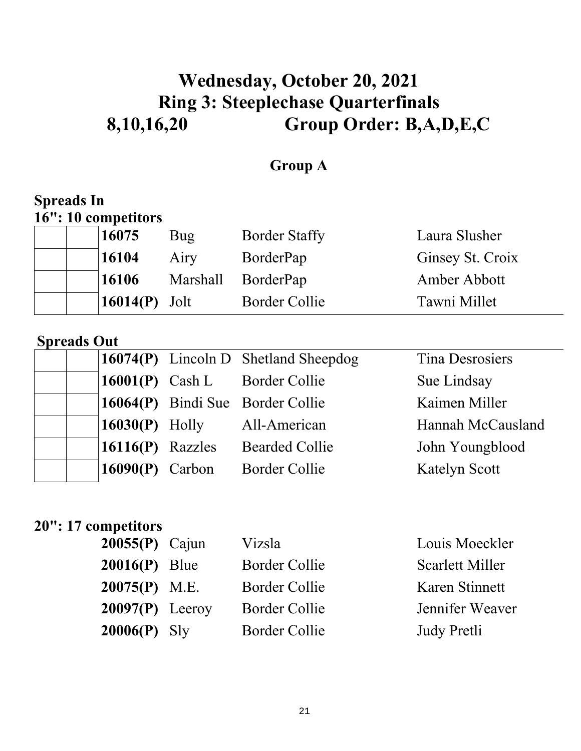# Wednesday, October 20, 2021
# Ring 3: Steeplechase Quarterfinals
# 8,10,16,20 Group Order: B,A,D,E,C

## Group A

**Spreads In**
**16": 10 competitors**

| | | | | | |
|---|---|---|---|---|---|
| | | **16075** | Bug | Border Staffy | Laura Slusher |
| | | **16104** | Airy | BorderPap | Ginsey St. Croix |
| | | **16106** | Marshall | BorderPap | Amber Abbott |
| | | **16014(P)** | Jolt | Border Collie | Tawni Millet |

**Spreads Out**

| | | | | | |
|---|---|---|---|---|---|
| | | **16074(P)** | Lincoln D | Shetland Sheepdog | Tina Desrosiers |
| | | **16001(P)** | Cash L | Border Collie | Sue Lindsay |
| | | **16064(P)** | Bindi Sue | Border Collie | Kaimen Miller |
| | | **16030(P)** | Holly | All-American | Hannah McCausland |
| | | **16116(P)** | Razzles | Bearded Collie | John Youngblood |
| | | **16090(P)** | Carbon | Border Collie | Katelyn Scott |

**20": 17 competitors**

| | | | |
|---|---|---|---|
| **20055(P)** | Cajun | Vizsla | Louis Moeckler |
| **20016(P)** | Blue | Border Collie | Scarlett Miller |
| **20075(P)** | M.E. | Border Collie | Karen Stinnett |
| **20097(P)** | Leeroy | Border Collie | Jennifer Weaver |
| **20006(P)** | Sly | Border Collie | Judy Pretli |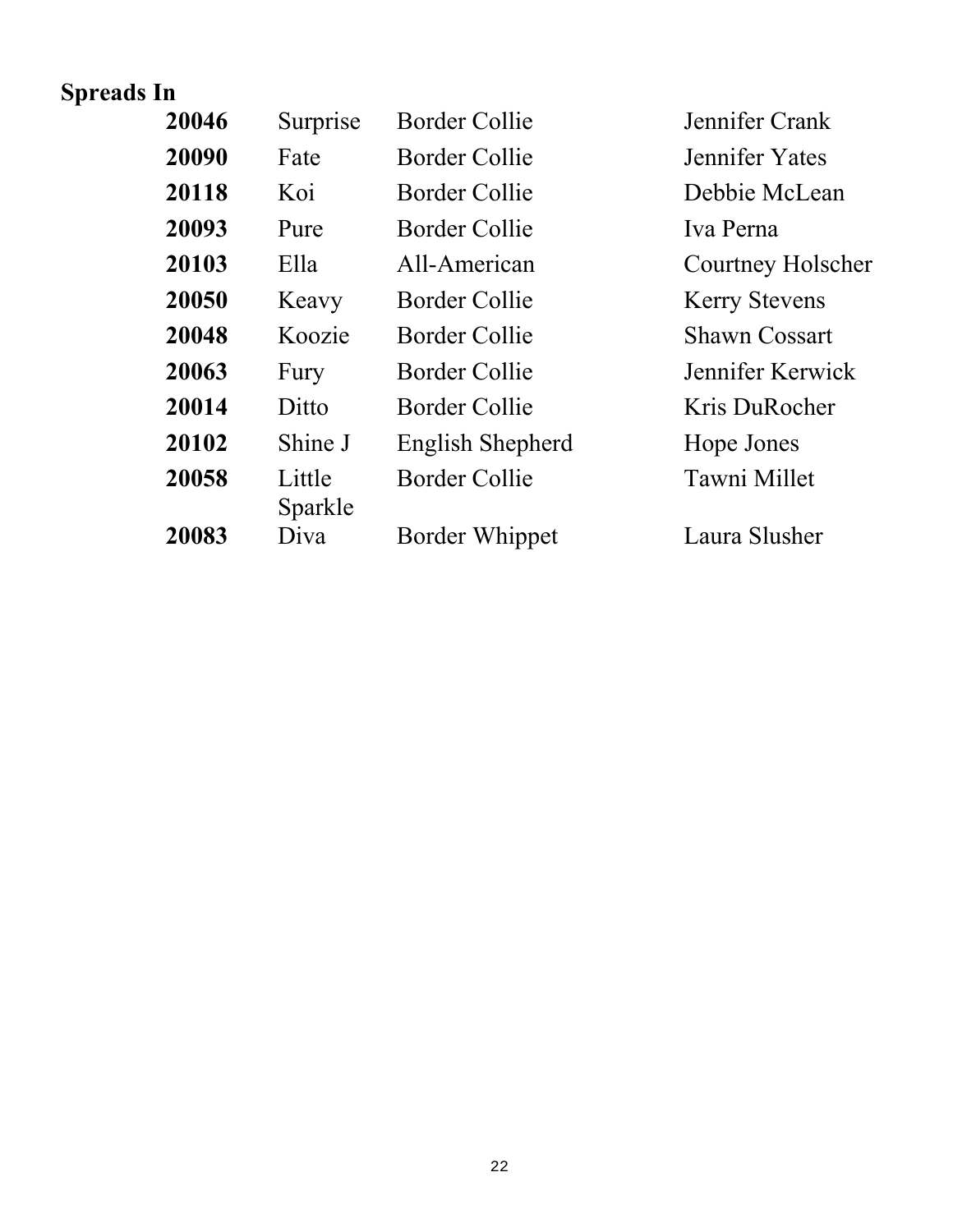**Spreads In**

| | | | |
|---|---|---|---|
| **20046** | Surprise | Border Collie | Jennifer Crank |
| **20090** | Fate | Border Collie | Jennifer Yates |
| **20118** | Koi | Border Collie | Debbie McLean |
| **20093** | Pure | Border Collie | Iva Perna |
| **20103** | Ella | All-American | Courtney Holscher |
| **20050** | Keavy | Border Collie | Kerry Stevens |
| **20048** | Koozie | Border Collie | Shawn Cossart |
| **20063** | Fury | Border Collie | Jennifer Kerwick |
| **20014** | Ditto | Border Collie | Kris DuRocher |
| **20102** | Shine J | English Shepherd | Hope Jones |
| **20058** | Little Sparkle | Border Collie | Tawni Millet |
| **20083** | Diva | Border Whippet | Laura Slusher |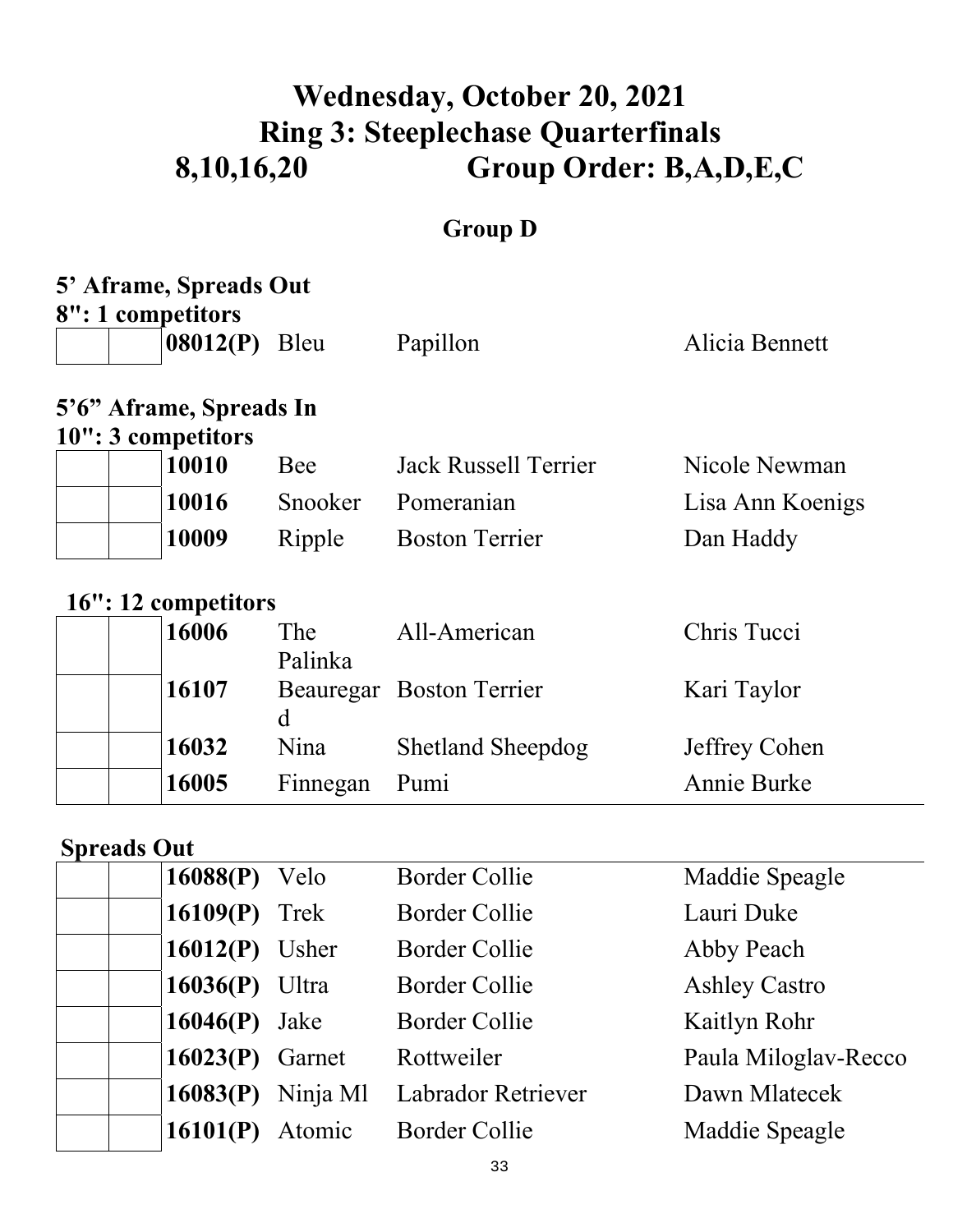# Wednesday, October 20, 2021
# Ring 3: Steeplechase Quarterfinals
# 8,10,16,20 Group Order: B,A,D,E,C

## Group D

**5' Aframe, Spreads Out**

**8": 1 competitors**

| | | | | | |
|---|---|---|---|---|---|
| | | **08012(P)** | Bleu | Papillon | Alicia Bennett |

**5'6" Aframe, Spreads In**

**10": 3 competitors**

| | | | | | |
|---|---|---|---|---|---|
| | | **10010** | Bee | Jack Russell Terrier | Nicole Newman |
| | | **10016** | Snooker | Pomeranian | Lisa Ann Koenigs |
| | | **10009** | Ripple | Boston Terrier | Dan Haddy |

**16": 12 competitors**

| | | | | | |
|---|---|---|---|---|---|
| | | **16006** | The Palinka | All-American | Chris Tucci |
| | | **16107** | Beauregard | Boston Terrier | Kari Taylor |
| | | **16032** | Nina | Shetland Sheepdog | Jeffrey Cohen |
| | | **16005** | Finnegan | Pumi | Annie Burke |

**Spreads Out**

| | | | | | |
|---|---|---|---|---|---|
| | | **16088(P)** | Velo | Border Collie | Maddie Speagle |
| | | **16109(P)** | Trek | Border Collie | Lauri Duke |
| | | **16012(P)** | Usher | Border Collie | Abby Peach |
| | | **16036(P)** | Ultra | Border Collie | Ashley Castro |
| | | **16046(P)** | Jake | Border Collie | Kaitlyn Rohr |
| | | **16023(P)** | Garnet | Rottweiler | Paula Miloglav-Recco |
| | | **16083(P)** | Ninja Ml | Labrador Retriever | Dawn Mlatecek |
| | | **16101(P)** | Atomic | Border Collie | Maddie Speagle |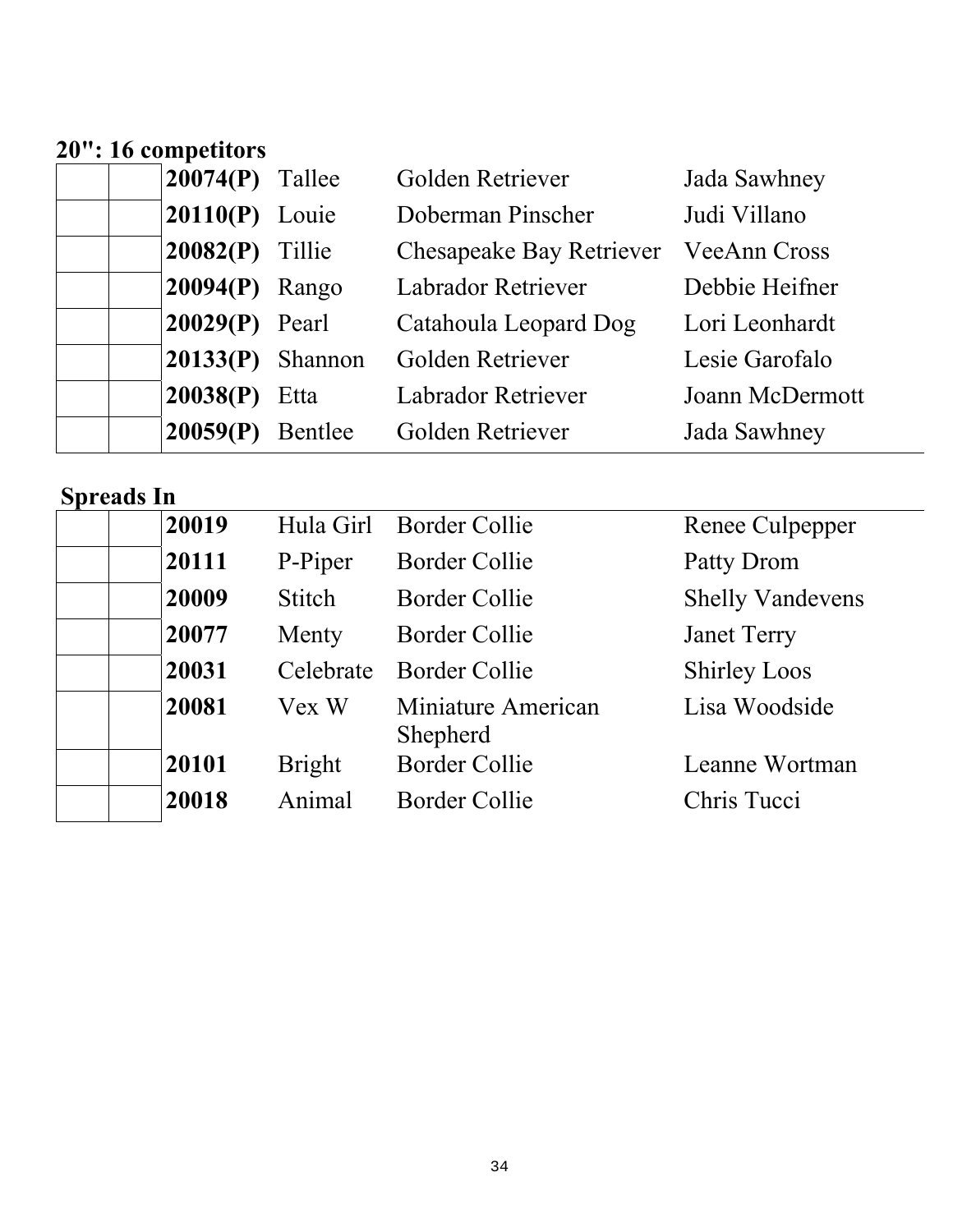**20": 16 competitors**

| | | | | | |
|---|---|---|---|---|---|
| | | **20074(P)** | Tallee | Golden Retriever | Jada Sawhney |
| | | **20110(P)** | Louie | Doberman Pinscher | Judi Villano |
| | | **20082(P)** | Tillie | Chesapeake Bay Retriever | VeeAnn Cross |
| | | **20094(P)** | Rango | Labrador Retriever | Debbie Heifner |
| | | **20029(P)** | Pearl | Catahoula Leopard Dog | Lori Leonhardt |
| | | **20133(P)** | Shannon | Golden Retriever | Lesie Garofalo |
| | | **20038(P)** | Etta | Labrador Retriever | Joann McDermott |
| | | **20059(P)** | Bentlee | Golden Retriever | Jada Sawhney |

**Spreads In**

| | | | | | |
|---|---|---|---|---|---|
| | | **20019** | Hula Girl | Border Collie | Renee Culpepper |
| | | **20111** | P-Piper | Border Collie | Patty Drom |
| | | **20009** | Stitch | Border Collie | Shelly Vandevens |
| | | **20077** | Menty | Border Collie | Janet Terry |
| | | **20031** | Celebrate | Border Collie | Shirley Loos |
| | | **20081** | Vex W | Miniature American Shepherd | Lisa Woodside |
| | | **20101** | Bright | Border Collie | Leanne Wortman |
| | | **20018** | Animal | Border Collie | Chris Tucci |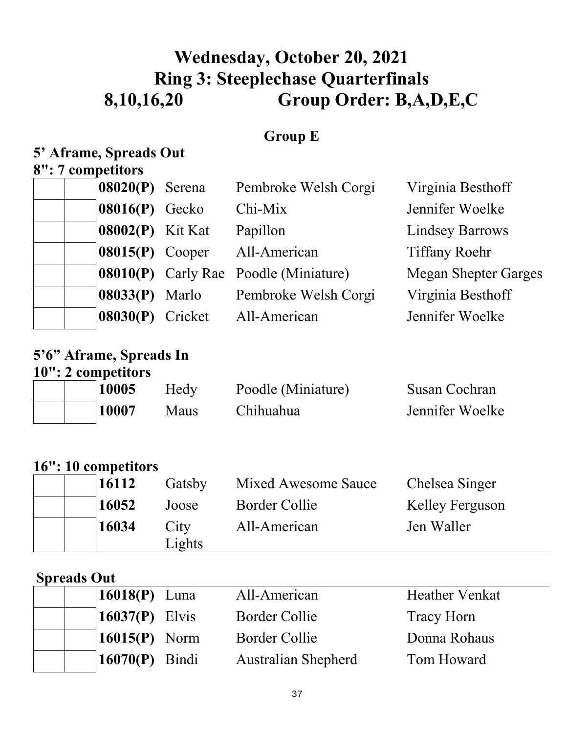# Wednesday, October 20, 2021
# Ring 3: Steeplechase Quarterfinals
# 8,10,16,20 Group Order: B,A,D,E,C

## Group E

### 5' Aframe, Spreads Out

**8": 7 competitors**

| | | | | | |
|---|---|---|---|---|---|
| | | **08020(P)** | Serena | Pembroke Welsh Corgi | Virginia Besthoff |
| | | **08016(P)** | Gecko | Chi-Mix | Jennifer Woelke |
| | | **08002(P)** | Kit Kat | Papillon | Lindsey Barrows |
| | | **08015(P)** | Cooper | All-American | Tiffany Roehr |
| | | **08010(P)** | Carly Rae | Poodle (Miniature) | Megan Shepter Garges |
| | | **08033(P)** | Marlo | Pembroke Welsh Corgi | Virginia Besthoff |
| | | **08030(P)** | Cricket | All-American | Jennifer Woelke |

### 5'6" Aframe, Spreads In

**10": 2 competitors**

| | | | | | |
|---|---|---|---|---|---|
| | | **10005** | Hedy | Poodle (Miniature) | Susan Cochran |
| | | **10007** | Maus | Chihuahua | Jennifer Woelke |

**16": 10 competitors**

| | | | | | |
|---|---|---|---|---|---|
| | | **16112** | Gatsby | Mixed Awesome Sauce | Chelsea Singer |
| | | **16052** | Joose | Border Collie | Kelley Ferguson |
| | | **16034** | City Lights | All-American | Jen Waller |

**Spreads Out**

| | | | | | |
|---|---|---|---|---|---|
| | | **16018(P)** | Luna | All-American | Heather Venkat |
| | | **16037(P)** | Elvis | Border Collie | Tracy Horn |
| | | **16015(P)** | Norm | Border Collie | Donna Rohaus |
| | | **16070(P)** | Bindi | Australian Shepherd | Tom Howard |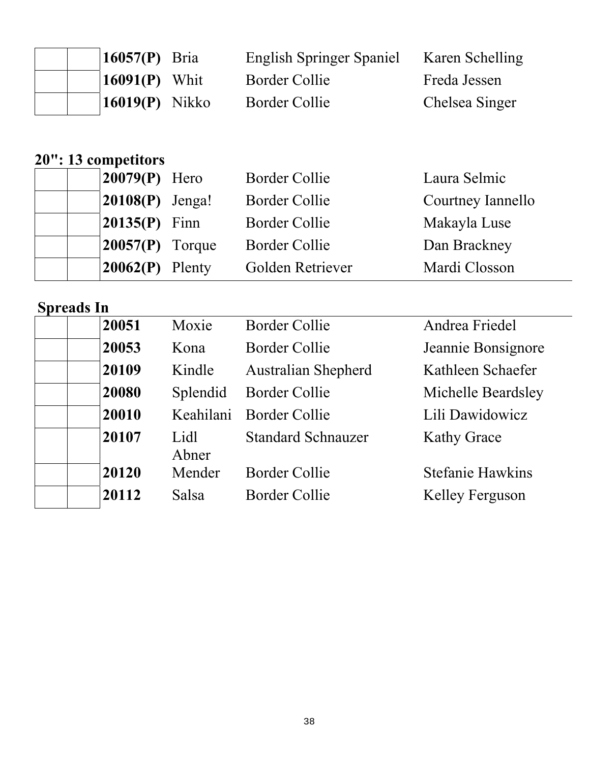| | | | | | |
|---|---|---|---|---|---|
| | | **16057(P)** | Bria | English Springer Spaniel | Karen Schelling |
| | | **16091(P)** | Whit | Border Collie | Freda Jessen |
| | | **16019(P)** | Nikko | Border Collie | Chelsea Singer |

## 20": 13 competitors

| | | | | | |
|---|---|---|---|---|---|
| | | **20079(P)** | Hero | Border Collie | Laura Selmic |
| | | **20108(P)** | Jenga! | Border Collie | Courtney Iannello |
| | | **20135(P)** | Finn | Border Collie | Makayla Luse |
| | | **20057(P)** | Torque | Border Collie | Dan Brackney |
| | | **20062(P)** | Plenty | Golden Retriever | Mardi Closson |

## Spreads In

| | | | | | |
|---|---|---|---|---|---|
| | | **20051** | Moxie | Border Collie | Andrea Friedel |
| | | **20053** | Kona | Border Collie | Jeannie Bonsignore |
| | | **20109** | Kindle | Australian Shepherd | Kathleen Schaefer |
| | | **20080** | Splendid | Border Collie | Michelle Beardsley |
| | | **20010** | Keahilani | Border Collie | Lili Dawidowicz |
| | | **20107** | Lidl Abner | Standard Schnauzer | Kathy Grace |
| | | **20120** | Mender | Border Collie | Stefanie Hawkins |
| | | **20112** | Salsa | Border Collie | Kelley Ferguson |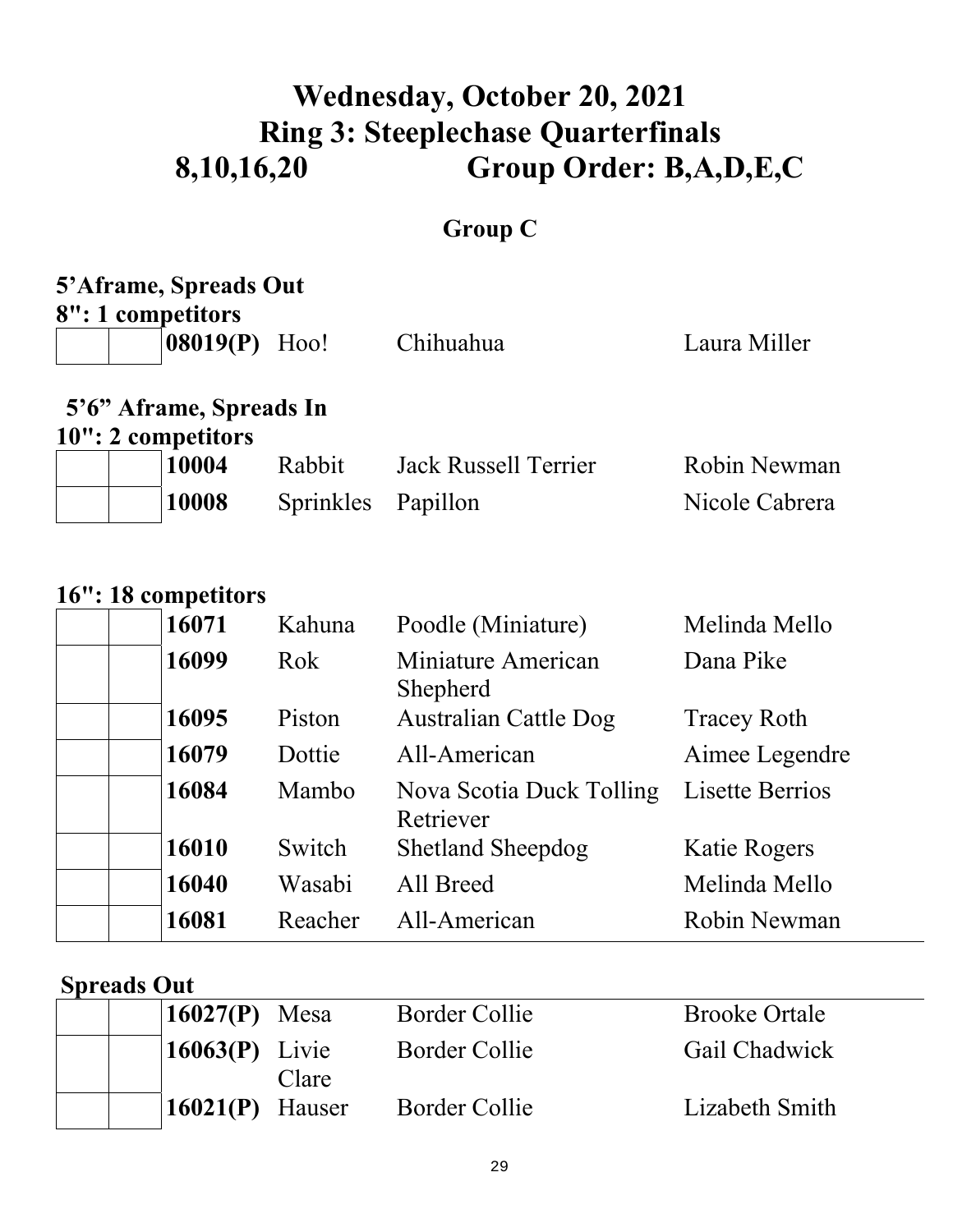# Wednesday, October 20, 2021
# Ring 3: Steeplechase Quarterfinals
# 8,10,16,20 Group Order: B,A,D,E,C

## Group C

### 5'Aframe, Spreads Out

**8": 1 competitors**

| | | | | | |
|---|---|---|---|---|---|
| | | **08019(P)** | Hoo! | Chihuahua | Laura Miller |

### 5'6" Aframe, Spreads In

**10": 2 competitors**

| | | | | | |
|---|---|---|---|---|---|
| | | **10004** | Rabbit | Jack Russell Terrier | Robin Newman |
| | | **10008** | Sprinkles | Papillon | Nicole Cabrera |

**16": 18 competitors**

| | | | | | |
|---|---|---|---|---|---|
| | | **16071** | Kahuna | Poodle (Miniature) | Melinda Mello |
| | | **16099** | Rok | Miniature American Shepherd | Dana Pike |
| | | **16095** | Piston | Australian Cattle Dog | Tracey Roth |
| | | **16079** | Dottie | All-American | Aimee Legendre |
| | | **16084** | Mambo | Nova Scotia Duck Tolling Retriever | Lisette Berrios |
| | | **16010** | Switch | Shetland Sheepdog | Katie Rogers |
| | | **16040** | Wasabi | All Breed | Melinda Mello |
| | | **16081** | Reacher | All-American | Robin Newman |

**Spreads Out**

| | | | | | |
|---|---|---|---|---|---|
| | | **16027(P)** | Mesa | Border Collie | Brooke Ortale |
| | | **16063(P)** | Livie Clare | Border Collie | Gail Chadwick |
| | | **16021(P)** | Hauser | Border Collie | Lizabeth Smith |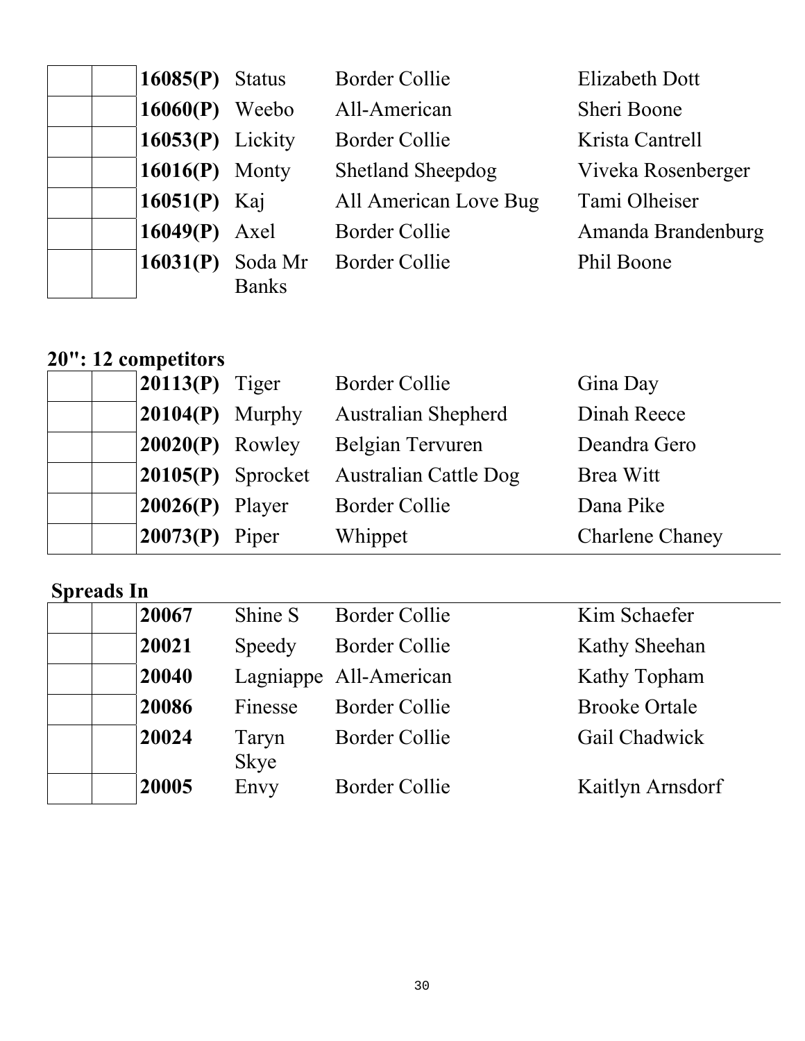| | | | | | |
|---|---|---|---|---|---|
| | | **16085(P)** | Status | Border Collie | Elizabeth Dott |
| | | **16060(P)** | Weebo | All-American | Sheri Boone |
| | | **16053(P)** | Lickity | Border Collie | Krista Cantrell |
| | | **16016(P)** | Monty | Shetland Sheepdog | Viveka Rosenberger |
| | | **16051(P)** | Kaj | All American Love Bug | Tami Olheiser |
| | | **16049(P)** | Axel | Border Collie | Amanda Brandenburg |
| | | **16031(P)** | Soda Mr Banks | Border Collie | Phil Boone |

## 20": 12 competitors

| | | | | | |
|---|---|---|---|---|---|
| | | **20113(P)** | Tiger | Border Collie | Gina Day |
| | | **20104(P)** | Murphy | Australian Shepherd | Dinah Reece |
| | | **20020(P)** | Rowley | Belgian Tervuren | Deandra Gero |
| | | **20105(P)** | Sprocket | Australian Cattle Dog | Brea Witt |
| | | **20026(P)** | Player | Border Collie | Dana Pike |
| | | **20073(P)** | Piper | Whippet | Charlene Chaney |

## Spreads In

| | | | | | |
|---|---|---|---|---|---|
| | | **20067** | Shine S | Border Collie | Kim Schaefer |
| | | **20021** | Speedy | Border Collie | Kathy Sheehan |
| | | **20040** | Lagniappe | All-American | Kathy Topham |
| | | **20086** | Finesse | Border Collie | Brooke Ortale |
| | | **20024** | Taryn Skye | Border Collie | Gail Chadwick |
| | | **20005** | Envy | Border Collie | Kaitlyn Arnsdorf |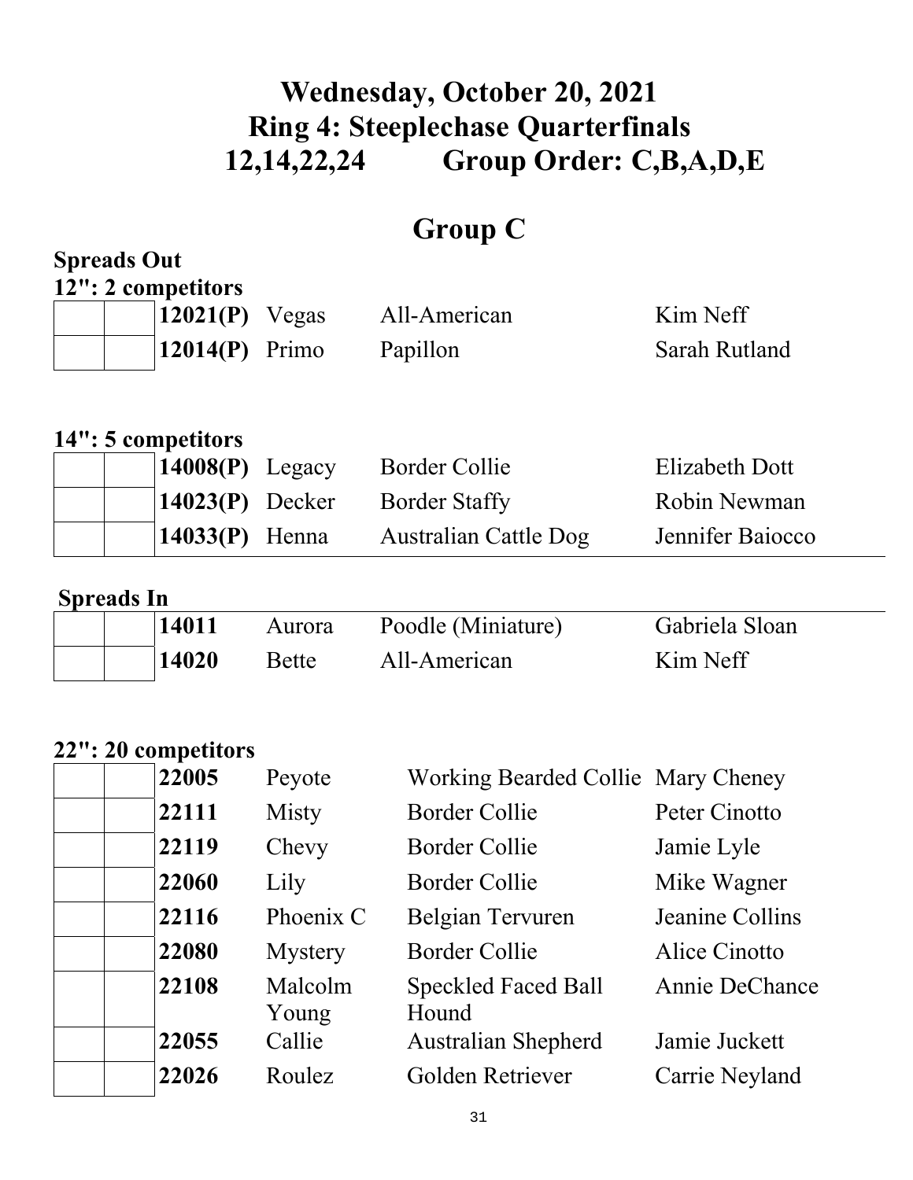# Wednesday, October 20, 2021
# Ring 4: Steeplechase Quarterfinals
# 12,14,22,24 Group Order: C,B,A,D,E

## Group C

### Spreads Out

**12": 2 competitors**

| | | | | | |
|---|---|---|---|---|---|
| | | **12021(P)** | Vegas | All-American | Kim Neff |
| | | **12014(P)** | Primo | Papillon | Sarah Rutland |

**14": 5 competitors**

| | | | | | |
|---|---|---|---|---|---|
| | | **14008(P)** | Legacy | Border Collie | Elizabeth Dott |
| | | **14023(P)** | Decker | Border Staffy | Robin Newman |
| | | **14033(P)** | Henna | Australian Cattle Dog | Jennifer Baiocco |

### Spreads In

| | | | | | |
|---|---|---|---|---|---|
| | | **14011** | Aurora | Poodle (Miniature) | Gabriela Sloan |
| | | **14020** | Bette | All-American | Kim Neff |

**22": 20 competitors**

| | | | | | |
|---|---|---|---|---|---|
| | | **22005** | Peyote | Working Bearded Collie | Mary Cheney |
| | | **22111** | Misty | Border Collie | Peter Cinotto |
| | | **22119** | Chevy | Border Collie | Jamie Lyle |
| | | **22060** | Lily | Border Collie | Mike Wagner |
| | | **22116** | Phoenix C | Belgian Tervuren | Jeanine Collins |
| | | **22080** | Mystery | Border Collie | Alice Cinotto |
| | | **22108** | Malcolm Young | Speckled Faced Ball Hound | Annie DeChance |
| | | **22055** | Callie | Australian Shepherd | Jamie Juckett |
| | | **22026** | Roulez | Golden Retriever | Carrie Neyland |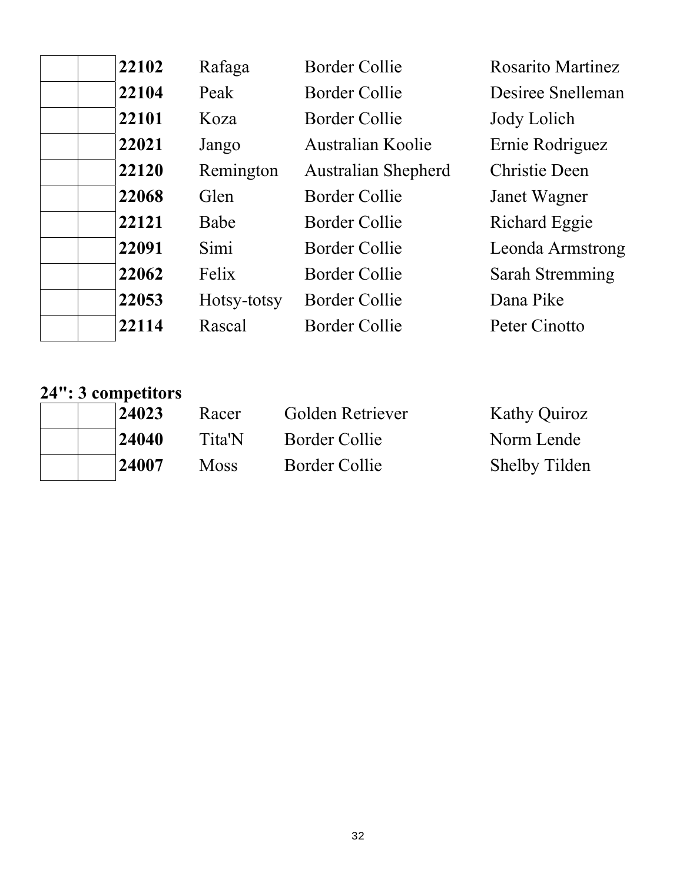| | | | | | |
|---|---|---|---|---|---|
| | | **22102** | Rafaga | Border Collie | Rosarito Martinez |
| | | **22104** | Peak | Border Collie | Desiree Snelleman |
| | | **22101** | Koza | Border Collie | Jody Lolich |
| | | **22021** | Jango | Australian Koolie | Ernie Rodriguez |
| | | **22120** | Remington | Australian Shepherd | Christie Deen |
| | | **22068** | Glen | Border Collie | Janet Wagner |
| | | **22121** | Babe | Border Collie | Richard Eggie |
| | | **22091** | Simi | Border Collie | Leonda Armstrong |
| | | **22062** | Felix | Border Collie | Sarah Stremming |
| | | **22053** | Hotsy-totsy | Border Collie | Dana Pike |
| | | **22114** | Rascal | Border Collie | Peter Cinotto |

**24": 3 competitors**

| | | | | | |
|---|---|---|---|---|---|
| | | **24023** | Racer | Golden Retriever | Kathy Quiroz |
| | | **24040** | Tita'N | Border Collie | Norm Lende |
| | | **24007** | Moss | Border Collie | Shelby Tilden |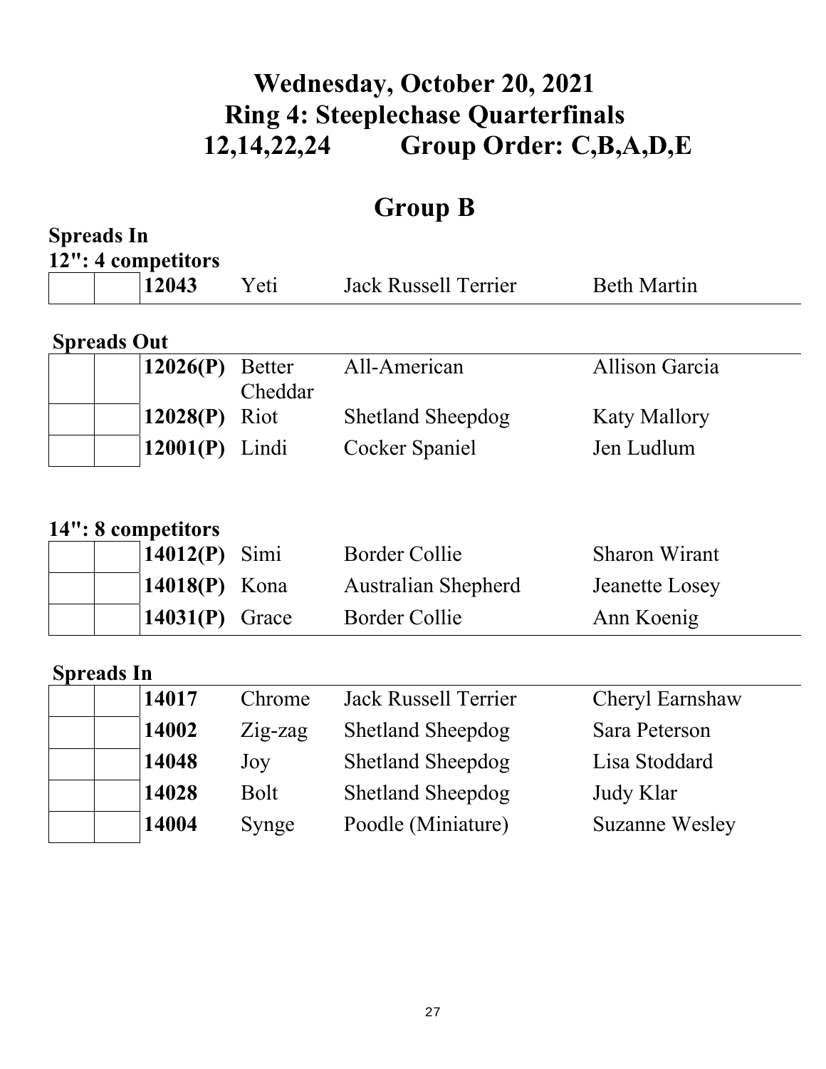# Wednesday, October 20, 2021
# Ring 4: Steeplechase Quarterfinals
# 12,14,22,24 Group Order: C,B,A,D,E

## Group B

**Spreads In**

**12": 4 competitors**

| | | | | | |
|---|---|---|---|---|---|
| | | **12043** | Yeti | Jack Russell Terrier | Beth Martin |

**Spreads Out**

| | | | | | |
|---|---|---|---|---|---|
| | | **12026(P)** | Better Cheddar | All-American | Allison Garcia |
| | | **12028(P)** | Riot | Shetland Sheepdog | Katy Mallory |
| | | **12001(P)** | Lindi | Cocker Spaniel | Jen Ludlum |

**14": 8 competitors**

| | | | | | |
|---|---|---|---|---|---|
| | | **14012(P)** | Simi | Border Collie | Sharon Wirant |
| | | **14018(P)** | Kona | Australian Shepherd | Jeanette Losey |
| | | **14031(P)** | Grace | Border Collie | Ann Koenig |

**Spreads In**

| | | | | | |
|---|---|---|---|---|---|
| | | **14017** | Chrome | Jack Russell Terrier | Cheryl Earnshaw |
| | | **14002** | Zig-zag | Shetland Sheepdog | Sara Peterson |
| | | **14048** | Joy | Shetland Sheepdog | Lisa Stoddard |
| | | **14028** | Bolt | Shetland Sheepdog | Judy Klar |
| | | **14004** | Synge | Poodle (Miniature) | Suzanne Wesley |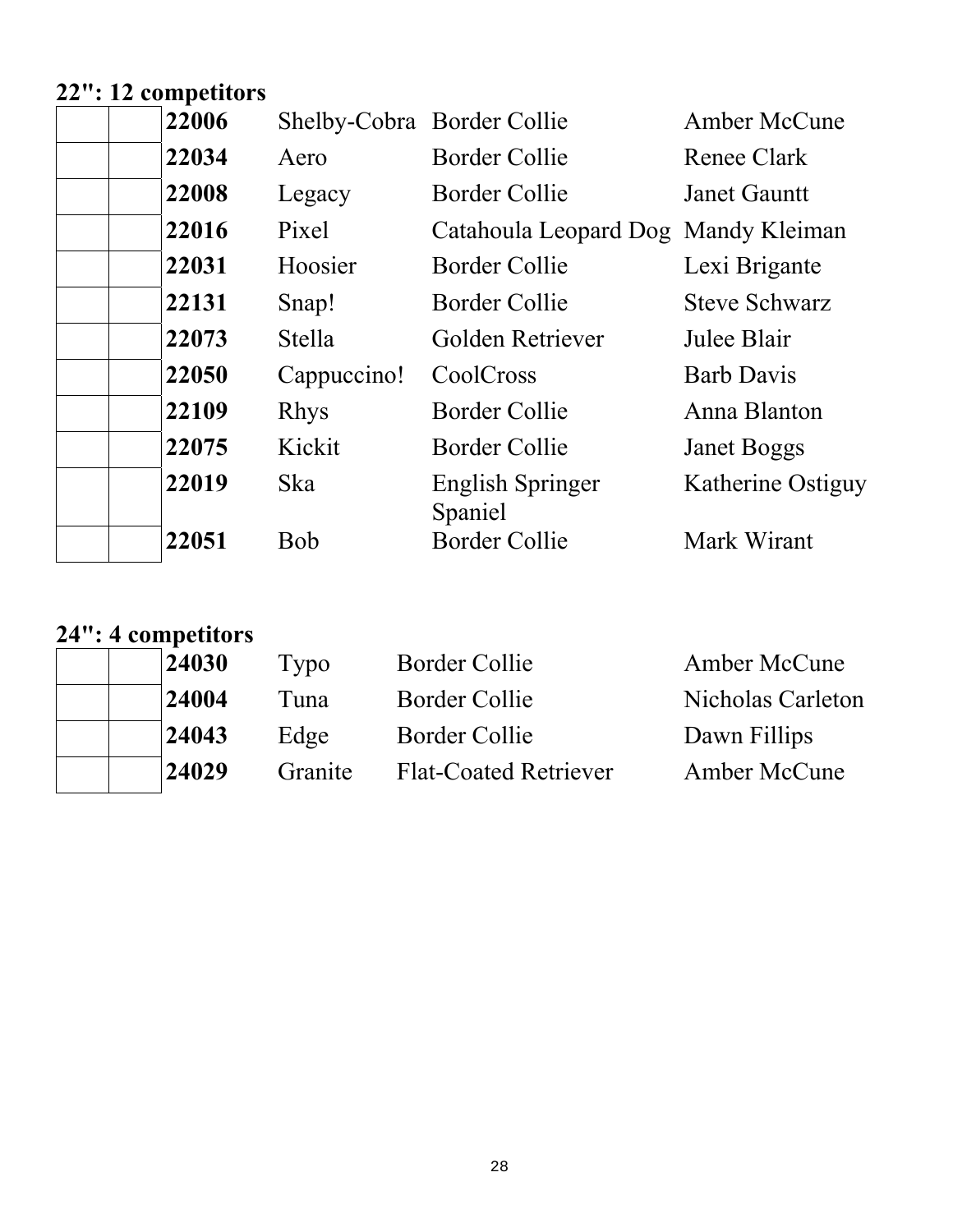## 22": 12 competitors

| | | | | | |
|---|---|---|---|---|---|
| | | **22006** | Shelby-Cobra | Border Collie | Amber McCune |
| | | **22034** | Aero | Border Collie | Renee Clark |
| | | **22008** | Legacy | Border Collie | Janet Gauntt |
| | | **22016** | Pixel | Catahoula Leopard Dog | Mandy Kleiman |
| | | **22031** | Hoosier | Border Collie | Lexi Brigante |
| | | **22131** | Snap! | Border Collie | Steve Schwarz |
| | | **22073** | Stella | Golden Retriever | Julee Blair |
| | | **22050** | Cappuccino! | CoolCross | Barb Davis |
| | | **22109** | Rhys | Border Collie | Anna Blanton |
| | | **22075** | Kickit | Border Collie | Janet Boggs |
| | | **22019** | Ska | English Springer Spaniel | Katherine Ostiguy |
| | | **22051** | Bob | Border Collie | Mark Wirant |

## 24": 4 competitors

| | | | | | |
|---|---|---|---|---|---|
| | | **24030** | Typo | Border Collie | Amber McCune |
| | | **24004** | Tuna | Border Collie | Nicholas Carleton |
| | | **24043** | Edge | Border Collie | Dawn Fillips |
| | | **24029** | Granite | Flat-Coated Retriever | Amber McCune |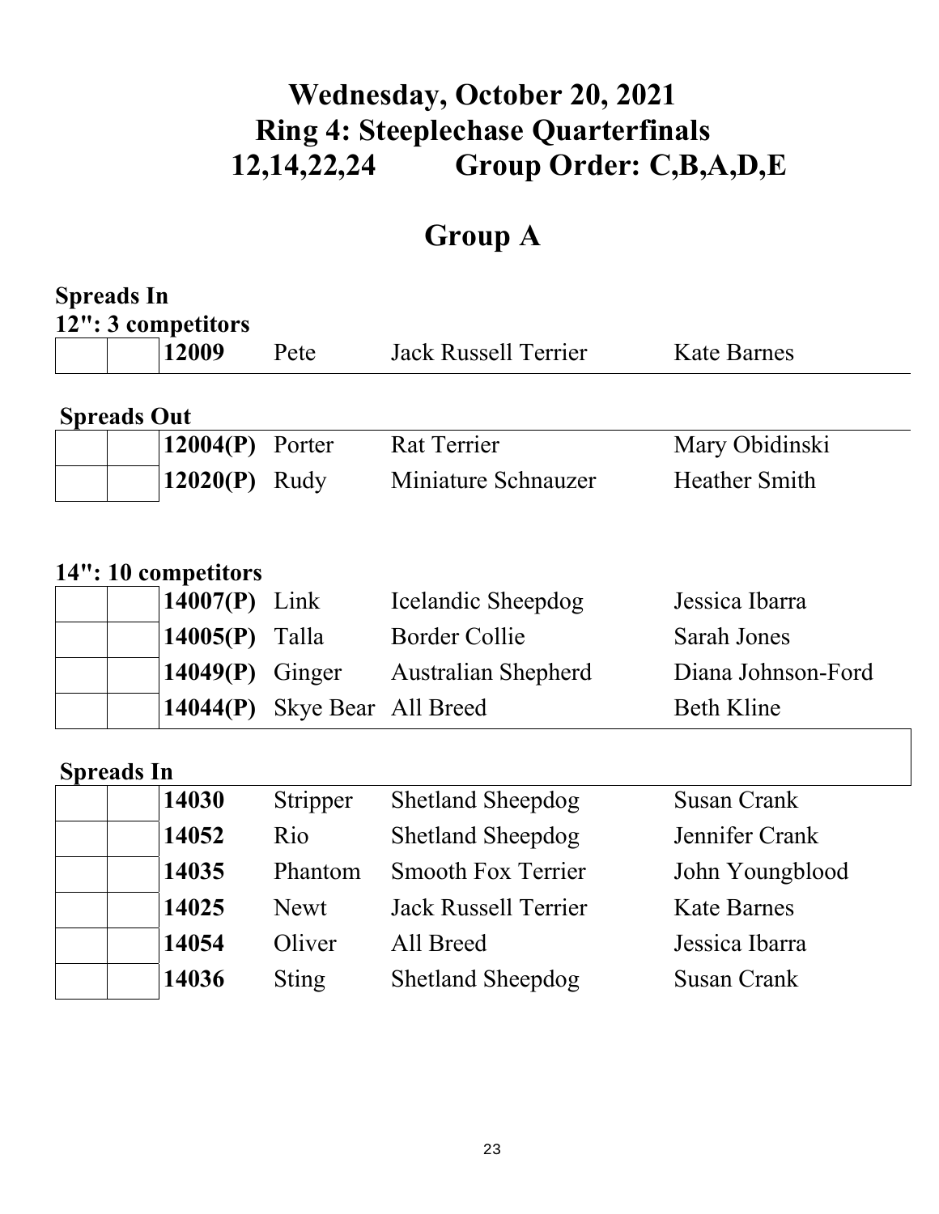# Wednesday, October 20, 2021
# Ring 4: Steeplechase Quarterfinals
# 12,14,22,24 Group Order: C,B,A,D,E

## Group A

**Spreads In**

**12": 3 competitors**

| | | | | | |
|---|---|---|---|---|---|
| | | **12009** | Pete | Jack Russell Terrier | Kate Barnes |

**Spreads Out**

| | | | | | |
|---|---|---|---|---|---|
| | | **12004(P)** | Porter | Rat Terrier | Mary Obidinski |
| | | **12020(P)** | Rudy | Miniature Schnauzer | Heather Smith |

**14": 10 competitors**

| | | | | | |
|---|---|---|---|---|---|
| | | **14007(P)** | Link | Icelandic Sheepdog | Jessica Ibarra |
| | | **14005(P)** | Talla | Border Collie | Sarah Jones |
| | | **14049(P)** | Ginger | Australian Shepherd | Diana Johnson-Ford |
| | | **14044(P)** | Skye Bear | All Breed | Beth Kline |

**Spreads In**

| | | | | | |
|---|---|---|---|---|---|
| | | **14030** | Stripper | Shetland Sheepdog | Susan Crank |
| | | **14052** | Rio | Shetland Sheepdog | Jennifer Crank |
| | | **14035** | Phantom | Smooth Fox Terrier | John Youngblood |
| | | **14025** | Newt | Jack Russell Terrier | Kate Barnes |
| | | **14054** | Oliver | All Breed | Jessica Ibarra |
| | | **14036** | Sting | Shetland Sheepdog | Susan Crank |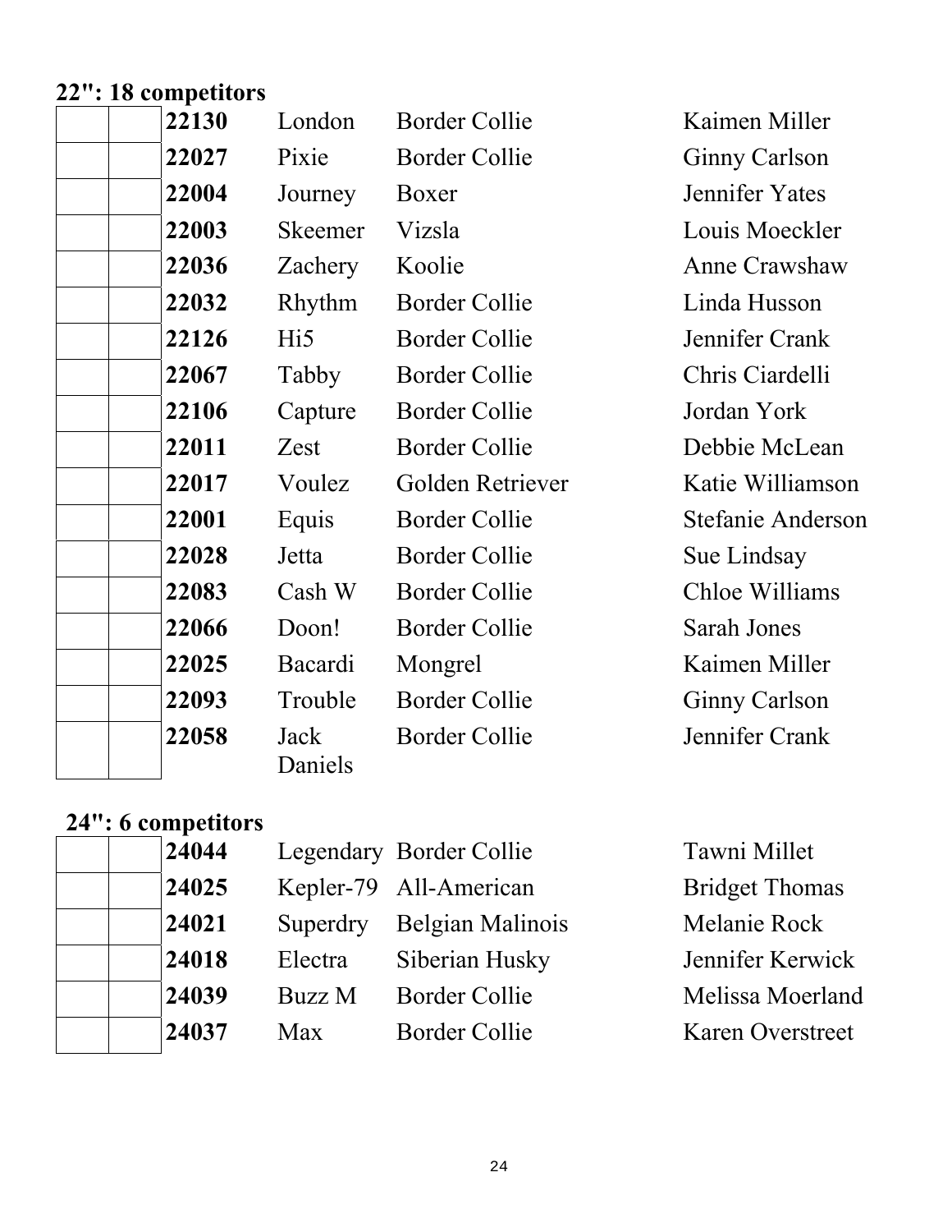**22": 18 competitors**

| | | | | | |
|---|---|---|---|---|---|
| | | **22130** | London | Border Collie | Kaimen Miller |
| | | **22027** | Pixie | Border Collie | Ginny Carlson |
| | | **22004** | Journey | Boxer | Jennifer Yates |
| | | **22003** | Skeemer | Vizsla | Louis Moeckler |
| | | **22036** | Zachery | Koolie | Anne Crawshaw |
| | | **22032** | Rhythm | Border Collie | Linda Husson |
| | | **22126** | Hi5 | Border Collie | Jennifer Crank |
| | | **22067** | Tabby | Border Collie | Chris Ciardelli |
| | | **22106** | Capture | Border Collie | Jordan York |
| | | **22011** | Zest | Border Collie | Debbie McLean |
| | | **22017** | Voulez | Golden Retriever | Katie Williamson |
| | | **22001** | Equis | Border Collie | Stefanie Anderson |
| | | **22028** | Jetta | Border Collie | Sue Lindsay |
| | | **22083** | Cash W | Border Collie | Chloe Williams |
| | | **22066** | Doon! | Border Collie | Sarah Jones |
| | | **22025** | Bacardi | Mongrel | Kaimen Miller |
| | | **22093** | Trouble | Border Collie | Ginny Carlson |
| | | **22058** | Jack Daniels | Border Collie | Jennifer Crank |

**24": 6 competitors**

| | | | | | |
|---|---|---|---|---|---|
| | | **24044** | Legendary | Border Collie | Tawni Millet |
| | | **24025** | Kepler-79 | All-American | Bridget Thomas |
| | | **24021** | Superdry | Belgian Malinois | Melanie Rock |
| | | **24018** | Electra | Siberian Husky | Jennifer Kerwick |
| | | **24039** | Buzz M | Border Collie | Melissa Moerland |
| | | **24037** | Max | Border Collie | Karen Overstreet |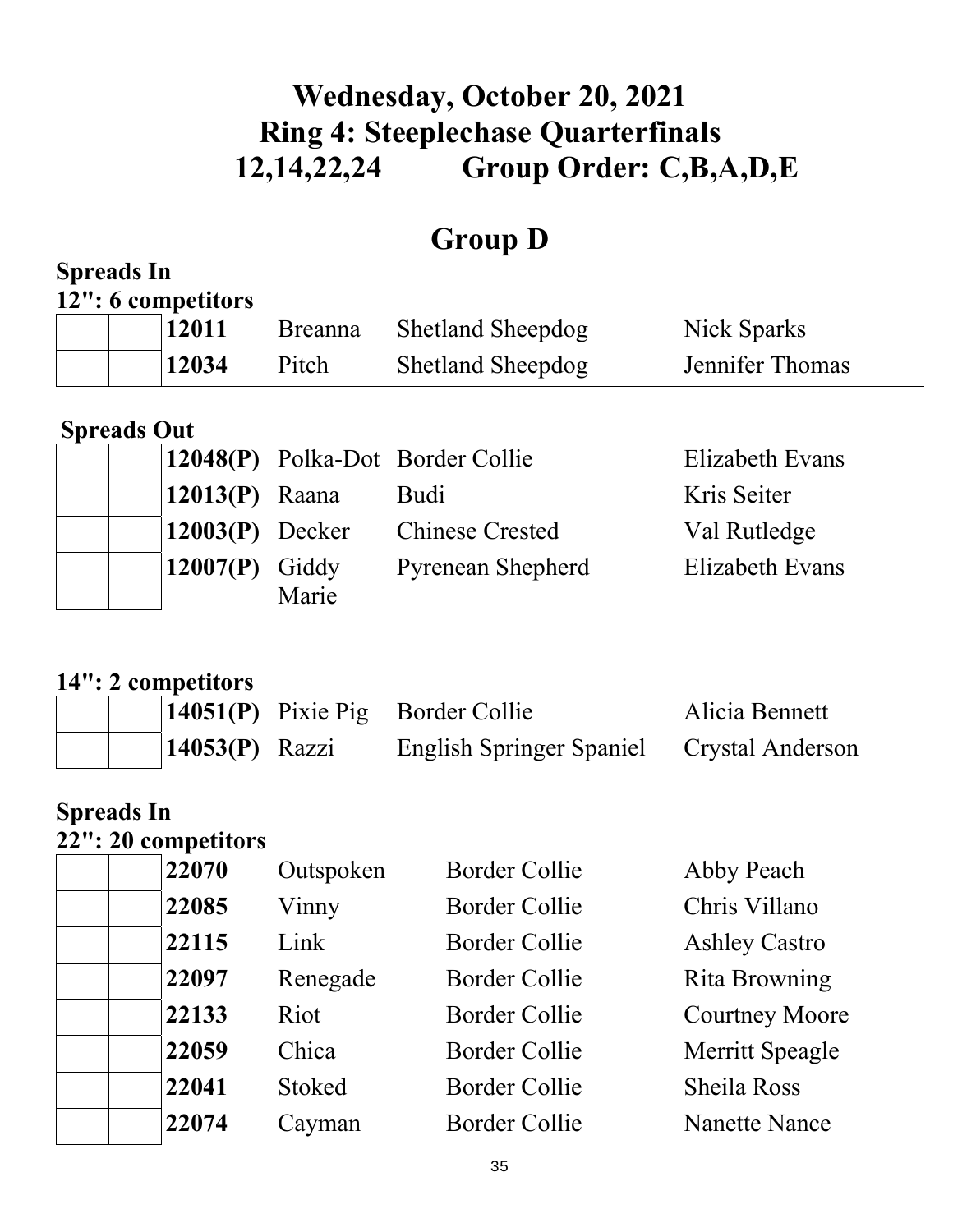# Wednesday, October 20, 2021
# Ring 4: Steeplechase Quarterfinals
# 12,14,22,24 Group Order: C,B,A,D,E

## Group D

**Spreads In**

**12": 6 competitors**

| | | | | | |
|---|---|---|---|---|---|
| | | **12011** | Breanna | Shetland Sheepdog | Nick Sparks |
| | | **12034** | Pitch | Shetland Sheepdog | Jennifer Thomas |

**Spreads Out**

| | | | | | |
|---|---|---|---|---|---|
| | | **12048(P)** | Polka-Dot | Border Collie | Elizabeth Evans |
| | | **12013(P)** | Raana | Budi | Kris Seiter |
| | | **12003(P)** | Decker | Chinese Crested | Val Rutledge |
| | | **12007(P)** | Giddy Marie | Pyrenean Shepherd | Elizabeth Evans |

**14": 2 competitors**

| | | | | | |
|---|---|---|---|---|---|
| | | **14051(P)** | Pixie Pig | Border Collie | Alicia Bennett |
| | | **14053(P)** | Razzi | English Springer Spaniel | Crystal Anderson |

**Spreads In**

**22": 20 competitors**

| | | | | | |
|---|---|---|---|---|---|
| | | **22070** | Outspoken | Border Collie | Abby Peach |
| | | **22085** | Vinny | Border Collie | Chris Villano |
| | | **22115** | Link | Border Collie | Ashley Castro |
| | | **22097** | Renegade | Border Collie | Rita Browning |
| | | **22133** | Riot | Border Collie | Courtney Moore |
| | | **22059** | Chica | Border Collie | Merritt Speagle |
| | | **22041** | Stoked | Border Collie | Sheila Ross |
| | | **22074** | Cayman | Border Collie | Nanette Nance |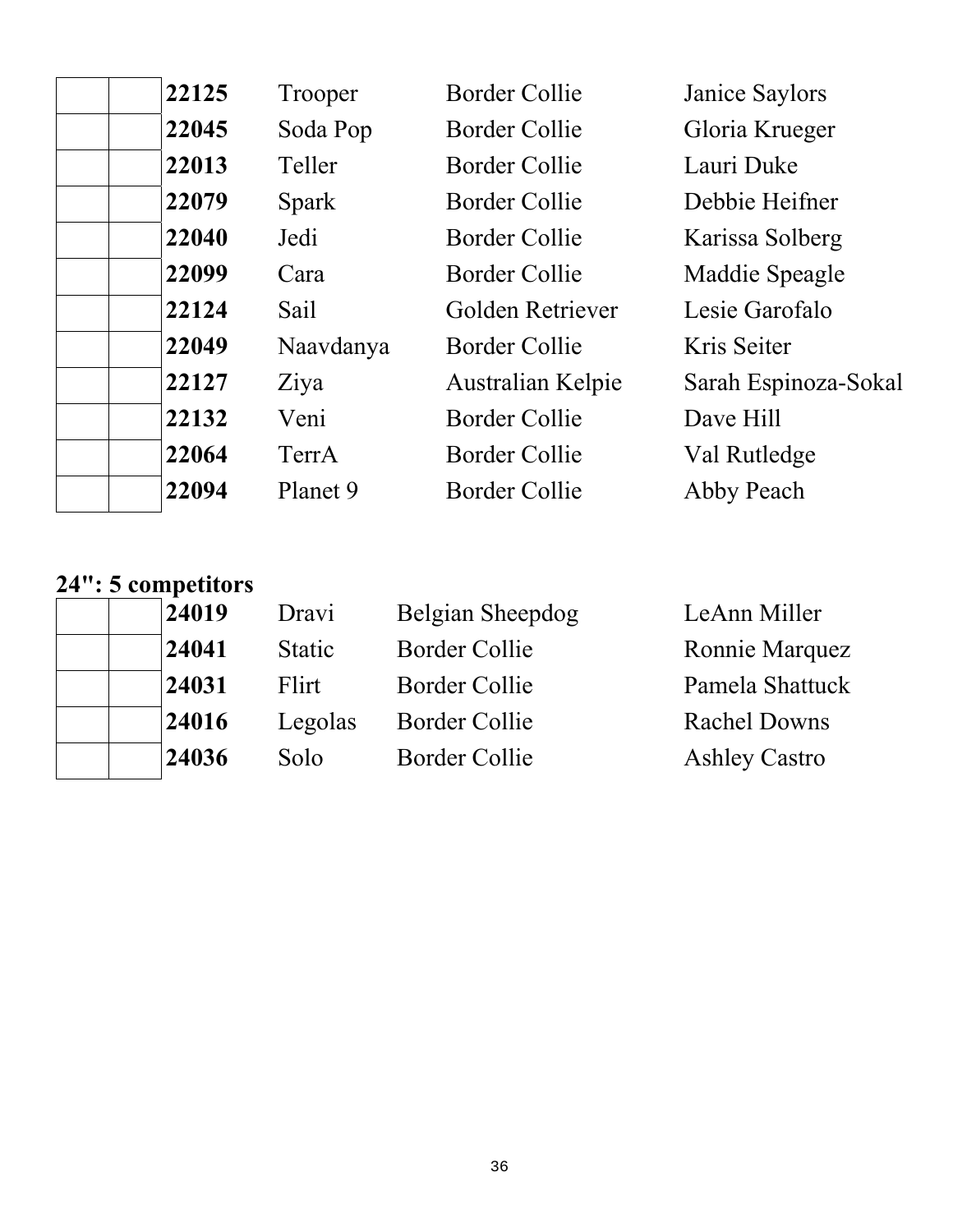| | | | | | |
|---|---|---|---|---|---|
| | | **22125** | Trooper | Border Collie | Janice Saylors |
| | | **22045** | Soda Pop | Border Collie | Gloria Krueger |
| | | **22013** | Teller | Border Collie | Lauri Duke |
| | | **22079** | Spark | Border Collie | Debbie Heifner |
| | | **22040** | Jedi | Border Collie | Karissa Solberg |
| | | **22099** | Cara | Border Collie | Maddie Speagle |
| | | **22124** | Sail | Golden Retriever | Lesie Garofalo |
| | | **22049** | Naavdanya | Border Collie | Kris Seiter |
| | | **22127** | Ziya | Australian Kelpie | Sarah Espinoza-Sokal |
| | | **22132** | Veni | Border Collie | Dave Hill |
| | | **22064** | TerrA | Border Collie | Val Rutledge |
| | | **22094** | Planet 9 | Border Collie | Abby Peach |

**24": 5 competitors**

| | | | | | |
|---|---|---|---|---|---|
| | | **24019** | Dravi | Belgian Sheepdog | LeAnn Miller |
| | | **24041** | Static | Border Collie | Ronnie Marquez |
| | | **24031** | Flirt | Border Collie | Pamela Shattuck |
| | | **24016** | Legolas | Border Collie | Rachel Downs |
| | | **24036** | Solo | Border Collie | Ashley Castro |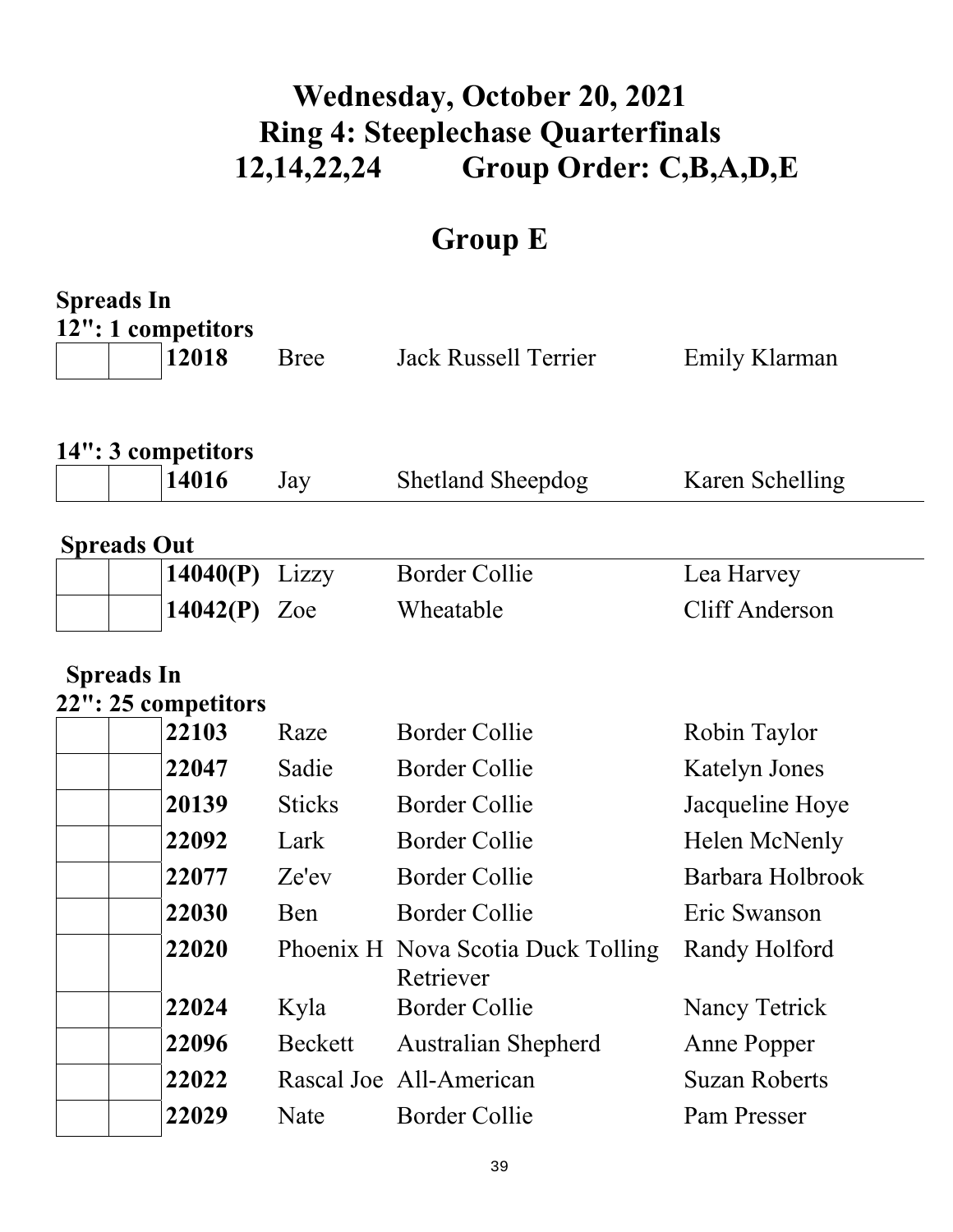# Wednesday, October 20, 2021
# Ring 4: Steeplechase Quarterfinals
# 12,14,22,24 Group Order: C,B,A,D,E

## Group E

**Spreads In**
**12": 1 competitors**

| | | | | | |
|---|---|---|---|---|---|
| | | **12018** | Bree | Jack Russell Terrier | Emily Klarman |

**14": 3 competitors**

| | | | | | |
|---|---|---|---|---|---|
| | | **14016** | Jay | Shetland Sheepdog | Karen Schelling |

**Spreads Out**

| | | | | | |
|---|---|---|---|---|---|
| | | **14040(P)** | Lizzy | Border Collie | Lea Harvey |
| | | **14042(P)** | Zoe | Wheatable | Cliff Anderson |

**Spreads In**
**22": 25 competitors**

| | | | | | |
|---|---|---|---|---|---|
| | | **22103** | Raze | Border Collie | Robin Taylor |
| | | **22047** | Sadie | Border Collie | Katelyn Jones |
| | | **20139** | Sticks | Border Collie | Jacqueline Hoye |
| | | **22092** | Lark | Border Collie | Helen McNenly |
| | | **22077** | Ze'ev | Border Collie | Barbara Holbrook |
| | | **22030** | Ben | Border Collie | Eric Swanson |
| | | **22020** | Phoenix H | Nova Scotia Duck Tolling Retriever | Randy Holford |
| | | **22024** | Kyla | Border Collie | Nancy Tetrick |
| | | **22096** | Beckett | Australian Shepherd | Anne Popper |
| | | **22022** | Rascal Joe | All-American | Suzan Roberts |
| | | **22029** | Nate | Border Collie | Pam Presser |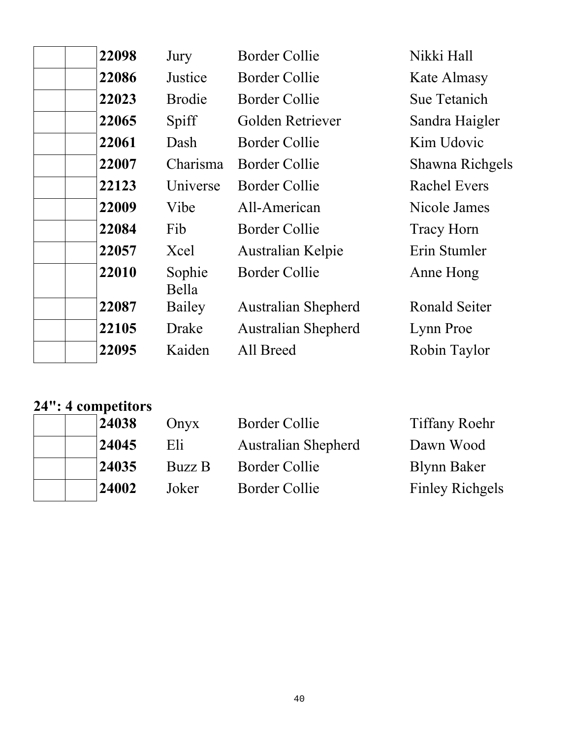| | | | | | |
|---|---|---|---|---|---|
| | | **22098** | Jury | Border Collie | Nikki Hall |
| | | **22086** | Justice | Border Collie | Kate Almasy |
| | | **22023** | Brodie | Border Collie | Sue Tetanich |
| | | **22065** | Spiff | Golden Retriever | Sandra Haigler |
| | | **22061** | Dash | Border Collie | Kim Udovic |
| | | **22007** | Charisma | Border Collie | Shawna Richgels |
| | | **22123** | Universe | Border Collie | Rachel Evers |
| | | **22009** | Vibe | All-American | Nicole James |
| | | **22084** | Fib | Border Collie | Tracy Horn |
| | | **22057** | Xcel | Australian Kelpie | Erin Stumler |
| | | **22010** | Sophie Bella | Border Collie | Anne Hong |
| | | **22087** | Bailey | Australian Shepherd | Ronald Seiter |
| | | **22105** | Drake | Australian Shepherd | Lynn Proe |
| | | **22095** | Kaiden | All Breed | Robin Taylor |

## 24": 4 competitors

| | | | | | |
|---|---|---|---|---|---|
| | | **24038** | Onyx | Border Collie | Tiffany Roehr |
| | | **24045** | Eli | Australian Shepherd | Dawn Wood |
| | | **24035** | Buzz B | Border Collie | Blynn Baker |
| | | **24002** | Joker | Border Collie | Finley Richgels |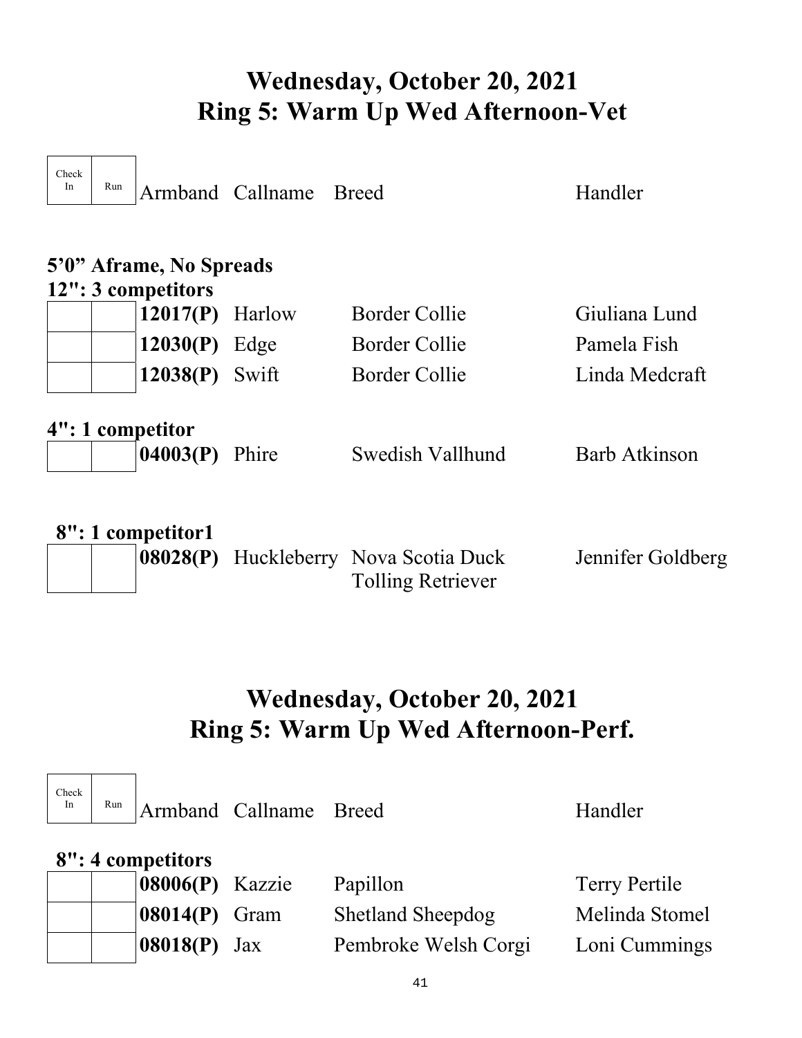# Wednesday, October 20, 2021
## Ring 5: Warm Up Wed Afternoon-Vet

| Check In | Run | Armband | Callname | Breed | Handler |
|---|---|---|---|---|---|

**5'0" Aframe, No Spreads**

**12": 3 competitors**

| Check In | Run | Armband | Callname | Breed | Handler |
|---|---|---|---|---|---|
| | | **12017(P)** | Harlow | Border Collie | Giuliana Lund |
| | | **12030(P)** | Edge | Border Collie | Pamela Fish |
| | | **12038(P)** | Swift | Border Collie | Linda Medcraft |

**4": 1 competitor**

| Check In | Run | Armband | Callname | Breed | Handler |
|---|---|---|---|---|---|
| | | **04003(P)** | Phire | Swedish Vallhund | Barb Atkinson |

**8": 1 competitor1**

| Check In | Run | Armband | Callname | Breed | Handler |
|---|---|---|---|---|---|
| | | **08028(P)** | Huckleberry | Nova Scotia Duck Tolling Retriever | Jennifer Goldberg |

# Wednesday, October 20, 2021
## Ring 5: Warm Up Wed Afternoon-Perf.

**8": 4 competitors**

| Check In | Run | Armband | Callname | Breed | Handler |
|---|---|---|---|---|---|
| | | **08006(P)** | Kazzie | Papillon | Terry Pertile |
| | | **08014(P)** | Gram | Shetland Sheepdog | Melinda Stomel |
| | | **08018(P)** | Jax | Pembroke Welsh Corgi | Loni Cummings |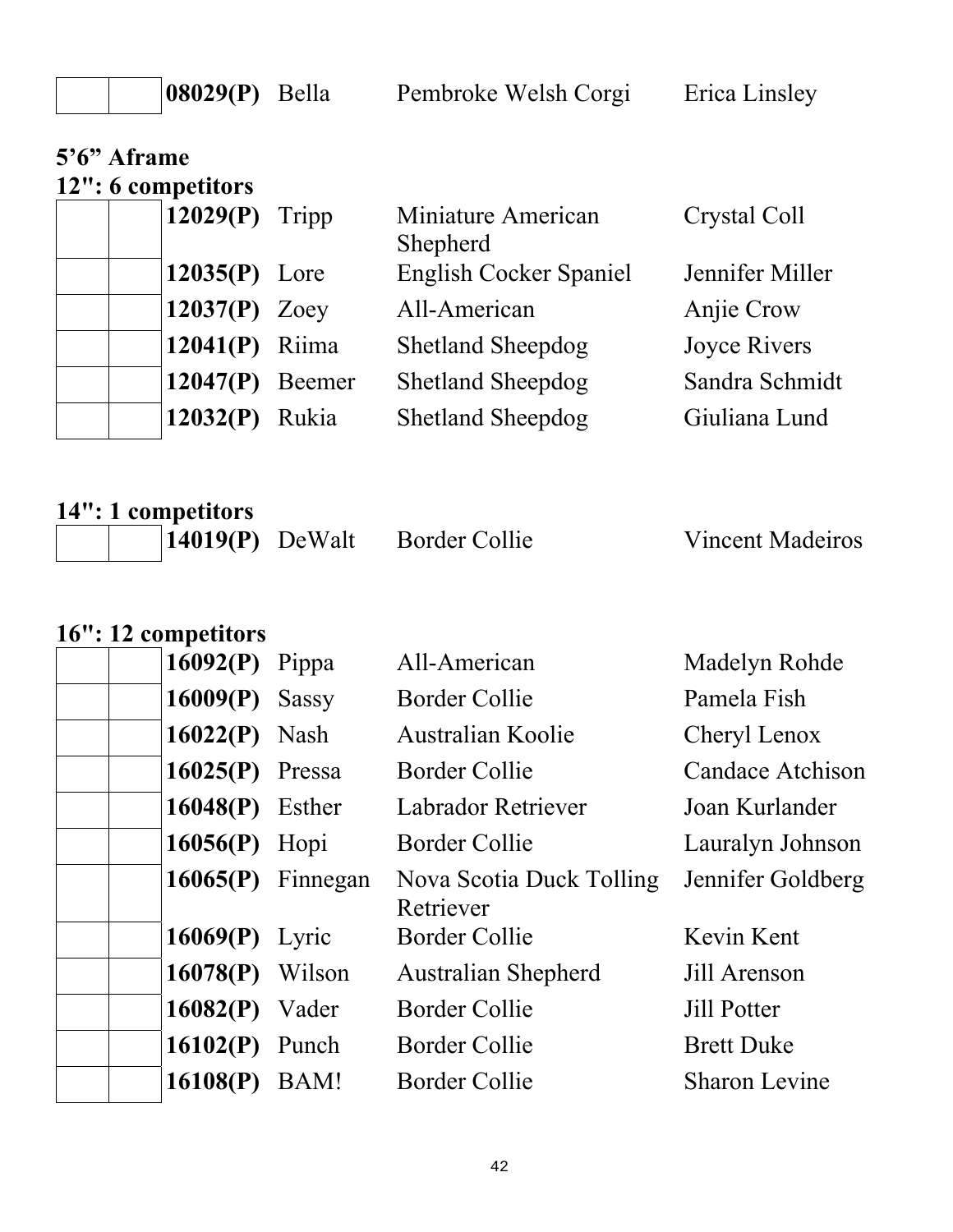| | | **08029(P)** | Bella | Pembroke Welsh Corgi | Erica Linsley |
|---|---|---|---|---|---|

**5'6" Aframe**

**12": 6 competitors**

| | | | | | |
|---|---|---|---|---|---|
| | | **12029(P)** | Tripp | Miniature American Shepherd | Crystal Coll |
| | | **12035(P)** | Lore | English Cocker Spaniel | Jennifer Miller |
| | | **12037(P)** | Zoey | All-American | Anjie Crow |
| | | **12041(P)** | Riima | Shetland Sheepdog | Joyce Rivers |
| | | **12047(P)** | Beemer | Shetland Sheepdog | Sandra Schmidt |
| | | **12032(P)** | Rukia | Shetland Sheepdog | Giuliana Lund |

**14": 1 competitors**

| | | | | | |
|---|---|---|---|---|---|
| | | **14019(P)** | DeWalt | Border Collie | Vincent Madeiros |

**16": 12 competitors**

| | | | | | |
|---|---|---|---|---|---|
| | | **16092(P)** | Pippa | All-American | Madelyn Rohde |
| | | **16009(P)** | Sassy | Border Collie | Pamela Fish |
| | | **16022(P)** | Nash | Australian Koolie | Cheryl Lenox |
| | | **16025(P)** | Pressa | Border Collie | Candace Atchison |
| | | **16048(P)** | Esther | Labrador Retriever | Joan Kurlander |
| | | **16056(P)** | Hopi | Border Collie | Lauralyn Johnson |
| | | **16065(P)** | Finnegan | Nova Scotia Duck Tolling Retriever | Jennifer Goldberg |
| | | **16069(P)** | Lyric | Border Collie | Kevin Kent |
| | | **16078(P)** | Wilson | Australian Shepherd | Jill Arenson |
| | | **16082(P)** | Vader | Border Collie | Jill Potter |
| | | **16102(P)** | Punch | Border Collie | Brett Duke |
| | | **16108(P)** | BAM! | Border Collie | Sharon Levine |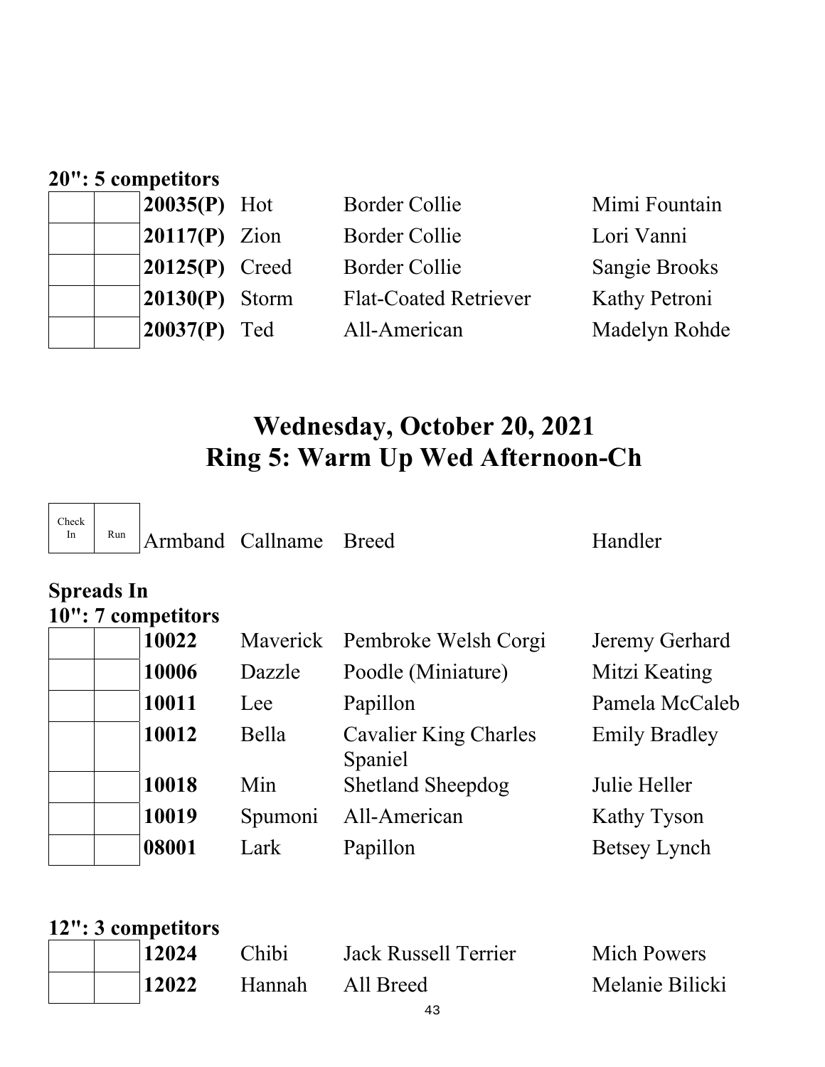**20": 5 competitors**

| Check In | Run | Armband | Callname | Breed | Handler |
|---|---|---|---|---|---|
| | | **20035(P)** | Hot | Border Collie | Mimi Fountain |
| | | **20117(P)** | Zion | Border Collie | Lori Vanni |
| | | **20125(P)** | Creed | Border Collie | Sangie Brooks |
| | | **20130(P)** | Storm | Flat-Coated Retriever | Kathy Petroni |
| | | **20037(P)** | Ted | All-American | Madelyn Rohde |

# Wednesday, October 20, 2021
# Ring 5: Warm Up Wed Afternoon-Ch

**Spreads In**

**10": 7 competitors**

| Check In | Run | Armband | Callname | Breed | Handler |
|---|---|---|---|---|---|
| | | **10022** | Maverick | Pembroke Welsh Corgi | Jeremy Gerhard |
| | | **10006** | Dazzle | Poodle (Miniature) | Mitzi Keating |
| | | **10011** | Lee | Papillon | Pamela McCaleb |
| | | **10012** | Bella | Cavalier King Charles Spaniel | Emily Bradley |
| | | **10018** | Min | Shetland Sheepdog | Julie Heller |
| | | **10019** | Spumoni | All-American | Kathy Tyson |
| | | **08001** | Lark | Papillon | Betsey Lynch |

**12": 3 competitors**

| Check In | Run | Armband | Callname | Breed | Handler |
|---|---|---|---|---|---|
| | | **12024** | Chibi | Jack Russell Terrier | Mich Powers |
| | | **12022** | Hannah | All Breed | Melanie Bilicki |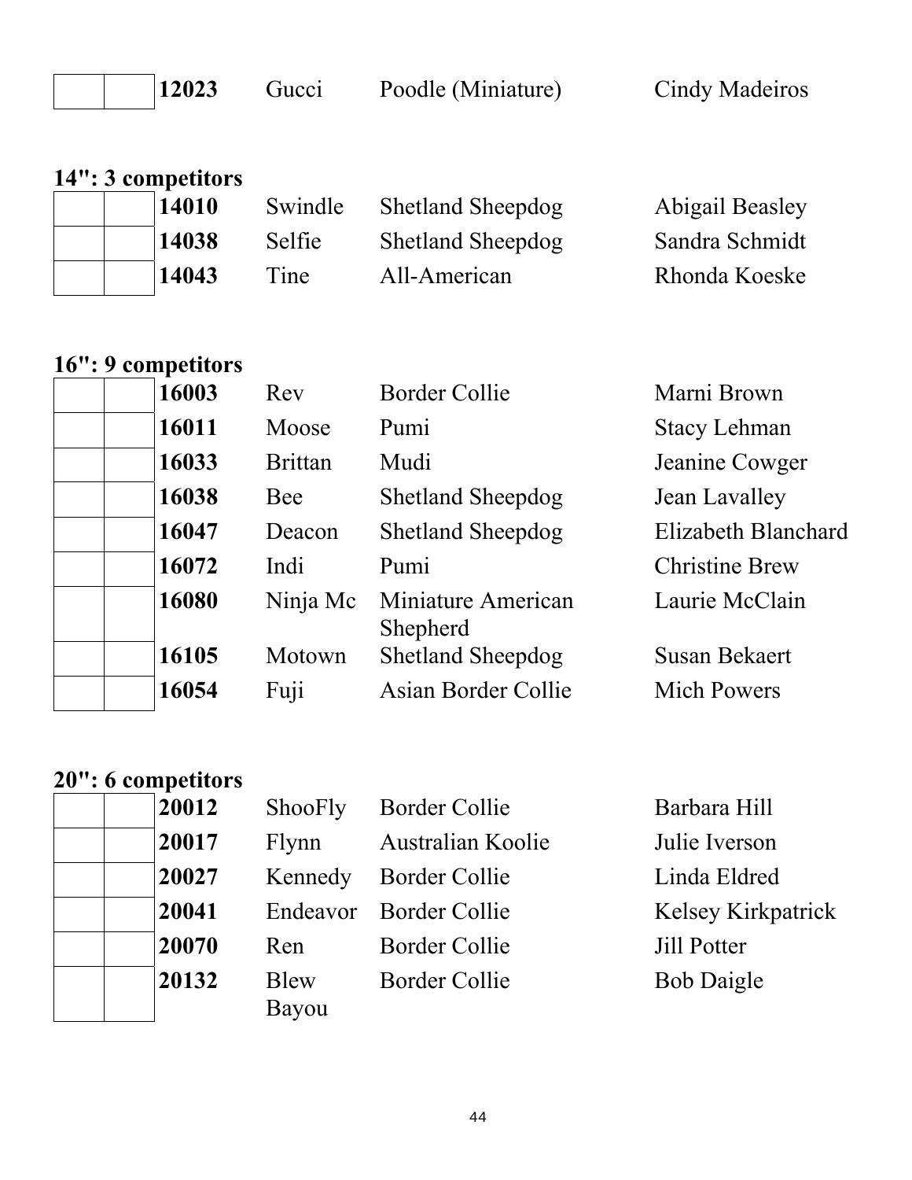| | | 12023 | Gucci | Poodle (Miniature) | Cindy Madeiros |
|---|---|---|---|---|---|

**14": 3 competitors**

| | | | | | |
|---|---|---|---|---|---|
| | | **14010** | Swindle | Shetland Sheepdog | Abigail Beasley |
| | | **14038** | Selfie | Shetland Sheepdog | Sandra Schmidt |
| | | **14043** | Tine | All-American | Rhonda Koeske |

**16": 9 competitors**

| | | | | | |
|---|---|---|---|---|---|
| | | **16003** | Rev | Border Collie | Marni Brown |
| | | **16011** | Moose | Pumi | Stacy Lehman |
| | | **16033** | Brittan | Mudi | Jeanine Cowger |
| | | **16038** | Bee | Shetland Sheepdog | Jean Lavalley |
| | | **16047** | Deacon | Shetland Sheepdog | Elizabeth Blanchard |
| | | **16072** | Indi | Pumi | Christine Brew |
| | | **16080** | Ninja Mc | Miniature American Shepherd | Laurie McClain |
| | | **16105** | Motown | Shetland Sheepdog | Susan Bekaert |
| | | **16054** | Fuji | Asian Border Collie | Mich Powers |

**20": 6 competitors**

| | | | | | |
|---|---|---|---|---|---|
| | | **20012** | ShooFly | Border Collie | Barbara Hill |
| | | **20017** | Flynn | Australian Koolie | Julie Iverson |
| | | **20027** | Kennedy | Border Collie | Linda Eldred |
| | | **20041** | Endeavor | Border Collie | Kelsey Kirkpatrick |
| | | **20070** | Ren | Border Collie | Jill Potter |
| | | **20132** | Blew Bayou | Border Collie | Bob Daigle |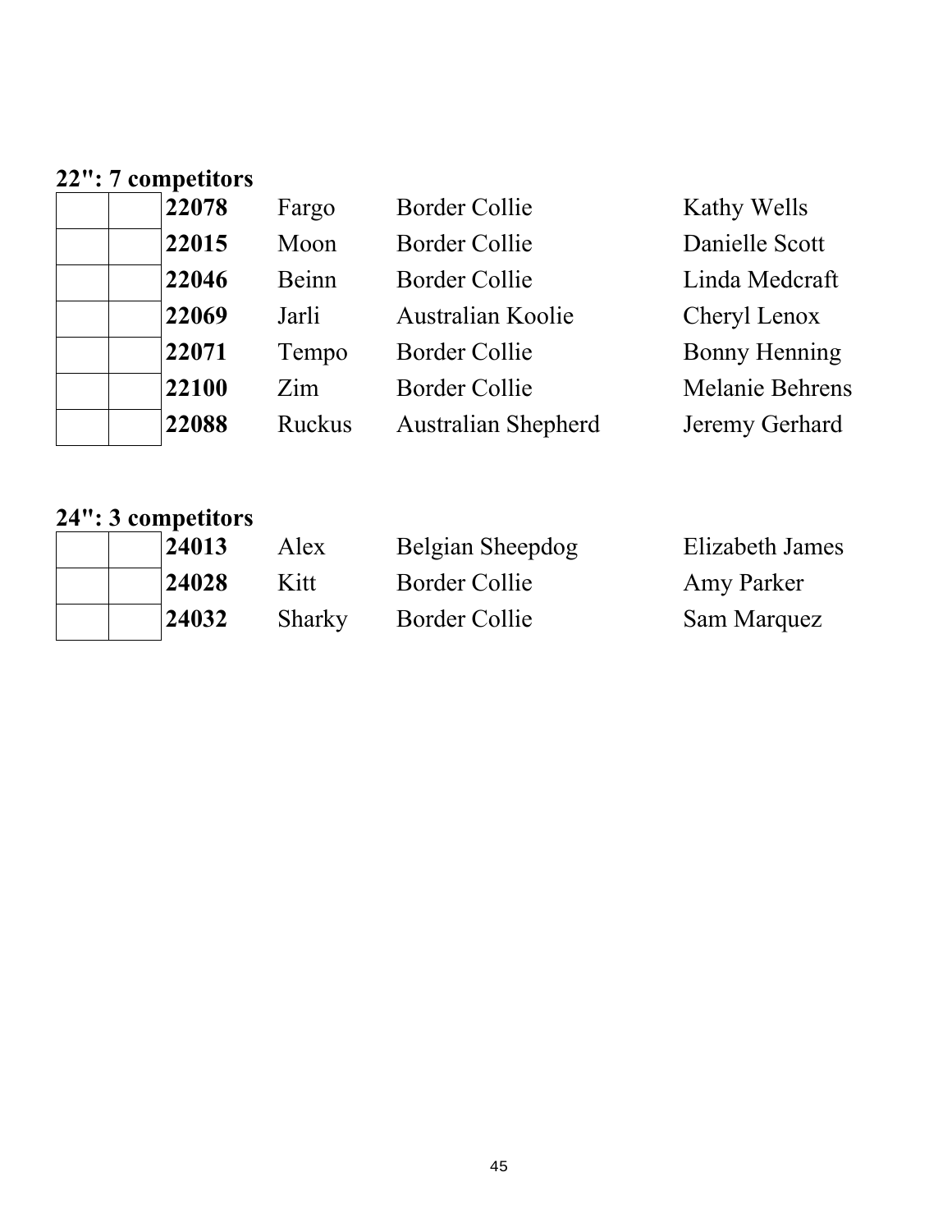**22": 7 competitors**

| | | | | | |
|---|---|---|---|---|---|
| | | **22078** | Fargo | Border Collie | Kathy Wells |
| | | **22015** | Moon | Border Collie | Danielle Scott |
| | | **22046** | Beinn | Border Collie | Linda Medcraft |
| | | **22069** | Jarli | Australian Koolie | Cheryl Lenox |
| | | **22071** | Tempo | Border Collie | Bonny Henning |
| | | **22100** | Zim | Border Collie | Melanie Behrens |
| | | **22088** | Ruckus | Australian Shepherd | Jeremy Gerhard |

**24": 3 competitors**

| | | | | | |
|---|---|---|---|---|---|
| | | **24013** | Alex | Belgian Sheepdog | Elizabeth James |
| | | **24028** | Kitt | Border Collie | Amy Parker |
| | | **24032** | Sharky | Border Collie | Sam Marquez |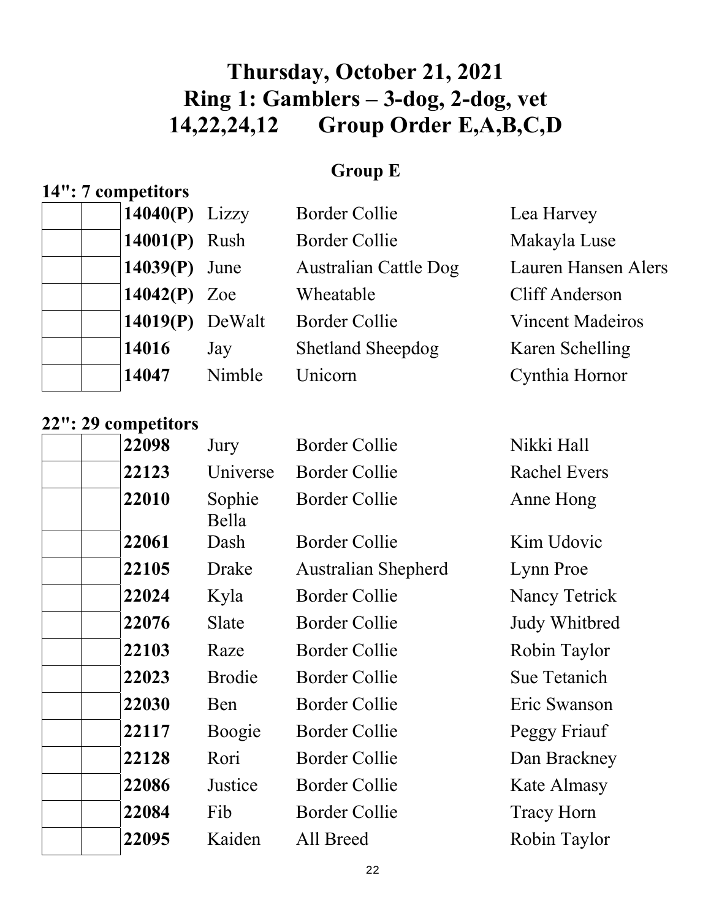# Thursday, October 21, 2021
# Ring 1: Gamblers – 3-dog, 2-dog, vet
# 14,22,24,12 Group Order E,A,B,C,D

## Group E

**14": 7 competitors**

| | | | | | |
|---|---|---|---|---|---|
| | | **14040(P)** | Lizzy | Border Collie | Lea Harvey |
| | | **14001(P)** | Rush | Border Collie | Makayla Luse |
| | | **14039(P)** | June | Australian Cattle Dog | Lauren Hansen Alers |
| | | **14042(P)** | Zoe | Wheatable | Cliff Anderson |
| | | **14019(P)** | DeWalt | Border Collie | Vincent Madeiros |
| | | **14016** | Jay | Shetland Sheepdog | Karen Schelling |
| | | **14047** | Nimble | Unicorn | Cynthia Hornor |

**22": 29 competitors**

| | | | | | |
|---|---|---|---|---|---|
| | | **22098** | Jury | Border Collie | Nikki Hall |
| | | **22123** | Universe | Border Collie | Rachel Evers |
| | | **22010** | Sophie Bella | Border Collie | Anne Hong |
| | | **22061** | Dash | Border Collie | Kim Udovic |
| | | **22105** | Drake | Australian Shepherd | Lynn Proe |
| | | **22024** | Kyla | Border Collie | Nancy Tetrick |
| | | **22076** | Slate | Border Collie | Judy Whitbred |
| | | **22103** | Raze | Border Collie | Robin Taylor |
| | | **22023** | Brodie | Border Collie | Sue Tetanich |
| | | **22030** | Ben | Border Collie | Eric Swanson |
| | | **22117** | Boogie | Border Collie | Peggy Friauf |
| | | **22128** | Rori | Border Collie | Dan Brackney |
| | | **22086** | Justice | Border Collie | Kate Almasy |
| | | **22084** | Fib | Border Collie | Tracy Horn |
| | | **22095** | Kaiden | All Breed | Robin Taylor |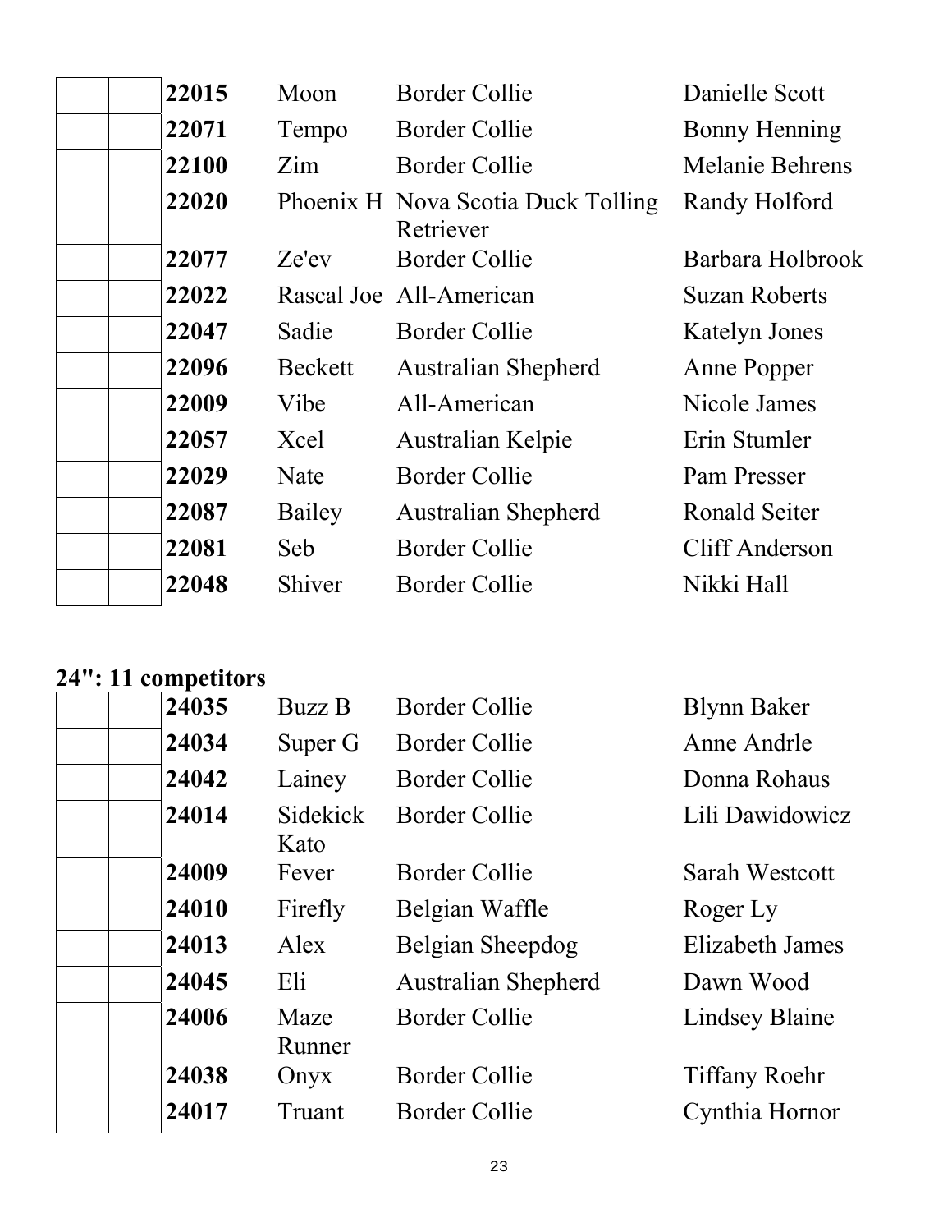| | | | | | |
|---|---|---|---|---|---|
| | | **22015** | Moon | Border Collie | Danielle Scott |
| | | **22071** | Tempo | Border Collie | Bonny Henning |
| | | **22100** | Zim | Border Collie | Melanie Behrens |
| | | **22020** | Phoenix H | Nova Scotia Duck Tolling Retriever | Randy Holford |
| | | **22077** | Ze'ev | Border Collie | Barbara Holbrook |
| | | **22022** | Rascal Joe | All-American | Suzan Roberts |
| | | **22047** | Sadie | Border Collie | Katelyn Jones |
| | | **22096** | Beckett | Australian Shepherd | Anne Popper |
| | | **22009** | Vibe | All-American | Nicole James |
| | | **22057** | Xcel | Australian Kelpie | Erin Stumler |
| | | **22029** | Nate | Border Collie | Pam Presser |
| | | **22087** | Bailey | Australian Shepherd | Ronald Seiter |
| | | **22081** | Seb | Border Collie | Cliff Anderson |
| | | **22048** | Shiver | Border Collie | Nikki Hall |

## 24": 11 competitors

| | | | | | |
|---|---|---|---|---|---|
| | | **24035** | Buzz B | Border Collie | Blynn Baker |
| | | **24034** | Super G | Border Collie | Anne Andrle |
| | | **24042** | Lainey | Border Collie | Donna Rohaus |
| | | **24014** | Sidekick Kato | Border Collie | Lili Dawidowicz |
| | | **24009** | Fever | Border Collie | Sarah Westcott |
| | | **24010** | Firefly | Belgian Waffle | Roger Ly |
| | | **24013** | Alex | Belgian Sheepdog | Elizabeth James |
| | | **24045** | Eli | Australian Shepherd | Dawn Wood |
| | | **24006** | Maze Runner | Border Collie | Lindsey Blaine |
| | | **24038** | Onyx | Border Collie | Tiffany Roehr |
| | | **24017** | Truant | Border Collie | Cynthia Hornor |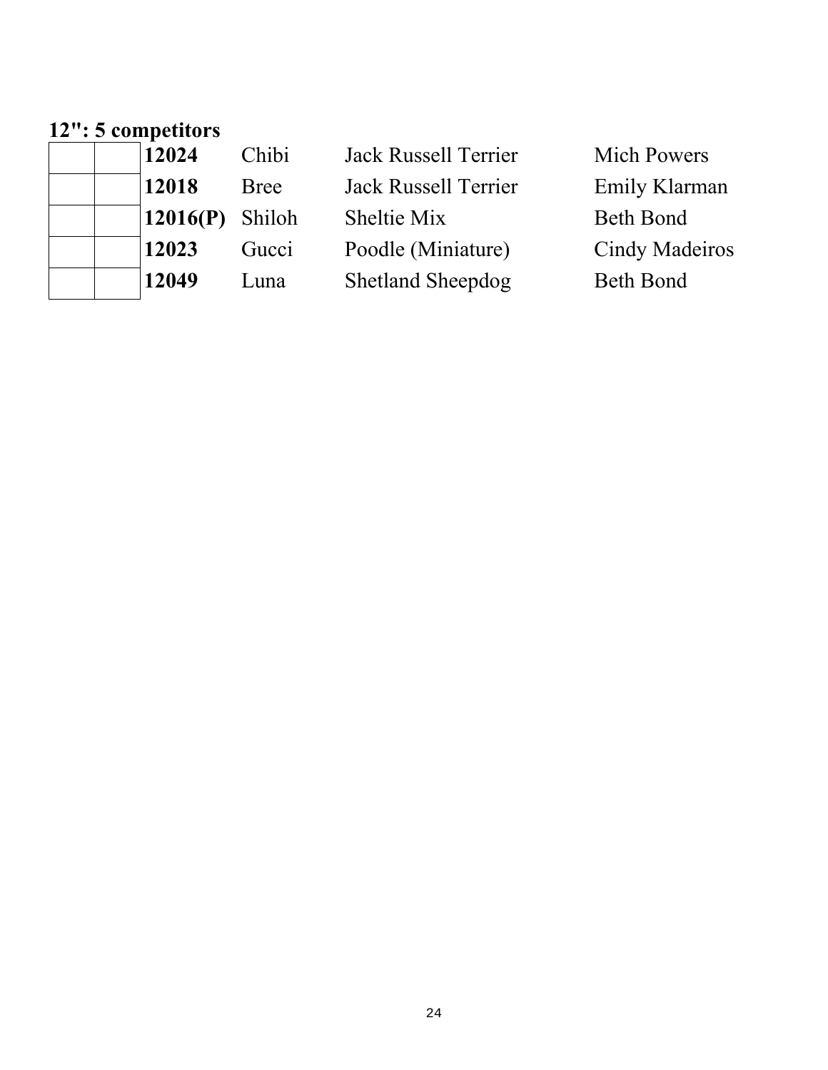**12": 5 competitors**

| | | | | | |
|---|---|---|---|---|---|
| | | **12024** | Chibi | Jack Russell Terrier | Mich Powers |
| | | **12018** | Bree | Jack Russell Terrier | Emily Klarman |
| | | **12016(P)** | Shiloh | Sheltie Mix | Beth Bond |
| | | **12023** | Gucci | Poodle (Miniature) | Cindy Madeiros |
| | | **12049** | Luna | Shetland Sheepdog | Beth Bond |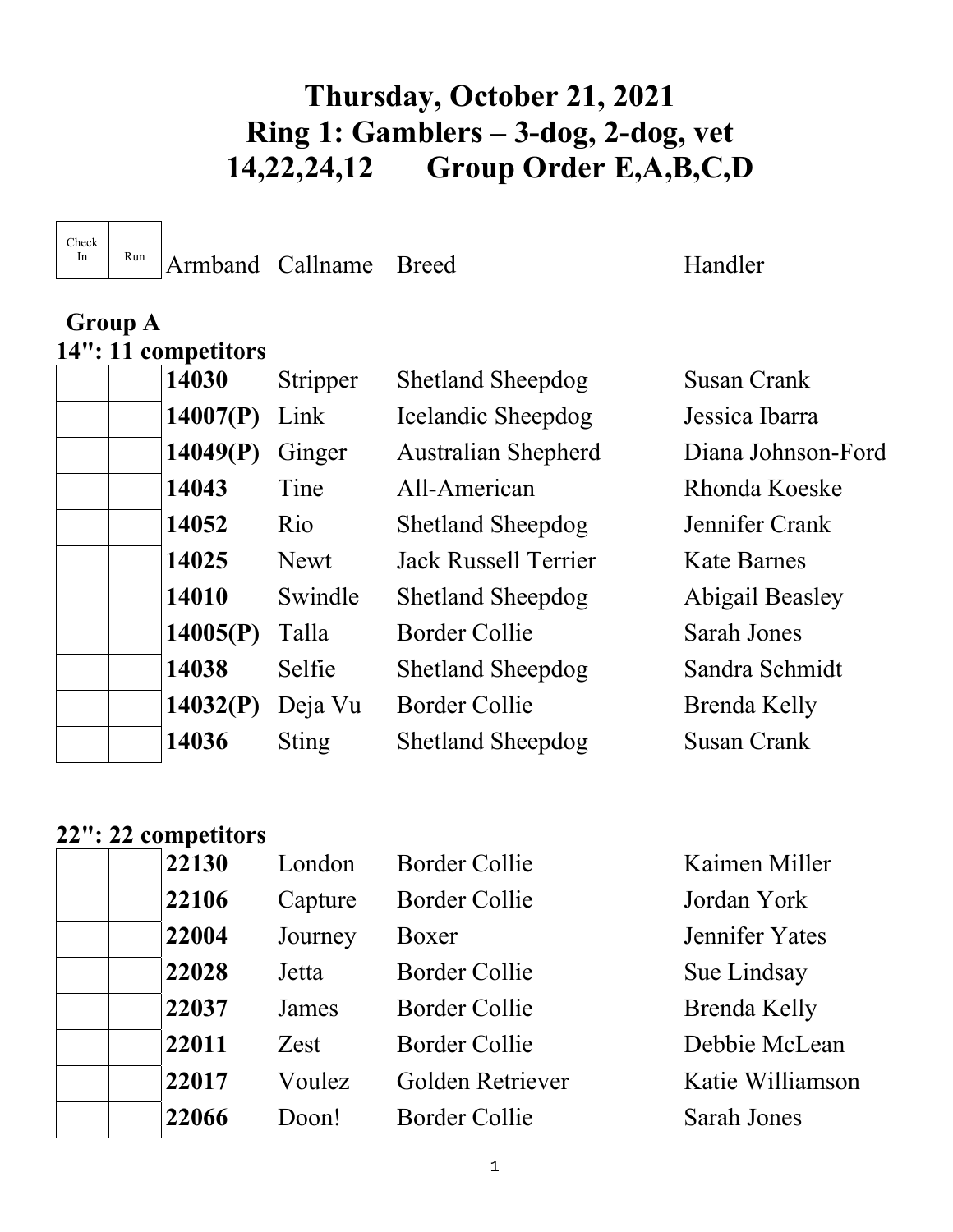# Thursday, October 21, 2021
# Ring 1: Gamblers – 3-dog, 2-dog, vet
# 14,22,24,12 Group Order E,A,B,C,D

| Check In | Run | Armband | Callname | Breed | Handler |
|---|---|---|---|---|---|

## Group A

### 14": 11 competitors

| Check In | Run | Armband | Callname | Breed | Handler |
|---|---|---|---|---|---|
| | | **14030** | Stripper | Shetland Sheepdog | Susan Crank |
| | | **14007(P)** | Link | Icelandic Sheepdog | Jessica Ibarra |
| | | **14049(P)** | Ginger | Australian Shepherd | Diana Johnson-Ford |
| | | **14043** | Tine | All-American | Rhonda Koeske |
| | | **14052** | Rio | Shetland Sheepdog | Jennifer Crank |
| | | **14025** | Newt | Jack Russell Terrier | Kate Barnes |
| | | **14010** | Swindle | Shetland Sheepdog | Abigail Beasley |
| | | **14005(P)** | Talla | Border Collie | Sarah Jones |
| | | **14038** | Selfie | Shetland Sheepdog | Sandra Schmidt |
| | | **14032(P)** | Deja Vu | Border Collie | Brenda Kelly |
| | | **14036** | Sting | Shetland Sheepdog | Susan Crank |

### 22": 22 competitors

| Check In | Run | Armband | Callname | Breed | Handler |
|---|---|---|---|---|---|
| | | **22130** | London | Border Collie | Kaimen Miller |
| | | **22106** | Capture | Border Collie | Jordan York |
| | | **22004** | Journey | Boxer | Jennifer Yates |
| | | **22028** | Jetta | Border Collie | Sue Lindsay |
| | | **22037** | James | Border Collie | Brenda Kelly |
| | | **22011** | Zest | Border Collie | Debbie McLean |
| | | **22017** | Voulez | Golden Retriever | Katie Williamson |
| | | **22066** | Doon! | Border Collie | Sarah Jones |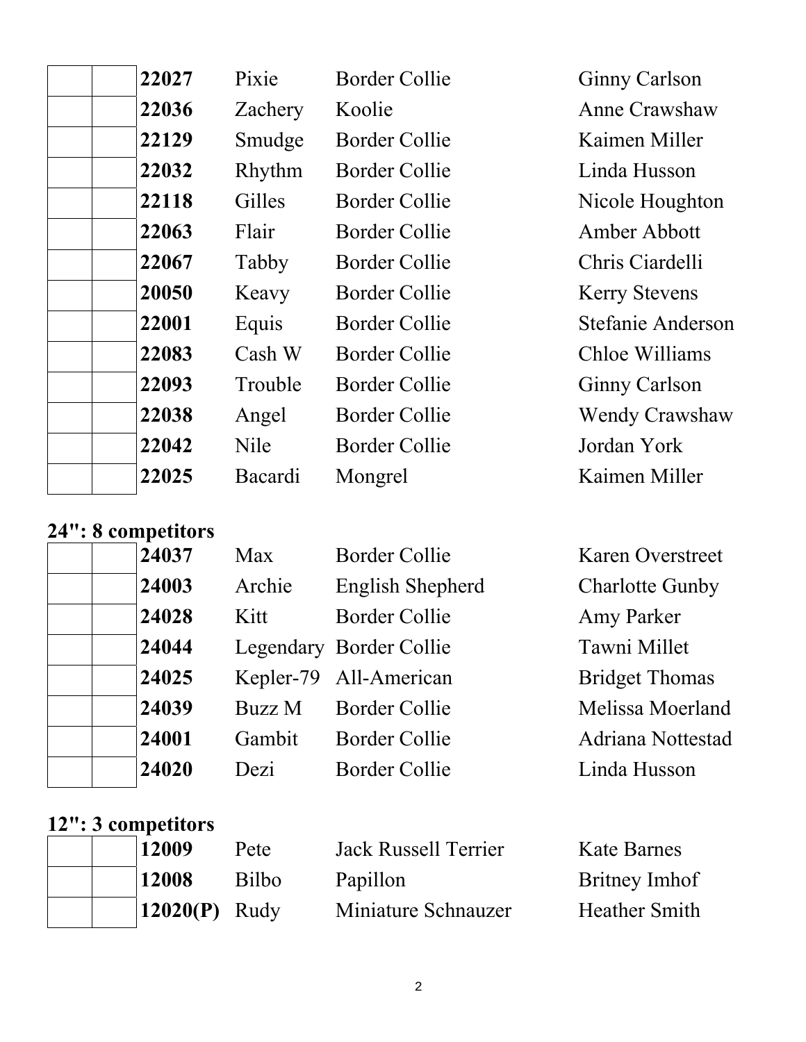|  |  | 22027 | Pixie | Border Collie | Ginny Carlson |
|---|---|---|---|---|---|
|  |  | **22036** | Zachery | Koolie | Anne Crawshaw |
|  |  | **22129** | Smudge | Border Collie | Kaimen Miller |
|  |  | **22032** | Rhythm | Border Collie | Linda Husson |
|  |  | **22118** | Gilles | Border Collie | Nicole Houghton |
|  |  | **22063** | Flair | Border Collie | Amber Abbott |
|  |  | **22067** | Tabby | Border Collie | Chris Ciardelli |
|  |  | **20050** | Keavy | Border Collie | Kerry Stevens |
|  |  | **22001** | Equis | Border Collie | Stefanie Anderson |
|  |  | **22083** | Cash W | Border Collie | Chloe Williams |
|  |  | **22093** | Trouble | Border Collie | Ginny Carlson |
|  |  | **22038** | Angel | Border Collie | Wendy Crawshaw |
|  |  | **22042** | Nile | Border Collie | Jordan York |
|  |  | **22025** | Bacardi | Mongrel | Kaimen Miller |

## 24": 8 competitors

|  |  | 24037 | Max | Border Collie | Karen Overstreet |
|---|---|---|---|---|---|
|  |  | **24003** | Archie | English Shepherd | Charlotte Gunby |
|  |  | **24028** | Kitt | Border Collie | Amy Parker |
|  |  | **24044** | Legendary | Border Collie | Tawni Millet |
|  |  | **24025** | Kepler-79 | All-American | Bridget Thomas |
|  |  | **24039** | Buzz M | Border Collie | Melissa Moerland |
|  |  | **24001** | Gambit | Border Collie | Adriana Nottestad |
|  |  | **24020** | Dezi | Border Collie | Linda Husson |

## 12": 3 competitors

|  |  | 12009 | Pete | Jack Russell Terrier | Kate Barnes |
|---|---|---|---|---|---|
|  |  | **12008** | Bilbo | Papillon | Britney Imhof |
|  |  | **12020(P)** | Rudy | Miniature Schnauzer | Heather Smith |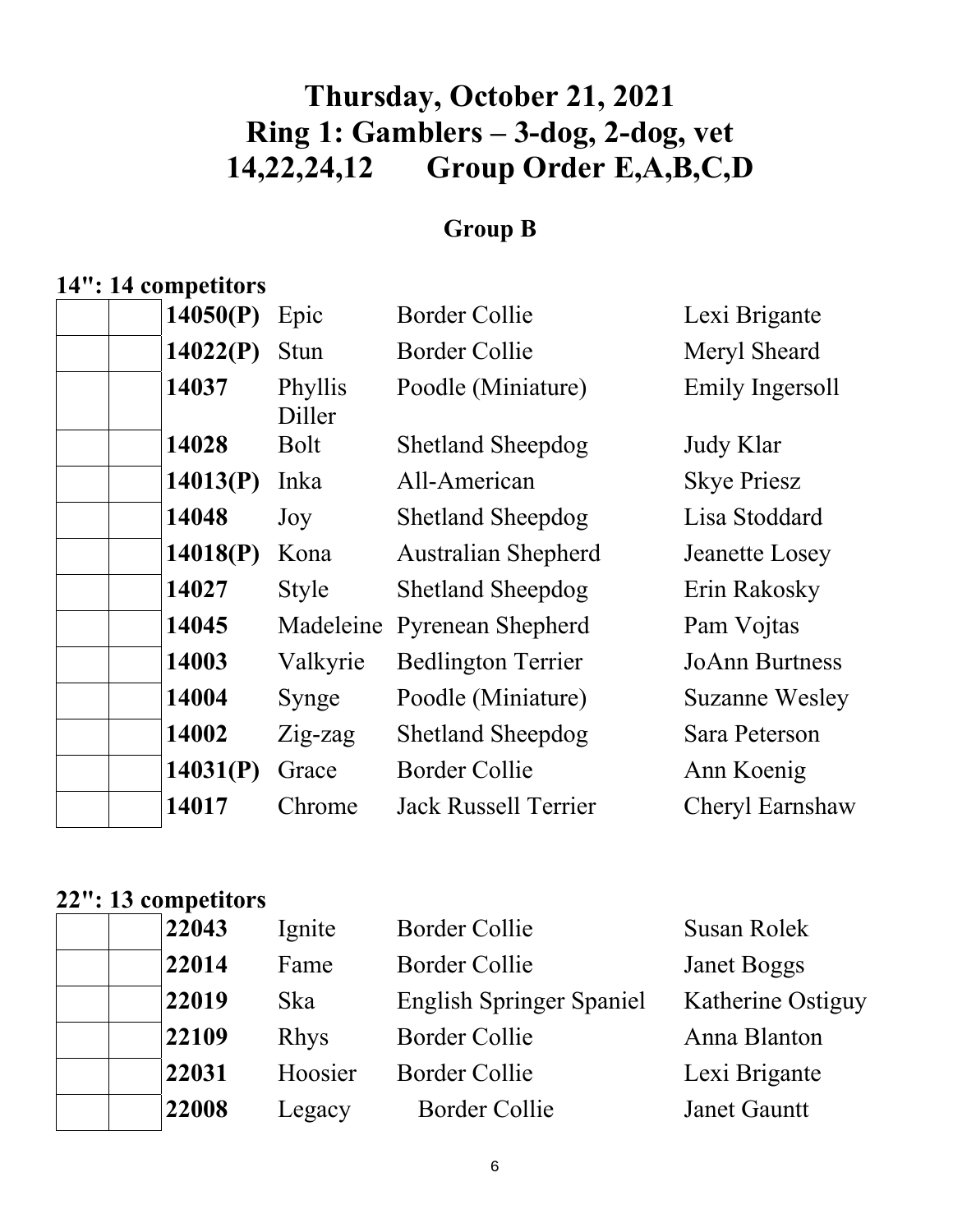# Thursday, October 21, 2021
# Ring 1: Gamblers – 3-dog, 2-dog, vet
# 14,22,24,12 Group Order E,A,B,C,D

## Group B

### 14": 14 competitors

| | | | | | |
|---|---|---|---|---|---|
| | | **14050(P)** | Epic | Border Collie | Lexi Brigante |
| | | **14022(P)** | Stun | Border Collie | Meryl Sheard |
| | | **14037** | Phyllis Diller | Poodle (Miniature) | Emily Ingersoll |
| | | **14028** | Bolt | Shetland Sheepdog | Judy Klar |
| | | **14013(P)** | Inka | All-American | Skye Priesz |
| | | **14048** | Joy | Shetland Sheepdog | Lisa Stoddard |
| | | **14018(P)** | Kona | Australian Shepherd | Jeanette Losey |
| | | **14027** | Style | Shetland Sheepdog | Erin Rakosky |
| | | **14045** | Madeleine | Pyrenean Shepherd | Pam Vojtas |
| | | **14003** | Valkyrie | Bedlington Terrier | JoAnn Burtness |
| | | **14004** | Synge | Poodle (Miniature) | Suzanne Wesley |
| | | **14002** | Zig-zag | Shetland Sheepdog | Sara Peterson |
| | | **14031(P)** | Grace | Border Collie | Ann Koenig |
| | | **14017** | Chrome | Jack Russell Terrier | Cheryl Earnshaw |

### 22": 13 competitors

| | | | | | |
|---|---|---|---|---|---|
| | | **22043** | Ignite | Border Collie | Susan Rolek |
| | | **22014** | Fame | Border Collie | Janet Boggs |
| | | **22019** | Ska | English Springer Spaniel | Katherine Ostiguy |
| | | **22109** | Rhys | Border Collie | Anna Blanton |
| | | **22031** | Hoosier | Border Collie | Lexi Brigante |
| | | **22008** | Legacy | Border Collie | Janet Gauntt |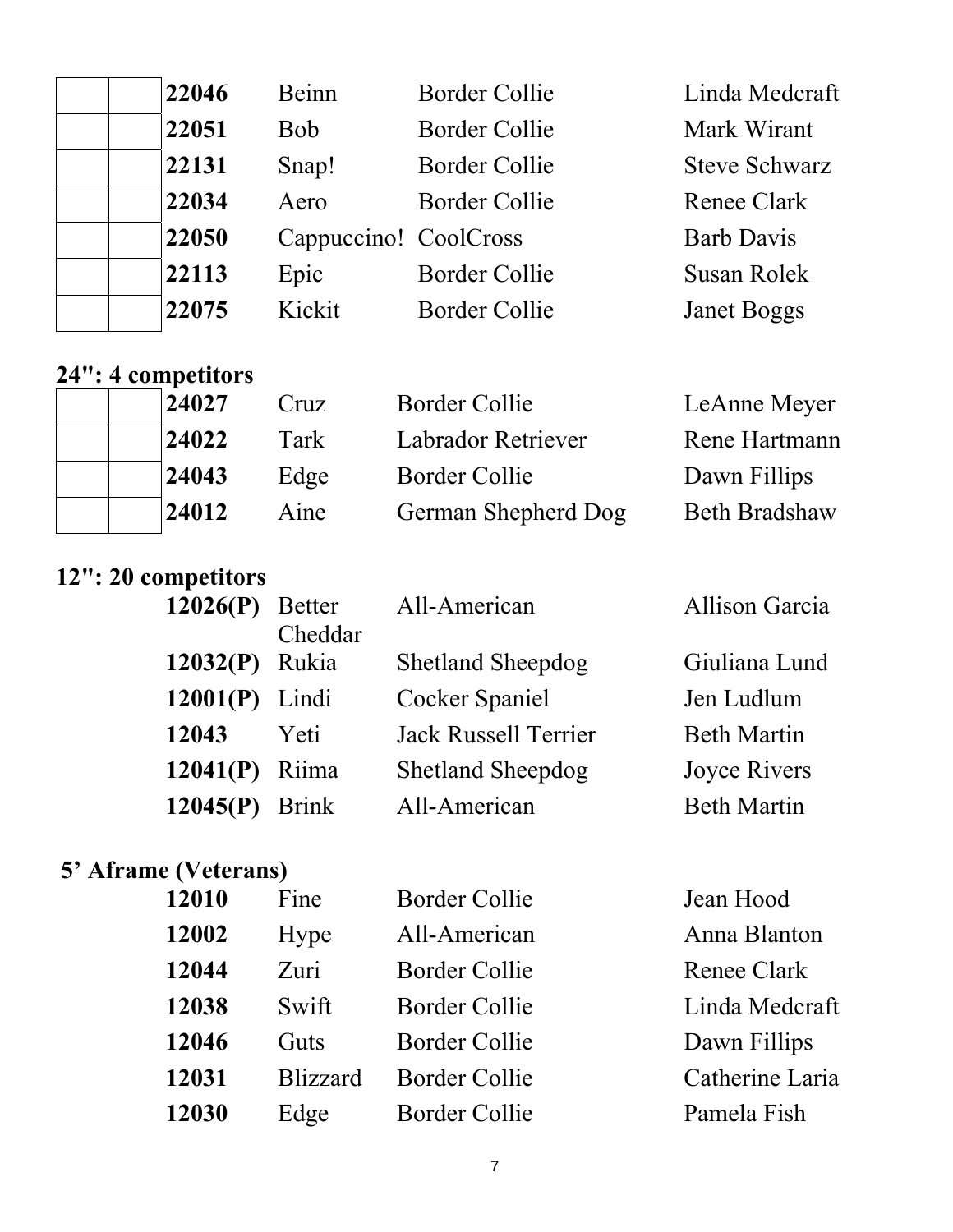|  |  | Number | Dog | Breed | Handler |
|---|---|---|---|---|---|
|  |  | **22046** | Beinn | Border Collie | Linda Medcraft |
|  |  | **22051** | Bob | Border Collie | Mark Wirant |
|  |  | **22131** | Snap! | Border Collie | Steve Schwarz |
|  |  | **22034** | Aero | Border Collie | Renee Clark |
|  |  | **22050** | Cappuccino! | CoolCross | Barb Davis |
|  |  | **22113** | Epic | Border Collie | Susan Rolek |
|  |  | **22075** | Kickit | Border Collie | Janet Boggs |

**24": 4 competitors**

|  |  | Number | Dog | Breed | Handler |
|---|---|---|---|---|---|
|  |  | **24027** | Cruz | Border Collie | LeAnne Meyer |
|  |  | **24022** | Tark | Labrador Retriever | Rene Hartmann |
|  |  | **24043** | Edge | Border Collie | Dawn Fillips |
|  |  | **24012** | Aine | German Shepherd Dog | Beth Bradshaw |

**12": 20 competitors**

| Number | Dog | Breed | Handler |
|---|---|---|---|
| **12026(P)** | Better Cheddar | All-American | Allison Garcia |
| **12032(P)** | Rukia | Shetland Sheepdog | Giuliana Lund |
| **12001(P)** | Lindi | Cocker Spaniel | Jen Ludlum |
| **12043** | Yeti | Jack Russell Terrier | Beth Martin |
| **12041(P)** | Riima | Shetland Sheepdog | Joyce Rivers |
| **12045(P)** | Brink | All-American | Beth Martin |

**5’ Aframe (Veterans)**

| Number | Dog | Breed | Handler |
|---|---|---|---|
| **12010** | Fine | Border Collie | Jean Hood |
| **12002** | Hype | All-American | Anna Blanton |
| **12044** | Zuri | Border Collie | Renee Clark |
| **12038** | Swift | Border Collie | Linda Medcraft |
| **12046** | Guts | Border Collie | Dawn Fillips |
| **12031** | Blizzard | Border Collie | Catherine Laria |
| **12030** | Edge | Border Collie | Pamela Fish |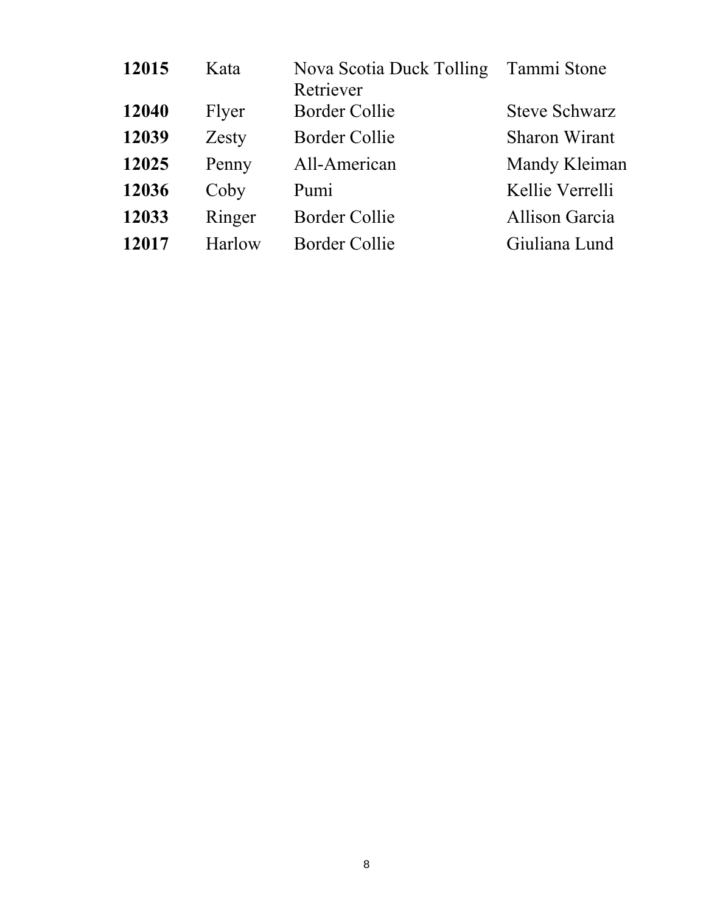| | | | |
|---|---|---|---|
| **12015** | Kata | Nova Scotia Duck Tolling Retriever | Tammi Stone |
| **12040** | Flyer | Border Collie | Steve Schwarz |
| **12039** | Zesty | Border Collie | Sharon Wirant |
| **12025** | Penny | All-American | Mandy Kleiman |
| **12036** | Coby | Pumi | Kellie Verrelli |
| **12033** | Ringer | Border Collie | Allison Garcia |
| **12017** | Harlow | Border Collie | Giuliana Lund |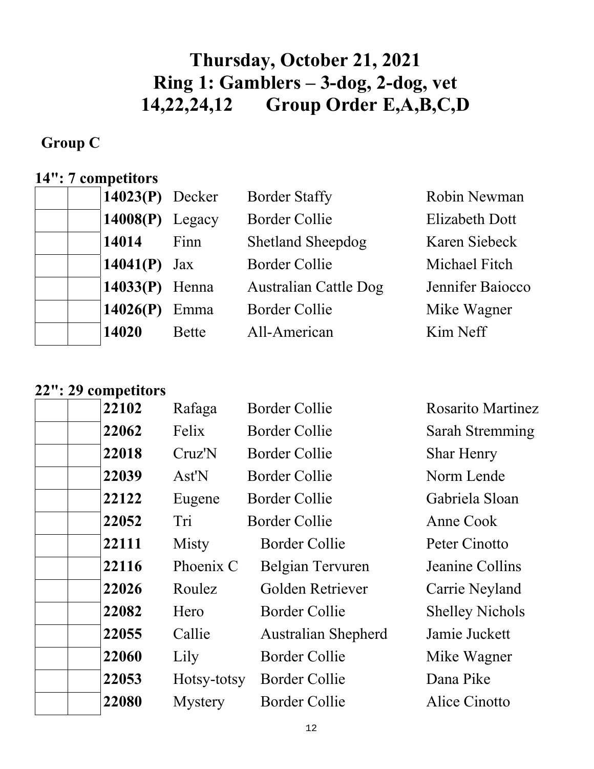# Thursday, October 21, 2021
# Ring 1: Gamblers – 3-dog, 2-dog, vet
# 14,22,24,12 Group Order E,A,B,C,D

## Group C

### 14": 7 competitors

| | | | | | |
|---|---|---|---|---|---|
| | | **14023(P)** | Decker | Border Staffy | Robin Newman |
| | | **14008(P)** | Legacy | Border Collie | Elizabeth Dott |
| | | **14014** | Finn | Shetland Sheepdog | Karen Siebeck |
| | | **14041(P)** | Jax | Border Collie | Michael Fitch |
| | | **14033(P)** | Henna | Australian Cattle Dog | Jennifer Baiocco |
| | | **14026(P)** | Emma | Border Collie | Mike Wagner |
| | | **14020** | Bette | All-American | Kim Neff |

### 22": 29 competitors

| | | | | | |
|---|---|---|---|---|---|
| | | **22102** | Rafaga | Border Collie | Rosarito Martinez |
| | | **22062** | Felix | Border Collie | Sarah Stremming |
| | | **22018** | Cruz'N | Border Collie | Shar Henry |
| | | **22039** | Ast'N | Border Collie | Norm Lende |
| | | **22122** | Eugene | Border Collie | Gabriela Sloan |
| | | **22052** | Tri | Border Collie | Anne Cook |
| | | **22111** | Misty | Border Collie | Peter Cinotto |
| | | **22116** | Phoenix C | Belgian Tervuren | Jeanine Collins |
| | | **22026** | Roulez | Golden Retriever | Carrie Neyland |
| | | **22082** | Hero | Border Collie | Shelley Nichols |
| | | **22055** | Callie | Australian Shepherd | Jamie Juckett |
| | | **22060** | Lily | Border Collie | Mike Wagner |
| | | **22053** | Hotsy-totsy | Border Collie | Dana Pike |
| | | **22080** | Mystery | Border Collie | Alice Cinotto |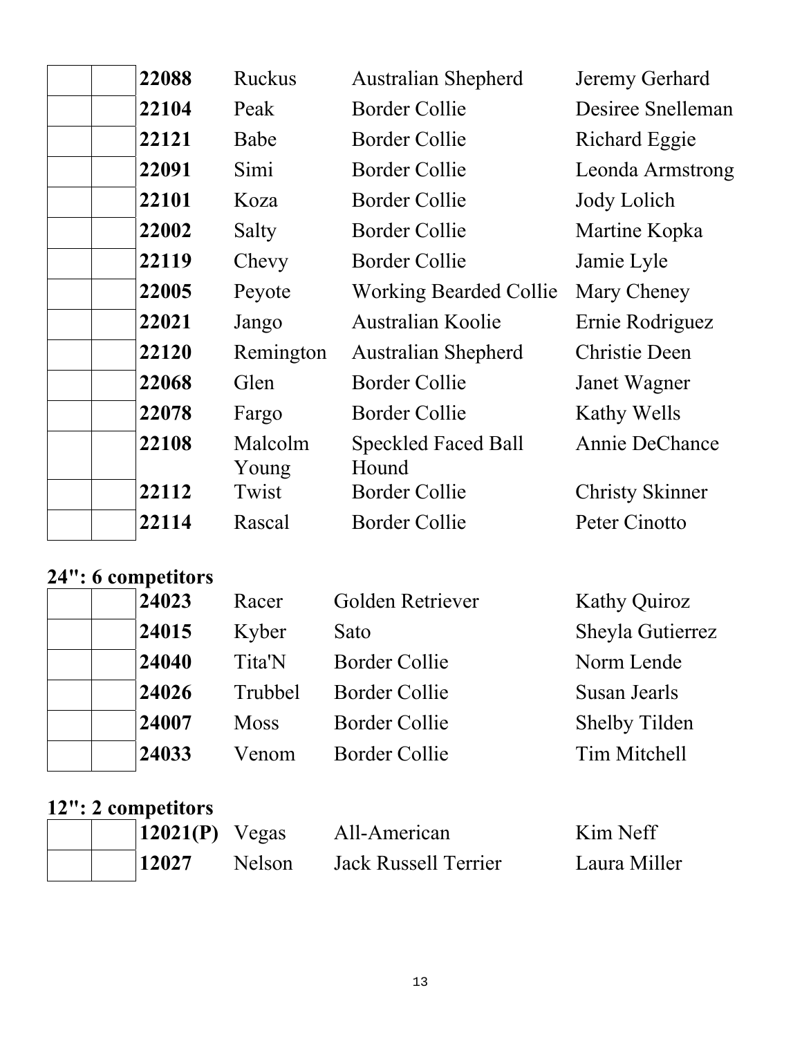| | | | | | |
|---|---|---|---|---|---|
| | | **22088** | Ruckus | Australian Shepherd | Jeremy Gerhard |
| | | **22104** | Peak | Border Collie | Desiree Snelleman |
| | | **22121** | Babe | Border Collie | Richard Eggie |
| | | **22091** | Simi | Border Collie | Leonda Armstrong |
| | | **22101** | Koza | Border Collie | Jody Lolich |
| | | **22002** | Salty | Border Collie | Martine Kopka |
| | | **22119** | Chevy | Border Collie | Jamie Lyle |
| | | **22005** | Peyote | Working Bearded Collie | Mary Cheney |
| | | **22021** | Jango | Australian Koolie | Ernie Rodriguez |
| | | **22120** | Remington | Australian Shepherd | Christie Deen |
| | | **22068** | Glen | Border Collie | Janet Wagner |
| | | **22078** | Fargo | Border Collie | Kathy Wells |
| | | **22108** | Malcolm Young | Speckled Faced Ball Hound | Annie DeChance |
| | | **22112** | Twist | Border Collie | Christy Skinner |
| | | **22114** | Rascal | Border Collie | Peter Cinotto |

**24": 6 competitors**

| | | | | | |
|---|---|---|---|---|---|
| | | **24023** | Racer | Golden Retriever | Kathy Quiroz |
| | | **24015** | Kyber | Sato | Sheyla Gutierrez |
| | | **24040** | Tita'N | Border Collie | Norm Lende |
| | | **24026** | Trubbel | Border Collie | Susan Jearls |
| | | **24007** | Moss | Border Collie | Shelby Tilden |
| | | **24033** | Venom | Border Collie | Tim Mitchell |

**12": 2 competitors**

| | | | | | |
|---|---|---|---|---|---|
| | | **12021(P)** | Vegas | All-American | Kim Neff |
| | | **12027** | Nelson | Jack Russell Terrier | Laura Miller |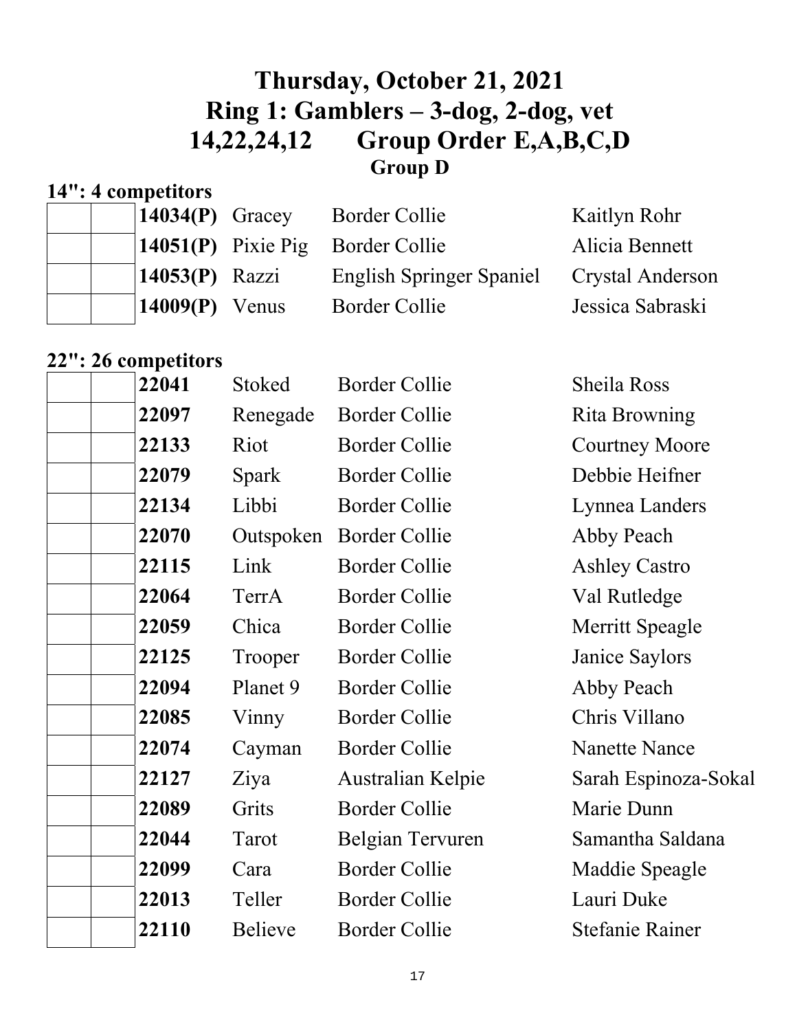# Thursday, October 21, 2021
# Ring 1: Gamblers – 3-dog, 2-dog, vet
# 14,22,24,12 Group Order E,A,B,C,D
## Group D

### 14": 4 competitors

| | | | | | |
|---|---|---|---|---|---|
| | | **14034(P)** | Gracey | Border Collie | Kaitlyn Rohr |
| | | **14051(P)** | Pixie Pig | Border Collie | Alicia Bennett |
| | | **14053(P)** | Razzi | English Springer Spaniel | Crystal Anderson |
| | | **14009(P)** | Venus | Border Collie | Jessica Sabraski |

### 22": 26 competitors

| | | | | | |
|---|---|---|---|---|---|
| | | **22041** | Stoked | Border Collie | Sheila Ross |
| | | **22097** | Renegade | Border Collie | Rita Browning |
| | | **22133** | Riot | Border Collie | Courtney Moore |
| | | **22079** | Spark | Border Collie | Debbie Heifner |
| | | **22134** | Libbi | Border Collie | Lynnea Landers |
| | | **22070** | Outspoken | Border Collie | Abby Peach |
| | | **22115** | Link | Border Collie | Ashley Castro |
| | | **22064** | TerrA | Border Collie | Val Rutledge |
| | | **22059** | Chica | Border Collie | Merritt Speagle |
| | | **22125** | Trooper | Border Collie | Janice Saylors |
| | | **22094** | Planet 9 | Border Collie | Abby Peach |
| | | **22085** | Vinny | Border Collie | Chris Villano |
| | | **22074** | Cayman | Border Collie | Nanette Nance |
| | | **22127** | Ziya | Australian Kelpie | Sarah Espinoza-Sokal |
| | | **22089** | Grits | Border Collie | Marie Dunn |
| | | **22044** | Tarot | Belgian Tervuren | Samantha Saldana |
| | | **22099** | Cara | Border Collie | Maddie Speagle |
| | | **22013** | Teller | Border Collie | Lauri Duke |
| | | **22110** | Believe | Border Collie | Stefanie Rainer |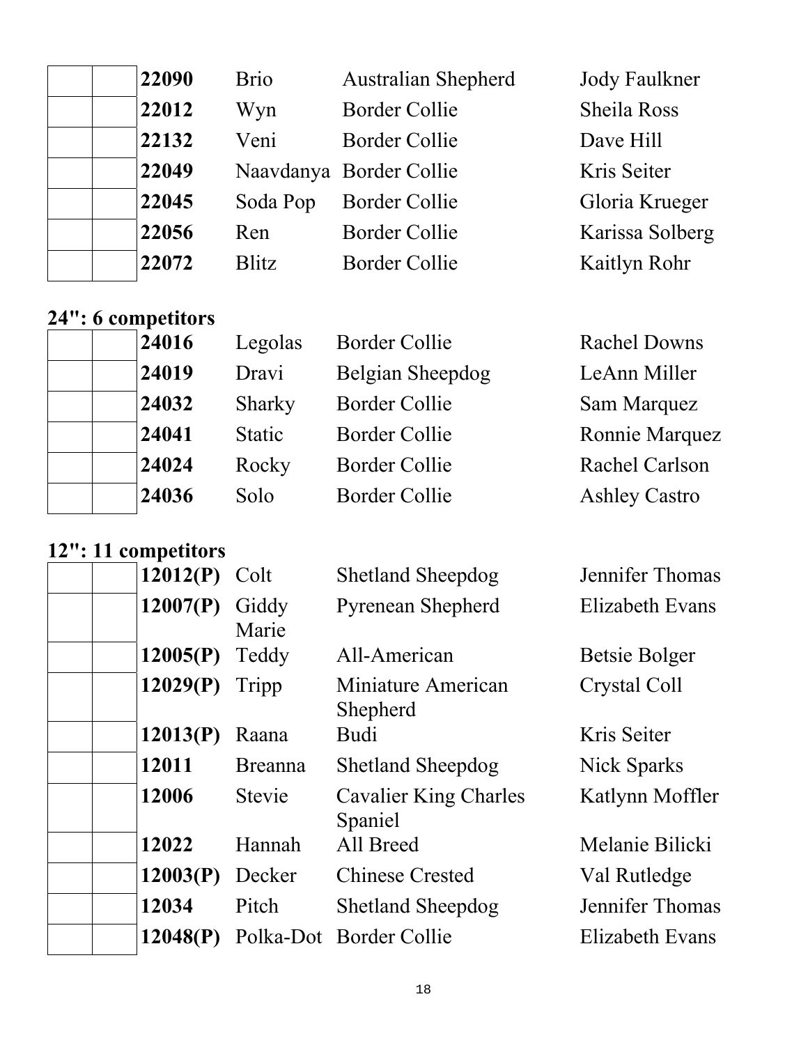| | | | | | |
|---|---|---|---|---|---|
| | | 22090 | Brio | Australian Shepherd | Jody Faulkner |
| | | 22012 | Wyn | Border Collie | Sheila Ross |
| | | 22132 | Veni | Border Collie | Dave Hill |
| | | 22049 | Naavdanya | Border Collie | Kris Seiter |
| | | 22045 | Soda Pop | Border Collie | Gloria Krueger |
| | | 22056 | Ren | Border Collie | Karissa Solberg |
| | | 22072 | Blitz | Border Collie | Kaitlyn Rohr |

**24": 6 competitors**

| | | | | | |
|---|---|---|---|---|---|
| | | 24016 | Legolas | Border Collie | Rachel Downs |
| | | 24019 | Dravi | Belgian Sheepdog | LeAnn Miller |
| | | 24032 | Sharky | Border Collie | Sam Marquez |
| | | 24041 | Static | Border Collie | Ronnie Marquez |
| | | 24024 | Rocky | Border Collie | Rachel Carlson |
| | | 24036 | Solo | Border Collie | Ashley Castro |

**12": 11 competitors**

| | | | | | |
|---|---|---|---|---|---|
| | | 12012(P) | Colt | Shetland Sheepdog | Jennifer Thomas |
| | | 12007(P) | Giddy Marie | Pyrenean Shepherd | Elizabeth Evans |
| | | 12005(P) | Teddy | All-American | Betsie Bolger |
| | | 12029(P) | Tripp | Miniature American Shepherd | Crystal Coll |
| | | 12013(P) | Raana | Budi | Kris Seiter |
| | | 12011 | Breanna | Shetland Sheepdog | Nick Sparks |
| | | 12006 | Stevie | Cavalier King Charles Spaniel | Katlynn Moffler |
| | | 12022 | Hannah | All Breed | Melanie Bilicki |
| | | 12003(P) | Decker | Chinese Crested | Val Rutledge |
| | | 12034 | Pitch | Shetland Sheepdog | Jennifer Thomas |
| | | 12048(P) | Polka-Dot | Border Collie | Elizabeth Evans |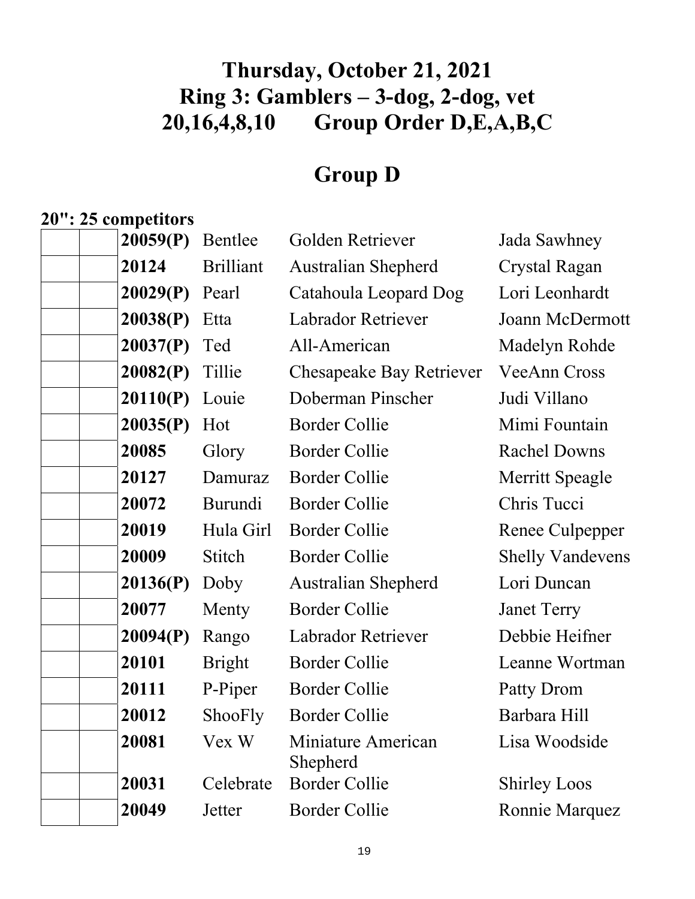# Thursday, October 21, 2021
# Ring 3: Gamblers – 3-dog, 2-dog, vet
# 20,16,4,8,10 Group Order D,E,A,B,C

## Group D

**20": 25 competitors**

| | | | | | |
|---|---|---|---|---|---|
| | | **20059(P)** | Bentlee | Golden Retriever | Jada Sawhney |
| | | **20124** | Brilliant | Australian Shepherd | Crystal Ragan |
| | | **20029(P)** | Pearl | Catahoula Leopard Dog | Lori Leonhardt |
| | | **20038(P)** | Etta | Labrador Retriever | Joann McDermott |
| | | **20037(P)** | Ted | All-American | Madelyn Rohde |
| | | **20082(P)** | Tillie | Chesapeake Bay Retriever | VeeAnn Cross |
| | | **20110(P)** | Louie | Doberman Pinscher | Judi Villano |
| | | **20035(P)** | Hot | Border Collie | Mimi Fountain |
| | | **20085** | Glory | Border Collie | Rachel Downs |
| | | **20127** | Damuraz | Border Collie | Merritt Speagle |
| | | **20072** | Burundi | Border Collie | Chris Tucci |
| | | **20019** | Hula Girl | Border Collie | Renee Culpepper |
| | | **20009** | Stitch | Border Collie | Shelly Vandevens |
| | | **20136(P)** | Doby | Australian Shepherd | Lori Duncan |
| | | **20077** | Menty | Border Collie | Janet Terry |
| | | **20094(P)** | Rango | Labrador Retriever | Debbie Heifner |
| | | **20101** | Bright | Border Collie | Leanne Wortman |
| | | **20111** | P-Piper | Border Collie | Patty Drom |
| | | **20012** | ShooFly | Border Collie | Barbara Hill |
| | | **20081** | Vex W | Miniature American Shepherd | Lisa Woodside |
| | | **20031** | Celebrate | Border Collie | Shirley Loos |
| | | **20049** | Jetter | Border Collie | Ronnie Marquez |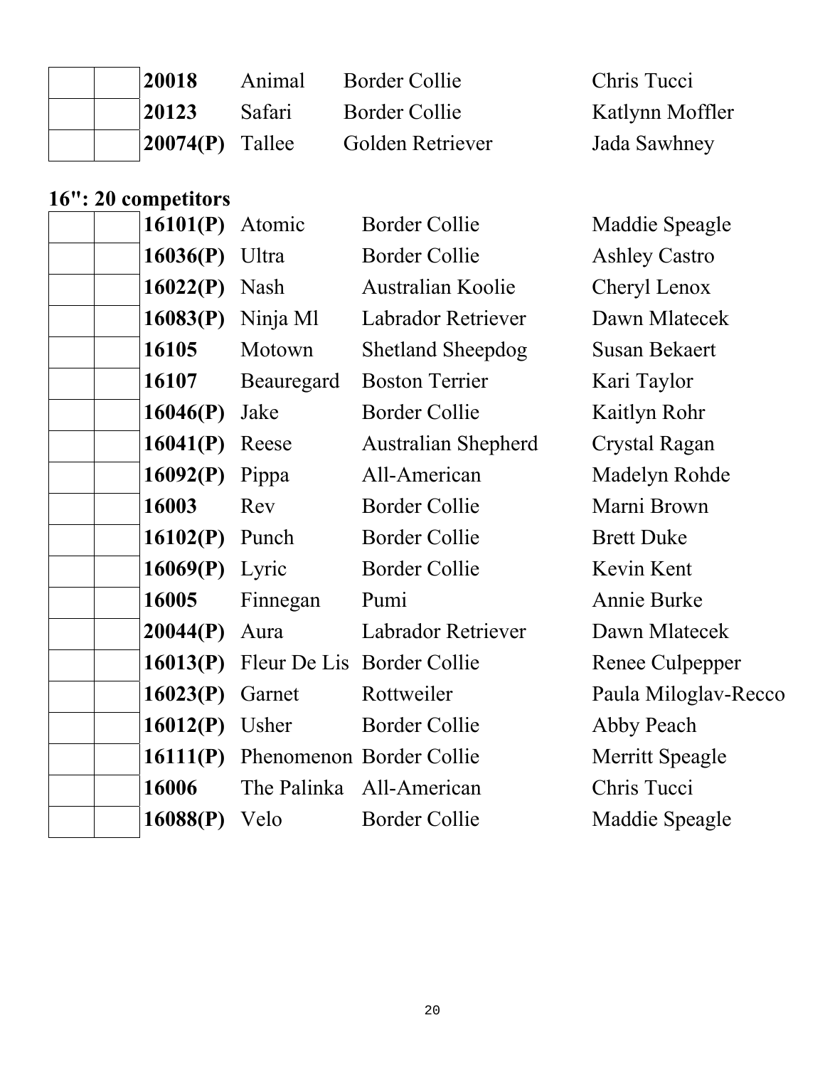| | | | | | |
|---|---|---|---|---|---|
| | | **20018** | Animal | Border Collie | Chris Tucci |
| | | **20123** | Safari | Border Collie | Katlynn Moffler |
| | | **20074(P)** | Tallee | Golden Retriever | Jada Sawhney |

## 16": 20 competitors

| | | | | | |
|---|---|---|---|---|---|
| | | **16101(P)** | Atomic | Border Collie | Maddie Speagle |
| | | **16036(P)** | Ultra | Border Collie | Ashley Castro |
| | | **16022(P)** | Nash | Australian Koolie | Cheryl Lenox |
| | | **16083(P)** | Ninja Ml | Labrador Retriever | Dawn Mlatecek |
| | | **16105** | Motown | Shetland Sheepdog | Susan Bekaert |
| | | **16107** | Beauregard | Boston Terrier | Kari Taylor |
| | | **16046(P)** | Jake | Border Collie | Kaitlyn Rohr |
| | | **16041(P)** | Reese | Australian Shepherd | Crystal Ragan |
| | | **16092(P)** | Pippa | All-American | Madelyn Rohde |
| | | **16003** | Rev | Border Collie | Marni Brown |
| | | **16102(P)** | Punch | Border Collie | Brett Duke |
| | | **16069(P)** | Lyric | Border Collie | Kevin Kent |
| | | **16005** | Finnegan | Pumi | Annie Burke |
| | | **20044(P)** | Aura | Labrador Retriever | Dawn Mlatecek |
| | | **16013(P)** | Fleur De Lis | Border Collie | Renee Culpepper |
| | | **16023(P)** | Garnet | Rottweiler | Paula Miloglav-Recco |
| | | **16012(P)** | Usher | Border Collie | Abby Peach |
| | | **16111(P)** | Phenomenon | Border Collie | Merritt Speagle |
| | | **16006** | The Palinka | All-American | Chris Tucci |
| | | **16088(P)** | Velo | Border Collie | Maddie Speagle |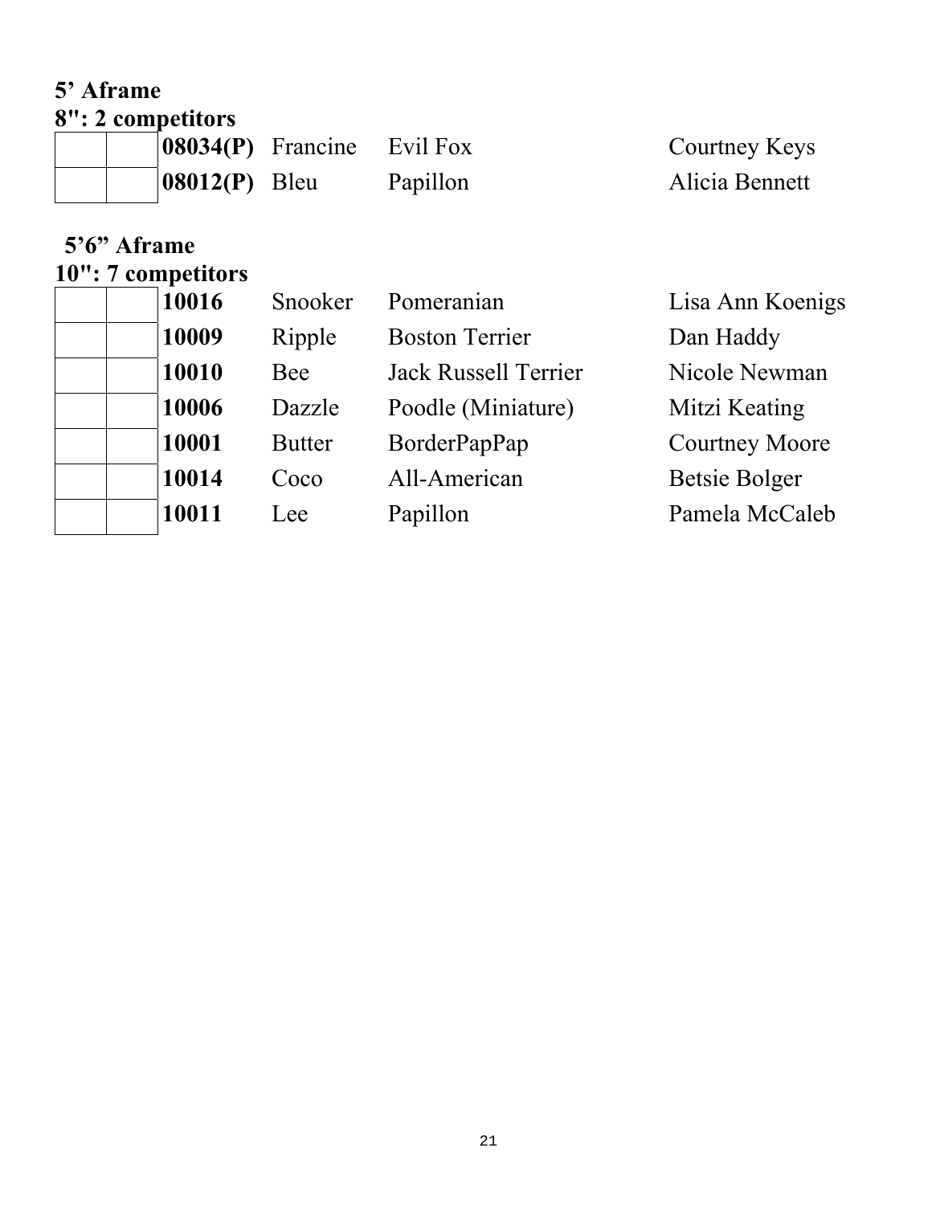**5' Aframe**

**8": 2 competitors**

| | | | | | |
|---|---|---|---|---|---|
| | | **08034(P)** | Francine | Evil Fox | Courtney Keys |
| | | **08012(P)** | Bleu | Papillon | Alicia Bennett |

**5'6" Aframe**

**10": 7 competitors**

| | | | | | |
|---|---|---|---|---|---|
| | | **10016** | Snooker | Pomeranian | Lisa Ann Koenigs |
| | | **10009** | Ripple | Boston Terrier | Dan Haddy |
| | | **10010** | Bee | Jack Russell Terrier | Nicole Newman |
| | | **10006** | Dazzle | Poodle (Miniature) | Mitzi Keating |
| | | **10001** | Butter | BorderPapPap | Courtney Moore |
| | | **10014** | Coco | All-American | Betsie Bolger |
| | | **10011** | Lee | Papillon | Pamela McCaleb |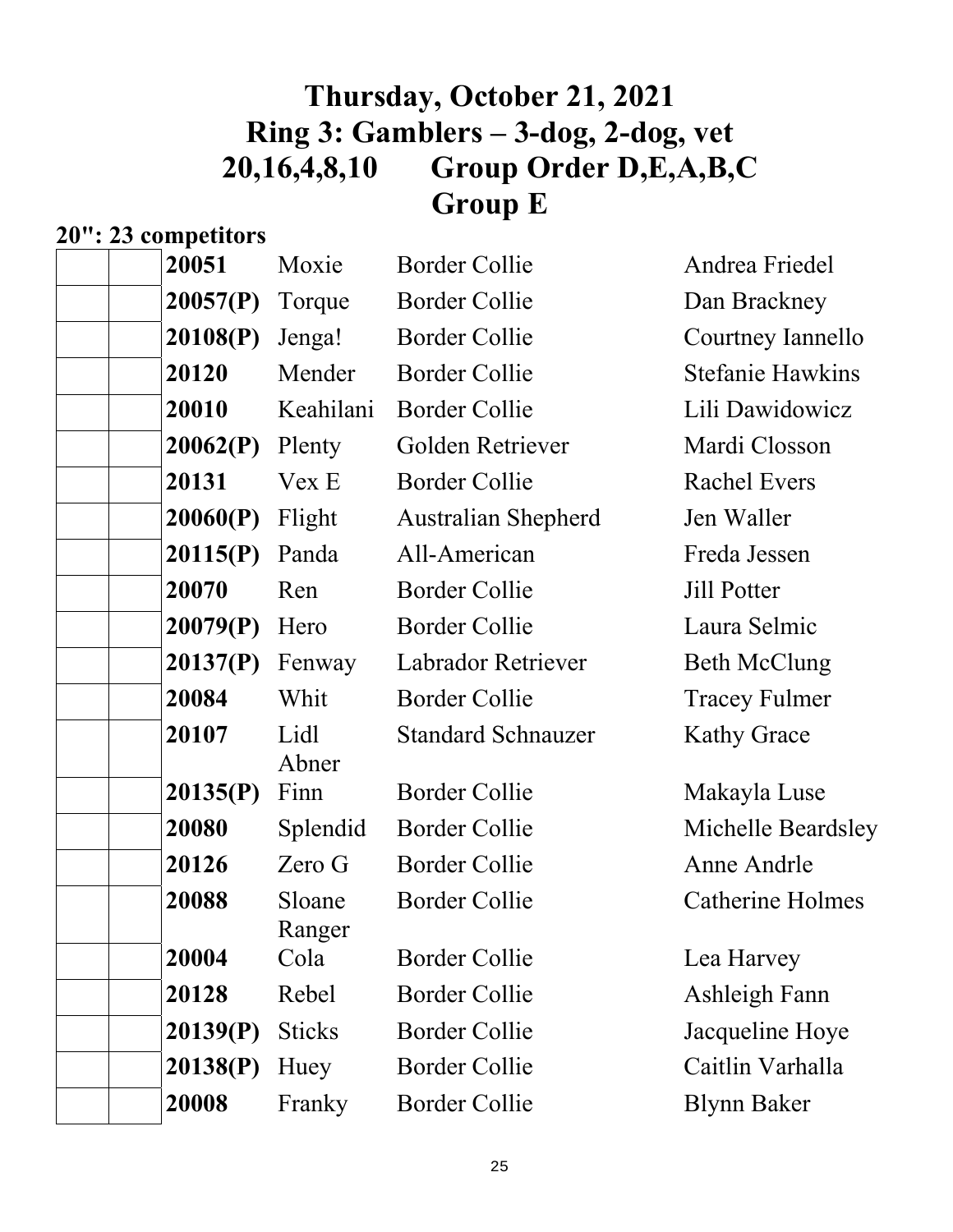# Thursday, October 21, 2021
# Ring 3: Gamblers – 3-dog, 2-dog, vet
# 20,16,4,8,10 Group Order D,E,A,B,C
# Group E

**20": 23 competitors**

| | | Number | Dog | Breed | Handler |
|---|---|---|---|---|---|
| | | **20051** | Moxie | Border Collie | Andrea Friedel |
| | | **20057(P)** | Torque | Border Collie | Dan Brackney |
| | | **20108(P)** | Jenga! | Border Collie | Courtney Iannello |
| | | **20120** | Mender | Border Collie | Stefanie Hawkins |
| | | **20010** | Keahilani | Border Collie | Lili Dawidowicz |
| | | **20062(P)** | Plenty | Golden Retriever | Mardi Closson |
| | | **20131** | Vex E | Border Collie | Rachel Evers |
| | | **20060(P)** | Flight | Australian Shepherd | Jen Waller |
| | | **20115(P)** | Panda | All-American | Freda Jessen |
| | | **20070** | Ren | Border Collie | Jill Potter |
| | | **20079(P)** | Hero | Border Collie | Laura Selmic |
| | | **20137(P)** | Fenway | Labrador Retriever | Beth McClung |
| | | **20084** | Whit | Border Collie | Tracey Fulmer |
| | | **20107** | Lidl Abner | Standard Schnauzer | Kathy Grace |
| | | **20135(P)** | Finn | Border Collie | Makayla Luse |
| | | **20080** | Splendid | Border Collie | Michelle Beardsley |
| | | **20126** | Zero G | Border Collie | Anne Andrle |
| | | **20088** | Sloane Ranger | Border Collie | Catherine Holmes |
| | | **20004** | Cola | Border Collie | Lea Harvey |
| | | **20128** | Rebel | Border Collie | Ashleigh Fann |
| | | **20139(P)** | Sticks | Border Collie | Jacqueline Hoye |
| | | **20138(P)** | Huey | Border Collie | Caitlin Varhalla |
| | | **20008** | Franky | Border Collie | Blynn Baker |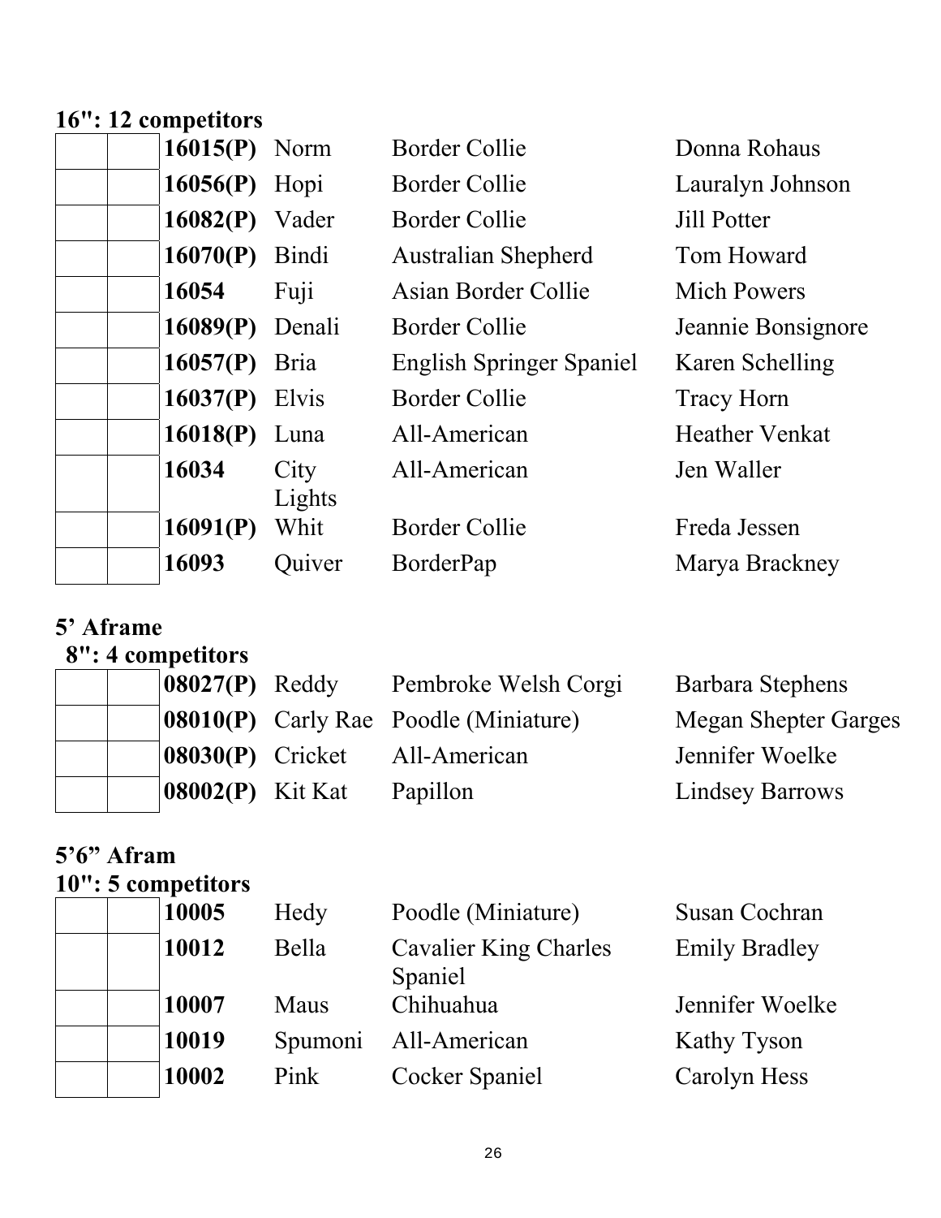**16": 12 competitors**

| | | | | | |
|---|---|---|---|---|---|
| | | **16015(P)** | Norm | Border Collie | Donna Rohaus |
| | | **16056(P)** | Hopi | Border Collie | Lauralyn Johnson |
| | | **16082(P)** | Vader | Border Collie | Jill Potter |
| | | **16070(P)** | Bindi | Australian Shepherd | Tom Howard |
| | | **16054** | Fuji | Asian Border Collie | Mich Powers |
| | | **16089(P)** | Denali | Border Collie | Jeannie Bonsignore |
| | | **16057(P)** | Bria | English Springer Spaniel | Karen Schelling |
| | | **16037(P)** | Elvis | Border Collie | Tracy Horn |
| | | **16018(P)** | Luna | All-American | Heather Venkat |
| | | **16034** | City Lights | All-American | Jen Waller |
| | | **16091(P)** | Whit | Border Collie | Freda Jessen |
| | | **16093** | Quiver | BorderPap | Marya Brackney |

**5’ Aframe**

**8": 4 competitors**

| | | | | | |
|---|---|---|---|---|---|
| | | **08027(P)** | Reddy | Pembroke Welsh Corgi | Barbara Stephens |
| | | **08010(P)** | Carly Rae | Poodle (Miniature) | Megan Shepter Garges |
| | | **08030(P)** | Cricket | All-American | Jennifer Woelke |
| | | **08002(P)** | Kit Kat | Papillon | Lindsey Barrows |

**5’6” Afram**

**10": 5 competitors**

| | | | | | |
|---|---|---|---|---|---|
| | | **10005** | Hedy | Poodle (Miniature) | Susan Cochran |
| | | **10012** | Bella | Cavalier King Charles Spaniel | Emily Bradley |
| | | **10007** | Maus | Chihuahua | Jennifer Woelke |
| | | **10019** | Spumoni | All-American | Kathy Tyson |
| | | **10002** | Pink | Cocker Spaniel | Carolyn Hess |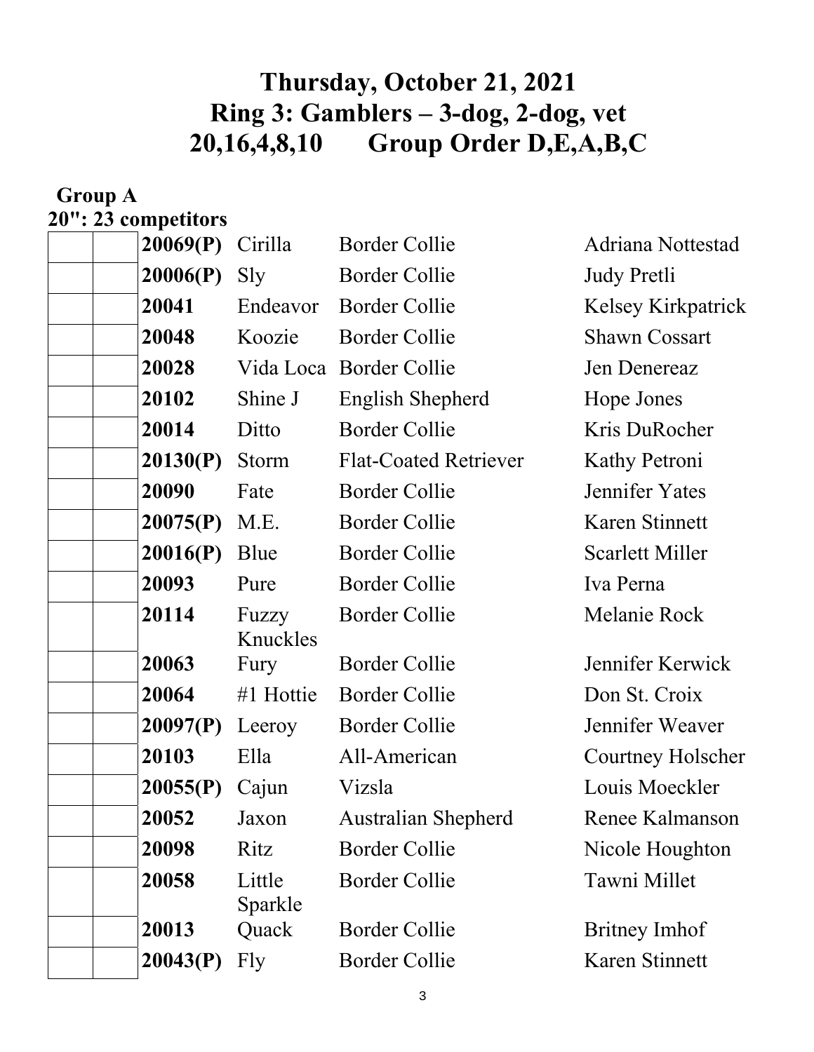# Thursday, October 21, 2021
# Ring 3: Gamblers – 3-dog, 2-dog, vet
# 20,16,4,8,10 Group Order D,E,A,B,C

## Group A

### 20": 23 competitors

| | | | | | |
|---|---|---|---|---|---|
| | | **20069(P)** | Cirilla | Border Collie | Adriana Nottestad |
| | | **20006(P)** | Sly | Border Collie | Judy Pretli |
| | | **20041** | Endeavor | Border Collie | Kelsey Kirkpatrick |
| | | **20048** | Koozie | Border Collie | Shawn Cossart |
| | | **20028** | Vida Loca | Border Collie | Jen Denereaz |
| | | **20102** | Shine J | English Shepherd | Hope Jones |
| | | **20014** | Ditto | Border Collie | Kris DuRocher |
| | | **20130(P)** | Storm | Flat-Coated Retriever | Kathy Petroni |
| | | **20090** | Fate | Border Collie | Jennifer Yates |
| | | **20075(P)** | M.E. | Border Collie | Karen Stinnett |
| | | **20016(P)** | Blue | Border Collie | Scarlett Miller |
| | | **20093** | Pure | Border Collie | Iva Perna |
| | | **20114** | Fuzzy Knuckles | Border Collie | Melanie Rock |
| | | **20063** | Fury | Border Collie | Jennifer Kerwick |
| | | **20064** | #1 Hottie | Border Collie | Don St. Croix |
| | | **20097(P)** | Leeroy | Border Collie | Jennifer Weaver |
| | | **20103** | Ella | All-American | Courtney Holscher |
| | | **20055(P)** | Cajun | Vizsla | Louis Moeckler |
| | | **20052** | Jaxon | Australian Shepherd | Renee Kalmanson |
| | | **20098** | Ritz | Border Collie | Nicole Houghton |
| | | **20058** | Little Sparkle | Border Collie | Tawni Millet |
| | | **20013** | Quack | Border Collie | Britney Imhof |
| | | **20043(P)** | Fly | Border Collie | Karen Stinnett |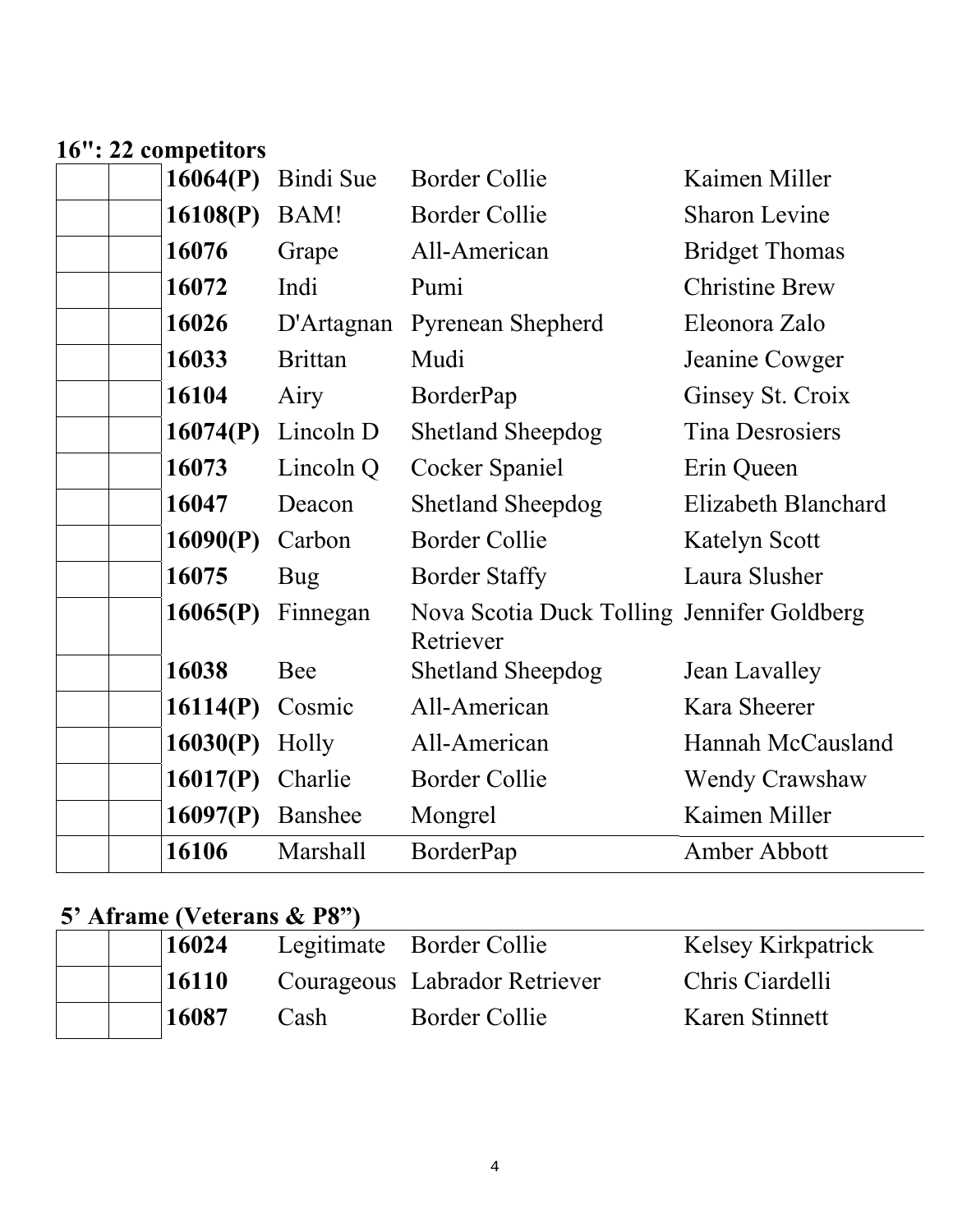**16": 22 competitors**

| | | | | | |
|---|---|---|---|---|---|
| | | **16064(P)** | Bindi Sue | Border Collie | Kaimen Miller |
| | | **16108(P)** | BAM! | Border Collie | Sharon Levine |
| | | **16076** | Grape | All-American | Bridget Thomas |
| | | **16072** | Indi | Pumi | Christine Brew |
| | | **16026** | D'Artagnan | Pyrenean Shepherd | Eleonora Zalo |
| | | **16033** | Brittan | Mudi | Jeanine Cowger |
| | | **16104** | Airy | BorderPap | Ginsey St. Croix |
| | | **16074(P)** | Lincoln D | Shetland Sheepdog | Tina Desrosiers |
| | | **16073** | Lincoln Q | Cocker Spaniel | Erin Queen |
| | | **16047** | Deacon | Shetland Sheepdog | Elizabeth Blanchard |
| | | **16090(P)** | Carbon | Border Collie | Katelyn Scott |
| | | **16075** | Bug | Border Staffy | Laura Slusher |
| | | **16065(P)** | Finnegan | Nova Scotia Duck Tolling Retriever | Jennifer Goldberg |
| | | **16038** | Bee | Shetland Sheepdog | Jean Lavalley |
| | | **16114(P)** | Cosmic | All-American | Kara Sheerer |
| | | **16030(P)** | Holly | All-American | Hannah McCausland |
| | | **16017(P)** | Charlie | Border Collie | Wendy Crawshaw |
| | | **16097(P)** | Banshee | Mongrel | Kaimen Miller |
| | | **16106** | Marshall | BorderPap | Amber Abbott |

**5' Aframe (Veterans & P8")**

| | | | | | |
|---|---|---|---|---|---|
| | | **16024** | Legitimate | Border Collie | Kelsey Kirkpatrick |
| | | **16110** | Courageous | Labrador Retriever | Chris Ciardelli |
| | | **16087** | Cash | Border Collie | Karen Stinnett |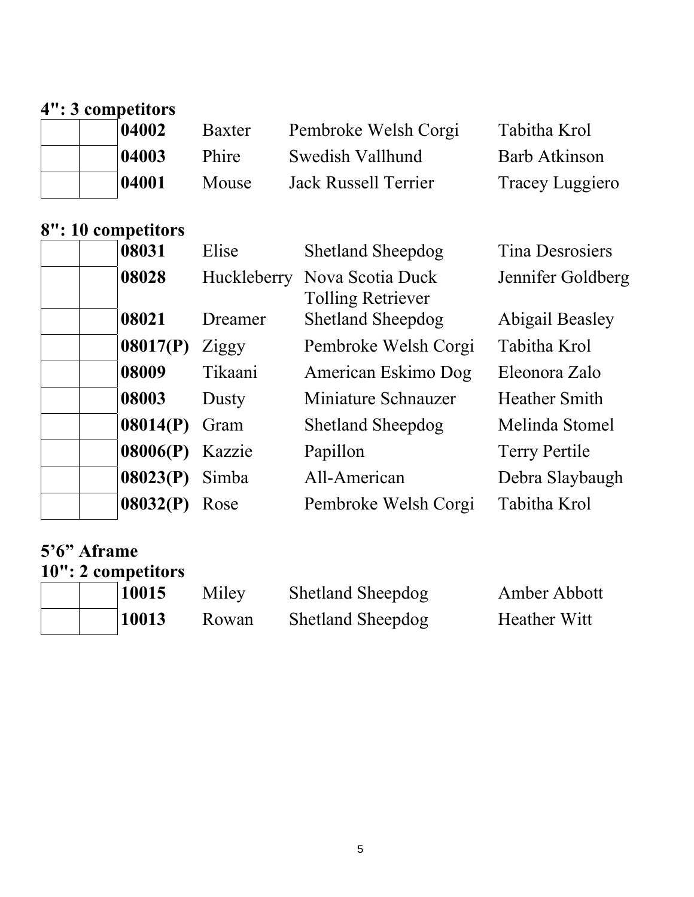**4": 3 competitors**

| | | | | | |
|---|---|---|---|---|---|
| | | **04002** | Baxter | Pembroke Welsh Corgi | Tabitha Krol |
| | | **04003** | Phire | Swedish Vallhund | Barb Atkinson |
| | | **04001** | Mouse | Jack Russell Terrier | Tracey Luggiero |

**8": 10 competitors**

| | | | | | |
|---|---|---|---|---|---|
| | | **08031** | Elise | Shetland Sheepdog | Tina Desrosiers |
| | | **08028** | Huckleberry | Nova Scotia Duck Tolling Retriever | Jennifer Goldberg |
| | | **08021** | Dreamer | Shetland Sheepdog | Abigail Beasley |
| | | **08017(P)** | Ziggy | Pembroke Welsh Corgi | Tabitha Krol |
| | | **08009** | Tikaani | American Eskimo Dog | Eleonora Zalo |
| | | **08003** | Dusty | Miniature Schnauzer | Heather Smith |
| | | **08014(P)** | Gram | Shetland Sheepdog | Melinda Stomel |
| | | **08006(P)** | Kazzie | Papillon | Terry Pertile |
| | | **08023(P)** | Simba | All-American | Debra Slaybaugh |
| | | **08032(P)** | Rose | Pembroke Welsh Corgi | Tabitha Krol |

**5'6" Aframe**

**10": 2 competitors**

| | | | | | |
|---|---|---|---|---|---|
| | | **10015** | Miley | Shetland Sheepdog | Amber Abbott |
| | | **10013** | Rowan | Shetland Sheepdog | Heather Witt |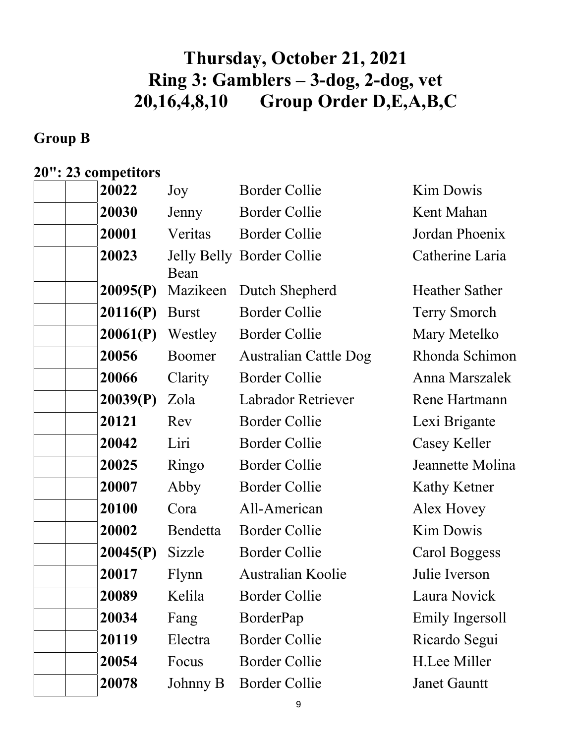# Thursday, October 21, 2021
# Ring 3: Gamblers – 3-dog, 2-dog, vet
# 20,16,4,8,10 Group Order D,E,A,B,C

## Group B

### 20": 23 competitors

| | | | | | |
|---|---|---|---|---|---|
| | | **20022** | Joy | Border Collie | Kim Dowis |
| | | **20030** | Jenny | Border Collie | Kent Mahan |
| | | **20001** | Veritas | Border Collie | Jordan Phoenix |
| | | **20023** | Jelly Belly Bean | Border Collie | Catherine Laria |
| | | **20095(P)** | Mazikeen | Dutch Shepherd | Heather Sather |
| | | **20116(P)** | Burst | Border Collie | Terry Smorch |
| | | **20061(P)** | Westley | Border Collie | Mary Metelko |
| | | **20056** | Boomer | Australian Cattle Dog | Rhonda Schimon |
| | | **20066** | Clarity | Border Collie | Anna Marszalek |
| | | **20039(P)** | Zola | Labrador Retriever | Rene Hartmann |
| | | **20121** | Rev | Border Collie | Lexi Brigante |
| | | **20042** | Liri | Border Collie | Casey Keller |
| | | **20025** | Ringo | Border Collie | Jeannette Molina |
| | | **20007** | Abby | Border Collie | Kathy Ketner |
| | | **20100** | Cora | All-American | Alex Hovey |
| | | **20002** | Bendetta | Border Collie | Kim Dowis |
| | | **20045(P)** | Sizzle | Border Collie | Carol Boggess |
| | | **20017** | Flynn | Australian Koolie | Julie Iverson |
| | | **20089** | Kelila | Border Collie | Laura Novick |
| | | **20034** | Fang | BorderPap | Emily Ingersoll |
| | | **20119** | Electra | Border Collie | Ricardo Segui |
| | | **20054** | Focus | Border Collie | H.Lee Miller |
| | | **20078** | Johnny B | Border Collie | Janet Gauntt |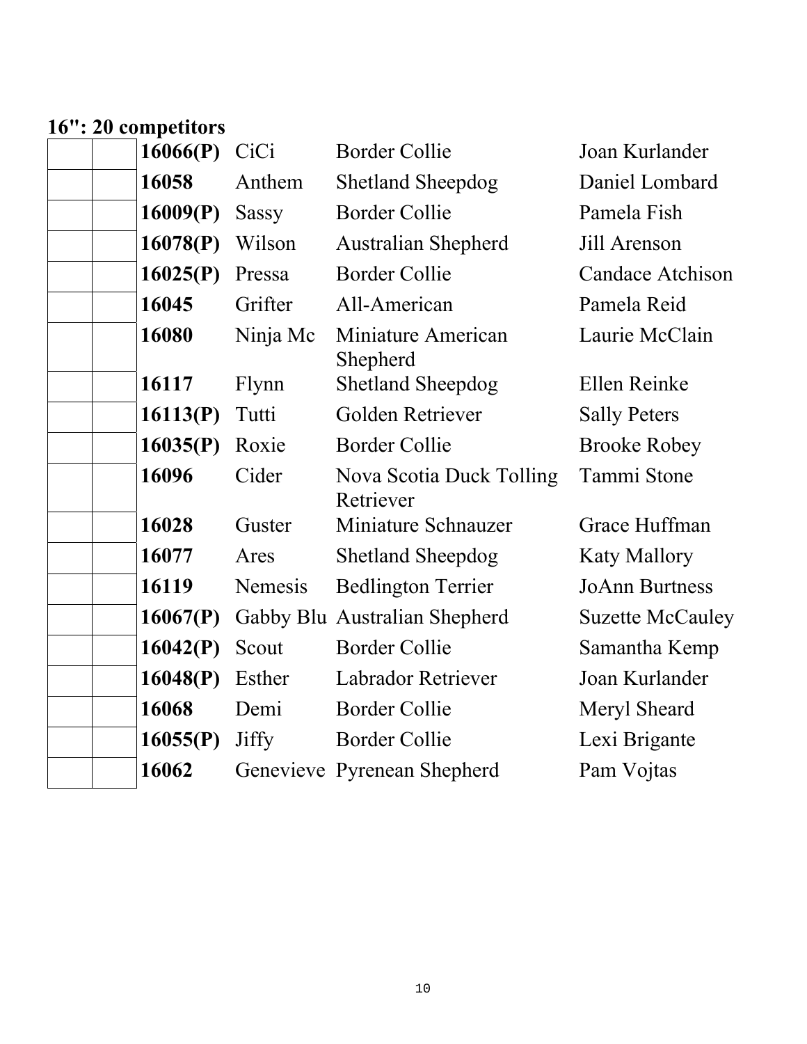**16": 20 competitors**

| | | | | | |
|---|---|---|---|---|---|
| | | **16066(P)** | CiCi | Border Collie | Joan Kurlander |
| | | **16058** | Anthem | Shetland Sheepdog | Daniel Lombard |
| | | **16009(P)** | Sassy | Border Collie | Pamela Fish |
| | | **16078(P)** | Wilson | Australian Shepherd | Jill Arenson |
| | | **16025(P)** | Pressa | Border Collie | Candace Atchison |
| | | **16045** | Grifter | All-American | Pamela Reid |
| | | **16080** | Ninja Mc | Miniature American Shepherd | Laurie McClain |
| | | **16117** | Flynn | Shetland Sheepdog | Ellen Reinke |
| | | **16113(P)** | Tutti | Golden Retriever | Sally Peters |
| | | **16035(P)** | Roxie | Border Collie | Brooke Robey |
| | | **16096** | Cider | Nova Scotia Duck Tolling Retriever | Tammi Stone |
| | | **16028** | Guster | Miniature Schnauzer | Grace Huffman |
| | | **16077** | Ares | Shetland Sheepdog | Katy Mallory |
| | | **16119** | Nemesis | Bedlington Terrier | JoAnn Burtness |
| | | **16067(P)** | Gabby Blu | Australian Shepherd | Suzette McCauley |
| | | **16042(P)** | Scout | Border Collie | Samantha Kemp |
| | | **16048(P)** | Esther | Labrador Retriever | Joan Kurlander |
| | | **16068** | Demi | Border Collie | Meryl Sheard |
| | | **16055(P)** | Jiffy | Border Collie | Lexi Brigante |
| | | **16062** | Genevieve | Pyrenean Shepherd | Pam Vojtas |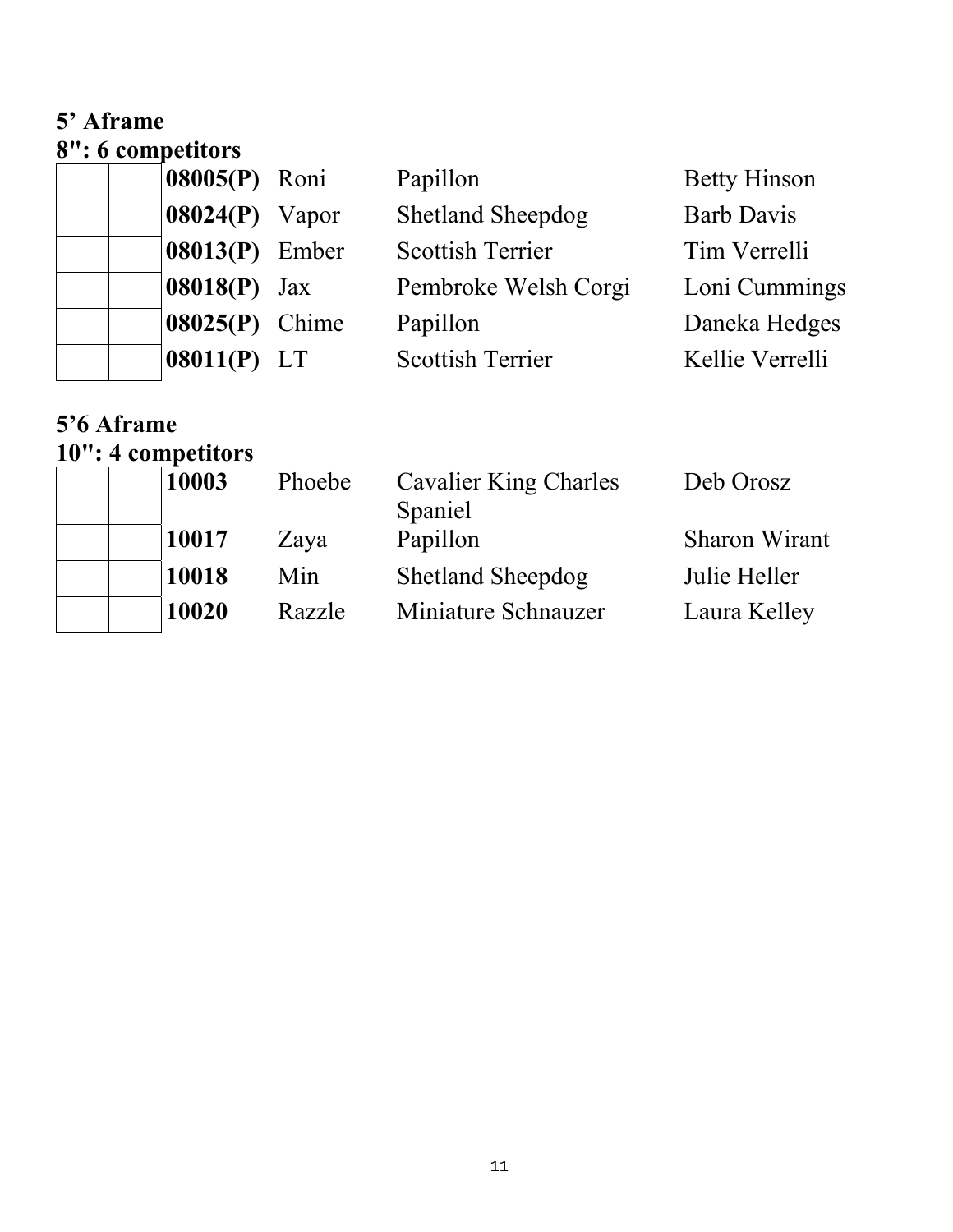**5’ Aframe**

**8": 6 competitors**

| | | | | | |
|---|---|---|---|---|---|
| | | **08005(P)** | Roni | Papillon | Betty Hinson |
| | | **08024(P)** | Vapor | Shetland Sheepdog | Barb Davis |
| | | **08013(P)** | Ember | Scottish Terrier | Tim Verrelli |
| | | **08018(P)** | Jax | Pembroke Welsh Corgi | Loni Cummings |
| | | **08025(P)** | Chime | Papillon | Daneka Hedges |
| | | **08011(P)** | LT | Scottish Terrier | Kellie Verrelli |

**5’6 Aframe**

**10": 4 competitors**

| | | | | | |
|---|---|---|---|---|---|
| | | **10003** | Phoebe | Cavalier King Charles Spaniel | Deb Orosz |
| | | **10017** | Zaya | Papillon | Sharon Wirant |
| | | **10018** | Min | Shetland Sheepdog | Julie Heller |
| | | **10020** | Razzle | Miniature Schnauzer | Laura Kelley |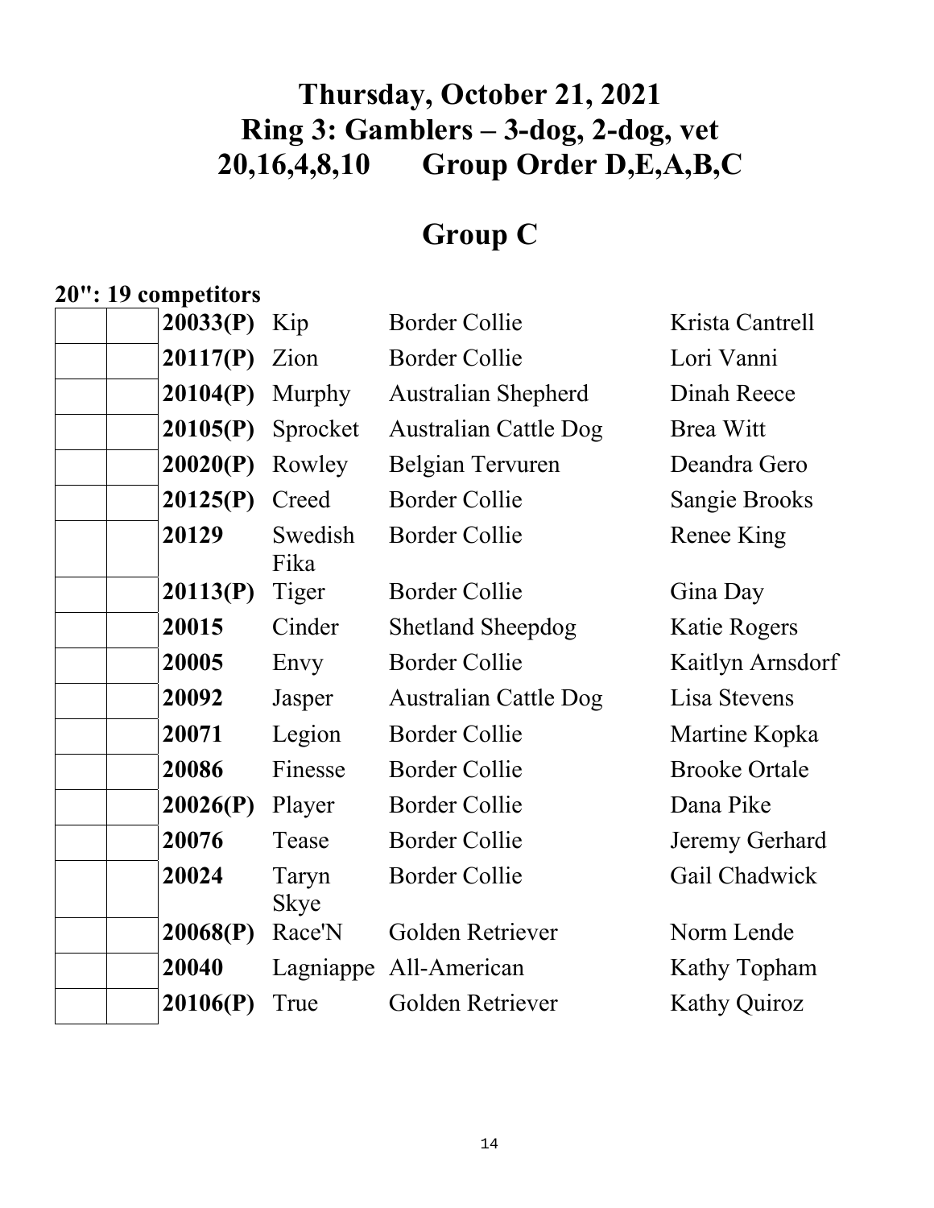# Thursday, October 21, 2021
# Ring 3: Gamblers – 3-dog, 2-dog, vet
# 20,16,4,8,10 Group Order D,E,A,B,C

## Group C

**20": 19 competitors**

| | | | | | |
|---|---|---|---|---|---|
| | | **20033(P)** | Kip | Border Collie | Krista Cantrell |
| | | **20117(P)** | Zion | Border Collie | Lori Vanni |
| | | **20104(P)** | Murphy | Australian Shepherd | Dinah Reece |
| | | **20105(P)** | Sprocket | Australian Cattle Dog | Brea Witt |
| | | **20020(P)** | Rowley | Belgian Tervuren | Deandra Gero |
| | | **20125(P)** | Creed | Border Collie | Sangie Brooks |
| | | **20129** | Swedish Fika | Border Collie | Renee King |
| | | **20113(P)** | Tiger | Border Collie | Gina Day |
| | | **20015** | Cinder | Shetland Sheepdog | Katie Rogers |
| | | **20005** | Envy | Border Collie | Kaitlyn Arnsdorf |
| | | **20092** | Jasper | Australian Cattle Dog | Lisa Stevens |
| | | **20071** | Legion | Border Collie | Martine Kopka |
| | | **20086** | Finesse | Border Collie | Brooke Ortale |
| | | **20026(P)** | Player | Border Collie | Dana Pike |
| | | **20076** | Tease | Border Collie | Jeremy Gerhard |
| | | **20024** | Taryn Skye | Border Collie | Gail Chadwick |
| | | **20068(P)** | Race'N | Golden Retriever | Norm Lende |
| | | **20040** | Lagniappe | All-American | Kathy Topham |
| | | **20106(P)** | True | Golden Retriever | Kathy Quiroz |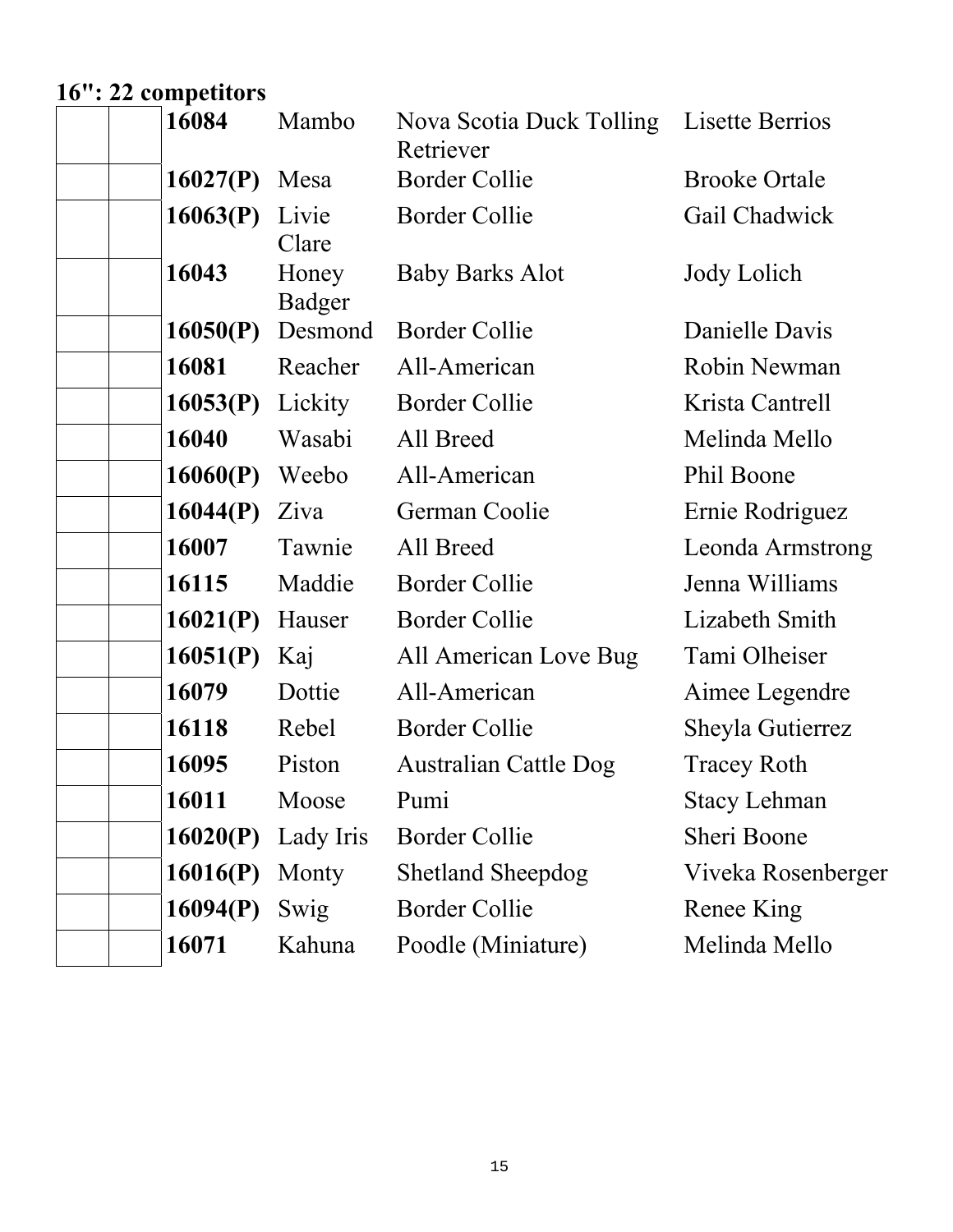**16": 22 competitors**

| | | | | | |
|---|---|---|---|---|---|
| | | **16084** | Mambo | Nova Scotia Duck Tolling Retriever | Lisette Berrios |
| | | **16027(P)** | Mesa | Border Collie | Brooke Ortale |
| | | **16063(P)** | Livie Clare | Border Collie | Gail Chadwick |
| | | **16043** | Honey Badger | Baby Barks Alot | Jody Lolich |
| | | **16050(P)** | Desmond | Border Collie | Danielle Davis |
| | | **16081** | Reacher | All-American | Robin Newman |
| | | **16053(P)** | Lickity | Border Collie | Krista Cantrell |
| | | **16040** | Wasabi | All Breed | Melinda Mello |
| | | **16060(P)** | Weebo | All-American | Phil Boone |
| | | **16044(P)** | Ziva | German Coolie | Ernie Rodriguez |
| | | **16007** | Tawnie | All Breed | Leonda Armstrong |
| | | **16115** | Maddie | Border Collie | Jenna Williams |
| | | **16021(P)** | Hauser | Border Collie | Lizabeth Smith |
| | | **16051(P)** | Kaj | All American Love Bug | Tami Olheiser |
| | | **16079** | Dottie | All-American | Aimee Legendre |
| | | **16118** | Rebel | Border Collie | Sheyla Gutierrez |
| | | **16095** | Piston | Australian Cattle Dog | Tracey Roth |
| | | **16011** | Moose | Pumi | Stacy Lehman |
| | | **16020(P)** | Lady Iris | Border Collie | Sheri Boone |
| | | **16016(P)** | Monty | Shetland Sheepdog | Viveka Rosenberger |
| | | **16094(P)** | Swig | Border Collie | Renee King |
| | | **16071** | Kahuna | Poodle (Miniature) | Melinda Mello |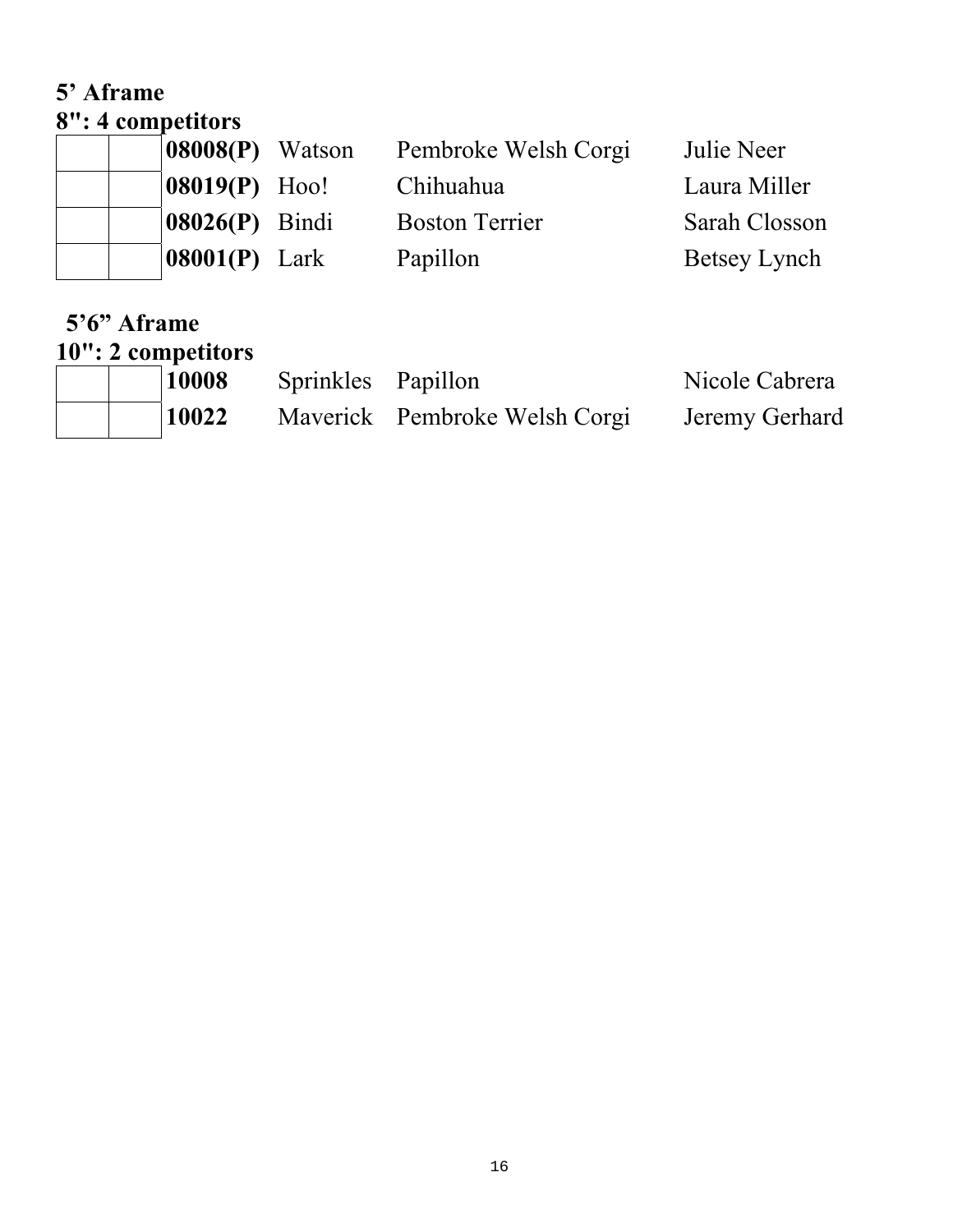**5’ Aframe**

**8": 4 competitors**

| | | | | | |
|---|---|---|---|---|---|
| | | **08008(P)** | Watson | Pembroke Welsh Corgi | Julie Neer |
| | | **08019(P)** | Hoo! | Chihuahua | Laura Miller |
| | | **08026(P)** | Bindi | Boston Terrier | Sarah Closson |
| | | **08001(P)** | Lark | Papillon | Betsey Lynch |

**5’6” Aframe**

**10": 2 competitors**

| | | | | | |
|---|---|---|---|---|---|
| | | **10008** | Sprinkles | Papillon | Nicole Cabrera |
| | | **10022** | Maverick | Pembroke Welsh Corgi | Jeremy Gerhard |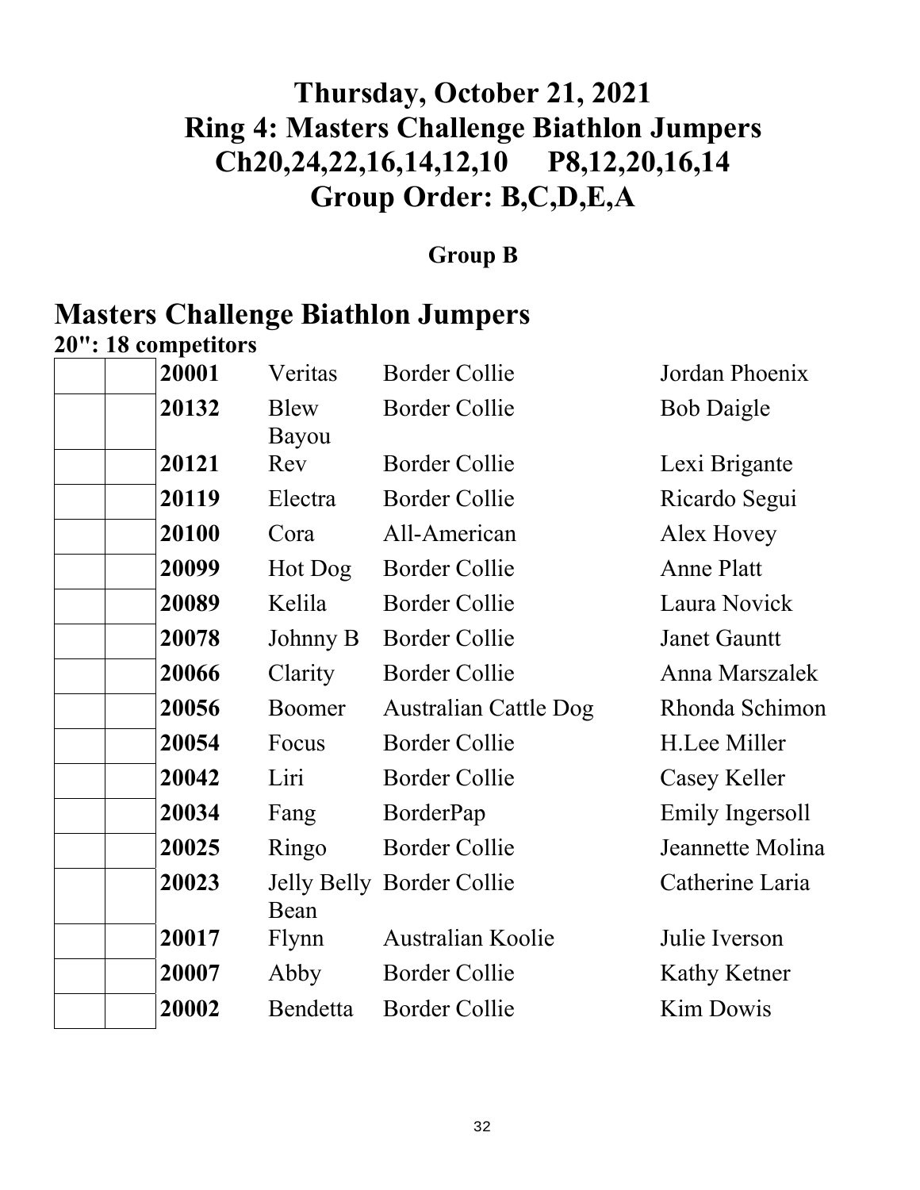# Thursday, October 21, 2021
# Ring 4: Masters Challenge Biathlon Jumpers
# Ch20,24,22,16,14,12,10 P8,12,20,16,14
# Group Order: B,C,D,E,A

### Group B

## Masters Challenge Biathlon Jumpers

**20": 18 competitors**

| | | | | | |
|---|---|---|---|---|---|
| | | **20001** | Veritas | Border Collie | Jordan Phoenix |
| | | **20132** | Blew Bayou | Border Collie | Bob Daigle |
| | | **20121** | Rev | Border Collie | Lexi Brigante |
| | | **20119** | Electra | Border Collie | Ricardo Segui |
| | | **20100** | Cora | All-American | Alex Hovey |
| | | **20099** | Hot Dog | Border Collie | Anne Platt |
| | | **20089** | Kelila | Border Collie | Laura Novick |
| | | **20078** | Johnny B | Border Collie | Janet Gauntt |
| | | **20066** | Clarity | Border Collie | Anna Marszalek |
| | | **20056** | Boomer | Australian Cattle Dog | Rhonda Schimon |
| | | **20054** | Focus | Border Collie | H.Lee Miller |
| | | **20042** | Liri | Border Collie | Casey Keller |
| | | **20034** | Fang | BorderPap | Emily Ingersoll |
| | | **20025** | Ringo | Border Collie | Jeannette Molina |
| | | **20023** | Jelly Belly Bean | Border Collie | Catherine Laria |
| | | **20017** | Flynn | Australian Koolie | Julie Iverson |
| | | **20007** | Abby | Border Collie | Kathy Ketner |
| | | **20002** | Bendetta | Border Collie | Kim Dowis |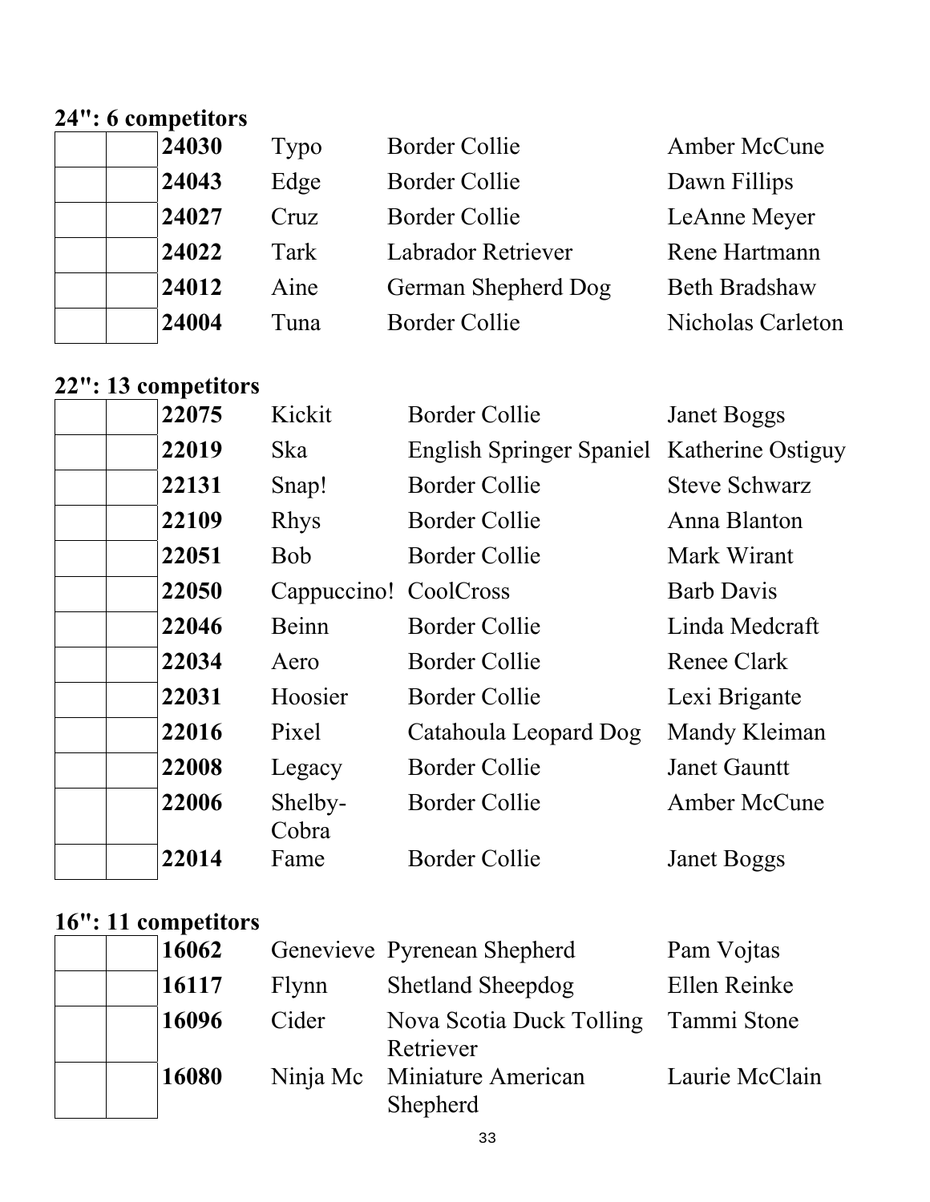**24": 6 competitors**

| | | | | | |
|---|---|---|---|---|---|
| | | **24030** | Typo | Border Collie | Amber McCune |
| | | **24043** | Edge | Border Collie | Dawn Fillips |
| | | **24027** | Cruz | Border Collie | LeAnne Meyer |
| | | **24022** | Tark | Labrador Retriever | Rene Hartmann |
| | | **24012** | Aine | German Shepherd Dog | Beth Bradshaw |
| | | **24004** | Tuna | Border Collie | Nicholas Carleton |

**22": 13 competitors**

| | | | | | |
|---|---|---|---|---|---|
| | | **22075** | Kickit | Border Collie | Janet Boggs |
| | | **22019** | Ska | English Springer Spaniel | Katherine Ostiguy |
| | | **22131** | Snap! | Border Collie | Steve Schwarz |
| | | **22109** | Rhys | Border Collie | Anna Blanton |
| | | **22051** | Bob | Border Collie | Mark Wirant |
| | | **22050** | Cappuccino! | CoolCross | Barb Davis |
| | | **22046** | Beinn | Border Collie | Linda Medcraft |
| | | **22034** | Aero | Border Collie | Renee Clark |
| | | **22031** | Hoosier | Border Collie | Lexi Brigante |
| | | **22016** | Pixel | Catahoula Leopard Dog | Mandy Kleiman |
| | | **22008** | Legacy | Border Collie | Janet Gauntt |
| | | **22006** | Shelby-Cobra | Border Collie | Amber McCune |
| | | **22014** | Fame | Border Collie | Janet Boggs |

**16": 11 competitors**

| | | | | | |
|---|---|---|---|---|---|
| | | **16062** | Genevieve | Pyrenean Shepherd | Pam Vojtas |
| | | **16117** | Flynn | Shetland Sheepdog | Ellen Reinke |
| | | **16096** | Cider | Nova Scotia Duck Tolling Retriever | Tammi Stone |
| | | **16080** | Ninja Mc | Miniature American Shepherd | Laurie McClain |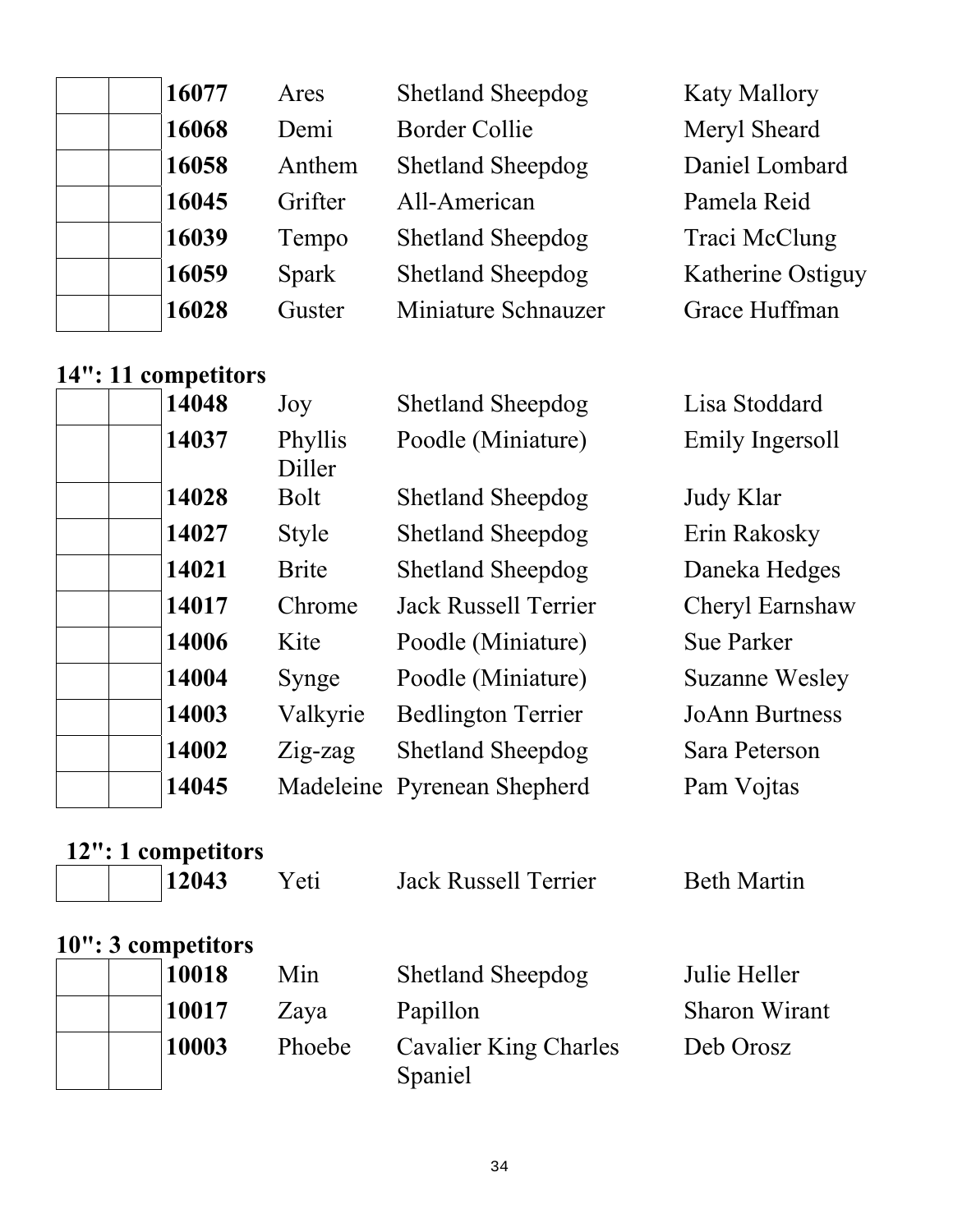| | | | | | |
|---|---|---|---|---|---|
| | | **16077** | Ares | Shetland Sheepdog | Katy Mallory |
| | | **16068** | Demi | Border Collie | Meryl Sheard |
| | | **16058** | Anthem | Shetland Sheepdog | Daniel Lombard |
| | | **16045** | Grifter | All-American | Pamela Reid |
| | | **16039** | Tempo | Shetland Sheepdog | Traci McClung |
| | | **16059** | Spark | Shetland Sheepdog | Katherine Ostiguy |
| | | **16028** | Guster | Miniature Schnauzer | Grace Huffman |

**14": 11 competitors**

| | | | | | |
|---|---|---|---|---|---|
| | | **14048** | Joy | Shetland Sheepdog | Lisa Stoddard |
| | | **14037** | Phyllis Diller | Poodle (Miniature) | Emily Ingersoll |
| | | **14028** | Bolt | Shetland Sheepdog | Judy Klar |
| | | **14027** | Style | Shetland Sheepdog | Erin Rakosky |
| | | **14021** | Brite | Shetland Sheepdog | Daneka Hedges |
| | | **14017** | Chrome | Jack Russell Terrier | Cheryl Earnshaw |
| | | **14006** | Kite | Poodle (Miniature) | Sue Parker |
| | | **14004** | Synge | Poodle (Miniature) | Suzanne Wesley |
| | | **14003** | Valkyrie | Bedlington Terrier | JoAnn Burtness |
| | | **14002** | Zig-zag | Shetland Sheepdog | Sara Peterson |
| | | **14045** | Madeleine | Pyrenean Shepherd | Pam Vojtas |

**12": 1 competitors**

| | | | | | |
|---|---|---|---|---|---|
| | | **12043** | Yeti | Jack Russell Terrier | Beth Martin |

**10": 3 competitors**

| | | | | | |
|---|---|---|---|---|---|
| | | **10018** | Min | Shetland Sheepdog | Julie Heller |
| | | **10017** | Zaya | Papillon | Sharon Wirant |
| | | **10003** | Phoebe | Cavalier King Charles Spaniel | Deb Orosz |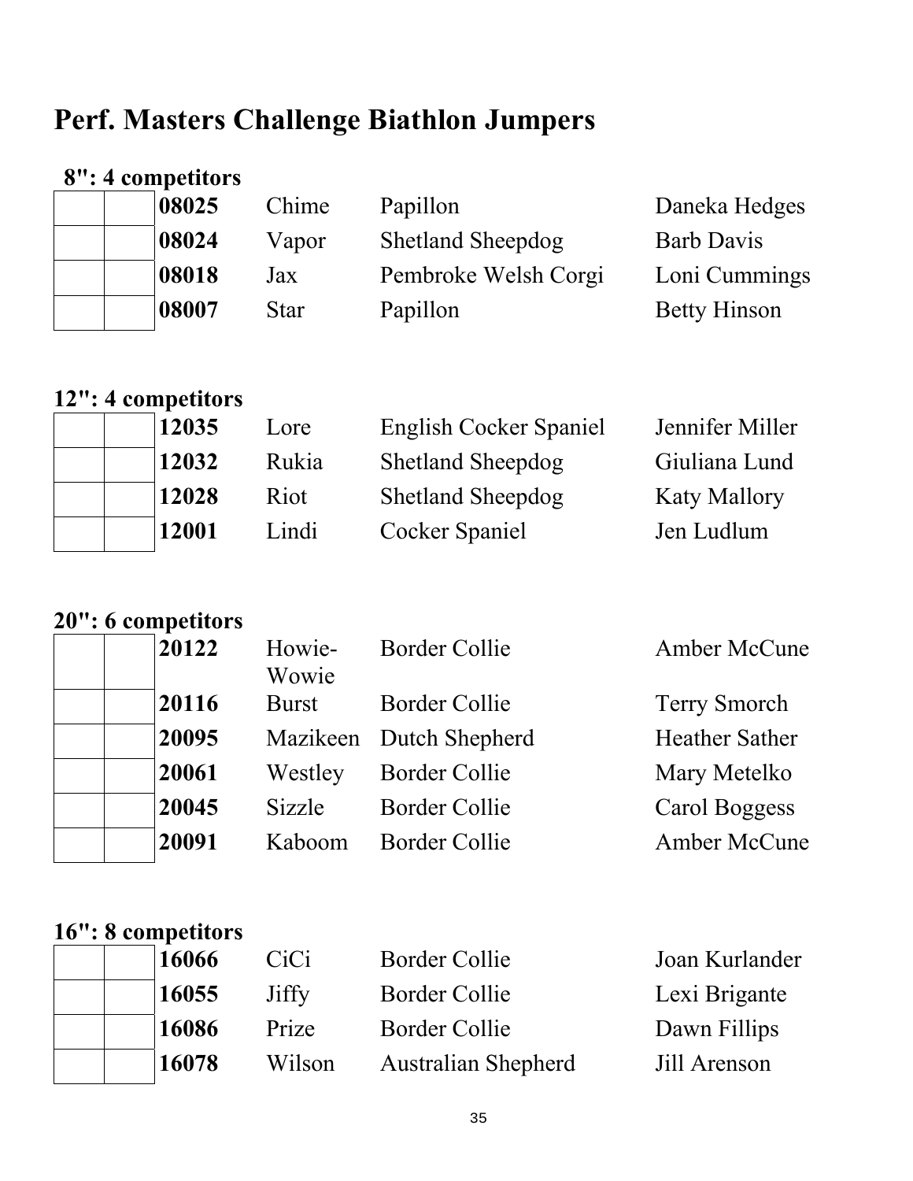# Perf. Masters Challenge Biathlon Jumpers

**8": 4 competitors**

| | | | | | |
|---|---|---|---|---|---|
| | | **08025** | Chime | Papillon | Daneka Hedges |
| | | **08024** | Vapor | Shetland Sheepdog | Barb Davis |
| | | **08018** | Jax | Pembroke Welsh Corgi | Loni Cummings |
| | | **08007** | Star | Papillon | Betty Hinson |

**12": 4 competitors**

| | | | | | |
|---|---|---|---|---|---|
| | | **12035** | Lore | English Cocker Spaniel | Jennifer Miller |
| | | **12032** | Rukia | Shetland Sheepdog | Giuliana Lund |
| | | **12028** | Riot | Shetland Sheepdog | Katy Mallory |
| | | **12001** | Lindi | Cocker Spaniel | Jen Ludlum |

**20": 6 competitors**

| | | | | | |
|---|---|---|---|---|---|
| | | **20122** | Howie-Wowie | Border Collie | Amber McCune |
| | | **20116** | Burst | Border Collie | Terry Smorch |
| | | **20095** | Mazikeen | Dutch Shepherd | Heather Sather |
| | | **20061** | Westley | Border Collie | Mary Metelko |
| | | **20045** | Sizzle | Border Collie | Carol Boggess |
| | | **20091** | Kaboom | Border Collie | Amber McCune |

**16": 8 competitors**

| | | | | | |
|---|---|---|---|---|---|
| | | **16066** | CiCi | Border Collie | Joan Kurlander |
| | | **16055** | Jiffy | Border Collie | Lexi Brigante |
| | | **16086** | Prize | Border Collie | Dawn Fillips |
| | | **16078** | Wilson | Australian Shepherd | Jill Arenson |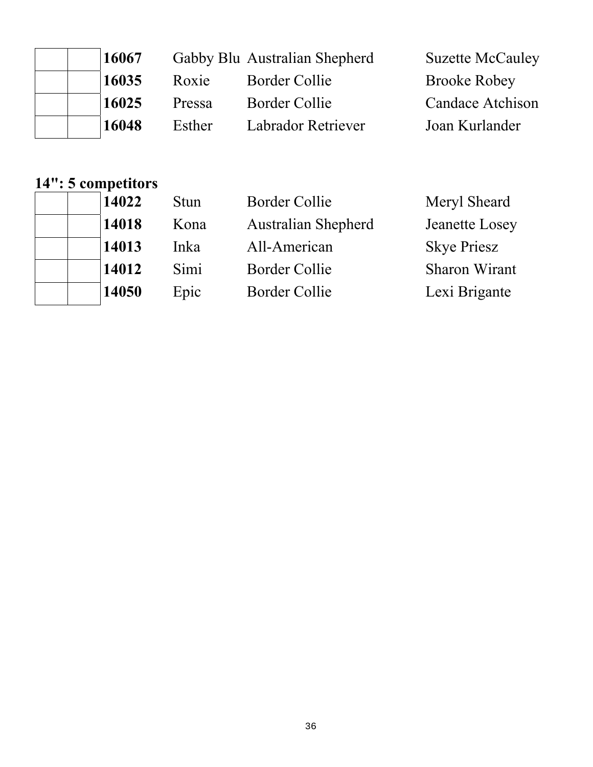|  |  | **16067** | Gabby Blu | Australian Shepherd | Suzette McCauley |
|---|---|---|---|---|---|
|  |  | **16035** | Roxie | Border Collie | Brooke Robey |
|  |  | **16025** | Pressa | Border Collie | Candace Atchison |
|  |  | **16048** | Esther | Labrador Retriever | Joan Kurlander |

**14": 5 competitors**

|  |  | **14022** | Stun | Border Collie | Meryl Sheard |
|---|---|---|---|---|---|
|  |  | **14018** | Kona | Australian Shepherd | Jeanette Losey |
|  |  | **14013** | Inka | All-American | Skye Priesz |
|  |  | **14012** | Simi | Border Collie | Sharon Wirant |
|  |  | **14050** | Epic | Border Collie | Lexi Brigante |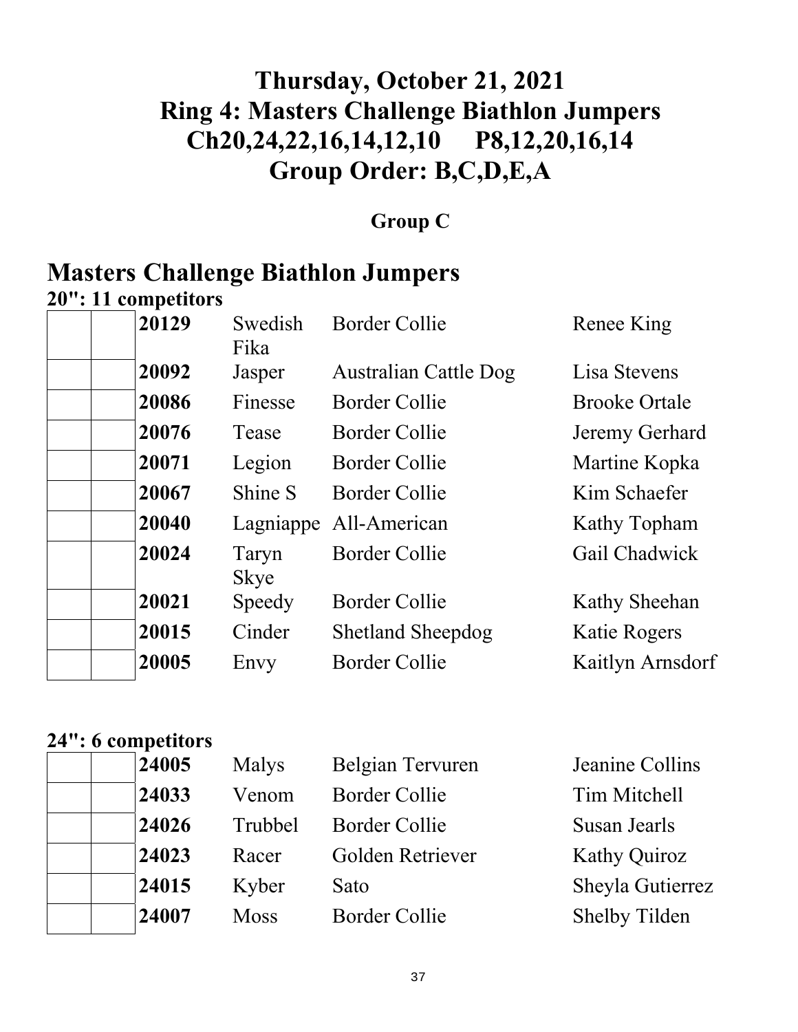# Thursday, October 21, 2021
# Ring 4: Masters Challenge Biathlon Jumpers
# Ch20,24,22,16,14,12,10 P8,12,20,16,14
# Group Order: B,C,D,E,A

### Group C

## Masters Challenge Biathlon Jumpers

**20": 11 competitors**

| | | | | | |
|---|---|---|---|---|---|
| | | **20129** | Swedish Fika | Border Collie | Renee King |
| | | **20092** | Jasper | Australian Cattle Dog | Lisa Stevens |
| | | **20086** | Finesse | Border Collie | Brooke Ortale |
| | | **20076** | Tease | Border Collie | Jeremy Gerhard |
| | | **20071** | Legion | Border Collie | Martine Kopka |
| | | **20067** | Shine S | Border Collie | Kim Schaefer |
| | | **20040** | Lagniappe | All-American | Kathy Topham |
| | | **20024** | Taryn Skye | Border Collie | Gail Chadwick |
| | | **20021** | Speedy | Border Collie | Kathy Sheehan |
| | | **20015** | Cinder | Shetland Sheepdog | Katie Rogers |
| | | **20005** | Envy | Border Collie | Kaitlyn Arnsdorf |

**24": 6 competitors**

| | | | | | |
|---|---|---|---|---|---|
| | | **24005** | Malys | Belgian Tervuren | Jeanine Collins |
| | | **24033** | Venom | Border Collie | Tim Mitchell |
| | | **24026** | Trubbel | Border Collie | Susan Jearls |
| | | **24023** | Racer | Golden Retriever | Kathy Quiroz |
| | | **24015** | Kyber | Sato | Sheyla Gutierrez |
| | | **24007** | Moss | Border Collie | Shelby Tilden |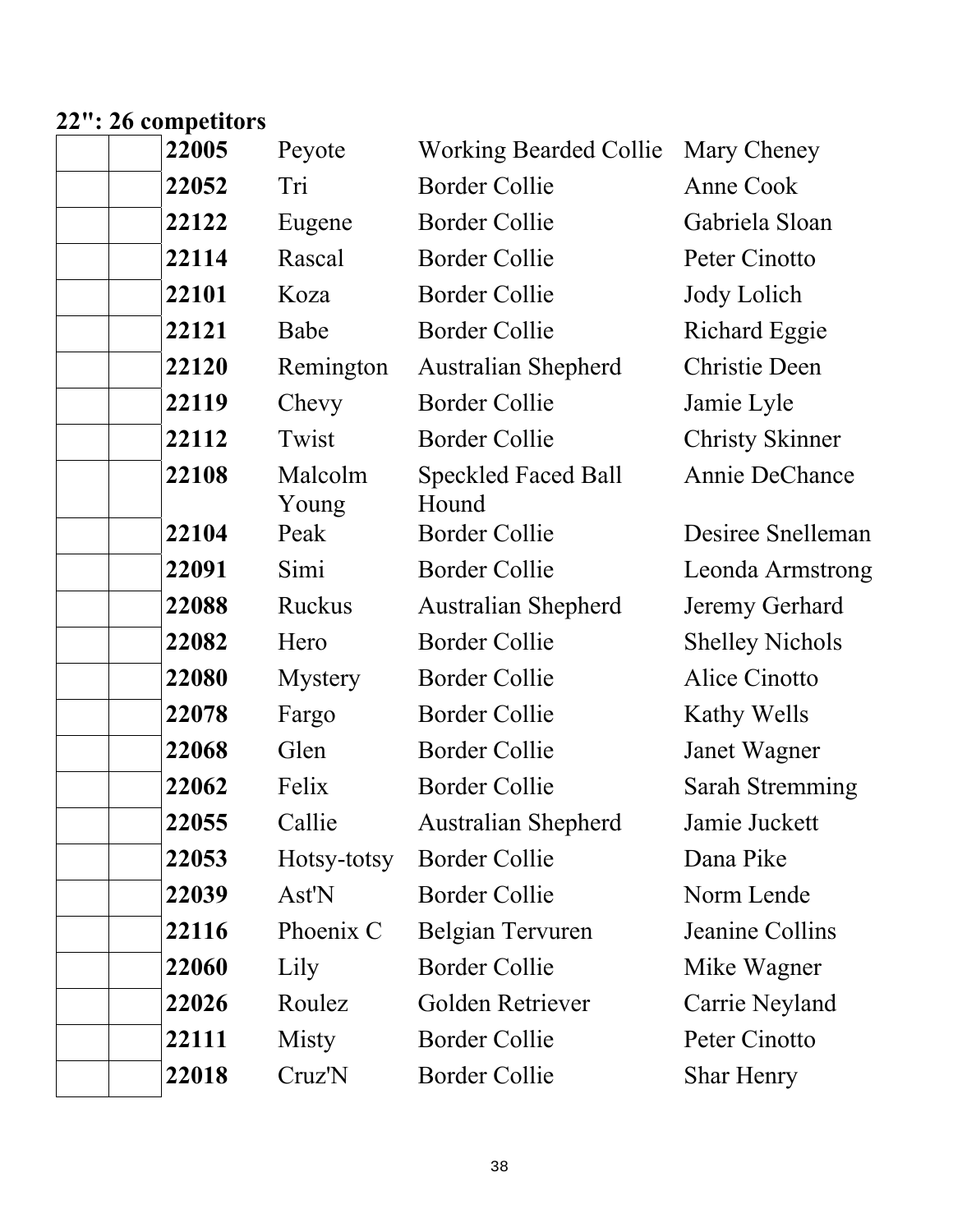**22": 26 competitors**

| | | | | | |
|---|---|---|---|---|---|
| | | **22005** | Peyote | Working Bearded Collie | Mary Cheney |
| | | **22052** | Tri | Border Collie | Anne Cook |
| | | **22122** | Eugene | Border Collie | Gabriela Sloan |
| | | **22114** | Rascal | Border Collie | Peter Cinotto |
| | | **22101** | Koza | Border Collie | Jody Lolich |
| | | **22121** | Babe | Border Collie | Richard Eggie |
| | | **22120** | Remington | Australian Shepherd | Christie Deen |
| | | **22119** | Chevy | Border Collie | Jamie Lyle |
| | | **22112** | Twist | Border Collie | Christy Skinner |
| | | **22108** | Malcolm Young | Speckled Faced Ball Hound | Annie DeChance |
| | | **22104** | Peak | Border Collie | Desiree Snelleman |
| | | **22091** | Simi | Border Collie | Leonda Armstrong |
| | | **22088** | Ruckus | Australian Shepherd | Jeremy Gerhard |
| | | **22082** | Hero | Border Collie | Shelley Nichols |
| | | **22080** | Mystery | Border Collie | Alice Cinotto |
| | | **22078** | Fargo | Border Collie | Kathy Wells |
| | | **22068** | Glen | Border Collie | Janet Wagner |
| | | **22062** | Felix | Border Collie | Sarah Stremming |
| | | **22055** | Callie | Australian Shepherd | Jamie Juckett |
| | | **22053** | Hotsy-totsy | Border Collie | Dana Pike |
| | | **22039** | Ast'N | Border Collie | Norm Lende |
| | | **22116** | Phoenix C | Belgian Tervuren | Jeanine Collins |
| | | **22060** | Lily | Border Collie | Mike Wagner |
| | | **22026** | Roulez | Golden Retriever | Carrie Neyland |
| | | **22111** | Misty | Border Collie | Peter Cinotto |
| | | **22018** | Cruz'N | Border Collie | Shar Henry |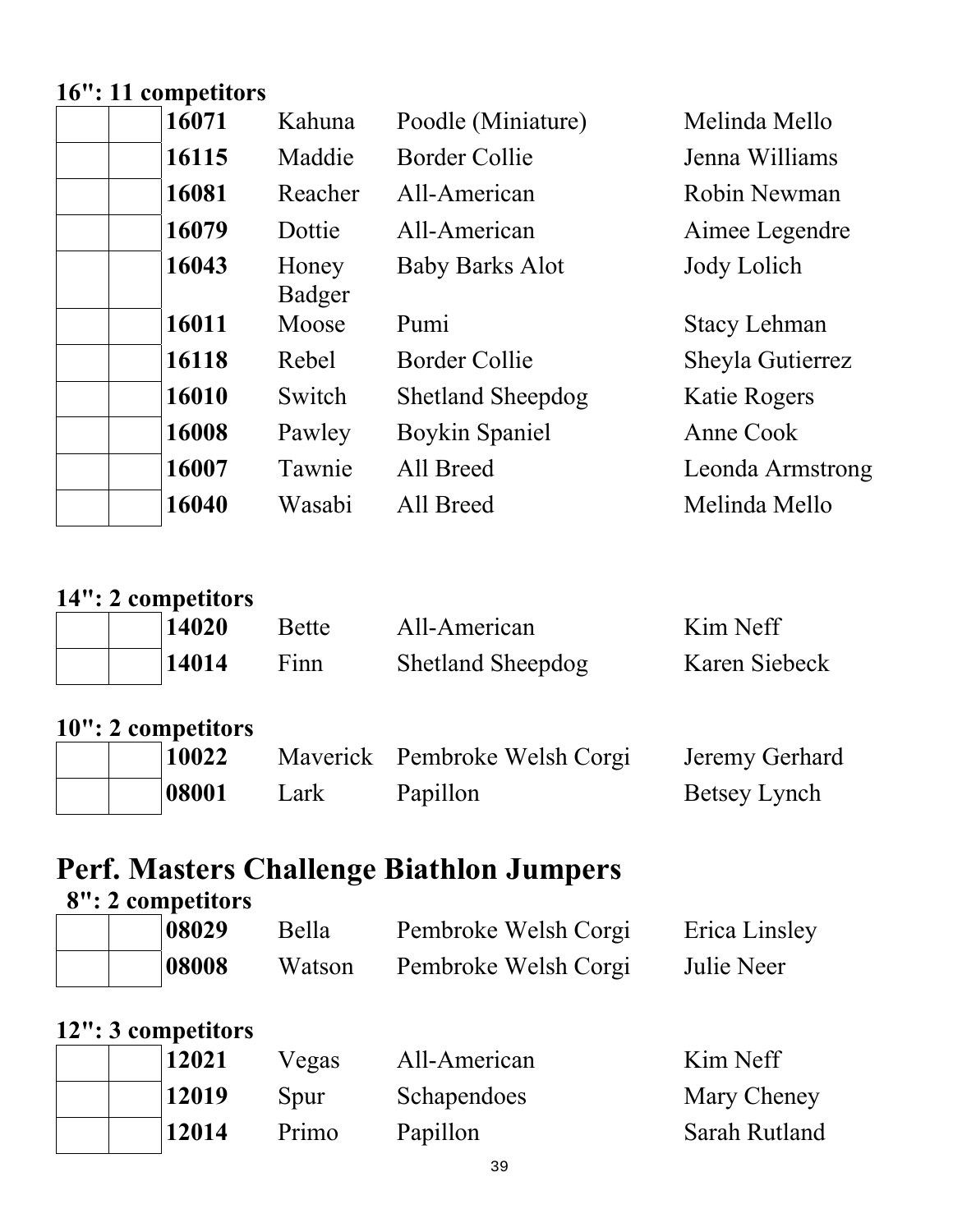**16": 11 competitors**

| | | | | | |
|---|---|---|---|---|---|
| | | **16071** | Kahuna | Poodle (Miniature) | Melinda Mello |
| | | **16115** | Maddie | Border Collie | Jenna Williams |
| | | **16081** | Reacher | All-American | Robin Newman |
| | | **16079** | Dottie | All-American | Aimee Legendre |
| | | **16043** | Honey Badger | Baby Barks Alot | Jody Lolich |
| | | **16011** | Moose | Pumi | Stacy Lehman |
| | | **16118** | Rebel | Border Collie | Sheyla Gutierrez |
| | | **16010** | Switch | Shetland Sheepdog | Katie Rogers |
| | | **16008** | Pawley | Boykin Spaniel | Anne Cook |
| | | **16007** | Tawnie | All Breed | Leonda Armstrong |
| | | **16040** | Wasabi | All Breed | Melinda Mello |

**14": 2 competitors**

| | | | | | |
|---|---|---|---|---|---|
| | | **14020** | Bette | All-American | Kim Neff |
| | | **14014** | Finn | Shetland Sheepdog | Karen Siebeck |

**10": 2 competitors**

| | | | | | |
|---|---|---|---|---|---|
| | | **10022** | Maverick | Pembroke Welsh Corgi | Jeremy Gerhard |
| | | **08001** | Lark | Papillon | Betsey Lynch |

# Perf. Masters Challenge Biathlon Jumpers

**8": 2 competitors**

| | | | | | |
|---|---|---|---|---|---|
| | | **08029** | Bella | Pembroke Welsh Corgi | Erica Linsley |
| | | **08008** | Watson | Pembroke Welsh Corgi | Julie Neer |

**12": 3 competitors**

| | | | | | |
|---|---|---|---|---|---|
| | | **12021** | Vegas | All-American | Kim Neff |
| | | **12019** | Spur | Schapendoes | Mary Cheney |
| | | **12014** | Primo | Papillon | Sarah Rutland |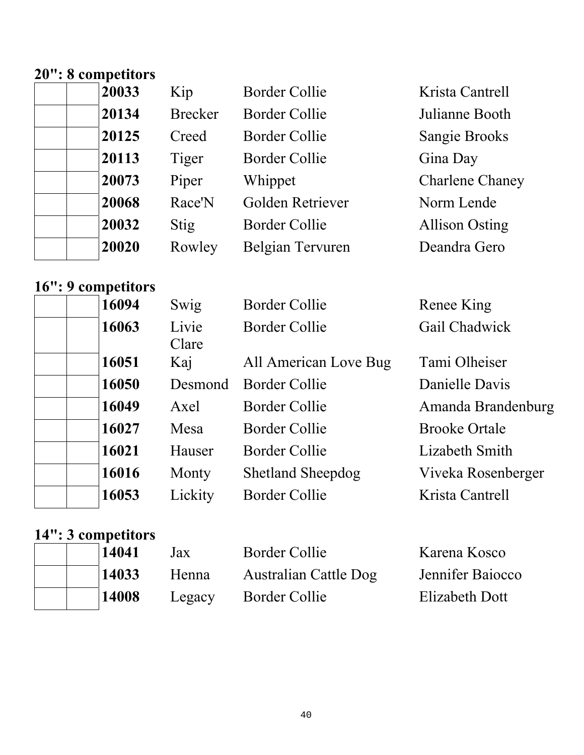**20": 8 competitors**

| | | | | | |
|---|---|---|---|---|---|
| | | **20033** | Kip | Border Collie | Krista Cantrell |
| | | **20134** | Brecker | Border Collie | Julianne Booth |
| | | **20125** | Creed | Border Collie | Sangie Brooks |
| | | **20113** | Tiger | Border Collie | Gina Day |
| | | **20073** | Piper | Whippet | Charlene Chaney |
| | | **20068** | Race'N | Golden Retriever | Norm Lende |
| | | **20032** | Stig | Border Collie | Allison Osting |
| | | **20020** | Rowley | Belgian Tervuren | Deandra Gero |

**16": 9 competitors**

| | | | | | |
|---|---|---|---|---|---|
| | | **16094** | Swig | Border Collie | Renee King |
| | | **16063** | Livie Clare | Border Collie | Gail Chadwick |
| | | **16051** | Kaj | All American Love Bug | Tami Olheiser |
| | | **16050** | Desmond | Border Collie | Danielle Davis |
| | | **16049** | Axel | Border Collie | Amanda Brandenburg |
| | | **16027** | Mesa | Border Collie | Brooke Ortale |
| | | **16021** | Hauser | Border Collie | Lizabeth Smith |
| | | **16016** | Monty | Shetland Sheepdog | Viveka Rosenberger |
| | | **16053** | Lickity | Border Collie | Krista Cantrell |

**14": 3 competitors**

| | | | | | |
|---|---|---|---|---|---|
| | | **14041** | Jax | Border Collie | Karena Kosco |
| | | **14033** | Henna | Australian Cattle Dog | Jennifer Baiocco |
| | | **14008** | Legacy | Border Collie | Elizabeth Dott |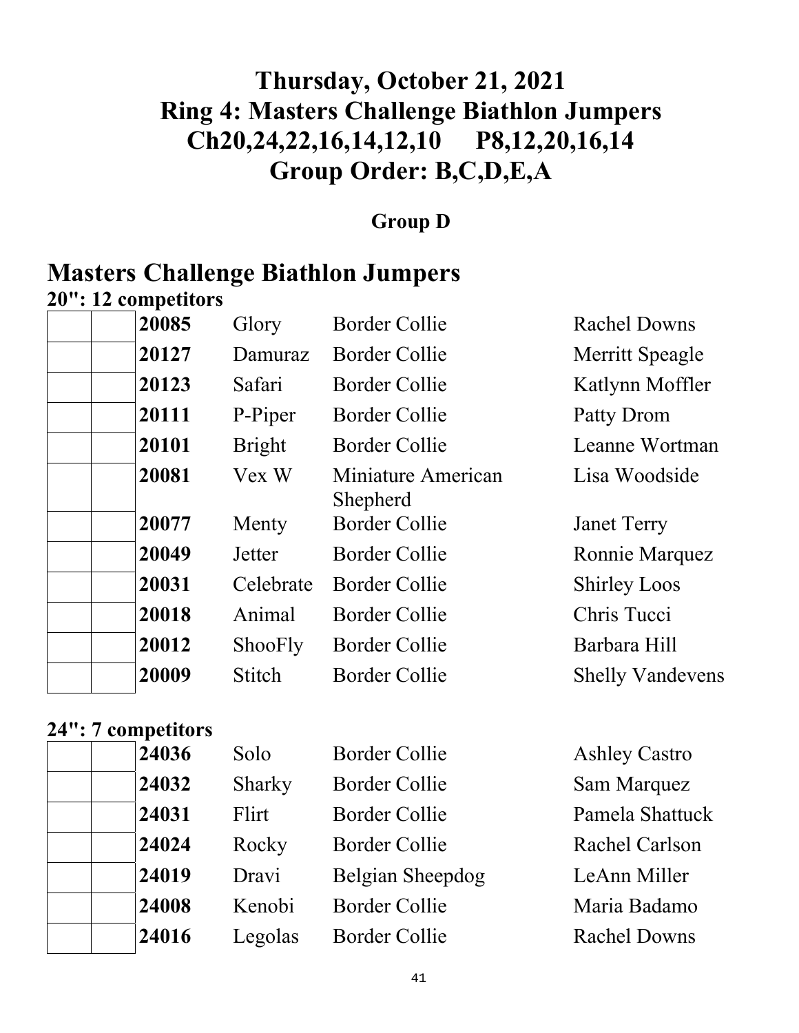# Thursday, October 21, 2021
# Ring 4: Masters Challenge Biathlon Jumpers
# Ch20,24,22,16,14,12,10 P8,12,20,16,14
# Group Order: B,C,D,E,A

### Group D

## Masters Challenge Biathlon Jumpers

**20": 12 competitors**

| | | | | | |
|---|---|---|---|---|---|
| | | **20085** | Glory | Border Collie | Rachel Downs |
| | | **20127** | Damuraz | Border Collie | Merritt Speagle |
| | | **20123** | Safari | Border Collie | Katlynn Moffler |
| | | **20111** | P-Piper | Border Collie | Patty Drom |
| | | **20101** | Bright | Border Collie | Leanne Wortman |
| | | **20081** | Vex W | Miniature American Shepherd | Lisa Woodside |
| | | **20077** | Menty | Border Collie | Janet Terry |
| | | **20049** | Jetter | Border Collie | Ronnie Marquez |
| | | **20031** | Celebrate | Border Collie | Shirley Loos |
| | | **20018** | Animal | Border Collie | Chris Tucci |
| | | **20012** | ShooFly | Border Collie | Barbara Hill |
| | | **20009** | Stitch | Border Collie | Shelly Vandevens |

**24": 7 competitors**

| | | | | | |
|---|---|---|---|---|---|
| | | **24036** | Solo | Border Collie | Ashley Castro |
| | | **24032** | Sharky | Border Collie | Sam Marquez |
| | | **24031** | Flirt | Border Collie | Pamela Shattuck |
| | | **24024** | Rocky | Border Collie | Rachel Carlson |
| | | **24019** | Dravi | Belgian Sheepdog | LeAnn Miller |
| | | **24008** | Kenobi | Border Collie | Maria Badamo |
| | | **24016** | Legolas | Border Collie | Rachel Downs |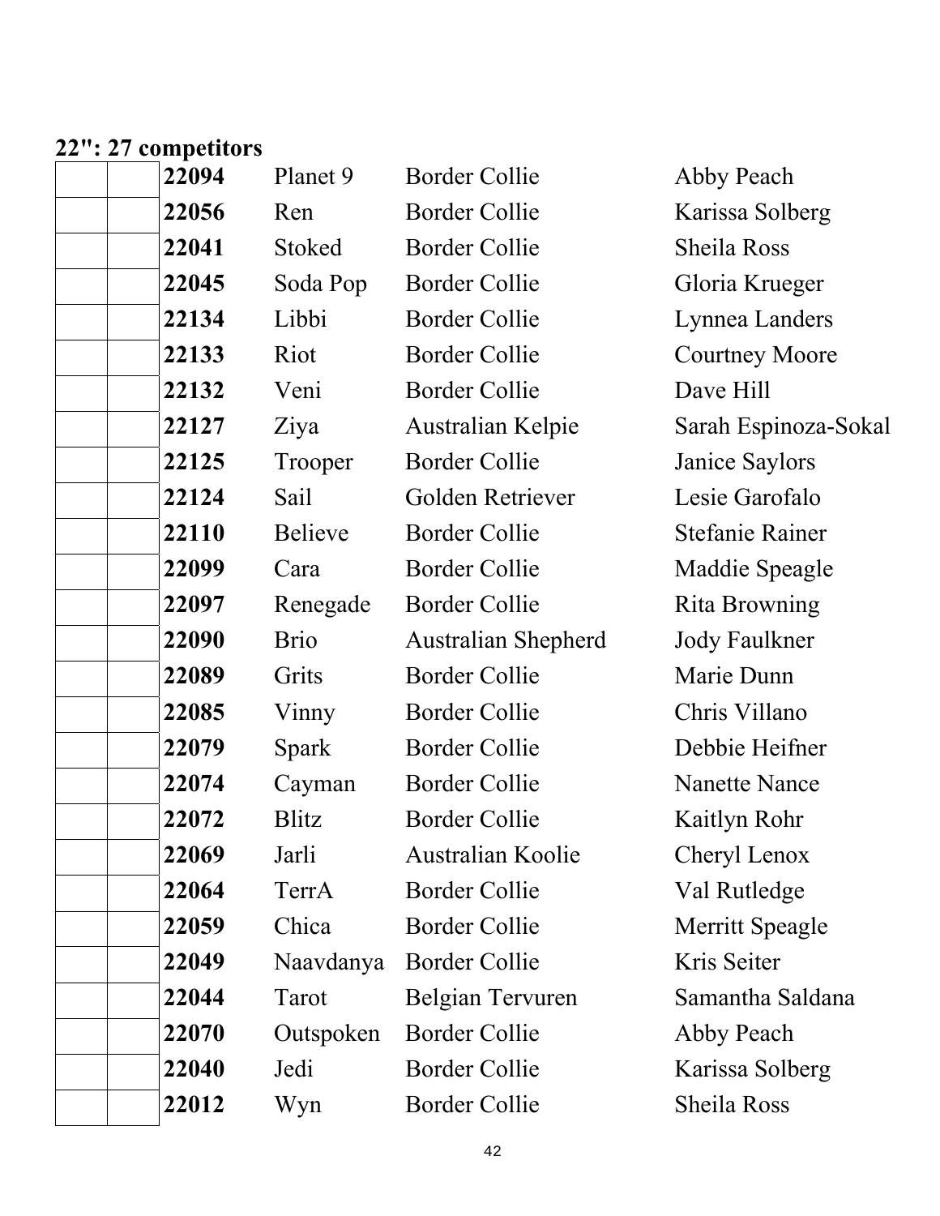**22": 27 competitors**

| | | | | | |
|---|---|---|---|---|---|
| | | **22094** | Planet 9 | Border Collie | Abby Peach |
| | | **22056** | Ren | Border Collie | Karissa Solberg |
| | | **22041** | Stoked | Border Collie | Sheila Ross |
| | | **22045** | Soda Pop | Border Collie | Gloria Krueger |
| | | **22134** | Libbi | Border Collie | Lynnea Landers |
| | | **22133** | Riot | Border Collie | Courtney Moore |
| | | **22132** | Veni | Border Collie | Dave Hill |
| | | **22127** | Ziya | Australian Kelpie | Sarah Espinoza-Sokal |
| | | **22125** | Trooper | Border Collie | Janice Saylors |
| | | **22124** | Sail | Golden Retriever | Lesie Garofalo |
| | | **22110** | Believe | Border Collie | Stefanie Rainer |
| | | **22099** | Cara | Border Collie | Maddie Speagle |
| | | **22097** | Renegade | Border Collie | Rita Browning |
| | | **22090** | Brio | Australian Shepherd | Jody Faulkner |
| | | **22089** | Grits | Border Collie | Marie Dunn |
| | | **22085** | Vinny | Border Collie | Chris Villano |
| | | **22079** | Spark | Border Collie | Debbie Heifner |
| | | **22074** | Cayman | Border Collie | Nanette Nance |
| | | **22072** | Blitz | Border Collie | Kaitlyn Rohr |
| | | **22069** | Jarli | Australian Koolie | Cheryl Lenox |
| | | **22064** | TerrA | Border Collie | Val Rutledge |
| | | **22059** | Chica | Border Collie | Merritt Speagle |
| | | **22049** | Naavdanya | Border Collie | Kris Seiter |
| | | **22044** | Tarot | Belgian Tervuren | Samantha Saldana |
| | | **22070** | Outspoken | Border Collie | Abby Peach |
| | | **22040** | Jedi | Border Collie | Karissa Solberg |
| | | **22012** | Wyn | Border Collie | Sheila Ross |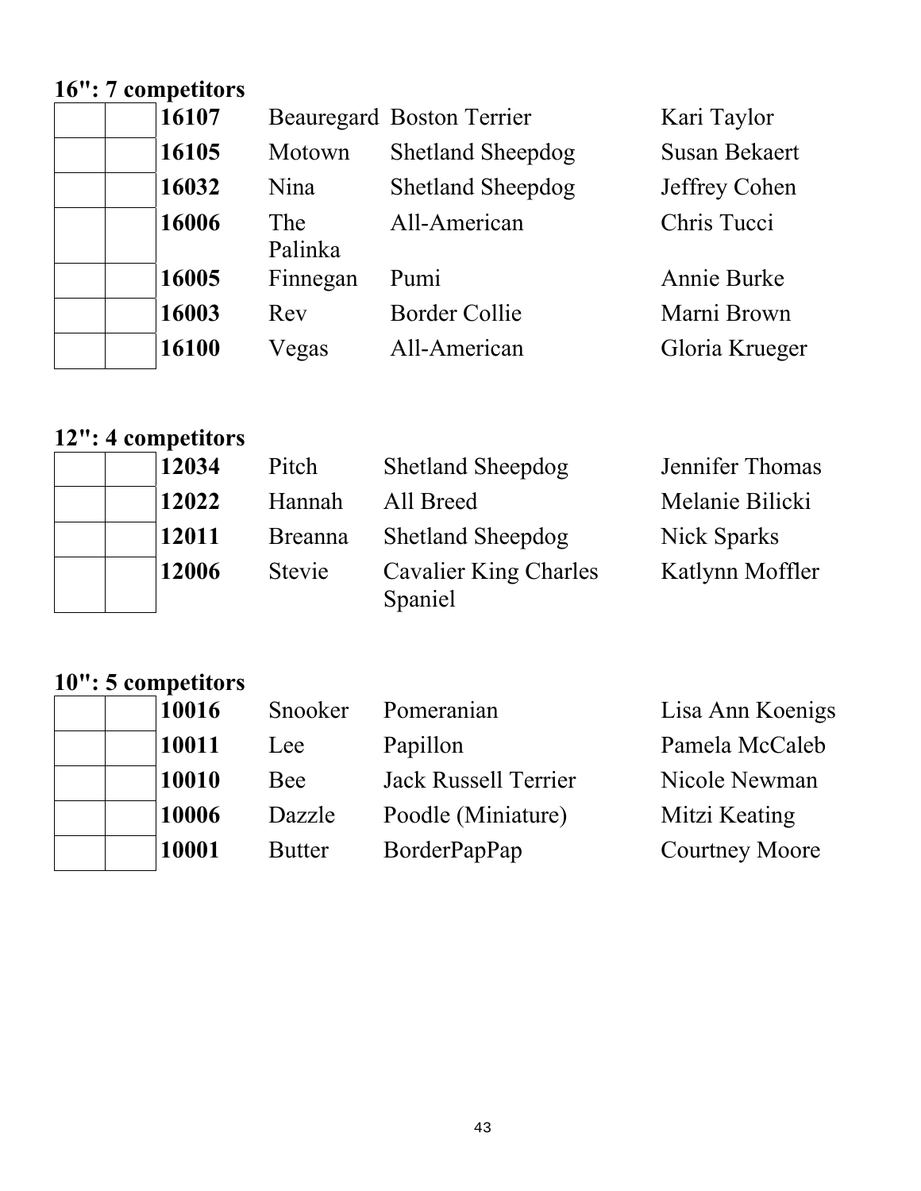**16": 7 competitors**

| | | | | | |
|---|---|---|---|---|---|
| | | **16107** | Beauregard | Boston Terrier | Kari Taylor |
| | | **16105** | Motown | Shetland Sheepdog | Susan Bekaert |
| | | **16032** | Nina | Shetland Sheepdog | Jeffrey Cohen |
| | | **16006** | The Palinka | All-American | Chris Tucci |
| | | **16005** | Finnegan | Pumi | Annie Burke |
| | | **16003** | Rev | Border Collie | Marni Brown |
| | | **16100** | Vegas | All-American | Gloria Krueger |

**12": 4 competitors**

| | | | | | |
|---|---|---|---|---|---|
| | | **12034** | Pitch | Shetland Sheepdog | Jennifer Thomas |
| | | **12022** | Hannah | All Breed | Melanie Bilicki |
| | | **12011** | Breanna | Shetland Sheepdog | Nick Sparks |
| | | **12006** | Stevie | Cavalier King Charles Spaniel | Katlynn Moffler |

**10": 5 competitors**

| | | | | | |
|---|---|---|---|---|---|
| | | **10016** | Snooker | Pomeranian | Lisa Ann Koenigs |
| | | **10011** | Lee | Papillon | Pamela McCaleb |
| | | **10010** | Bee | Jack Russell Terrier | Nicole Newman |
| | | **10006** | Dazzle | Poodle (Miniature) | Mitzi Keating |
| | | **10001** | Butter | BorderPapPap | Courtney Moore |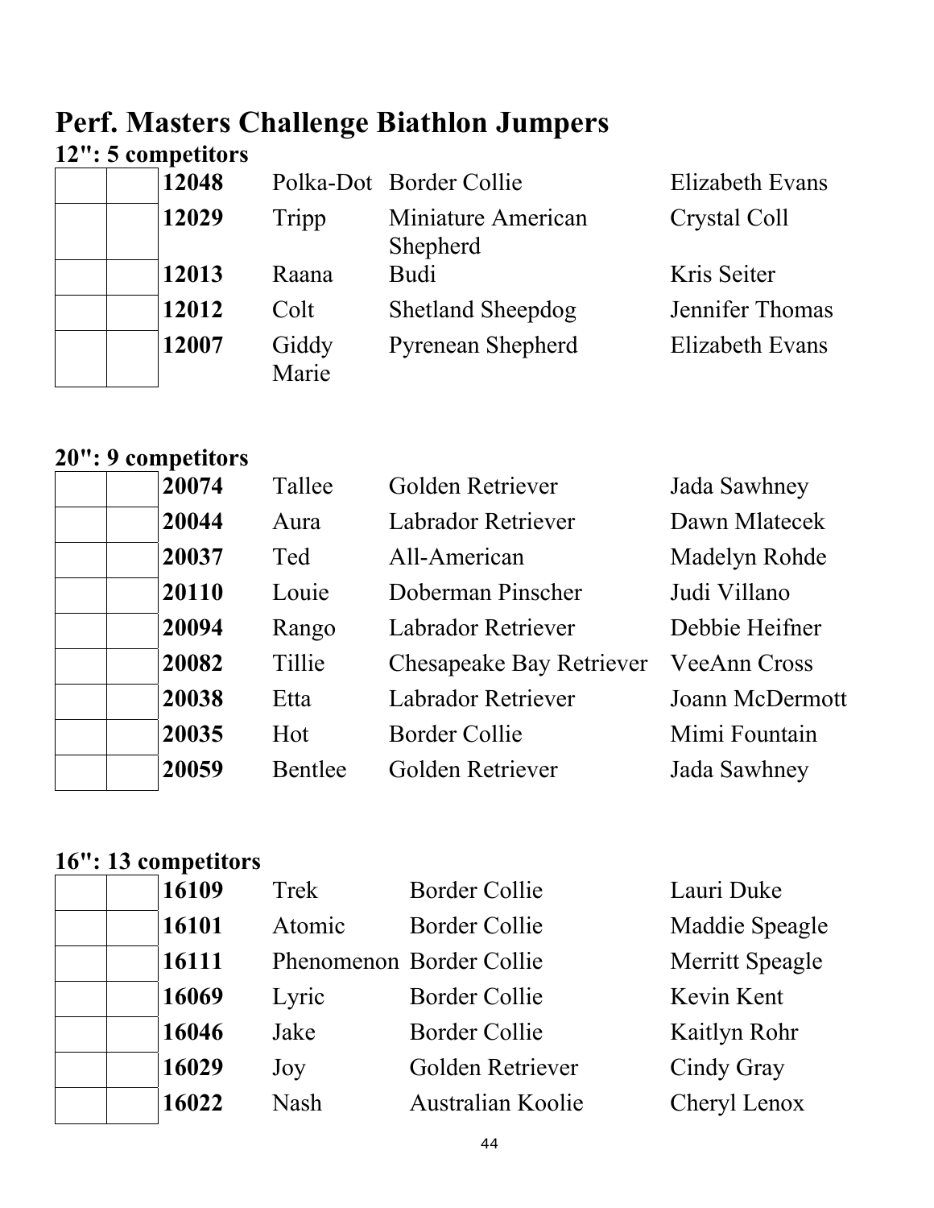# Perf. Masters Challenge Biathlon Jumpers

## 12": 5 competitors

| | | | | | |
|---|---|---|---|---|---|
| | | **12048** | Polka-Dot | Border Collie | Elizabeth Evans |
| | | **12029** | Tripp | Miniature American Shepherd | Crystal Coll |
| | | **12013** | Raana | Budi | Kris Seiter |
| | | **12012** | Colt | Shetland Sheepdog | Jennifer Thomas |
| | | **12007** | Giddy Marie | Pyrenean Shepherd | Elizabeth Evans |

## 20": 9 competitors

| | | | | | |
|---|---|---|---|---|---|
| | | **20074** | Tallee | Golden Retriever | Jada Sawhney |
| | | **20044** | Aura | Labrador Retriever | Dawn Mlatecek |
| | | **20037** | Ted | All-American | Madelyn Rohde |
| | | **20110** | Louie | Doberman Pinscher | Judi Villano |
| | | **20094** | Rango | Labrador Retriever | Debbie Heifner |
| | | **20082** | Tillie | Chesapeake Bay Retriever | VeeAnn Cross |
| | | **20038** | Etta | Labrador Retriever | Joann McDermott |
| | | **20035** | Hot | Border Collie | Mimi Fountain |
| | | **20059** | Bentlee | Golden Retriever | Jada Sawhney |

## 16": 13 competitors

| | | | | | |
|---|---|---|---|---|---|
| | | **16109** | Trek | Border Collie | Lauri Duke |
| | | **16101** | Atomic | Border Collie | Maddie Speagle |
| | | **16111** | Phenomenon | Border Collie | Merritt Speagle |
| | | **16069** | Lyric | Border Collie | Kevin Kent |
| | | **16046** | Jake | Border Collie | Kaitlyn Rohr |
| | | **16029** | Joy | Golden Retriever | Cindy Gray |
| | | **16022** | Nash | Australian Koolie | Cheryl Lenox |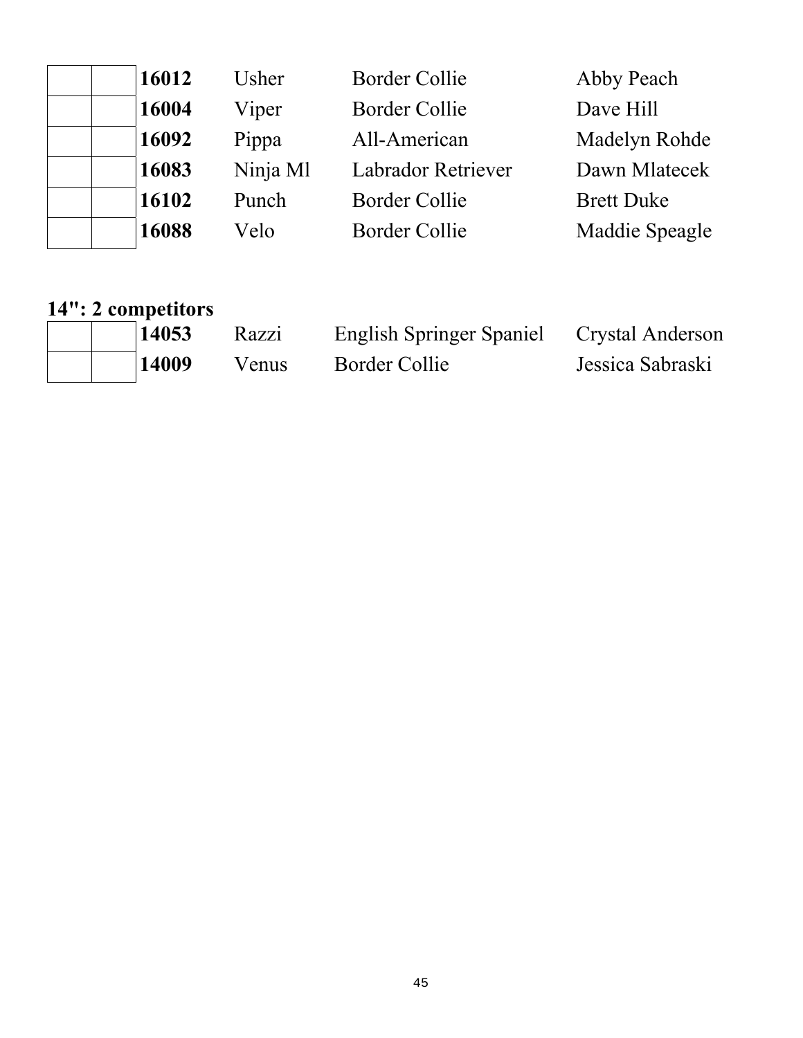| | | | | | |
|---|---|---|---|---|---|
| | | **16012** | Usher | Border Collie | Abby Peach |
| | | **16004** | Viper | Border Collie | Dave Hill |
| | | **16092** | Pippa | All-American | Madelyn Rohde |
| | | **16083** | Ninja Ml | Labrador Retriever | Dawn Mlatecek |
| | | **16102** | Punch | Border Collie | Brett Duke |
| | | **16088** | Velo | Border Collie | Maddie Speagle |

**14": 2 competitors**

| | | | | | |
|---|---|---|---|---|---|
| | | **14053** | Razzi | English Springer Spaniel | Crystal Anderson |
| | | **14009** | Venus | Border Collie | Jessica Sabraski |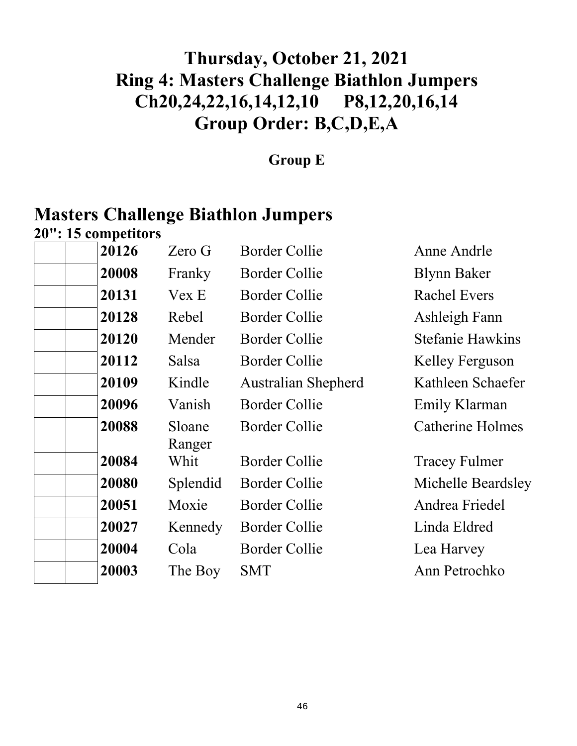# Thursday, October 21, 2021
# Ring 4: Masters Challenge Biathlon Jumpers
# Ch20,24,22,16,14,12,10 P8,12,20,16,14
# Group Order: B,C,D,E,A

### Group E

## Masters Challenge Biathlon Jumpers

**20": 15 competitors**

| | | | | | |
|---|---|---|---|---|---|
| | | **20126** | Zero G | Border Collie | Anne Andrle |
| | | **20008** | Franky | Border Collie | Blynn Baker |
| | | **20131** | Vex E | Border Collie | Rachel Evers |
| | | **20128** | Rebel | Border Collie | Ashleigh Fann |
| | | **20120** | Mender | Border Collie | Stefanie Hawkins |
| | | **20112** | Salsa | Border Collie | Kelley Ferguson |
| | | **20109** | Kindle | Australian Shepherd | Kathleen Schaefer |
| | | **20096** | Vanish | Border Collie | Emily Klarman |
| | | **20088** | Sloane Ranger | Border Collie | Catherine Holmes |
| | | **20084** | Whit | Border Collie | Tracey Fulmer |
| | | **20080** | Splendid | Border Collie | Michelle Beardsley |
| | | **20051** | Moxie | Border Collie | Andrea Friedel |
| | | **20027** | Kennedy | Border Collie | Linda Eldred |
| | | **20004** | Cola | Border Collie | Lea Harvey |
| | | **20003** | The Boy | SMT | Ann Petrochko |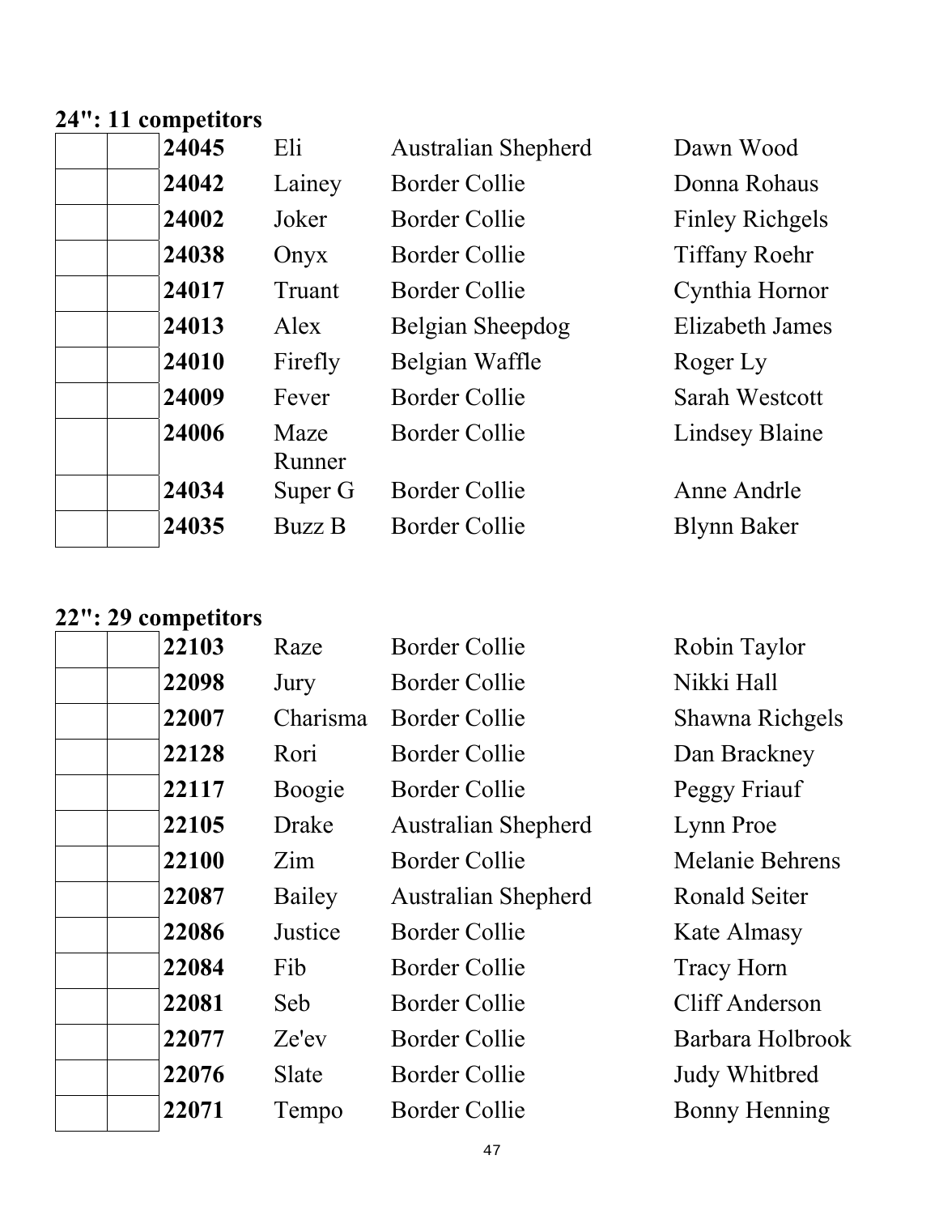**24": 11 competitors**

| | | | | | |
|---|---|---|---|---|---|
| | | **24045** | Eli | Australian Shepherd | Dawn Wood |
| | | **24042** | Lainey | Border Collie | Donna Rohaus |
| | | **24002** | Joker | Border Collie | Finley Richgels |
| | | **24038** | Onyx | Border Collie | Tiffany Roehr |
| | | **24017** | Truant | Border Collie | Cynthia Hornor |
| | | **24013** | Alex | Belgian Sheepdog | Elizabeth James |
| | | **24010** | Firefly | Belgian Waffle | Roger Ly |
| | | **24009** | Fever | Border Collie | Sarah Westcott |
| | | **24006** | Maze Runner | Border Collie | Lindsey Blaine |
| | | **24034** | Super G | Border Collie | Anne Andrle |
| | | **24035** | Buzz B | Border Collie | Blynn Baker |

**22": 29 competitors**

| | | | | | |
|---|---|---|---|---|---|
| | | **22103** | Raze | Border Collie | Robin Taylor |
| | | **22098** | Jury | Border Collie | Nikki Hall |
| | | **22007** | Charisma | Border Collie | Shawna Richgels |
| | | **22128** | Rori | Border Collie | Dan Brackney |
| | | **22117** | Boogie | Border Collie | Peggy Friauf |
| | | **22105** | Drake | Australian Shepherd | Lynn Proe |
| | | **22100** | Zim | Border Collie | Melanie Behrens |
| | | **22087** | Bailey | Australian Shepherd | Ronald Seiter |
| | | **22086** | Justice | Border Collie | Kate Almasy |
| | | **22084** | Fib | Border Collie | Tracy Horn |
| | | **22081** | Seb | Border Collie | Cliff Anderson |
| | | **22077** | Ze'ev | Border Collie | Barbara Holbrook |
| | | **22076** | Slate | Border Collie | Judy Whitbred |
| | | **22071** | Tempo | Border Collie | Bonny Henning |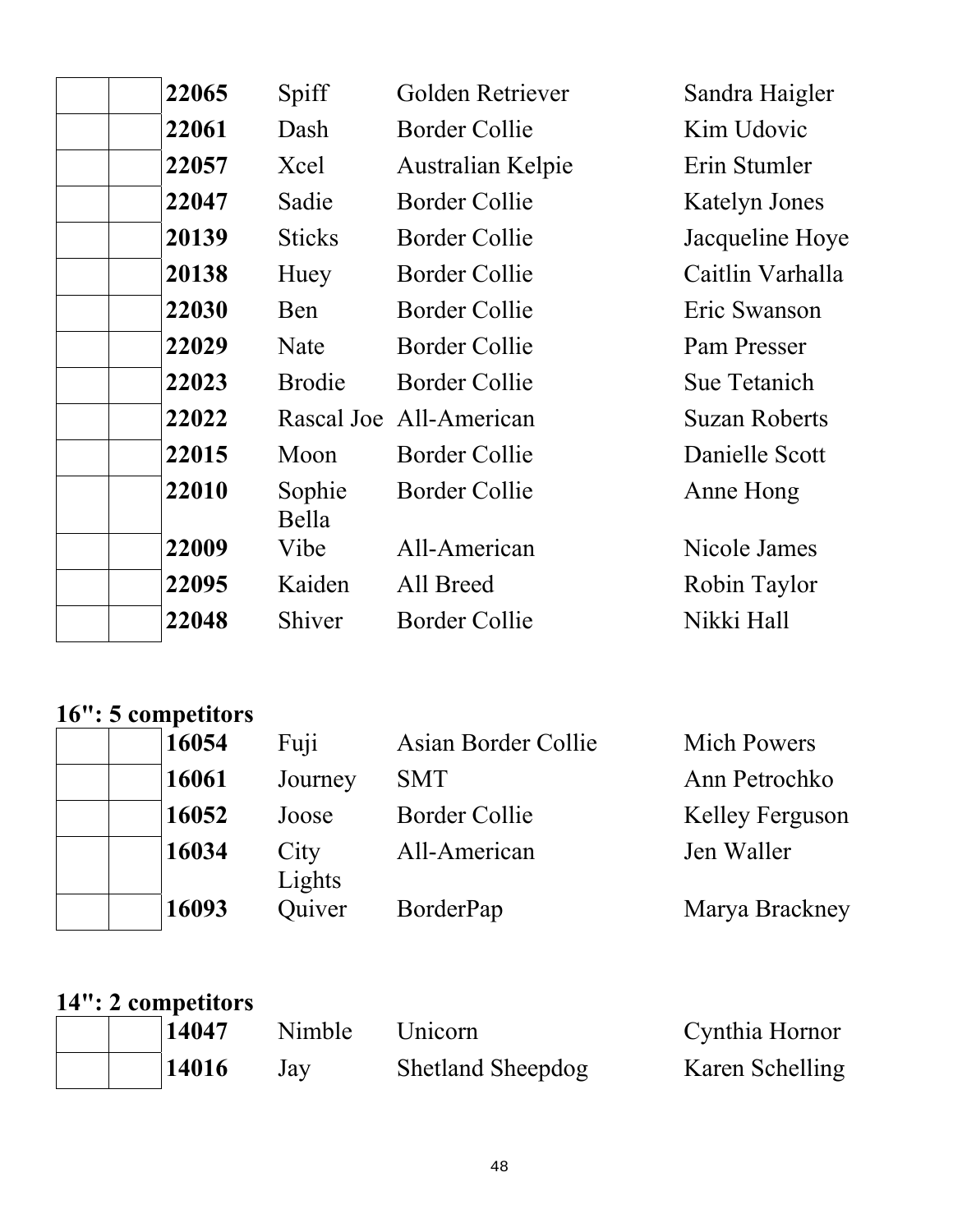| | | | | | |
|---|---|---|---|---|---|
| | | **22065** | Spiff | Golden Retriever | Sandra Haigler |
| | | **22061** | Dash | Border Collie | Kim Udovic |
| | | **22057** | Xcel | Australian Kelpie | Erin Stumler |
| | | **22047** | Sadie | Border Collie | Katelyn Jones |
| | | **20139** | Sticks | Border Collie | Jacqueline Hoye |
| | | **20138** | Huey | Border Collie | Caitlin Varhalla |
| | | **22030** | Ben | Border Collie | Eric Swanson |
| | | **22029** | Nate | Border Collie | Pam Presser |
| | | **22023** | Brodie | Border Collie | Sue Tetanich |
| | | **22022** | Rascal Joe | All-American | Suzan Roberts |
| | | **22015** | Moon | Border Collie | Danielle Scott |
| | | **22010** | Sophie Bella | Border Collie | Anne Hong |
| | | **22009** | Vibe | All-American | Nicole James |
| | | **22095** | Kaiden | All Breed | Robin Taylor |
| | | **22048** | Shiver | Border Collie | Nikki Hall |

**16": 5 competitors**

| | | | | | |
|---|---|---|---|---|---|
| | | **16054** | Fuji | Asian Border Collie | Mich Powers |
| | | **16061** | Journey | SMT | Ann Petrochko |
| | | **16052** | Joose | Border Collie | Kelley Ferguson |
| | | **16034** | City Lights | All-American | Jen Waller |
| | | **16093** | Quiver | BorderPap | Marya Brackney |

**14": 2 competitors**

| | | | | | |
|---|---|---|---|---|---|
| | | **14047** | Nimble | Unicorn | Cynthia Hornor |
| | | **14016** | Jay | Shetland Sheepdog | Karen Schelling |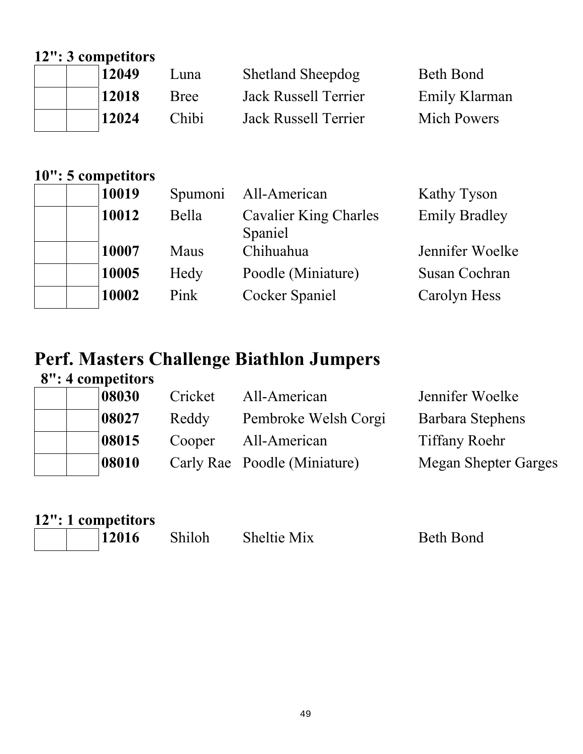**12": 3 competitors**

| | | | | | |
|---|---|---|---|---|---|
| | | **12049** | Luna | Shetland Sheepdog | Beth Bond |
| | | **12018** | Bree | Jack Russell Terrier | Emily Klarman |
| | | **12024** | Chibi | Jack Russell Terrier | Mich Powers |

**10": 5 competitors**

| | | | | | |
|---|---|---|---|---|---|
| | | **10019** | Spumoni | All-American | Kathy Tyson |
| | | **10012** | Bella | Cavalier King Charles Spaniel | Emily Bradley |
| | | **10007** | Maus | Chihuahua | Jennifer Woelke |
| | | **10005** | Hedy | Poodle (Miniature) | Susan Cochran |
| | | **10002** | Pink | Cocker Spaniel | Carolyn Hess |

# Perf. Masters Challenge Biathlon Jumpers

**8": 4 competitors**

| | | | | | |
|---|---|---|---|---|---|
| | | **08030** | Cricket | All-American | Jennifer Woelke |
| | | **08027** | Reddy | Pembroke Welsh Corgi | Barbara Stephens |
| | | **08015** | Cooper | All-American | Tiffany Roehr |
| | | **08010** | Carly Rae | Poodle (Miniature) | Megan Shepter Garges |

**12": 1 competitors**

| | | | | | |
|---|---|---|---|---|---|
| | | **12016** | Shiloh | Sheltie Mix | Beth Bond |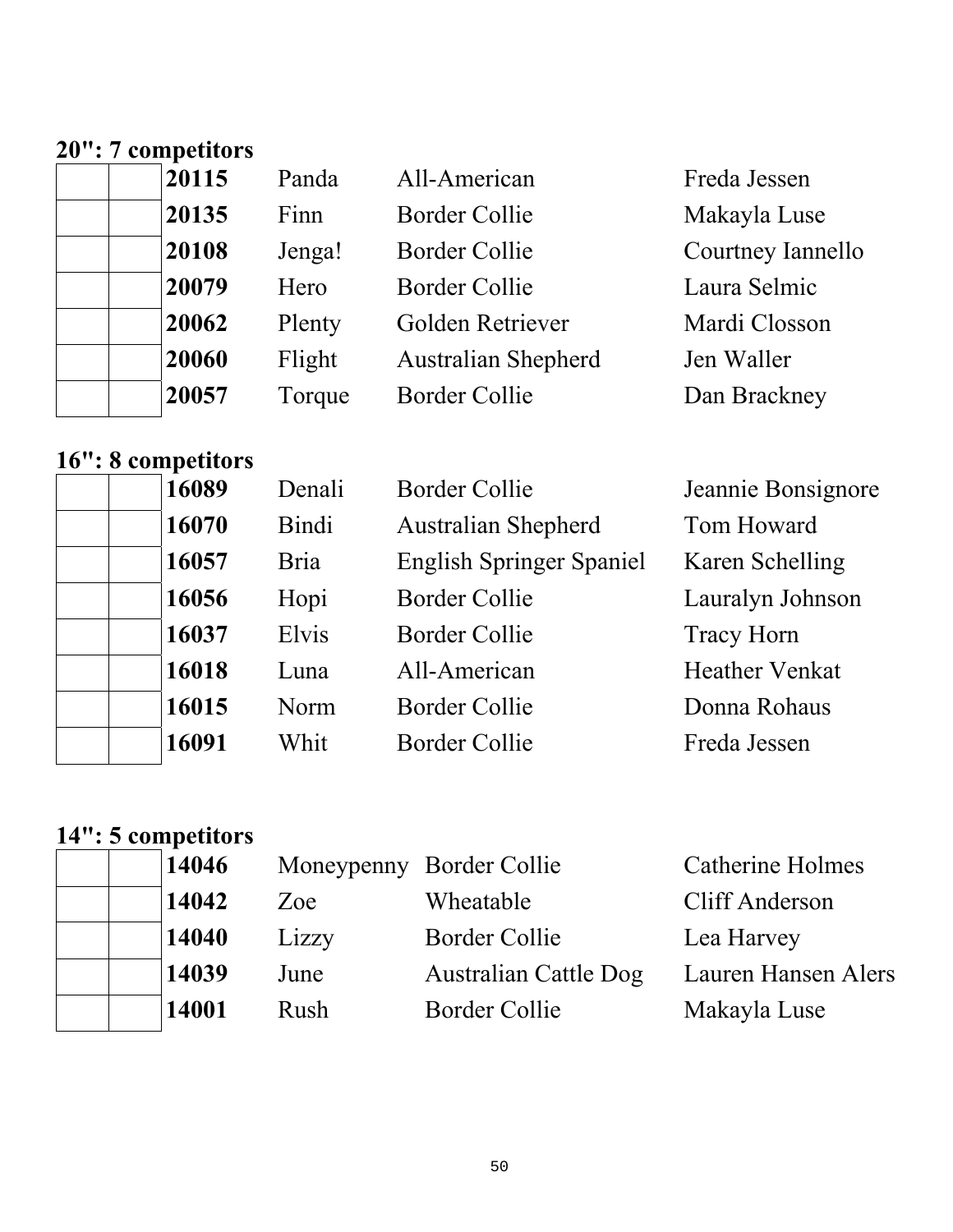**20": 7 competitors**

| | | | | | |
|---|---|---|---|---|---|
| | | **20115** | Panda | All-American | Freda Jessen |
| | | **20135** | Finn | Border Collie | Makayla Luse |
| | | **20108** | Jenga! | Border Collie | Courtney Iannello |
| | | **20079** | Hero | Border Collie | Laura Selmic |
| | | **20062** | Plenty | Golden Retriever | Mardi Closson |
| | | **20060** | Flight | Australian Shepherd | Jen Waller |
| | | **20057** | Torque | Border Collie | Dan Brackney |

**16": 8 competitors**

| | | | | | |
|---|---|---|---|---|---|
| | | **16089** | Denali | Border Collie | Jeannie Bonsignore |
| | | **16070** | Bindi | Australian Shepherd | Tom Howard |
| | | **16057** | Bria | English Springer Spaniel | Karen Schelling |
| | | **16056** | Hopi | Border Collie | Lauralyn Johnson |
| | | **16037** | Elvis | Border Collie | Tracy Horn |
| | | **16018** | Luna | All-American | Heather Venkat |
| | | **16015** | Norm | Border Collie | Donna Rohaus |
| | | **16091** | Whit | Border Collie | Freda Jessen |

**14": 5 competitors**

| | | | | | |
|---|---|---|---|---|---|
| | | **14046** | Moneypenny | Border Collie | Catherine Holmes |
| | | **14042** | Zoe | Wheatable | Cliff Anderson |
| | | **14040** | Lizzy | Border Collie | Lea Harvey |
| | | **14039** | June | Australian Cattle Dog | Lauren Hansen Alers |
| | | **14001** | Rush | Border Collie | Makayla Luse |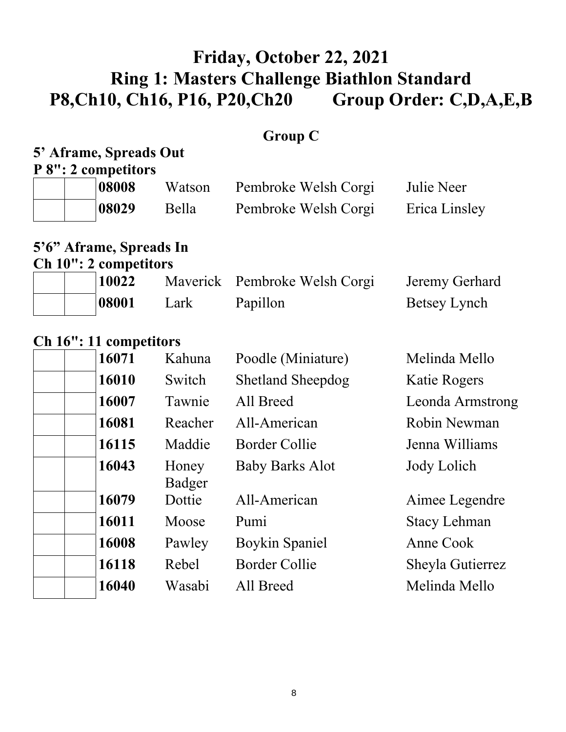# Friday, October 22, 2021
# Ring 1: Masters Challenge Biathlon Standard
## P8,Ch10, Ch16, P16, P20,Ch20 Group Order: C,D,A,E,B

### Group C

**5' Aframe, Spreads Out**

**P 8": 2 competitors**

| | | | | | |
|---|---|---|---|---|---|
| | | **08008** | Watson | Pembroke Welsh Corgi | Julie Neer |
| | | **08029** | Bella | Pembroke Welsh Corgi | Erica Linsley |

**5'6" Aframe, Spreads In**

**Ch 10": 2 competitors**

| | | | | | |
|---|---|---|---|---|---|
| | | **10022** | Maverick | Pembroke Welsh Corgi | Jeremy Gerhard |
| | | **08001** | Lark | Papillon | Betsey Lynch |

**Ch 16": 11 competitors**

| | | | | | |
|---|---|---|---|---|---|
| | | **16071** | Kahuna | Poodle (Miniature) | Melinda Mello |
| | | **16010** | Switch | Shetland Sheepdog | Katie Rogers |
| | | **16007** | Tawnie | All Breed | Leonda Armstrong |
| | | **16081** | Reacher | All-American | Robin Newman |
| | | **16115** | Maddie | Border Collie | Jenna Williams |
| | | **16043** | Honey Badger | Baby Barks Alot | Jody Lolich |
| | | **16079** | Dottie | All-American | Aimee Legendre |
| | | **16011** | Moose | Pumi | Stacy Lehman |
| | | **16008** | Pawley | Boykin Spaniel | Anne Cook |
| | | **16118** | Rebel | Border Collie | Sheyla Gutierrez |
| | | **16040** | Wasabi | All Breed | Melinda Mello |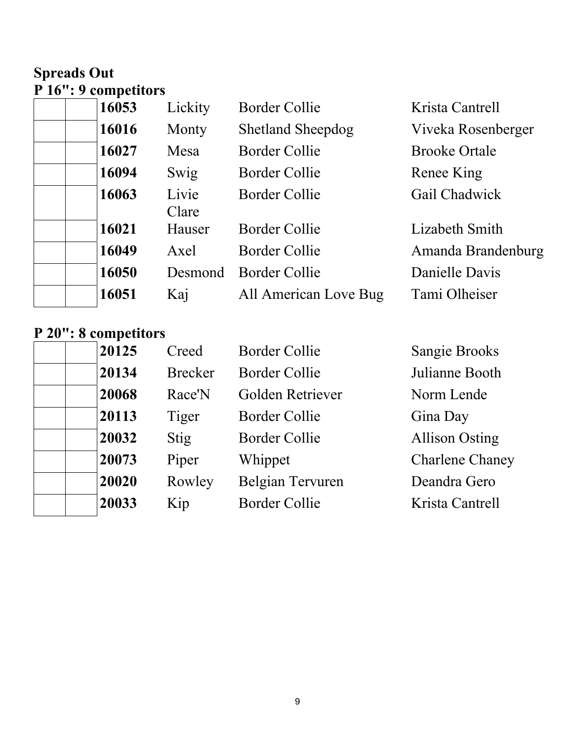**Spreads Out**

**P 16": 9 competitors**

| | | | | | |
|---|---|---|---|---|---|
| | | **16053** | Lickity | Border Collie | Krista Cantrell |
| | | **16016** | Monty | Shetland Sheepdog | Viveka Rosenberger |
| | | **16027** | Mesa | Border Collie | Brooke Ortale |
| | | **16094** | Swig | Border Collie | Renee King |
| | | **16063** | Livie Clare | Border Collie | Gail Chadwick |
| | | **16021** | Hauser | Border Collie | Lizabeth Smith |
| | | **16049** | Axel | Border Collie | Amanda Brandenburg |
| | | **16050** | Desmond | Border Collie | Danielle Davis |
| | | **16051** | Kaj | All American Love Bug | Tami Olheiser |

**P 20": 8 competitors**

| | | | | | |
|---|---|---|---|---|---|
| | | **20125** | Creed | Border Collie | Sangie Brooks |
| | | **20134** | Brecker | Border Collie | Julianne Booth |
| | | **20068** | Race'N | Golden Retriever | Norm Lende |
| | | **20113** | Tiger | Border Collie | Gina Day |
| | | **20032** | Stig | Border Collie | Allison Osting |
| | | **20073** | Piper | Whippet | Charlene Chaney |
| | | **20020** | Rowley | Belgian Tervuren | Deandra Gero |
| | | **20033** | Kip | Border Collie | Krista Cantrell |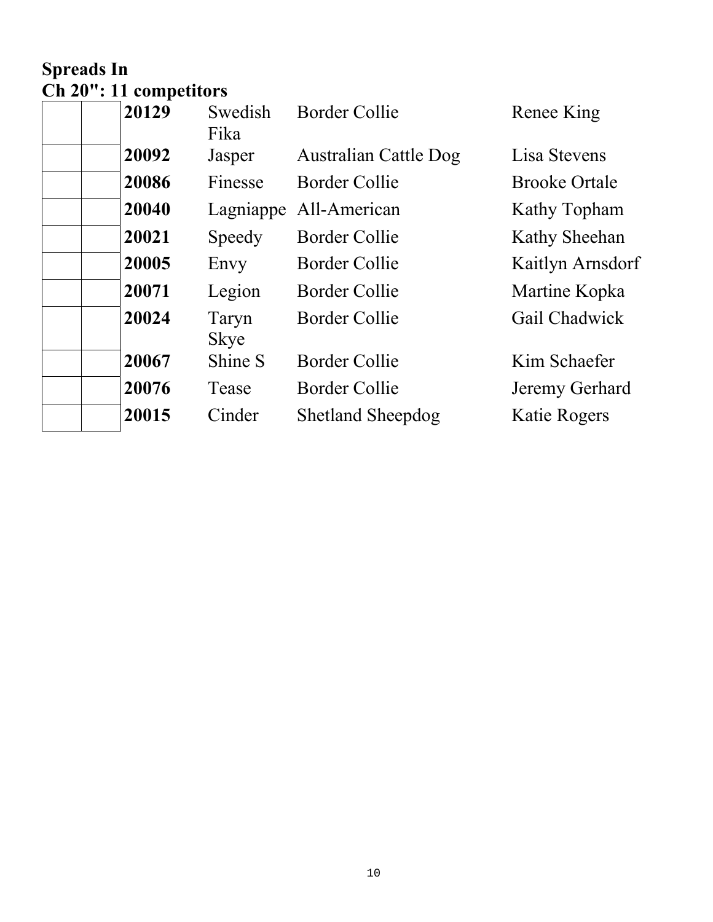**Spreads In**
**Ch 20": 11 competitors**

| | | | | | |
|---|---|---|---|---|---|
| | | **20129** | Swedish Fika | Border Collie | Renee King |
| | | **20092** | Jasper | Australian Cattle Dog | Lisa Stevens |
| | | **20086** | Finesse | Border Collie | Brooke Ortale |
| | | **20040** | Lagniappe | All-American | Kathy Topham |
| | | **20021** | Speedy | Border Collie | Kathy Sheehan |
| | | **20005** | Envy | Border Collie | Kaitlyn Arnsdorf |
| | | **20071** | Legion | Border Collie | Martine Kopka |
| | | **20024** | Taryn Skye | Border Collie | Gail Chadwick |
| | | **20067** | Shine S | Border Collie | Kim Schaefer |
| | | **20076** | Tease | Border Collie | Jeremy Gerhard |
| | | **20015** | Cinder | Shetland Sheepdog | Katie Rogers |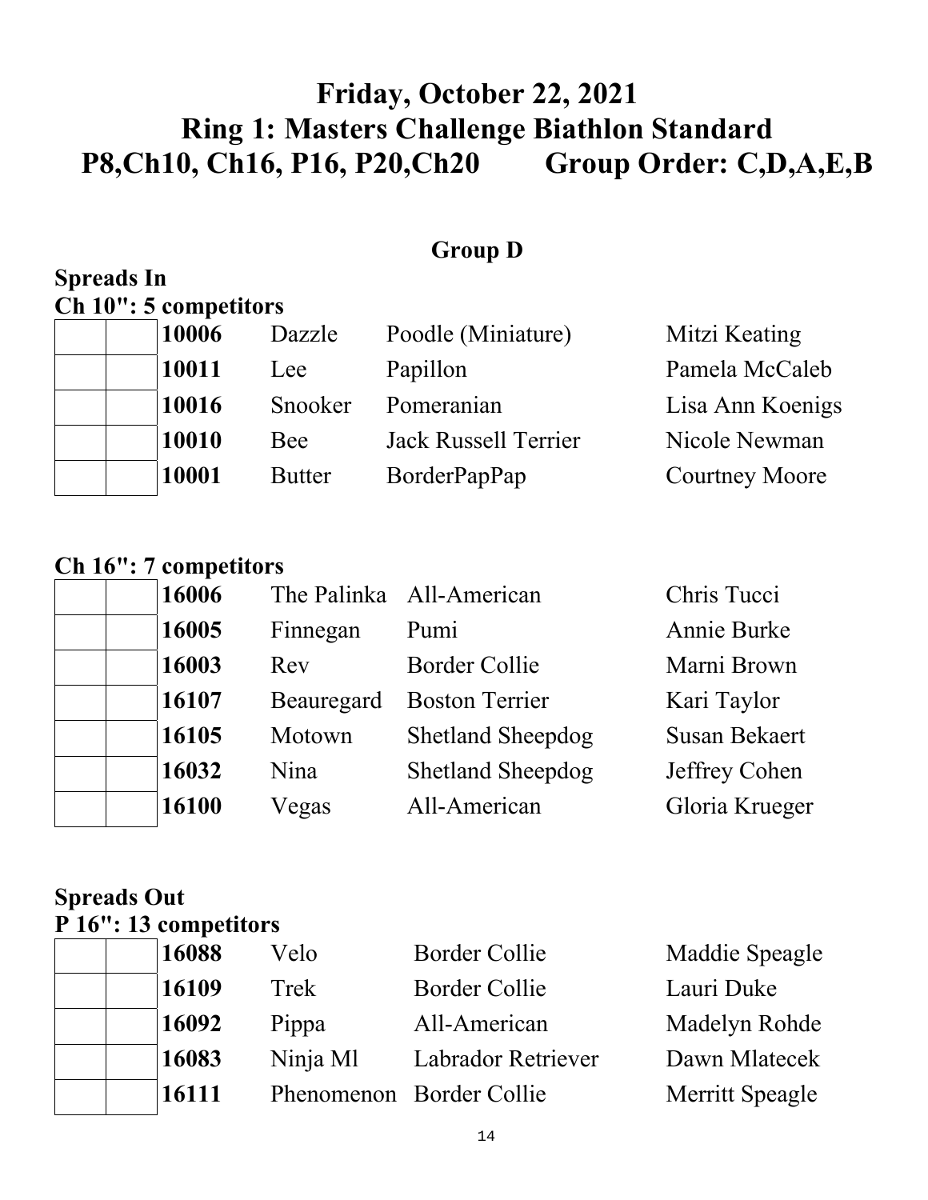# Friday, October 22, 2021
# Ring 1: Masters Challenge Biathlon Standard
# P8,Ch10, Ch16, P16, P20,Ch20 Group Order: C,D,A,E,B

## Group D

### Spreads In

**Ch 10": 5 competitors**

| | | | | | |
|---|---|---|---|---|---|
| | | **10006** | Dazzle | Poodle (Miniature) | Mitzi Keating |
| | | **10011** | Lee | Papillon | Pamela McCaleb |
| | | **10016** | Snooker | Pomeranian | Lisa Ann Koenigs |
| | | **10010** | Bee | Jack Russell Terrier | Nicole Newman |
| | | **10001** | Butter | BorderPapPap | Courtney Moore |

**Ch 16": 7 competitors**

| | | | | | |
|---|---|---|---|---|---|
| | | **16006** | The Palinka | All-American | Chris Tucci |
| | | **16005** | Finnegan | Pumi | Annie Burke |
| | | **16003** | Rev | Border Collie | Marni Brown |
| | | **16107** | Beauregard | Boston Terrier | Kari Taylor |
| | | **16105** | Motown | Shetland Sheepdog | Susan Bekaert |
| | | **16032** | Nina | Shetland Sheepdog | Jeffrey Cohen |
| | | **16100** | Vegas | All-American | Gloria Krueger |

### Spreads Out

**P 16": 13 competitors**

| | | | | | |
|---|---|---|---|---|---|
| | | **16088** | Velo | Border Collie | Maddie Speagle |
| | | **16109** | Trek | Border Collie | Lauri Duke |
| | | **16092** | Pippa | All-American | Madelyn Rohde |
| | | **16083** | Ninja Ml | Labrador Retriever | Dawn Mlatecek |
| | | **16111** | Phenomenon | Border Collie | Merritt Speagle |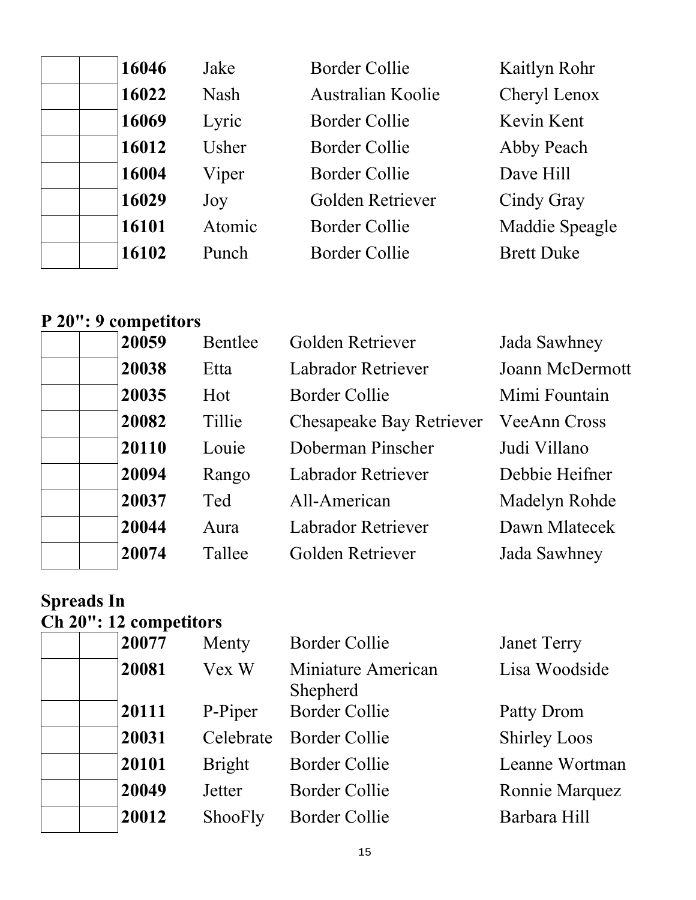|  |  | 16046 | Jake | Border Collie | Kaitlyn Rohr |
|---|---|---|---|---|---|
|  |  | 16022 | Nash | Australian Koolie | Cheryl Lenox |
|  |  | 16069 | Lyric | Border Collie | Kevin Kent |
|  |  | 16012 | Usher | Border Collie | Abby Peach |
|  |  | 16004 | Viper | Border Collie | Dave Hill |
|  |  | 16029 | Joy | Golden Retriever | Cindy Gray |
|  |  | 16101 | Atomic | Border Collie | Maddie Speagle |
|  |  | 16102 | Punch | Border Collie | Brett Duke |

**P 20": 9 competitors**

|  |  | 20059 | Bentlee | Golden Retriever | Jada Sawhney |
|---|---|---|---|---|---|
|  |  | 20038 | Etta | Labrador Retriever | Joann McDermott |
|  |  | 20035 | Hot | Border Collie | Mimi Fountain |
|  |  | 20082 | Tillie | Chesapeake Bay Retriever | VeeAnn Cross |
|  |  | 20110 | Louie | Doberman Pinscher | Judi Villano |
|  |  | 20094 | Rango | Labrador Retriever | Debbie Heifner |
|  |  | 20037 | Ted | All-American | Madelyn Rohde |
|  |  | 20044 | Aura | Labrador Retriever | Dawn Mlatecek |
|  |  | 20074 | Tallee | Golden Retriever | Jada Sawhney |

**Spreads In**

**Ch 20": 12 competitors**

|  |  | 20077 | Menty | Border Collie | Janet Terry |
|---|---|---|---|---|---|
|  |  | 20081 | Vex W | Miniature American Shepherd | Lisa Woodside |
|  |  | 20111 | P-Piper | Border Collie | Patty Drom |
|  |  | 20031 | Celebrate | Border Collie | Shirley Loos |
|  |  | 20101 | Bright | Border Collie | Leanne Wortman |
|  |  | 20049 | Jetter | Border Collie | Ronnie Marquez |
|  |  | 20012 | ShooFly | Border Collie | Barbara Hill |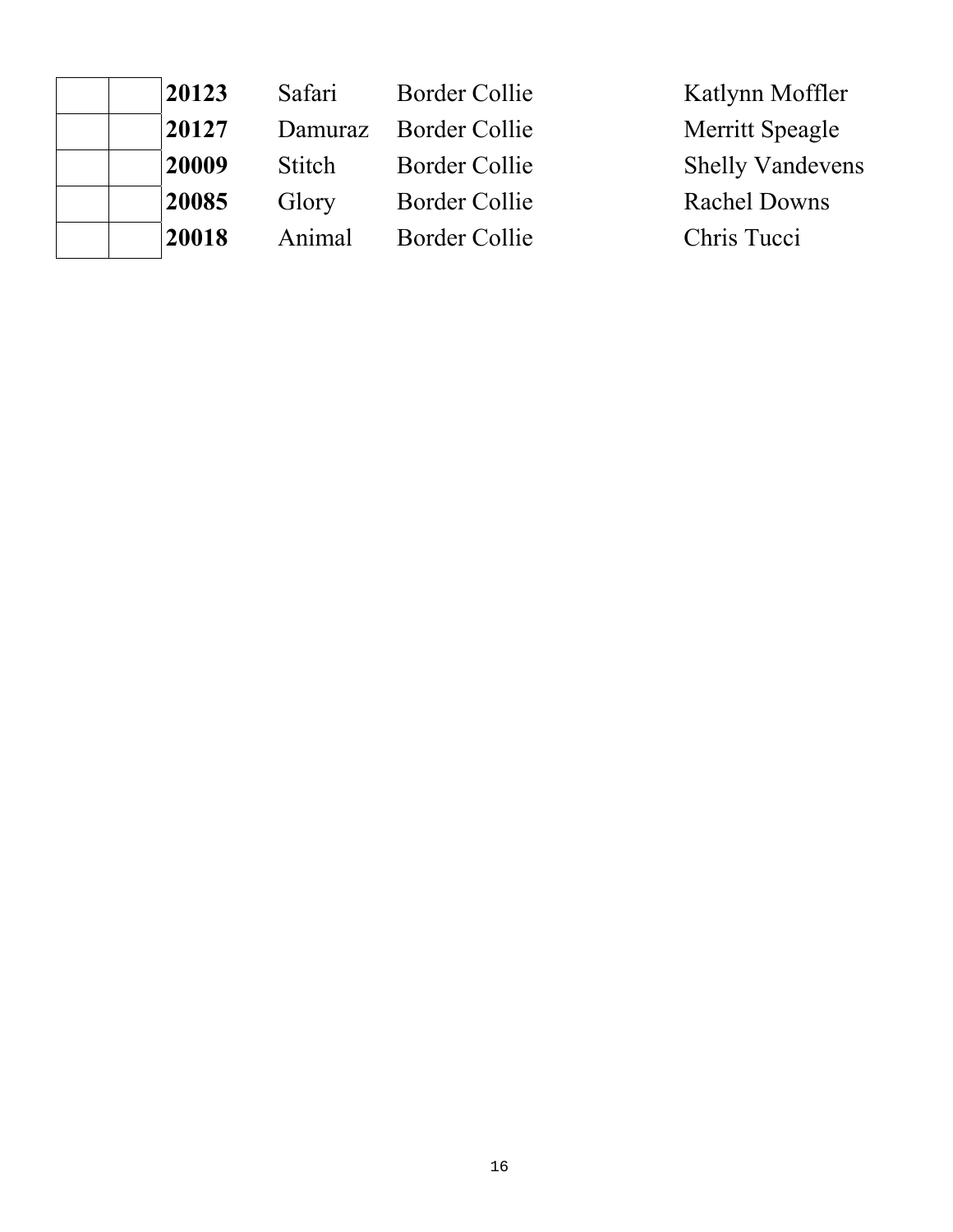| | | | | | |
|---|---|---|---|---|---|
| | | **20123** | Safari | Border Collie | Katlynn Moffler |
| | | **20127** | Damuraz | Border Collie | Merritt Speagle |
| | | **20009** | Stitch | Border Collie | Shelly Vandevens |
| | | **20085** | Glory | Border Collie | Rachel Downs |
| | | **20018** | Animal | Border Collie | Chris Tucci |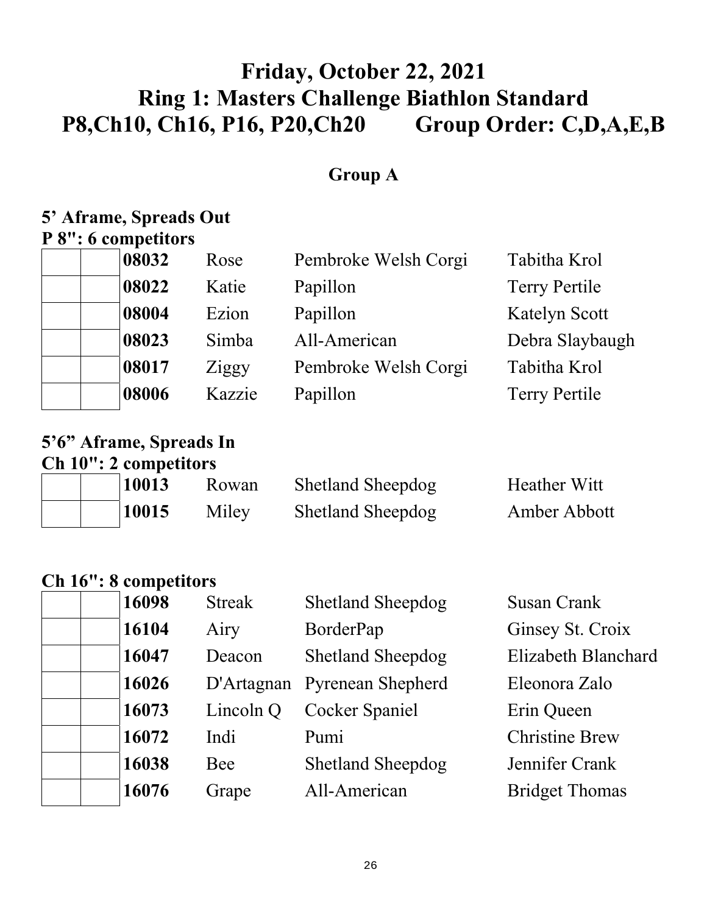# Friday, October 22, 2021
# Ring 1: Masters Challenge Biathlon Standard
# P8,Ch10, Ch16, P16, P20,Ch20 Group Order: C,D,A,E,B

## Group A

### 5' Aframe, Spreads Out

**P 8": 6 competitors**

| | | | | | |
|---|---|---|---|---|---|
| | | **08032** | Rose | Pembroke Welsh Corgi | Tabitha Krol |
| | | **08022** | Katie | Papillon | Terry Pertile |
| | | **08004** | Ezion | Papillon | Katelyn Scott |
| | | **08023** | Simba | All-American | Debra Slaybaugh |
| | | **08017** | Ziggy | Pembroke Welsh Corgi | Tabitha Krol |
| | | **08006** | Kazzie | Papillon | Terry Pertile |

### 5'6" Aframe, Spreads In

**Ch 10": 2 competitors**

| | | | | | |
|---|---|---|---|---|---|
| | | **10013** | Rowan | Shetland Sheepdog | Heather Witt |
| | | **10015** | Miley | Shetland Sheepdog | Amber Abbott |

**Ch 16": 8 competitors**

| | | | | | |
|---|---|---|---|---|---|
| | | **16098** | Streak | Shetland Sheepdog | Susan Crank |
| | | **16104** | Airy | BorderPap | Ginsey St. Croix |
| | | **16047** | Deacon | Shetland Sheepdog | Elizabeth Blanchard |
| | | **16026** | D'Artagnan | Pyrenean Shepherd | Eleonora Zalo |
| | | **16073** | Lincoln Q | Cocker Spaniel | Erin Queen |
| | | **16072** | Indi | Pumi | Christine Brew |
| | | **16038** | Bee | Shetland Sheepdog | Jennifer Crank |
| | | **16076** | Grape | All-American | Bridget Thomas |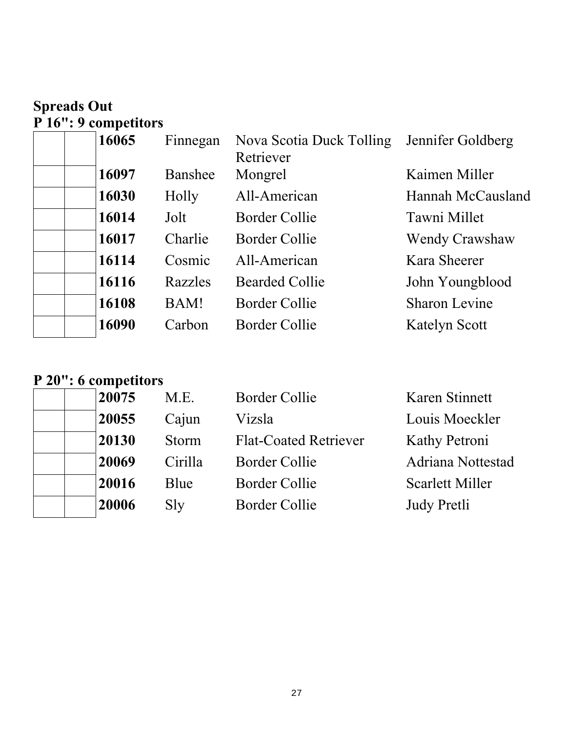**Spreads Out**

**P 16": 9 competitors**

| | | | | | |
|---|---|---|---|---|---|
| | | **16065** | Finnegan | Nova Scotia Duck Tolling Retriever | Jennifer Goldberg |
| | | **16097** | Banshee | Mongrel | Kaimen Miller |
| | | **16030** | Holly | All-American | Hannah McCausland |
| | | **16014** | Jolt | Border Collie | Tawni Millet |
| | | **16017** | Charlie | Border Collie | Wendy Crawshaw |
| | | **16114** | Cosmic | All-American | Kara Sheerer |
| | | **16116** | Razzles | Bearded Collie | John Youngblood |
| | | **16108** | BAM! | Border Collie | Sharon Levine |
| | | **16090** | Carbon | Border Collie | Katelyn Scott |

**P 20": 6 competitors**

| | | | | | |
|---|---|---|---|---|---|
| | | **20075** | M.E. | Border Collie | Karen Stinnett |
| | | **20055** | Cajun | Vizsla | Louis Moeckler |
| | | **20130** | Storm | Flat-Coated Retriever | Kathy Petroni |
| | | **20069** | Cirilla | Border Collie | Adriana Nottestad |
| | | **20016** | Blue | Border Collie | Scarlett Miller |
| | | **20006** | Sly | Border Collie | Judy Pretli |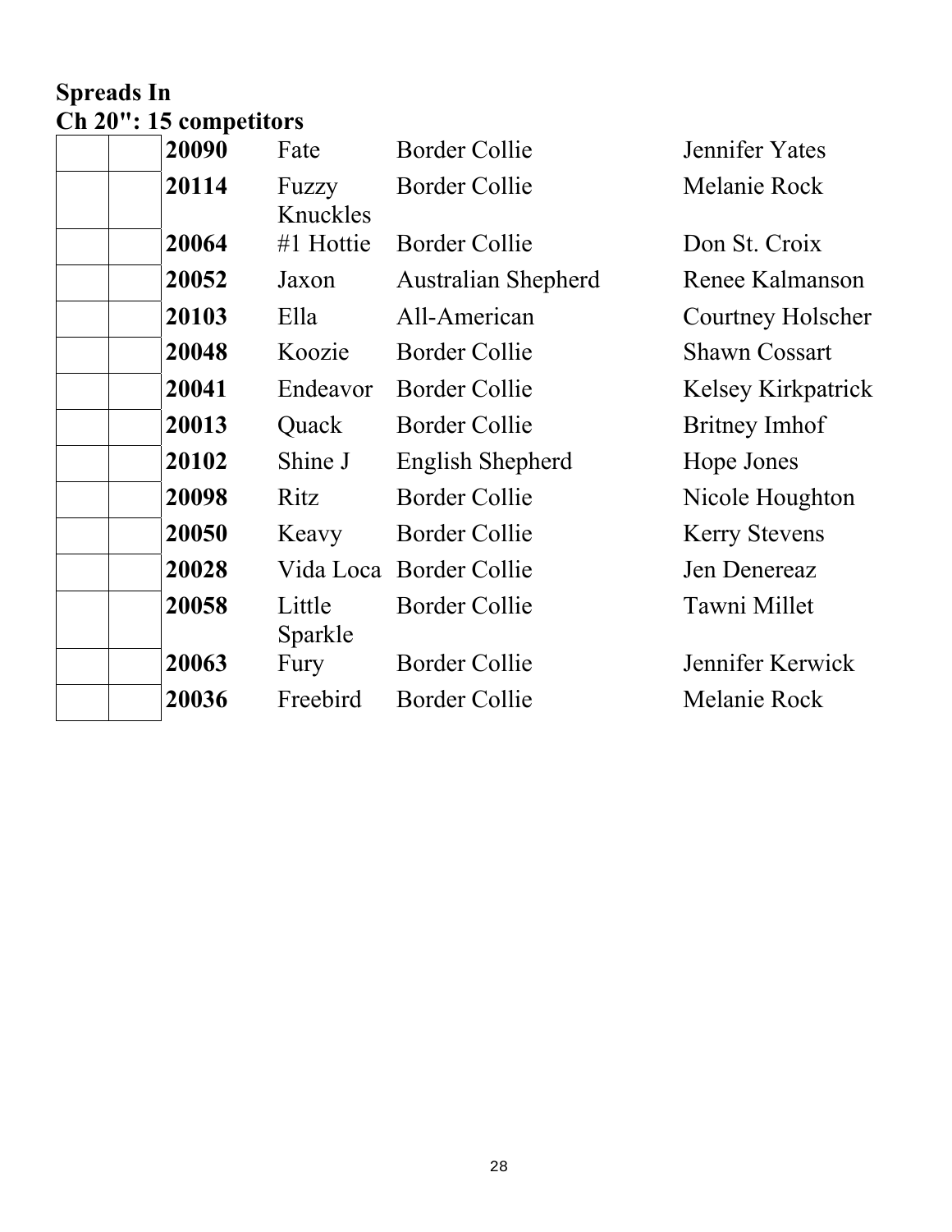**Spreads In**
**Ch 20": 15 competitors**

| | | | | | |
|---|---|---|---|---|---|
| | | **20090** | Fate | Border Collie | Jennifer Yates |
| | | **20114** | Fuzzy Knuckles | Border Collie | Melanie Rock |
| | | **20064** | #1 Hottie | Border Collie | Don St. Croix |
| | | **20052** | Jaxon | Australian Shepherd | Renee Kalmanson |
| | | **20103** | Ella | All-American | Courtney Holscher |
| | | **20048** | Koozie | Border Collie | Shawn Cossart |
| | | **20041** | Endeavor | Border Collie | Kelsey Kirkpatrick |
| | | **20013** | Quack | Border Collie | Britney Imhof |
| | | **20102** | Shine J | English Shepherd | Hope Jones |
| | | **20098** | Ritz | Border Collie | Nicole Houghton |
| | | **20050** | Keavy | Border Collie | Kerry Stevens |
| | | **20028** | Vida Loca | Border Collie | Jen Denereaz |
| | | **20058** | Little Sparkle | Border Collie | Tawni Millet |
| | | **20063** | Fury | Border Collie | Jennifer Kerwick |
| | | **20036** | Freebird | Border Collie | Melanie Rock |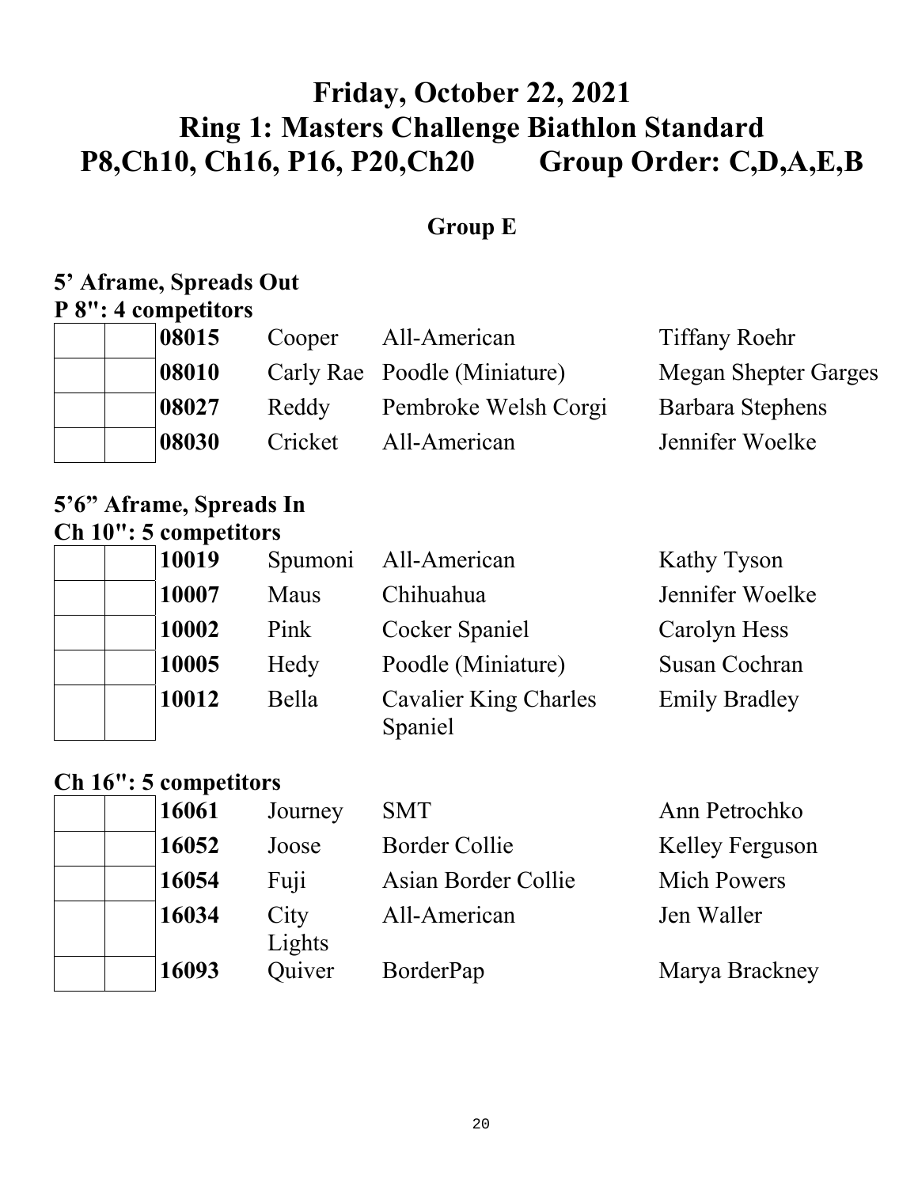# Friday, October 22, 2021
# Ring 1: Masters Challenge Biathlon Standard
# P8,Ch10, Ch16, P16, P20,Ch20 Group Order: C,D,A,E,B

## Group E

### 5' Aframe, Spreads Out
### P 8": 4 competitors

| | | | | | |
|---|---|---|---|---|---|
| | | **08015** | Cooper | All-American | Tiffany Roehr |
| | | **08010** | Carly Rae | Poodle (Miniature) | Megan Shepter Garges |
| | | **08027** | Reddy | Pembroke Welsh Corgi | Barbara Stephens |
| | | **08030** | Cricket | All-American | Jennifer Woelke |

### 5'6" Aframe, Spreads In
### Ch 10": 5 competitors

| | | | | | |
|---|---|---|---|---|---|
| | | **10019** | Spumoni | All-American | Kathy Tyson |
| | | **10007** | Maus | Chihuahua | Jennifer Woelke |
| | | **10002** | Pink | Cocker Spaniel | Carolyn Hess |
| | | **10005** | Hedy | Poodle (Miniature) | Susan Cochran |
| | | **10012** | Bella | Cavalier King Charles Spaniel | Emily Bradley |

### Ch 16": 5 competitors

| | | | | | |
|---|---|---|---|---|---|
| | | **16061** | Journey | SMT | Ann Petrochko |
| | | **16052** | Joose | Border Collie | Kelley Ferguson |
| | | **16054** | Fuji | Asian Border Collie | Mich Powers |
| | | **16034** | City Lights | All-American | Jen Waller |
| | | **16093** | Quiver | BorderPap | Marya Brackney |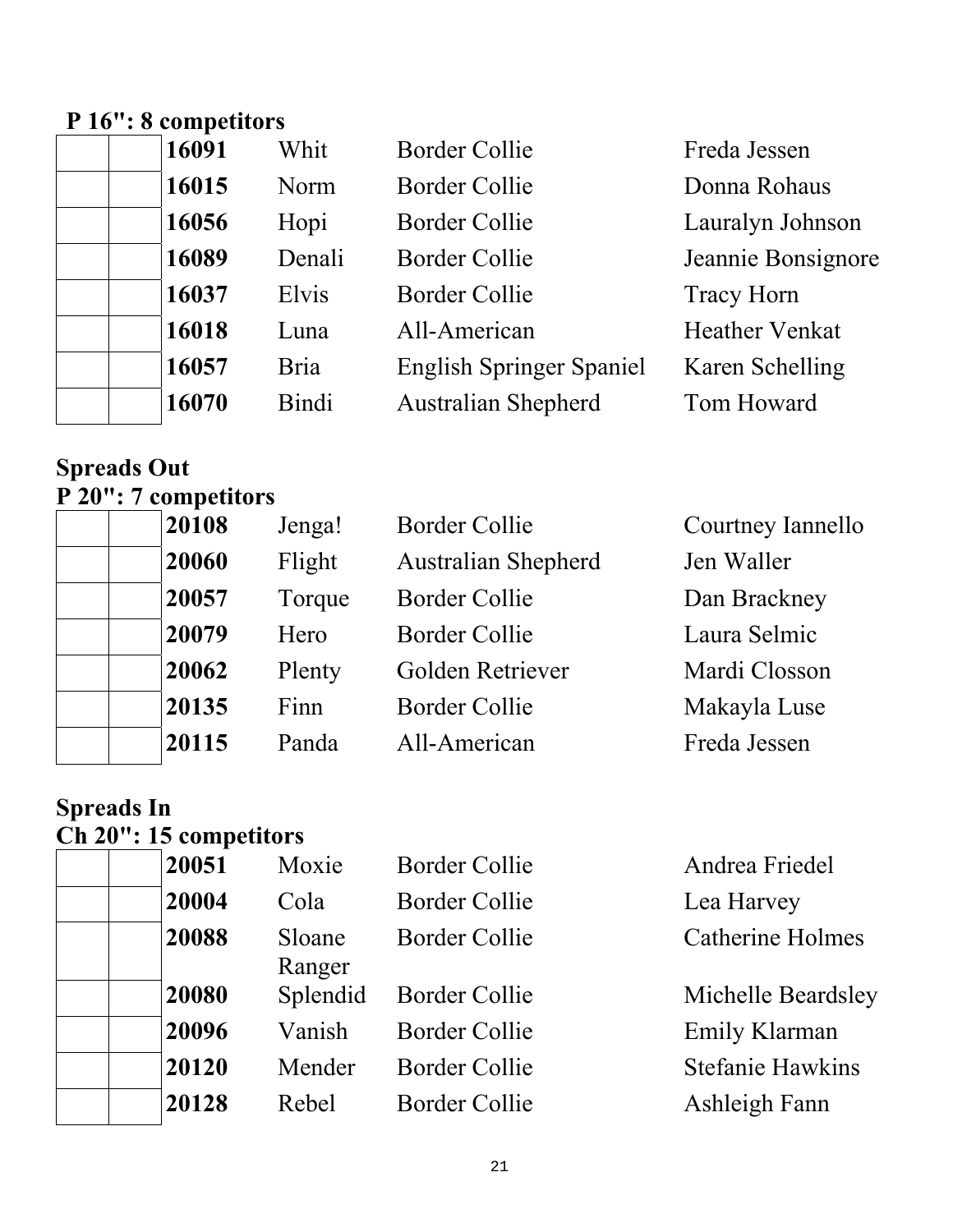**P 16": 8 competitors**

| | | | | | |
|---|---|---|---|---|---|
| | | **16091** | Whit | Border Collie | Freda Jessen |
| | | **16015** | Norm | Border Collie | Donna Rohaus |
| | | **16056** | Hopi | Border Collie | Lauralyn Johnson |
| | | **16089** | Denali | Border Collie | Jeannie Bonsignore |
| | | **16037** | Elvis | Border Collie | Tracy Horn |
| | | **16018** | Luna | All-American | Heather Venkat |
| | | **16057** | Bria | English Springer Spaniel | Karen Schelling |
| | | **16070** | Bindi | Australian Shepherd | Tom Howard |

**Spreads Out**

**P 20": 7 competitors**

| | | | | | |
|---|---|---|---|---|---|
| | | **20108** | Jenga! | Border Collie | Courtney Iannello |
| | | **20060** | Flight | Australian Shepherd | Jen Waller |
| | | **20057** | Torque | Border Collie | Dan Brackney |
| | | **20079** | Hero | Border Collie | Laura Selmic |
| | | **20062** | Plenty | Golden Retriever | Mardi Closson |
| | | **20135** | Finn | Border Collie | Makayla Luse |
| | | **20115** | Panda | All-American | Freda Jessen |

**Spreads In**

**Ch 20": 15 competitors**

| | | | | | |
|---|---|---|---|---|---|
| | | **20051** | Moxie | Border Collie | Andrea Friedel |
| | | **20004** | Cola | Border Collie | Lea Harvey |
| | | **20088** | Sloane Ranger | Border Collie | Catherine Holmes |
| | | **20080** | Splendid | Border Collie | Michelle Beardsley |
| | | **20096** | Vanish | Border Collie | Emily Klarman |
| | | **20120** | Mender | Border Collie | Stefanie Hawkins |
| | | **20128** | Rebel | Border Collie | Ashleigh Fann |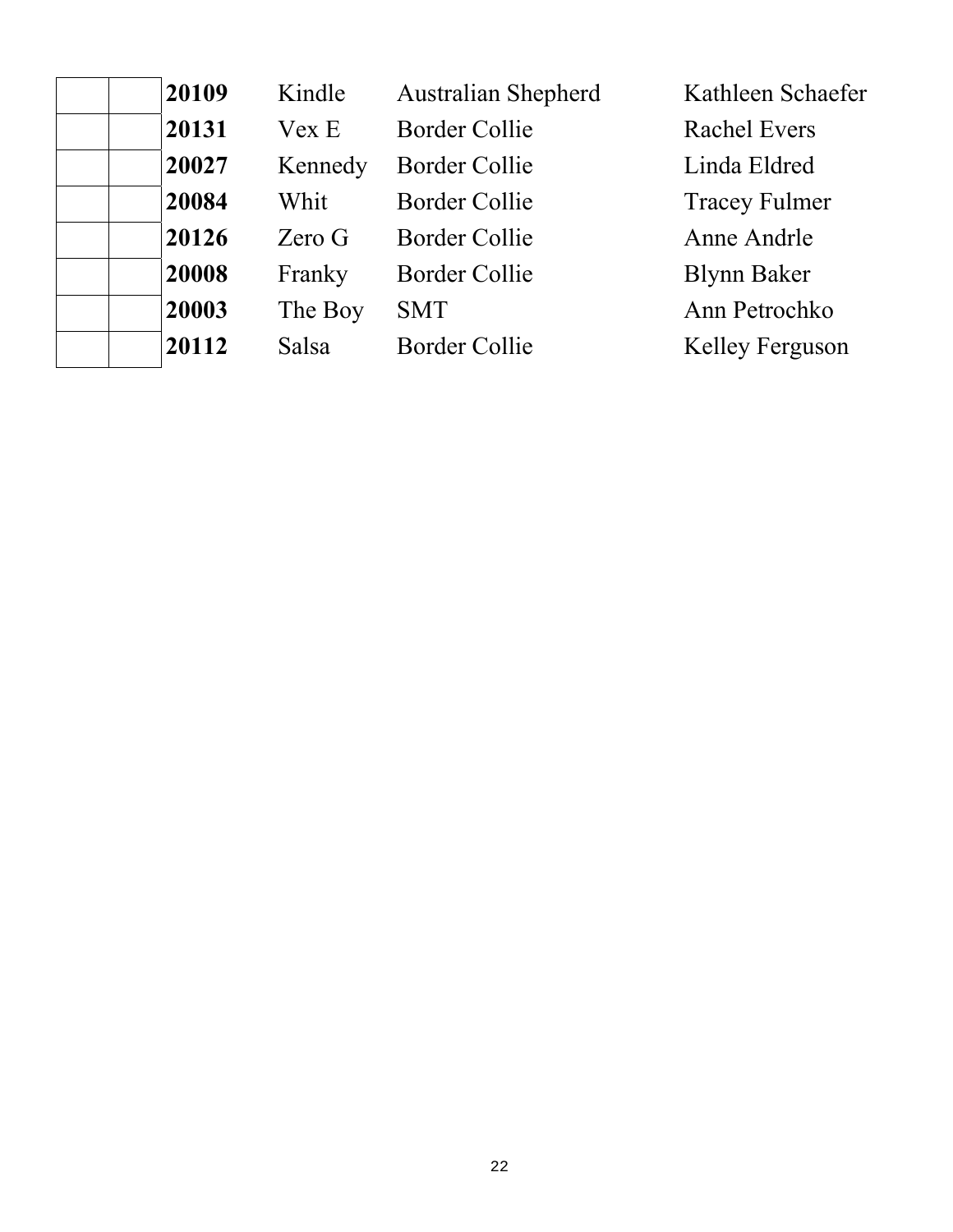| | | | | | |
|---|---|---|---|---|---|
| | | **20109** | Kindle | Australian Shepherd | Kathleen Schaefer |
| | | **20131** | Vex E | Border Collie | Rachel Evers |
| | | **20027** | Kennedy | Border Collie | Linda Eldred |
| | | **20084** | Whit | Border Collie | Tracey Fulmer |
| | | **20126** | Zero G | Border Collie | Anne Andrle |
| | | **20008** | Franky | Border Collie | Blynn Baker |
| | | **20003** | The Boy | SMT | Ann Petrochko |
| | | **20112** | Salsa | Border Collie | Kelley Ferguson |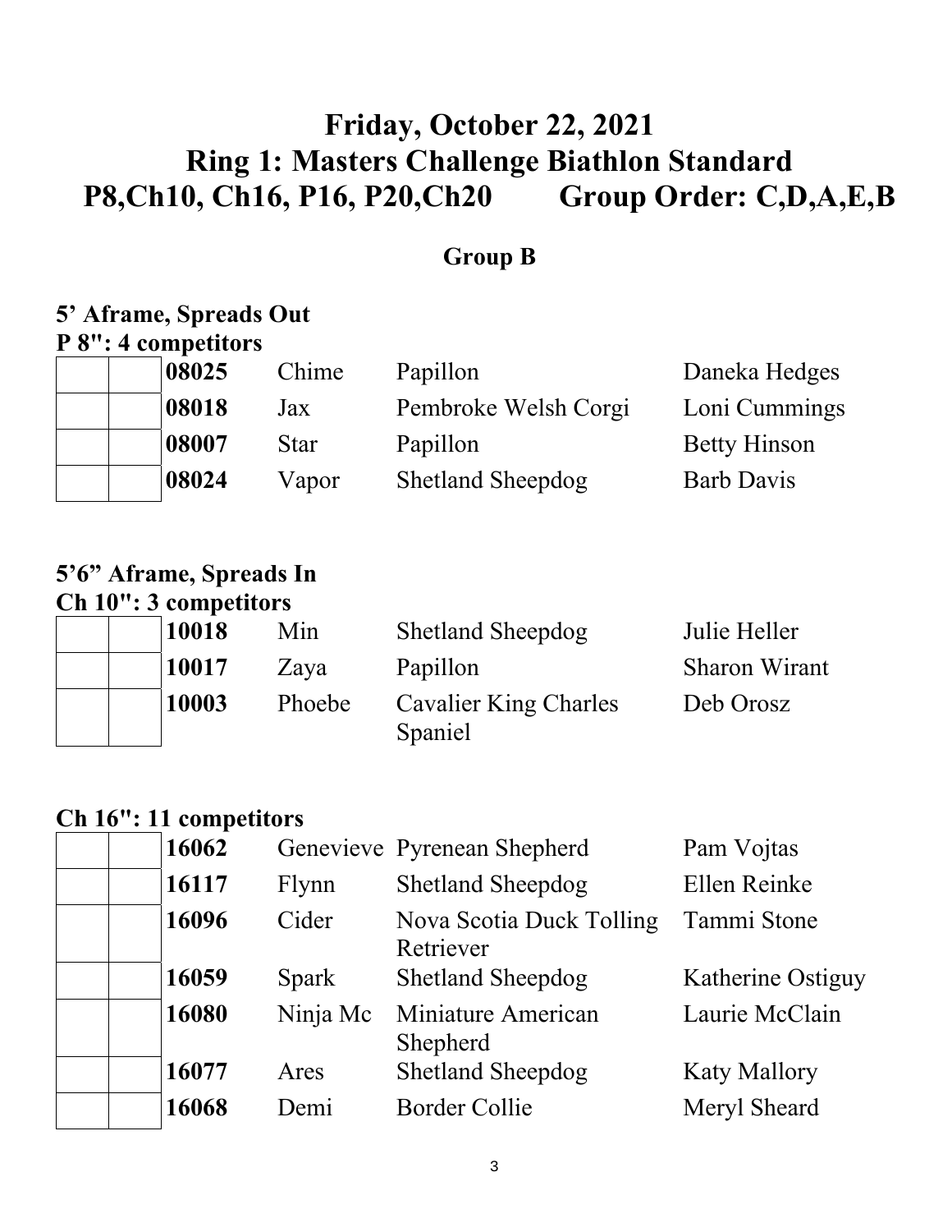# Friday, October 22, 2021
# Ring 1: Masters Challenge Biathlon Standard
# P8,Ch10, Ch16, P16, P20,Ch20 Group Order: C,D,A,E,B

## Group B

### 5' Aframe, Spreads Out

**P 8": 4 competitors**

| | | | | | |
|---|---|---|---|---|---|
| | | **08025** | Chime | Papillon | Daneka Hedges |
| | | **08018** | Jax | Pembroke Welsh Corgi | Loni Cummings |
| | | **08007** | Star | Papillon | Betty Hinson |
| | | **08024** | Vapor | Shetland Sheepdog | Barb Davis |

### 5'6" Aframe, Spreads In

**Ch 10": 3 competitors**

| | | | | | |
|---|---|---|---|---|---|
| | | **10018** | Min | Shetland Sheepdog | Julie Heller |
| | | **10017** | Zaya | Papillon | Sharon Wirant |
| | | **10003** | Phoebe | Cavalier King Charles Spaniel | Deb Orosz |

**Ch 16": 11 competitors**

| | | | | | |
|---|---|---|---|---|---|
| | | **16062** | Genevieve | Pyrenean Shepherd | Pam Vojtas |
| | | **16117** | Flynn | Shetland Sheepdog | Ellen Reinke |
| | | **16096** | Cider | Nova Scotia Duck Tolling Retriever | Tammi Stone |
| | | **16059** | Spark | Shetland Sheepdog | Katherine Ostiguy |
| | | **16080** | Ninja Mc | Miniature American Shepherd | Laurie McClain |
| | | **16077** | Ares | Shetland Sheepdog | Katy Mallory |
| | | **16068** | Demi | Border Collie | Meryl Sheard |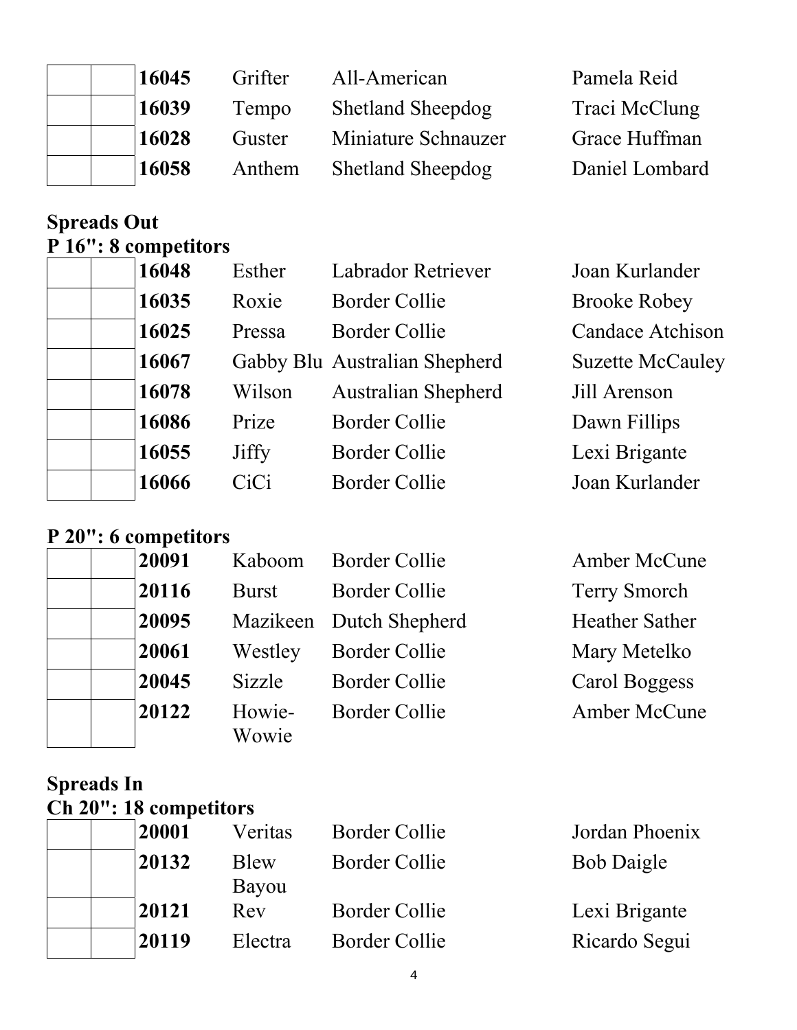| | | | | | |
|---|---|---|---|---|---|
| | | **16045** | Grifter | All-American | Pamela Reid |
| | | **16039** | Tempo | Shetland Sheepdog | Traci McClung |
| | | **16028** | Guster | Miniature Schnauzer | Grace Huffman |
| | | **16058** | Anthem | Shetland Sheepdog | Daniel Lombard |

## Spreads Out

### P 16": 8 competitors

| | | | | | |
|---|---|---|---|---|---|
| | | **16048** | Esther | Labrador Retriever | Joan Kurlander |
| | | **16035** | Roxie | Border Collie | Brooke Robey |
| | | **16025** | Pressa | Border Collie | Candace Atchison |
| | | **16067** | Gabby Blu | Australian Shepherd | Suzette McCauley |
| | | **16078** | Wilson | Australian Shepherd | Jill Arenson |
| | | **16086** | Prize | Border Collie | Dawn Fillips |
| | | **16055** | Jiffy | Border Collie | Lexi Brigante |
| | | **16066** | CiCi | Border Collie | Joan Kurlander |

### P 20": 6 competitors

| | | | | | |
|---|---|---|---|---|---|
| | | **20091** | Kaboom | Border Collie | Amber McCune |
| | | **20116** | Burst | Border Collie | Terry Smorch |
| | | **20095** | Mazikeen | Dutch Shepherd | Heather Sather |
| | | **20061** | Westley | Border Collie | Mary Metelko |
| | | **20045** | Sizzle | Border Collie | Carol Boggess |
| | | **20122** | Howie-Wowie | Border Collie | Amber McCune |

## Spreads In

### Ch 20": 18 competitors

| | | | | | |
|---|---|---|---|---|---|
| | | **20001** | Veritas | Border Collie | Jordan Phoenix |
| | | **20132** | Blew Bayou | Border Collie | Bob Daigle |
| | | **20121** | Rev | Border Collie | Lexi Brigante |
| | | **20119** | Electra | Border Collie | Ricardo Segui |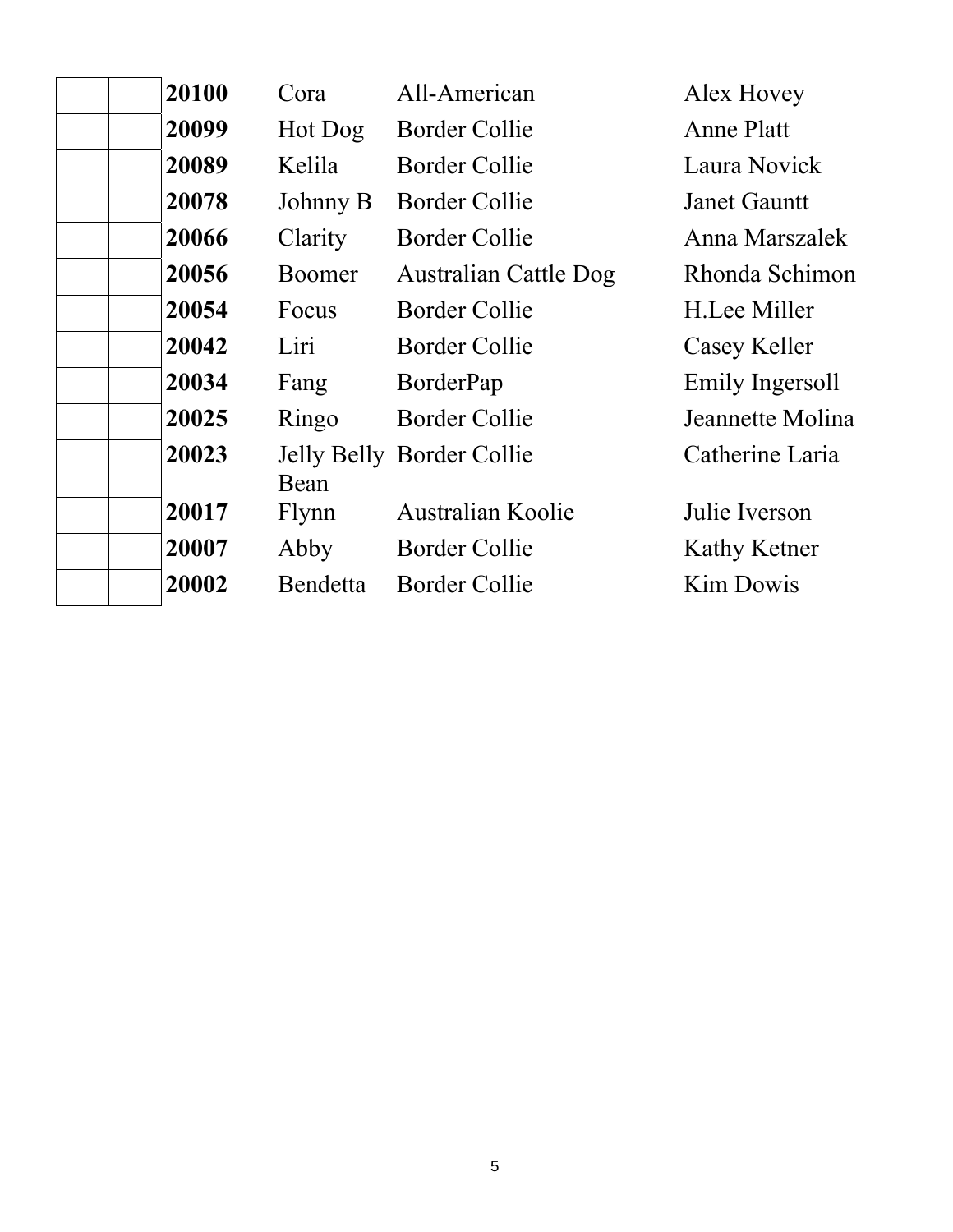| | | | | | |
|---|---|---|---|---|---|
| | | **20100** | Cora | All-American | Alex Hovey |
| | | **20099** | Hot Dog | Border Collie | Anne Platt |
| | | **20089** | Kelila | Border Collie | Laura Novick |
| | | **20078** | Johnny B | Border Collie | Janet Gauntt |
| | | **20066** | Clarity | Border Collie | Anna Marszalek |
| | | **20056** | Boomer | Australian Cattle Dog | Rhonda Schimon |
| | | **20054** | Focus | Border Collie | H.Lee Miller |
| | | **20042** | Liri | Border Collie | Casey Keller |
| | | **20034** | Fang | BorderPap | Emily Ingersoll |
| | | **20025** | Ringo | Border Collie | Jeannette Molina |
| | | **20023** | Jelly Belly Bean | Border Collie | Catherine Laria |
| | | **20017** | Flynn | Australian Koolie | Julie Iverson |
| | | **20007** | Abby | Border Collie | Kathy Ketner |
| | | **20002** | Bendetta | Border Collie | Kim Dowis |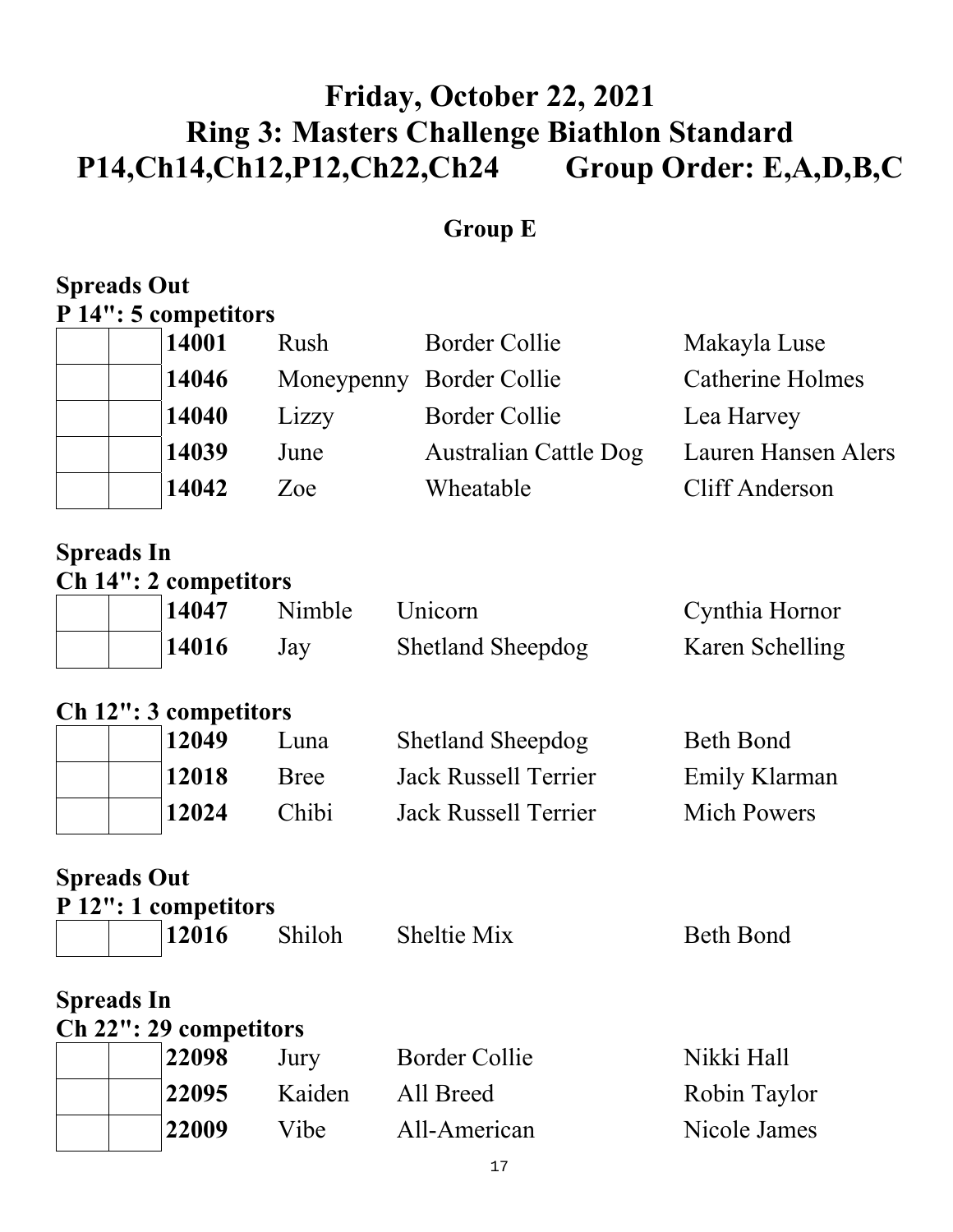# Friday, October 22, 2021
# Ring 3: Masters Challenge Biathlon Standard
# P14,Ch14,Ch12,P12,Ch22,Ch24 Group Order: E,A,D,B,C

## Group E

**Spreads Out**

**P 14": 5 competitors**

| | | | | | |
|---|---|---|---|---|---|
| | | **14001** | Rush | Border Collie | Makayla Luse |
| | | **14046** | Moneypenny | Border Collie | Catherine Holmes |
| | | **14040** | Lizzy | Border Collie | Lea Harvey |
| | | **14039** | June | Australian Cattle Dog | Lauren Hansen Alers |
| | | **14042** | Zoe | Wheatable | Cliff Anderson |

**Spreads In**

**Ch 14": 2 competitors**

| | | | | | |
|---|---|---|---|---|---|
| | | **14047** | Nimble | Unicorn | Cynthia Hornor |
| | | **14016** | Jay | Shetland Sheepdog | Karen Schelling |

**Ch 12": 3 competitors**

| | | | | | |
|---|---|---|---|---|---|
| | | **12049** | Luna | Shetland Sheepdog | Beth Bond |
| | | **12018** | Bree | Jack Russell Terrier | Emily Klarman |
| | | **12024** | Chibi | Jack Russell Terrier | Mich Powers |

**Spreads Out**

**P 12": 1 competitors**

| | | | | | |
|---|---|---|---|---|---|
| | | **12016** | Shiloh | Sheltie Mix | Beth Bond |

**Spreads In**

**Ch 22": 29 competitors**

| | | | | | |
|---|---|---|---|---|---|
| | | **22098** | Jury | Border Collie | Nikki Hall |
| | | **22095** | Kaiden | All Breed | Robin Taylor |
| | | **22009** | Vibe | All-American | Nicole James |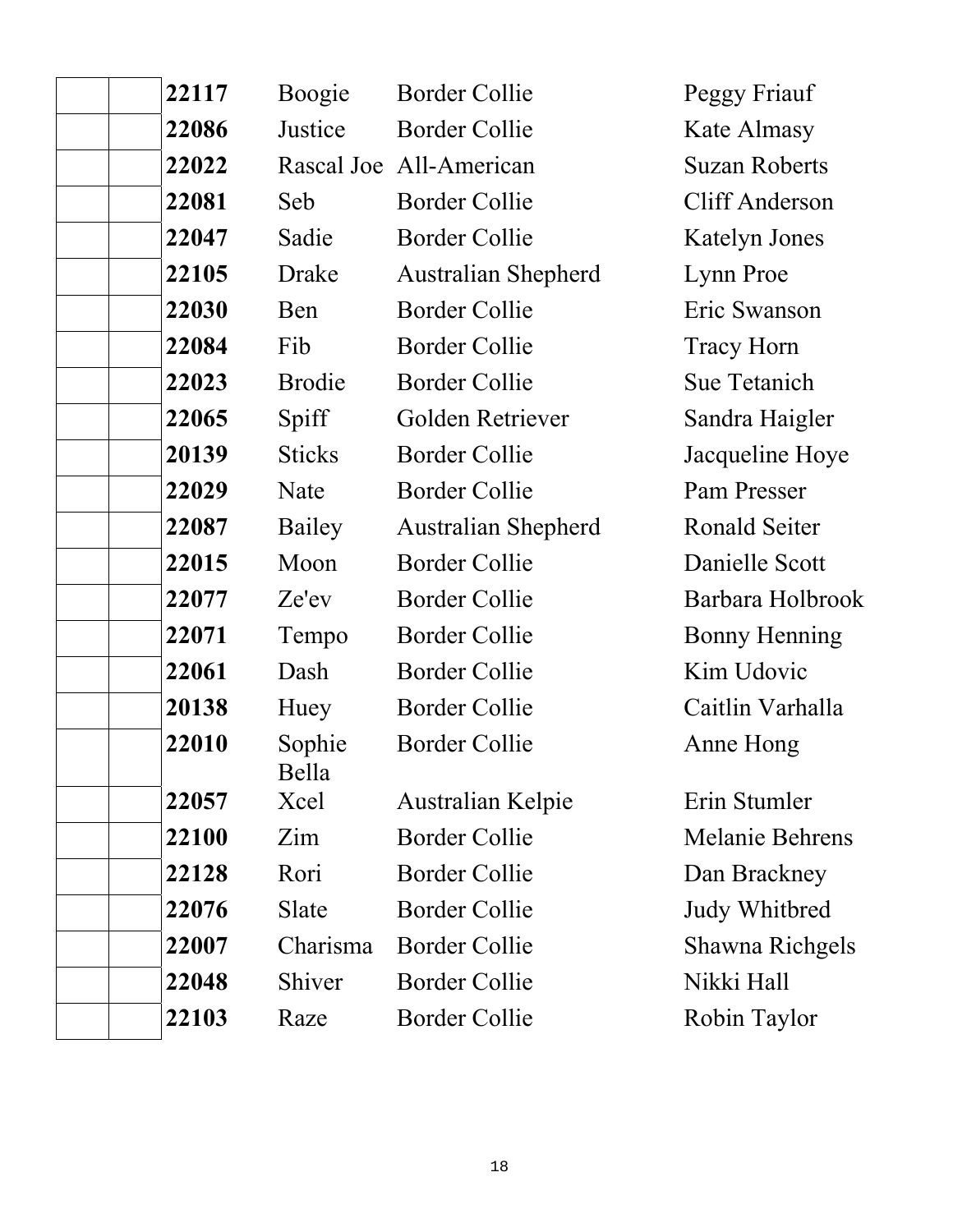| | | | | | |
|---|---|---|---|---|---|
| | | **22117** | Boogie | Border Collie | Peggy Friauf |
| | | **22086** | Justice | Border Collie | Kate Almasy |
| | | **22022** | Rascal Joe | All-American | Suzan Roberts |
| | | **22081** | Seb | Border Collie | Cliff Anderson |
| | | **22047** | Sadie | Border Collie | Katelyn Jones |
| | | **22105** | Drake | Australian Shepherd | Lynn Proe |
| | | **22030** | Ben | Border Collie | Eric Swanson |
| | | **22084** | Fib | Border Collie | Tracy Horn |
| | | **22023** | Brodie | Border Collie | Sue Tetanich |
| | | **22065** | Spiff | Golden Retriever | Sandra Haigler |
| | | **20139** | Sticks | Border Collie | Jacqueline Hoye |
| | | **22029** | Nate | Border Collie | Pam Presser |
| | | **22087** | Bailey | Australian Shepherd | Ronald Seiter |
| | | **22015** | Moon | Border Collie | Danielle Scott |
| | | **22077** | Ze'ev | Border Collie | Barbara Holbrook |
| | | **22071** | Tempo | Border Collie | Bonny Henning |
| | | **22061** | Dash | Border Collie | Kim Udovic |
| | | **20138** | Huey | Border Collie | Caitlin Varhalla |
| | | **22010** | Sophie Bella | Border Collie | Anne Hong |
| | | **22057** | Xcel | Australian Kelpie | Erin Stumler |
| | | **22100** | Zim | Border Collie | Melanie Behrens |
| | | **22128** | Rori | Border Collie | Dan Brackney |
| | | **22076** | Slate | Border Collie | Judy Whitbred |
| | | **22007** | Charisma | Border Collie | Shawna Richgels |
| | | **22048** | Shiver | Border Collie | Nikki Hall |
| | | **22103** | Raze | Border Collie | Robin Taylor |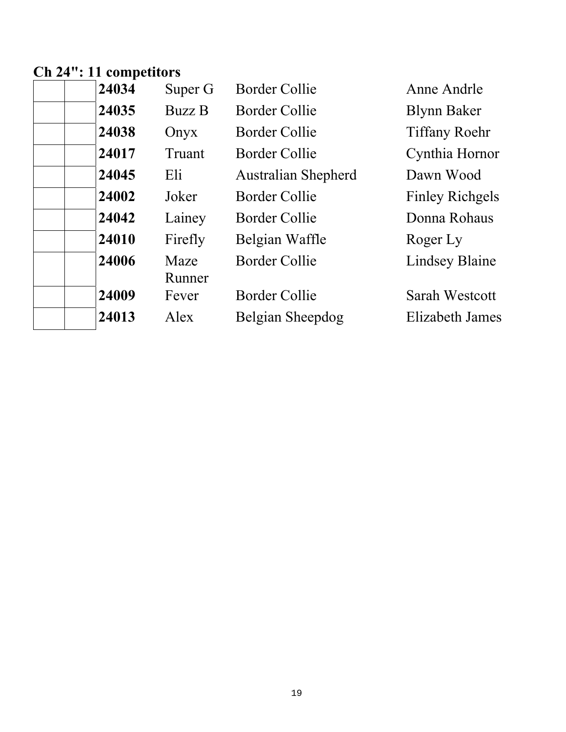**Ch 24": 11 competitors**

| | | | | | |
|---|---|---|---|---|---|
| | | **24034** | Super G | Border Collie | Anne Andrle |
| | | **24035** | Buzz B | Border Collie | Blynn Baker |
| | | **24038** | Onyx | Border Collie | Tiffany Roehr |
| | | **24017** | Truant | Border Collie | Cynthia Hornor |
| | | **24045** | Eli | Australian Shepherd | Dawn Wood |
| | | **24002** | Joker | Border Collie | Finley Richgels |
| | | **24042** | Lainey | Border Collie | Donna Rohaus |
| | | **24010** | Firefly | Belgian Waffle | Roger Ly |
| | | **24006** | Maze Runner | Border Collie | Lindsey Blaine |
| | | **24009** | Fever | Border Collie | Sarah Westcott |
| | | **24013** | Alex | Belgian Sheepdog | Elizabeth James |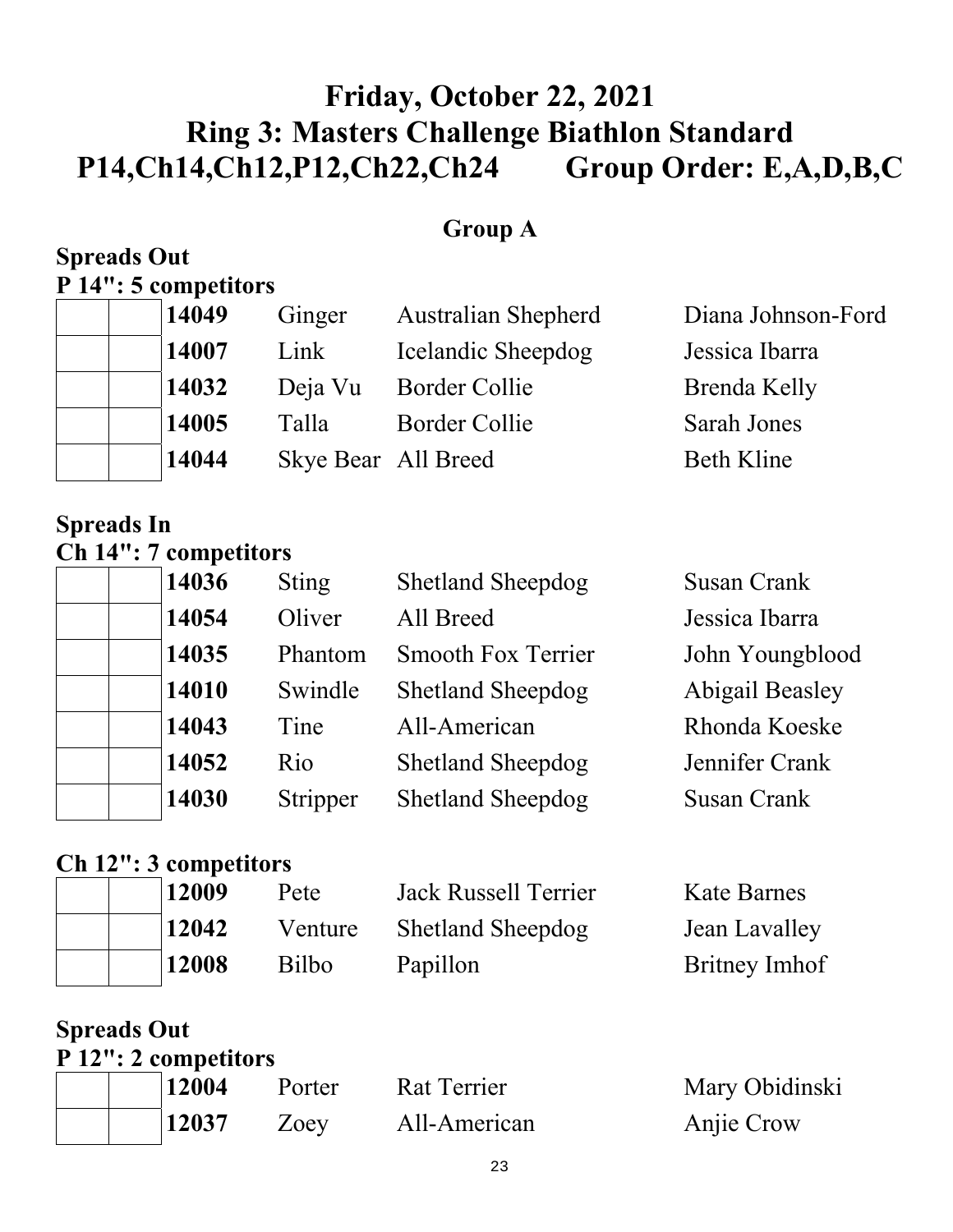# Friday, October 22, 2021
# Ring 3: Masters Challenge Biathlon Standard
# P14,Ch14,Ch12,P12,Ch22,Ch24 Group Order: E,A,D,B,C

## Group A

### Spreads Out

**P 14": 5 competitors**

| | | | | | |
|---|---|---|---|---|---|
| | | **14049** | Ginger | Australian Shepherd | Diana Johnson-Ford |
| | | **14007** | Link | Icelandic Sheepdog | Jessica Ibarra |
| | | **14032** | Deja Vu | Border Collie | Brenda Kelly |
| | | **14005** | Talla | Border Collie | Sarah Jones |
| | | **14044** | Skye Bear | All Breed | Beth Kline |

### Spreads In

**Ch 14": 7 competitors**

| | | | | | |
|---|---|---|---|---|---|
| | | **14036** | Sting | Shetland Sheepdog | Susan Crank |
| | | **14054** | Oliver | All Breed | Jessica Ibarra |
| | | **14035** | Phantom | Smooth Fox Terrier | John Youngblood |
| | | **14010** | Swindle | Shetland Sheepdog | Abigail Beasley |
| | | **14043** | Tine | All-American | Rhonda Koeske |
| | | **14052** | Rio | Shetland Sheepdog | Jennifer Crank |
| | | **14030** | Stripper | Shetland Sheepdog | Susan Crank |

**Ch 12": 3 competitors**

| | | | | | |
|---|---|---|---|---|---|
| | | **12009** | Pete | Jack Russell Terrier | Kate Barnes |
| | | **12042** | Venture | Shetland Sheepdog | Jean Lavalley |
| | | **12008** | Bilbo | Papillon | Britney Imhof |

### Spreads Out

**P 12": 2 competitors**

| | | | | | |
|---|---|---|---|---|---|
| | | **12004** | Porter | Rat Terrier | Mary Obidinski |
| | | **12037** | Zoey | All-American | Anjie Crow |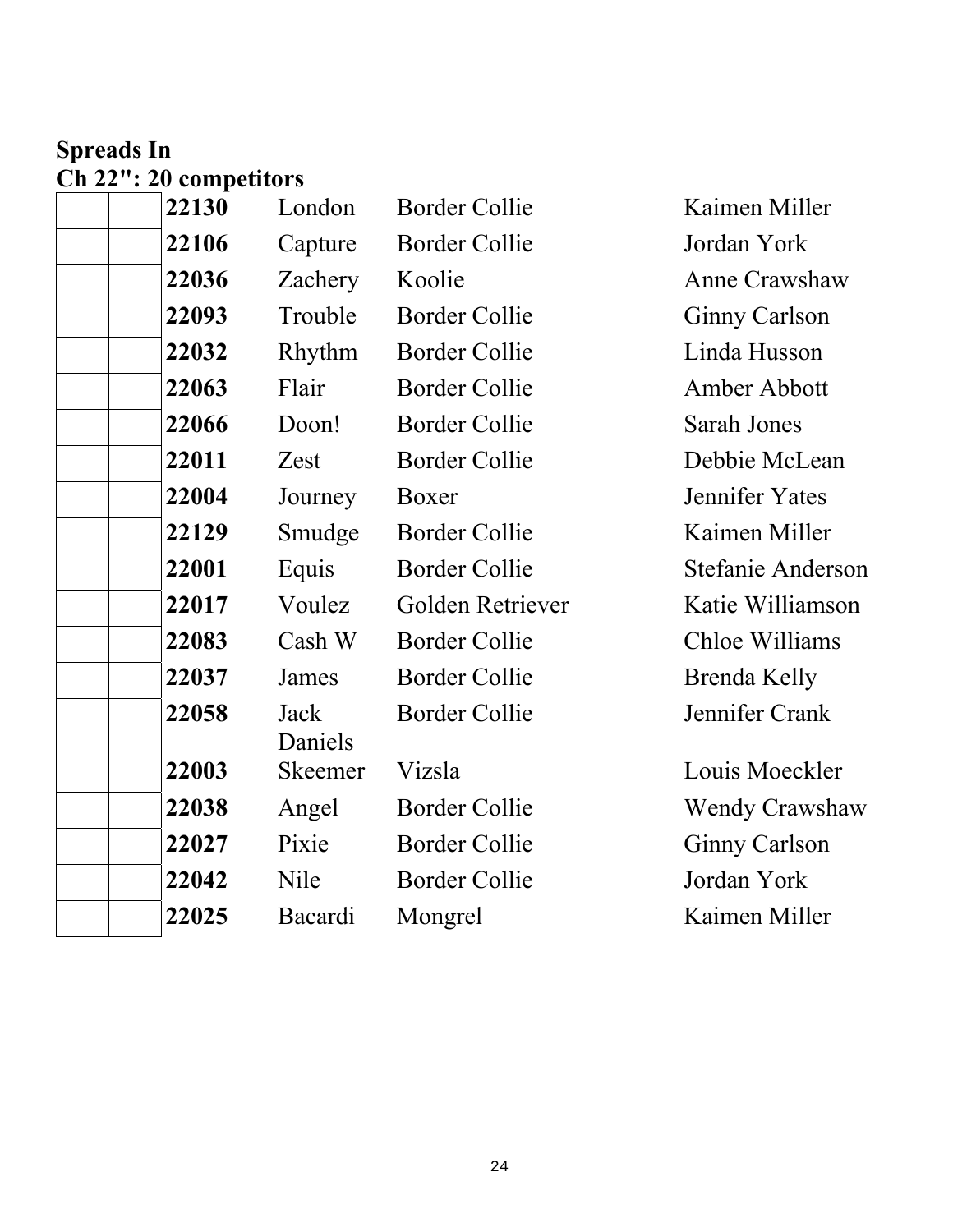**Spreads In**

**Ch 22": 20 competitors**

| | | | | | |
|---|---|---|---|---|---|
| | | **22130** | London | Border Collie | Kaimen Miller |
| | | **22106** | Capture | Border Collie | Jordan York |
| | | **22036** | Zachery | Koolie | Anne Crawshaw |
| | | **22093** | Trouble | Border Collie | Ginny Carlson |
| | | **22032** | Rhythm | Border Collie | Linda Husson |
| | | **22063** | Flair | Border Collie | Amber Abbott |
| | | **22066** | Doon! | Border Collie | Sarah Jones |
| | | **22011** | Zest | Border Collie | Debbie McLean |
| | | **22004** | Journey | Boxer | Jennifer Yates |
| | | **22129** | Smudge | Border Collie | Kaimen Miller |
| | | **22001** | Equis | Border Collie | Stefanie Anderson |
| | | **22017** | Voulez | Golden Retriever | Katie Williamson |
| | | **22083** | Cash W | Border Collie | Chloe Williams |
| | | **22037** | James | Border Collie | Brenda Kelly |
| | | **22058** | Jack Daniels | Border Collie | Jennifer Crank |
| | | **22003** | Skeemer | Vizsla | Louis Moeckler |
| | | **22038** | Angel | Border Collie | Wendy Crawshaw |
| | | **22027** | Pixie | Border Collie | Ginny Carlson |
| | | **22042** | Nile | Border Collie | Jordan York |
| | | **22025** | Bacardi | Mongrel | Kaimen Miller |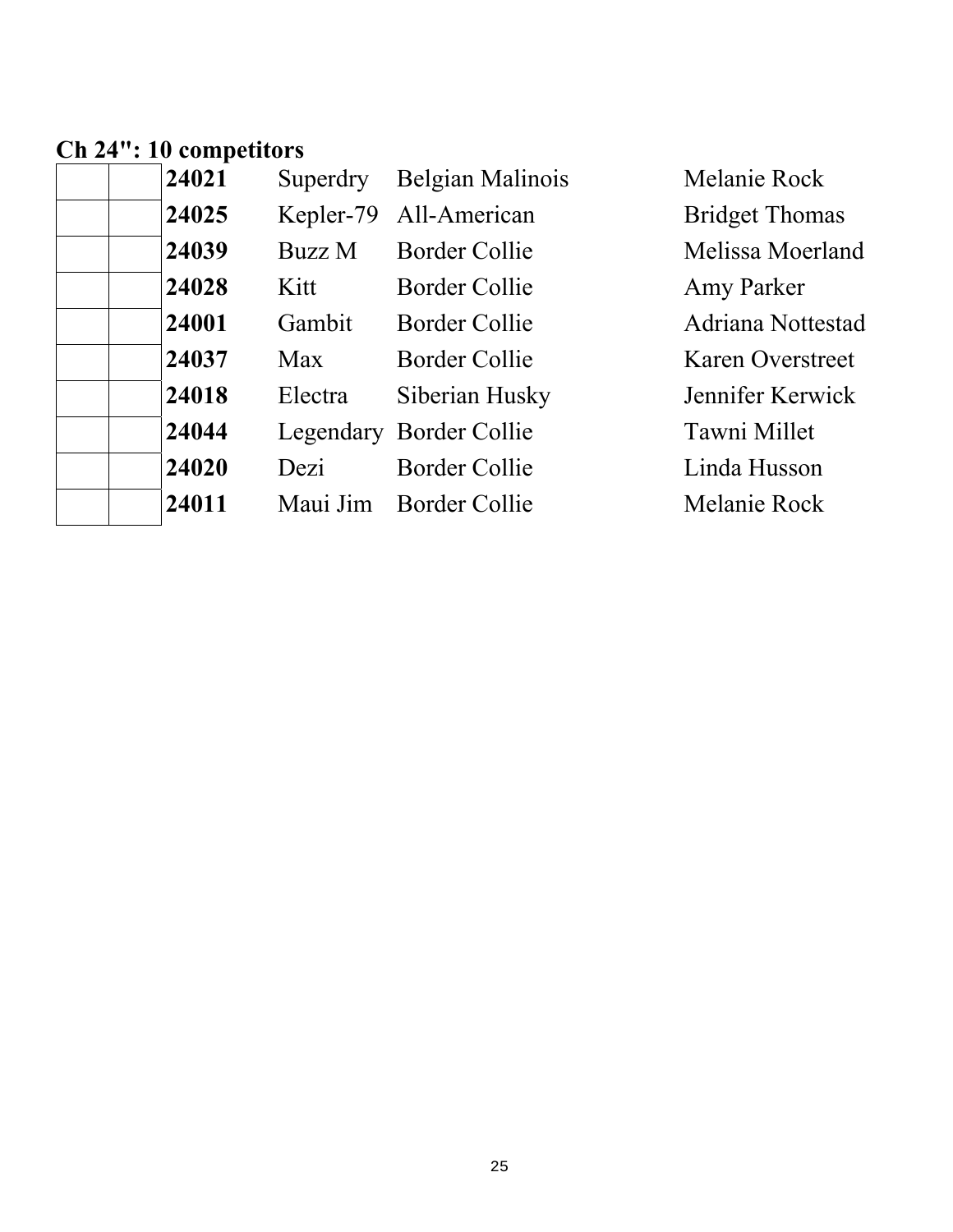**Ch 24": 10 competitors**

| | | | | | |
|---|---|---|---|---|---|
| | | **24021** | Superdry | Belgian Malinois | Melanie Rock |
| | | **24025** | Kepler-79 | All-American | Bridget Thomas |
| | | **24039** | Buzz M | Border Collie | Melissa Moerland |
| | | **24028** | Kitt | Border Collie | Amy Parker |
| | | **24001** | Gambit | Border Collie | Adriana Nottestad |
| | | **24037** | Max | Border Collie | Karen Overstreet |
| | | **24018** | Electra | Siberian Husky | Jennifer Kerwick |
| | | **24044** | Legendary | Border Collie | Tawni Millet |
| | | **24020** | Dezi | Border Collie | Linda Husson |
| | | **24011** | Maui Jim | Border Collie | Melanie Rock |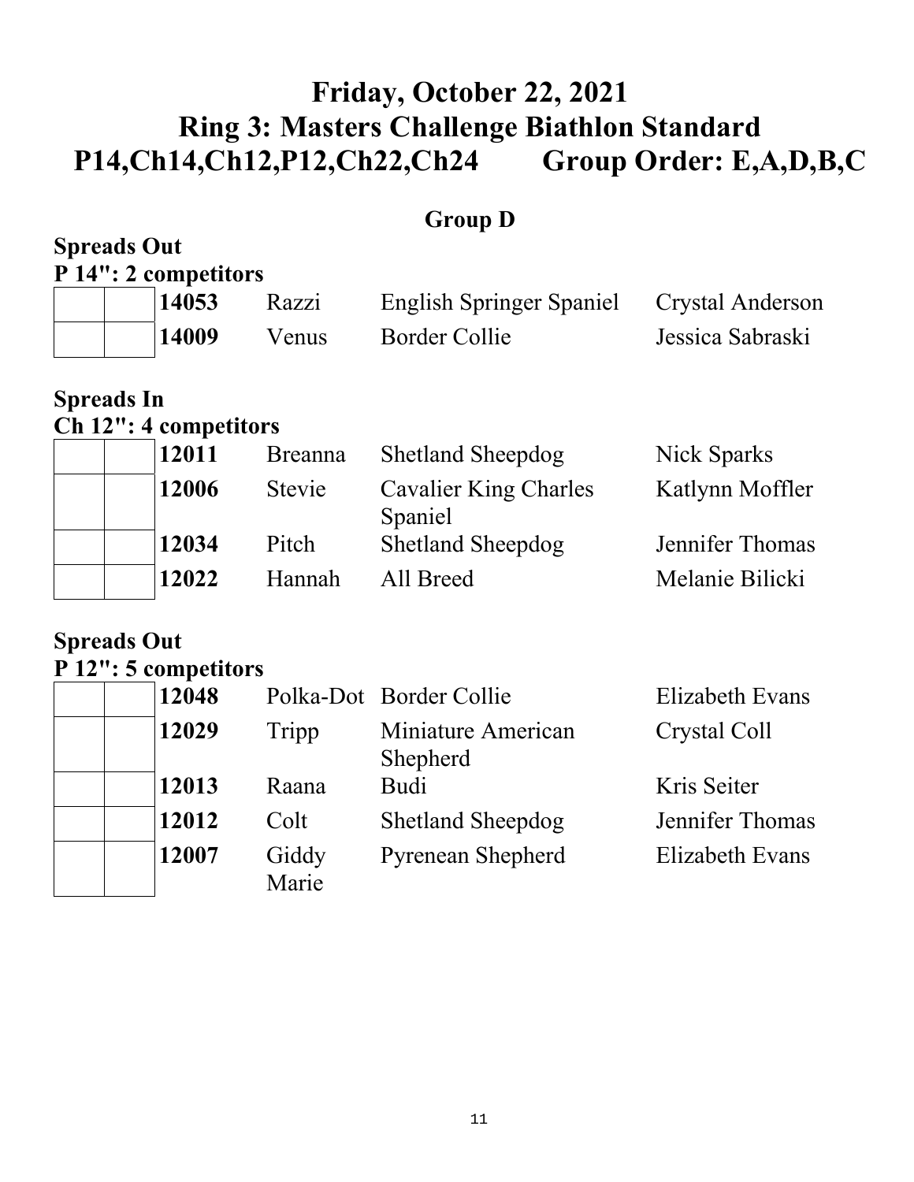# Friday, October 22, 2021
# Ring 3: Masters Challenge Biathlon Standard
# P14,Ch14,Ch12,P12,Ch22,Ch24 Group Order: E,A,D,B,C

## Group D

**Spreads Out**

**P 14": 2 competitors**

| | | | | | |
|---|---|---|---|---|---|
| | | **14053** | Razzi | English Springer Spaniel | Crystal Anderson |
| | | **14009** | Venus | Border Collie | Jessica Sabraski |

**Spreads In**

**Ch 12": 4 competitors**

| | | | | | |
|---|---|---|---|---|---|
| | | **12011** | Breanna | Shetland Sheepdog | Nick Sparks |
| | | **12006** | Stevie | Cavalier King Charles Spaniel | Katlynn Moffler |
| | | **12034** | Pitch | Shetland Sheepdog | Jennifer Thomas |
| | | **12022** | Hannah | All Breed | Melanie Bilicki |

**Spreads Out**

**P 12": 5 competitors**

| | | | | | |
|---|---|---|---|---|---|
| | | **12048** | Polka-Dot | Border Collie | Elizabeth Evans |
| | | **12029** | Tripp | Miniature American Shepherd | Crystal Coll |
| | | **12013** | Raana | Budi | Kris Seiter |
| | | **12012** | Colt | Shetland Sheepdog | Jennifer Thomas |
| | | **12007** | Giddy Marie | Pyrenean Shepherd | Elizabeth Evans |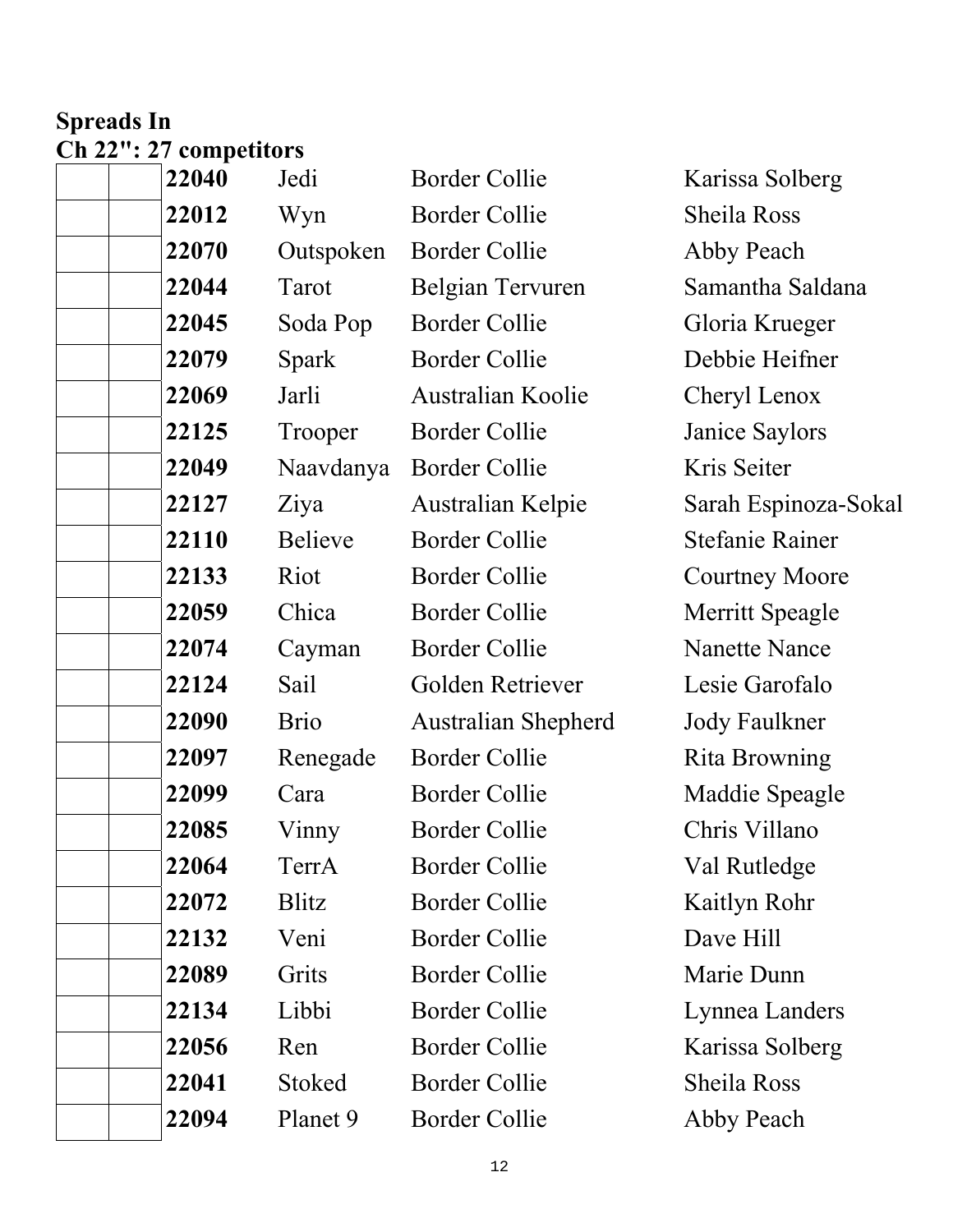**Spreads In**
**Ch 22": 27 competitors**

| | | | | | |
|---|---|---|---|---|---|
| | | **22040** | Jedi | Border Collie | Karissa Solberg |
| | | **22012** | Wyn | Border Collie | Sheila Ross |
| | | **22070** | Outspoken | Border Collie | Abby Peach |
| | | **22044** | Tarot | Belgian Tervuren | Samantha Saldana |
| | | **22045** | Soda Pop | Border Collie | Gloria Krueger |
| | | **22079** | Spark | Border Collie | Debbie Heifner |
| | | **22069** | Jarli | Australian Koolie | Cheryl Lenox |
| | | **22125** | Trooper | Border Collie | Janice Saylors |
| | | **22049** | Naavdanya | Border Collie | Kris Seiter |
| | | **22127** | Ziya | Australian Kelpie | Sarah Espinoza-Sokal |
| | | **22110** | Believe | Border Collie | Stefanie Rainer |
| | | **22133** | Riot | Border Collie | Courtney Moore |
| | | **22059** | Chica | Border Collie | Merritt Speagle |
| | | **22074** | Cayman | Border Collie | Nanette Nance |
| | | **22124** | Sail | Golden Retriever | Lesie Garofalo |
| | | **22090** | Brio | Australian Shepherd | Jody Faulkner |
| | | **22097** | Renegade | Border Collie | Rita Browning |
| | | **22099** | Cara | Border Collie | Maddie Speagle |
| | | **22085** | Vinny | Border Collie | Chris Villano |
| | | **22064** | TerrA | Border Collie | Val Rutledge |
| | | **22072** | Blitz | Border Collie | Kaitlyn Rohr |
| | | **22132** | Veni | Border Collie | Dave Hill |
| | | **22089** | Grits | Border Collie | Marie Dunn |
| | | **22134** | Libbi | Border Collie | Lynnea Landers |
| | | **22056** | Ren | Border Collie | Karissa Solberg |
| | | **22041** | Stoked | Border Collie | Sheila Ross |
| | | **22094** | Planet 9 | Border Collie | Abby Peach |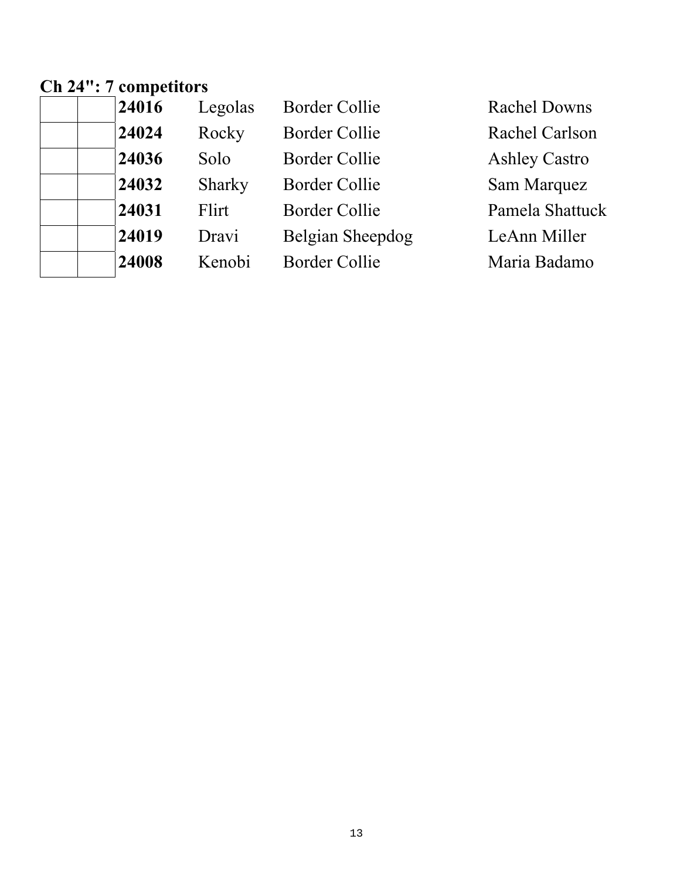**Ch 24": 7 competitors**

| | | | | | |
|---|---|---|---|---|---|
| | | **24016** | Legolas | Border Collie | Rachel Downs |
| | | **24024** | Rocky | Border Collie | Rachel Carlson |
| | | **24036** | Solo | Border Collie | Ashley Castro |
| | | **24032** | Sharky | Border Collie | Sam Marquez |
| | | **24031** | Flirt | Border Collie | Pamela Shattuck |
| | | **24019** | Dravi | Belgian Sheepdog | LeAnn Miller |
| | | **24008** | Kenobi | Border Collie | Maria Badamo |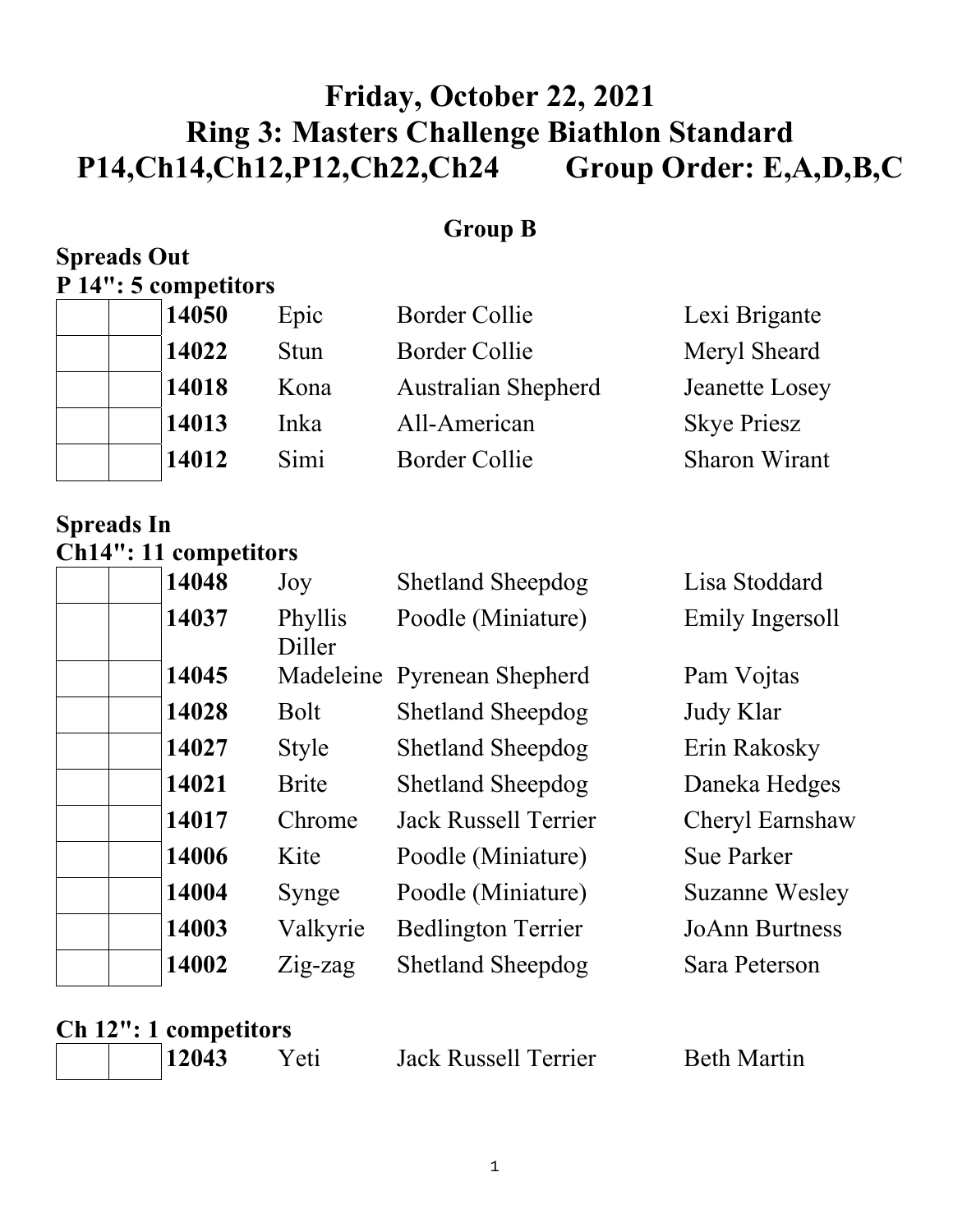# Friday, October 22, 2021
# Ring 3: Masters Challenge Biathlon Standard
# P14,Ch14,Ch12,P12,Ch22,Ch24 Group Order: E,A,D,B,C

## Group B

### Spreads Out

**P 14": 5 competitors**

| | | | | | |
|---|---|---|---|---|---|
| | | **14050** | Epic | Border Collie | Lexi Brigante |
| | | **14022** | Stun | Border Collie | Meryl Sheard |
| | | **14018** | Kona | Australian Shepherd | Jeanette Losey |
| | | **14013** | Inka | All-American | Skye Priesz |
| | | **14012** | Simi | Border Collie | Sharon Wirant |

### Spreads In

**Ch14": 11 competitors**

| | | | | | |
|---|---|---|---|---|---|
| | | **14048** | Joy | Shetland Sheepdog | Lisa Stoddard |
| | | **14037** | Phyllis Diller | Poodle (Miniature) | Emily Ingersoll |
| | | **14045** | Madeleine | Pyrenean Shepherd | Pam Vojtas |
| | | **14028** | Bolt | Shetland Sheepdog | Judy Klar |
| | | **14027** | Style | Shetland Sheepdog | Erin Rakosky |
| | | **14021** | Brite | Shetland Sheepdog | Daneka Hedges |
| | | **14017** | Chrome | Jack Russell Terrier | Cheryl Earnshaw |
| | | **14006** | Kite | Poodle (Miniature) | Sue Parker |
| | | **14004** | Synge | Poodle (Miniature) | Suzanne Wesley |
| | | **14003** | Valkyrie | Bedlington Terrier | JoAnn Burtness |
| | | **14002** | Zig-zag | Shetland Sheepdog | Sara Peterson |

**Ch 12": 1 competitors**

| | | | | | |
|---|---|---|---|---|---|
| | | **12043** | Yeti | Jack Russell Terrier | Beth Martin |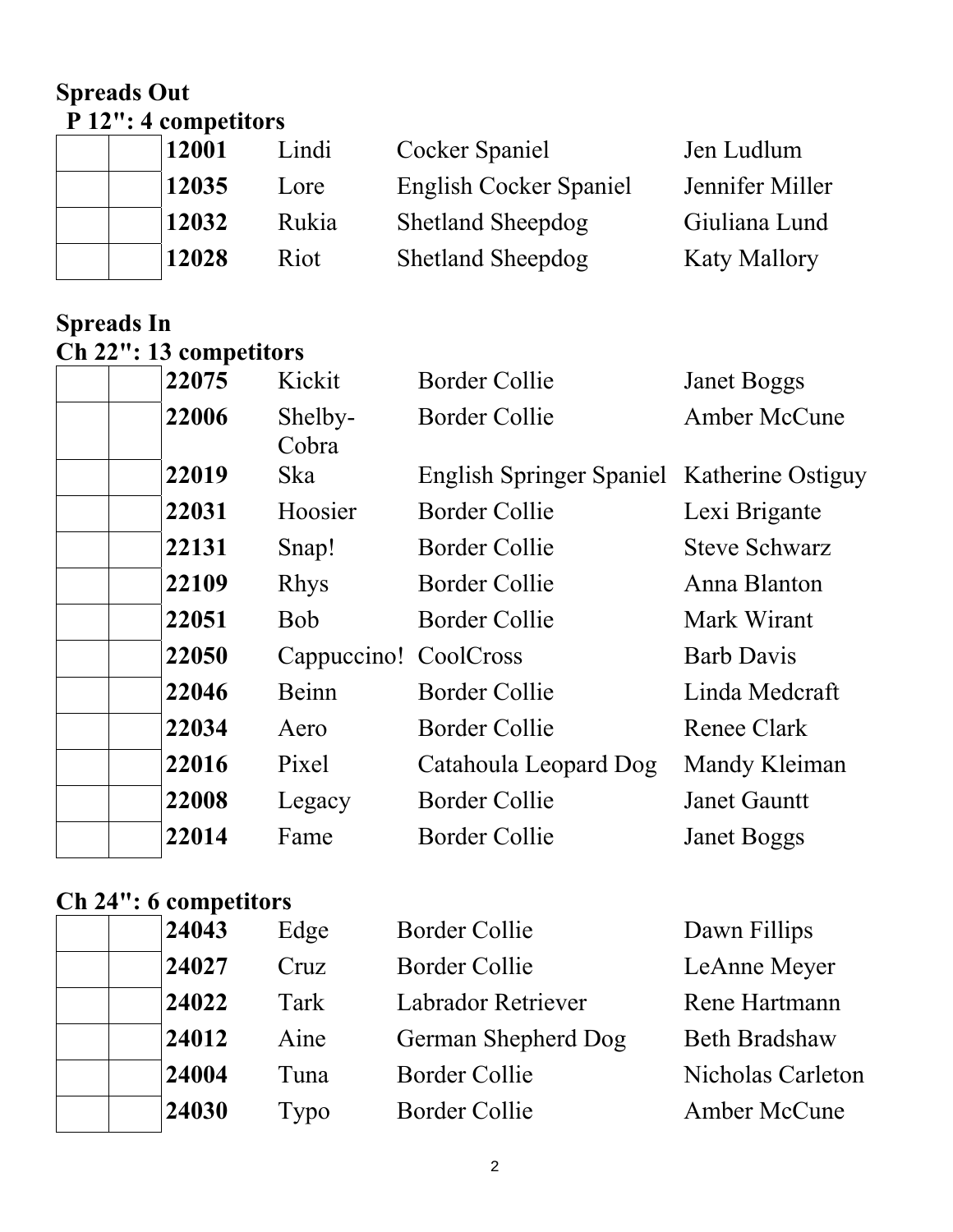## Spreads Out

### P 12": 4 competitors

| | | | | | |
|---|---|---|---|---|---|
| | | **12001** | Lindi | Cocker Spaniel | Jen Ludlum |
| | | **12035** | Lore | English Cocker Spaniel | Jennifer Miller |
| | | **12032** | Rukia | Shetland Sheepdog | Giuliana Lund |
| | | **12028** | Riot | Shetland Sheepdog | Katy Mallory |

## Spreads In

### Ch 22": 13 competitors

| | | | | | |
|---|---|---|---|---|---|
| | | **22075** | Kickit | Border Collie | Janet Boggs |
| | | **22006** | Shelby-Cobra | Border Collie | Amber McCune |
| | | **22019** | Ska | English Springer Spaniel | Katherine Ostiguy |
| | | **22031** | Hoosier | Border Collie | Lexi Brigante |
| | | **22131** | Snap! | Border Collie | Steve Schwarz |
| | | **22109** | Rhys | Border Collie | Anna Blanton |
| | | **22051** | Bob | Border Collie | Mark Wirant |
| | | **22050** | Cappuccino! | CoolCross | Barb Davis |
| | | **22046** | Beinn | Border Collie | Linda Medcraft |
| | | **22034** | Aero | Border Collie | Renee Clark |
| | | **22016** | Pixel | Catahoula Leopard Dog | Mandy Kleiman |
| | | **22008** | Legacy | Border Collie | Janet Gauntt |
| | | **22014** | Fame | Border Collie | Janet Boggs |

### Ch 24": 6 competitors

| | | | | | |
|---|---|---|---|---|---|
| | | **24043** | Edge | Border Collie | Dawn Fillips |
| | | **24027** | Cruz | Border Collie | LeAnne Meyer |
| | | **24022** | Tark | Labrador Retriever | Rene Hartmann |
| | | **24012** | Aine | German Shepherd Dog | Beth Bradshaw |
| | | **24004** | Tuna | Border Collie | Nicholas Carleton |
| | | **24030** | Typo | Border Collie | Amber McCune |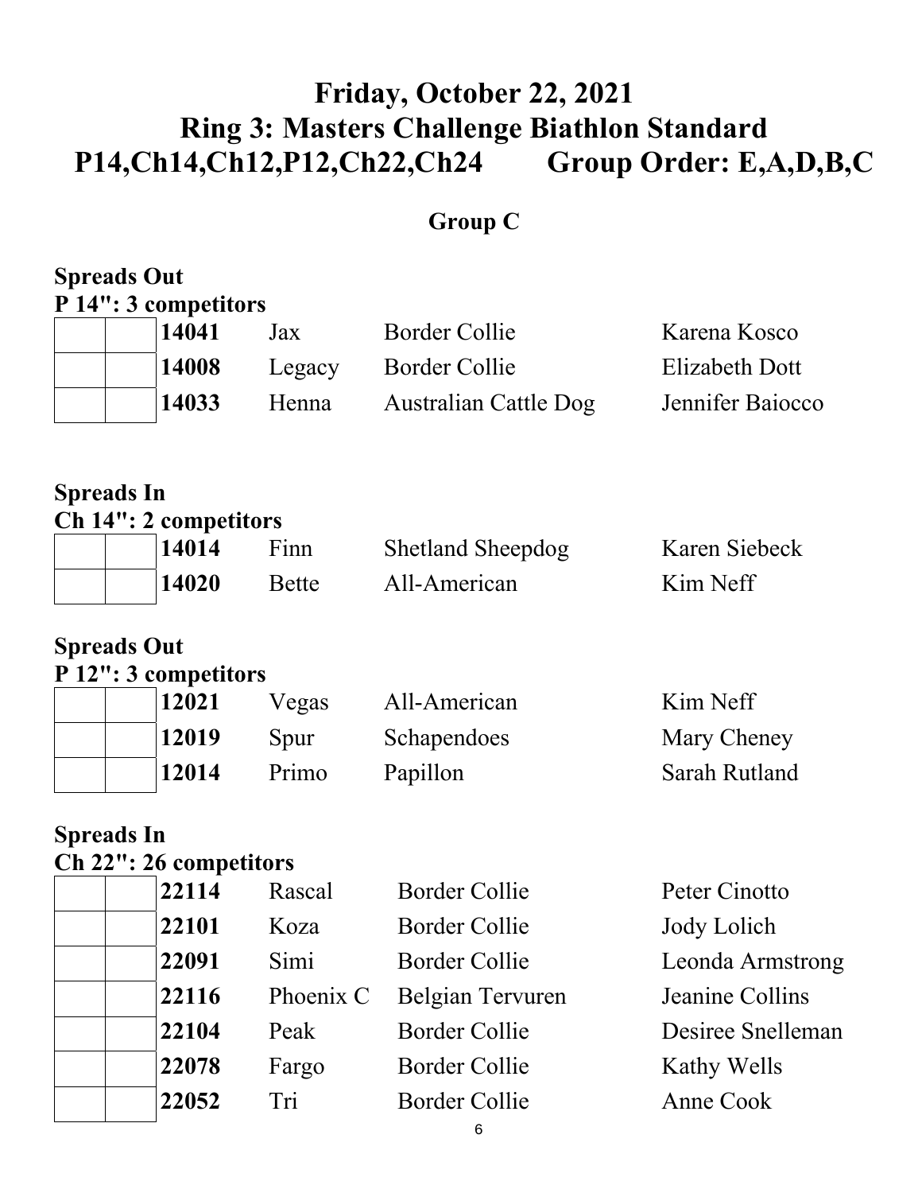# Friday, October 22, 2021
# Ring 3: Masters Challenge Biathlon Standard
# P14,Ch14,Ch12,P12,Ch22,Ch24 Group Order: E,A,D,B,C

## Group C

**Spreads Out**
**P 14": 3 competitors**

| | | | | | |
|---|---|---|---|---|---|
| | | **14041** | Jax | Border Collie | Karena Kosco |
| | | **14008** | Legacy | Border Collie | Elizabeth Dott |
| | | **14033** | Henna | Australian Cattle Dog | Jennifer Baiocco |

**Spreads In**
**Ch 14": 2 competitors**

| | | | | | |
|---|---|---|---|---|---|
| | | **14014** | Finn | Shetland Sheepdog | Karen Siebeck |
| | | **14020** | Bette | All-American | Kim Neff |

**Spreads Out**
**P 12": 3 competitors**

| | | | | | |
|---|---|---|---|---|---|
| | | **12021** | Vegas | All-American | Kim Neff |
| | | **12019** | Spur | Schapendoes | Mary Cheney |
| | | **12014** | Primo | Papillon | Sarah Rutland |

**Spreads In**
**Ch 22": 26 competitors**

| | | | | | |
|---|---|---|---|---|---|
| | | **22114** | Rascal | Border Collie | Peter Cinotto |
| | | **22101** | Koza | Border Collie | Jody Lolich |
| | | **22091** | Simi | Border Collie | Leonda Armstrong |
| | | **22116** | Phoenix C | Belgian Tervuren | Jeanine Collins |
| | | **22104** | Peak | Border Collie | Desiree Snelleman |
| | | **22078** | Fargo | Border Collie | Kathy Wells |
| | | **22052** | Tri | Border Collie | Anne Cook |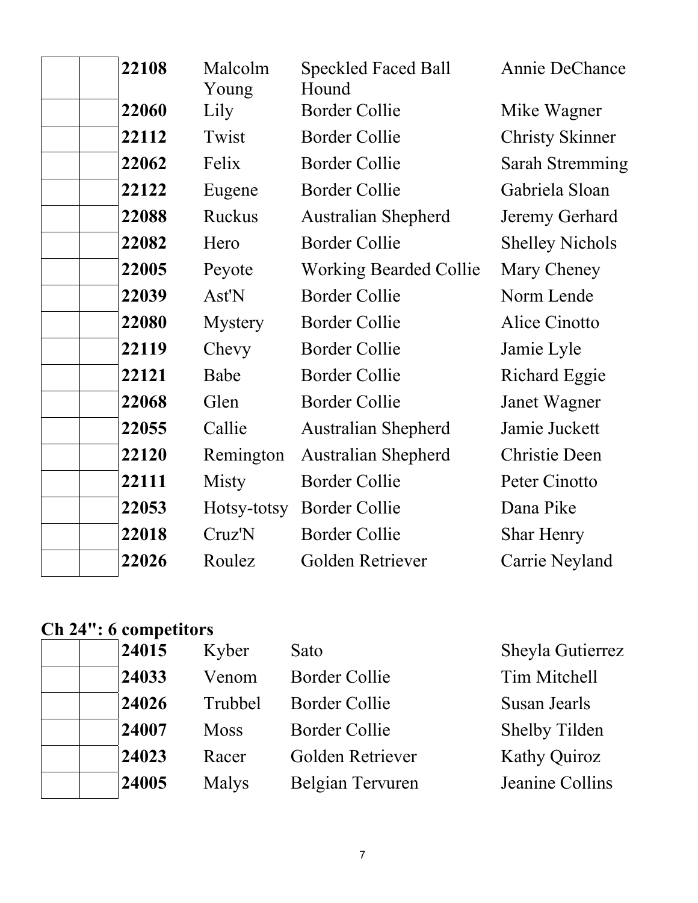| | | | | | |
|---|---|---|---|---|---|
| | | **22108** | Malcolm Young | Speckled Faced Ball Hound | Annie DeChance |
| | | **22060** | Lily | Border Collie | Mike Wagner |
| | | **22112** | Twist | Border Collie | Christy Skinner |
| | | **22062** | Felix | Border Collie | Sarah Stremming |
| | | **22122** | Eugene | Border Collie | Gabriela Sloan |
| | | **22088** | Ruckus | Australian Shepherd | Jeremy Gerhard |
| | | **22082** | Hero | Border Collie | Shelley Nichols |
| | | **22005** | Peyote | Working Bearded Collie | Mary Cheney |
| | | **22039** | Ast'N | Border Collie | Norm Lende |
| | | **22080** | Mystery | Border Collie | Alice Cinotto |
| | | **22119** | Chevy | Border Collie | Jamie Lyle |
| | | **22121** | Babe | Border Collie | Richard Eggie |
| | | **22068** | Glen | Border Collie | Janet Wagner |
| | | **22055** | Callie | Australian Shepherd | Jamie Juckett |
| | | **22120** | Remington | Australian Shepherd | Christie Deen |
| | | **22111** | Misty | Border Collie | Peter Cinotto |
| | | **22053** | Hotsy-totsy | Border Collie | Dana Pike |
| | | **22018** | Cruz'N | Border Collie | Shar Henry |
| | | **22026** | Roulez | Golden Retriever | Carrie Neyland |

**Ch 24": 6 competitors**

| | | | | | |
|---|---|---|---|---|---|
| | | **24015** | Kyber | Sato | Sheyla Gutierrez |
| | | **24033** | Venom | Border Collie | Tim Mitchell |
| | | **24026** | Trubbel | Border Collie | Susan Jearls |
| | | **24007** | Moss | Border Collie | Shelby Tilden |
| | | **24023** | Racer | Golden Retriever | Kathy Quiroz |
| | | **24005** | Malys | Belgian Tervuren | Jeanine Collins |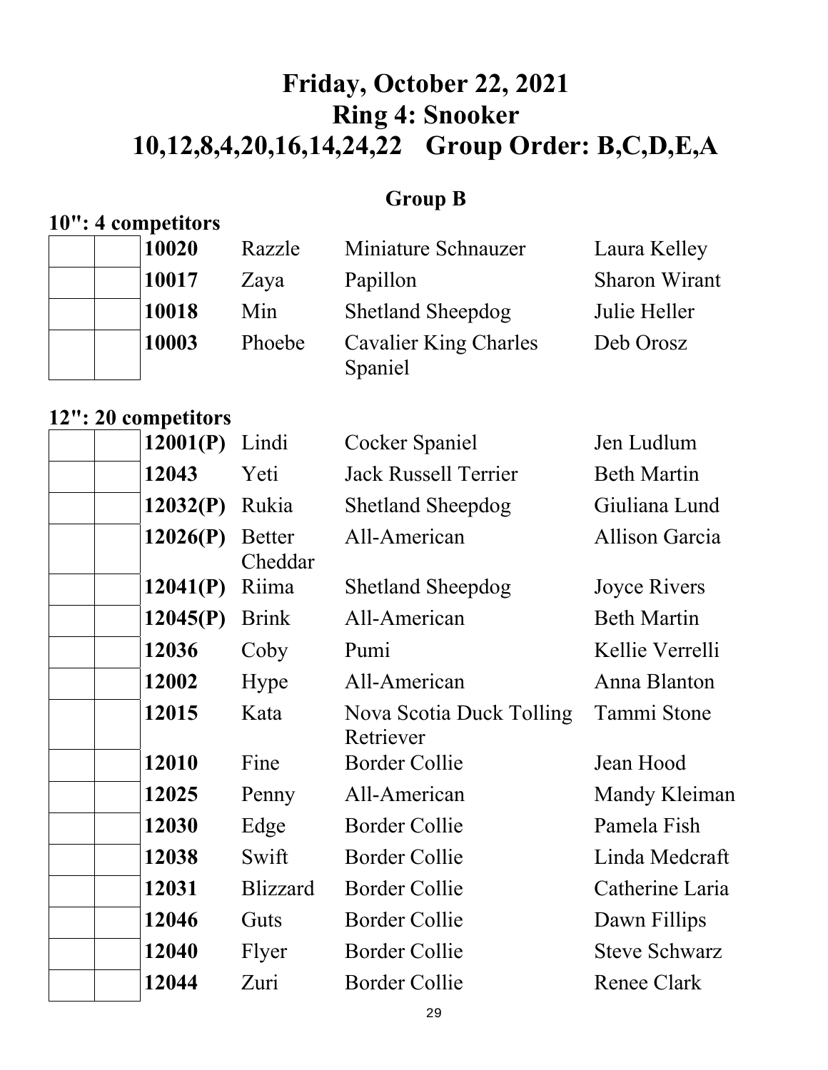# Friday, October 22, 2021
# Ring 4: Snooker
# 10,12,8,4,20,16,14,24,22 Group Order: B,C,D,E,A

## Group B

### 10": 4 competitors

| | | | | | |
|---|---|---|---|---|---|
| | | **10020** | Razzle | Miniature Schnauzer | Laura Kelley |
| | | **10017** | Zaya | Papillon | Sharon Wirant |
| | | **10018** | Min | Shetland Sheepdog | Julie Heller |
| | | **10003** | Phoebe | Cavalier King Charles Spaniel | Deb Orosz |

### 12": 20 competitors

| | | | | | |
|---|---|---|---|---|---|
| | | **12001(P)** | Lindi | Cocker Spaniel | Jen Ludlum |
| | | **12043** | Yeti | Jack Russell Terrier | Beth Martin |
| | | **12032(P)** | Rukia | Shetland Sheepdog | Giuliana Lund |
| | | **12026(P)** | Better Cheddar | All-American | Allison Garcia |
| | | **12041(P)** | Riima | Shetland Sheepdog | Joyce Rivers |
| | | **12045(P)** | Brink | All-American | Beth Martin |
| | | **12036** | Coby | Pumi | Kellie Verrelli |
| | | **12002** | Hype | All-American | Anna Blanton |
| | | **12015** | Kata | Nova Scotia Duck Tolling Retriever | Tammi Stone |
| | | **12010** | Fine | Border Collie | Jean Hood |
| | | **12025** | Penny | All-American | Mandy Kleiman |
| | | **12030** | Edge | Border Collie | Pamela Fish |
| | | **12038** | Swift | Border Collie | Linda Medcraft |
| | | **12031** | Blizzard | Border Collie | Catherine Laria |
| | | **12046** | Guts | Border Collie | Dawn Fillips |
| | | **12040** | Flyer | Border Collie | Steve Schwarz |
| | | **12044** | Zuri | Border Collie | Renee Clark |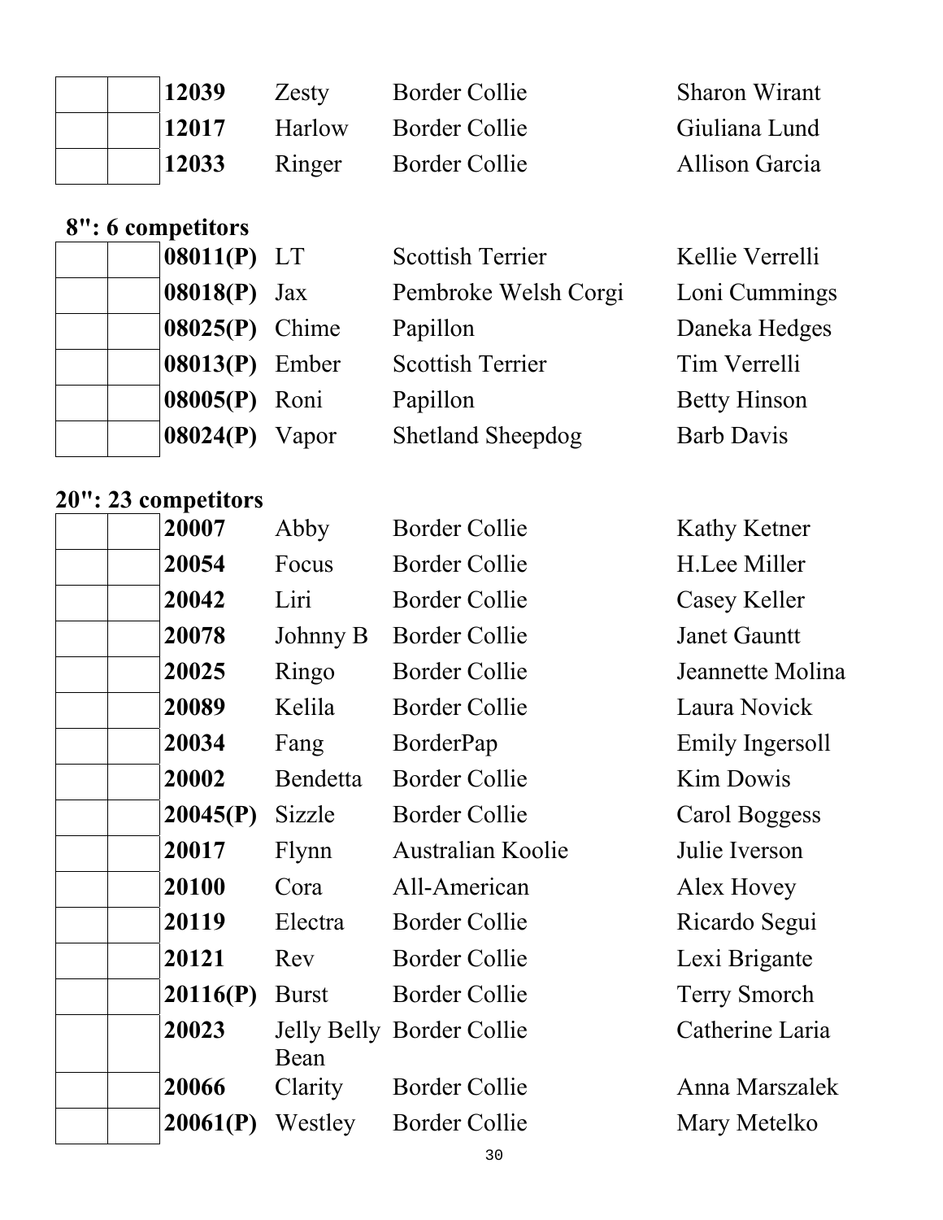|  |  | 12039 | Zesty | Border Collie | Sharon Wirant |
|---|---|---|---|---|---|
|  |  | 12017 | Harlow | Border Collie | Giuliana Lund |
|  |  | 12033 | Ringer | Border Collie | Allison Garcia |

**8": 6 competitors**

|  |  | 08011(P) | LT | Scottish Terrier | Kellie Verrelli |
|---|---|---|---|---|---|
|  |  | 08018(P) | Jax | Pembroke Welsh Corgi | Loni Cummings |
|  |  | 08025(P) | Chime | Papillon | Daneka Hedges |
|  |  | 08013(P) | Ember | Scottish Terrier | Tim Verrelli |
|  |  | 08005(P) | Roni | Papillon | Betty Hinson |
|  |  | 08024(P) | Vapor | Shetland Sheepdog | Barb Davis |

**20": 23 competitors**

|  |  | 20007 | Abby | Border Collie | Kathy Ketner |
|---|---|---|---|---|---|
|  |  | 20054 | Focus | Border Collie | H.Lee Miller |
|  |  | 20042 | Liri | Border Collie | Casey Keller |
|  |  | 20078 | Johnny B | Border Collie | Janet Gauntt |
|  |  | 20025 | Ringo | Border Collie | Jeannette Molina |
|  |  | 20089 | Kelila | Border Collie | Laura Novick |
|  |  | 20034 | Fang | BorderPap | Emily Ingersoll |
|  |  | 20002 | Bendetta | Border Collie | Kim Dowis |
|  |  | 20045(P) | Sizzle | Border Collie | Carol Boggess |
|  |  | 20017 | Flynn | Australian Koolie | Julie Iverson |
|  |  | 20100 | Cora | All-American | Alex Hovey |
|  |  | 20119 | Electra | Border Collie | Ricardo Segui |
|  |  | 20121 | Rev | Border Collie | Lexi Brigante |
|  |  | 20116(P) | Burst | Border Collie | Terry Smorch |
|  |  | 20023 | Jelly Belly Bean | Border Collie | Catherine Laria |
|  |  | 20066 | Clarity | Border Collie | Anna Marszalek |
|  |  | 20061(P) | Westley | Border Collie | Mary Metelko |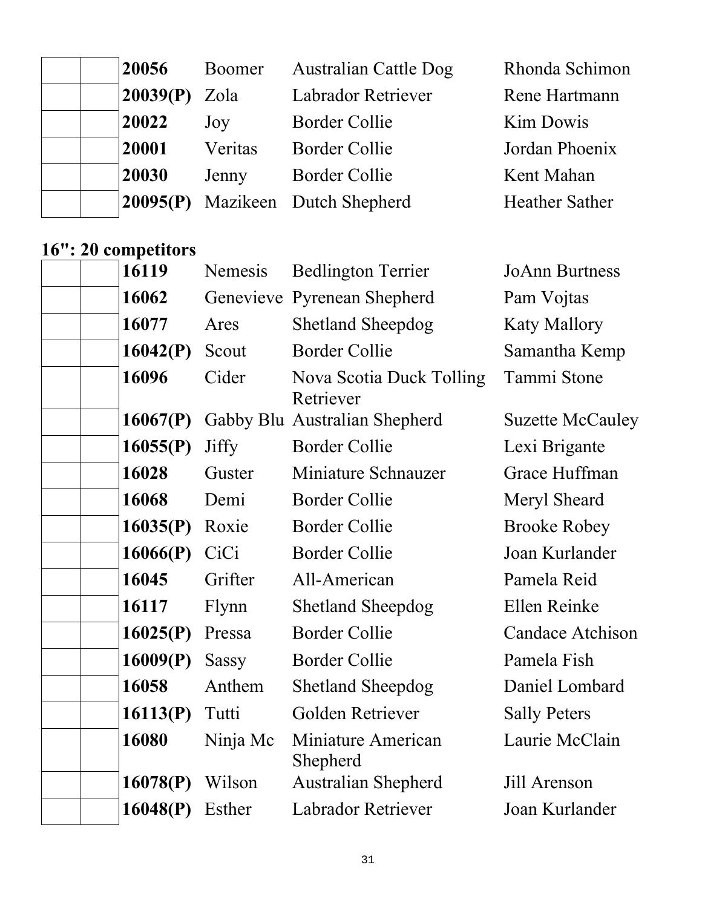| | | | | | |
|---|---|---|---|---|---|
| | | **20056** | Boomer | Australian Cattle Dog | Rhonda Schimon |
| | | **20039(P)** | Zola | Labrador Retriever | Rene Hartmann |
| | | **20022** | Joy | Border Collie | Kim Dowis |
| | | **20001** | Veritas | Border Collie | Jordan Phoenix |
| | | **20030** | Jenny | Border Collie | Kent Mahan |
| | | **20095(P)** | Mazikeen | Dutch Shepherd | Heather Sather |

**16": 20 competitors**

| | | | | | |
|---|---|---|---|---|---|
| | | **16119** | Nemesis | Bedlington Terrier | JoAnn Burtness |
| | | **16062** | Genevieve | Pyrenean Shepherd | Pam Vojtas |
| | | **16077** | Ares | Shetland Sheepdog | Katy Mallory |
| | | **16042(P)** | Scout | Border Collie | Samantha Kemp |
| | | **16096** | Cider | Nova Scotia Duck Tolling Retriever | Tammi Stone |
| | | **16067(P)** | Gabby Blu | Australian Shepherd | Suzette McCauley |
| | | **16055(P)** | Jiffy | Border Collie | Lexi Brigante |
| | | **16028** | Guster | Miniature Schnauzer | Grace Huffman |
| | | **16068** | Demi | Border Collie | Meryl Sheard |
| | | **16035(P)** | Roxie | Border Collie | Brooke Robey |
| | | **16066(P)** | CiCi | Border Collie | Joan Kurlander |
| | | **16045** | Grifter | All-American | Pamela Reid |
| | | **16117** | Flynn | Shetland Sheepdog | Ellen Reinke |
| | | **16025(P)** | Pressa | Border Collie | Candace Atchison |
| | | **16009(P)** | Sassy | Border Collie | Pamela Fish |
| | | **16058** | Anthem | Shetland Sheepdog | Daniel Lombard |
| | | **16113(P)** | Tutti | Golden Retriever | Sally Peters |
| | | **16080** | Ninja Mc | Miniature American Shepherd | Laurie McClain |
| | | **16078(P)** | Wilson | Australian Shepherd | Jill Arenson |
| | | **16048(P)** | Esther | Labrador Retriever | Joan Kurlander |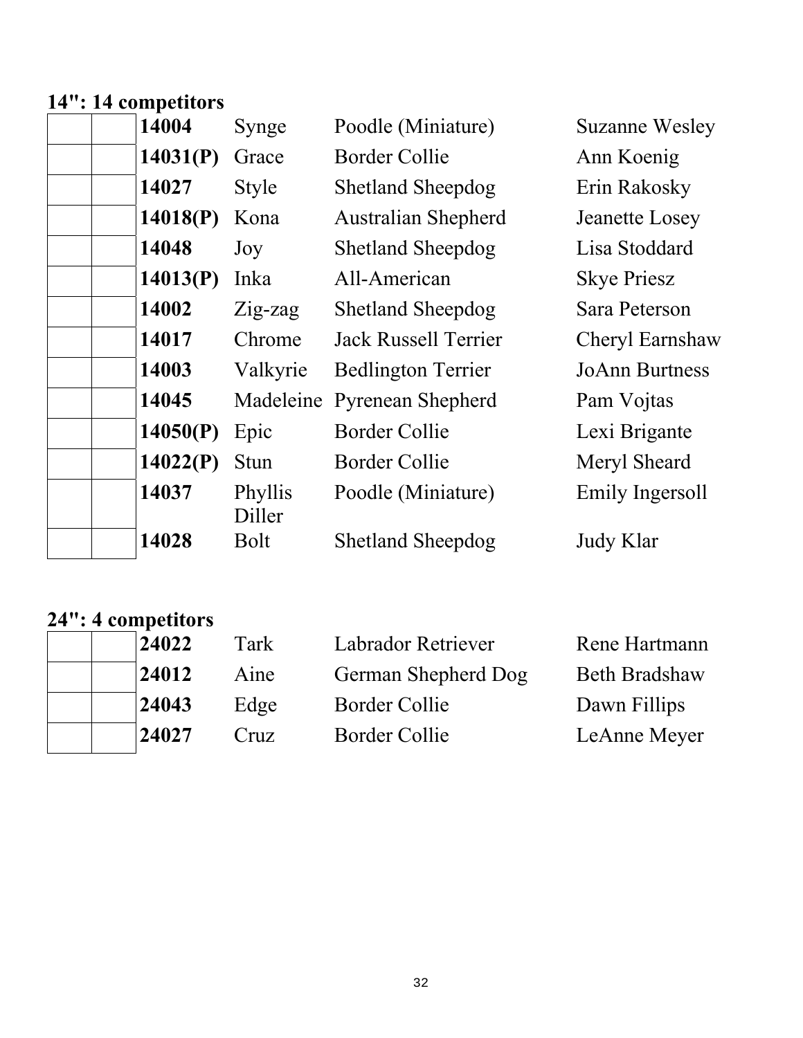**14": 14 competitors**

| | | | | | |
|---|---|---|---|---|---|
| | | **14004** | Synge | Poodle (Miniature) | Suzanne Wesley |
| | | **14031(P)** | Grace | Border Collie | Ann Koenig |
| | | **14027** | Style | Shetland Sheepdog | Erin Rakosky |
| | | **14018(P)** | Kona | Australian Shepherd | Jeanette Losey |
| | | **14048** | Joy | Shetland Sheepdog | Lisa Stoddard |
| | | **14013(P)** | Inka | All-American | Skye Priesz |
| | | **14002** | Zig-zag | Shetland Sheepdog | Sara Peterson |
| | | **14017** | Chrome | Jack Russell Terrier | Cheryl Earnshaw |
| | | **14003** | Valkyrie | Bedlington Terrier | JoAnn Burtness |
| | | **14045** | Madeleine | Pyrenean Shepherd | Pam Vojtas |
| | | **14050(P)** | Epic | Border Collie | Lexi Brigante |
| | | **14022(P)** | Stun | Border Collie | Meryl Sheard |
| | | **14037** | Phyllis Diller | Poodle (Miniature) | Emily Ingersoll |
| | | **14028** | Bolt | Shetland Sheepdog | Judy Klar |

**24": 4 competitors**

| | | | | | |
|---|---|---|---|---|---|
| | | **24022** | Tark | Labrador Retriever | Rene Hartmann |
| | | **24012** | Aine | German Shepherd Dog | Beth Bradshaw |
| | | **24043** | Edge | Border Collie | Dawn Fillips |
| | | **24027** | Cruz | Border Collie | LeAnne Meyer |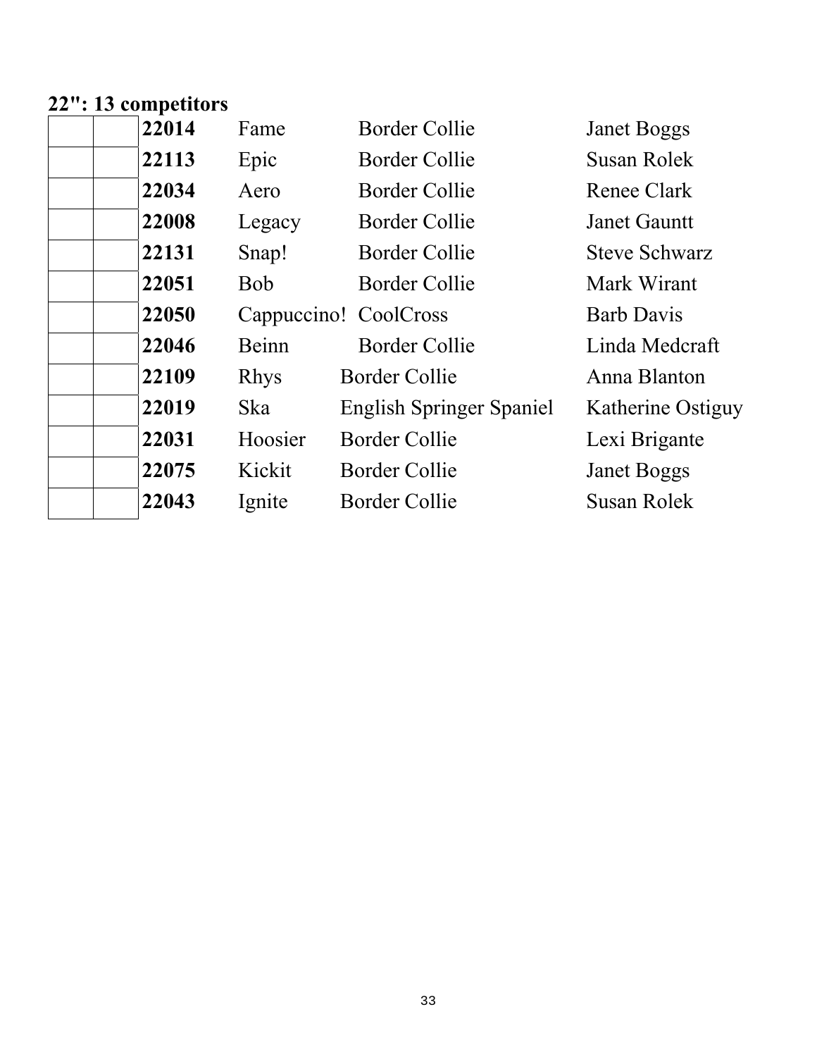**22": 13 competitors**

| | | | | | |
|---|---|---|---|---|---|
| | | **22014** | Fame | Border Collie | Janet Boggs |
| | | **22113** | Epic | Border Collie | Susan Rolek |
| | | **22034** | Aero | Border Collie | Renee Clark |
| | | **22008** | Legacy | Border Collie | Janet Gauntt |
| | | **22131** | Snap! | Border Collie | Steve Schwarz |
| | | **22051** | Bob | Border Collie | Mark Wirant |
| | | **22050** | Cappuccino! | CoolCross | Barb Davis |
| | | **22046** | Beinn | Border Collie | Linda Medcraft |
| | | **22109** | Rhys | Border Collie | Anna Blanton |
| | | **22019** | Ska | English Springer Spaniel | Katherine Ostiguy |
| | | **22031** | Hoosier | Border Collie | Lexi Brigante |
| | | **22075** | Kickit | Border Collie | Janet Boggs |
| | | **22043** | Ignite | Border Collie | Susan Rolek |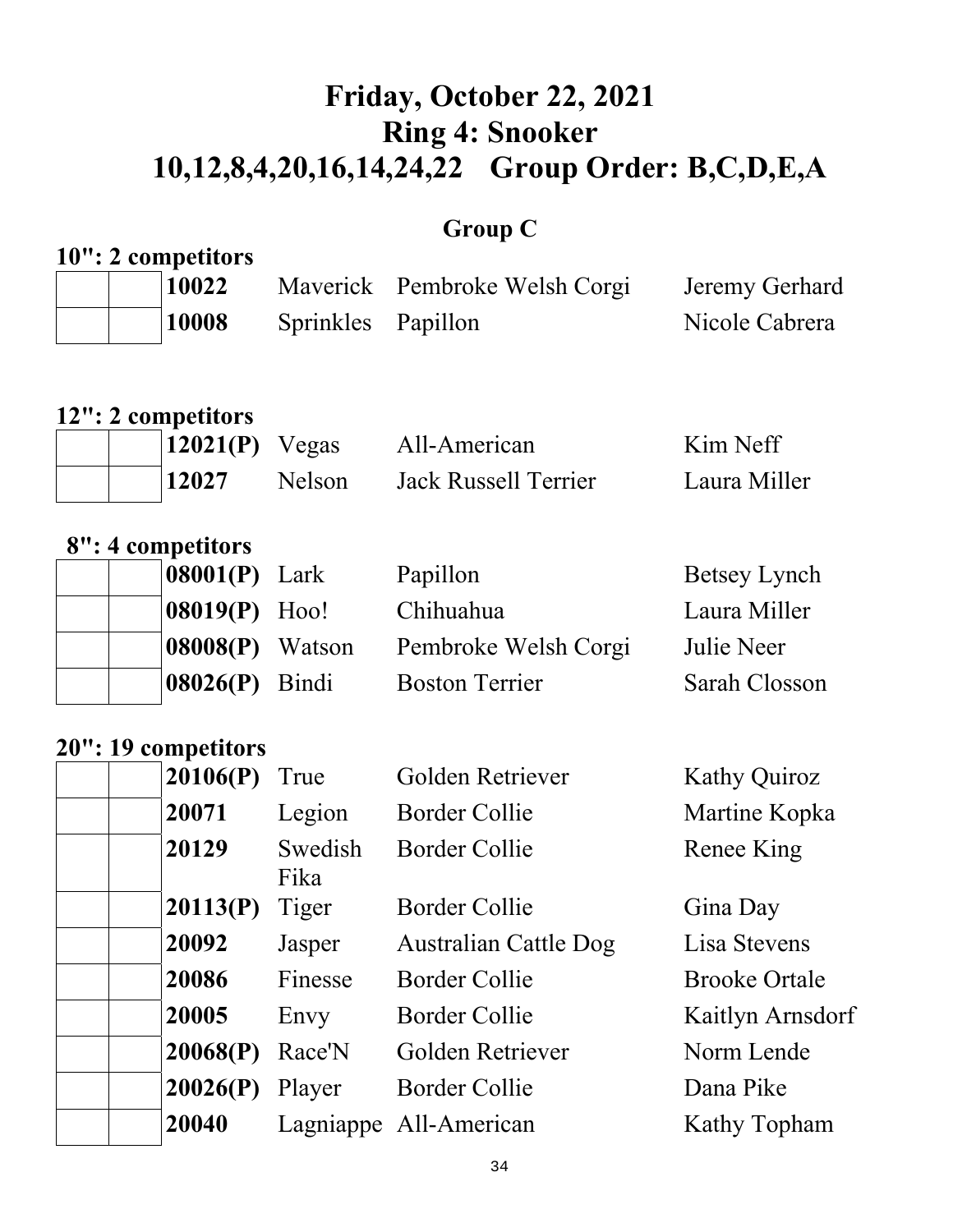# Friday, October 22, 2021
# Ring 4: Snooker
# 10,12,8,4,20,16,14,24,22 Group Order: B,C,D,E,A

## Group C

**10": 2 competitors**

| | | | | | |
|---|---|---|---|---|---|
| | | **10022** | Maverick | Pembroke Welsh Corgi | Jeremy Gerhard |
| | | **10008** | Sprinkles | Papillon | Nicole Cabrera |

**12": 2 competitors**

| | | | | | |
|---|---|---|---|---|---|
| | | **12021(P)** | Vegas | All-American | Kim Neff |
| | | **12027** | Nelson | Jack Russell Terrier | Laura Miller |

**8": 4 competitors**

| | | | | | |
|---|---|---|---|---|---|
| | | **08001(P)** | Lark | Papillon | Betsey Lynch |
| | | **08019(P)** | Hoo! | Chihuahua | Laura Miller |
| | | **08008(P)** | Watson | Pembroke Welsh Corgi | Julie Neer |
| | | **08026(P)** | Bindi | Boston Terrier | Sarah Closson |

**20": 19 competitors**

| | | | | | |
|---|---|---|---|---|---|
| | | **20106(P)** | True | Golden Retriever | Kathy Quiroz |
| | | **20071** | Legion | Border Collie | Martine Kopka |
| | | **20129** | Swedish Fika | Border Collie | Renee King |
| | | **20113(P)** | Tiger | Border Collie | Gina Day |
| | | **20092** | Jasper | Australian Cattle Dog | Lisa Stevens |
| | | **20086** | Finesse | Border Collie | Brooke Ortale |
| | | **20005** | Envy | Border Collie | Kaitlyn Arnsdorf |
| | | **20068(P)** | Race'N | Golden Retriever | Norm Lende |
| | | **20026(P)** | Player | Border Collie | Dana Pike |
| | | **20040** | Lagniappe | All-American | Kathy Topham |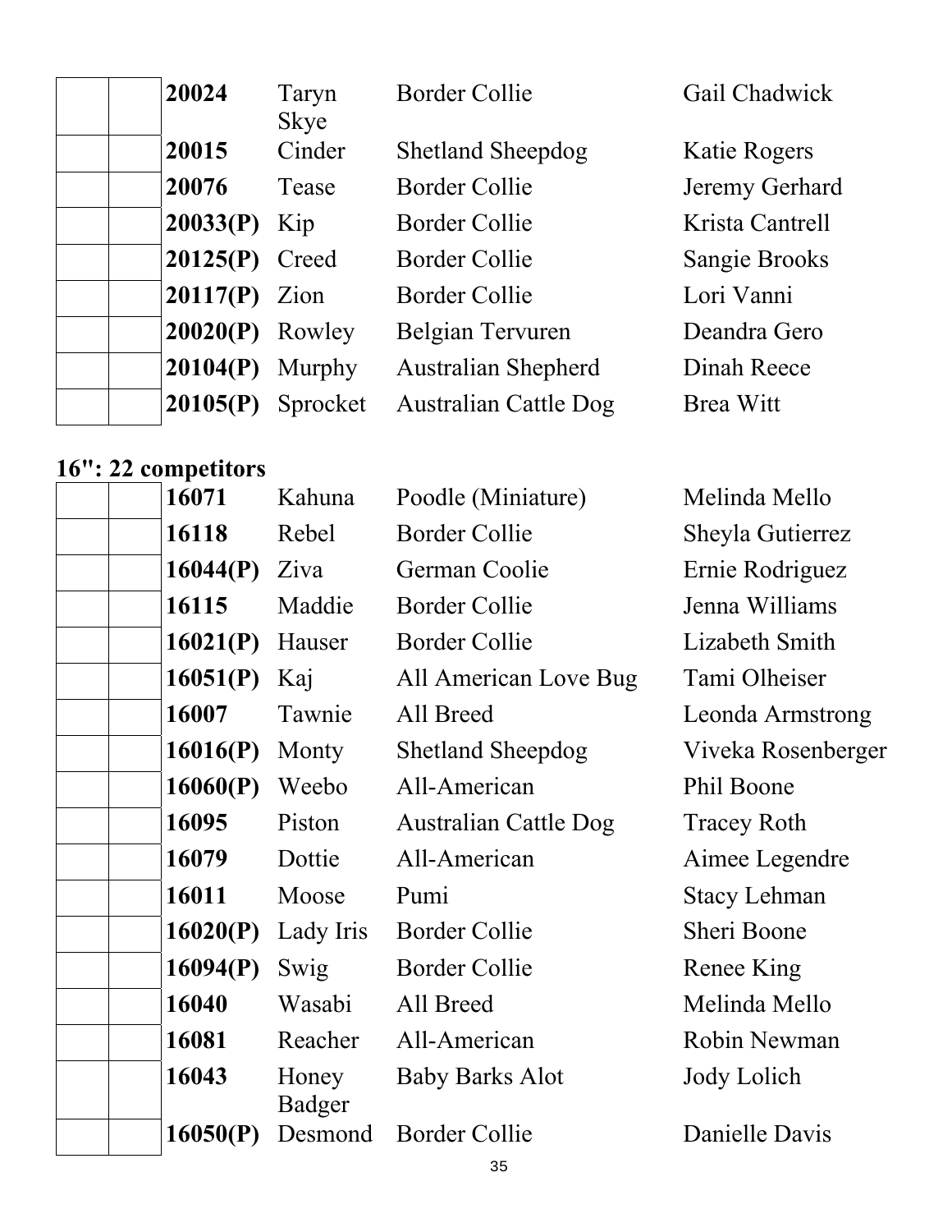|  |  | 20024 | Taryn Skye | Border Collie | Gail Chadwick |
|---|---|---|---|---|---|
|  |  | 20015 | Cinder | Shetland Sheepdog | Katie Rogers |
|  |  | 20076 | Tease | Border Collie | Jeremy Gerhard |
|  |  | 20033(P) | Kip | Border Collie | Krista Cantrell |
|  |  | 20125(P) | Creed | Border Collie | Sangie Brooks |
|  |  | 20117(P) | Zion | Border Collie | Lori Vanni |
|  |  | 20020(P) | Rowley | Belgian Tervuren | Deandra Gero |
|  |  | 20104(P) | Murphy | Australian Shepherd | Dinah Reece |
|  |  | 20105(P) | Sprocket | Australian Cattle Dog | Brea Witt |

**16": 22 competitors**

|  |  | 16071 | Kahuna | Poodle (Miniature) | Melinda Mello |
|---|---|---|---|---|---|
|  |  | 16118 | Rebel | Border Collie | Sheyla Gutierrez |
|  |  | 16044(P) | Ziva | German Coolie | Ernie Rodriguez |
|  |  | 16115 | Maddie | Border Collie | Jenna Williams |
|  |  | 16021(P) | Hauser | Border Collie | Lizabeth Smith |
|  |  | 16051(P) | Kaj | All American Love Bug | Tami Olheiser |
|  |  | 16007 | Tawnie | All Breed | Leonda Armstrong |
|  |  | 16016(P) | Monty | Shetland Sheepdog | Viveka Rosenberger |
|  |  | 16060(P) | Weebo | All-American | Phil Boone |
|  |  | 16095 | Piston | Australian Cattle Dog | Tracey Roth |
|  |  | 16079 | Dottie | All-American | Aimee Legendre |
|  |  | 16011 | Moose | Pumi | Stacy Lehman |
|  |  | 16020(P) | Lady Iris | Border Collie | Sheri Boone |
|  |  | 16094(P) | Swig | Border Collie | Renee King |
|  |  | 16040 | Wasabi | All Breed | Melinda Mello |
|  |  | 16081 | Reacher | All-American | Robin Newman |
|  |  | 16043 | Honey Badger | Baby Barks Alot | Jody Lolich |
|  |  | 16050(P) | Desmond | Border Collie | Danielle Davis |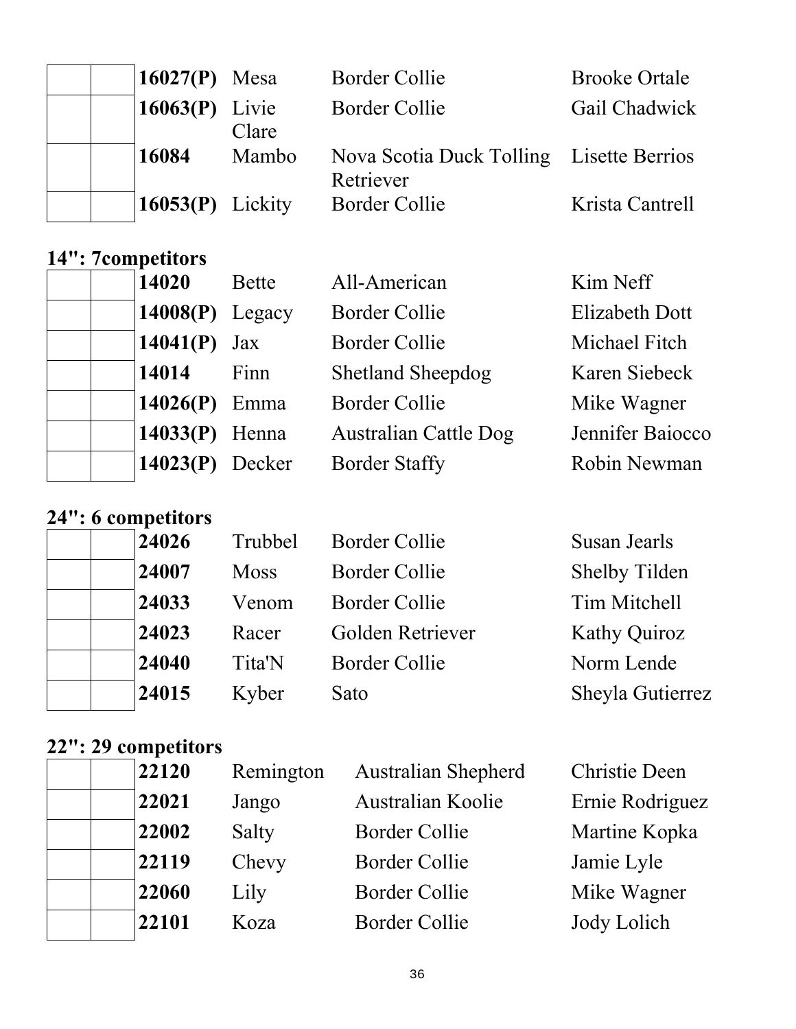| | | **16027(P)** | Mesa | Border Collie | Brooke Ortale |
|---|---|---|---|---|---|
| | | **16063(P)** | Livie Clare | Border Collie | Gail Chadwick |
| | | **16084** | Mambo | Nova Scotia Duck Tolling Retriever | Lisette Berrios |
| | | **16053(P)** | Lickity | Border Collie | Krista Cantrell |

**14": 7competitors**

| | | | | | |
|---|---|---|---|---|---|
| | | **14020** | Bette | All-American | Kim Neff |
| | | **14008(P)** | Legacy | Border Collie | Elizabeth Dott |
| | | **14041(P)** | Jax | Border Collie | Michael Fitch |
| | | **14014** | Finn | Shetland Sheepdog | Karen Siebeck |
| | | **14026(P)** | Emma | Border Collie | Mike Wagner |
| | | **14033(P)** | Henna | Australian Cattle Dog | Jennifer Baiocco |
| | | **14023(P)** | Decker | Border Staffy | Robin Newman |

**24": 6 competitors**

| | | | | | |
|---|---|---|---|---|---|
| | | **24026** | Trubbel | Border Collie | Susan Jearls |
| | | **24007** | Moss | Border Collie | Shelby Tilden |
| | | **24033** | Venom | Border Collie | Tim Mitchell |
| | | **24023** | Racer | Golden Retriever | Kathy Quiroz |
| | | **24040** | Tita'N | Border Collie | Norm Lende |
| | | **24015** | Kyber | Sato | Sheyla Gutierrez |

**22": 29 competitors**

| | | | | | |
|---|---|---|---|---|---|
| | | **22120** | Remington | Australian Shepherd | Christie Deen |
| | | **22021** | Jango | Australian Koolie | Ernie Rodriguez |
| | | **22002** | Salty | Border Collie | Martine Kopka |
| | | **22119** | Chevy | Border Collie | Jamie Lyle |
| | | **22060** | Lily | Border Collie | Mike Wagner |
| | | **22101** | Koza | Border Collie | Jody Lolich |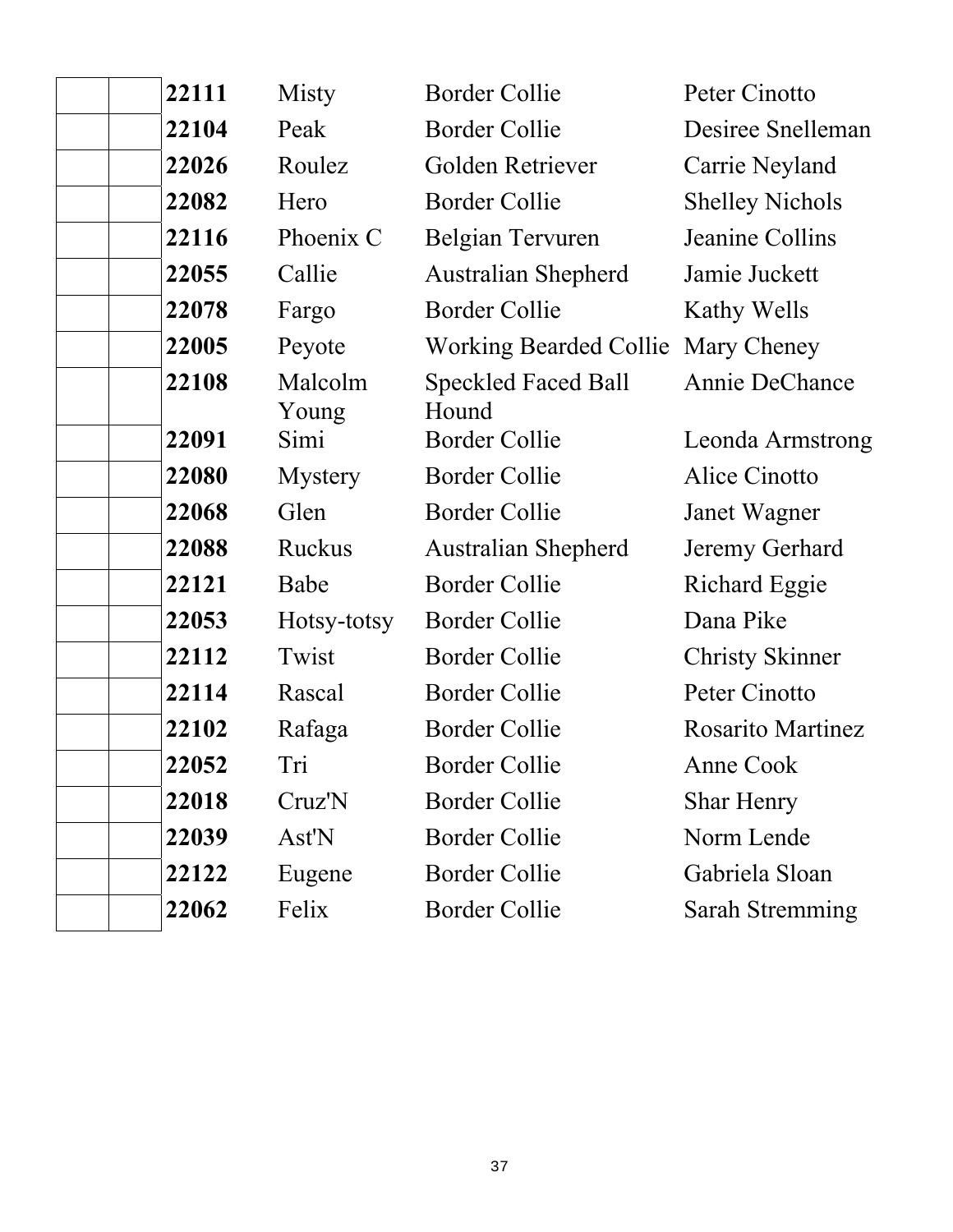| | | | | | |
|---|---|---|---|---|---|
| | | **22111** | Misty | Border Collie | Peter Cinotto |
| | | **22104** | Peak | Border Collie | Desiree Snelleman |
| | | **22026** | Roulez | Golden Retriever | Carrie Neyland |
| | | **22082** | Hero | Border Collie | Shelley Nichols |
| | | **22116** | Phoenix C | Belgian Tervuren | Jeanine Collins |
| | | **22055** | Callie | Australian Shepherd | Jamie Juckett |
| | | **22078** | Fargo | Border Collie | Kathy Wells |
| | | **22005** | Peyote | Working Bearded Collie | Mary Cheney |
| | | **22108** | Malcolm Young | Speckled Faced Ball Hound | Annie DeChance |
| | | **22091** | Simi | Border Collie | Leonda Armstrong |
| | | **22080** | Mystery | Border Collie | Alice Cinotto |
| | | **22068** | Glen | Border Collie | Janet Wagner |
| | | **22088** | Ruckus | Australian Shepherd | Jeremy Gerhard |
| | | **22121** | Babe | Border Collie | Richard Eggie |
| | | **22053** | Hotsy-totsy | Border Collie | Dana Pike |
| | | **22112** | Twist | Border Collie | Christy Skinner |
| | | **22114** | Rascal | Border Collie | Peter Cinotto |
| | | **22102** | Rafaga | Border Collie | Rosarito Martinez |
| | | **22052** | Tri | Border Collie | Anne Cook |
| | | **22018** | Cruz'N | Border Collie | Shar Henry |
| | | **22039** | Ast'N | Border Collie | Norm Lende |
| | | **22122** | Eugene | Border Collie | Gabriela Sloan |
| | | **22062** | Felix | Border Collie | Sarah Stremming |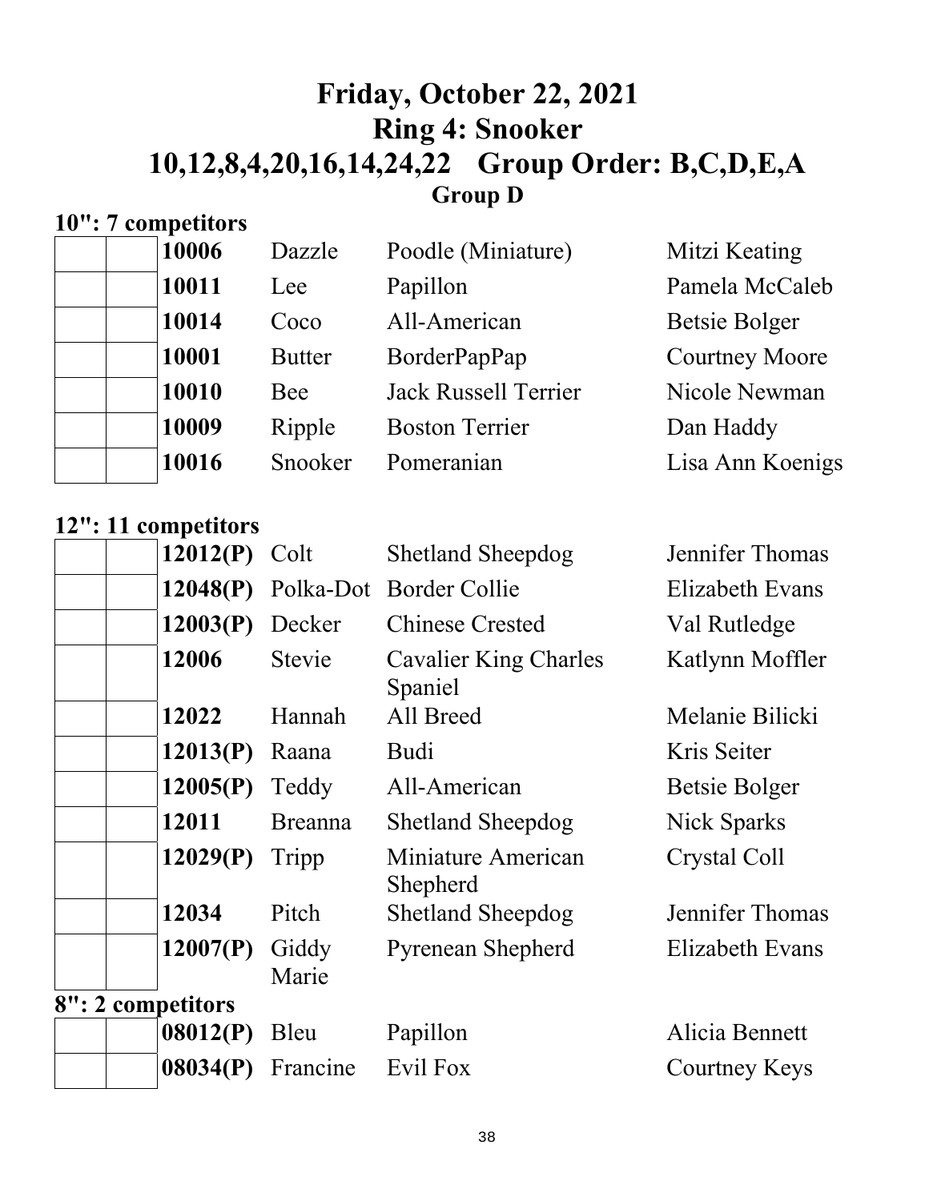# Friday, October 22, 2021
# Ring 4: Snooker
# 10,12,8,4,20,16,14,24,22 Group Order: B,C,D,E,A
## Group D

**10": 7 competitors**

| | | | | | |
|---|---|---|---|---|---|
| | | **10006** | Dazzle | Poodle (Miniature) | Mitzi Keating |
| | | **10011** | Lee | Papillon | Pamela McCaleb |
| | | **10014** | Coco | All-American | Betsie Bolger |
| | | **10001** | Butter | BorderPapPap | Courtney Moore |
| | | **10010** | Bee | Jack Russell Terrier | Nicole Newman |
| | | **10009** | Ripple | Boston Terrier | Dan Haddy |
| | | **10016** | Snooker | Pomeranian | Lisa Ann Koenigs |

**12": 11 competitors**

| | | | | | |
|---|---|---|---|---|---|
| | | **12012(P)** | Colt | Shetland Sheepdog | Jennifer Thomas |
| | | **12048(P)** | Polka-Dot | Border Collie | Elizabeth Evans |
| | | **12003(P)** | Decker | Chinese Crested | Val Rutledge |
| | | **12006** | Stevie | Cavalier King Charles Spaniel | Katlynn Moffler |
| | | **12022** | Hannah | All Breed | Melanie Bilicki |
| | | **12013(P)** | Raana | Budi | Kris Seiter |
| | | **12005(P)** | Teddy | All-American | Betsie Bolger |
| | | **12011** | Breanna | Shetland Sheepdog | Nick Sparks |
| | | **12029(P)** | Tripp | Miniature American Shepherd | Crystal Coll |
| | | **12034** | Pitch | Shetland Sheepdog | Jennifer Thomas |
| | | **12007(P)** | Giddy Marie | Pyrenean Shepherd | Elizabeth Evans |

**8": 2 competitors**

| | | | | | |
|---|---|---|---|---|---|
| | | **08012(P)** | Bleu | Papillon | Alicia Bennett |
| | | **08034(P)** | Francine | Evil Fox | Courtney Keys |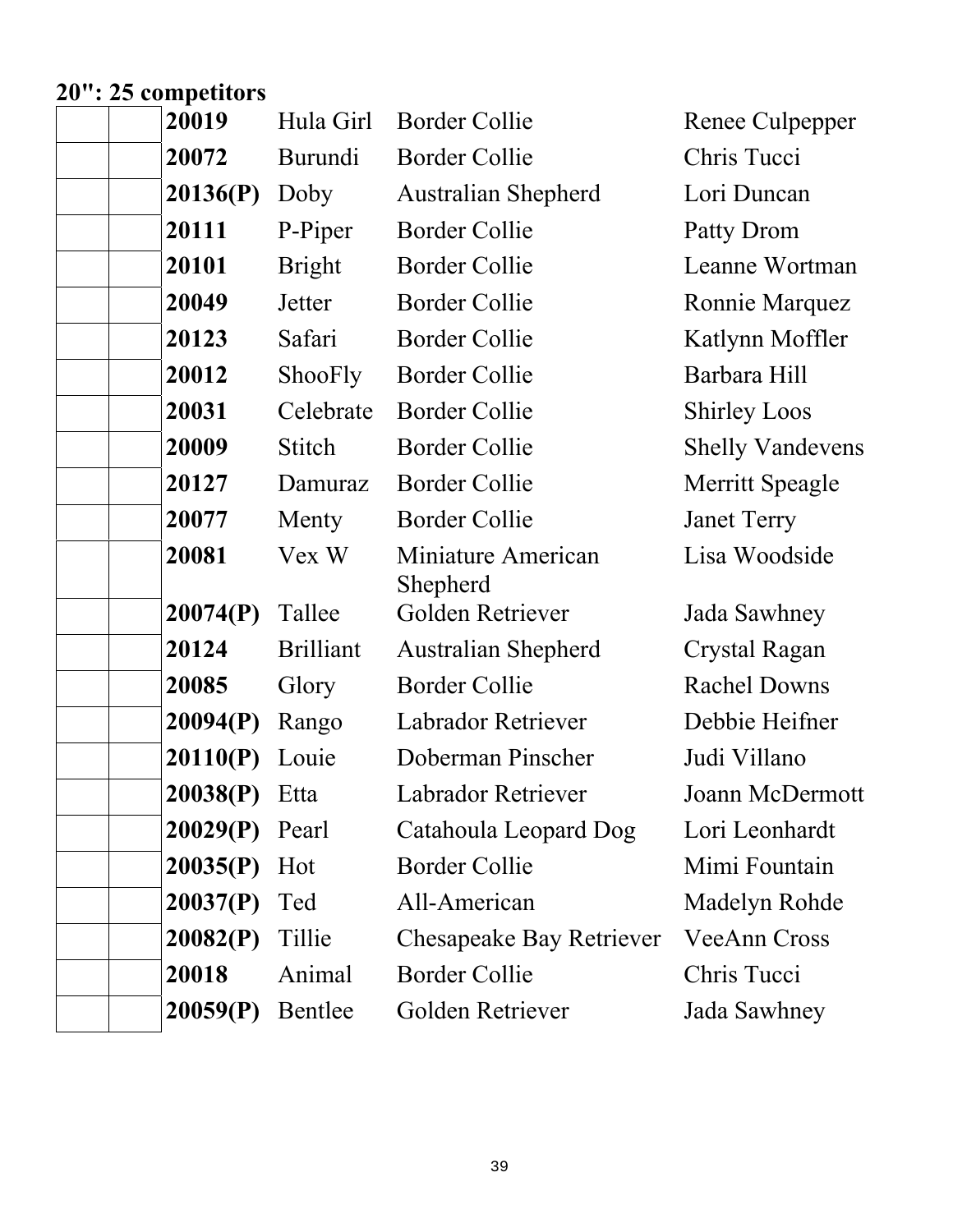**20": 25 competitors**

| | | | | | |
|---|---|---|---|---|---|
| | | **20019** | Hula Girl | Border Collie | Renee Culpepper |
| | | **20072** | Burundi | Border Collie | Chris Tucci |
| | | **20136(P)** | Doby | Australian Shepherd | Lori Duncan |
| | | **20111** | P-Piper | Border Collie | Patty Drom |
| | | **20101** | Bright | Border Collie | Leanne Wortman |
| | | **20049** | Jetter | Border Collie | Ronnie Marquez |
| | | **20123** | Safari | Border Collie | Katlynn Moffler |
| | | **20012** | ShooFly | Border Collie | Barbara Hill |
| | | **20031** | Celebrate | Border Collie | Shirley Loos |
| | | **20009** | Stitch | Border Collie | Shelly Vandevens |
| | | **20127** | Damuraz | Border Collie | Merritt Speagle |
| | | **20077** | Menty | Border Collie | Janet Terry |
| | | **20081** | Vex W | Miniature American Shepherd | Lisa Woodside |
| | | **20074(P)** | Tallee | Golden Retriever | Jada Sawhney |
| | | **20124** | Brilliant | Australian Shepherd | Crystal Ragan |
| | | **20085** | Glory | Border Collie | Rachel Downs |
| | | **20094(P)** | Rango | Labrador Retriever | Debbie Heifner |
| | | **20110(P)** | Louie | Doberman Pinscher | Judi Villano |
| | | **20038(P)** | Etta | Labrador Retriever | Joann McDermott |
| | | **20029(P)** | Pearl | Catahoula Leopard Dog | Lori Leonhardt |
| | | **20035(P)** | Hot | Border Collie | Mimi Fountain |
| | | **20037(P)** | Ted | All-American | Madelyn Rohde |
| | | **20082(P)** | Tillie | Chesapeake Bay Retriever | VeeAnn Cross |
| | | **20018** | Animal | Border Collie | Chris Tucci |
| | | **20059(P)** | Bentlee | Golden Retriever | Jada Sawhney |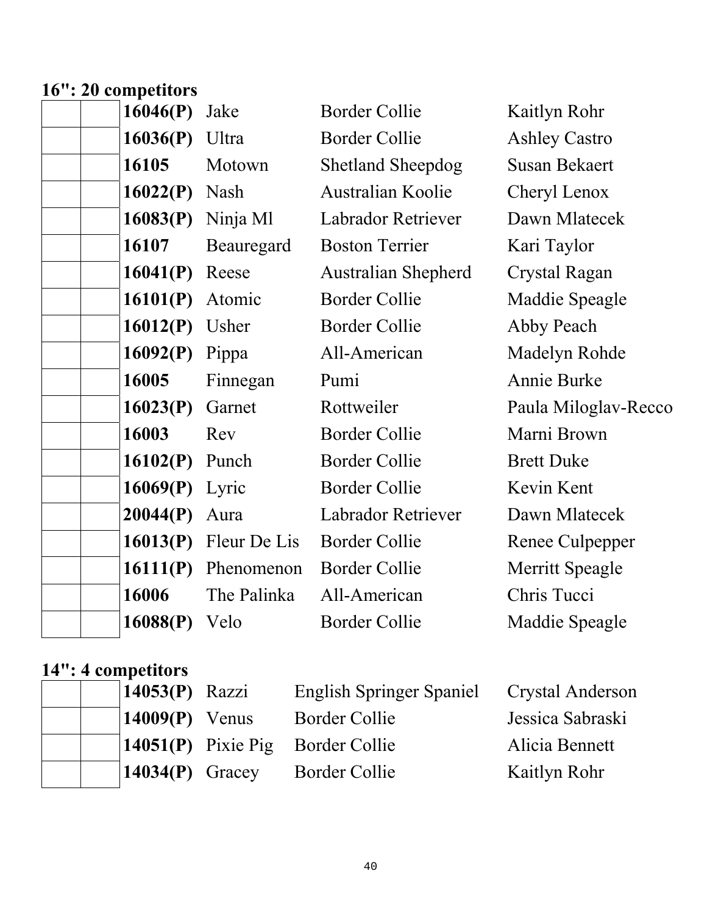**16": 20 competitors**

| | | | | | |
|---|---|---|---|---|---|
| | | **16046(P)** | Jake | Border Collie | Kaitlyn Rohr |
| | | **16036(P)** | Ultra | Border Collie | Ashley Castro |
| | | **16105** | Motown | Shetland Sheepdog | Susan Bekaert |
| | | **16022(P)** | Nash | Australian Koolie | Cheryl Lenox |
| | | **16083(P)** | Ninja Ml | Labrador Retriever | Dawn Mlatecek |
| | | **16107** | Beauregard | Boston Terrier | Kari Taylor |
| | | **16041(P)** | Reese | Australian Shepherd | Crystal Ragan |
| | | **16101(P)** | Atomic | Border Collie | Maddie Speagle |
| | | **16012(P)** | Usher | Border Collie | Abby Peach |
| | | **16092(P)** | Pippa | All-American | Madelyn Rohde |
| | | **16005** | Finnegan | Pumi | Annie Burke |
| | | **16023(P)** | Garnet | Rottweiler | Paula Miloglav-Recco |
| | | **16003** | Rev | Border Collie | Marni Brown |
| | | **16102(P)** | Punch | Border Collie | Brett Duke |
| | | **16069(P)** | Lyric | Border Collie | Kevin Kent |
| | | **20044(P)** | Aura | Labrador Retriever | Dawn Mlatecek |
| | | **16013(P)** | Fleur De Lis | Border Collie | Renee Culpepper |
| | | **16111(P)** | Phenomenon | Border Collie | Merritt Speagle |
| | | **16006** | The Palinka | All-American | Chris Tucci |
| | | **16088(P)** | Velo | Border Collie | Maddie Speagle |

**14": 4 competitors**

| | | | | | |
|---|---|---|---|---|---|
| | | **14053(P)** | Razzi | English Springer Spaniel | Crystal Anderson |
| | | **14009(P)** | Venus | Border Collie | Jessica Sabraski |
| | | **14051(P)** | Pixie Pig | Border Collie | Alicia Bennett |
| | | **14034(P)** | Gracey | Border Collie | Kaitlyn Rohr |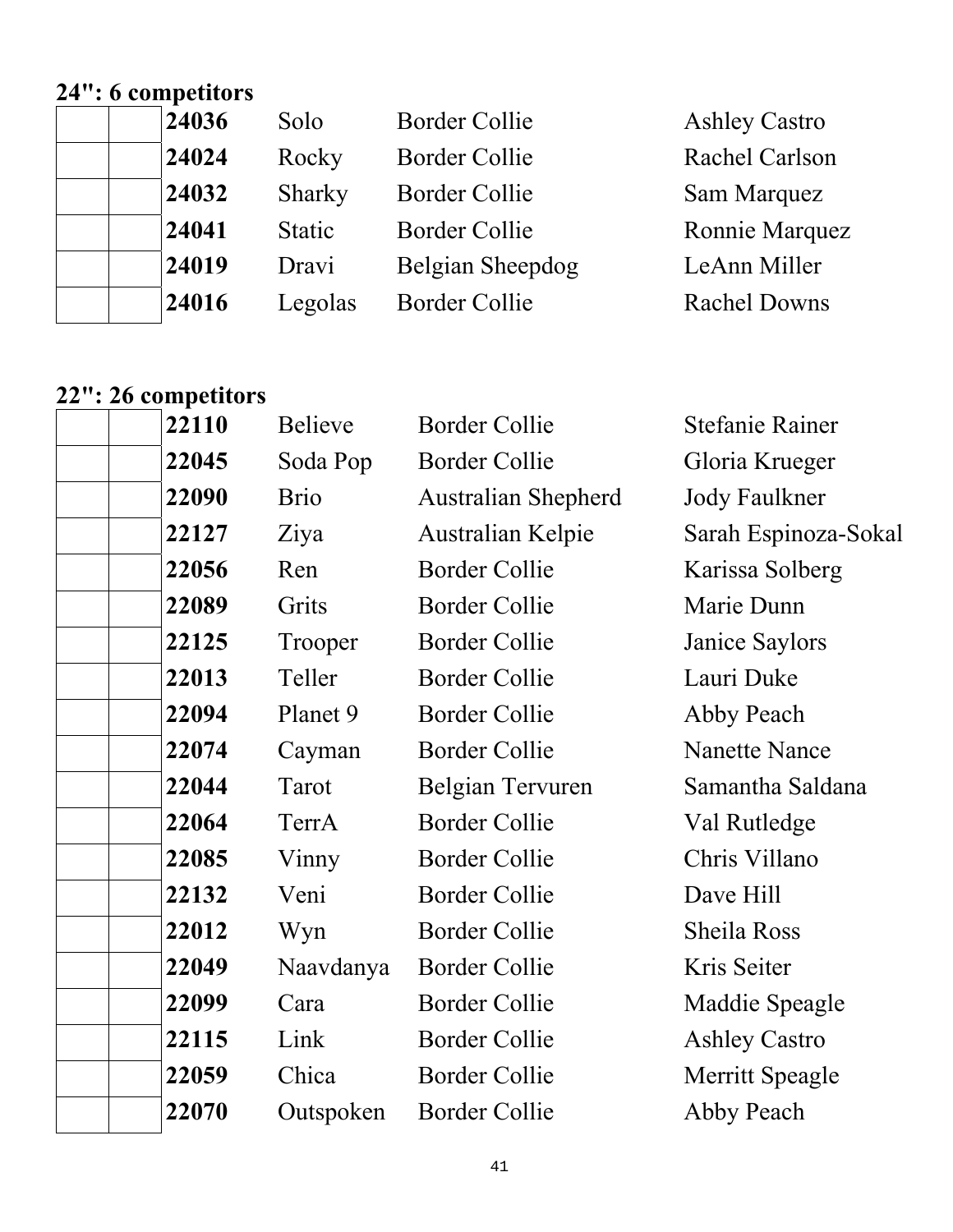**24": 6 competitors**

| | | | | | |
|---|---|---|---|---|---|
| | | **24036** | Solo | Border Collie | Ashley Castro |
| | | **24024** | Rocky | Border Collie | Rachel Carlson |
| | | **24032** | Sharky | Border Collie | Sam Marquez |
| | | **24041** | Static | Border Collie | Ronnie Marquez |
| | | **24019** | Dravi | Belgian Sheepdog | LeAnn Miller |
| | | **24016** | Legolas | Border Collie | Rachel Downs |

**22": 26 competitors**

| | | | | | |
|---|---|---|---|---|---|
| | | **22110** | Believe | Border Collie | Stefanie Rainer |
| | | **22045** | Soda Pop | Border Collie | Gloria Krueger |
| | | **22090** | Brio | Australian Shepherd | Jody Faulkner |
| | | **22127** | Ziya | Australian Kelpie | Sarah Espinoza-Sokal |
| | | **22056** | Ren | Border Collie | Karissa Solberg |
| | | **22089** | Grits | Border Collie | Marie Dunn |
| | | **22125** | Trooper | Border Collie | Janice Saylors |
| | | **22013** | Teller | Border Collie | Lauri Duke |
| | | **22094** | Planet 9 | Border Collie | Abby Peach |
| | | **22074** | Cayman | Border Collie | Nanette Nance |
| | | **22044** | Tarot | Belgian Tervuren | Samantha Saldana |
| | | **22064** | TerrA | Border Collie | Val Rutledge |
| | | **22085** | Vinny | Border Collie | Chris Villano |
| | | **22132** | Veni | Border Collie | Dave Hill |
| | | **22012** | Wyn | Border Collie | Sheila Ross |
| | | **22049** | Naavdanya | Border Collie | Kris Seiter |
| | | **22099** | Cara | Border Collie | Maddie Speagle |
| | | **22115** | Link | Border Collie | Ashley Castro |
| | | **22059** | Chica | Border Collie | Merritt Speagle |
| | | **22070** | Outspoken | Border Collie | Abby Peach |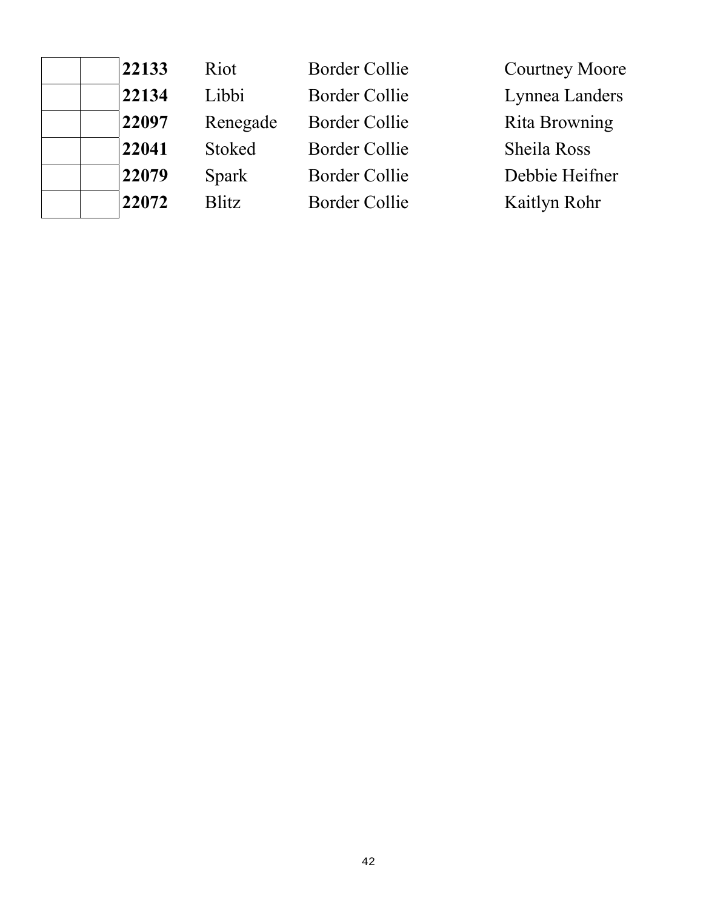| | | | | | |
|---|---|---|---|---|---|
| | | **22133** | Riot | Border Collie | Courtney Moore |
| | | **22134** | Libbi | Border Collie | Lynnea Landers |
| | | **22097** | Renegade | Border Collie | Rita Browning |
| | | **22041** | Stoked | Border Collie | Sheila Ross |
| | | **22079** | Spark | Border Collie | Debbie Heifner |
| | | **22072** | Blitz | Border Collie | Kaitlyn Rohr |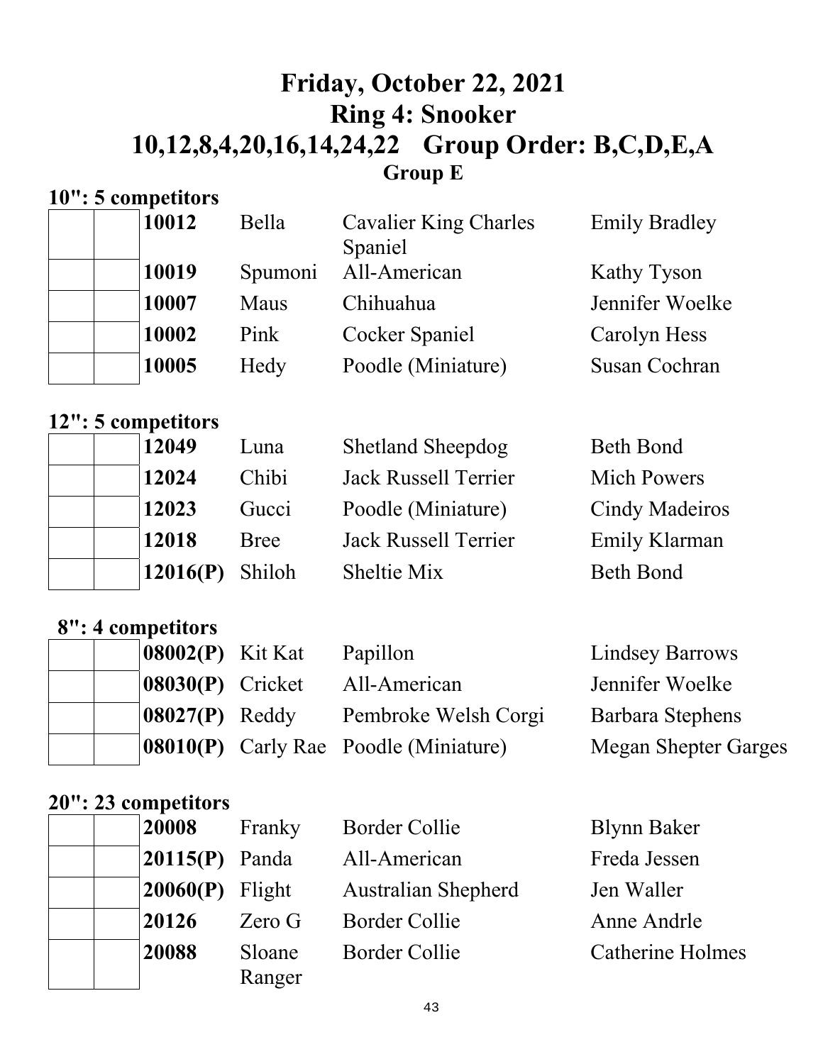# Friday, October 22, 2021
# Ring 4: Snooker
# 10,12,8,4,20,16,14,24,22 Group Order: B,C,D,E,A
## Group E

**10": 5 competitors**

| | | | | | |
|---|---|---|---|---|---|
| | | **10012** | Bella | Cavalier King Charles Spaniel | Emily Bradley |
| | | **10019** | Spumoni | All-American | Kathy Tyson |
| | | **10007** | Maus | Chihuahua | Jennifer Woelke |
| | | **10002** | Pink | Cocker Spaniel | Carolyn Hess |
| | | **10005** | Hedy | Poodle (Miniature) | Susan Cochran |

**12": 5 competitors**

| | | | | | |
|---|---|---|---|---|---|
| | | **12049** | Luna | Shetland Sheepdog | Beth Bond |
| | | **12024** | Chibi | Jack Russell Terrier | Mich Powers |
| | | **12023** | Gucci | Poodle (Miniature) | Cindy Madeiros |
| | | **12018** | Bree | Jack Russell Terrier | Emily Klarman |
| | | **12016(P)** | Shiloh | Sheltie Mix | Beth Bond |

**8": 4 competitors**

| | | | | | |
|---|---|---|---|---|---|
| | | **08002(P)** | Kit Kat | Papillon | Lindsey Barrows |
| | | **08030(P)** | Cricket | All-American | Jennifer Woelke |
| | | **08027(P)** | Reddy | Pembroke Welsh Corgi | Barbara Stephens |
| | | **08010(P)** | Carly Rae | Poodle (Miniature) | Megan Shepter Garges |

**20": 23 competitors**

| | | | | | |
|---|---|---|---|---|---|
| | | **20008** | Franky | Border Collie | Blynn Baker |
| | | **20115(P)** | Panda | All-American | Freda Jessen |
| | | **20060(P)** | Flight | Australian Shepherd | Jen Waller |
| | | **20126** | Zero G | Border Collie | Anne Andrle |
| | | **20088** | Sloane Ranger | Border Collie | Catherine Holmes |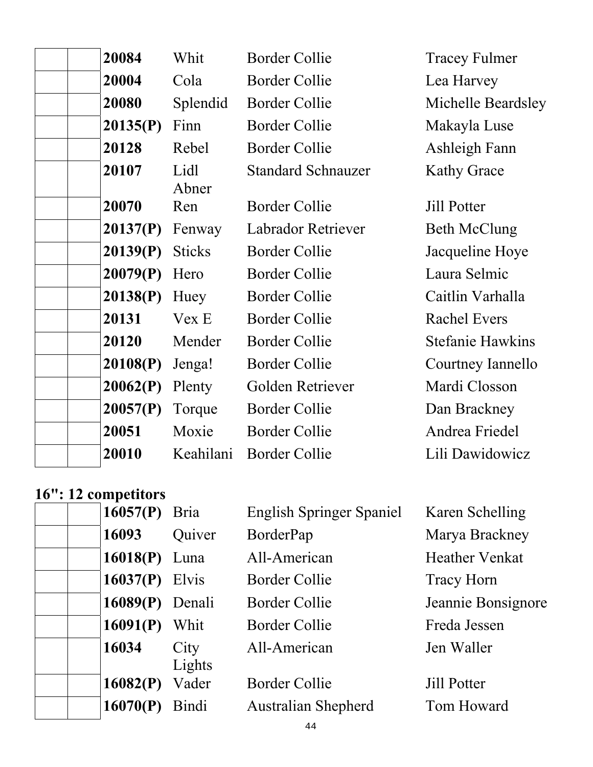| | | | | | |
|---|---|---|---|---|---|
| | | **20084** | Whit | Border Collie | Tracey Fulmer |
| | | **20004** | Cola | Border Collie | Lea Harvey |
| | | **20080** | Splendid | Border Collie | Michelle Beardsley |
| | | **20135(P)** | Finn | Border Collie | Makayla Luse |
| | | **20128** | Rebel | Border Collie | Ashleigh Fann |
| | | **20107** | Lidl Abner | Standard Schnauzer | Kathy Grace |
| | | **20070** | Ren | Border Collie | Jill Potter |
| | | **20137(P)** | Fenway | Labrador Retriever | Beth McClung |
| | | **20139(P)** | Sticks | Border Collie | Jacqueline Hoye |
| | | **20079(P)** | Hero | Border Collie | Laura Selmic |
| | | **20138(P)** | Huey | Border Collie | Caitlin Varhalla |
| | | **20131** | Vex E | Border Collie | Rachel Evers |
| | | **20120** | Mender | Border Collie | Stefanie Hawkins |
| | | **20108(P)** | Jenga! | Border Collie | Courtney Iannello |
| | | **20062(P)** | Plenty | Golden Retriever | Mardi Closson |
| | | **20057(P)** | Torque | Border Collie | Dan Brackney |
| | | **20051** | Moxie | Border Collie | Andrea Friedel |
| | | **20010** | Keahilani | Border Collie | Lili Dawidowicz |

**16": 12 competitors**

| | | | | | |
|---|---|---|---|---|---|
| | | **16057(P)** | Bria | English Springer Spaniel | Karen Schelling |
| | | **16093** | Quiver | BorderPap | Marya Brackney |
| | | **16018(P)** | Luna | All-American | Heather Venkat |
| | | **16037(P)** | Elvis | Border Collie | Tracy Horn |
| | | **16089(P)** | Denali | Border Collie | Jeannie Bonsignore |
| | | **16091(P)** | Whit | Border Collie | Freda Jessen |
| | | **16034** | City Lights | All-American | Jen Waller |
| | | **16082(P)** | Vader | Border Collie | Jill Potter |
| | | **16070(P)** | Bindi | Australian Shepherd | Tom Howard |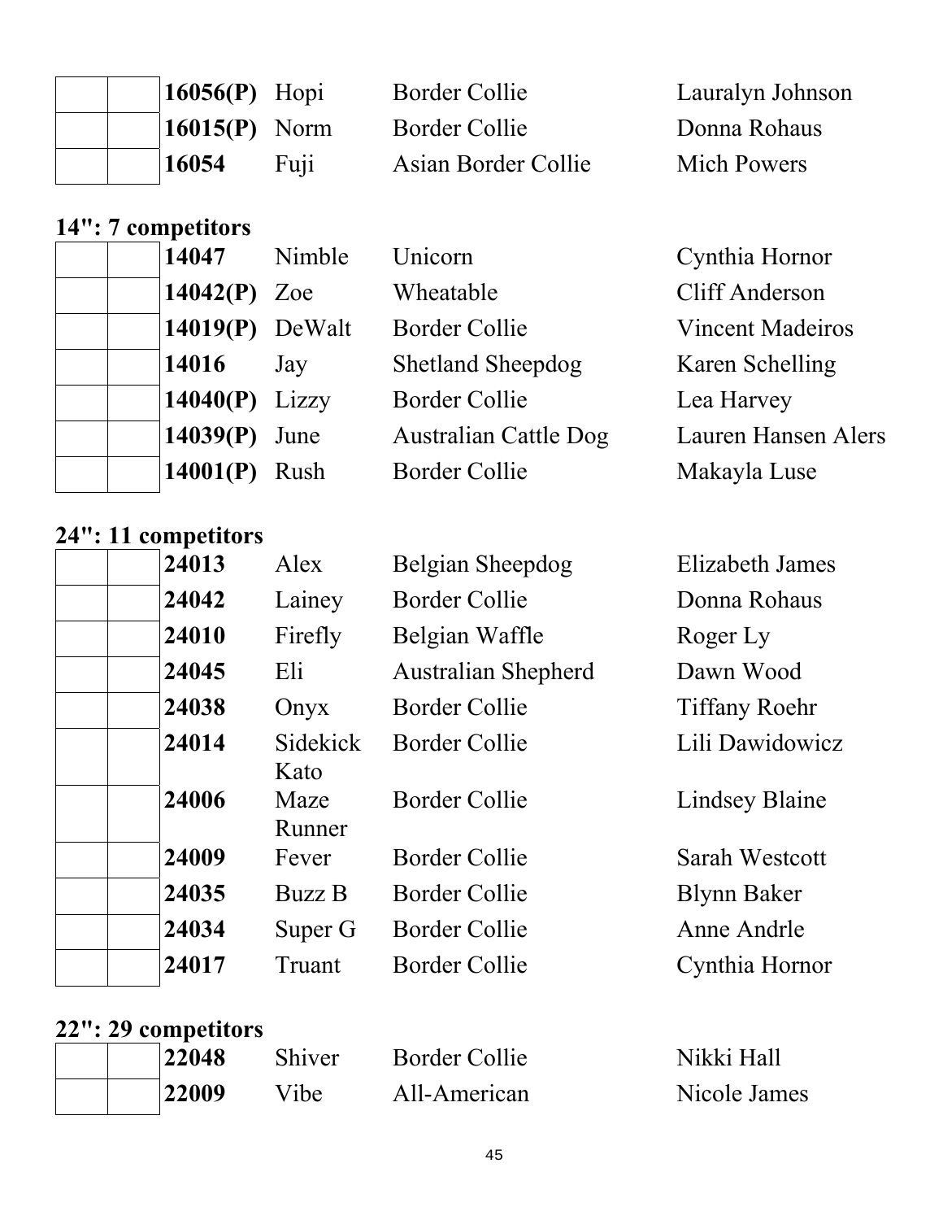| | | | | | |
|---|---|---|---|---|---|
| | | **16056(P)** | Hopi | Border Collie | Lauralyn Johnson |
| | | **16015(P)** | Norm | Border Collie | Donna Rohaus |
| | | **16054** | Fuji | Asian Border Collie | Mich Powers |

## 14": 7 competitors

| | | | | | |
|---|---|---|---|---|---|
| | | **14047** | Nimble | Unicorn | Cynthia Hornor |
| | | **14042(P)** | Zoe | Wheatable | Cliff Anderson |
| | | **14019(P)** | DeWalt | Border Collie | Vincent Madeiros |
| | | **14016** | Jay | Shetland Sheepdog | Karen Schelling |
| | | **14040(P)** | Lizzy | Border Collie | Lea Harvey |
| | | **14039(P)** | June | Australian Cattle Dog | Lauren Hansen Alers |
| | | **14001(P)** | Rush | Border Collie | Makayla Luse |

## 24": 11 competitors

| | | | | | |
|---|---|---|---|---|---|
| | | **24013** | Alex | Belgian Sheepdog | Elizabeth James |
| | | **24042** | Lainey | Border Collie | Donna Rohaus |
| | | **24010** | Firefly | Belgian Waffle | Roger Ly |
| | | **24045** | Eli | Australian Shepherd | Dawn Wood |
| | | **24038** | Onyx | Border Collie | Tiffany Roehr |
| | | **24014** | Sidekick Kato | Border Collie | Lili Dawidowicz |
| | | **24006** | Maze Runner | Border Collie | Lindsey Blaine |
| | | **24009** | Fever | Border Collie | Sarah Westcott |
| | | **24035** | Buzz B | Border Collie | Blynn Baker |
| | | **24034** | Super G | Border Collie | Anne Andrle |
| | | **24017** | Truant | Border Collie | Cynthia Hornor |

## 22": 29 competitors

| | | | | | |
|---|---|---|---|---|---|
| | | **22048** | Shiver | Border Collie | Nikki Hall |
| | | **22009** | Vibe | All-American | Nicole James |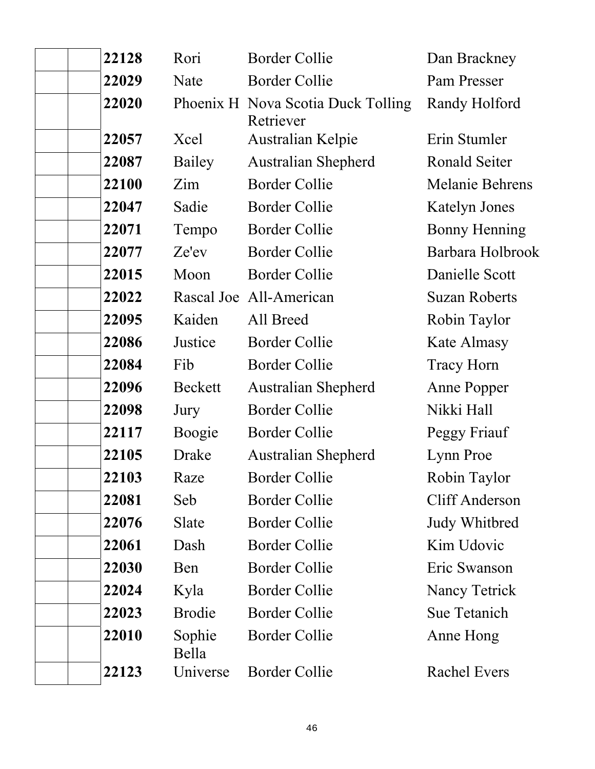|  |  |  |  |  |  |
|---|---|---|---|---|---|
|  |  | **22128** | Rori | Border Collie | Dan Brackney |
|  |  | **22029** | Nate | Border Collie | Pam Presser |
|  |  | **22020** | Phoenix H | Nova Scotia Duck Tolling Retriever | Randy Holford |
|  |  | **22057** | Xcel | Australian Kelpie | Erin Stumler |
|  |  | **22087** | Bailey | Australian Shepherd | Ronald Seiter |
|  |  | **22100** | Zim | Border Collie | Melanie Behrens |
|  |  | **22047** | Sadie | Border Collie | Katelyn Jones |
|  |  | **22071** | Tempo | Border Collie | Bonny Henning |
|  |  | **22077** | Ze'ev | Border Collie | Barbara Holbrook |
|  |  | **22015** | Moon | Border Collie | Danielle Scott |
|  |  | **22022** | Rascal Joe | All-American | Suzan Roberts |
|  |  | **22095** | Kaiden | All Breed | Robin Taylor |
|  |  | **22086** | Justice | Border Collie | Kate Almasy |
|  |  | **22084** | Fib | Border Collie | Tracy Horn |
|  |  | **22096** | Beckett | Australian Shepherd | Anne Popper |
|  |  | **22098** | Jury | Border Collie | Nikki Hall |
|  |  | **22117** | Boogie | Border Collie | Peggy Friauf |
|  |  | **22105** | Drake | Australian Shepherd | Lynn Proe |
|  |  | **22103** | Raze | Border Collie | Robin Taylor |
|  |  | **22081** | Seb | Border Collie | Cliff Anderson |
|  |  | **22076** | Slate | Border Collie | Judy Whitbred |
|  |  | **22061** | Dash | Border Collie | Kim Udovic |
|  |  | **22030** | Ben | Border Collie | Eric Swanson |
|  |  | **22024** | Kyla | Border Collie | Nancy Tetrick |
|  |  | **22023** | Brodie | Border Collie | Sue Tetanich |
|  |  | **22010** | Sophie Bella | Border Collie | Anne Hong |
|  |  | **22123** | Universe | Border Collie | Rachel Evers |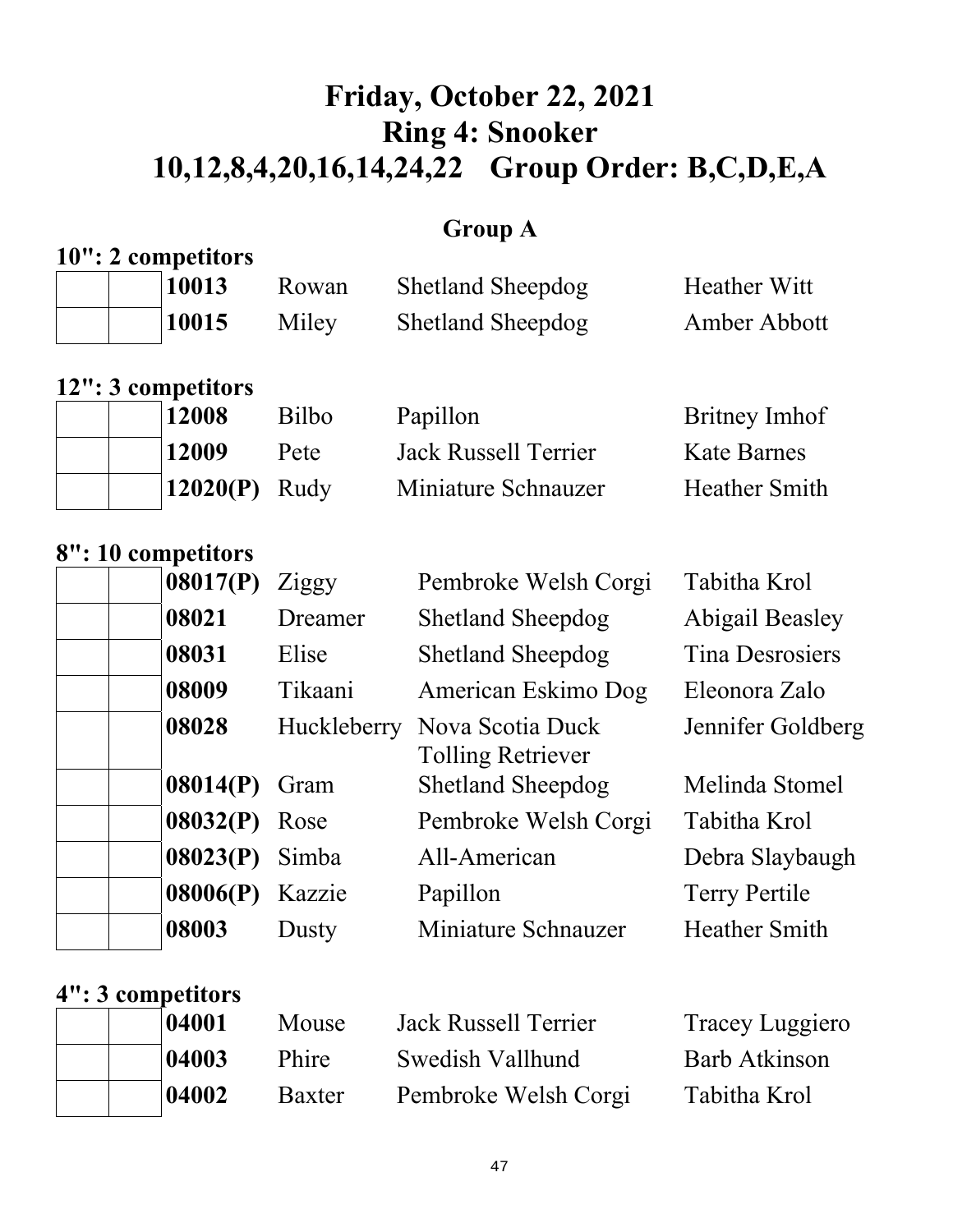# Friday, October 22, 2021
# Ring 4: Snooker
# 10,12,8,4,20,16,14,24,22 Group Order: B,C,D,E,A

## Group A

### 10": 2 competitors

| | | | | | |
|---|---|---|---|---|---|
| | | **10013** | Rowan | Shetland Sheepdog | Heather Witt |
| | | **10015** | Miley | Shetland Sheepdog | Amber Abbott |

### 12": 3 competitors

| | | | | | |
|---|---|---|---|---|---|
| | | **12008** | Bilbo | Papillon | Britney Imhof |
| | | **12009** | Pete | Jack Russell Terrier | Kate Barnes |
| | | **12020(P)** | Rudy | Miniature Schnauzer | Heather Smith |

### 8": 10 competitors

| | | | | | |
|---|---|---|---|---|---|
| | | **08017(P)** | Ziggy | Pembroke Welsh Corgi | Tabitha Krol |
| | | **08021** | Dreamer | Shetland Sheepdog | Abigail Beasley |
| | | **08031** | Elise | Shetland Sheepdog | Tina Desrosiers |
| | | **08009** | Tikaani | American Eskimo Dog | Eleonora Zalo |
| | | **08028** | Huckleberry | Nova Scotia Duck Tolling Retriever | Jennifer Goldberg |
| | | **08014(P)** | Gram | Shetland Sheepdog | Melinda Stomel |
| | | **08032(P)** | Rose | Pembroke Welsh Corgi | Tabitha Krol |
| | | **08023(P)** | Simba | All-American | Debra Slaybaugh |
| | | **08006(P)** | Kazzie | Papillon | Terry Pertile |
| | | **08003** | Dusty | Miniature Schnauzer | Heather Smith |

### 4": 3 competitors

| | | | | | |
|---|---|---|---|---|---|
| | | **04001** | Mouse | Jack Russell Terrier | Tracey Luggiero |
| | | **04003** | Phire | Swedish Vallhund | Barb Atkinson |
| | | **04002** | Baxter | Pembroke Welsh Corgi | Tabitha Krol |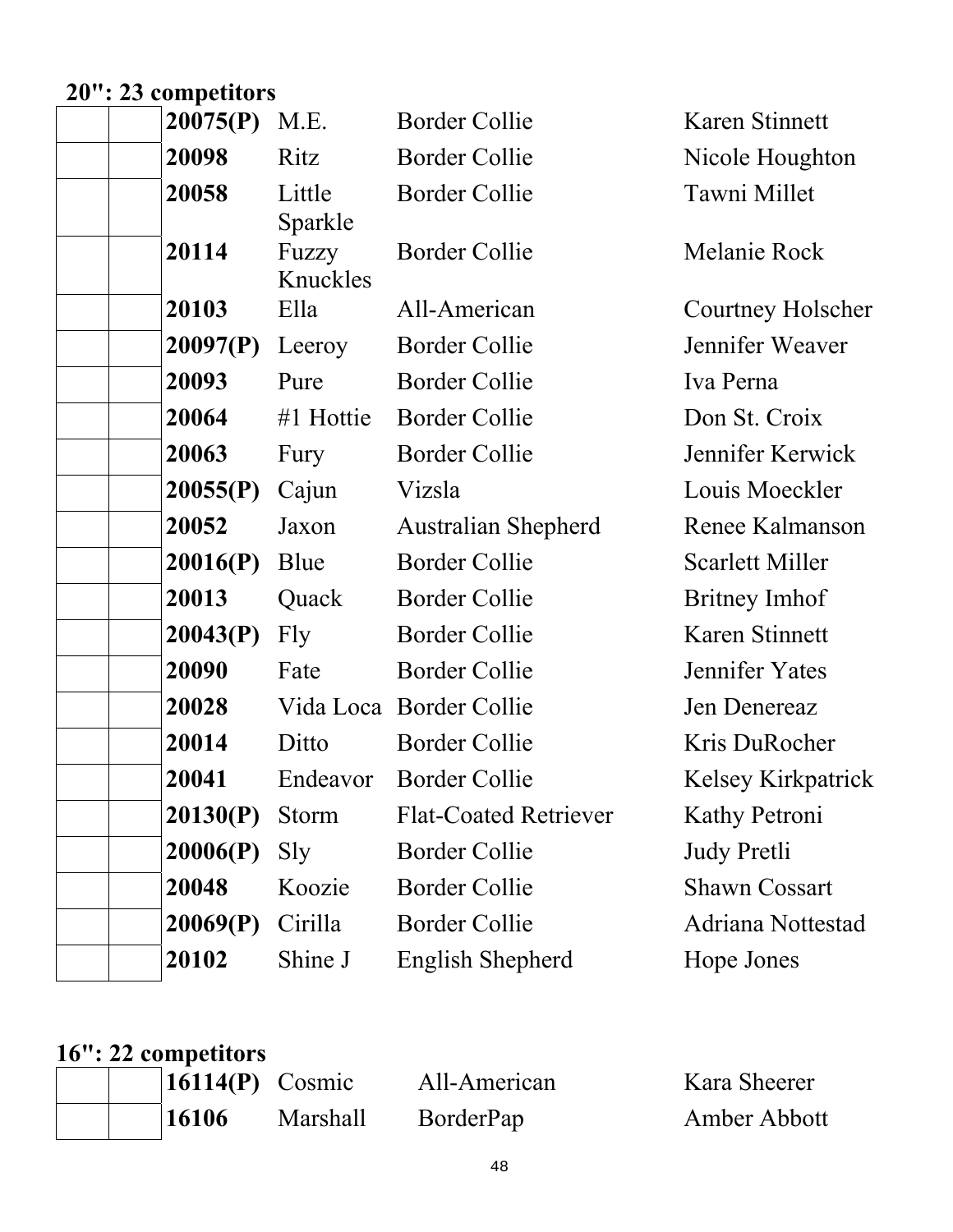**20": 23 competitors**

| | | | | | |
|---|---|---|---|---|---|
| | | **20075(P)** | M.E. | Border Collie | Karen Stinnett |
| | | **20098** | Ritz | Border Collie | Nicole Houghton |
| | | **20058** | Little Sparkle | Border Collie | Tawni Millet |
| | | **20114** | Fuzzy Knuckles | Border Collie | Melanie Rock |
| | | **20103** | Ella | All-American | Courtney Holscher |
| | | **20097(P)** | Leeroy | Border Collie | Jennifer Weaver |
| | | **20093** | Pure | Border Collie | Iva Perna |
| | | **20064** | #1 Hottie | Border Collie | Don St. Croix |
| | | **20063** | Fury | Border Collie | Jennifer Kerwick |
| | | **20055(P)** | Cajun | Vizsla | Louis Moeckler |
| | | **20052** | Jaxon | Australian Shepherd | Renee Kalmanson |
| | | **20016(P)** | Blue | Border Collie | Scarlett Miller |
| | | **20013** | Quack | Border Collie | Britney Imhof |
| | | **20043(P)** | Fly | Border Collie | Karen Stinnett |
| | | **20090** | Fate | Border Collie | Jennifer Yates |
| | | **20028** | Vida Loca | Border Collie | Jen Denereaz |
| | | **20014** | Ditto | Border Collie | Kris DuRocher |
| | | **20041** | Endeavor | Border Collie | Kelsey Kirkpatrick |
| | | **20130(P)** | Storm | Flat-Coated Retriever | Kathy Petroni |
| | | **20006(P)** | Sly | Border Collie | Judy Pretli |
| | | **20048** | Koozie | Border Collie | Shawn Cossart |
| | | **20069(P)** | Cirilla | Border Collie | Adriana Nottestad |
| | | **20102** | Shine J | English Shepherd | Hope Jones |

**16": 22 competitors**

| | | | | | |
|---|---|---|---|---|---|
| | | **16114(P)** | Cosmic | All-American | Kara Sheerer |
| | | **16106** | Marshall | BorderPap | Amber Abbott |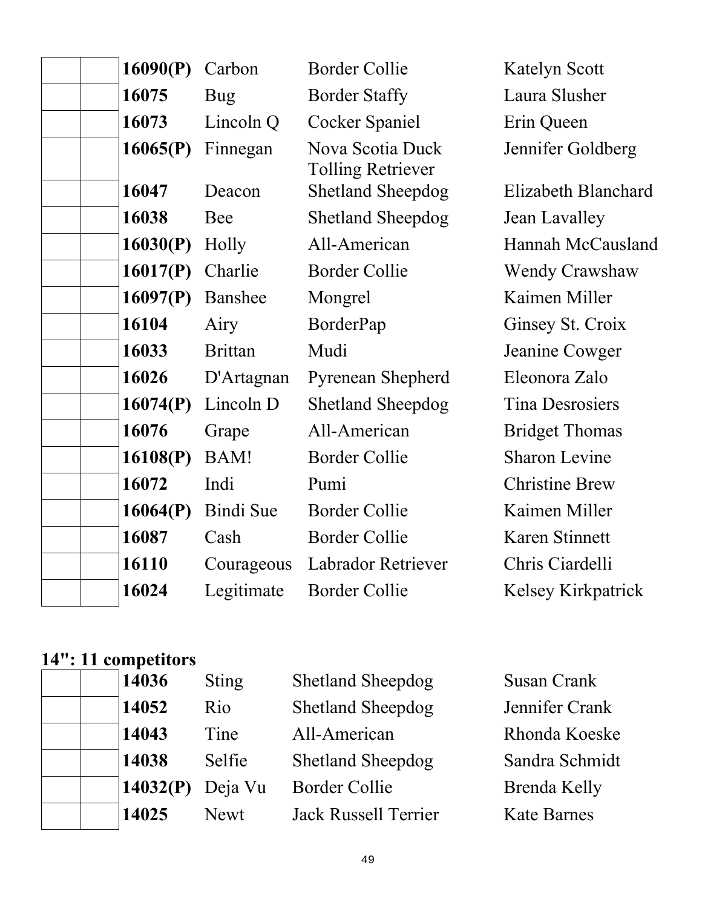| | | | | | |
|---|---|---|---|---|---|
| | | **16090(P)** | Carbon | Border Collie | Katelyn Scott |
| | | **16075** | Bug | Border Staffy | Laura Slusher |
| | | **16073** | Lincoln Q | Cocker Spaniel | Erin Queen |
| | | **16065(P)** | Finnegan | Nova Scotia Duck Tolling Retriever | Jennifer Goldberg |
| | | **16047** | Deacon | Shetland Sheepdog | Elizabeth Blanchard |
| | | **16038** | Bee | Shetland Sheepdog | Jean Lavalley |
| | | **16030(P)** | Holly | All-American | Hannah McCausland |
| | | **16017(P)** | Charlie | Border Collie | Wendy Crawshaw |
| | | **16097(P)** | Banshee | Mongrel | Kaimen Miller |
| | | **16104** | Airy | BorderPap | Ginsey St. Croix |
| | | **16033** | Brittan | Mudi | Jeanine Cowger |
| | | **16026** | D'Artagnan | Pyrenean Shepherd | Eleonora Zalo |
| | | **16074(P)** | Lincoln D | Shetland Sheepdog | Tina Desrosiers |
| | | **16076** | Grape | All-American | Bridget Thomas |
| | | **16108(P)** | BAM! | Border Collie | Sharon Levine |
| | | **16072** | Indi | Pumi | Christine Brew |
| | | **16064(P)** | Bindi Sue | Border Collie | Kaimen Miller |
| | | **16087** | Cash | Border Collie | Karen Stinnett |
| | | **16110** | Courageous | Labrador Retriever | Chris Ciardelli |
| | | **16024** | Legitimate | Border Collie | Kelsey Kirkpatrick |

### 14": 11 competitors

| | | | | | |
|---|---|---|---|---|---|
| | | **14036** | Sting | Shetland Sheepdog | Susan Crank |
| | | **14052** | Rio | Shetland Sheepdog | Jennifer Crank |
| | | **14043** | Tine | All-American | Rhonda Koeske |
| | | **14038** | Selfie | Shetland Sheepdog | Sandra Schmidt |
| | | **14032(P)** | Deja Vu | Border Collie | Brenda Kelly |
| | | **14025** | Newt | Jack Russell Terrier | Kate Barnes |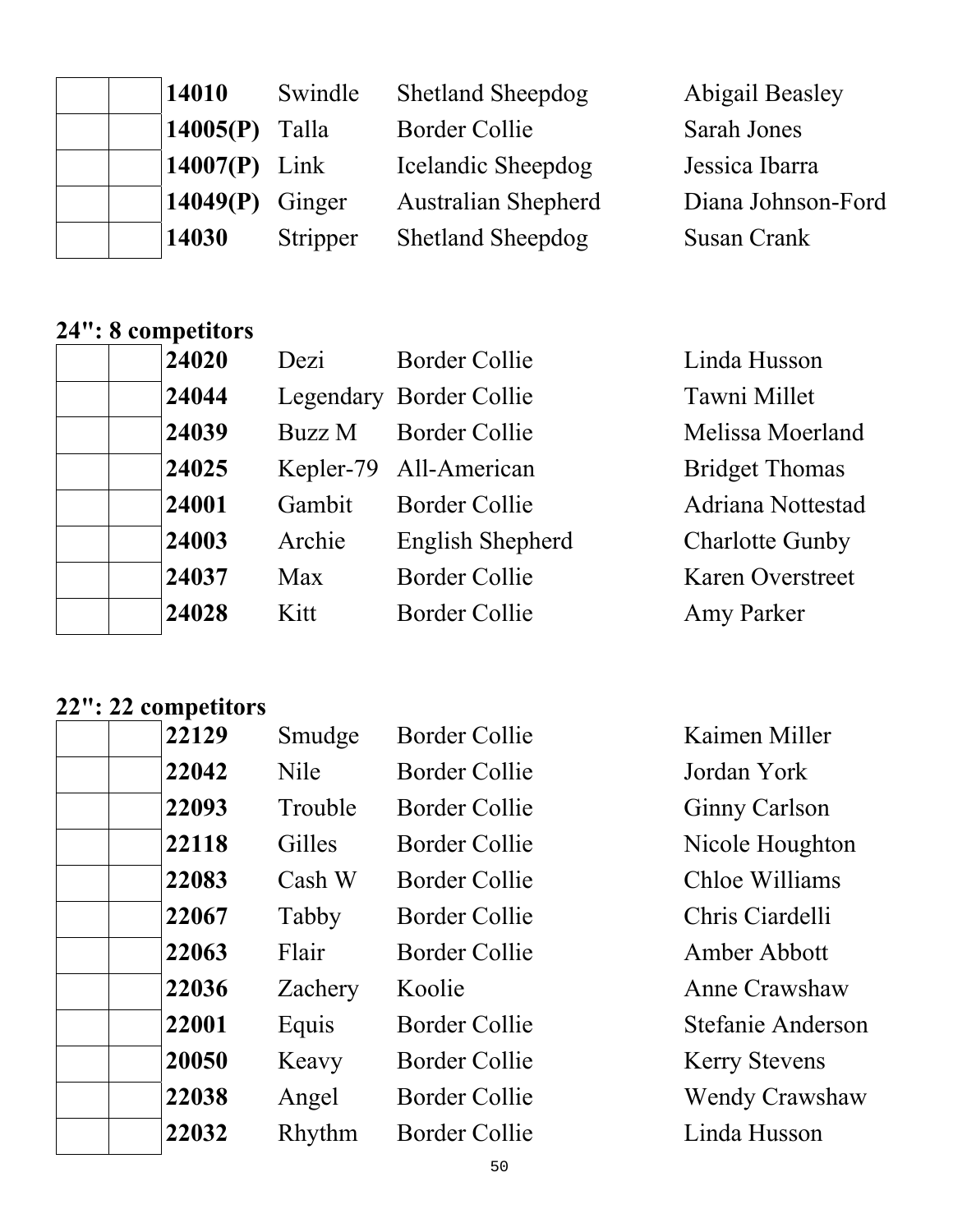| | | | | | |
|---|---|---|---|---|---|
| | | **14010** | Swindle | Shetland Sheepdog | Abigail Beasley |
| | | **14005(P)** | Talla | Border Collie | Sarah Jones |
| | | **14007(P)** | Link | Icelandic Sheepdog | Jessica Ibarra |
| | | **14049(P)** | Ginger | Australian Shepherd | Diana Johnson-Ford |
| | | **14030** | Stripper | Shetland Sheepdog | Susan Crank |

**24": 8 competitors**

| | | | | | |
|---|---|---|---|---|---|
| | | **24020** | Dezi | Border Collie | Linda Husson |
| | | **24044** | Legendary | Border Collie | Tawni Millet |
| | | **24039** | Buzz M | Border Collie | Melissa Moerland |
| | | **24025** | Kepler-79 | All-American | Bridget Thomas |
| | | **24001** | Gambit | Border Collie | Adriana Nottestad |
| | | **24003** | Archie | English Shepherd | Charlotte Gunby |
| | | **24037** | Max | Border Collie | Karen Overstreet |
| | | **24028** | Kitt | Border Collie | Amy Parker |

**22": 22 competitors**

| | | | | | |
|---|---|---|---|---|---|
| | | **22129** | Smudge | Border Collie | Kaimen Miller |
| | | **22042** | Nile | Border Collie | Jordan York |
| | | **22093** | Trouble | Border Collie | Ginny Carlson |
| | | **22118** | Gilles | Border Collie | Nicole Houghton |
| | | **22083** | Cash W | Border Collie | Chloe Williams |
| | | **22067** | Tabby | Border Collie | Chris Ciardelli |
| | | **22063** | Flair | Border Collie | Amber Abbott |
| | | **22036** | Zachery | Koolie | Anne Crawshaw |
| | | **22001** | Equis | Border Collie | Stefanie Anderson |
| | | **20050** | Keavy | Border Collie | Kerry Stevens |
| | | **22038** | Angel | Border Collie | Wendy Crawshaw |
| | | **22032** | Rhythm | Border Collie | Linda Husson |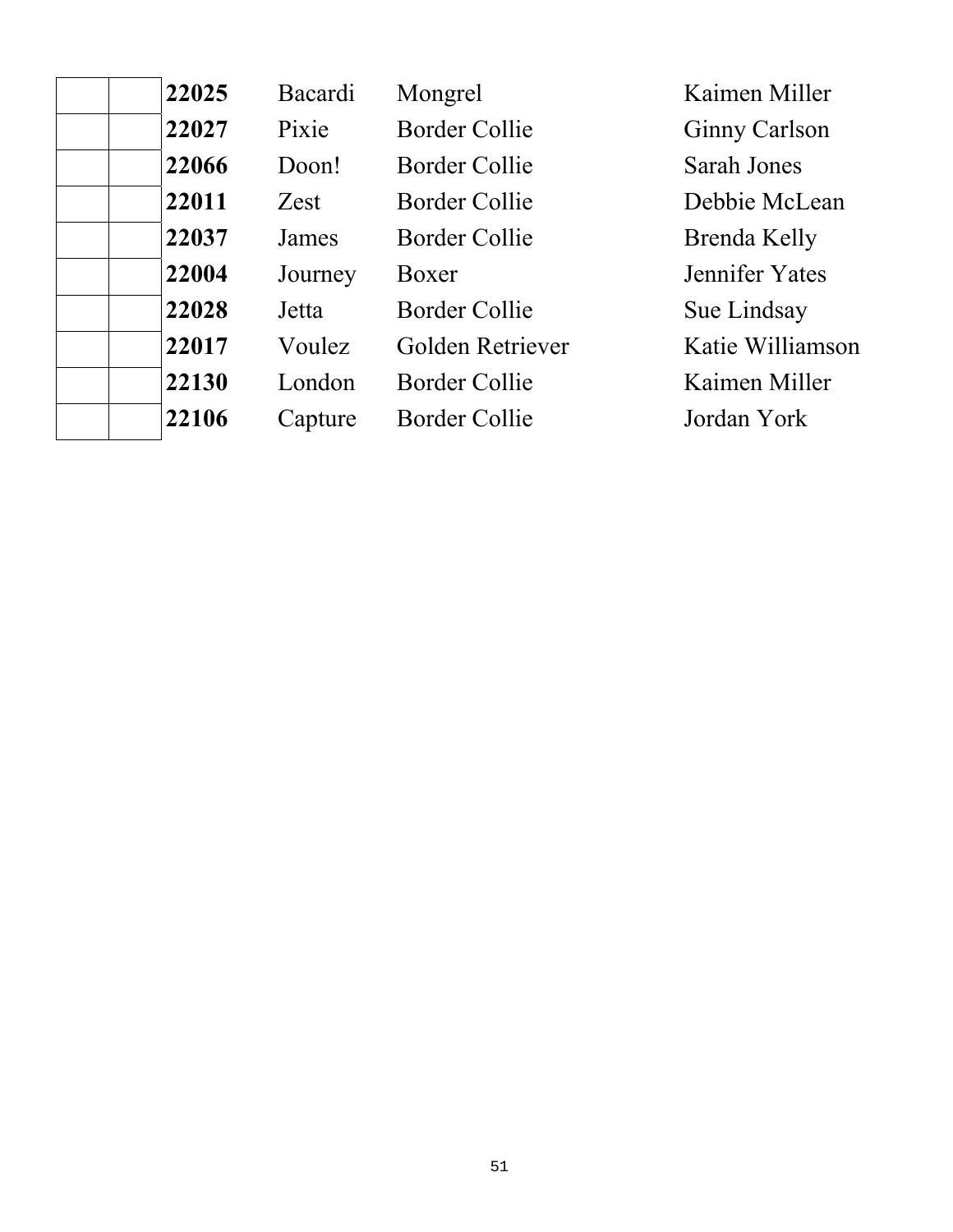| | | | | | |
|---|---|---|---|---|---|
| | | **22025** | Bacardi | Mongrel | Kaimen Miller |
| | | **22027** | Pixie | Border Collie | Ginny Carlson |
| | | **22066** | Doon! | Border Collie | Sarah Jones |
| | | **22011** | Zest | Border Collie | Debbie McLean |
| | | **22037** | James | Border Collie | Brenda Kelly |
| | | **22004** | Journey | Boxer | Jennifer Yates |
| | | **22028** | Jetta | Border Collie | Sue Lindsay |
| | | **22017** | Voulez | Golden Retriever | Katie Williamson |
| | | **22130** | London | Border Collie | Kaimen Miller |
| | | **22106** | Capture | Border Collie | Jordan York |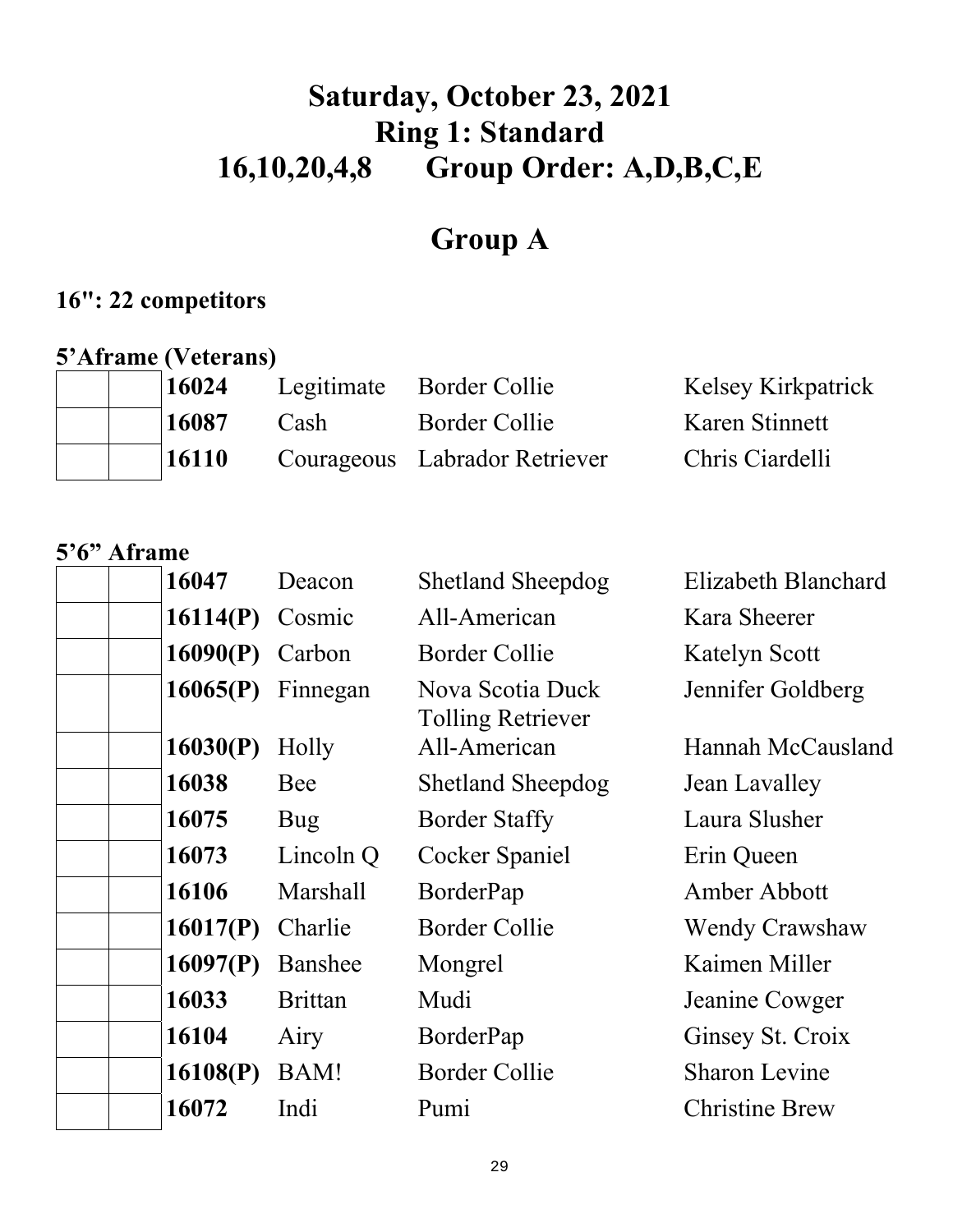# Saturday, October 23, 2021
# Ring 1: Standard
# 16,10,20,4,8 Group Order: A,D,B,C,E

## Group A

### 16": 22 competitors

**5'Aframe (Veterans)**

| | | | | | |
|---|---|---|---|---|---|
| | | **16024** | Legitimate | Border Collie | Kelsey Kirkpatrick |
| | | **16087** | Cash | Border Collie | Karen Stinnett |
| | | **16110** | Courageous | Labrador Retriever | Chris Ciardelli |

**5'6" Aframe**

| | | | | | |
|---|---|---|---|---|---|
| | | **16047** | Deacon | Shetland Sheepdog | Elizabeth Blanchard |
| | | **16114(P)** | Cosmic | All-American | Kara Sheerer |
| | | **16090(P)** | Carbon | Border Collie | Katelyn Scott |
| | | **16065(P)** | Finnegan | Nova Scotia Duck Tolling Retriever | Jennifer Goldberg |
| | | **16030(P)** | Holly | All-American | Hannah McCausland |
| | | **16038** | Bee | Shetland Sheepdog | Jean Lavalley |
| | | **16075** | Bug | Border Staffy | Laura Slusher |
| | | **16073** | Lincoln Q | Cocker Spaniel | Erin Queen |
| | | **16106** | Marshall | BorderPap | Amber Abbott |
| | | **16017(P)** | Charlie | Border Collie | Wendy Crawshaw |
| | | **16097(P)** | Banshee | Mongrel | Kaimen Miller |
| | | **16033** | Brittan | Mudi | Jeanine Cowger |
| | | **16104** | Airy | BorderPap | Ginsey St. Croix |
| | | **16108(P)** | BAM! | Border Collie | Sharon Levine |
| | | **16072** | Indi | Pumi | Christine Brew |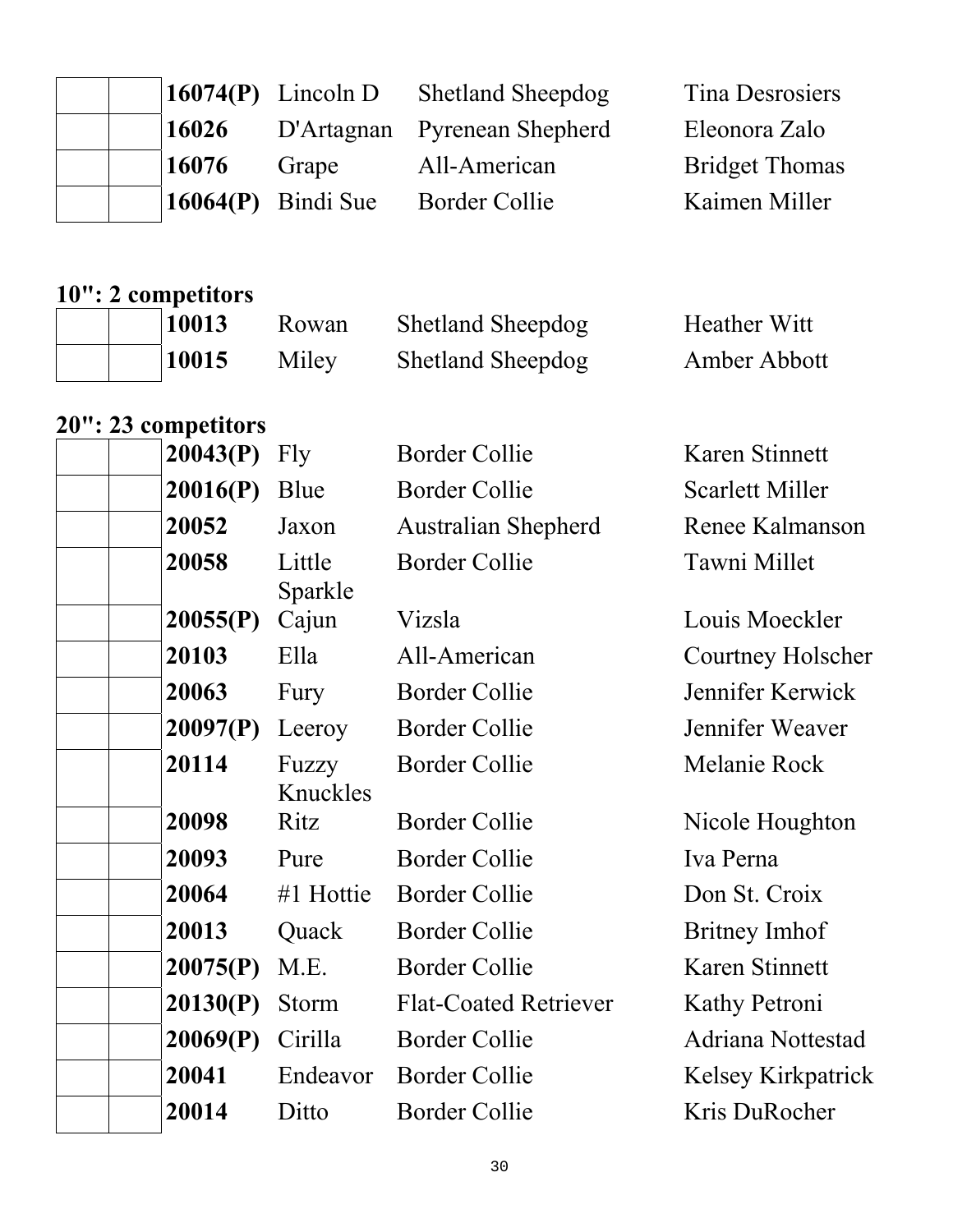| | | | | | |
|---|---|---|---|---|---|
| | | **16074(P)** | Lincoln D | Shetland Sheepdog | Tina Desrosiers |
| | | **16026** | D'Artagnan | Pyrenean Shepherd | Eleonora Zalo |
| | | **16076** | Grape | All-American | Bridget Thomas |
| | | **16064(P)** | Bindi Sue | Border Collie | Kaimen Miller |

**10": 2 competitors**

| | | | | | |
|---|---|---|---|---|---|
| | | **10013** | Rowan | Shetland Sheepdog | Heather Witt |
| | | **10015** | Miley | Shetland Sheepdog | Amber Abbott |

**20": 23 competitors**

| | | | | | |
|---|---|---|---|---|---|
| | | **20043(P)** | Fly | Border Collie | Karen Stinnett |
| | | **20016(P)** | Blue | Border Collie | Scarlett Miller |
| | | **20052** | Jaxon | Australian Shepherd | Renee Kalmanson |
| | | **20058** | Little Sparkle | Border Collie | Tawni Millet |
| | | **20055(P)** | Cajun | Vizsla | Louis Moeckler |
| | | **20103** | Ella | All-American | Courtney Holscher |
| | | **20063** | Fury | Border Collie | Jennifer Kerwick |
| | | **20097(P)** | Leeroy | Border Collie | Jennifer Weaver |
| | | **20114** | Fuzzy Knuckles | Border Collie | Melanie Rock |
| | | **20098** | Ritz | Border Collie | Nicole Houghton |
| | | **20093** | Pure | Border Collie | Iva Perna |
| | | **20064** | #1 Hottie | Border Collie | Don St. Croix |
| | | **20013** | Quack | Border Collie | Britney Imhof |
| | | **20075(P)** | M.E. | Border Collie | Karen Stinnett |
| | | **20130(P)** | Storm | Flat-Coated Retriever | Kathy Petroni |
| | | **20069(P)** | Cirilla | Border Collie | Adriana Nottestad |
| | | **20041** | Endeavor | Border Collie | Kelsey Kirkpatrick |
| | | **20014** | Ditto | Border Collie | Kris DuRocher |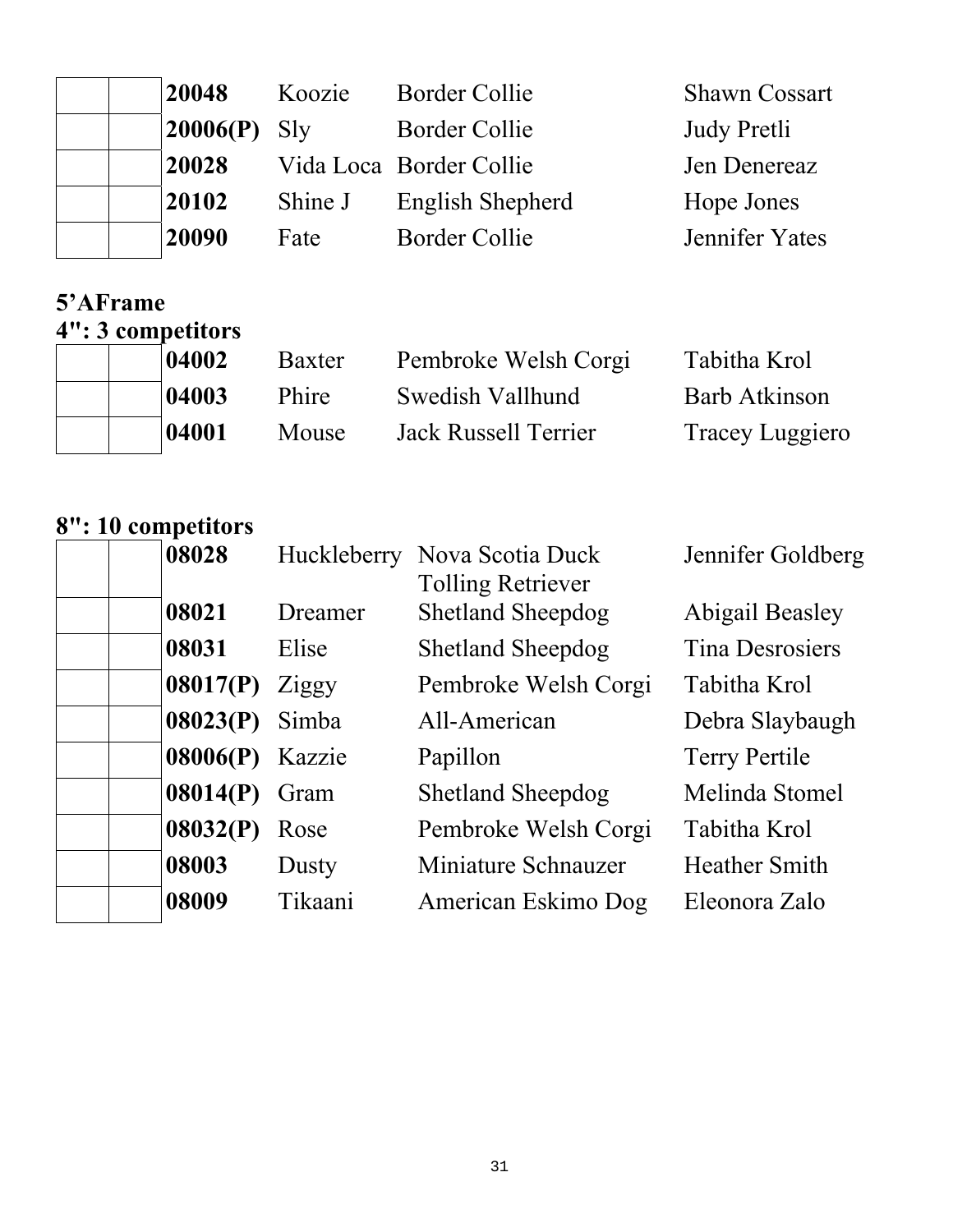|  |  | **20048** | Koozie | Border Collie | Shawn Cossart |
|---|---|---|---|---|---|
|  |  | **20006(P)** | Sly | Border Collie | Judy Pretli |
|  |  | **20028** | Vida Loca | Border Collie | Jen Denereaz |
|  |  | **20102** | Shine J | English Shepherd | Hope Jones |
|  |  | **20090** | Fate | Border Collie | Jennifer Yates |

**5'AFrame**

**4": 3 competitors**

|  |  | **04002** | Baxter | Pembroke Welsh Corgi | Tabitha Krol |
|---|---|---|---|---|---|
|  |  | **04003** | Phire | Swedish Vallhund | Barb Atkinson |
|  |  | **04001** | Mouse | Jack Russell Terrier | Tracey Luggiero |

**8": 10 competitors**

|  |  | **08028** | Huckleberry | Nova Scotia Duck Tolling Retriever | Jennifer Goldberg |
|---|---|---|---|---|---|
|  |  | **08021** | Dreamer | Shetland Sheepdog | Abigail Beasley |
|  |  | **08031** | Elise | Shetland Sheepdog | Tina Desrosiers |
|  |  | **08017(P)** | Ziggy | Pembroke Welsh Corgi | Tabitha Krol |
|  |  | **08023(P)** | Simba | All-American | Debra Slaybaugh |
|  |  | **08006(P)** | Kazzie | Papillon | Terry Pertile |
|  |  | **08014(P)** | Gram | Shetland Sheepdog | Melinda Stomel |
|  |  | **08032(P)** | Rose | Pembroke Welsh Corgi | Tabitha Krol |
|  |  | **08003** | Dusty | Miniature Schnauzer | Heather Smith |
|  |  | **08009** | Tikaani | American Eskimo Dog | Eleonora Zalo |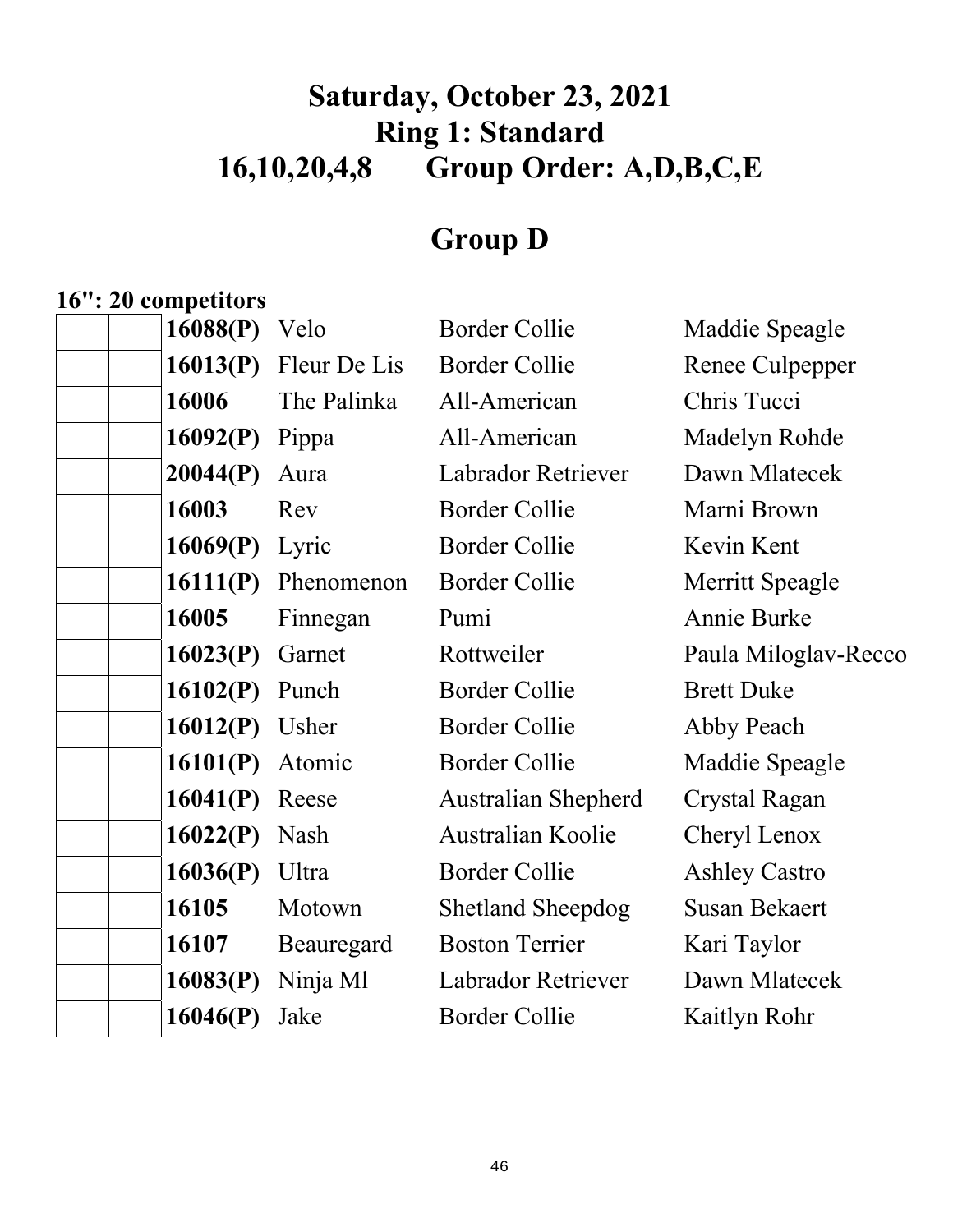# Saturday, October 23, 2021
# Ring 1: Standard
# 16,10,20,4,8 Group Order: A,D,B,C,E

## Group D

**16": 20 competitors**

| | | | | | |
|---|---|---|---|---|---|
| | | **16088(P)** | Velo | Border Collie | Maddie Speagle |
| | | **16013(P)** | Fleur De Lis | Border Collie | Renee Culpepper |
| | | **16006** | The Palinka | All-American | Chris Tucci |
| | | **16092(P)** | Pippa | All-American | Madelyn Rohde |
| | | **20044(P)** | Aura | Labrador Retriever | Dawn Mlatecek |
| | | **16003** | Rev | Border Collie | Marni Brown |
| | | **16069(P)** | Lyric | Border Collie | Kevin Kent |
| | | **16111(P)** | Phenomenon | Border Collie | Merritt Speagle |
| | | **16005** | Finnegan | Pumi | Annie Burke |
| | | **16023(P)** | Garnet | Rottweiler | Paula Miloglav-Recco |
| | | **16102(P)** | Punch | Border Collie | Brett Duke |
| | | **16012(P)** | Usher | Border Collie | Abby Peach |
| | | **16101(P)** | Atomic | Border Collie | Maddie Speagle |
| | | **16041(P)** | Reese | Australian Shepherd | Crystal Ragan |
| | | **16022(P)** | Nash | Australian Koolie | Cheryl Lenox |
| | | **16036(P)** | Ultra | Border Collie | Ashley Castro |
| | | **16105** | Motown | Shetland Sheepdog | Susan Bekaert |
| | | **16107** | Beauregard | Boston Terrier | Kari Taylor |
| | | **16083(P)** | Ninja Ml | Labrador Retriever | Dawn Mlatecek |
| | | **16046(P)** | Jake | Border Collie | Kaitlyn Rohr |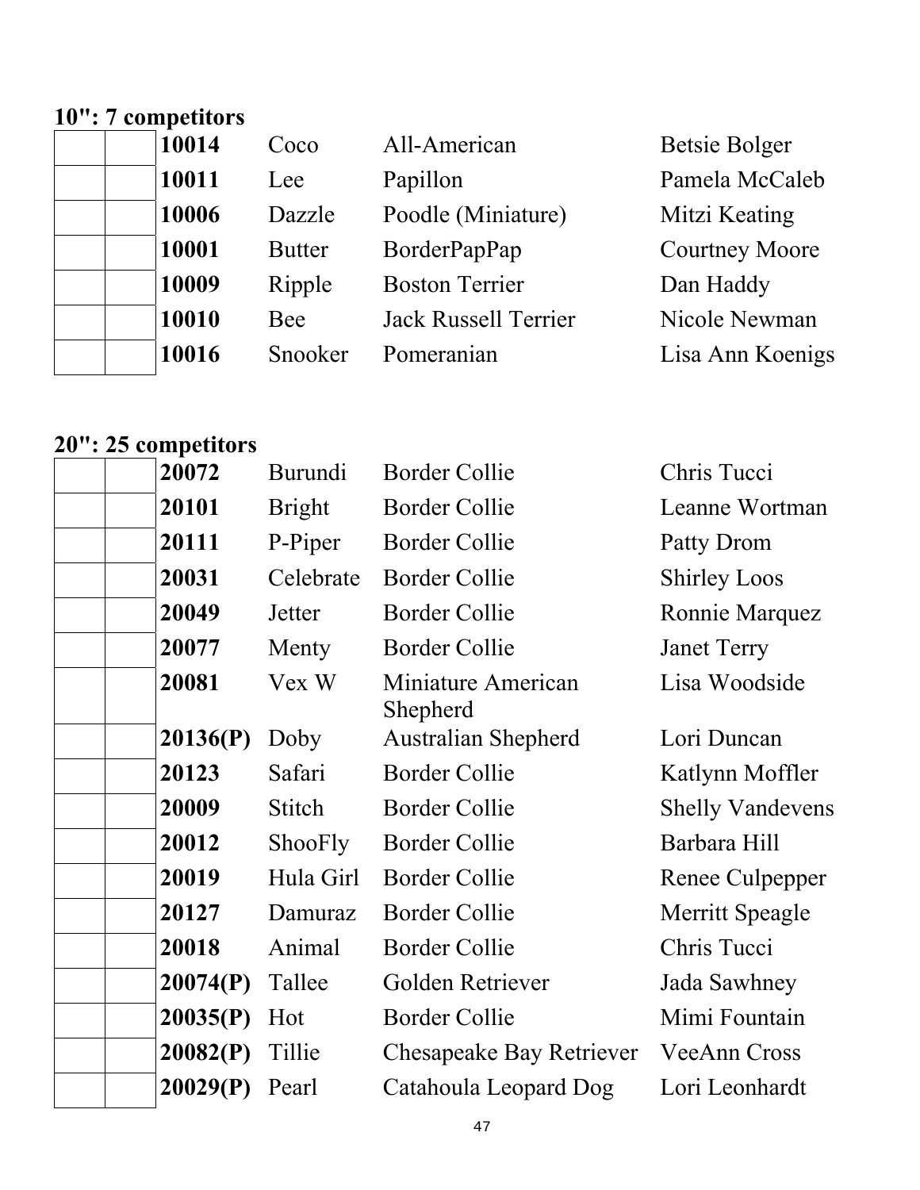**10": 7 competitors**

| | | | | | |
|---|---|---|---|---|---|
| | | **10014** | Coco | All-American | Betsie Bolger |
| | | **10011** | Lee | Papillon | Pamela McCaleb |
| | | **10006** | Dazzle | Poodle (Miniature) | Mitzi Keating |
| | | **10001** | Butter | BorderPapPap | Courtney Moore |
| | | **10009** | Ripple | Boston Terrier | Dan Haddy |
| | | **10010** | Bee | Jack Russell Terrier | Nicole Newman |
| | | **10016** | Snooker | Pomeranian | Lisa Ann Koenigs |

**20": 25 competitors**

| | | | | | |
|---|---|---|---|---|---|
| | | **20072** | Burundi | Border Collie | Chris Tucci |
| | | **20101** | Bright | Border Collie | Leanne Wortman |
| | | **20111** | P-Piper | Border Collie | Patty Drom |
| | | **20031** | Celebrate | Border Collie | Shirley Loos |
| | | **20049** | Jetter | Border Collie | Ronnie Marquez |
| | | **20077** | Menty | Border Collie | Janet Terry |
| | | **20081** | Vex W | Miniature American Shepherd | Lisa Woodside |
| | | **20136(P)** | Doby | Australian Shepherd | Lori Duncan |
| | | **20123** | Safari | Border Collie | Katlynn Moffler |
| | | **20009** | Stitch | Border Collie | Shelly Vandevens |
| | | **20012** | ShooFly | Border Collie | Barbara Hill |
| | | **20019** | Hula Girl | Border Collie | Renee Culpepper |
| | | **20127** | Damuraz | Border Collie | Merritt Speagle |
| | | **20018** | Animal | Border Collie | Chris Tucci |
| | | **20074(P)** | Tallee | Golden Retriever | Jada Sawhney |
| | | **20035(P)** | Hot | Border Collie | Mimi Fountain |
| | | **20082(P)** | Tillie | Chesapeake Bay Retriever | VeeAnn Cross |
| | | **20029(P)** | Pearl | Catahoula Leopard Dog | Lori Leonhardt |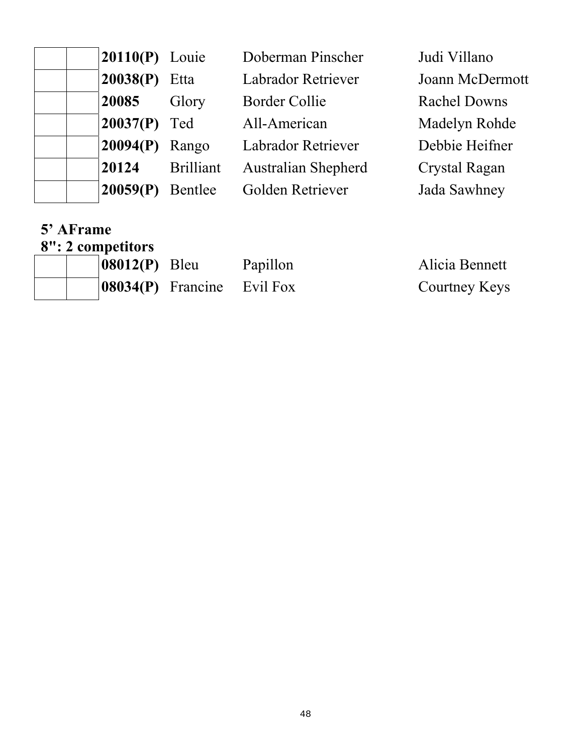| | | | | | |
|---|---|---|---|---|---|
| | | **20110(P)** | Louie | Doberman Pinscher | Judi Villano |
| | | **20038(P)** | Etta | Labrador Retriever | Joann McDermott |
| | | **20085** | Glory | Border Collie | Rachel Downs |
| | | **20037(P)** | Ted | All-American | Madelyn Rohde |
| | | **20094(P)** | Rango | Labrador Retriever | Debbie Heifner |
| | | **20124** | Brilliant | Australian Shepherd | Crystal Ragan |
| | | **20059(P)** | Bentlee | Golden Retriever | Jada Sawhney |

**5’ AFrame**
**8": 2 competitors**

| | | | | | |
|---|---|---|---|---|---|
| | | **08012(P)** | Bleu | Papillon | Alicia Bennett |
| | | **08034(P)** | Francine | Evil Fox | Courtney Keys |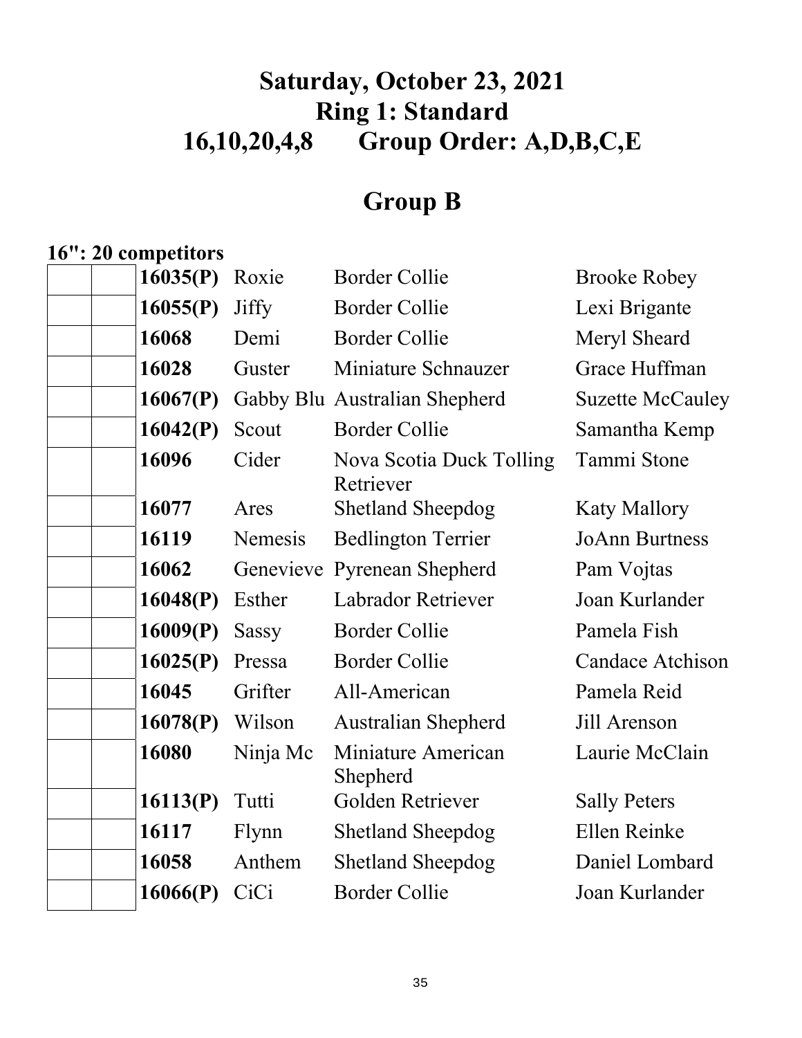# Saturday, October 23, 2021
# Ring 1: Standard
# 16,10,20,4,8 Group Order: A,D,B,C,E

## Group B

**16": 20 competitors**

| | | | | | |
|---|---|---|---|---|---|
| | | **16035(P)** | Roxie | Border Collie | Brooke Robey |
| | | **16055(P)** | Jiffy | Border Collie | Lexi Brigante |
| | | **16068** | Demi | Border Collie | Meryl Sheard |
| | | **16028** | Guster | Miniature Schnauzer | Grace Huffman |
| | | **16067(P)** | Gabby Blu | Australian Shepherd | Suzette McCauley |
| | | **16042(P)** | Scout | Border Collie | Samantha Kemp |
| | | **16096** | Cider | Nova Scotia Duck Tolling Retriever | Tammi Stone |
| | | **16077** | Ares | Shetland Sheepdog | Katy Mallory |
| | | **16119** | Nemesis | Bedlington Terrier | JoAnn Burtness |
| | | **16062** | Genevieve | Pyrenean Shepherd | Pam Vojtas |
| | | **16048(P)** | Esther | Labrador Retriever | Joan Kurlander |
| | | **16009(P)** | Sassy | Border Collie | Pamela Fish |
| | | **16025(P)** | Pressa | Border Collie | Candace Atchison |
| | | **16045** | Grifter | All-American | Pamela Reid |
| | | **16078(P)** | Wilson | Australian Shepherd | Jill Arenson |
| | | **16080** | Ninja Mc | Miniature American Shepherd | Laurie McClain |
| | | **16113(P)** | Tutti | Golden Retriever | Sally Peters |
| | | **16117** | Flynn | Shetland Sheepdog | Ellen Reinke |
| | | **16058** | Anthem | Shetland Sheepdog | Daniel Lombard |
| | | **16066(P)** | CiCi | Border Collie | Joan Kurlander |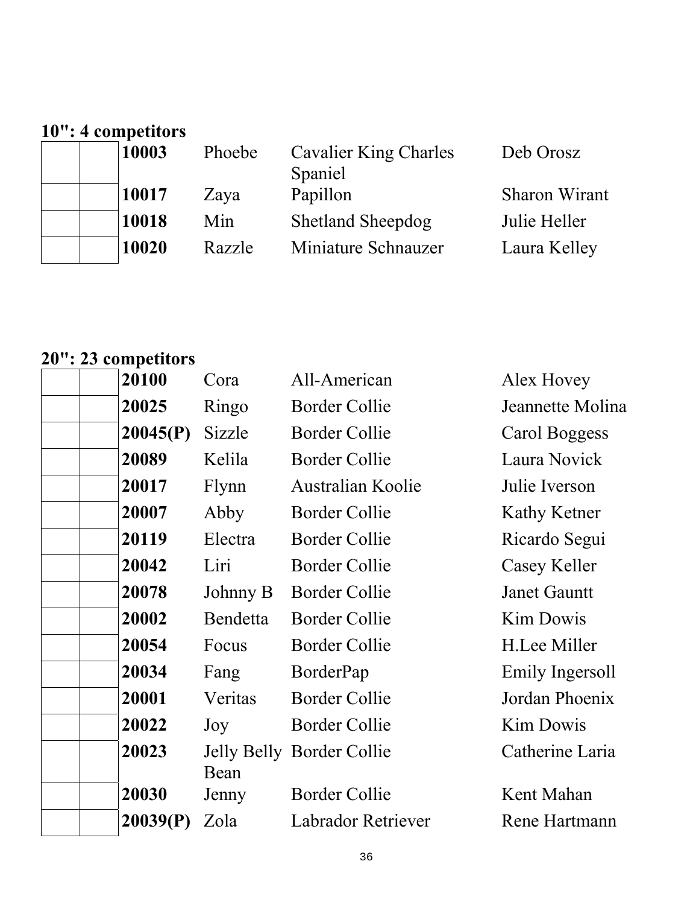**10": 4 competitors**

| | | | | | |
|---|---|---|---|---|---|
| | | **10003** | Phoebe | Cavalier King Charles Spaniel | Deb Orosz |
| | | **10017** | Zaya | Papillon | Sharon Wirant |
| | | **10018** | Min | Shetland Sheepdog | Julie Heller |
| | | **10020** | Razzle | Miniature Schnauzer | Laura Kelley |

**20": 23 competitors**

| | | | | | |
|---|---|---|---|---|---|
| | | **20100** | Cora | All-American | Alex Hovey |
| | | **20025** | Ringo | Border Collie | Jeannette Molina |
| | | **20045(P)** | Sizzle | Border Collie | Carol Boggess |
| | | **20089** | Kelila | Border Collie | Laura Novick |
| | | **20017** | Flynn | Australian Koolie | Julie Iverson |
| | | **20007** | Abby | Border Collie | Kathy Ketner |
| | | **20119** | Electra | Border Collie | Ricardo Segui |
| | | **20042** | Liri | Border Collie | Casey Keller |
| | | **20078** | Johnny B | Border Collie | Janet Gauntt |
| | | **20002** | Bendetta | Border Collie | Kim Dowis |
| | | **20054** | Focus | Border Collie | H.Lee Miller |
| | | **20034** | Fang | BorderPap | Emily Ingersoll |
| | | **20001** | Veritas | Border Collie | Jordan Phoenix |
| | | **20022** | Joy | Border Collie | Kim Dowis |
| | | **20023** | Jelly Belly Bean | Border Collie | Catherine Laria |
| | | **20030** | Jenny | Border Collie | Kent Mahan |
| | | **20039(P)** | Zola | Labrador Retriever | Rene Hartmann |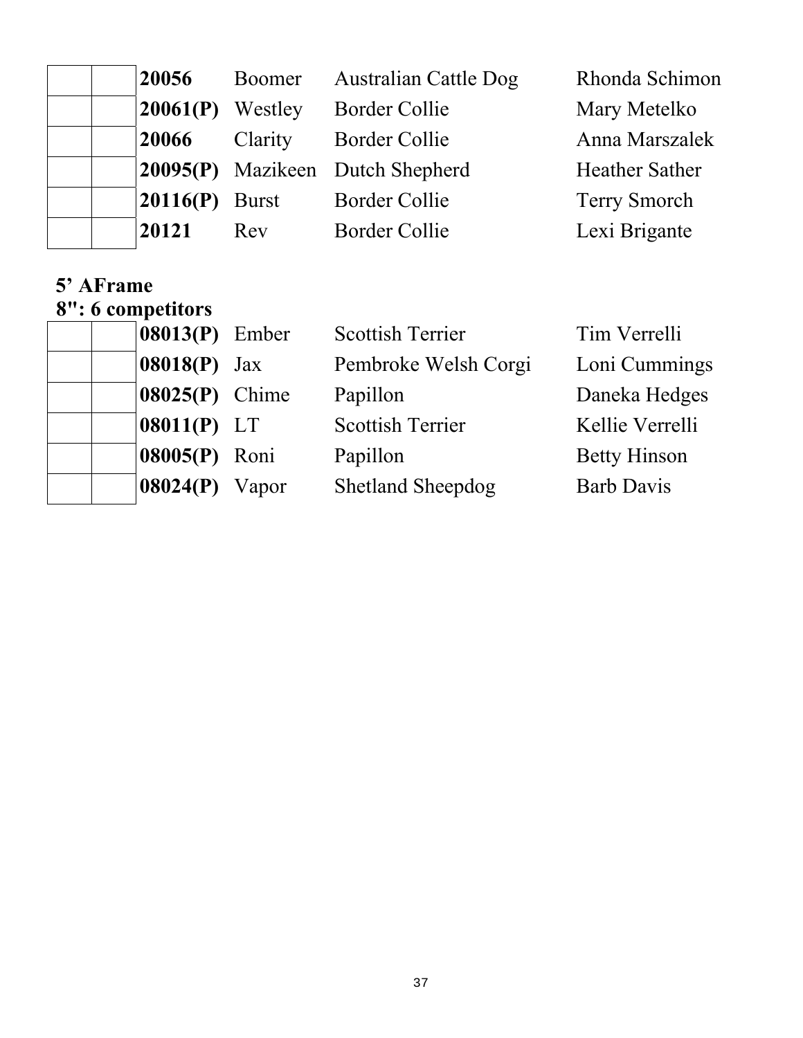| | | | | | |
|---|---|---|---|---|---|
| | | **20056** | Boomer | Australian Cattle Dog | Rhonda Schimon |
| | | **20061(P)** | Westley | Border Collie | Mary Metelko |
| | | **20066** | Clarity | Border Collie | Anna Marszalek |
| | | **20095(P)** | Mazikeen | Dutch Shepherd | Heather Sather |
| | | **20116(P)** | Burst | Border Collie | Terry Smorch |
| | | **20121** | Rev | Border Collie | Lexi Brigante |

**5' AFrame**
**8": 6 competitors**

| | | | | | |
|---|---|---|---|---|---|
| | | **08013(P)** | Ember | Scottish Terrier | Tim Verrelli |
| | | **08018(P)** | Jax | Pembroke Welsh Corgi | Loni Cummings |
| | | **08025(P)** | Chime | Papillon | Daneka Hedges |
| | | **08011(P)** | LT | Scottish Terrier | Kellie Verrelli |
| | | **08005(P)** | Roni | Papillon | Betty Hinson |
| | | **08024(P)** | Vapor | Shetland Sheepdog | Barb Davis |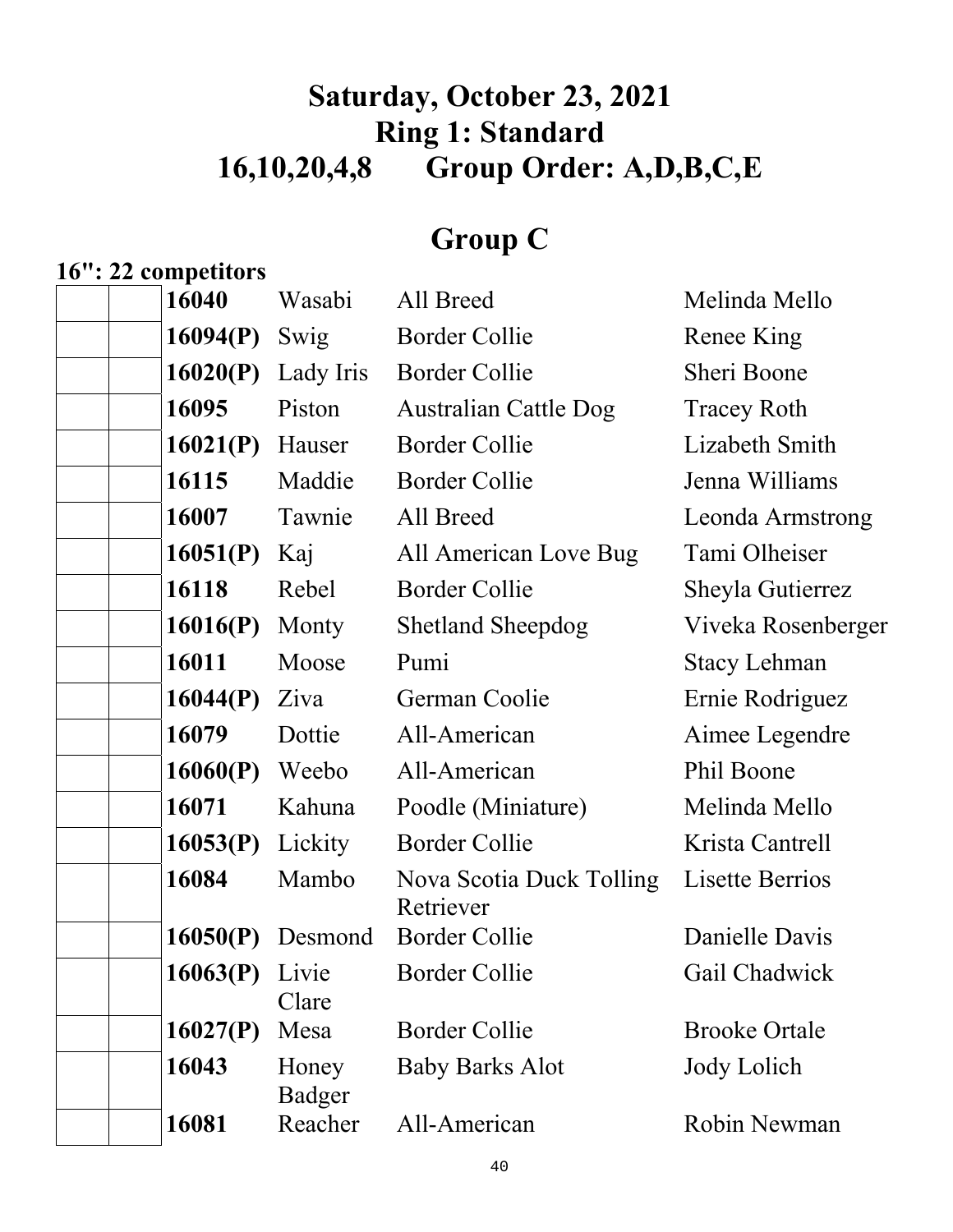# Saturday, October 23, 2021
# Ring 1: Standard
# 16,10,20,4,8 Group Order: A,D,B,C,E

## Group C

**16": 22 competitors**

| | | | | | |
|---|---|---|---|---|---|
| | | **16040** | Wasabi | All Breed | Melinda Mello |
| | | **16094(P)** | Swig | Border Collie | Renee King |
| | | **16020(P)** | Lady Iris | Border Collie | Sheri Boone |
| | | **16095** | Piston | Australian Cattle Dog | Tracey Roth |
| | | **16021(P)** | Hauser | Border Collie | Lizabeth Smith |
| | | **16115** | Maddie | Border Collie | Jenna Williams |
| | | **16007** | Tawnie | All Breed | Leonda Armstrong |
| | | **16051(P)** | Kaj | All American Love Bug | Tami Olheiser |
| | | **16118** | Rebel | Border Collie | Sheyla Gutierrez |
| | | **16016(P)** | Monty | Shetland Sheepdog | Viveka Rosenberger |
| | | **16011** | Moose | Pumi | Stacy Lehman |
| | | **16044(P)** | Ziva | German Coolie | Ernie Rodriguez |
| | | **16079** | Dottie | All-American | Aimee Legendre |
| | | **16060(P)** | Weebo | All-American | Phil Boone |
| | | **16071** | Kahuna | Poodle (Miniature) | Melinda Mello |
| | | **16053(P)** | Lickity | Border Collie | Krista Cantrell |
| | | **16084** | Mambo | Nova Scotia Duck Tolling Retriever | Lisette Berrios |
| | | **16050(P)** | Desmond | Border Collie | Danielle Davis |
| | | **16063(P)** | Livie Clare | Border Collie | Gail Chadwick |
| | | **16027(P)** | Mesa | Border Collie | Brooke Ortale |
| | | **16043** | Honey Badger | Baby Barks Alot | Jody Lolich |
| | | **16081** | Reacher | All-American | Robin Newman |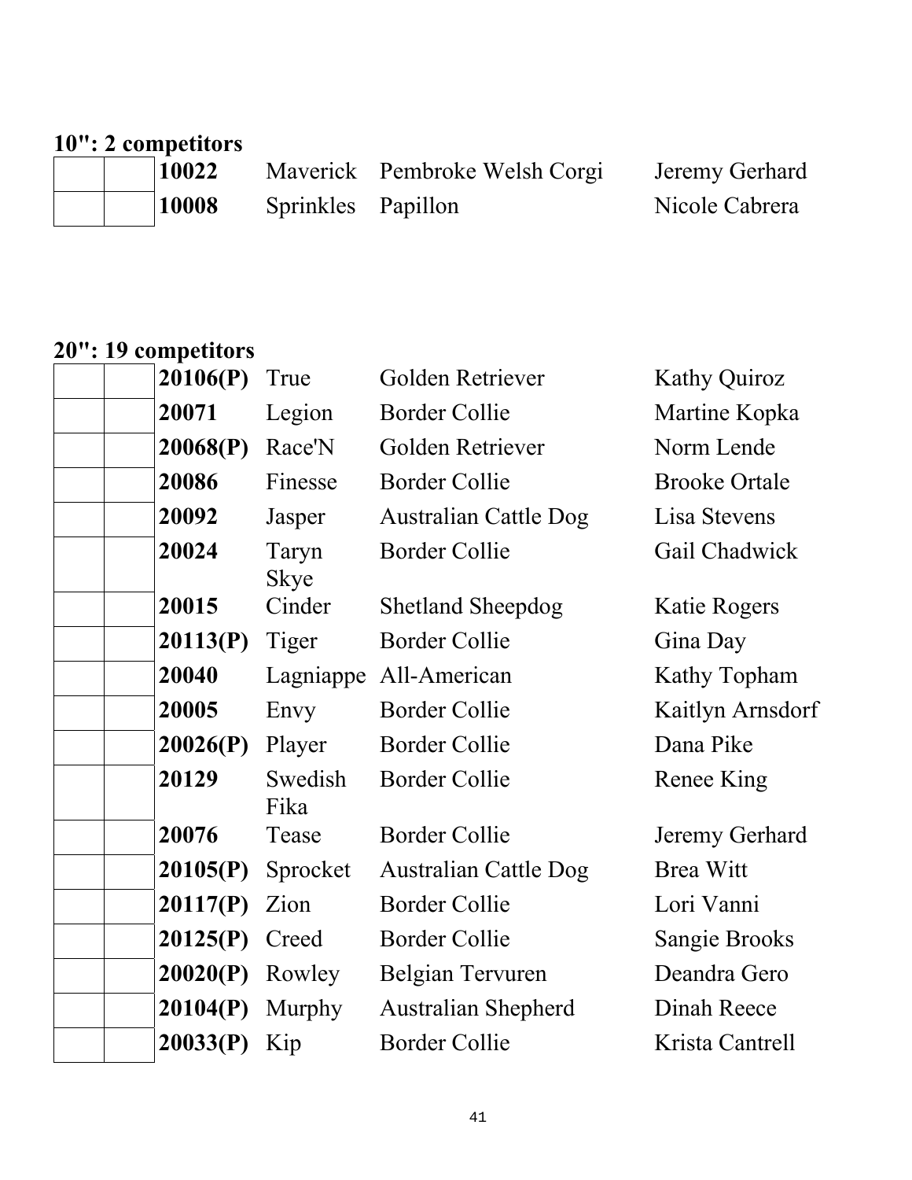**10": 2 competitors**

| | | | | | |
|---|---|---|---|---|---|
| | | **10022** | Maverick | Pembroke Welsh Corgi | Jeremy Gerhard |
| | | **10008** | Sprinkles | Papillon | Nicole Cabrera |

**20": 19 competitors**

| | | | | | |
|---|---|---|---|---|---|
| | | **20106(P)** | True | Golden Retriever | Kathy Quiroz |
| | | **20071** | Legion | Border Collie | Martine Kopka |
| | | **20068(P)** | Race'N | Golden Retriever | Norm Lende |
| | | **20086** | Finesse | Border Collie | Brooke Ortale |
| | | **20092** | Jasper | Australian Cattle Dog | Lisa Stevens |
| | | **20024** | Taryn Skye | Border Collie | Gail Chadwick |
| | | **20015** | Cinder | Shetland Sheepdog | Katie Rogers |
| | | **20113(P)** | Tiger | Border Collie | Gina Day |
| | | **20040** | Lagniappe | All-American | Kathy Topham |
| | | **20005** | Envy | Border Collie | Kaitlyn Arnsdorf |
| | | **20026(P)** | Player | Border Collie | Dana Pike |
| | | **20129** | Swedish Fika | Border Collie | Renee King |
| | | **20076** | Tease | Border Collie | Jeremy Gerhard |
| | | **20105(P)** | Sprocket | Australian Cattle Dog | Brea Witt |
| | | **20117(P)** | Zion | Border Collie | Lori Vanni |
| | | **20125(P)** | Creed | Border Collie | Sangie Brooks |
| | | **20020(P)** | Rowley | Belgian Tervuren | Deandra Gero |
| | | **20104(P)** | Murphy | Australian Shepherd | Dinah Reece |
| | | **20033(P)** | Kip | Border Collie | Krista Cantrell |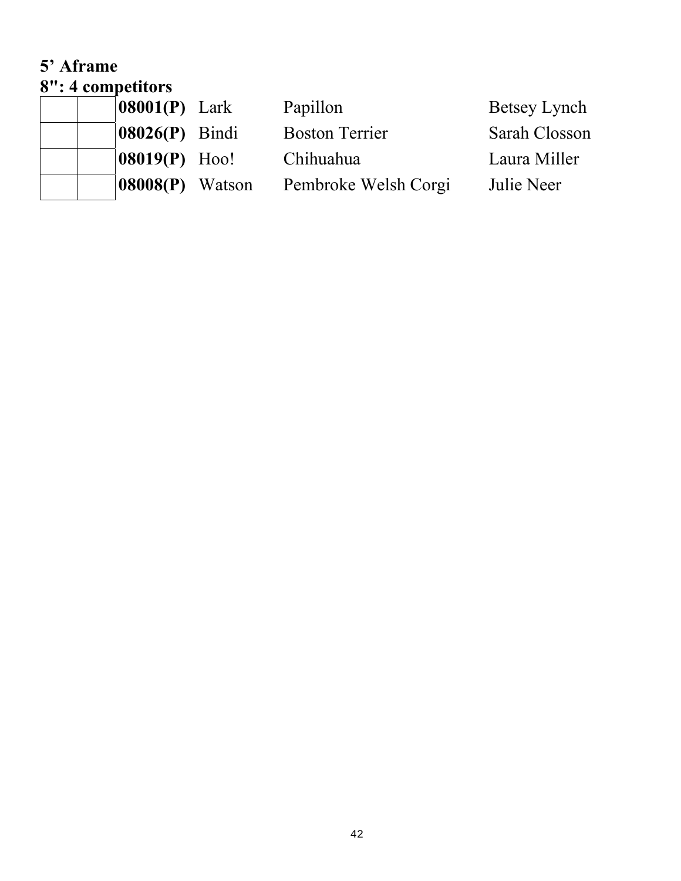**5' Aframe**

**8": 4 competitors**

| | | | | | |
|---|---|---|---|---|---|
| | | **08001(P)** | Lark | Papillon | Betsey Lynch |
| | | **08026(P)** | Bindi | Boston Terrier | Sarah Closson |
| | | **08019(P)** | Hoo! | Chihuahua | Laura Miller |
| | | **08008(P)** | Watson | Pembroke Welsh Corgi | Julie Neer |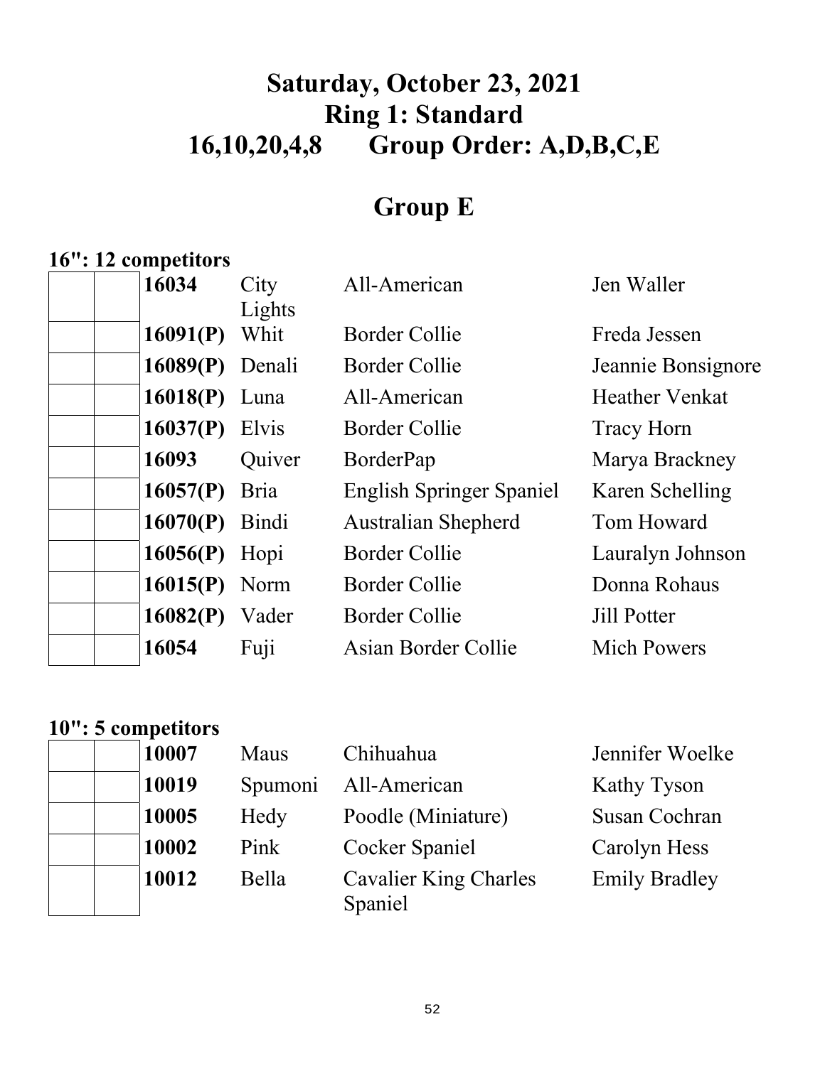# Saturday, October 23, 2021
# Ring 1: Standard
# 16,10,20,4,8 Group Order: A,D,B,C,E

## Group E

**16": 12 competitors**

| | | | | | |
|---|---|---|---|---|---|
| | | **16034** | City Lights | All-American | Jen Waller |
| | | **16091(P)** | Whit | Border Collie | Freda Jessen |
| | | **16089(P)** | Denali | Border Collie | Jeannie Bonsignore |
| | | **16018(P)** | Luna | All-American | Heather Venkat |
| | | **16037(P)** | Elvis | Border Collie | Tracy Horn |
| | | **16093** | Quiver | BorderPap | Marya Brackney |
| | | **16057(P)** | Bria | English Springer Spaniel | Karen Schelling |
| | | **16070(P)** | Bindi | Australian Shepherd | Tom Howard |
| | | **16056(P)** | Hopi | Border Collie | Lauralyn Johnson |
| | | **16015(P)** | Norm | Border Collie | Donna Rohaus |
| | | **16082(P)** | Vader | Border Collie | Jill Potter |
| | | **16054** | Fuji | Asian Border Collie | Mich Powers |

**10": 5 competitors**

| | | | | | |
|---|---|---|---|---|---|
| | | **10007** | Maus | Chihuahua | Jennifer Woelke |
| | | **10019** | Spumoni | All-American | Kathy Tyson |
| | | **10005** | Hedy | Poodle (Miniature) | Susan Cochran |
| | | **10002** | Pink | Cocker Spaniel | Carolyn Hess |
| | | **10012** | Bella | Cavalier King Charles Spaniel | Emily Bradley |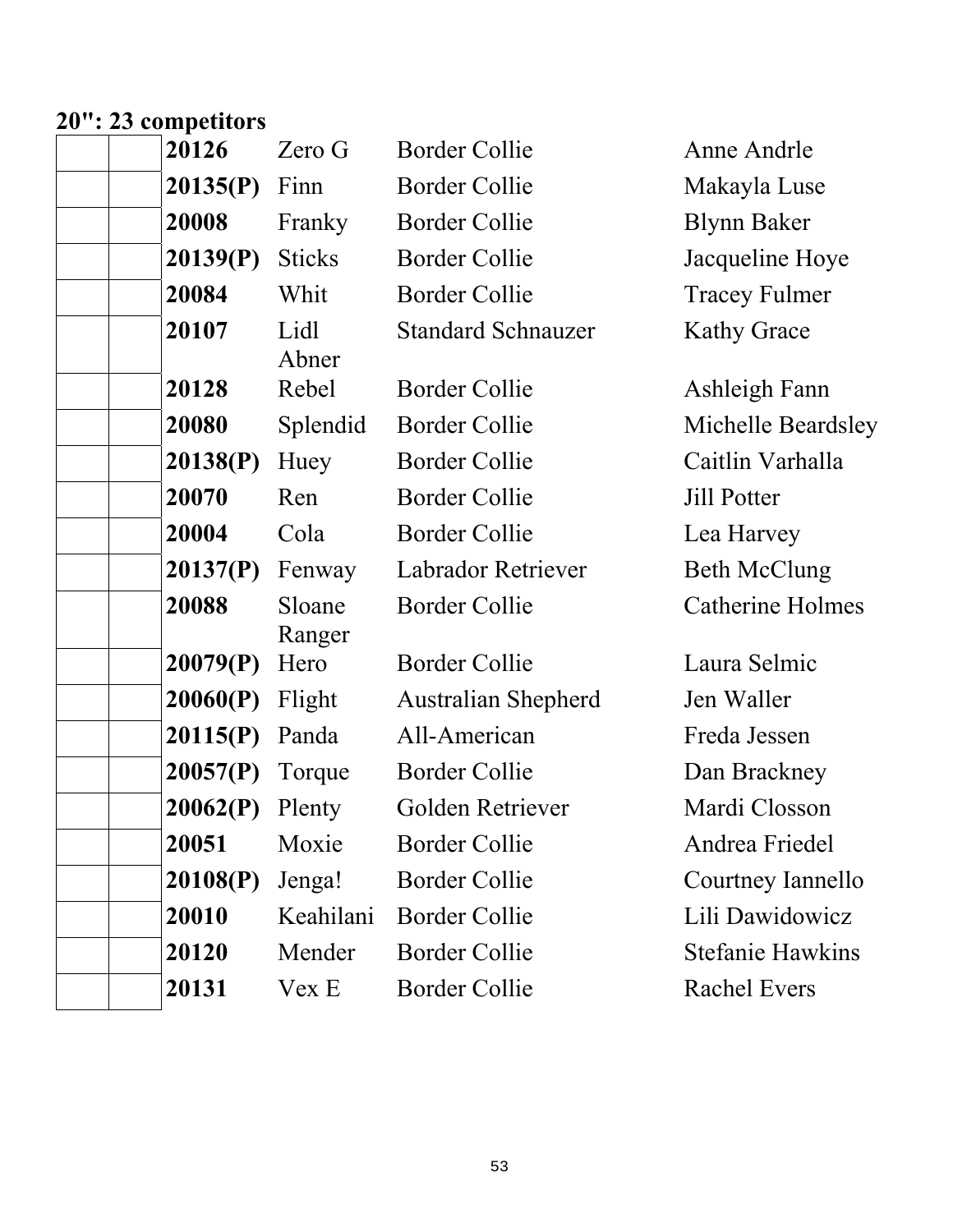**20": 23 competitors**

| | | | | | |
|---|---|---|---|---|---|
| | | **20126** | Zero G | Border Collie | Anne Andrle |
| | | **20135(P)** | Finn | Border Collie | Makayla Luse |
| | | **20008** | Franky | Border Collie | Blynn Baker |
| | | **20139(P)** | Sticks | Border Collie | Jacqueline Hoye |
| | | **20084** | Whit | Border Collie | Tracey Fulmer |
| | | **20107** | Lidl Abner | Standard Schnauzer | Kathy Grace |
| | | **20128** | Rebel | Border Collie | Ashleigh Fann |
| | | **20080** | Splendid | Border Collie | Michelle Beardsley |
| | | **20138(P)** | Huey | Border Collie | Caitlin Varhalla |
| | | **20070** | Ren | Border Collie | Jill Potter |
| | | **20004** | Cola | Border Collie | Lea Harvey |
| | | **20137(P)** | Fenway | Labrador Retriever | Beth McClung |
| | | **20088** | Sloane Ranger | Border Collie | Catherine Holmes |
| | | **20079(P)** | Hero | Border Collie | Laura Selmic |
| | | **20060(P)** | Flight | Australian Shepherd | Jen Waller |
| | | **20115(P)** | Panda | All-American | Freda Jessen |
| | | **20057(P)** | Torque | Border Collie | Dan Brackney |
| | | **20062(P)** | Plenty | Golden Retriever | Mardi Closson |
| | | **20051** | Moxie | Border Collie | Andrea Friedel |
| | | **20108(P)** | Jenga! | Border Collie | Courtney Iannello |
| | | **20010** | Keahilani | Border Collie | Lili Dawidowicz |
| | | **20120** | Mender | Border Collie | Stefanie Hawkins |
| | | **20131** | Vex E | Border Collie | Rachel Evers |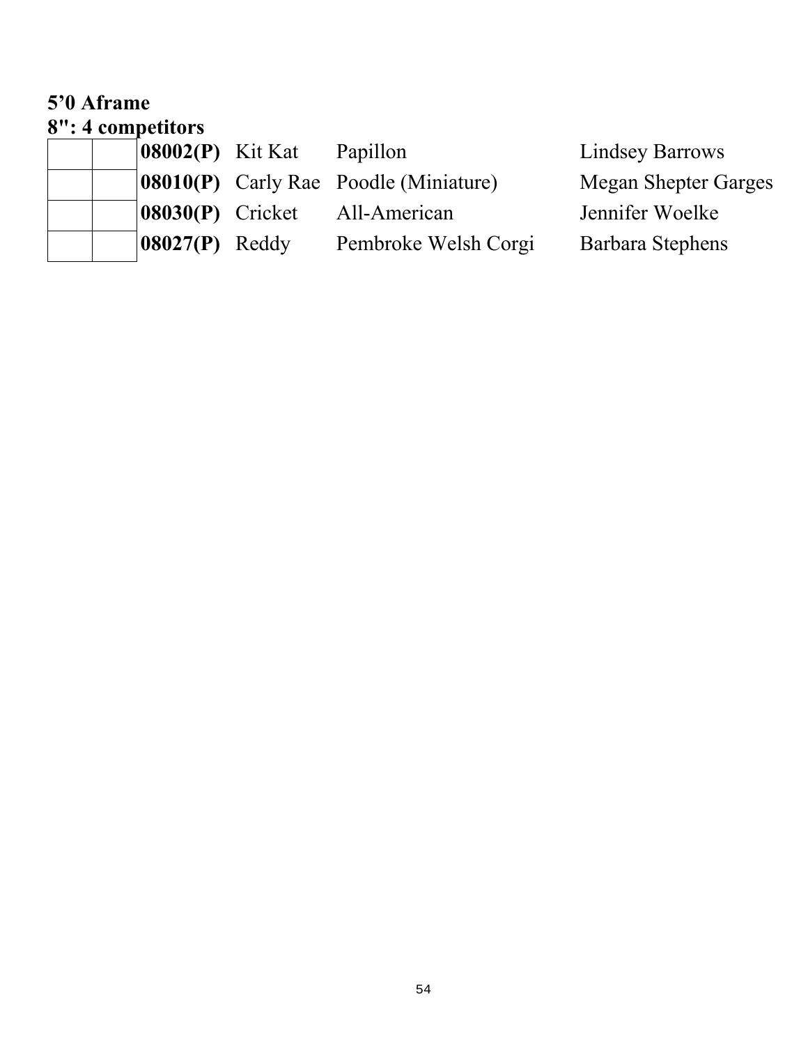**5'0 Aframe**

**8": 4 competitors**

| | | | | | |
|---|---|---|---|---|---|
| | | **08002(P)** | Kit Kat | Papillon | Lindsey Barrows |
| | | **08010(P)** | Carly Rae | Poodle (Miniature) | Megan Shepter Garges |
| | | **08030(P)** | Cricket | All-American | Jennifer Woelke |
| | | **08027(P)** | Reddy | Pembroke Welsh Corgi | Barbara Stephens |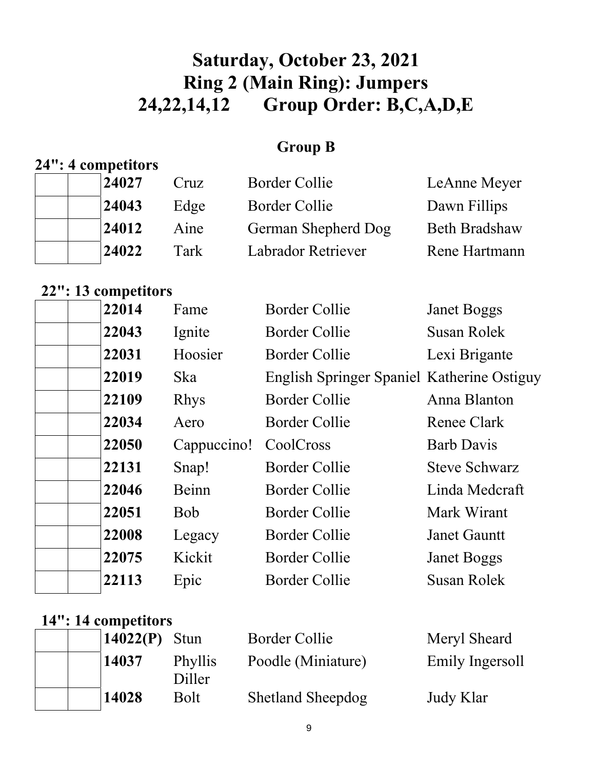# Saturday, October 23, 2021
# Ring 2 (Main Ring): Jumpers
# 24,22,14,12 Group Order: B,C,A,D,E

## Group B

**24": 4 competitors**

| | | | | | |
|---|---|---|---|---|---|
| | | **24027** | Cruz | Border Collie | LeAnne Meyer |
| | | **24043** | Edge | Border Collie | Dawn Fillips |
| | | **24012** | Aine | German Shepherd Dog | Beth Bradshaw |
| | | **24022** | Tark | Labrador Retriever | Rene Hartmann |

**22": 13 competitors**

| | | | | | |
|---|---|---|---|---|---|
| | | **22014** | Fame | Border Collie | Janet Boggs |
| | | **22043** | Ignite | Border Collie | Susan Rolek |
| | | **22031** | Hoosier | Border Collie | Lexi Brigante |
| | | **22019** | Ska | English Springer Spaniel | Katherine Ostiguy |
| | | **22109** | Rhys | Border Collie | Anna Blanton |
| | | **22034** | Aero | Border Collie | Renee Clark |
| | | **22050** | Cappuccino! | CoolCross | Barb Davis |
| | | **22131** | Snap! | Border Collie | Steve Schwarz |
| | | **22046** | Beinn | Border Collie | Linda Medcraft |
| | | **22051** | Bob | Border Collie | Mark Wirant |
| | | **22008** | Legacy | Border Collie | Janet Gauntt |
| | | **22075** | Kickit | Border Collie | Janet Boggs |
| | | **22113** | Epic | Border Collie | Susan Rolek |

**14": 14 competitors**

| | | | | | |
|---|---|---|---|---|---|
| | | **14022(P)** | Stun | Border Collie | Meryl Sheard |
| | | **14037** | Phyllis Diller | Poodle (Miniature) | Emily Ingersoll |
| | | **14028** | Bolt | Shetland Sheepdog | Judy Klar |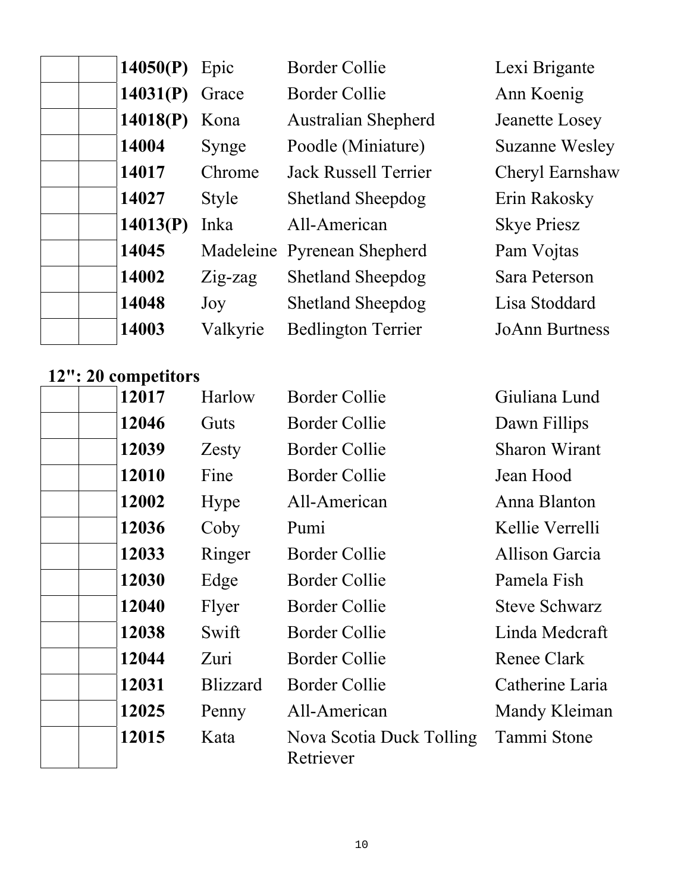| | | | | | |
|---|---|---|---|---|---|
| | | **14050(P)** | Epic | Border Collie | Lexi Brigante |
| | | **14031(P)** | Grace | Border Collie | Ann Koenig |
| | | **14018(P)** | Kona | Australian Shepherd | Jeanette Losey |
| | | **14004** | Synge | Poodle (Miniature) | Suzanne Wesley |
| | | **14017** | Chrome | Jack Russell Terrier | Cheryl Earnshaw |
| | | **14027** | Style | Shetland Sheepdog | Erin Rakosky |
| | | **14013(P)** | Inka | All-American | Skye Priesz |
| | | **14045** | Madeleine | Pyrenean Shepherd | Pam Vojtas |
| | | **14002** | Zig-zag | Shetland Sheepdog | Sara Peterson |
| | | **14048** | Joy | Shetland Sheepdog | Lisa Stoddard |
| | | **14003** | Valkyrie | Bedlington Terrier | JoAnn Burtness |

**12": 20 competitors**

| | | | | | |
|---|---|---|---|---|---|
| | | **12017** | Harlow | Border Collie | Giuliana Lund |
| | | **12046** | Guts | Border Collie | Dawn Fillips |
| | | **12039** | Zesty | Border Collie | Sharon Wirant |
| | | **12010** | Fine | Border Collie | Jean Hood |
| | | **12002** | Hype | All-American | Anna Blanton |
| | | **12036** | Coby | Pumi | Kellie Verrelli |
| | | **12033** | Ringer | Border Collie | Allison Garcia |
| | | **12030** | Edge | Border Collie | Pamela Fish |
| | | **12040** | Flyer | Border Collie | Steve Schwarz |
| | | **12038** | Swift | Border Collie | Linda Medcraft |
| | | **12044** | Zuri | Border Collie | Renee Clark |
| | | **12031** | Blizzard | Border Collie | Catherine Laria |
| | | **12025** | Penny | All-American | Mandy Kleiman |
| | | **12015** | Kata | Nova Scotia Duck Tolling Retriever | Tammi Stone |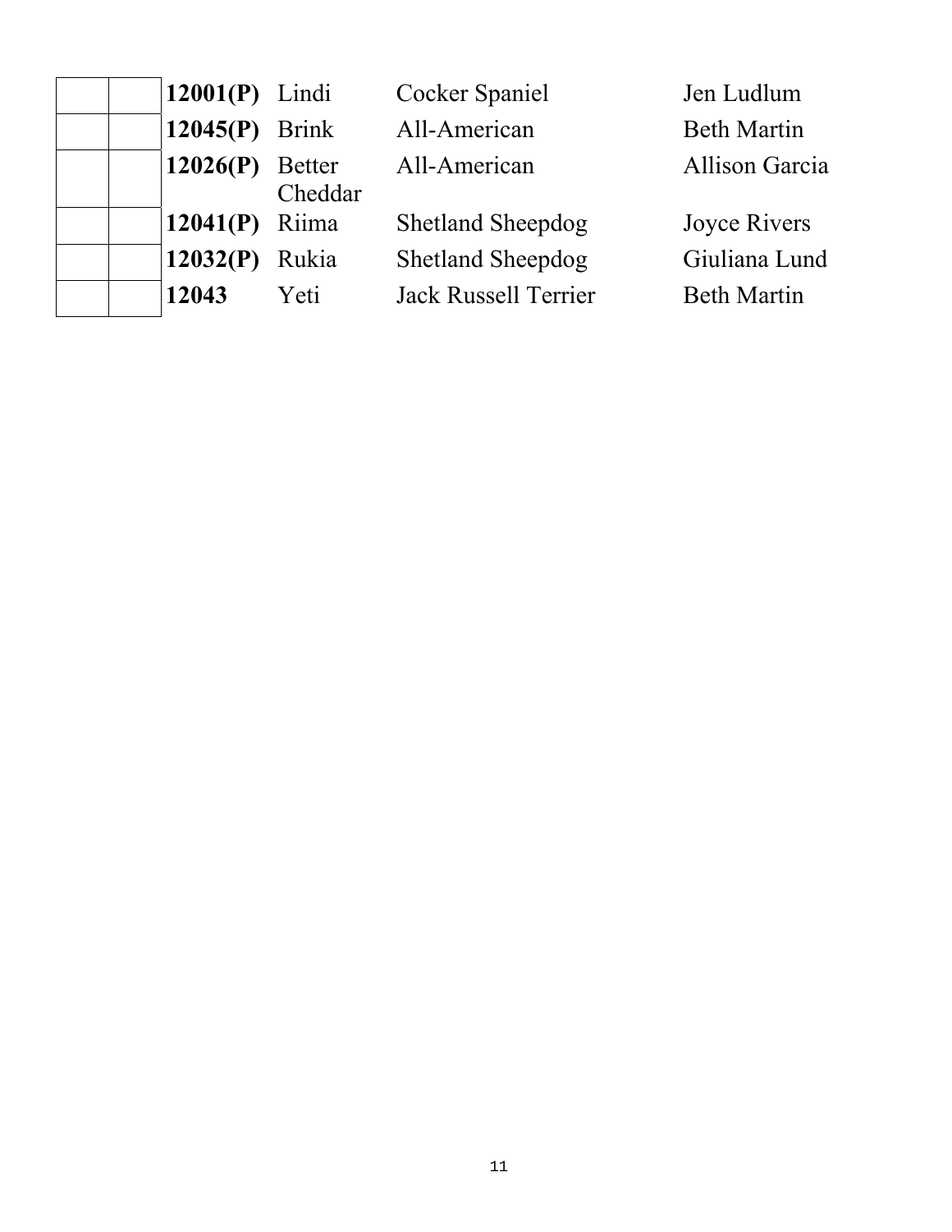| | | | | | |
|---|---|---|---|---|---|
| | | **12001(P)** | Lindi | Cocker Spaniel | Jen Ludlum |
| | | **12045(P)** | Brink | All-American | Beth Martin |
| | | **12026(P)** | Better Cheddar | All-American | Allison Garcia |
| | | **12041(P)** | Riima | Shetland Sheepdog | Joyce Rivers |
| | | **12032(P)** | Rukia | Shetland Sheepdog | Giuliana Lund |
| | | **12043** | Yeti | Jack Russell Terrier | Beth Martin |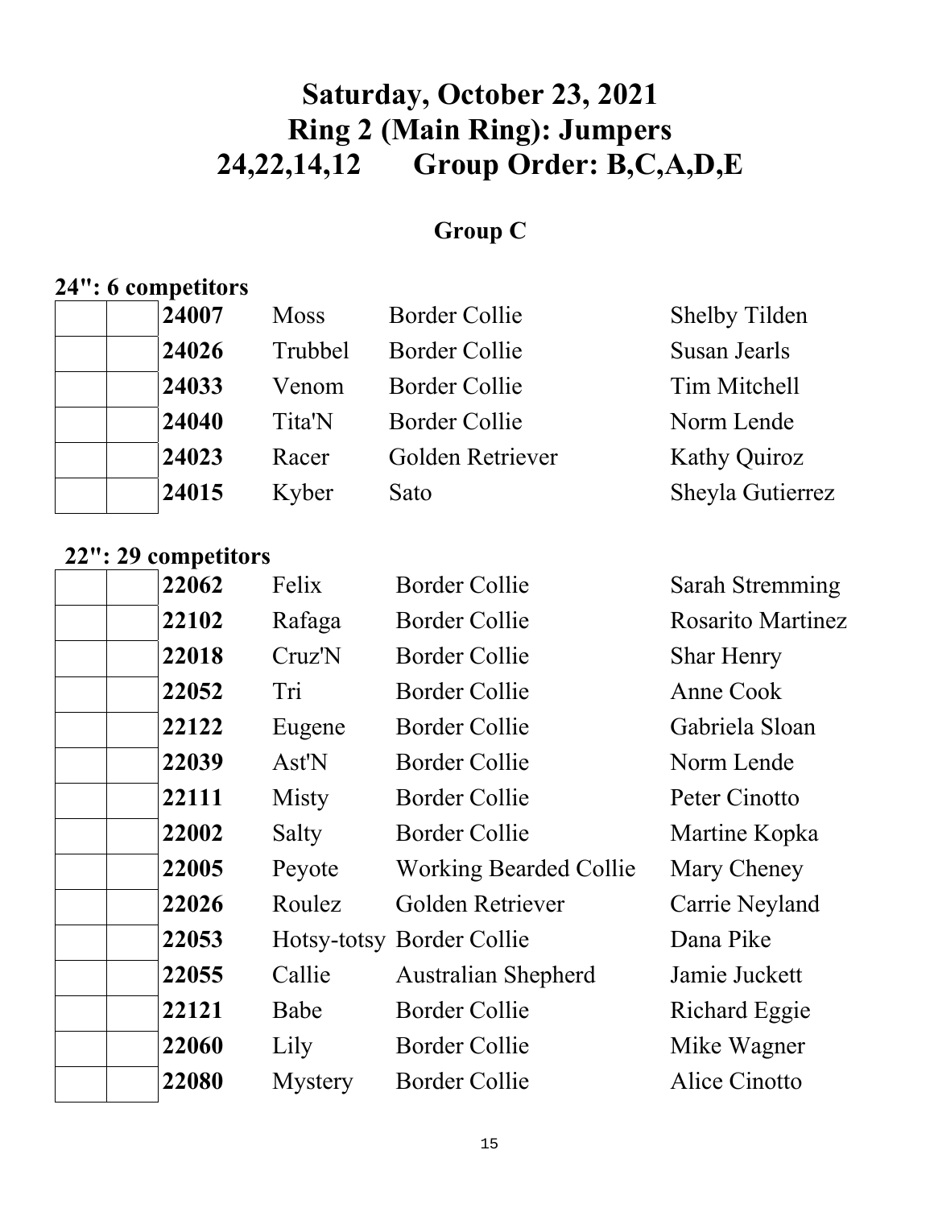# Saturday, October 23, 2021
# Ring 2 (Main Ring): Jumpers
# 24,22,14,12 Group Order: B,C,A,D,E

## Group C

**24": 6 competitors**

| | | | | | |
|---|---|---|---|---|---|
| | | **24007** | Moss | Border Collie | Shelby Tilden |
| | | **24026** | Trubbel | Border Collie | Susan Jearls |
| | | **24033** | Venom | Border Collie | Tim Mitchell |
| | | **24040** | Tita'N | Border Collie | Norm Lende |
| | | **24023** | Racer | Golden Retriever | Kathy Quiroz |
| | | **24015** | Kyber | Sato | Sheyla Gutierrez |

**22": 29 competitors**

| | | | | | |
|---|---|---|---|---|---|
| | | **22062** | Felix | Border Collie | Sarah Stremming |
| | | **22102** | Rafaga | Border Collie | Rosarito Martinez |
| | | **22018** | Cruz'N | Border Collie | Shar Henry |
| | | **22052** | Tri | Border Collie | Anne Cook |
| | | **22122** | Eugene | Border Collie | Gabriela Sloan |
| | | **22039** | Ast'N | Border Collie | Norm Lende |
| | | **22111** | Misty | Border Collie | Peter Cinotto |
| | | **22002** | Salty | Border Collie | Martine Kopka |
| | | **22005** | Peyote | Working Bearded Collie | Mary Cheney |
| | | **22026** | Roulez | Golden Retriever | Carrie Neyland |
| | | **22053** | Hotsy-totsy | Border Collie | Dana Pike |
| | | **22055** | Callie | Australian Shepherd | Jamie Juckett |
| | | **22121** | Babe | Border Collie | Richard Eggie |
| | | **22060** | Lily | Border Collie | Mike Wagner |
| | | **22080** | Mystery | Border Collie | Alice Cinotto |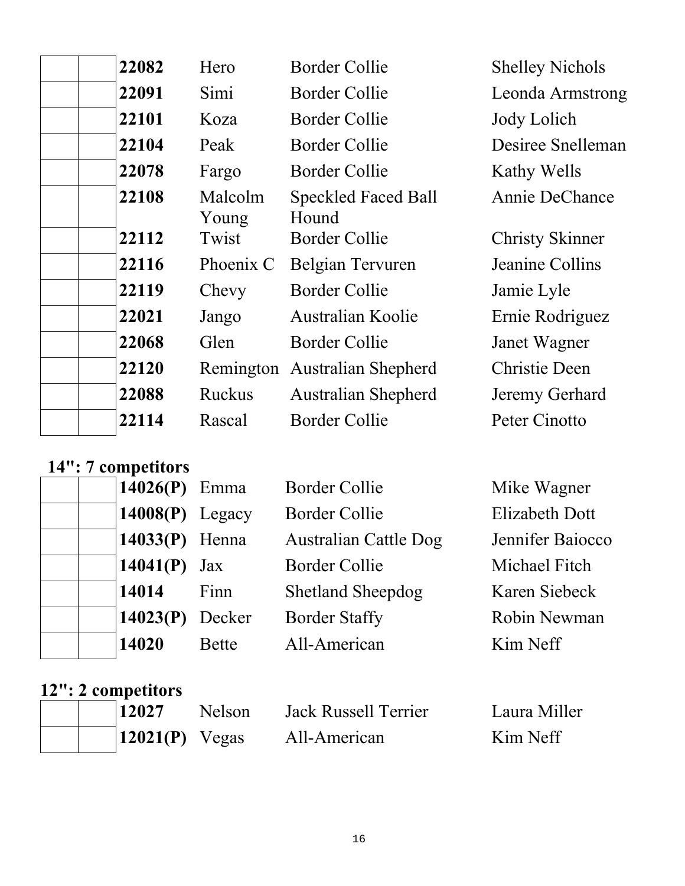| | | | | | |
|---|---|---|---|---|---|
| | | **22082** | Hero | Border Collie | Shelley Nichols |
| | | **22091** | Simi | Border Collie | Leonda Armstrong |
| | | **22101** | Koza | Border Collie | Jody Lolich |
| | | **22104** | Peak | Border Collie | Desiree Snelleman |
| | | **22078** | Fargo | Border Collie | Kathy Wells |
| | | **22108** | Malcolm Young | Speckled Faced Ball Hound | Annie DeChance |
| | | **22112** | Twist | Border Collie | Christy Skinner |
| | | **22116** | Phoenix C | Belgian Tervuren | Jeanine Collins |
| | | **22119** | Chevy | Border Collie | Jamie Lyle |
| | | **22021** | Jango | Australian Koolie | Ernie Rodriguez |
| | | **22068** | Glen | Border Collie | Janet Wagner |
| | | **22120** | Remington | Australian Shepherd | Christie Deen |
| | | **22088** | Ruckus | Australian Shepherd | Jeremy Gerhard |
| | | **22114** | Rascal | Border Collie | Peter Cinotto |

**14": 7 competitors**

| | | | | | |
|---|---|---|---|---|---|
| | | **14026(P)** | Emma | Border Collie | Mike Wagner |
| | | **14008(P)** | Legacy | Border Collie | Elizabeth Dott |
| | | **14033(P)** | Henna | Australian Cattle Dog | Jennifer Baiocco |
| | | **14041(P)** | Jax | Border Collie | Michael Fitch |
| | | **14014** | Finn | Shetland Sheepdog | Karen Siebeck |
| | | **14023(P)** | Decker | Border Staffy | Robin Newman |
| | | **14020** | Bette | All-American | Kim Neff |

**12": 2 competitors**

| | | | | | |
|---|---|---|---|---|---|
| | | **12027** | Nelson | Jack Russell Terrier | Laura Miller |
| | | **12021(P)** | Vegas | All-American | Kim Neff |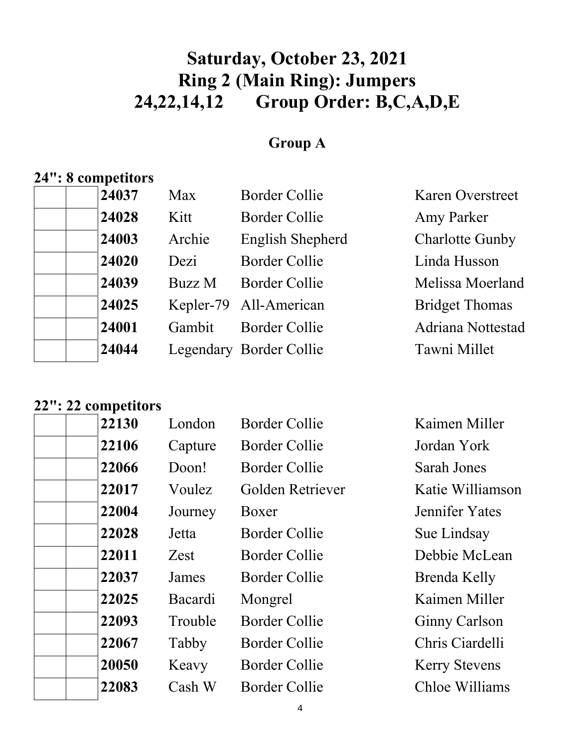# Saturday, October 23, 2021
# Ring 2 (Main Ring): Jumpers
# 24,22,14,12 Group Order: B,C,A,D,E

## Group A

**24": 8 competitors**

| | | | | | |
|---|---|---|---|---|---|
| | | **24037** | Max | Border Collie | Karen Overstreet |
| | | **24028** | Kitt | Border Collie | Amy Parker |
| | | **24003** | Archie | English Shepherd | Charlotte Gunby |
| | | **24020** | Dezi | Border Collie | Linda Husson |
| | | **24039** | Buzz M | Border Collie | Melissa Moerland |
| | | **24025** | Kepler-79 | All-American | Bridget Thomas |
| | | **24001** | Gambit | Border Collie | Adriana Nottestad |
| | | **24044** | Legendary | Border Collie | Tawni Millet |

**22": 22 competitors**

| | | | | | |
|---|---|---|---|---|---|
| | | **22130** | London | Border Collie | Kaimen Miller |
| | | **22106** | Capture | Border Collie | Jordan York |
| | | **22066** | Doon! | Border Collie | Sarah Jones |
| | | **22017** | Voulez | Golden Retriever | Katie Williamson |
| | | **22004** | Journey | Boxer | Jennifer Yates |
| | | **22028** | Jetta | Border Collie | Sue Lindsay |
| | | **22011** | Zest | Border Collie | Debbie McLean |
| | | **22037** | James | Border Collie | Brenda Kelly |
| | | **22025** | Bacardi | Mongrel | Kaimen Miller |
| | | **22093** | Trouble | Border Collie | Ginny Carlson |
| | | **22067** | Tabby | Border Collie | Chris Ciardelli |
| | | **20050** | Keavy | Border Collie | Kerry Stevens |
| | | **22083** | Cash W | Border Collie | Chloe Williams |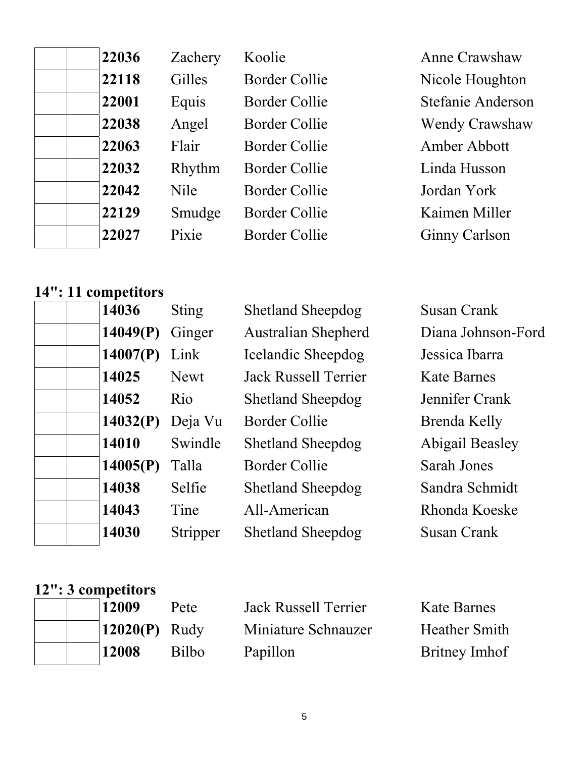| | | | | | |
|---|---|---|---|---|---|
| | | **22036** | Zachery | Koolie | Anne Crawshaw |
| | | **22118** | Gilles | Border Collie | Nicole Houghton |
| | | **22001** | Equis | Border Collie | Stefanie Anderson |
| | | **22038** | Angel | Border Collie | Wendy Crawshaw |
| | | **22063** | Flair | Border Collie | Amber Abbott |
| | | **22032** | Rhythm | Border Collie | Linda Husson |
| | | **22042** | Nile | Border Collie | Jordan York |
| | | **22129** | Smudge | Border Collie | Kaimen Miller |
| | | **22027** | Pixie | Border Collie | Ginny Carlson |

## 14": 11 competitors

| | | | | | |
|---|---|---|---|---|---|
| | | **14036** | Sting | Shetland Sheepdog | Susan Crank |
| | | **14049(P)** | Ginger | Australian Shepherd | Diana Johnson-Ford |
| | | **14007(P)** | Link | Icelandic Sheepdog | Jessica Ibarra |
| | | **14025** | Newt | Jack Russell Terrier | Kate Barnes |
| | | **14052** | Rio | Shetland Sheepdog | Jennifer Crank |
| | | **14032(P)** | Deja Vu | Border Collie | Brenda Kelly |
| | | **14010** | Swindle | Shetland Sheepdog | Abigail Beasley |
| | | **14005(P)** | Talla | Border Collie | Sarah Jones |
| | | **14038** | Selfie | Shetland Sheepdog | Sandra Schmidt |
| | | **14043** | Tine | All-American | Rhonda Koeske |
| | | **14030** | Stripper | Shetland Sheepdog | Susan Crank |

## 12": 3 competitors

| | | | | | |
|---|---|---|---|---|---|
| | | **12009** | Pete | Jack Russell Terrier | Kate Barnes |
| | | **12020(P)** | Rudy | Miniature Schnauzer | Heather Smith |
| | | **12008** | Bilbo | Papillon | Britney Imhof |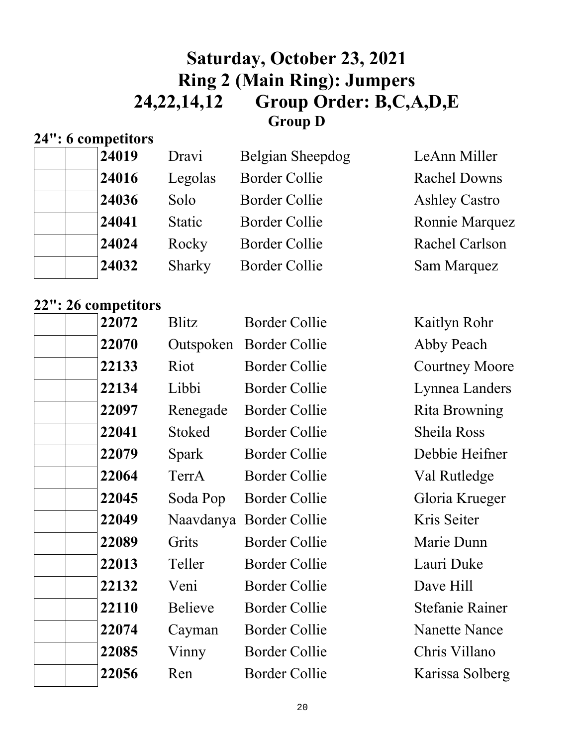# Saturday, October 23, 2021
# Ring 2 (Main Ring): Jumpers
# 24,22,14,12 Group Order: B,C,A,D,E
## Group D

### 24": 6 competitors

| | | | | | |
|---|---|---|---|---|---|
| | | **24019** | Dravi | Belgian Sheepdog | LeAnn Miller |
| | | **24016** | Legolas | Border Collie | Rachel Downs |
| | | **24036** | Solo | Border Collie | Ashley Castro |
| | | **24041** | Static | Border Collie | Ronnie Marquez |
| | | **24024** | Rocky | Border Collie | Rachel Carlson |
| | | **24032** | Sharky | Border Collie | Sam Marquez |

### 22": 26 competitors

| | | | | | |
|---|---|---|---|---|---|
| | | **22072** | Blitz | Border Collie | Kaitlyn Rohr |
| | | **22070** | Outspoken | Border Collie | Abby Peach |
| | | **22133** | Riot | Border Collie | Courtney Moore |
| | | **22134** | Libbi | Border Collie | Lynnea Landers |
| | | **22097** | Renegade | Border Collie | Rita Browning |
| | | **22041** | Stoked | Border Collie | Sheila Ross |
| | | **22079** | Spark | Border Collie | Debbie Heifner |
| | | **22064** | TerrA | Border Collie | Val Rutledge |
| | | **22045** | Soda Pop | Border Collie | Gloria Krueger |
| | | **22049** | Naavdanya | Border Collie | Kris Seiter |
| | | **22089** | Grits | Border Collie | Marie Dunn |
| | | **22013** | Teller | Border Collie | Lauri Duke |
| | | **22132** | Veni | Border Collie | Dave Hill |
| | | **22110** | Believe | Border Collie | Stefanie Rainer |
| | | **22074** | Cayman | Border Collie | Nanette Nance |
| | | **22085** | Vinny | Border Collie | Chris Villano |
| | | **22056** | Ren | Border Collie | Karissa Solberg |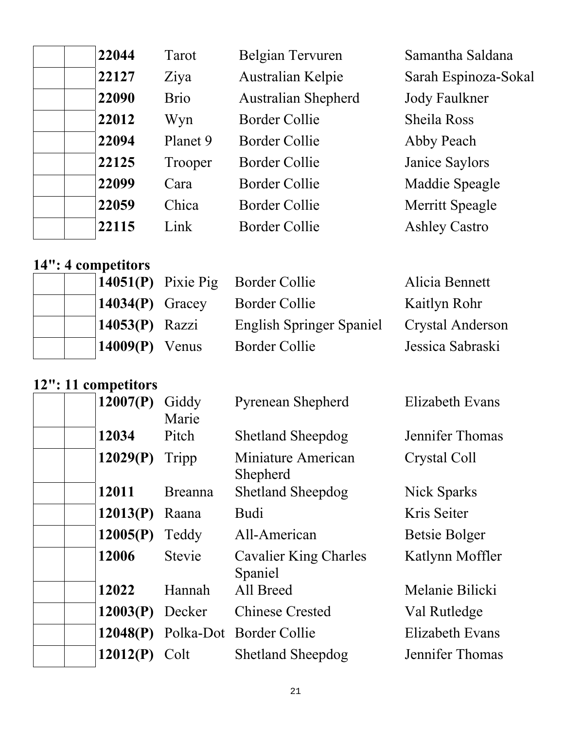|  |  | **22044** | Tarot | Belgian Tervuren | Samantha Saldana |
|---|---|---|---|---|---|
|  |  | **22127** | Ziya | Australian Kelpie | Sarah Espinoza-Sokal |
|  |  | **22090** | Brio | Australian Shepherd | Jody Faulkner |
|  |  | **22012** | Wyn | Border Collie | Sheila Ross |
|  |  | **22094** | Planet 9 | Border Collie | Abby Peach |
|  |  | **22125** | Trooper | Border Collie | Janice Saylors |
|  |  | **22099** | Cara | Border Collie | Maddie Speagle |
|  |  | **22059** | Chica | Border Collie | Merritt Speagle |
|  |  | **22115** | Link | Border Collie | Ashley Castro |

## 14": 4 competitors

|  |  | **14051(P)** | Pixie Pig | Border Collie | Alicia Bennett |
|---|---|---|---|---|---|
|  |  | **14034(P)** | Gracey | Border Collie | Kaitlyn Rohr |
|  |  | **14053(P)** | Razzi | English Springer Spaniel | Crystal Anderson |
|  |  | **14009(P)** | Venus | Border Collie | Jessica Sabraski |

## 12": 11 competitors

|  |  | **12007(P)** | Giddy Marie | Pyrenean Shepherd | Elizabeth Evans |
|---|---|---|---|---|---|
|  |  | **12034** | Pitch | Shetland Sheepdog | Jennifer Thomas |
|  |  | **12029(P)** | Tripp | Miniature American Shepherd | Crystal Coll |
|  |  | **12011** | Breanna | Shetland Sheepdog | Nick Sparks |
|  |  | **12013(P)** | Raana | Budi | Kris Seiter |
|  |  | **12005(P)** | Teddy | All-American | Betsie Bolger |
|  |  | **12006** | Stevie | Cavalier King Charles Spaniel | Katlynn Moffler |
|  |  | **12022** | Hannah | All Breed | Melanie Bilicki |
|  |  | **12003(P)** | Decker | Chinese Crested | Val Rutledge |
|  |  | **12048(P)** | Polka-Dot | Border Collie | Elizabeth Evans |
|  |  | **12012(P)** | Colt | Shetland Sheepdog | Jennifer Thomas |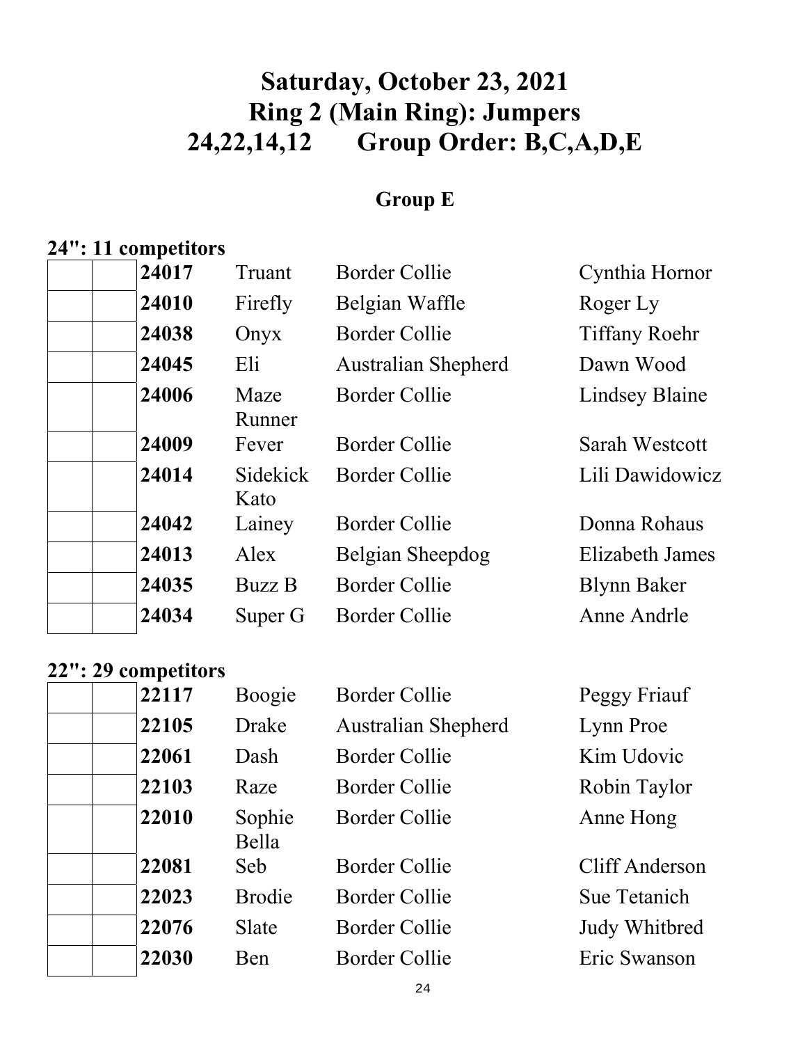# Saturday, October 23, 2021
# Ring 2 (Main Ring): Jumpers
# 24,22,14,12 Group Order: B,C,A,D,E

## Group E

### 24": 11 competitors

| | | | | | |
|---|---|---|---|---|---|
| | | **24017** | Truant | Border Collie | Cynthia Hornor |
| | | **24010** | Firefly | Belgian Waffle | Roger Ly |
| | | **24038** | Onyx | Border Collie | Tiffany Roehr |
| | | **24045** | Eli | Australian Shepherd | Dawn Wood |
| | | **24006** | Maze Runner | Border Collie | Lindsey Blaine |
| | | **24009** | Fever | Border Collie | Sarah Westcott |
| | | **24014** | Sidekick Kato | Border Collie | Lili Dawidowicz |
| | | **24042** | Lainey | Border Collie | Donna Rohaus |
| | | **24013** | Alex | Belgian Sheepdog | Elizabeth James |
| | | **24035** | Buzz B | Border Collie | Blynn Baker |
| | | **24034** | Super G | Border Collie | Anne Andrle |

### 22": 29 competitors

| | | | | | |
|---|---|---|---|---|---|
| | | **22117** | Boogie | Border Collie | Peggy Friauf |
| | | **22105** | Drake | Australian Shepherd | Lynn Proe |
| | | **22061** | Dash | Border Collie | Kim Udovic |
| | | **22103** | Raze | Border Collie | Robin Taylor |
| | | **22010** | Sophie Bella | Border Collie | Anne Hong |
| | | **22081** | Seb | Border Collie | Cliff Anderson |
| | | **22023** | Brodie | Border Collie | Sue Tetanich |
| | | **22076** | Slate | Border Collie | Judy Whitbred |
| | | **22030** | Ben | Border Collie | Eric Swanson |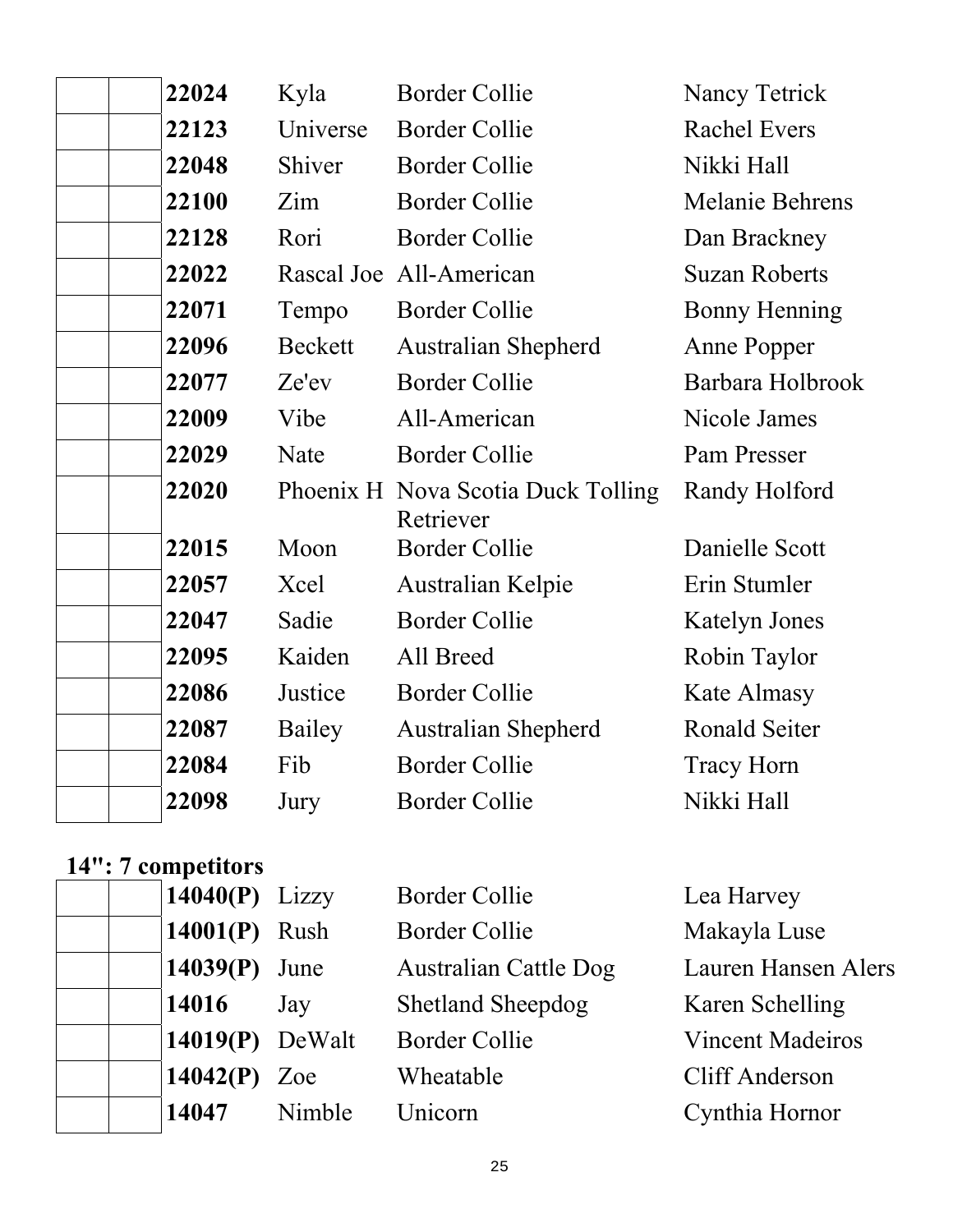| | | | | | |
|---|---|---|---|---|---|
| | | **22024** | Kyla | Border Collie | Nancy Tetrick |
| | | **22123** | Universe | Border Collie | Rachel Evers |
| | | **22048** | Shiver | Border Collie | Nikki Hall |
| | | **22100** | Zim | Border Collie | Melanie Behrens |
| | | **22128** | Rori | Border Collie | Dan Brackney |
| | | **22022** | Rascal Joe | All-American | Suzan Roberts |
| | | **22071** | Tempo | Border Collie | Bonny Henning |
| | | **22096** | Beckett | Australian Shepherd | Anne Popper |
| | | **22077** | Ze'ev | Border Collie | Barbara Holbrook |
| | | **22009** | Vibe | All-American | Nicole James |
| | | **22029** | Nate | Border Collie | Pam Presser |
| | | **22020** | Phoenix H | Nova Scotia Duck Tolling Retriever | Randy Holford |
| | | **22015** | Moon | Border Collie | Danielle Scott |
| | | **22057** | Xcel | Australian Kelpie | Erin Stumler |
| | | **22047** | Sadie | Border Collie | Katelyn Jones |
| | | **22095** | Kaiden | All Breed | Robin Taylor |
| | | **22086** | Justice | Border Collie | Kate Almasy |
| | | **22087** | Bailey | Australian Shepherd | Ronald Seiter |
| | | **22084** | Fib | Border Collie | Tracy Horn |
| | | **22098** | Jury | Border Collie | Nikki Hall |

**14": 7 competitors**

| | | | | | |
|---|---|---|---|---|---|
| | | **14040(P)** | Lizzy | Border Collie | Lea Harvey |
| | | **14001(P)** | Rush | Border Collie | Makayla Luse |
| | | **14039(P)** | June | Australian Cattle Dog | Lauren Hansen Alers |
| | | **14016** | Jay | Shetland Sheepdog | Karen Schelling |
| | | **14019(P)** | DeWalt | Border Collie | Vincent Madeiros |
| | | **14042(P)** | Zoe | Wheatable | Cliff Anderson |
| | | **14047** | Nimble | Unicorn | Cynthia Hornor |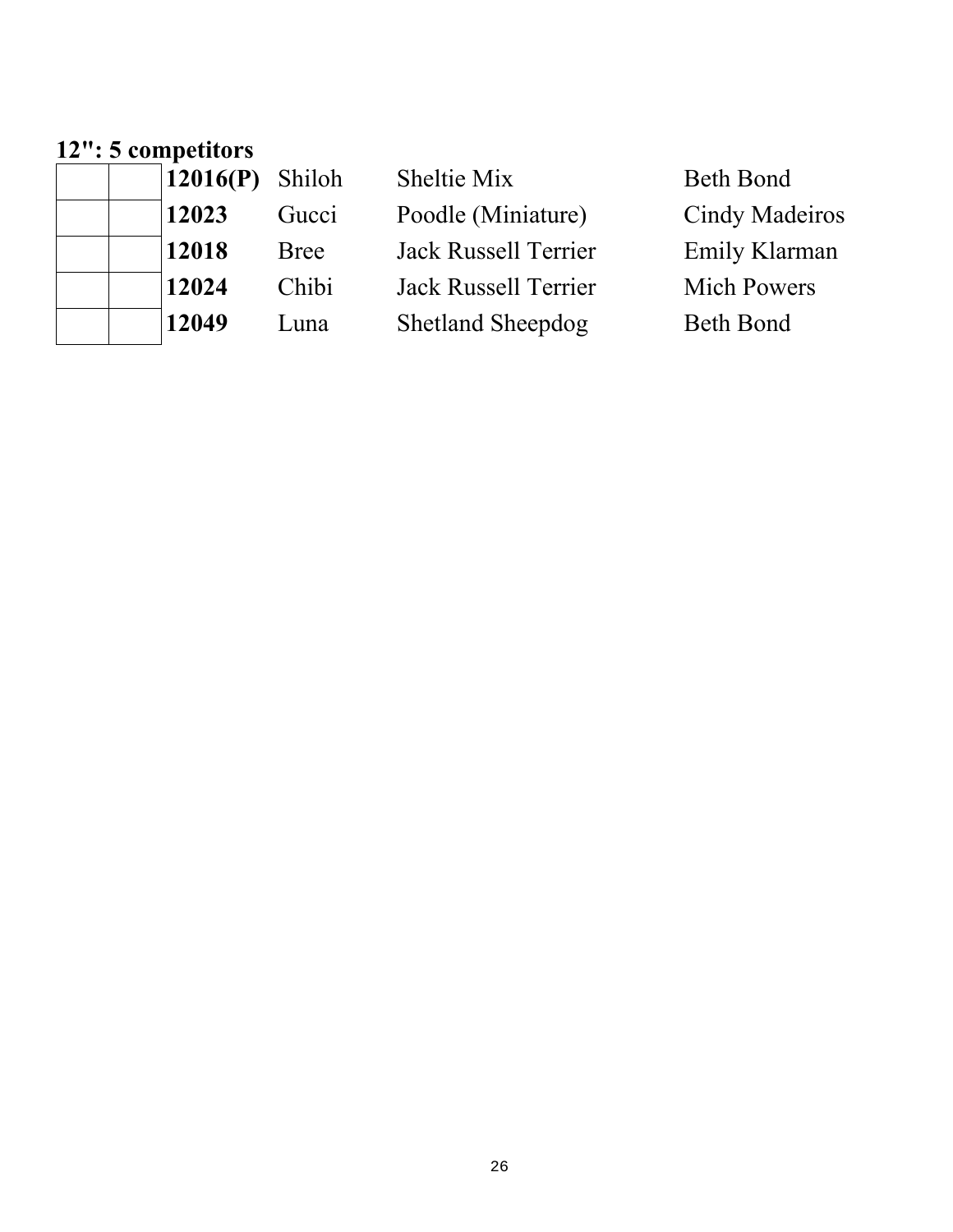**12": 5 competitors**

| | | | | | |
|---|---|---|---|---|---|
| | | **12016(P)** | Shiloh | Sheltie Mix | Beth Bond |
| | | **12023** | Gucci | Poodle (Miniature) | Cindy Madeiros |
| | | **12018** | Bree | Jack Russell Terrier | Emily Klarman |
| | | **12024** | Chibi | Jack Russell Terrier | Mich Powers |
| | | **12049** | Luna | Shetland Sheepdog | Beth Bond |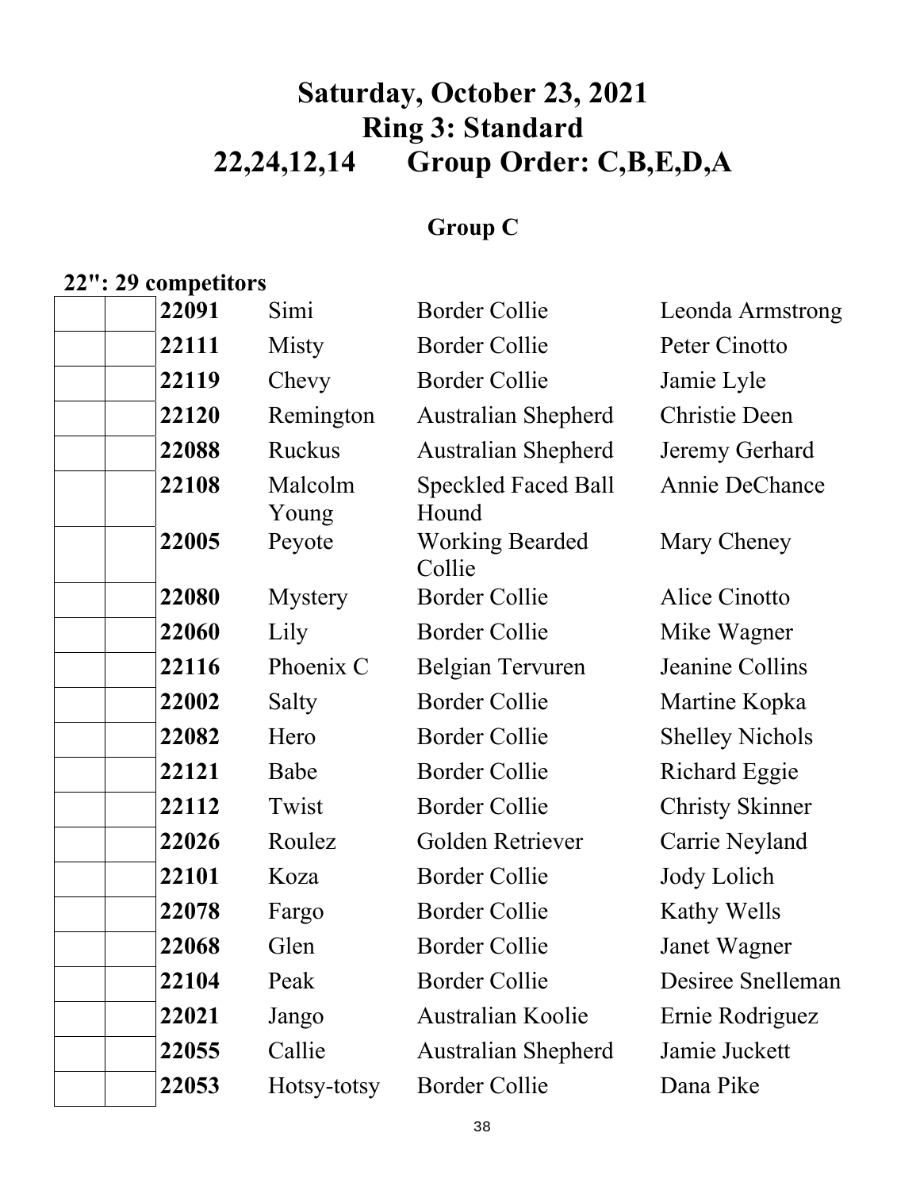# Saturday, October 23, 2021
# Ring 3: Standard
# 22,24,12,14 Group Order: C,B,E,D,A

## Group C

**22": 29 competitors**

| | | | | | |
|---|---|---|---|---|---|
| | | **22091** | Simi | Border Collie | Leonda Armstrong |
| | | **22111** | Misty | Border Collie | Peter Cinotto |
| | | **22119** | Chevy | Border Collie | Jamie Lyle |
| | | **22120** | Remington | Australian Shepherd | Christie Deen |
| | | **22088** | Ruckus | Australian Shepherd | Jeremy Gerhard |
| | | **22108** | Malcolm Young | Speckled Faced Ball Hound | Annie DeChance |
| | | **22005** | Peyote | Working Bearded Collie | Mary Cheney |
| | | **22080** | Mystery | Border Collie | Alice Cinotto |
| | | **22060** | Lily | Border Collie | Mike Wagner |
| | | **22116** | Phoenix C | Belgian Tervuren | Jeanine Collins |
| | | **22002** | Salty | Border Collie | Martine Kopka |
| | | **22082** | Hero | Border Collie | Shelley Nichols |
| | | **22121** | Babe | Border Collie | Richard Eggie |
| | | **22112** | Twist | Border Collie | Christy Skinner |
| | | **22026** | Roulez | Golden Retriever | Carrie Neyland |
| | | **22101** | Koza | Border Collie | Jody Lolich |
| | | **22078** | Fargo | Border Collie | Kathy Wells |
| | | **22068** | Glen | Border Collie | Janet Wagner |
| | | **22104** | Peak | Border Collie | Desiree Snelleman |
| | | **22021** | Jango | Australian Koolie | Ernie Rodriguez |
| | | **22055** | Callie | Australian Shepherd | Jamie Juckett |
| | | **22053** | Hotsy-totsy | Border Collie | Dana Pike |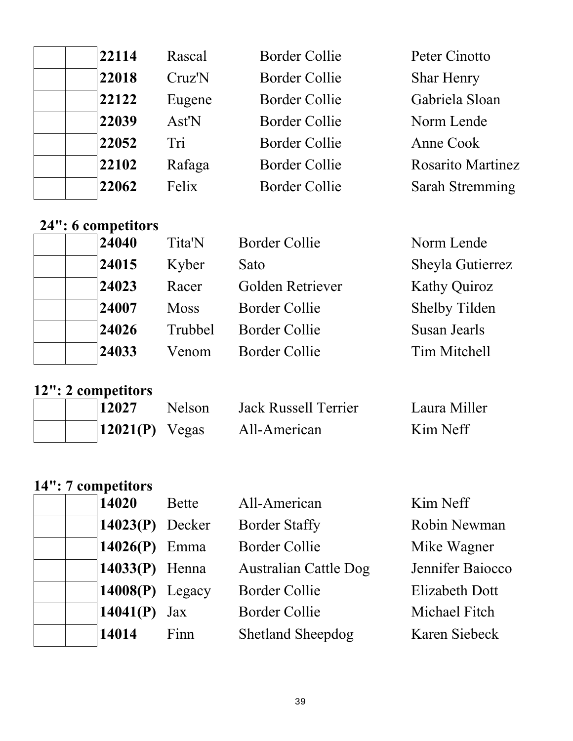| | | | | | |
|---|---|---|---|---|---|
| | | **22114** | Rascal | Border Collie | Peter Cinotto |
| | | **22018** | Cruz'N | Border Collie | Shar Henry |
| | | **22122** | Eugene | Border Collie | Gabriela Sloan |
| | | **22039** | Ast'N | Border Collie | Norm Lende |
| | | **22052** | Tri | Border Collie | Anne Cook |
| | | **22102** | Rafaga | Border Collie | Rosarito Martinez |
| | | **22062** | Felix | Border Collie | Sarah Stemming |

**24": 6 competitors**

| | | | | | |
|---|---|---|---|---|---|
| | | **24040** | Tita'N | Border Collie | Norm Lende |
| | | **24015** | Kyber | Sato | Sheyla Gutierrez |
| | | **24023** | Racer | Golden Retriever | Kathy Quiroz |
| | | **24007** | Moss | Border Collie | Shelby Tilden |
| | | **24026** | Trubbel | Border Collie | Susan Jearls |
| | | **24033** | Venom | Border Collie | Tim Mitchell |

**12": 2 competitors**

| | | | | | |
|---|---|---|---|---|---|
| | | **12027** | Nelson | Jack Russell Terrier | Laura Miller |
| | | **12021(P)** | Vegas | All-American | Kim Neff |

**14": 7 competitors**

| | | | | | |
|---|---|---|---|---|---|
| | | **14020** | Bette | All-American | Kim Neff |
| | | **14023(P)** | Decker | Border Staffy | Robin Newman |
| | | **14026(P)** | Emma | Border Collie | Mike Wagner |
| | | **14033(P)** | Henna | Australian Cattle Dog | Jennifer Baiocco |
| | | **14008(P)** | Legacy | Border Collie | Elizabeth Dott |
| | | **14041(P)** | Jax | Border Collie | Michael Fitch |
| | | **14014** | Finn | Shetland Sheepdog | Karen Siebeck |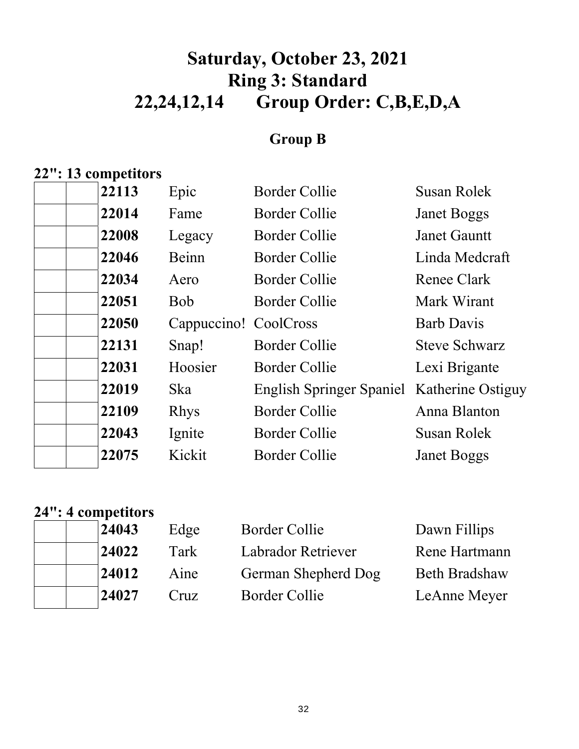# Saturday, October 23, 2021
# Ring 3: Standard
# 22,24,12,14 Group Order: C,B,E,D,A

## Group B

### 22": 13 competitors

| | | | | | |
|---|---|---|---|---|---|
| | | **22113** | Epic | Border Collie | Susan Rolek |
| | | **22014** | Fame | Border Collie | Janet Boggs |
| | | **22008** | Legacy | Border Collie | Janet Gauntt |
| | | **22046** | Beinn | Border Collie | Linda Medcraft |
| | | **22034** | Aero | Border Collie | Renee Clark |
| | | **22051** | Bob | Border Collie | Mark Wirant |
| | | **22050** | Cappuccino! | CoolCross | Barb Davis |
| | | **22131** | Snap! | Border Collie | Steve Schwarz |
| | | **22031** | Hoosier | Border Collie | Lexi Brigante |
| | | **22019** | Ska | English Springer Spaniel | Katherine Ostiguy |
| | | **22109** | Rhys | Border Collie | Anna Blanton |
| | | **22043** | Ignite | Border Collie | Susan Rolek |
| | | **22075** | Kickit | Border Collie | Janet Boggs |

### 24": 4 competitors

| | | | | | |
|---|---|---|---|---|---|
| | | **24043** | Edge | Border Collie | Dawn Fillips |
| | | **24022** | Tark | Labrador Retriever | Rene Hartmann |
| | | **24012** | Aine | German Shepherd Dog | Beth Bradshaw |
| | | **24027** | Cruz | Border Collie | LeAnne Meyer |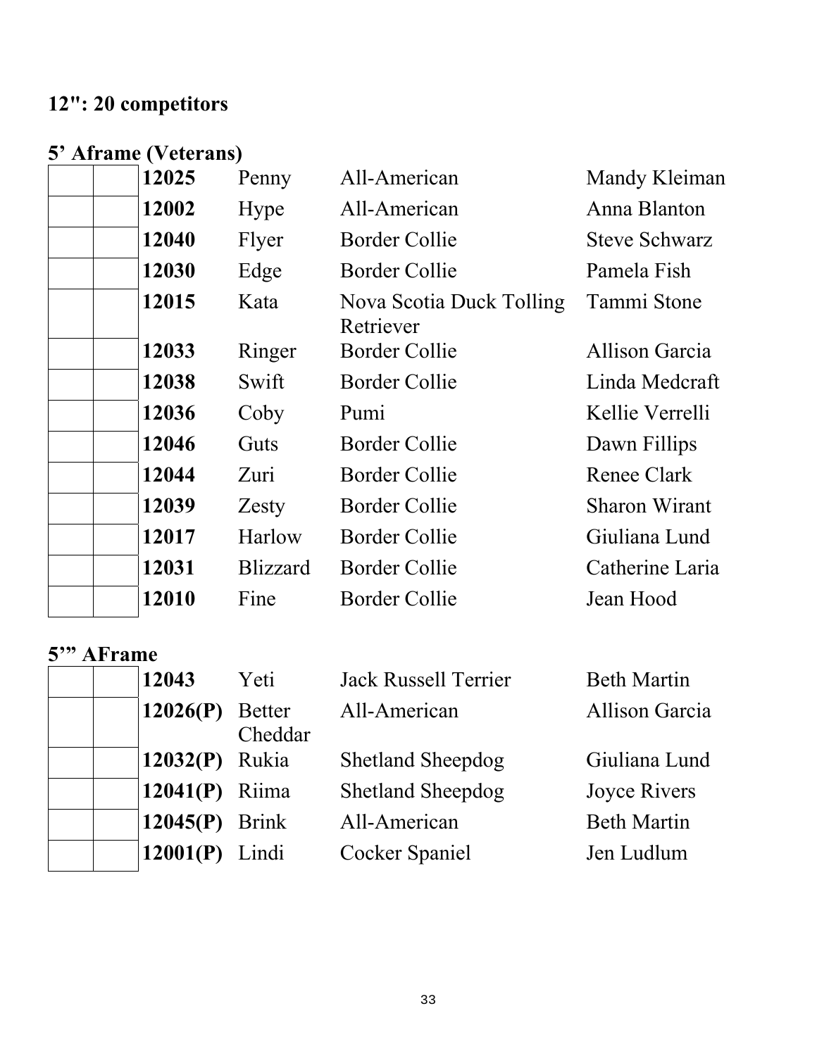## 12": 20 competitors

### 5’ Aframe (Veterans)

| | | | | | |
|---|---|---|---|---|---|
| | | **12025** | Penny | All-American | Mandy Kleiman |
| | | **12002** | Hype | All-American | Anna Blanton |
| | | **12040** | Flyer | Border Collie | Steve Schwarz |
| | | **12030** | Edge | Border Collie | Pamela Fish |
| | | **12015** | Kata | Nova Scotia Duck Tolling Retriever | Tammi Stone |
| | | **12033** | Ringer | Border Collie | Allison Garcia |
| | | **12038** | Swift | Border Collie | Linda Medcraft |
| | | **12036** | Coby | Pumi | Kellie Verrelli |
| | | **12046** | Guts | Border Collie | Dawn Fillips |
| | | **12044** | Zuri | Border Collie | Renee Clark |
| | | **12039** | Zesty | Border Collie | Sharon Wirant |
| | | **12017** | Harlow | Border Collie | Giuliana Lund |
| | | **12031** | Blizzard | Border Collie | Catherine Laria |
| | | **12010** | Fine | Border Collie | Jean Hood |

### 5’” AFrame

| | | | | | |
|---|---|---|---|---|---|
| | | **12043** | Yeti | Jack Russell Terrier | Beth Martin |
| | | **12026(P)** | Better Cheddar | All-American | Allison Garcia |
| | | **12032(P)** | Rukia | Shetland Sheepdog | Giuliana Lund |
| | | **12041(P)** | Riima | Shetland Sheepdog | Joyce Rivers |
| | | **12045(P)** | Brink | All-American | Beth Martin |
| | | **12001(P)** | Lindi | Cocker Spaniel | Jen Ludlum |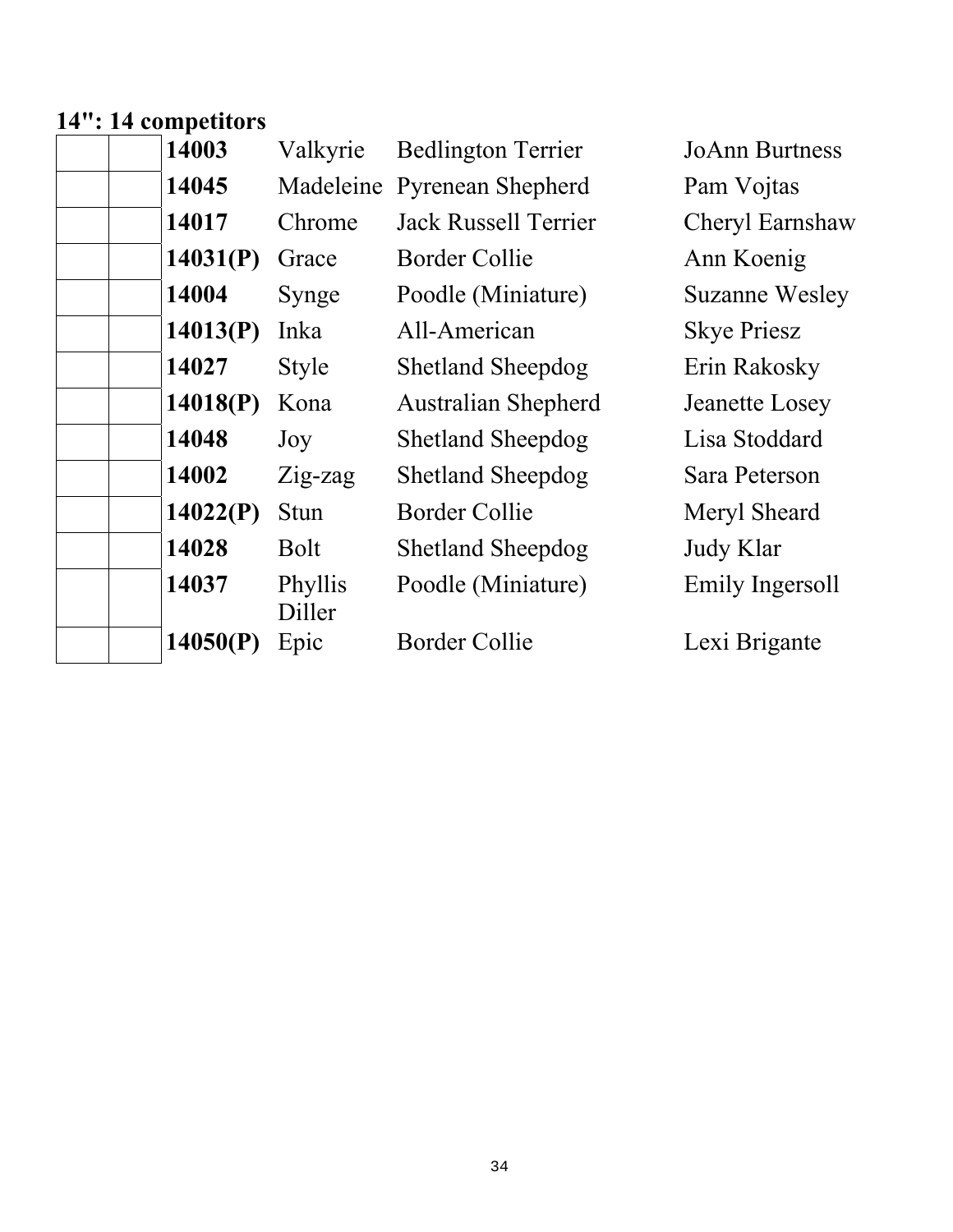**14": 14 competitors**

| | | | | | |
|---|---|---|---|---|---|
| | | **14003** | Valkyrie | Bedlington Terrier | JoAnn Burtness |
| | | **14045** | Madeleine | Pyrenean Shepherd | Pam Vojtas |
| | | **14017** | Chrome | Jack Russell Terrier | Cheryl Earnshaw |
| | | **14031(P)** | Grace | Border Collie | Ann Koenig |
| | | **14004** | Synge | Poodle (Miniature) | Suzanne Wesley |
| | | **14013(P)** | Inka | All-American | Skye Priesz |
| | | **14027** | Style | Shetland Sheepdog | Erin Rakosky |
| | | **14018(P)** | Kona | Australian Shepherd | Jeanette Losey |
| | | **14048** | Joy | Shetland Sheepdog | Lisa Stoddard |
| | | **14002** | Zig-zag | Shetland Sheepdog | Sara Peterson |
| | | **14022(P)** | Stun | Border Collie | Meryl Sheard |
| | | **14028** | Bolt | Shetland Sheepdog | Judy Klar |
| | | **14037** | Phyllis Diller | Poodle (Miniature) | Emily Ingersoll |
| | | **14050(P)** | Epic | Border Collie | Lexi Brigante |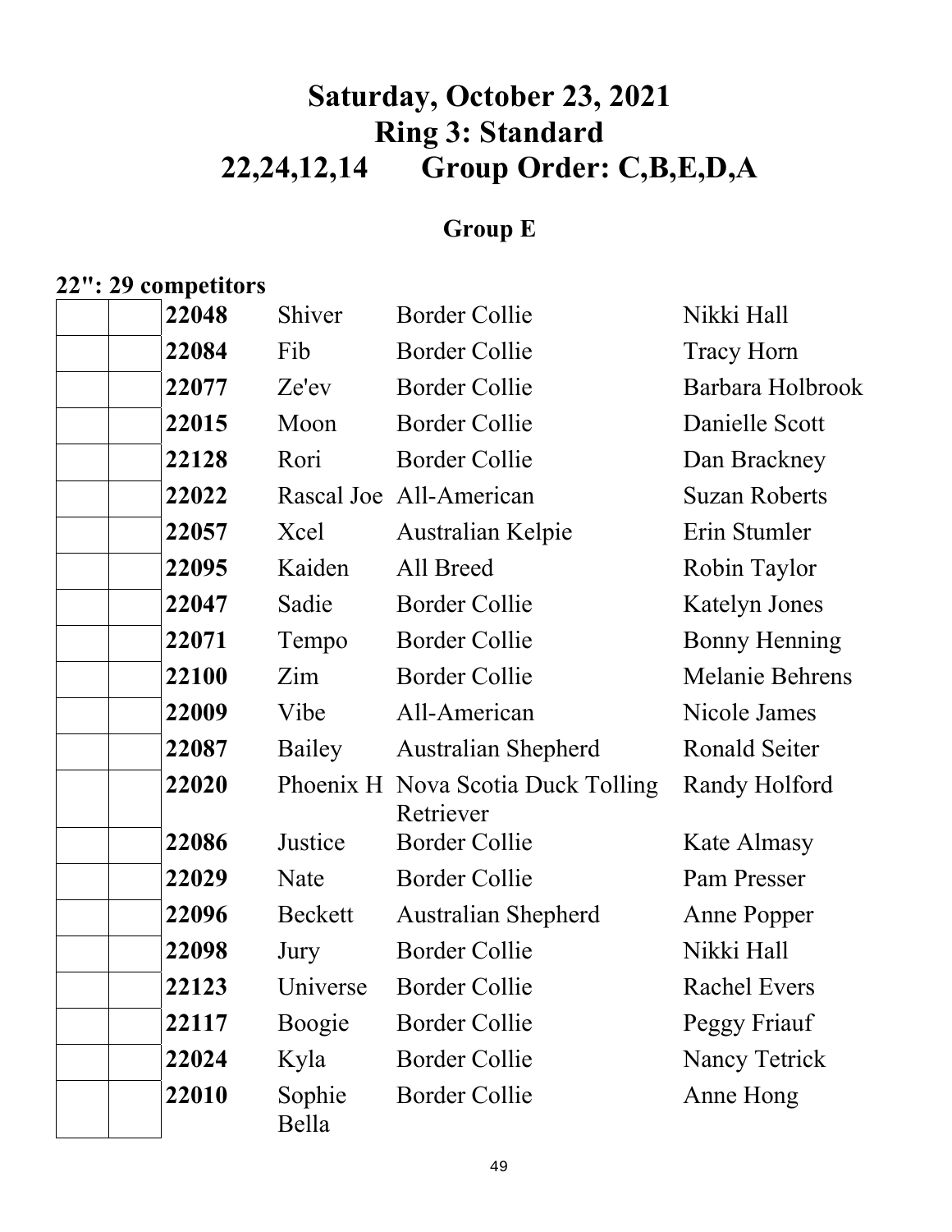# Saturday, October 23, 2021
# Ring 3: Standard
# 22,24,12,14 Group Order: C,B,E,D,A

## Group E

**22": 29 competitors**

| | | | | | |
|---|---|---|---|---|---|
| | | **22048** | Shiver | Border Collie | Nikki Hall |
| | | **22084** | Fib | Border Collie | Tracy Horn |
| | | **22077** | Ze'ev | Border Collie | Barbara Holbrook |
| | | **22015** | Moon | Border Collie | Danielle Scott |
| | | **22128** | Rori | Border Collie | Dan Brackney |
| | | **22022** | Rascal Joe | All-American | Suzan Roberts |
| | | **22057** | Xcel | Australian Kelpie | Erin Stumler |
| | | **22095** | Kaiden | All Breed | Robin Taylor |
| | | **22047** | Sadie | Border Collie | Katelyn Jones |
| | | **22071** | Tempo | Border Collie | Bonny Henning |
| | | **22100** | Zim | Border Collie | Melanie Behrens |
| | | **22009** | Vibe | All-American | Nicole James |
| | | **22087** | Bailey | Australian Shepherd | Ronald Seiter |
| | | **22020** | Phoenix H | Nova Scotia Duck Tolling Retriever | Randy Holford |
| | | **22086** | Justice | Border Collie | Kate Almasy |
| | | **22029** | Nate | Border Collie | Pam Presser |
| | | **22096** | Beckett | Australian Shepherd | Anne Popper |
| | | **22098** | Jury | Border Collie | Nikki Hall |
| | | **22123** | Universe | Border Collie | Rachel Evers |
| | | **22117** | Boogie | Border Collie | Peggy Friauf |
| | | **22024** | Kyla | Border Collie | Nancy Tetrick |
| | | **22010** | Sophie Bella | Border Collie | Anne Hong |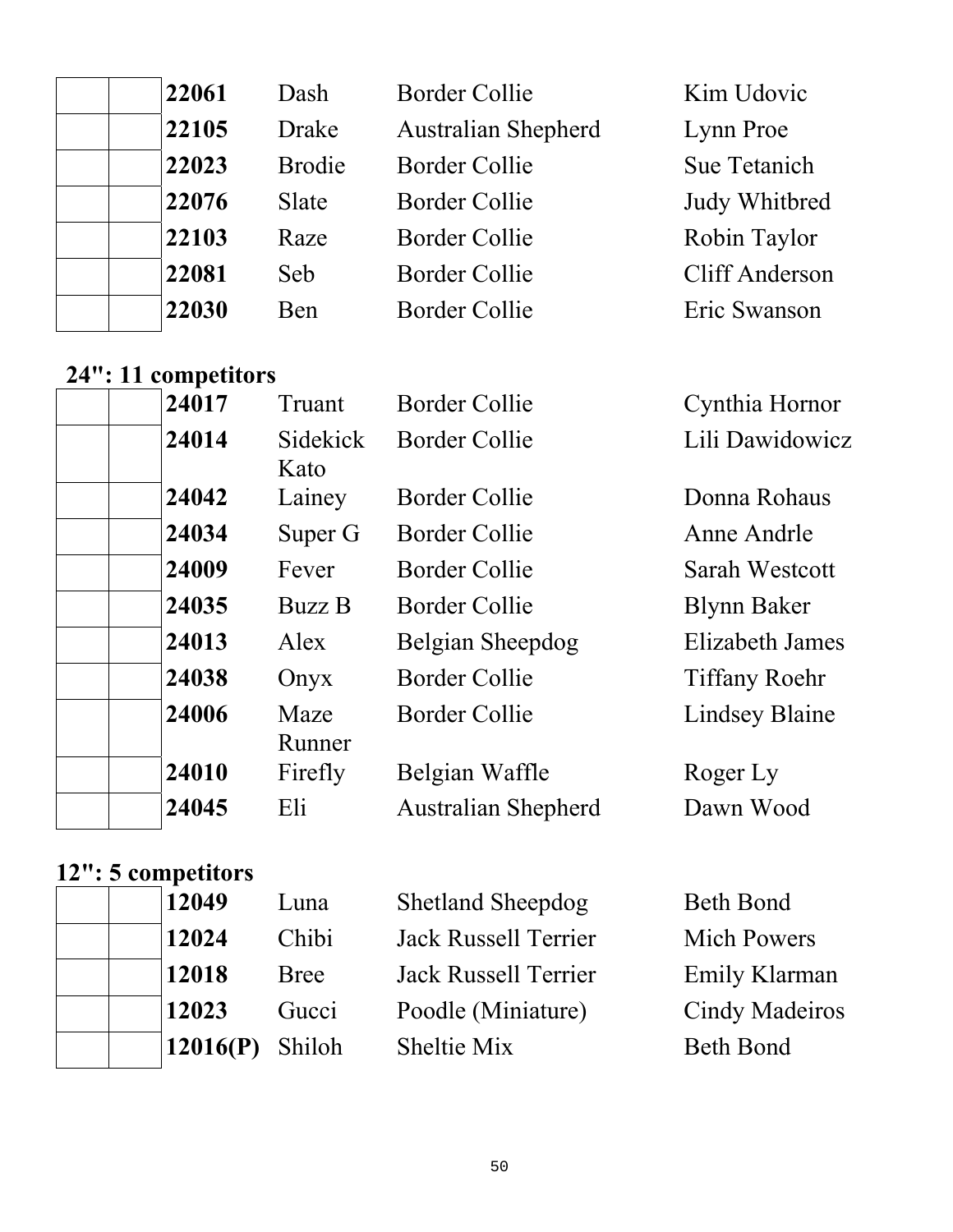|  |  | 22061 | Dash | Border Collie | Kim Udovic |
|---|---|---|---|---|---|
|  |  | 22105 | Drake | Australian Shepherd | Lynn Proe |
|  |  | 22023 | Brodie | Border Collie | Sue Tetanich |
|  |  | 22076 | Slate | Border Collie | Judy Whitbred |
|  |  | 22103 | Raze | Border Collie | Robin Taylor |
|  |  | 22081 | Seb | Border Collie | Cliff Anderson |
|  |  | 22030 | Ben | Border Collie | Eric Swanson |

## 24": 11 competitors

|  |  | 24017 | Truant | Border Collie | Cynthia Hornor |
|---|---|---|---|---|---|
|  |  | 24014 | Sidekick Kato | Border Collie | Lili Dawidowicz |
|  |  | 24042 | Lainey | Border Collie | Donna Rohaus |
|  |  | 24034 | Super G | Border Collie | Anne Andrle |
|  |  | 24009 | Fever | Border Collie | Sarah Westcott |
|  |  | 24035 | Buzz B | Border Collie | Blynn Baker |
|  |  | 24013 | Alex | Belgian Sheepdog | Elizabeth James |
|  |  | 24038 | Onyx | Border Collie | Tiffany Roehr |
|  |  | 24006 | Maze Runner | Border Collie | Lindsey Blaine |
|  |  | 24010 | Firefly | Belgian Waffle | Roger Ly |
|  |  | 24045 | Eli | Australian Shepherd | Dawn Wood |

## 12": 5 competitors

|  |  | 12049 | Luna | Shetland Sheepdog | Beth Bond |
|---|---|---|---|---|---|
|  |  | 12024 | Chibi | Jack Russell Terrier | Mich Powers |
|  |  | 12018 | Bree | Jack Russell Terrier | Emily Klarman |
|  |  | 12023 | Gucci | Poodle (Miniature) | Cindy Madeiros |
|  |  | 12016(P) | Shiloh | Sheltie Mix | Beth Bond |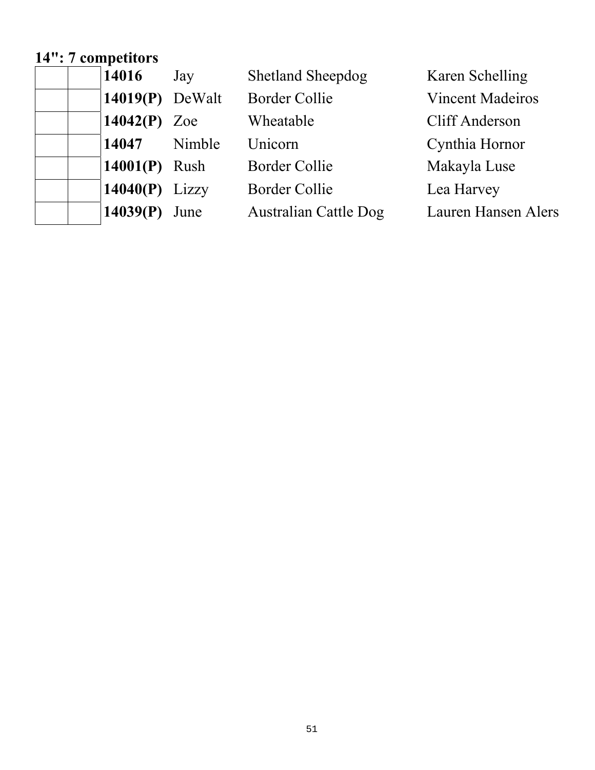**14": 7 competitors**

| | | | | | |
|---|---|---|---|---|---|
| | | **14016** | Jay | Shetland Sheepdog | Karen Schelling |
| | | **14019(P)** | DeWalt | Border Collie | Vincent Madeiros |
| | | **14042(P)** | Zoe | Wheatable | Cliff Anderson |
| | | **14047** | Nimble | Unicorn | Cynthia Hornor |
| | | **14001(P)** | Rush | Border Collie | Makayla Luse |
| | | **14040(P)** | Lizzy | Border Collie | Lea Harvey |
| | | **14039(P)** | June | Australian Cattle Dog | Lauren Hansen Alers |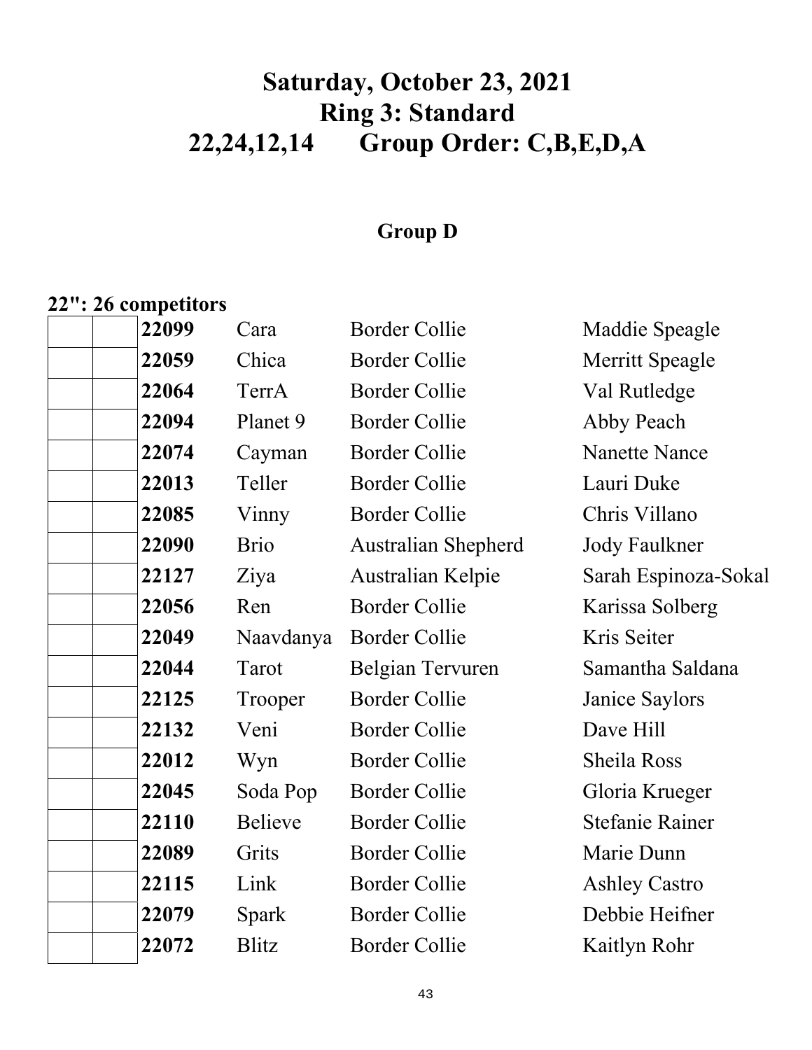# Saturday, October 23, 2021
# Ring 3: Standard
# 22,24,12,14 Group Order: C,B,E,D,A

## Group D

**22": 26 competitors**

| | | | | | |
|---|---|---|---|---|---|
| | | **22099** | Cara | Border Collie | Maddie Speagle |
| | | **22059** | Chica | Border Collie | Merritt Speagle |
| | | **22064** | TerrA | Border Collie | Val Rutledge |
| | | **22094** | Planet 9 | Border Collie | Abby Peach |
| | | **22074** | Cayman | Border Collie | Nanette Nance |
| | | **22013** | Teller | Border Collie | Lauri Duke |
| | | **22085** | Vinny | Border Collie | Chris Villano |
| | | **22090** | Brio | Australian Shepherd | Jody Faulkner |
| | | **22127** | Ziya | Australian Kelpie | Sarah Espinoza-Sokal |
| | | **22056** | Ren | Border Collie | Karissa Solberg |
| | | **22049** | Naavdanya | Border Collie | Kris Seiter |
| | | **22044** | Tarot | Belgian Tervuren | Samantha Saldana |
| | | **22125** | Trooper | Border Collie | Janice Saylors |
| | | **22132** | Veni | Border Collie | Dave Hill |
| | | **22012** | Wyn | Border Collie | Sheila Ross |
| | | **22045** | Soda Pop | Border Collie | Gloria Krueger |
| | | **22110** | Believe | Border Collie | Stefanie Rainer |
| | | **22089** | Grits | Border Collie | Marie Dunn |
| | | **22115** | Link | Border Collie | Ashley Castro |
| | | **22079** | Spark | Border Collie | Debbie Heifner |
| | | **22072** | Blitz | Border Collie | Kaitlyn Rohr |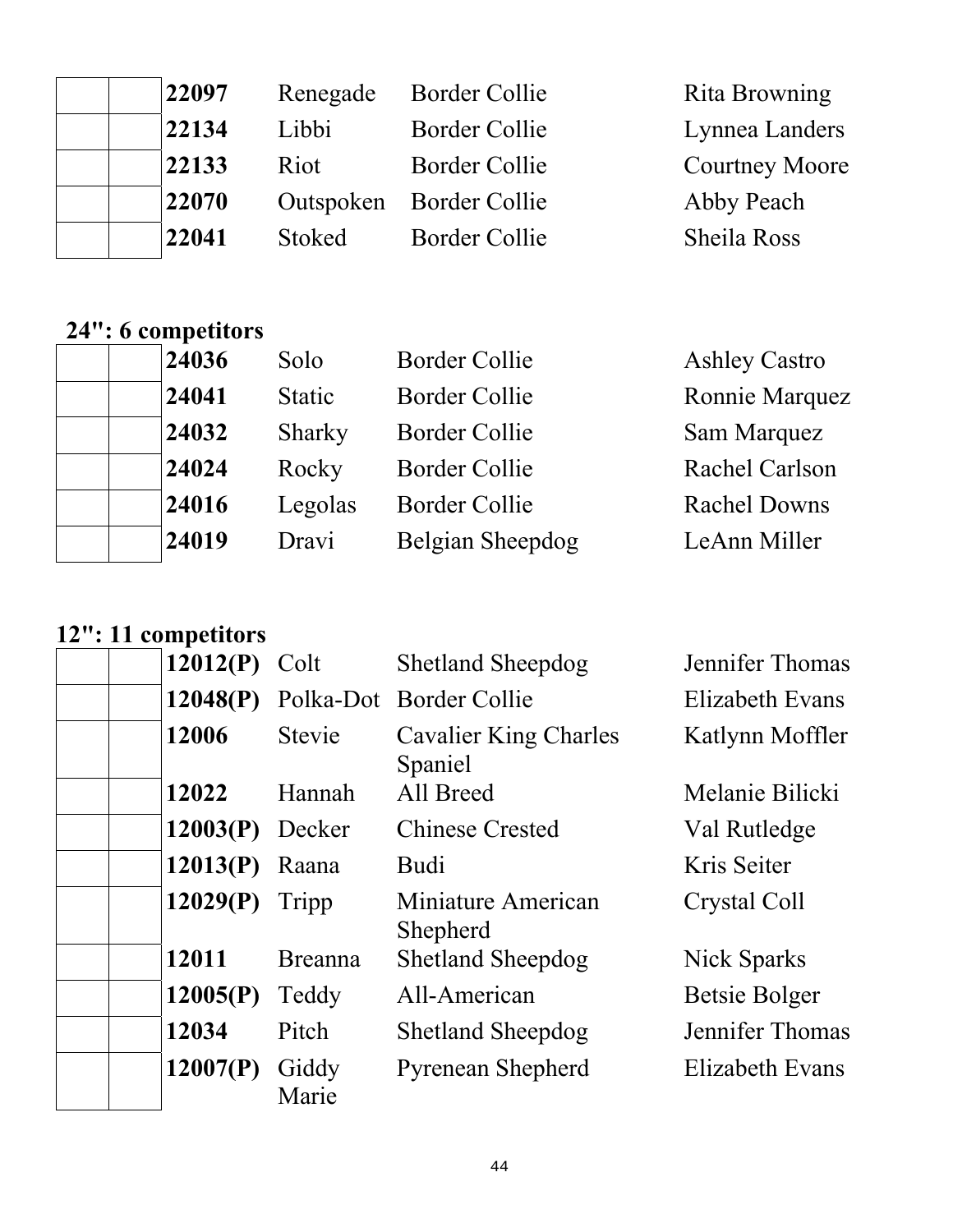| | | | | | |
|---|---|---|---|---|---|
| | | **22097** | Renegade | Border Collie | Rita Browning |
| | | **22134** | Libbi | Border Collie | Lynnea Landers |
| | | **22133** | Riot | Border Collie | Courtney Moore |
| | | **22070** | Outspoken | Border Collie | Abby Peach |
| | | **22041** | Stoked | Border Collie | Sheila Ross |

**24": 6 competitors**

| | | | | | |
|---|---|---|---|---|---|
| | | **24036** | Solo | Border Collie | Ashley Castro |
| | | **24041** | Static | Border Collie | Ronnie Marquez |
| | | **24032** | Sharky | Border Collie | Sam Marquez |
| | | **24024** | Rocky | Border Collie | Rachel Carlson |
| | | **24016** | Legolas | Border Collie | Rachel Downs |
| | | **24019** | Dravi | Belgian Sheepdog | LeAnn Miller |

**12": 11 competitors**

| | | | | | |
|---|---|---|---|---|---|
| | | **12012(P)** | Colt | Shetland Sheepdog | Jennifer Thomas |
| | | **12048(P)** | Polka-Dot | Border Collie | Elizabeth Evans |
| | | **12006** | Stevie | Cavalier King Charles Spaniel | Katlynn Moffler |
| | | **12022** | Hannah | All Breed | Melanie Bilicki |
| | | **12003(P)** | Decker | Chinese Crested | Val Rutledge |
| | | **12013(P)** | Raana | Budi | Kris Seiter |
| | | **12029(P)** | Tripp | Miniature American Shepherd | Crystal Coll |
| | | **12011** | Breanna | Shetland Sheepdog | Nick Sparks |
| | | **12005(P)** | Teddy | All-American | Betsie Bolger |
| | | **12034** | Pitch | Shetland Sheepdog | Jennifer Thomas |
| | | **12007(P)** | Giddy Marie | Pyrenean Shepherd | Elizabeth Evans |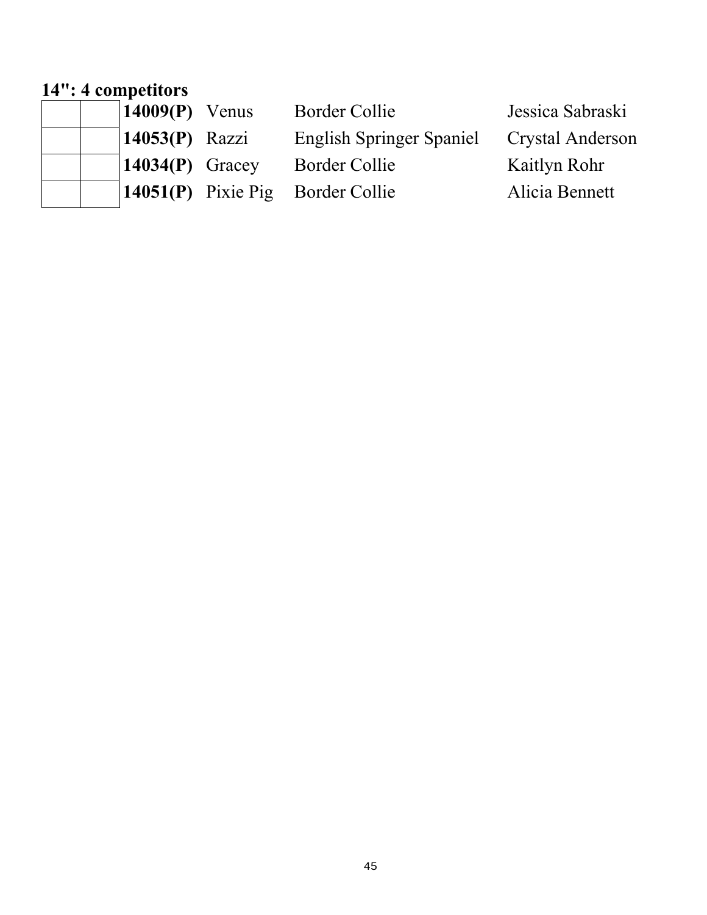**14": 4 competitors**

| | | | | | |
|---|---|---|---|---|---|
| | | **14009(P)** | Venus | Border Collie | Jessica Sabraski |
| | | **14053(P)** | Razzi | English Springer Spaniel | Crystal Anderson |
| | | **14034(P)** | Gracey | Border Collie | Kaitlyn Rohr |
| | | **14051(P)** | Pixie Pig | Border Collie | Alicia Bennett |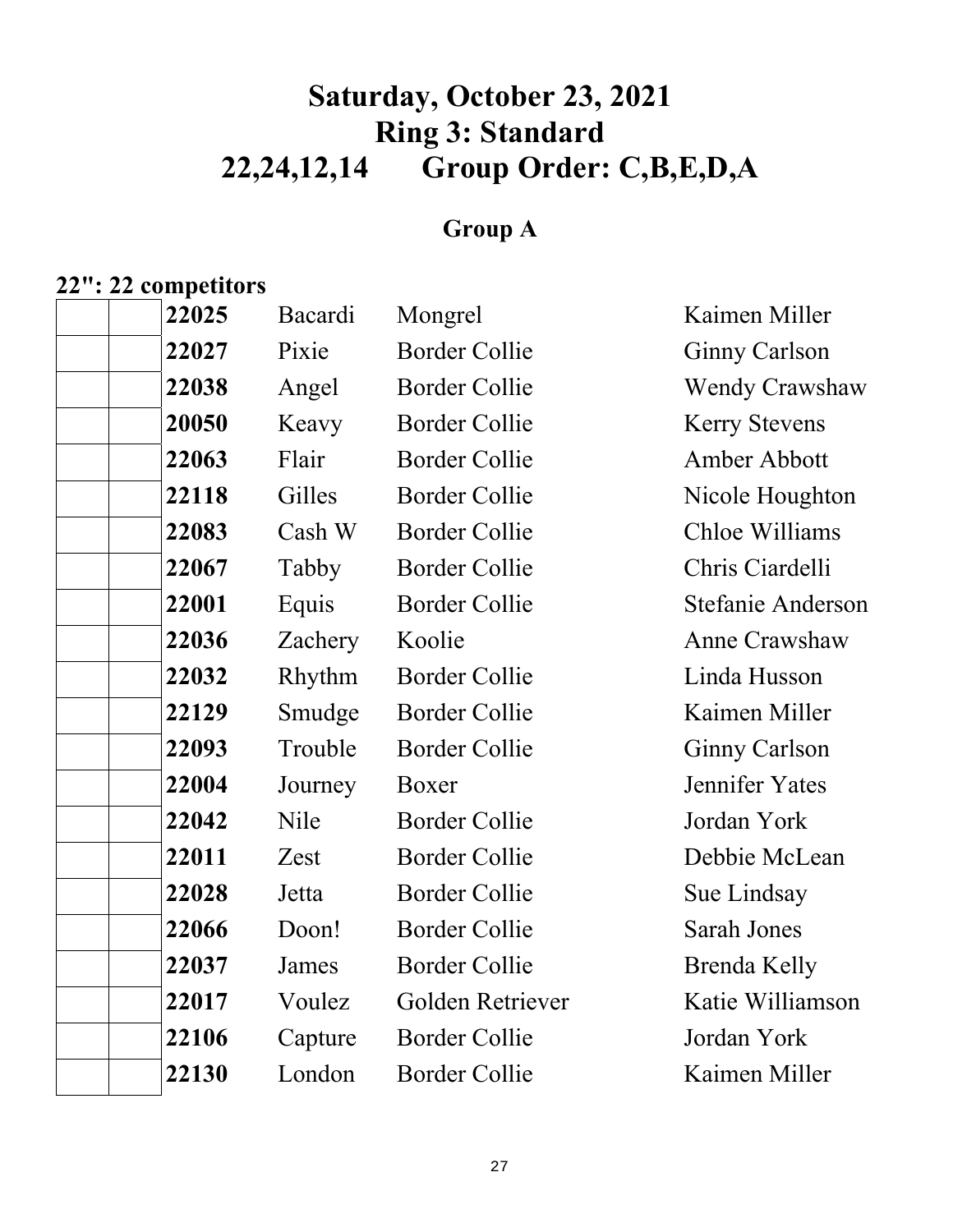# Saturday, October 23, 2021
# Ring 3: Standard
# 22,24,12,14 Group Order: C,B,E,D,A

## Group A

**22": 22 competitors**

| | | | | | |
|---|---|---|---|---|---|
| | | **22025** | Bacardi | Mongrel | Kaimen Miller |
| | | **22027** | Pixie | Border Collie | Ginny Carlson |
| | | **22038** | Angel | Border Collie | Wendy Crawshaw |
| | | **20050** | Keavy | Border Collie | Kerry Stevens |
| | | **22063** | Flair | Border Collie | Amber Abbott |
| | | **22118** | Gilles | Border Collie | Nicole Houghton |
| | | **22083** | Cash W | Border Collie | Chloe Williams |
| | | **22067** | Tabby | Border Collie | Chris Ciardelli |
| | | **22001** | Equis | Border Collie | Stefanie Anderson |
| | | **22036** | Zachery | Koolie | Anne Crawshaw |
| | | **22032** | Rhythm | Border Collie | Linda Husson |
| | | **22129** | Smudge | Border Collie | Kaimen Miller |
| | | **22093** | Trouble | Border Collie | Ginny Carlson |
| | | **22004** | Journey | Boxer | Jennifer Yates |
| | | **22042** | Nile | Border Collie | Jordan York |
| | | **22011** | Zest | Border Collie | Debbie McLean |
| | | **22028** | Jetta | Border Collie | Sue Lindsay |
| | | **22066** | Doon! | Border Collie | Sarah Jones |
| | | **22037** | James | Border Collie | Brenda Kelly |
| | | **22017** | Voulez | Golden Retriever | Katie Williamson |
| | | **22106** | Capture | Border Collie | Jordan York |
| | | **22130** | London | Border Collie | Kaimen Miller |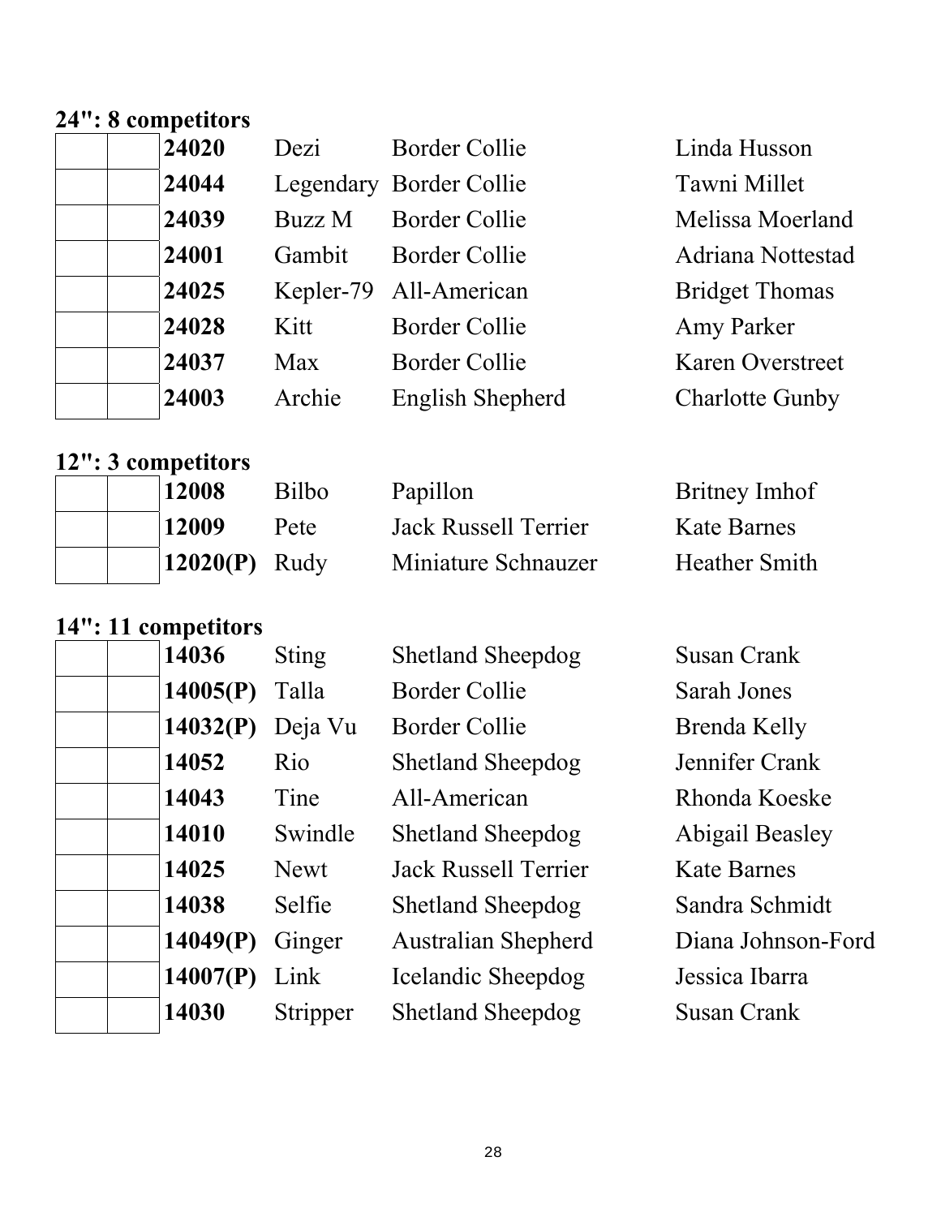**24": 8 competitors**

| | | | | | |
|---|---|---|---|---|---|
| | | **24020** | Dezi | Border Collie | Linda Husson |
| | | **24044** | Legendary | Border Collie | Tawni Millet |
| | | **24039** | Buzz M | Border Collie | Melissa Moerland |
| | | **24001** | Gambit | Border Collie | Adriana Nottestad |
| | | **24025** | Kepler-79 | All-American | Bridget Thomas |
| | | **24028** | Kitt | Border Collie | Amy Parker |
| | | **24037** | Max | Border Collie | Karen Overstreet |
| | | **24003** | Archie | English Shepherd | Charlotte Gunby |

**12": 3 competitors**

| | | | | | |
|---|---|---|---|---|---|
| | | **12008** | Bilbo | Papillon | Britney Imhof |
| | | **12009** | Pete | Jack Russell Terrier | Kate Barnes |
| | | **12020(P)** | Rudy | Miniature Schnauzer | Heather Smith |

**14": 11 competitors**

| | | | | | |
|---|---|---|---|---|---|
| | | **14036** | Sting | Shetland Sheepdog | Susan Crank |
| | | **14005(P)** | Talla | Border Collie | Sarah Jones |
| | | **14032(P)** | Deja Vu | Border Collie | Brenda Kelly |
| | | **14052** | Rio | Shetland Sheepdog | Jennifer Crank |
| | | **14043** | Tine | All-American | Rhonda Koeske |
| | | **14010** | Swindle | Shetland Sheepdog | Abigail Beasley |
| | | **14025** | Newt | Jack Russell Terrier | Kate Barnes |
| | | **14038** | Selfie | Shetland Sheepdog | Sandra Schmidt |
| | | **14049(P)** | Ginger | Australian Shepherd | Diana Johnson-Ford |
| | | **14007(P)** | Link | Icelandic Sheepdog | Jessica Ibarra |
| | | **14030** | Stripper | Shetland Sheepdog | Susan Crank |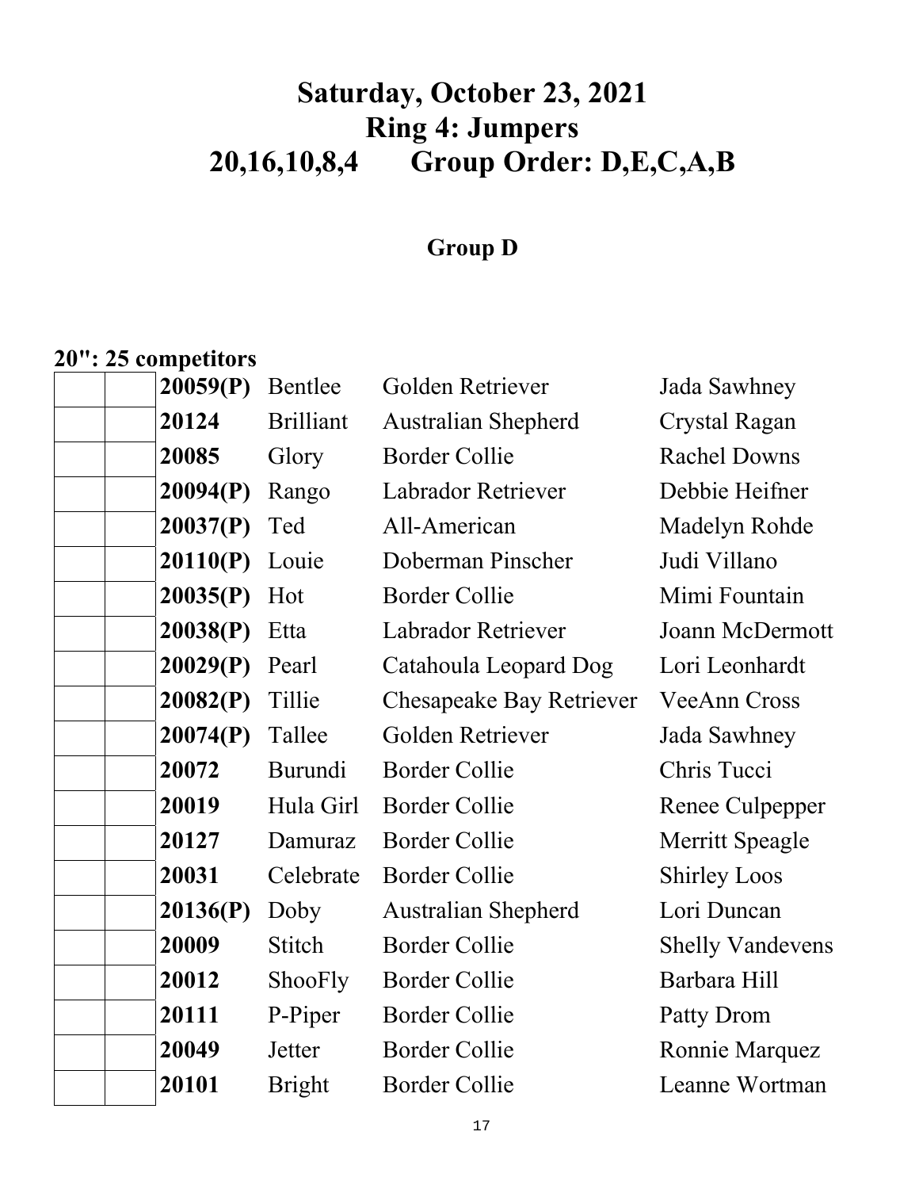# Saturday, October 23, 2021
# Ring 4: Jumpers
# 20,16,10,8,4 Group Order: D,E,C,A,B

## Group D

**20": 25 competitors**

| | | | | | |
|---|---|---|---|---|---|
| | | **20059(P)** | Bentlee | Golden Retriever | Jada Sawhney |
| | | **20124** | Brilliant | Australian Shepherd | Crystal Ragan |
| | | **20085** | Glory | Border Collie | Rachel Downs |
| | | **20094(P)** | Rango | Labrador Retriever | Debbie Heifner |
| | | **20037(P)** | Ted | All-American | Madelyn Rohde |
| | | **20110(P)** | Louie | Doberman Pinscher | Judi Villano |
| | | **20035(P)** | Hot | Border Collie | Mimi Fountain |
| | | **20038(P)** | Etta | Labrador Retriever | Joann McDermott |
| | | **20029(P)** | Pearl | Catahoula Leopard Dog | Lori Leonhardt |
| | | **20082(P)** | Tillie | Chesapeake Bay Retriever | VeeAnn Cross |
| | | **20074(P)** | Tallee | Golden Retriever | Jada Sawhney |
| | | **20072** | Burundi | Border Collie | Chris Tucci |
| | | **20019** | Hula Girl | Border Collie | Renee Culpepper |
| | | **20127** | Damuraz | Border Collie | Merritt Speagle |
| | | **20031** | Celebrate | Border Collie | Shirley Loos |
| | | **20136(P)** | Doby | Australian Shepherd | Lori Duncan |
| | | **20009** | Stitch | Border Collie | Shelly Vandevens |
| | | **20012** | ShooFly | Border Collie | Barbara Hill |
| | | **20111** | P-Piper | Border Collie | Patty Drom |
| | | **20049** | Jetter | Border Collie | Ronnie Marquez |
| | | **20101** | Bright | Border Collie | Leanne Wortman |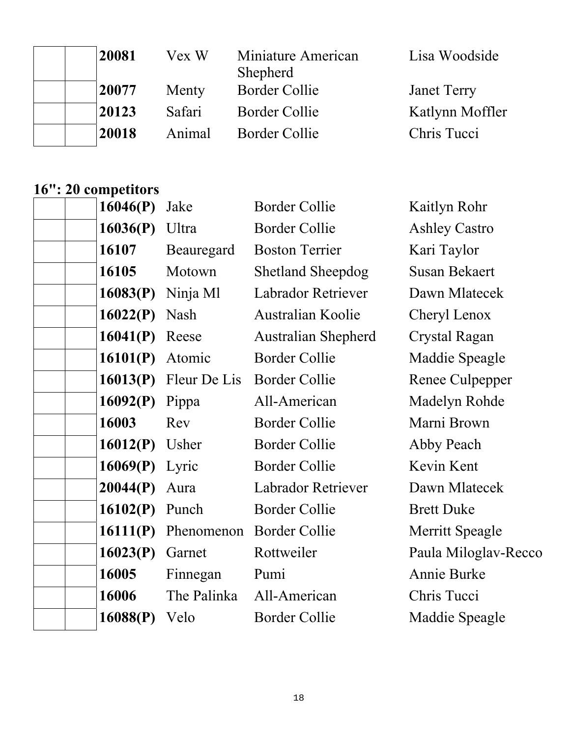|  |  | **20081** | Vex W | Miniature American Shepherd | Lisa Woodside |
|---|---|---|---|---|---|
|  |  | **20077** | Menty | Border Collie | Janet Terry |
|  |  | **20123** | Safari | Border Collie | Katlynn Moffler |
|  |  | **20018** | Animal | Border Collie | Chris Tucci |

**16": 20 competitors**

|  |  | **16046(P)** | Jake | Border Collie | Kaitlyn Rohr |
|---|---|---|---|---|---|
|  |  | **16036(P)** | Ultra | Border Collie | Ashley Castro |
|  |  | **16107** | Beauregard | Boston Terrier | Kari Taylor |
|  |  | **16105** | Motown | Shetland Sheepdog | Susan Bekaert |
|  |  | **16083(P)** | Ninja Ml | Labrador Retriever | Dawn Mlatecek |
|  |  | **16022(P)** | Nash | Australian Koolie | Cheryl Lenox |
|  |  | **16041(P)** | Reese | Australian Shepherd | Crystal Ragan |
|  |  | **16101(P)** | Atomic | Border Collie | Maddie Speagle |
|  |  | **16013(P)** | Fleur De Lis | Border Collie | Renee Culpepper |
|  |  | **16092(P)** | Pippa | All-American | Madelyn Rohde |
|  |  | **16003** | Rev | Border Collie | Marni Brown |
|  |  | **16012(P)** | Usher | Border Collie | Abby Peach |
|  |  | **16069(P)** | Lyric | Border Collie | Kevin Kent |
|  |  | **20044(P)** | Aura | Labrador Retriever | Dawn Mlatecek |
|  |  | **16102(P)** | Punch | Border Collie | Brett Duke |
|  |  | **16111(P)** | Phenomenon | Border Collie | Merritt Speagle |
|  |  | **16023(P)** | Garnet | Rottweiler | Paula Miloglav-Recco |
|  |  | **16005** | Finnegan | Pumi | Annie Burke |
|  |  | **16006** | The Palinka | All-American | Chris Tucci |
|  |  | **16088(P)** | Velo | Border Collie | Maddie Speagle |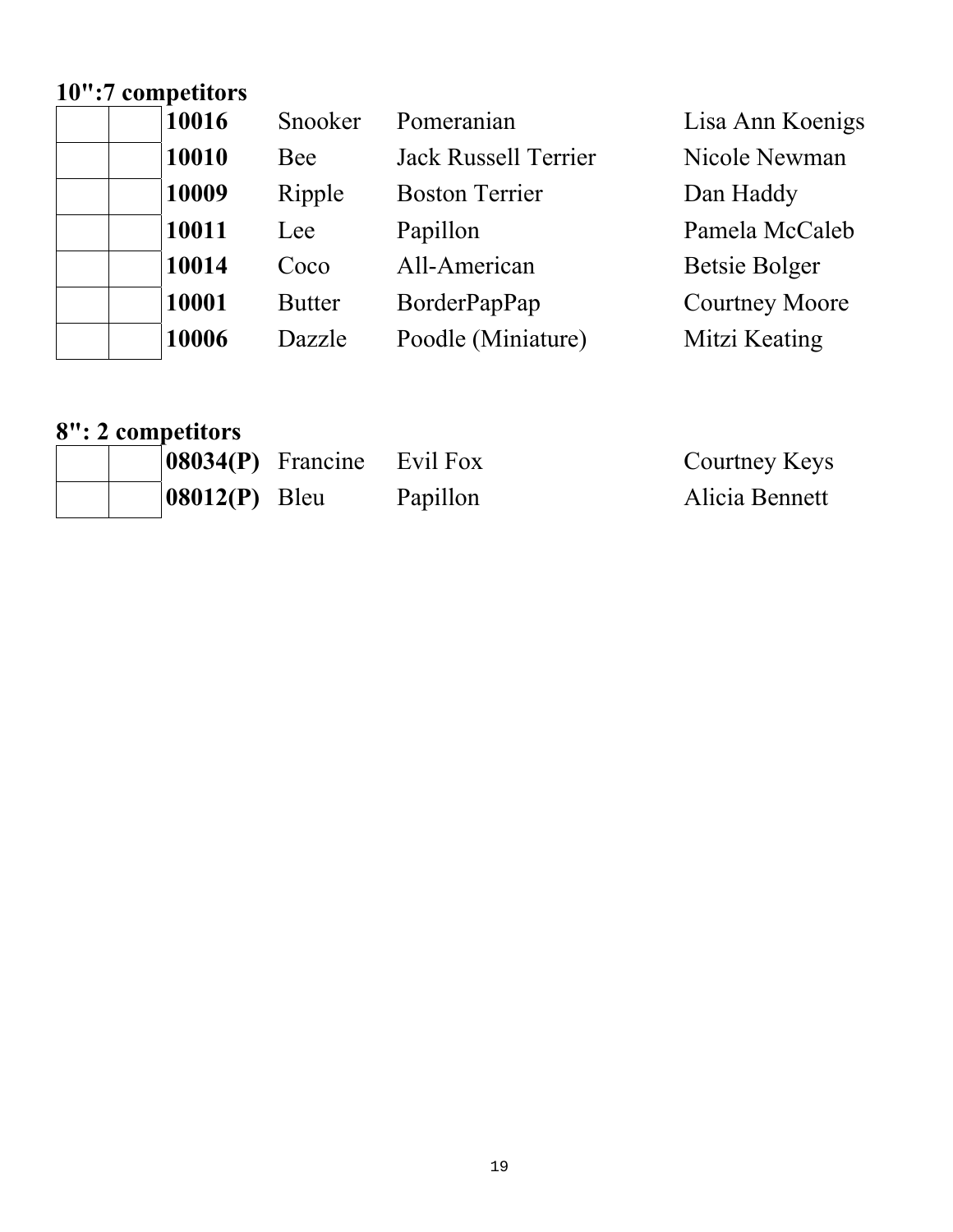**10":7 competitors**

| | | | | | |
|---|---|---|---|---|---|
| | | **10016** | Snooker | Pomeranian | Lisa Ann Koenigs |
| | | **10010** | Bee | Jack Russell Terrier | Nicole Newman |
| | | **10009** | Ripple | Boston Terrier | Dan Haddy |
| | | **10011** | Lee | Papillon | Pamela McCaleb |
| | | **10014** | Coco | All-American | Betsie Bolger |
| | | **10001** | Butter | BorderPapPap | Courtney Moore |
| | | **10006** | Dazzle | Poodle (Miniature) | Mitzi Keating |

**8": 2 competitors**

| | | | | | |
|---|---|---|---|---|---|
| | | **08034(P)** | Francine | Evil Fox | Courtney Keys |
| | | **08012(P)** | Bleu | Papillon | Alicia Bennett |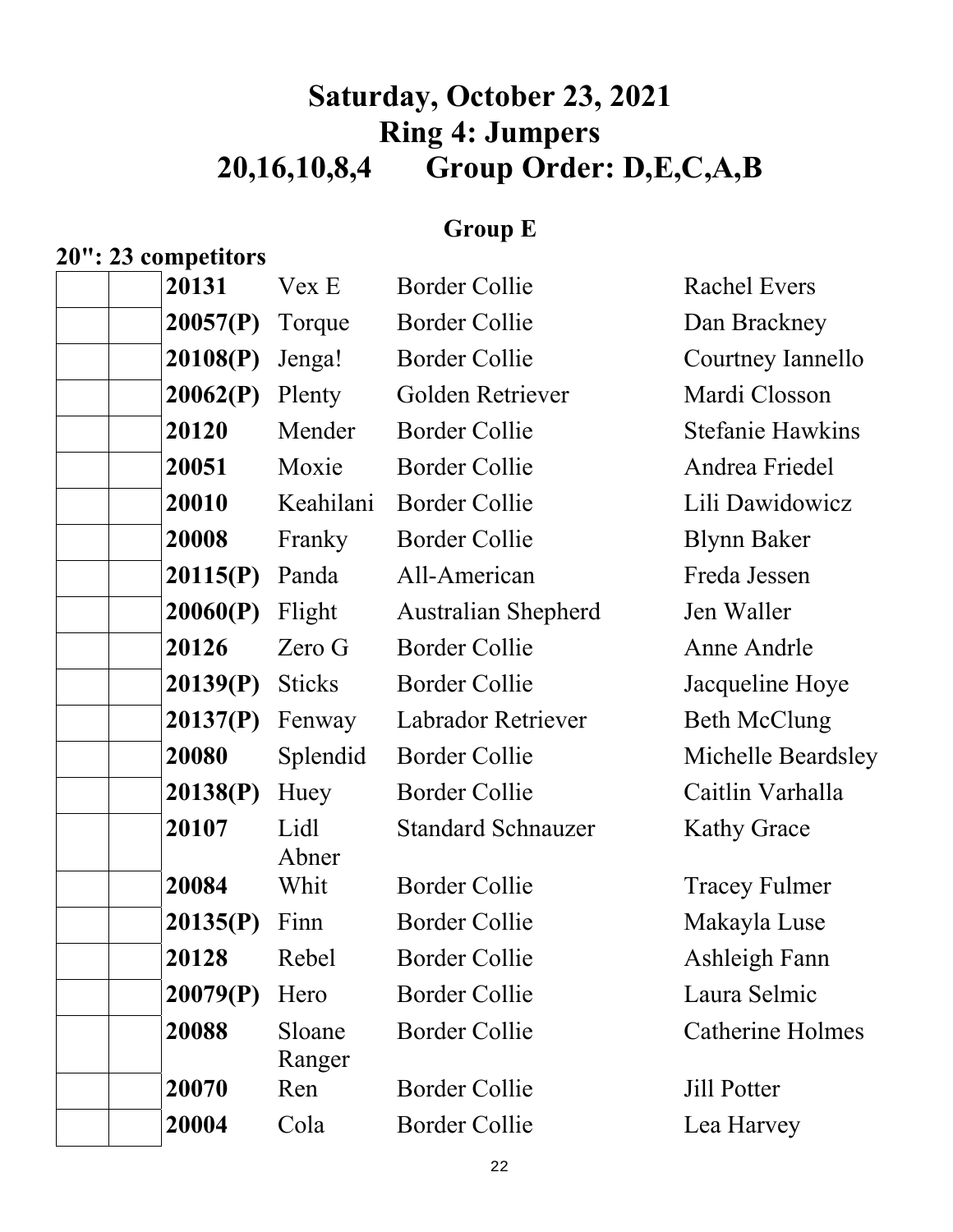# Saturday, October 23, 2021
# Ring 4: Jumpers
# 20,16,10,8,4 Group Order: D,E,C,A,B

## Group E

**20": 23 competitors**

| | | | | | |
|---|---|---|---|---|---|
| | | **20131** | Vex E | Border Collie | Rachel Evers |
| | | **20057(P)** | Torque | Border Collie | Dan Brackney |
| | | **20108(P)** | Jenga! | Border Collie | Courtney Iannello |
| | | **20062(P)** | Plenty | Golden Retriever | Mardi Closson |
| | | **20120** | Mender | Border Collie | Stefanie Hawkins |
| | | **20051** | Moxie | Border Collie | Andrea Friedel |
| | | **20010** | Keahilani | Border Collie | Lili Dawidowicz |
| | | **20008** | Franky | Border Collie | Blynn Baker |
| | | **20115(P)** | Panda | All-American | Freda Jessen |
| | | **20060(P)** | Flight | Australian Shepherd | Jen Waller |
| | | **20126** | Zero G | Border Collie | Anne Andrle |
| | | **20139(P)** | Sticks | Border Collie | Jacqueline Hoye |
| | | **20137(P)** | Fenway | Labrador Retriever | Beth McClung |
| | | **20080** | Splendid | Border Collie | Michelle Beardsley |
| | | **20138(P)** | Huey | Border Collie | Caitlin Varhalla |
| | | **20107** | Lidl Abner | Standard Schnauzer | Kathy Grace |
| | | **20084** | Whit | Border Collie | Tracey Fulmer |
| | | **20135(P)** | Finn | Border Collie | Makayla Luse |
| | | **20128** | Rebel | Border Collie | Ashleigh Fann |
| | | **20079(P)** | Hero | Border Collie | Laura Selmic |
| | | **20088** | Sloane Ranger | Border Collie | Catherine Holmes |
| | | **20070** | Ren | Border Collie | Jill Potter |
| | | **20004** | Cola | Border Collie | Lea Harvey |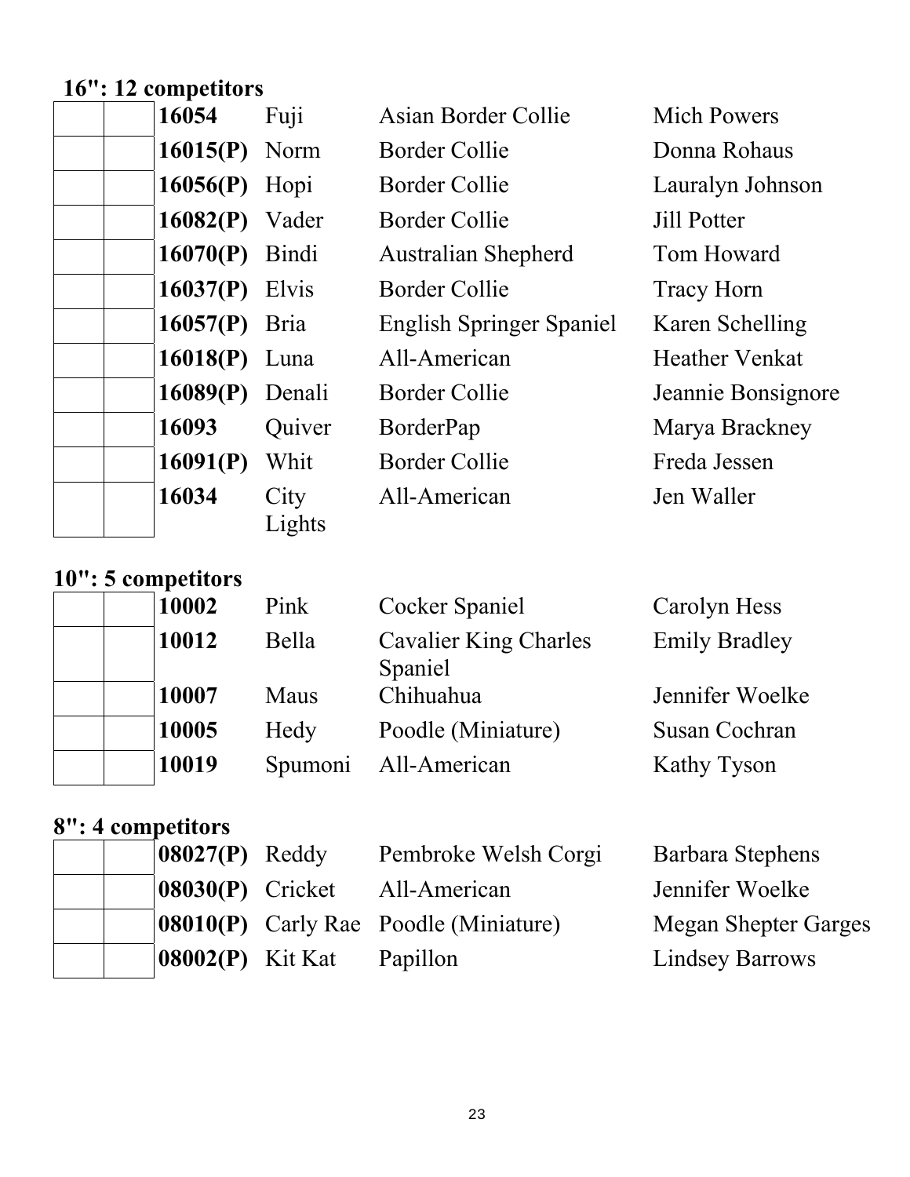## 16": 12 competitors

| | | | | | |
|---|---|---|---|---|---|
| | | **16054** | Fuji | Asian Border Collie | Mich Powers |
| | | **16015(P)** | Norm | Border Collie | Donna Rohaus |
| | | **16056(P)** | Hopi | Border Collie | Lauralyn Johnson |
| | | **16082(P)** | Vader | Border Collie | Jill Potter |
| | | **16070(P)** | Bindi | Australian Shepherd | Tom Howard |
| | | **16037(P)** | Elvis | Border Collie | Tracy Horn |
| | | **16057(P)** | Bria | English Springer Spaniel | Karen Schelling |
| | | **16018(P)** | Luna | All-American | Heather Venkat |
| | | **16089(P)** | Denali | Border Collie | Jeannie Bonsignore |
| | | **16093** | Quiver | BorderPap | Marya Brackney |
| | | **16091(P)** | Whit | Border Collie | Freda Jessen |
| | | **16034** | City Lights | All-American | Jen Waller |

## 10": 5 competitors

| | | | | | |
|---|---|---|---|---|---|
| | | **10002** | Pink | Cocker Spaniel | Carolyn Hess |
| | | **10012** | Bella | Cavalier King Charles Spaniel | Emily Bradley |
| | | **10007** | Maus | Chihuahua | Jennifer Woelke |
| | | **10005** | Hedy | Poodle (Miniature) | Susan Cochran |
| | | **10019** | Spumoni | All-American | Kathy Tyson |

## 8": 4 competitors

| | | | | | |
|---|---|---|---|---|---|
| | | **08027(P)** | Reddy | Pembroke Welsh Corgi | Barbara Stephens |
| | | **08030(P)** | Cricket | All-American | Jennifer Woelke |
| | | **08010(P)** | Carly Rae | Poodle (Miniature) | Megan Shepter Garges |
| | | **08002(P)** | Kit Kat | Papillon | Lindsey Barrows |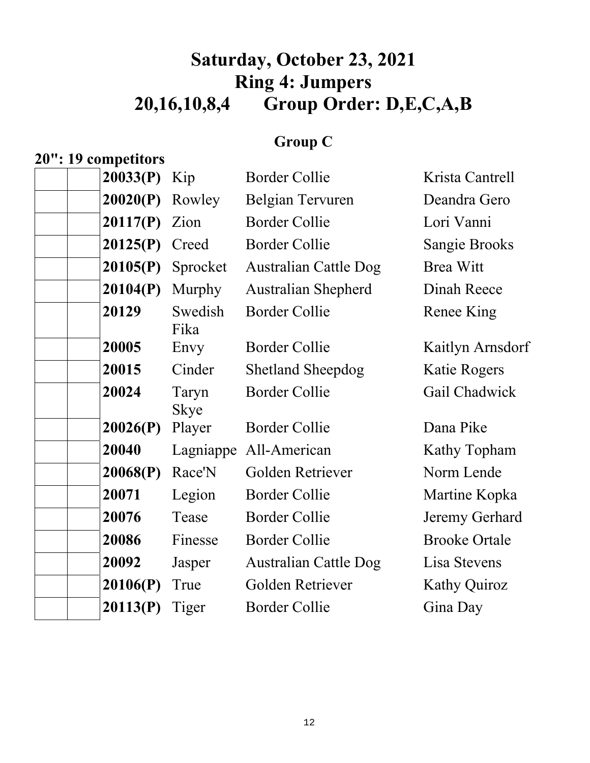# Saturday, October 23, 2021
# Ring 4: Jumpers
# 20,16,10,8,4 Group Order: D,E,C,A,B

## Group C

**20": 19 competitors**

| | | | | | |
|---|---|---|---|---|---|
| | | **20033(P)** | Kip | Border Collie | Krista Cantrell |
| | | **20020(P)** | Rowley | Belgian Tervuren | Deandra Gero |
| | | **20117(P)** | Zion | Border Collie | Lori Vanni |
| | | **20125(P)** | Creed | Border Collie | Sangie Brooks |
| | | **20105(P)** | Sprocket | Australian Cattle Dog | Brea Witt |
| | | **20104(P)** | Murphy | Australian Shepherd | Dinah Reece |
| | | **20129** | Swedish Fika | Border Collie | Renee King |
| | | **20005** | Envy | Border Collie | Kaitlyn Arnsdorf |
| | | **20015** | Cinder | Shetland Sheepdog | Katie Rogers |
| | | **20024** | Taryn Skye | Border Collie | Gail Chadwick |
| | | **20026(P)** | Player | Border Collie | Dana Pike |
| | | **20040** | Lagniappe | All-American | Kathy Topham |
| | | **20068(P)** | Race'N | Golden Retriever | Norm Lende |
| | | **20071** | Legion | Border Collie | Martine Kopka |
| | | **20076** | Tease | Border Collie | Jeremy Gerhard |
| | | **20086** | Finesse | Border Collie | Brooke Ortale |
| | | **20092** | Jasper | Australian Cattle Dog | Lisa Stevens |
| | | **20106(P)** | True | Golden Retriever | Kathy Quiroz |
| | | **20113(P)** | Tiger | Border Collie | Gina Day |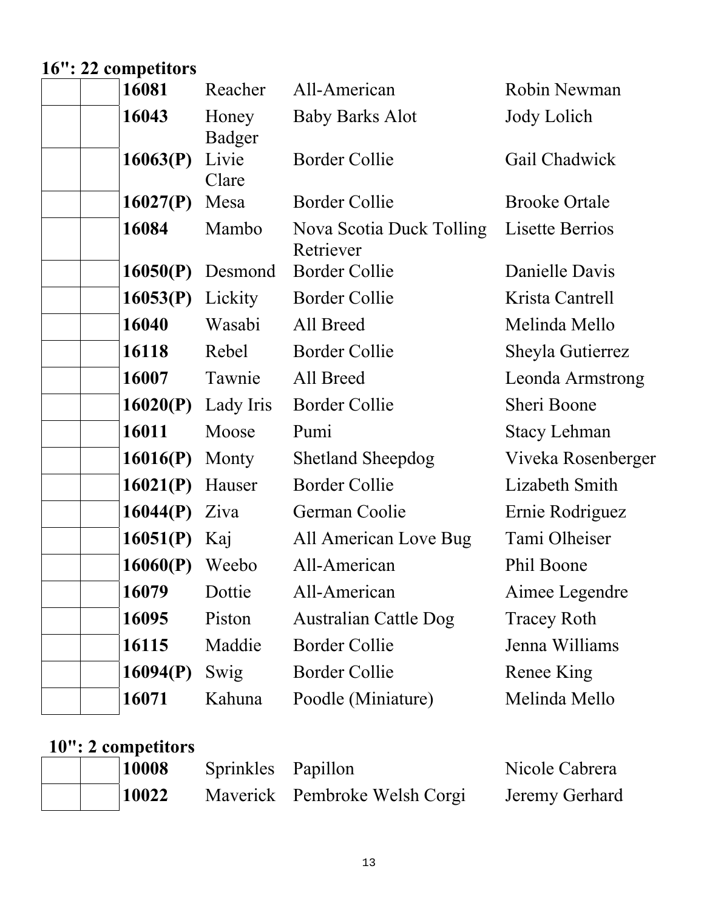**16": 22 competitors**

| | | | | | |
|---|---|---|---|---|---|
| | | **16081** | Reacher | All-American | Robin Newman |
| | | **16043** | Honey Badger | Baby Barks Alot | Jody Lolich |
| | | **16063(P)** | Livie Clare | Border Collie | Gail Chadwick |
| | | **16027(P)** | Mesa | Border Collie | Brooke Ortale |
| | | **16084** | Mambo | Nova Scotia Duck Tolling Retriever | Lisette Berrios |
| | | **16050(P)** | Desmond | Border Collie | Danielle Davis |
| | | **16053(P)** | Lickity | Border Collie | Krista Cantrell |
| | | **16040** | Wasabi | All Breed | Melinda Mello |
| | | **16118** | Rebel | Border Collie | Sheyla Gutierrez |
| | | **16007** | Tawnie | All Breed | Leonda Armstrong |
| | | **16020(P)** | Lady Iris | Border Collie | Sheri Boone |
| | | **16011** | Moose | Pumi | Stacy Lehman |
| | | **16016(P)** | Monty | Shetland Sheepdog | Viveka Rosenberger |
| | | **16021(P)** | Hauser | Border Collie | Lizabeth Smith |
| | | **16044(P)** | Ziva | German Coolie | Ernie Rodriguez |
| | | **16051(P)** | Kaj | All American Love Bug | Tami Olheiser |
| | | **16060(P)** | Weebo | All-American | Phil Boone |
| | | **16079** | Dottie | All-American | Aimee Legendre |
| | | **16095** | Piston | Australian Cattle Dog | Tracey Roth |
| | | **16115** | Maddie | Border Collie | Jenna Williams |
| | | **16094(P)** | Swig | Border Collie | Renee King |
| | | **16071** | Kahuna | Poodle (Miniature) | Melinda Mello |

**10": 2 competitors**

| | | | | | |
|---|---|---|---|---|---|
| | | **10008** | Sprinkles | Papillon | Nicole Cabrera |
| | | **10022** | Maverick | Pembroke Welsh Corgi | Jeremy Gerhard |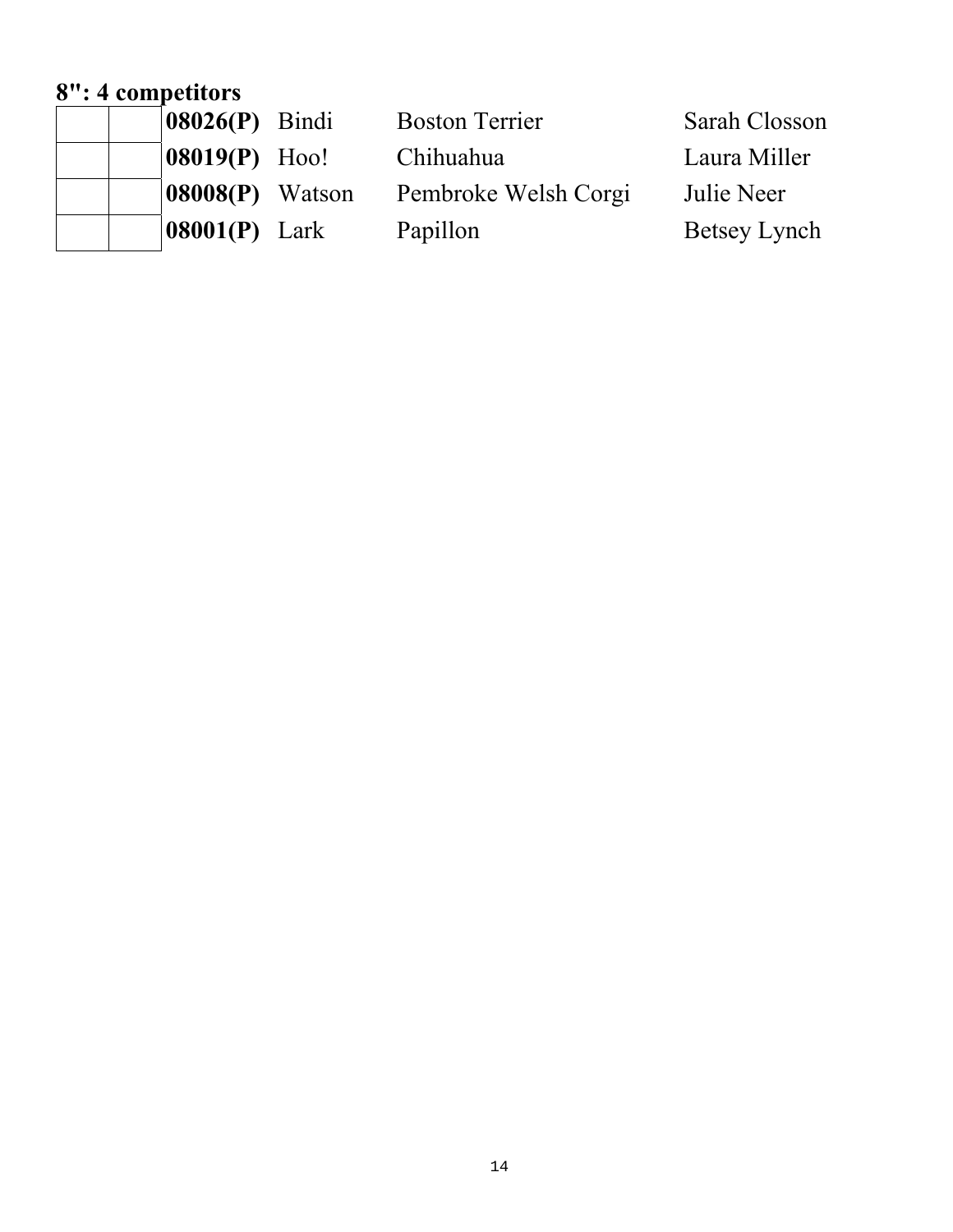**8": 4 competitors**

| | | | | | |
|---|---|---|---|---|---|
| | | **08026(P)** | Bindi | Boston Terrier | Sarah Closson |
| | | **08019(P)** | Hoo! | Chihuahua | Laura Miller |
| | | **08008(P)** | Watson | Pembroke Welsh Corgi | Julie Neer |
| | | **08001(P)** | Lark | Papillon | Betsey Lynch |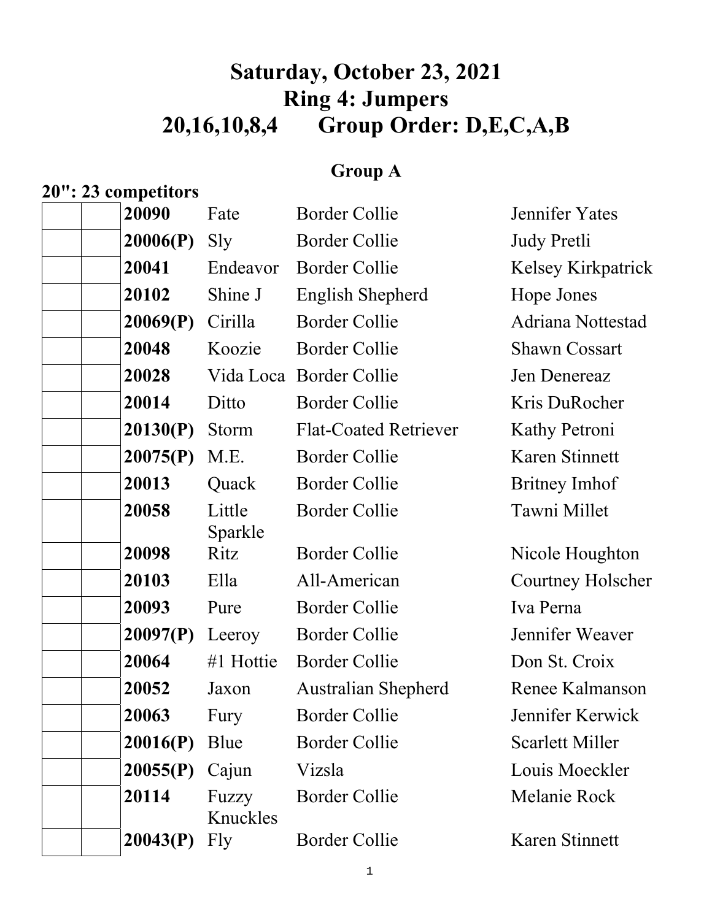# Saturday, October 23, 2021
# Ring 4: Jumpers
# 20,16,10,8,4 Group Order: D,E,C,A,B

## Group A

**20": 23 competitors**

| | | | | | |
|---|---|---|---|---|---|
| | | **20090** | Fate | Border Collie | Jennifer Yates |
| | | **20006(P)** | Sly | Border Collie | Judy Pretli |
| | | **20041** | Endeavor | Border Collie | Kelsey Kirkpatrick |
| | | **20102** | Shine J | English Shepherd | Hope Jones |
| | | **20069(P)** | Cirilla | Border Collie | Adriana Nottestad |
| | | **20048** | Koozie | Border Collie | Shawn Cossart |
| | | **20028** | Vida Loca | Border Collie | Jen Denereaz |
| | | **20014** | Ditto | Border Collie | Kris DuRocher |
| | | **20130(P)** | Storm | Flat-Coated Retriever | Kathy Petroni |
| | | **20075(P)** | M.E. | Border Collie | Karen Stinnett |
| | | **20013** | Quack | Border Collie | Britney Imhof |
| | | **20058** | Little Sparkle | Border Collie | Tawni Millet |
| | | **20098** | Ritz | Border Collie | Nicole Houghton |
| | | **20103** | Ella | All-American | Courtney Holscher |
| | | **20093** | Pure | Border Collie | Iva Perna |
| | | **20097(P)** | Leeroy | Border Collie | Jennifer Weaver |
| | | **20064** | #1 Hottie | Border Collie | Don St. Croix |
| | | **20052** | Jaxon | Australian Shepherd | Renee Kalmanson |
| | | **20063** | Fury | Border Collie | Jennifer Kerwick |
| | | **20016(P)** | Blue | Border Collie | Scarlett Miller |
| | | **20055(P)** | Cajun | Vizsla | Louis Moeckler |
| | | **20114** | Fuzzy Knuckles | Border Collie | Melanie Rock |
| | | **20043(P)** | Fly | Border Collie | Karen Stinnett |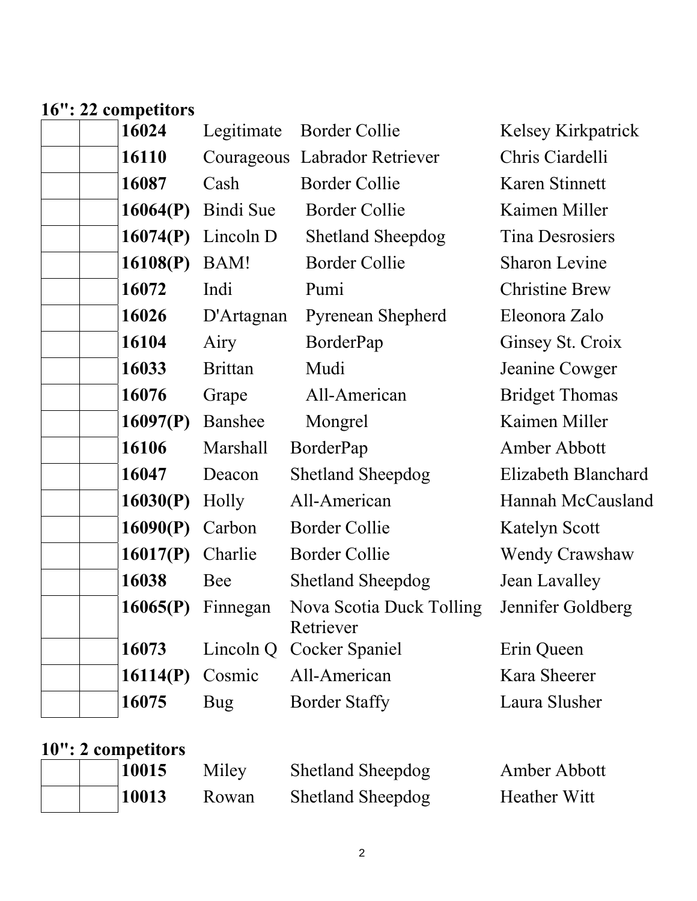**16": 22 competitors**

| | | | | | |
|---|---|---|---|---|---|
| | | **16024** | Legitimate | Border Collie | Kelsey Kirkpatrick |
| | | **16110** | Courageous | Labrador Retriever | Chris Ciardelli |
| | | **16087** | Cash | Border Collie | Karen Stinnett |
| | | **16064(P)** | Bindi Sue | Border Collie | Kaimen Miller |
| | | **16074(P)** | Lincoln D | Shetland Sheepdog | Tina Desrosiers |
| | | **16108(P)** | BAM! | Border Collie | Sharon Levine |
| | | **16072** | Indi | Pumi | Christine Brew |
| | | **16026** | D'Artagnan | Pyrenean Shepherd | Eleonora Zalo |
| | | **16104** | Airy | BorderPap | Ginsey St. Croix |
| | | **16033** | Brittan | Mudi | Jeanine Cowger |
| | | **16076** | Grape | All-American | Bridget Thomas |
| | | **16097(P)** | Banshee | Mongrel | Kaimen Miller |
| | | **16106** | Marshall | BorderPap | Amber Abbott |
| | | **16047** | Deacon | Shetland Sheepdog | Elizabeth Blanchard |
| | | **16030(P)** | Holly | All-American | Hannah McCausland |
| | | **16090(P)** | Carbon | Border Collie | Katelyn Scott |
| | | **16017(P)** | Charlie | Border Collie | Wendy Crawshaw |
| | | **16038** | Bee | Shetland Sheepdog | Jean Lavalley |
| | | **16065(P)** | Finnegan | Nova Scotia Duck Tolling Retriever | Jennifer Goldberg |
| | | **16073** | Lincoln Q | Cocker Spaniel | Erin Queen |
| | | **16114(P)** | Cosmic | All-American | Kara Sheerer |
| | | **16075** | Bug | Border Staffy | Laura Slusher |

**10": 2 competitors**

| | | | | | |
|---|---|---|---|---|---|
| | | **10015** | Miley | Shetland Sheepdog | Amber Abbott |
| | | **10013** | Rowan | Shetland Sheepdog | Heather Witt |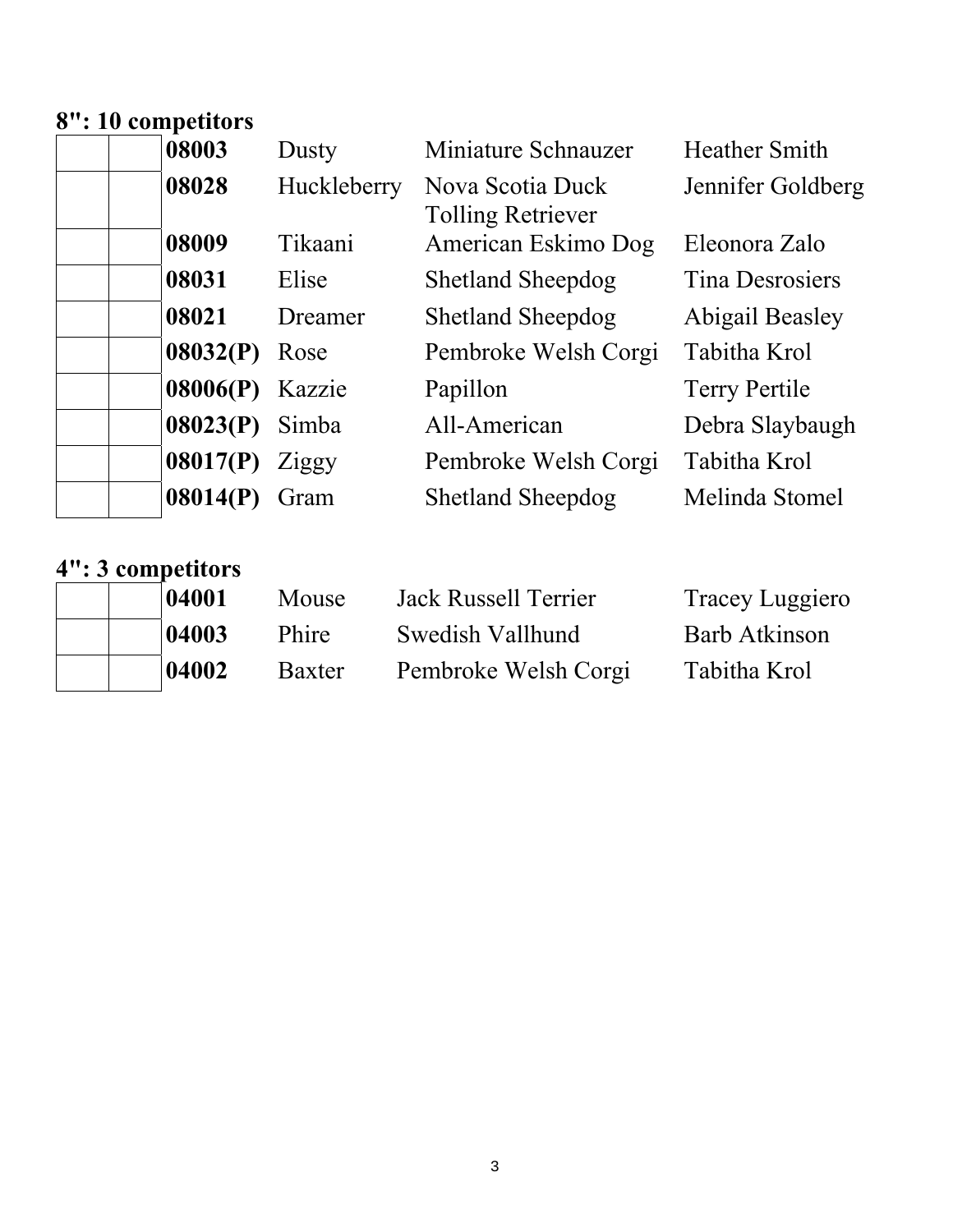**8": 10 competitors**

| | | | | | |
|---|---|---|---|---|---|
| | | **08003** | Dusty | Miniature Schnauzer | Heather Smith |
| | | **08028** | Huckleberry | Nova Scotia Duck Tolling Retriever | Jennifer Goldberg |
| | | **08009** | Tikaani | American Eskimo Dog | Eleonora Zalo |
| | | **08031** | Elise | Shetland Sheepdog | Tina Desrosiers |
| | | **08021** | Dreamer | Shetland Sheepdog | Abigail Beasley |
| | | **08032(P)** | Rose | Pembroke Welsh Corgi | Tabitha Krol |
| | | **08006(P)** | Kazzie | Papillon | Terry Pertile |
| | | **08023(P)** | Simba | All-American | Debra Slaybaugh |
| | | **08017(P)** | Ziggy | Pembroke Welsh Corgi | Tabitha Krol |
| | | **08014(P)** | Gram | Shetland Sheepdog | Melinda Stomel |

**4": 3 competitors**

| | | | | | |
|---|---|---|---|---|---|
| | | **04001** | Mouse | Jack Russell Terrier | Tracey Luggiero |
| | | **04003** | Phire | Swedish Vallhund | Barb Atkinson |
| | | **04002** | Baxter | Pembroke Welsh Corgi | Tabitha Krol |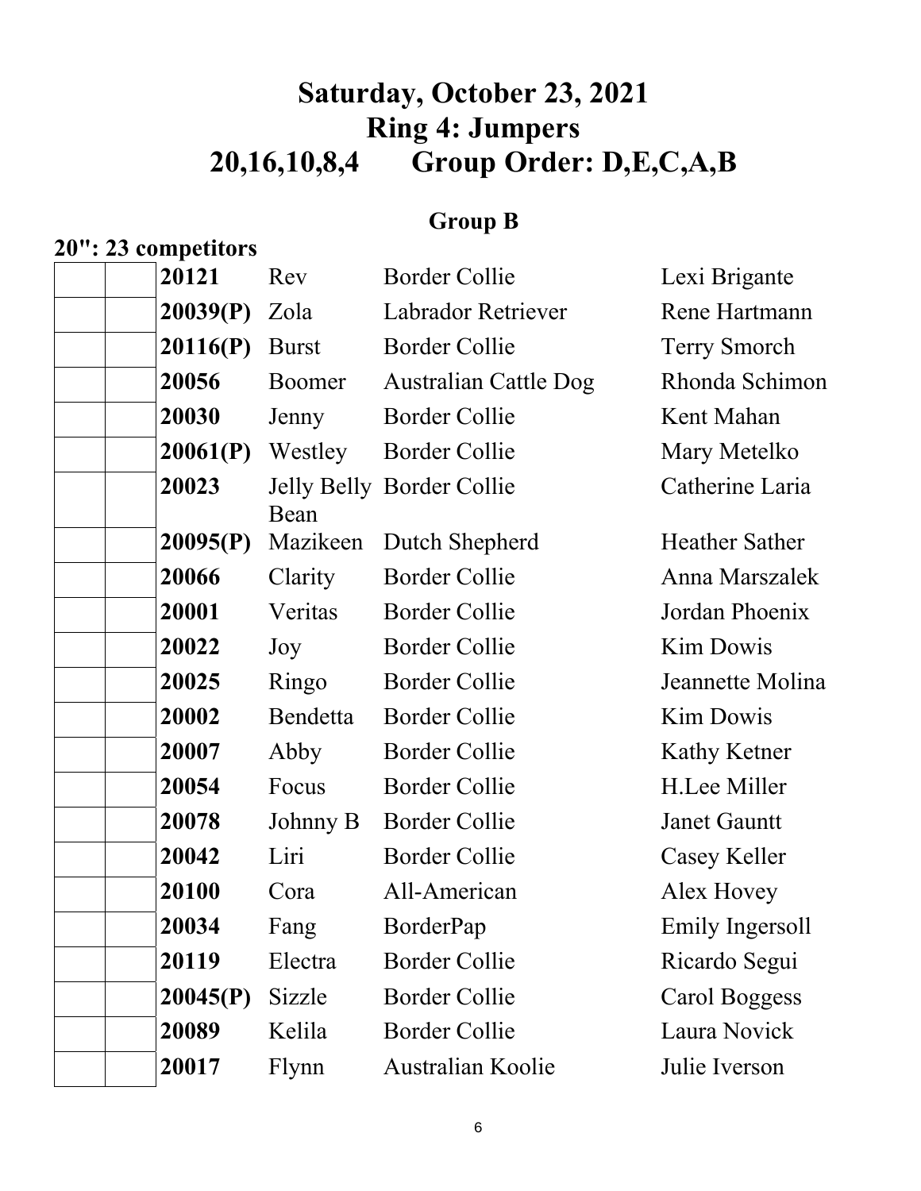# Saturday, October 23, 2021
# Ring 4: Jumpers
# 20,16,10,8,4      Group Order: D,E,C,A,B

## Group B

**20": 23 competitors**

| | | | | | |
|---|---|---|---|---|---|
| | | **20121** | Rev | Border Collie | Lexi Brigante |
| | | **20039(P)** | Zola | Labrador Retriever | Rene Hartmann |
| | | **20116(P)** | Burst | Border Collie | Terry Smorch |
| | | **20056** | Boomer | Australian Cattle Dog | Rhonda Schimon |
| | | **20030** | Jenny | Border Collie | Kent Mahan |
| | | **20061(P)** | Westley | Border Collie | Mary Metelko |
| | | **20023** | Jelly Belly Bean | Border Collie | Catherine Laria |
| | | **20095(P)** | Mazikeen | Dutch Shepherd | Heather Sather |
| | | **20066** | Clarity | Border Collie | Anna Marszalek |
| | | **20001** | Veritas | Border Collie | Jordan Phoenix |
| | | **20022** | Joy | Border Collie | Kim Dowis |
| | | **20025** | Ringo | Border Collie | Jeannette Molina |
| | | **20002** | Bendetta | Border Collie | Kim Dowis |
| | | **20007** | Abby | Border Collie | Kathy Ketner |
| | | **20054** | Focus | Border Collie | H.Lee Miller |
| | | **20078** | Johnny B | Border Collie | Janet Gauntt |
| | | **20042** | Liri | Border Collie | Casey Keller |
| | | **20100** | Cora | All-American | Alex Hovey |
| | | **20034** | Fang | BorderPap | Emily Ingersoll |
| | | **20119** | Electra | Border Collie | Ricardo Segui |
| | | **20045(P)** | Sizzle | Border Collie | Carol Boggess |
| | | **20089** | Kelila | Border Collie | Laura Novick |
| | | **20017** | Flynn | Australian Koolie | Julie Iverson |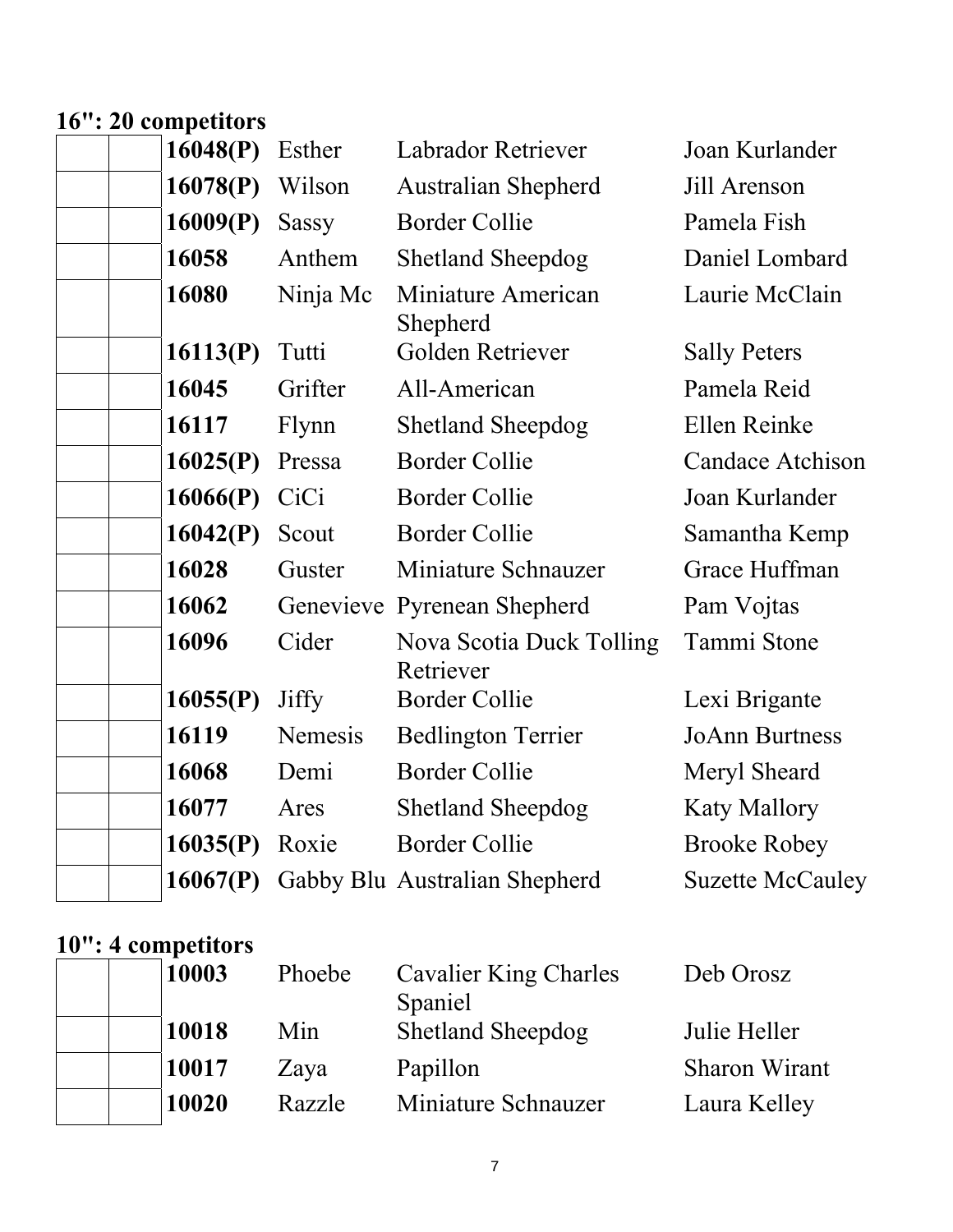**16": 20 competitors**

| | | | | | |
|---|---|---|---|---|---|
| | | **16048(P)** | Esther | Labrador Retriever | Joan Kurlander |
| | | **16078(P)** | Wilson | Australian Shepherd | Jill Arenson |
| | | **16009(P)** | Sassy | Border Collie | Pamela Fish |
| | | **16058** | Anthem | Shetland Sheepdog | Daniel Lombard |
| | | **16080** | Ninja Mc | Miniature American Shepherd | Laurie McClain |
| | | **16113(P)** | Tutti | Golden Retriever | Sally Peters |
| | | **16045** | Grifter | All-American | Pamela Reid |
| | | **16117** | Flynn | Shetland Sheepdog | Ellen Reinke |
| | | **16025(P)** | Pressa | Border Collie | Candace Atchison |
| | | **16066(P)** | CiCi | Border Collie | Joan Kurlander |
| | | **16042(P)** | Scout | Border Collie | Samantha Kemp |
| | | **16028** | Guster | Miniature Schnauzer | Grace Huffman |
| | | **16062** | Genevieve | Pyrenean Shepherd | Pam Vojtas |
| | | **16096** | Cider | Nova Scotia Duck Tolling Retriever | Tammi Stone |
| | | **16055(P)** | Jiffy | Border Collie | Lexi Brigante |
| | | **16119** | Nemesis | Bedlington Terrier | JoAnn Burtness |
| | | **16068** | Demi | Border Collie | Meryl Sheard |
| | | **16077** | Ares | Shetland Sheepdog | Katy Mallory |
| | | **16035(P)** | Roxie | Border Collie | Brooke Robey |
| | | **16067(P)** | Gabby Blu | Australian Shepherd | Suzette McCauley |

**10": 4 competitors**

| | | | | | |
|---|---|---|---|---|---|
| | | **10003** | Phoebe | Cavalier King Charles Spaniel | Deb Orosz |
| | | **10018** | Min | Shetland Sheepdog | Julie Heller |
| | | **10017** | Zaya | Papillon | Sharon Wirant |
| | | **10020** | Razzle | Miniature Schnauzer | Laura Kelley |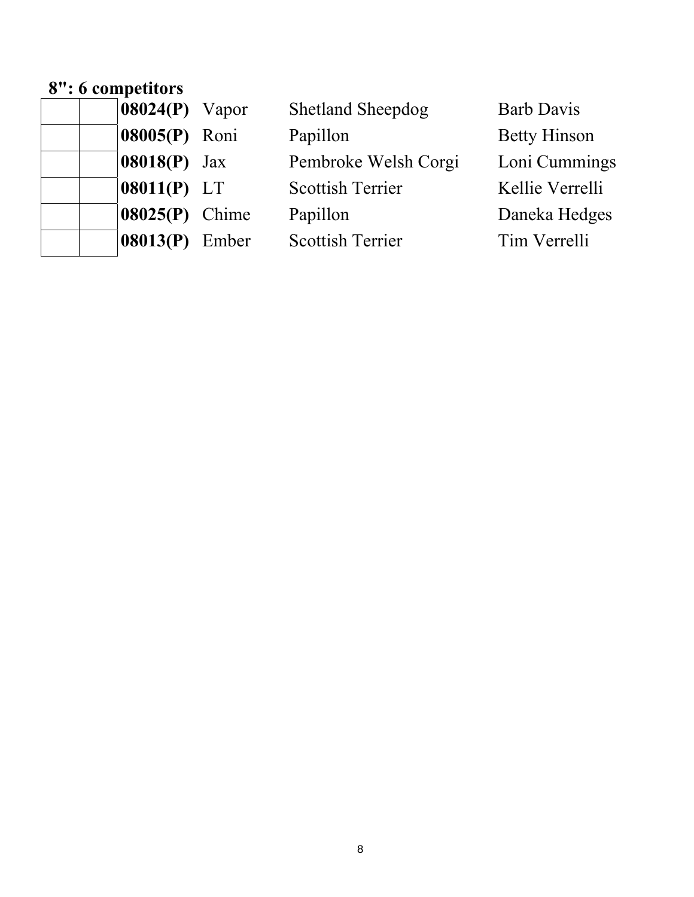**8": 6 competitors**

| | | | | | |
|---|---|---|---|---|---|
| | | **08024(P)** | Vapor | Shetland Sheepdog | Barb Davis |
| | | **08005(P)** | Roni | Papillon | Betty Hinson |
| | | **08018(P)** | Jax | Pembroke Welsh Corgi | Loni Cummings |
| | | **08011(P)** | LT | Scottish Terrier | Kellie Verrelli |
| | | **08025(P)** | Chime | Papillon | Daneka Hedges |
| | | **08013(P)** | Ember | Scottish Terrier | Tim Verrelli |